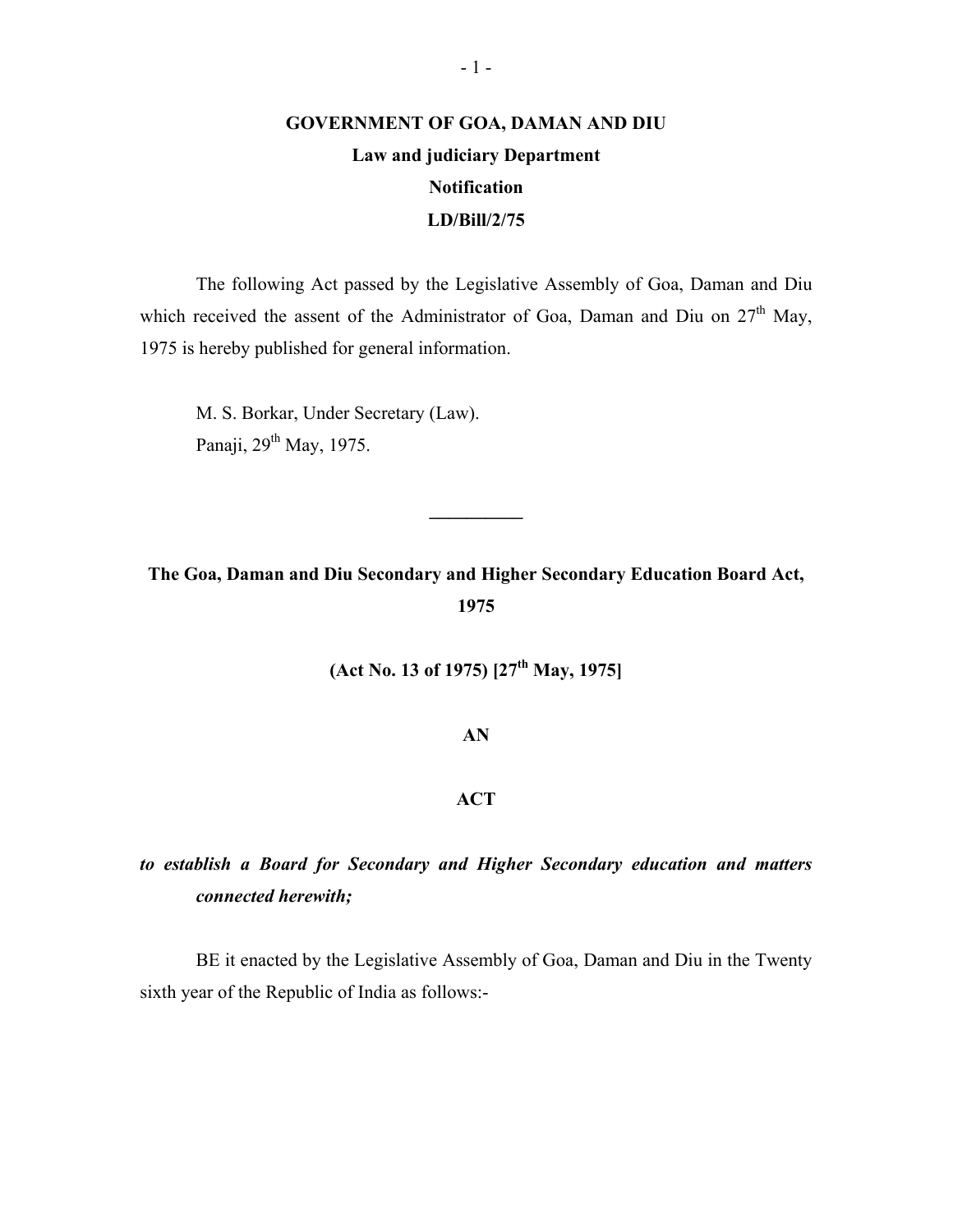**GOVERNMENT OF GOA, DAMAN AND DIU**

**Law and judiciary Department**

**Notification**

**LD/Bill/2/75**

The following Act passed by the Legislative Assembly of Goa, Daman and Diu which received the assent of the Administrator of Goa, Daman and Diu on 27th May, 1975 is hereby published for general information.

M. S. Borkar, Under Secretary (Law).
Panaji, 29th May, 1975.

---

# The Goa, Daman and Diu Secondary and Higher Secondary Education Board Act, 1975

**(Act No. 13 of 1975) [27th May, 1975]**

**AN**

**ACT**

***to establish a Board for Secondary and Higher Secondary education and matters connected herewith;***

BE it enacted by the Legislative Assembly of Goa, Daman and Diu in the Twenty sixth year of the Republic of India as follows:-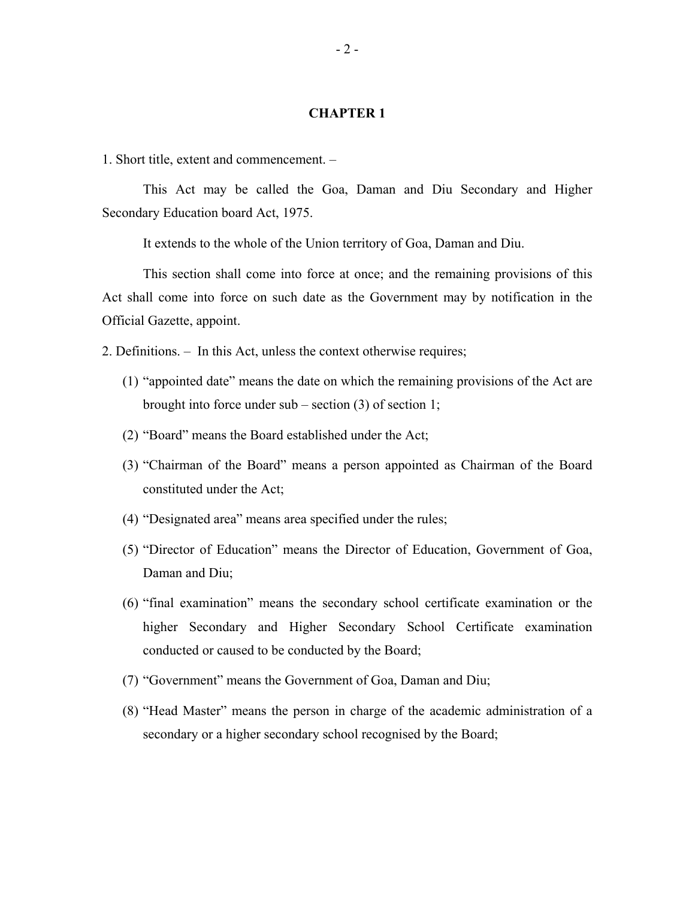## CHAPTER 1

1. Short title, extent and commencement. –

This Act may be called the Goa, Daman and Diu Secondary and Higher Secondary Education board Act, 1975.

It extends to the whole of the Union territory of Goa, Daman and Diu.

This section shall come into force at once; and the remaining provisions of this Act shall come into force on such date as the Government may by notification in the Official Gazette, appoint.

2. Definitions. – In this Act, unless the context otherwise requires;

(1) "appointed date" means the date on which the remaining provisions of the Act are brought into force under sub – section (3) of section 1;

(2) "Board" means the Board established under the Act;

(3) "Chairman of the Board" means a person appointed as Chairman of the Board constituted under the Act;

(4) "Designated area" means area specified under the rules;

(5) "Director of Education" means the Director of Education, Government of Goa, Daman and Diu;

(6) "final examination" means the secondary school certificate examination or the higher Secondary and Higher Secondary School Certificate examination conducted or caused to be conducted by the Board;

(7) "Government" means the Government of Goa, Daman and Diu;

(8) "Head Master" means the person in charge of the academic administration of a secondary or a higher secondary school recognised by the Board;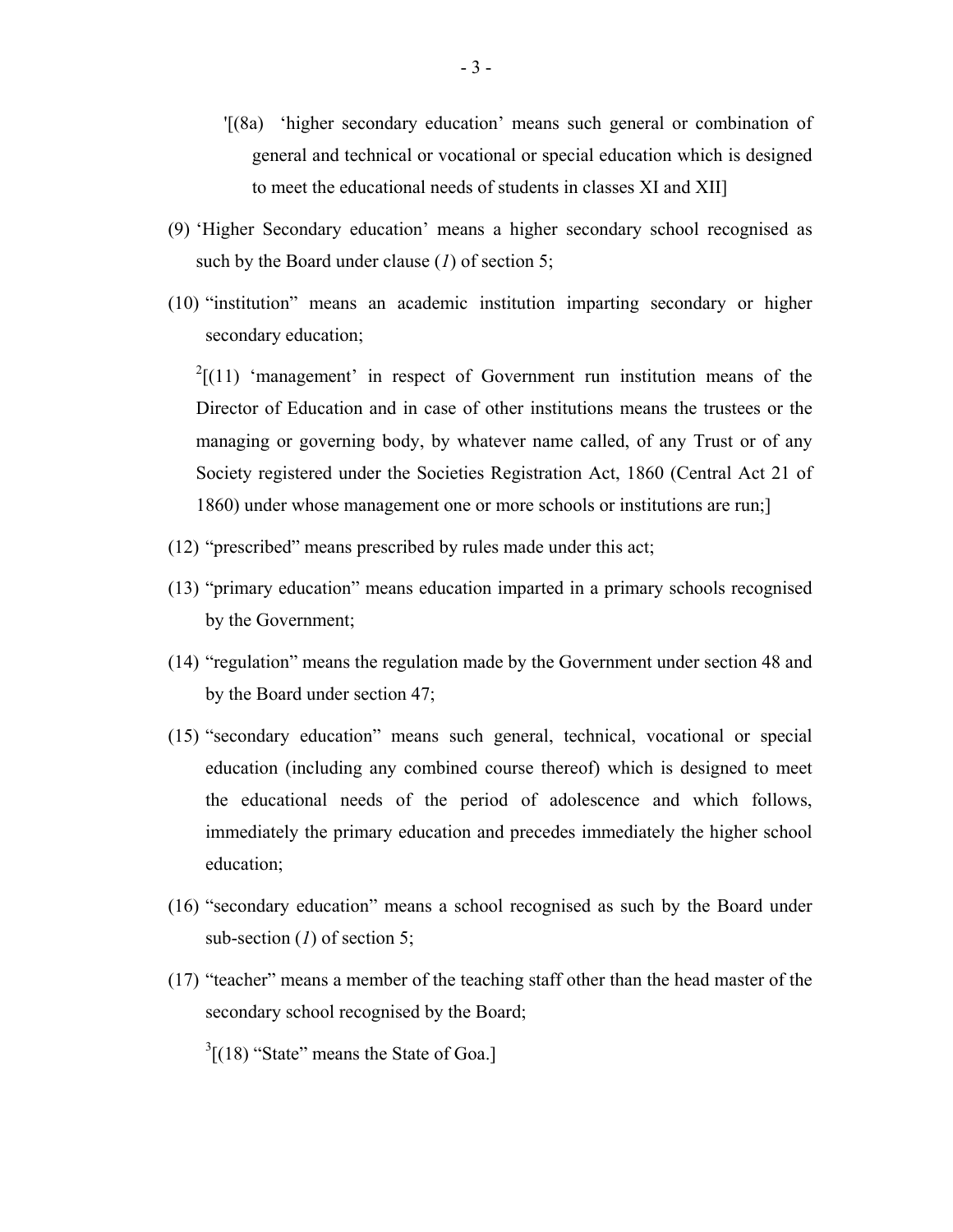[1][(8a) 'higher secondary education' means such general or combination of general and technical or vocational or special education which is designed to meet the educational needs of students in classes XI and XII]

(9) 'Higher Secondary education' means a higher secondary school recognised as such by the Board under clause (*1*) of section 5;

(10) "institution" means an academic institution imparting secondary or higher secondary education;

[2][(11) 'management' in respect of Government run institution means of the Director of Education and in case of other institutions means the trustees or the managing or governing body, by whatever name called, of any Trust or of any Society registered under the Societies Registration Act, 1860 (Central Act 21 of 1860) under whose management one or more schools or institutions are run;]

(12) "prescribed" means prescribed by rules made under this act;

(13) "primary education" means education imparted in a primary schools recognised by the Government;

(14) "regulation" means the regulation made by the Government under section 48 and by the Board under section 47;

(15) "secondary education" means such general, technical, vocational or special education (including any combined course thereof) which is designed to meet the educational needs of the period of adolescence and which follows, immediately the primary education and precedes immediately the higher school education;

(16) "secondary education" means a school recognised as such by the Board under sub-section (*1*) of section 5;

(17) "teacher" means a member of the teaching staff other than the head master of the secondary school recognised by the Board;

[3][(18) "State" means the State of Goa.]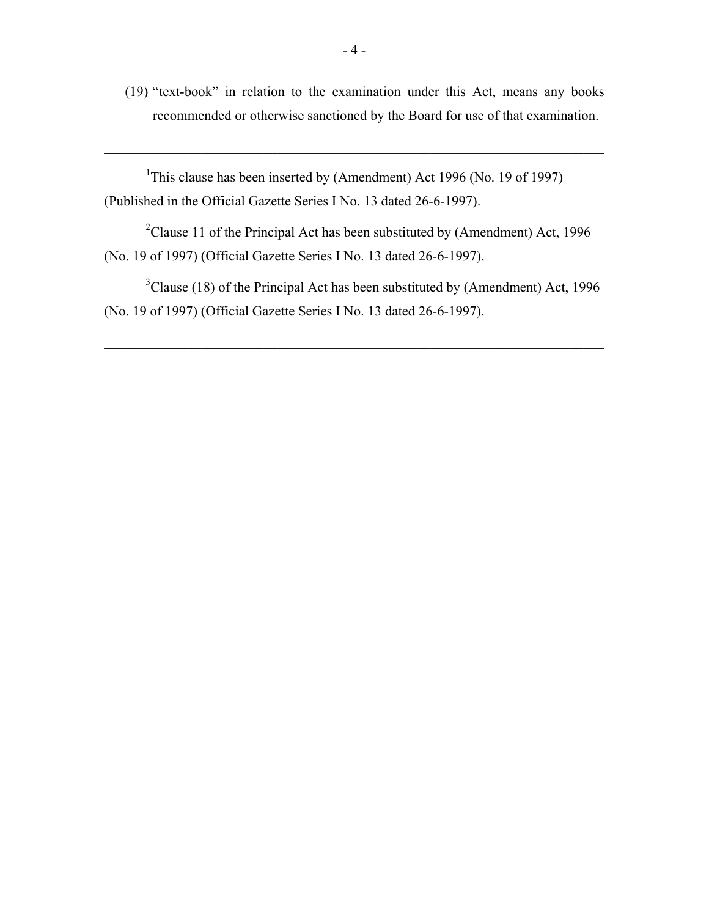(19) "text-book" in relation to the examination under this Act, means any books recommended or otherwise sanctioned by the Board for use of that examination.

---

[1]This clause has been inserted by (Amendment) Act 1996 (No. 19 of 1997) (Published in the Official Gazette Series I No. 13 dated 26-6-1997).

[2]Clause 11 of the Principal Act has been substituted by (Amendment) Act, 1996 (No. 19 of 1997) (Official Gazette Series I No. 13 dated 26-6-1997).

[3]Clause (18) of the Principal Act has been substituted by (Amendment) Act, 1996 (No. 19 of 1997) (Official Gazette Series I No. 13 dated 26-6-1997).

---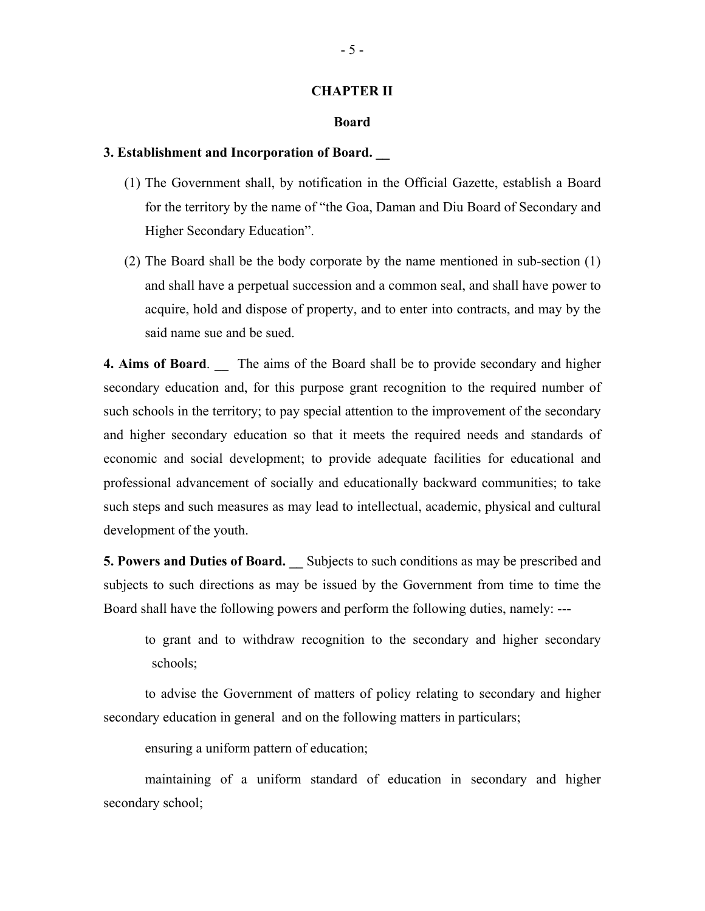## CHAPTER II

### Board

**3. Establishment and Incorporation of Board. __**

(1) The Government shall, by notification in the Official Gazette, establish a Board for the territory by the name of "the Goa, Daman and Diu Board of Secondary and Higher Secondary Education".

(2) The Board shall be the body corporate by the name mentioned in sub-section (1) and shall have a perpetual succession and a common seal, and shall have power to acquire, hold and dispose of property, and to enter into contracts, and may by the said name sue and be sued.

**4. Aims of Board**. __ The aims of the Board shall be to provide secondary and higher secondary education and, for this purpose grant recognition to the required number of such schools in the territory; to pay special attention to the improvement of the secondary and higher secondary education so that it meets the required needs and standards of economic and social development; to provide adequate facilities for educational and professional advancement of socially and educationally backward communities; to take such steps and such measures as may lead to intellectual, academic, physical and cultural development of the youth.

**5. Powers and Duties of Board. __** Subjects to such conditions as may be prescribed and subjects to such directions as may be issued by the Government from time to time the Board shall have the following powers and perform the following duties, namely: ---

to grant and to withdraw recognition to the secondary and higher secondary schools;

to advise the Government of matters of policy relating to secondary and higher secondary education in general and on the following matters in particulars;

ensuring a uniform pattern of education;

maintaining of a uniform standard of education in secondary and higher secondary school;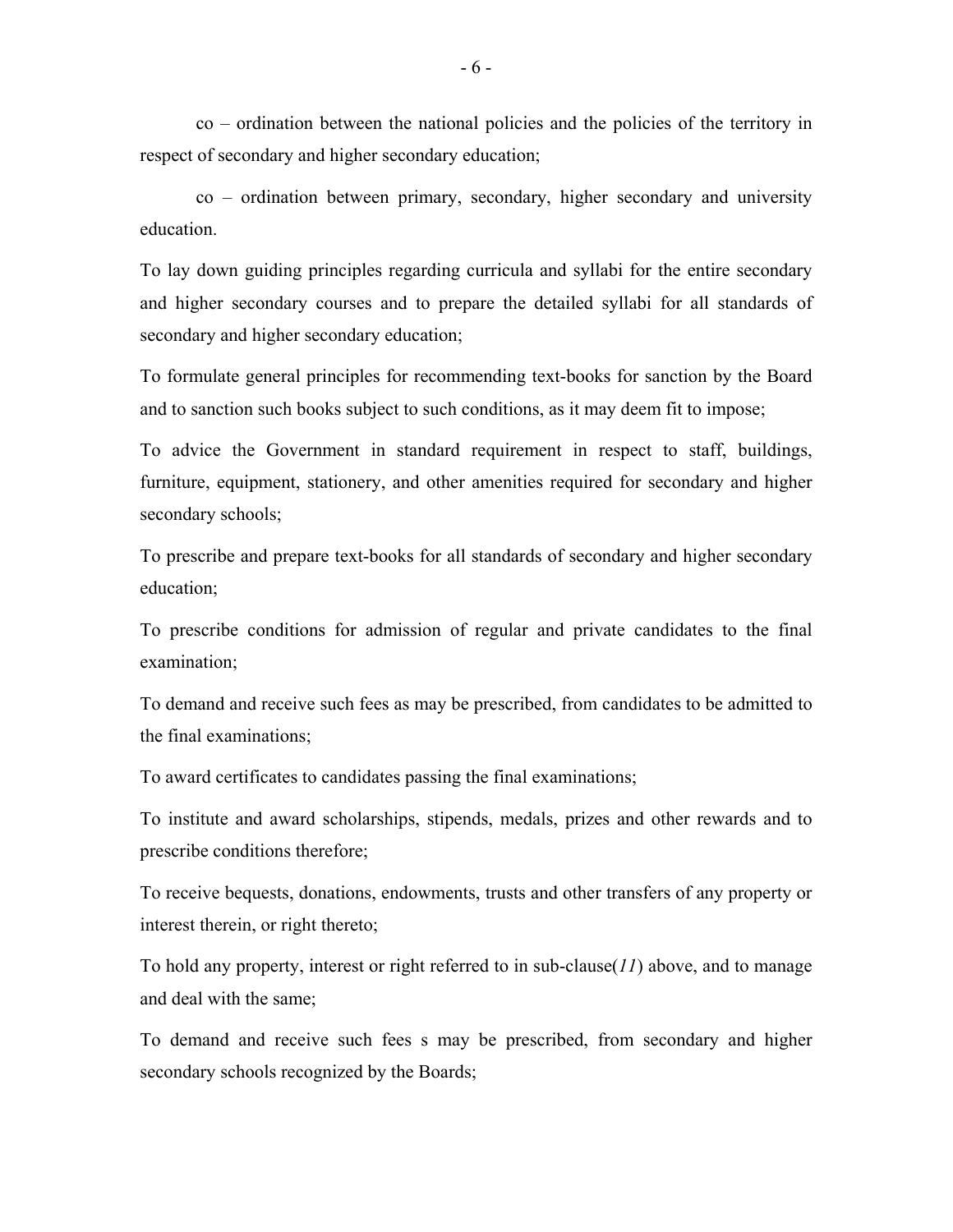co – ordination between the national policies and the policies of the territory in respect of secondary and higher secondary education;

co – ordination between primary, secondary, higher secondary and university education.

To lay down guiding principles regarding curricula and syllabi for the entire secondary and higher secondary courses and to prepare the detailed syllabi for all standards of secondary and higher secondary education;

To formulate general principles for recommending text-books for sanction by the Board and to sanction such books subject to such conditions, as it may deem fit to impose;

To advice the Government in standard requirement in respect to staff, buildings, furniture, equipment, stationery, and other amenities required for secondary and higher secondary schools;

To prescribe and prepare text-books for all standards of secondary and higher secondary education;

To prescribe conditions for admission of regular and private candidates to the final examination;

To demand and receive such fees as may be prescribed, from candidates to be admitted to the final examinations;

To award certificates to candidates passing the final examinations;

To institute and award scholarships, stipends, medals, prizes and other rewards and to prescribe conditions therefore;

To receive bequests, donations, endowments, trusts and other transfers of any property or interest therein, or right thereto;

To hold any property, interest or right referred to in sub-clause(*11*) above, and to manage and deal with the same;

To demand and receive such fees s may be prescribed, from secondary and higher secondary schools recognized by the Boards;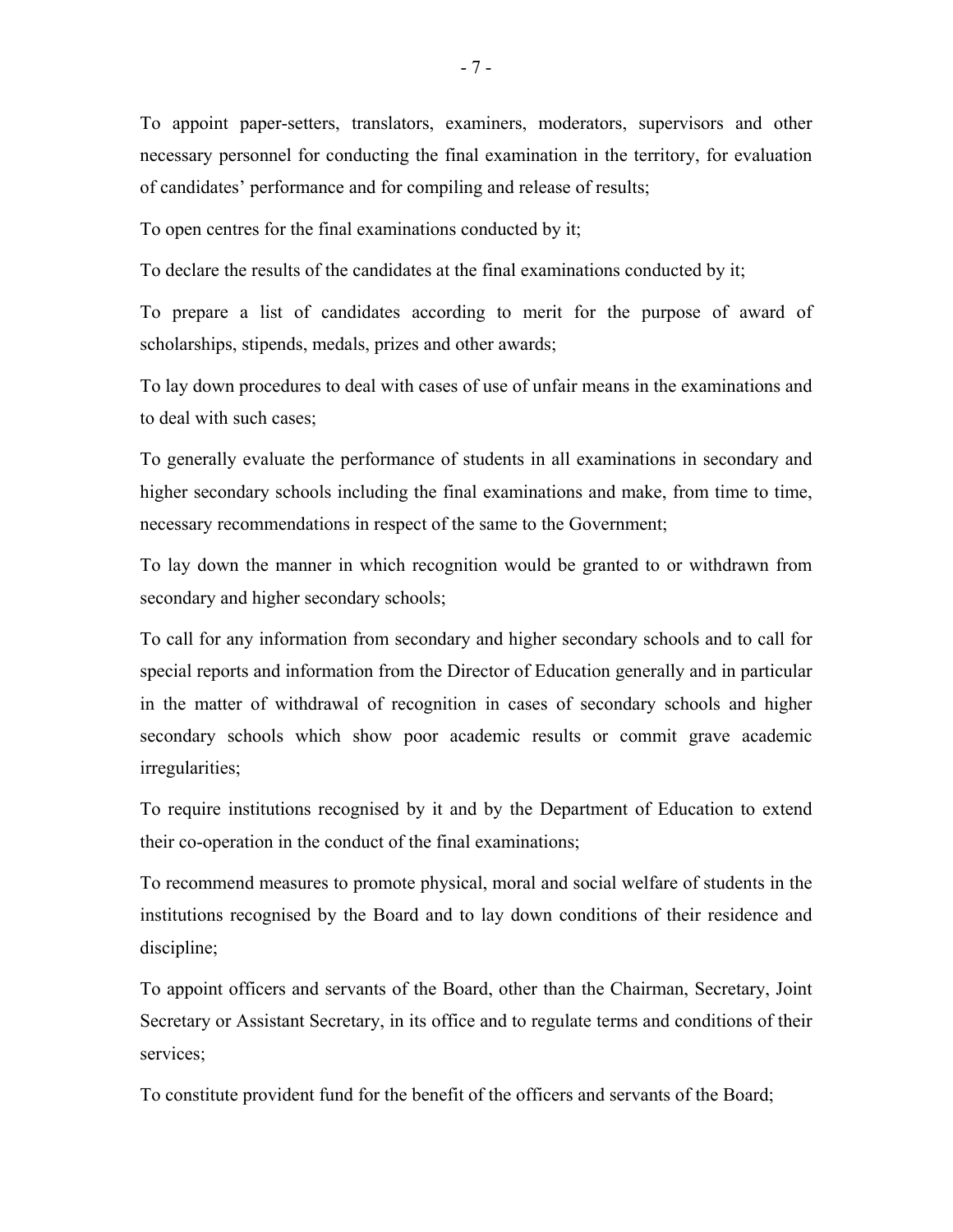To appoint paper-setters, translators, examiners, moderators, supervisors and other necessary personnel for conducting the final examination in the territory, for evaluation of candidates' performance and for compiling and release of results;

To open centres for the final examinations conducted by it;

To declare the results of the candidates at the final examinations conducted by it;

To prepare a list of candidates according to merit for the purpose of award of scholarships, stipends, medals, prizes and other awards;

To lay down procedures to deal with cases of use of unfair means in the examinations and to deal with such cases;

To generally evaluate the performance of students in all examinations in secondary and higher secondary schools including the final examinations and make, from time to time, necessary recommendations in respect of the same to the Government;

To lay down the manner in which recognition would be granted to or withdrawn from secondary and higher secondary schools;

To call for any information from secondary and higher secondary schools and to call for special reports and information from the Director of Education generally and in particular in the matter of withdrawal of recognition in cases of secondary schools and higher secondary schools which show poor academic results or commit grave academic irregularities;

To require institutions recognised by it and by the Department of Education to extend their co-operation in the conduct of the final examinations;

To recommend measures to promote physical, moral and social welfare of students in the institutions recognised by the Board and to lay down conditions of their residence and discipline;

To appoint officers and servants of the Board, other than the Chairman, Secretary, Joint Secretary or Assistant Secretary, in its office and to regulate terms and conditions of their services;

To constitute provident fund for the benefit of the officers and servants of the Board;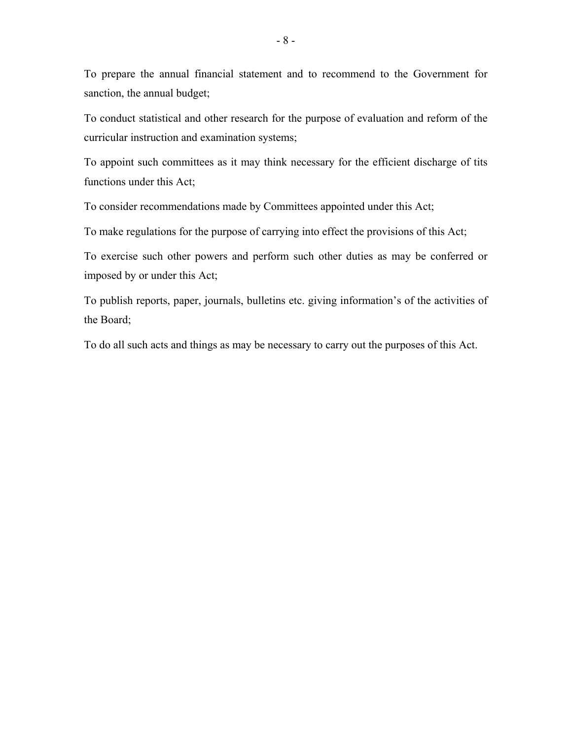To prepare the annual financial statement and to recommend to the Government for sanction, the annual budget;

To conduct statistical and other research for the purpose of evaluation and reform of the curricular instruction and examination systems;

To appoint such committees as it may think necessary for the efficient discharge of tits functions under this Act;

To consider recommendations made by Committees appointed under this Act;

To make regulations for the purpose of carrying into effect the provisions of this Act;

To exercise such other powers and perform such other duties as may be conferred or imposed by or under this Act;

To publish reports, paper, journals, bulletins etc. giving information's of the activities of the Board;

To do all such acts and things as may be necessary to carry out the purposes of this Act.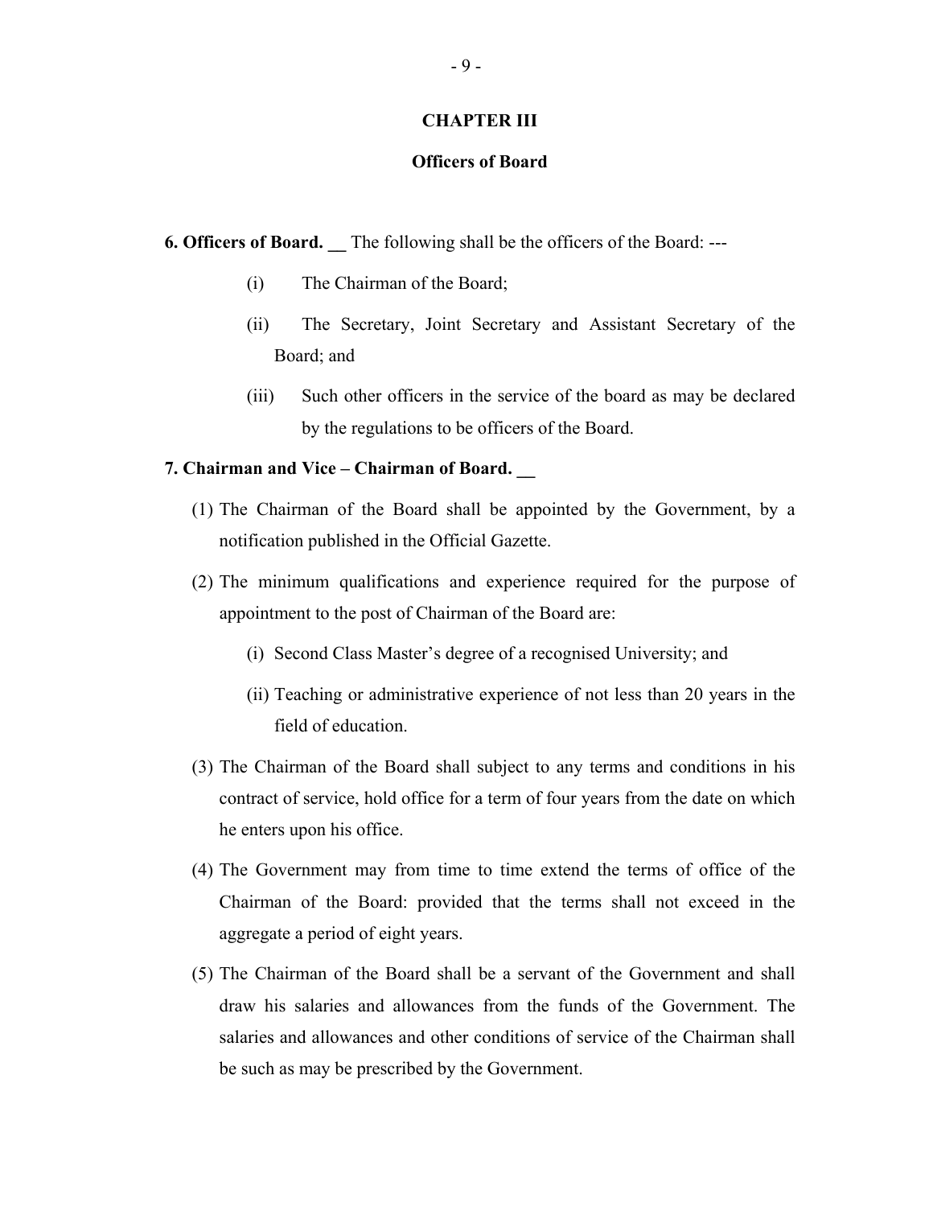## CHAPTER III

### Officers of Board

**6. Officers of Board. __** The following shall be the officers of the Board: ---

(i) The Chairman of the Board;

(ii) The Secretary, Joint Secretary and Assistant Secretary of the Board; and

(iii) Such other officers in the service of the board as may be declared by the regulations to be officers of the Board.

**7. Chairman and Vice – Chairman of Board. __**

(1) The Chairman of the Board shall be appointed by the Government, by a notification published in the Official Gazette.

(2) The minimum qualifications and experience required for the purpose of appointment to the post of Chairman of the Board are:

(i) Second Class Master's degree of a recognised University; and

(ii) Teaching or administrative experience of not less than 20 years in the field of education.

(3) The Chairman of the Board shall subject to any terms and conditions in his contract of service, hold office for a term of four years from the date on which he enters upon his office.

(4) The Government may from time to time extend the terms of office of the Chairman of the Board: provided that the terms shall not exceed in the aggregate a period of eight years.

(5) The Chairman of the Board shall be a servant of the Government and shall draw his salaries and allowances from the funds of the Government. The salaries and allowances and other conditions of service of the Chairman shall be such as may be prescribed by the Government.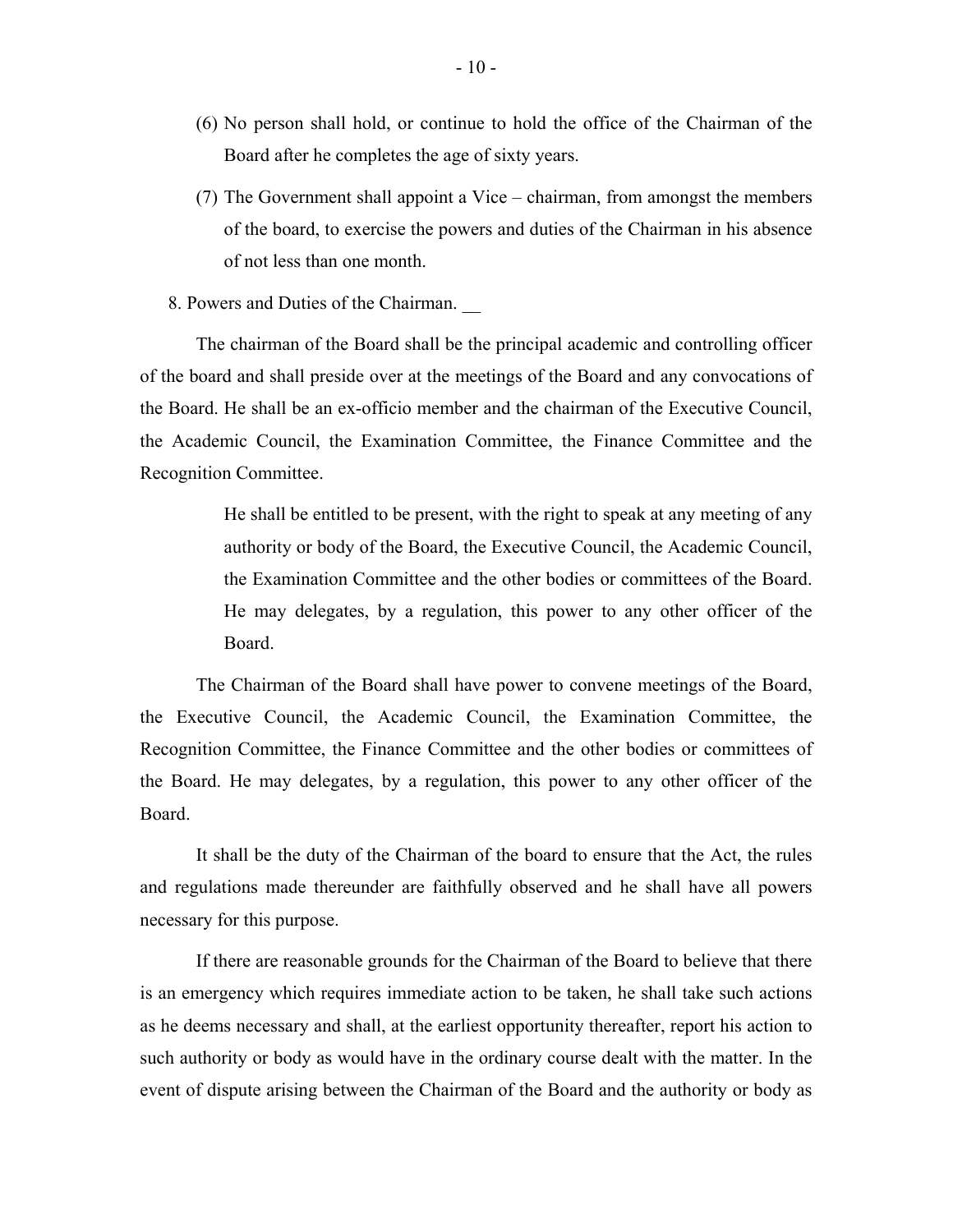(6) No person shall hold, or continue to hold the office of the Chairman of the Board after he completes the age of sixty years.

(7) The Government shall appoint a Vice – chairman, from amongst the members of the board, to exercise the powers and duties of the Chairman in his absence of not less than one month.

8. Powers and Duties of the Chairman. __

The chairman of the Board shall be the principal academic and controlling officer of the board and shall preside over at the meetings of the Board and any convocations of the Board. He shall be an ex-officio member and the chairman of the Executive Council, the Academic Council, the Examination Committee, the Finance Committee and the Recognition Committee.

> He shall be entitled to be present, with the right to speak at any meeting of any authority or body of the Board, the Executive Council, the Academic Council, the Examination Committee and the other bodies or committees of the Board. He may delegates, by a regulation, this power to any other officer of the Board.

The Chairman of the Board shall have power to convene meetings of the Board, the Executive Council, the Academic Council, the Examination Committee, the Recognition Committee, the Finance Committee and the other bodies or committees of the Board. He may delegates, by a regulation, this power to any other officer of the Board.

It shall be the duty of the Chairman of the board to ensure that the Act, the rules and regulations made thereunder are faithfully observed and he shall have all powers necessary for this purpose.

If there are reasonable grounds for the Chairman of the Board to believe that there is an emergency which requires immediate action to be taken, he shall take such actions as he deems necessary and shall, at the earliest opportunity thereafter, report his action to such authority or body as would have in the ordinary course dealt with the matter. In the event of dispute arising between the Chairman of the Board and the authority or body as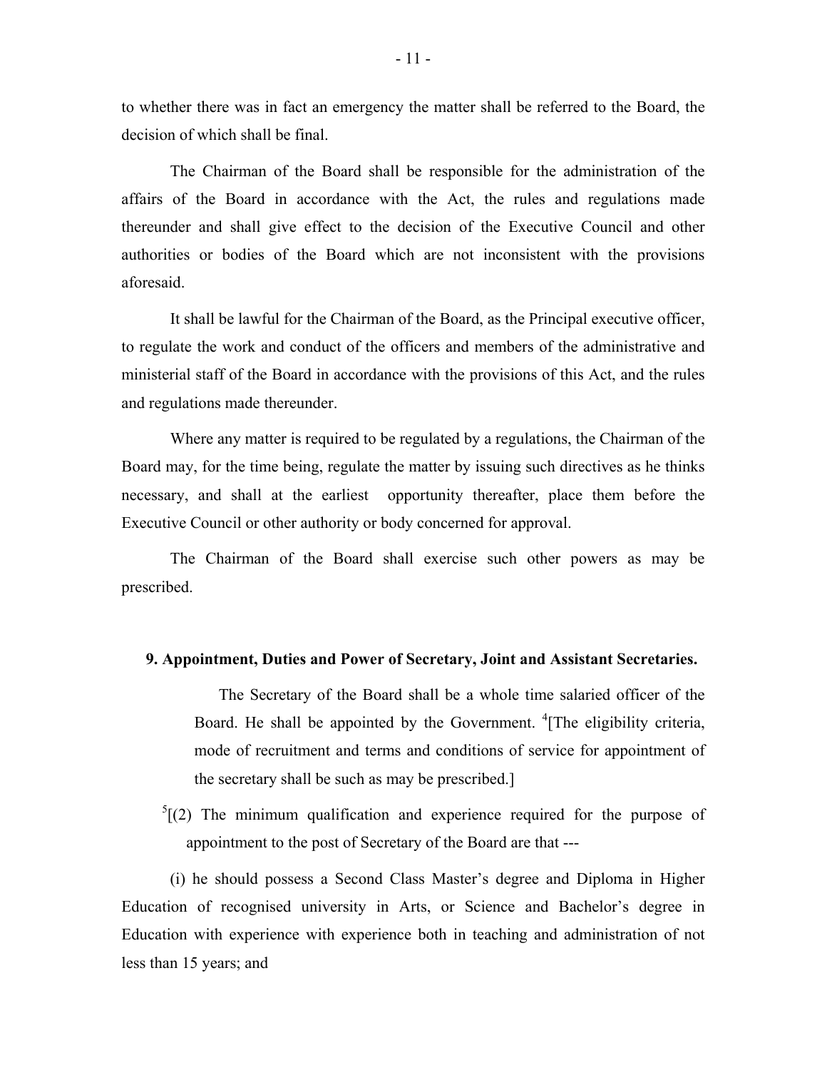to whether there was in fact an emergency the matter shall be referred to the Board, the decision of which shall be final.

The Chairman of the Board shall be responsible for the administration of the affairs of the Board in accordance with the Act, the rules and regulations made thereunder and shall give effect to the decision of the Executive Council and other authorities or bodies of the Board which are not inconsistent with the provisions aforesaid.

It shall be lawful for the Chairman of the Board, as the Principal executive officer, to regulate the work and conduct of the officers and members of the administrative and ministerial staff of the Board in accordance with the provisions of this Act, and the rules and regulations made thereunder.

Where any matter is required to be regulated by a regulations, the Chairman of the Board may, for the time being, regulate the matter by issuing such directives as he thinks necessary, and shall at the earliest opportunity thereafter, place them before the Executive Council or other authority or body concerned for approval.

The Chairman of the Board shall exercise such other powers as may be prescribed.

**9. Appointment, Duties and Power of Secretary, Joint and Assistant Secretaries.**

The Secretary of the Board shall be a whole time salaried officer of the Board. He shall be appointed by the Government. [4][The eligibility criteria, mode of recruitment and terms and conditions of service for appointment of the secretary shall be such as may be prescribed.]

[5][(2) The minimum qualification and experience required for the purpose of appointment to the post of Secretary of the Board are that ---

(i) he should possess a Second Class Master's degree and Diploma in Higher Education of recognised university in Arts, or Science and Bachelor's degree in Education with experience with experience both in teaching and administration of not less than 15 years; and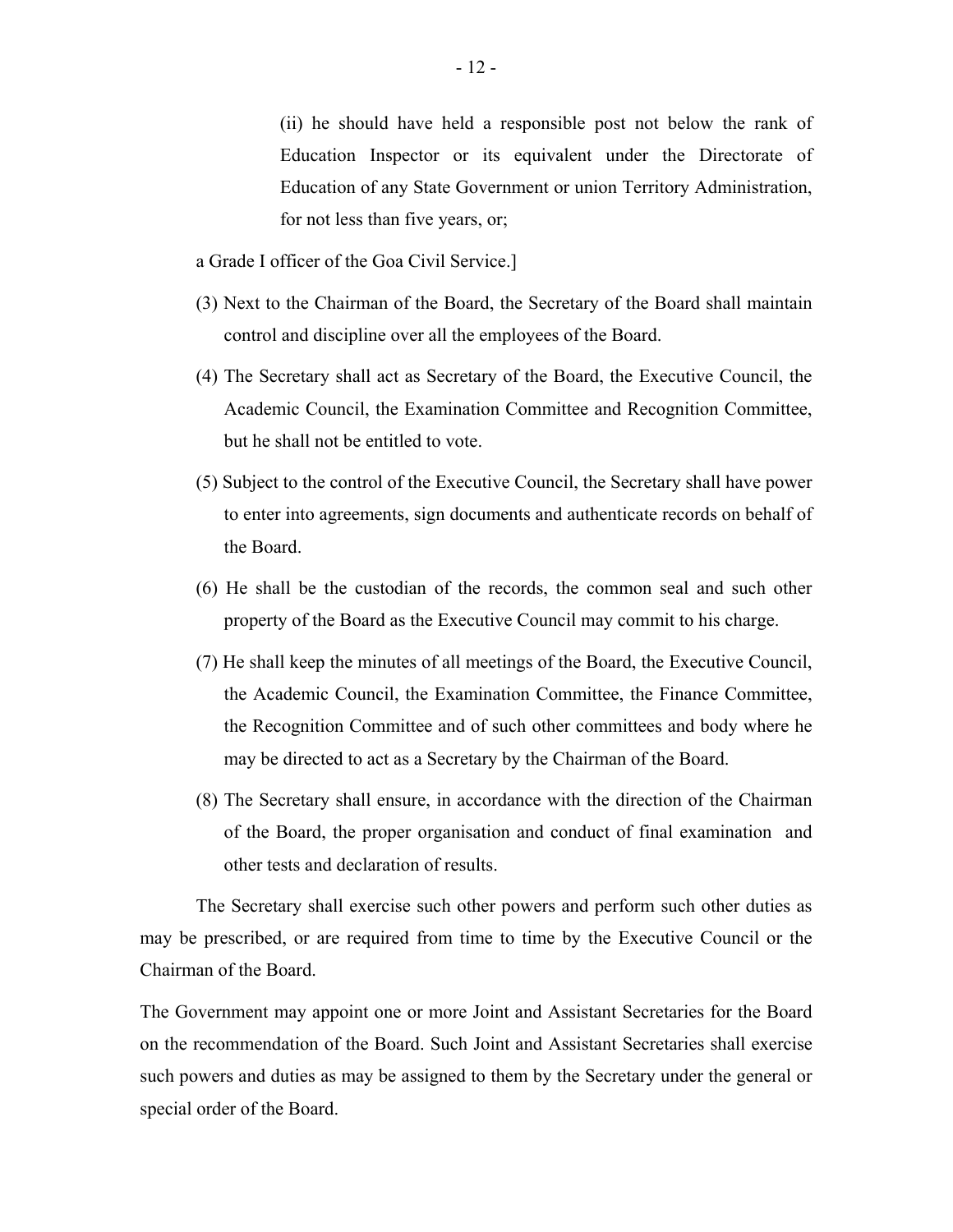(ii) he should have held a responsible post not below the rank of Education Inspector or its equivalent under the Directorate of Education of any State Government or union Territory Administration, for not less than five years, or;

a Grade I officer of the Goa Civil Service.]

(3) Next to the Chairman of the Board, the Secretary of the Board shall maintain control and discipline over all the employees of the Board.

(4) The Secretary shall act as Secretary of the Board, the Executive Council, the Academic Council, the Examination Committee and Recognition Committee, but he shall not be entitled to vote.

(5) Subject to the control of the Executive Council, the Secretary shall have power to enter into agreements, sign documents and authenticate records on behalf of the Board.

(6) He shall be the custodian of the records, the common seal and such other property of the Board as the Executive Council may commit to his charge.

(7) He shall keep the minutes of all meetings of the Board, the Executive Council, the Academic Council, the Examination Committee, the Finance Committee, the Recognition Committee and of such other committees and body where he may be directed to act as a Secretary by the Chairman of the Board.

(8) The Secretary shall ensure, in accordance with the direction of the Chairman of the Board, the proper organisation and conduct of final examination and other tests and declaration of results.

The Secretary shall exercise such other powers and perform such other duties as may be prescribed, or are required from time to time by the Executive Council or the Chairman of the Board.

The Government may appoint one or more Joint and Assistant Secretaries for the Board on the recommendation of the Board. Such Joint and Assistant Secretaries shall exercise such powers and duties as may be assigned to them by the Secretary under the general or special order of the Board.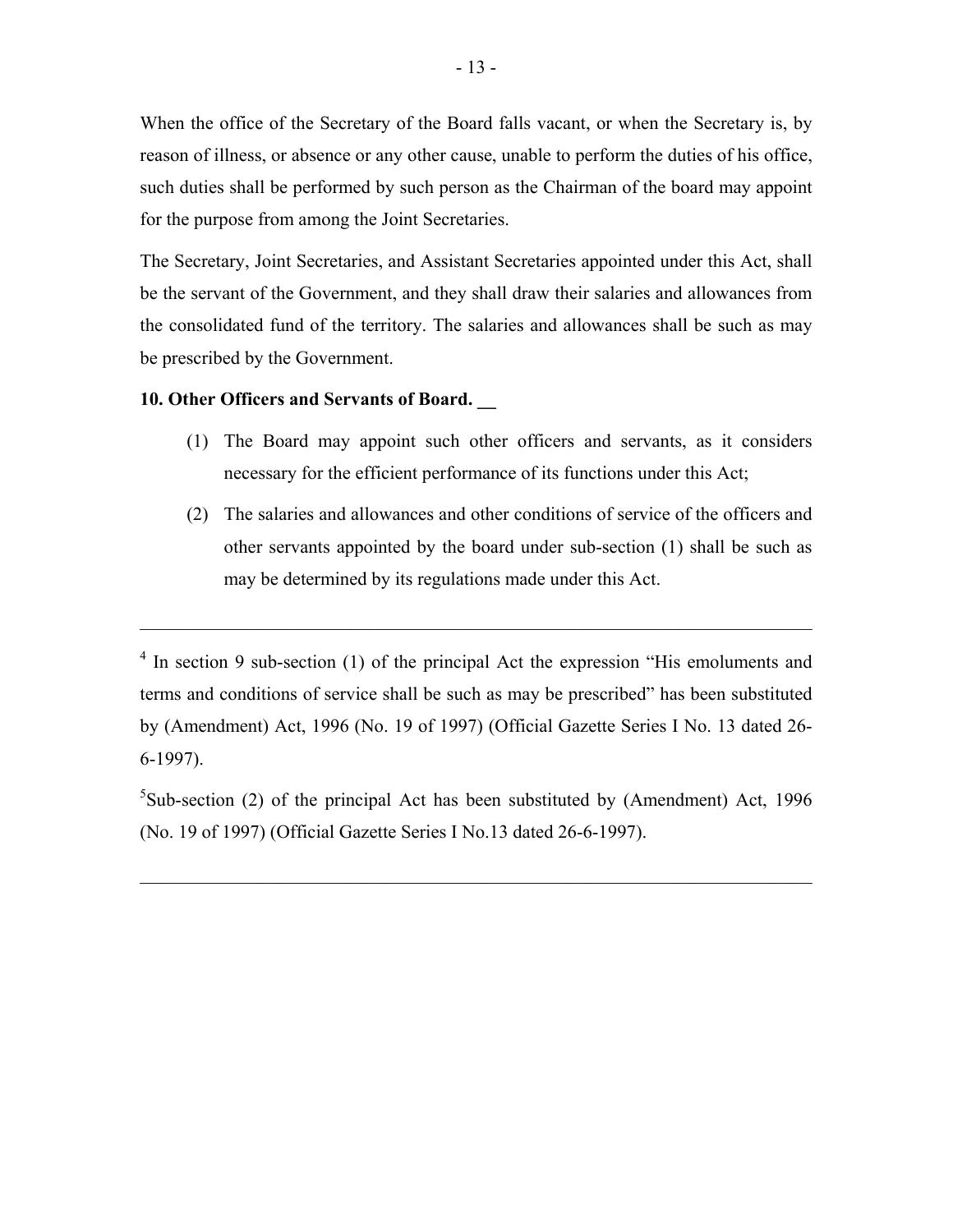When the office of the Secretary of the Board falls vacant, or when the Secretary is, by reason of illness, or absence or any other cause, unable to perform the duties of his office, such duties shall be performed by such person as the Chairman of the board may appoint for the purpose from among the Joint Secretaries.

The Secretary, Joint Secretaries, and Assistant Secretaries appointed under this Act, shall be the servant of the Government, and they shall draw their salaries and allowances from the consolidated fund of the territory. The salaries and allowances shall be such as may be prescribed by the Government.

**10. Other Officers and Servants of Board. __**

(1) The Board may appoint such other officers and servants, as it considers necessary for the efficient performance of its functions under this Act;

(2) The salaries and allowances and other conditions of service of the officers and other servants appointed by the board under sub-section (1) shall be such as may be determined by its regulations made under this Act.

---

[4] In section 9 sub-section (1) of the principal Act the expression "His emoluments and terms and conditions of service shall be such as may be prescribed" has been substituted by (Amendment) Act, 1996 (No. 19 of 1997) (Official Gazette Series I No. 13 dated 26-6-1997).

[5]Sub-section (2) of the principal Act has been substituted by (Amendment) Act, 1996 (No. 19 of 1997) (Official Gazette Series I No.13 dated 26-6-1997).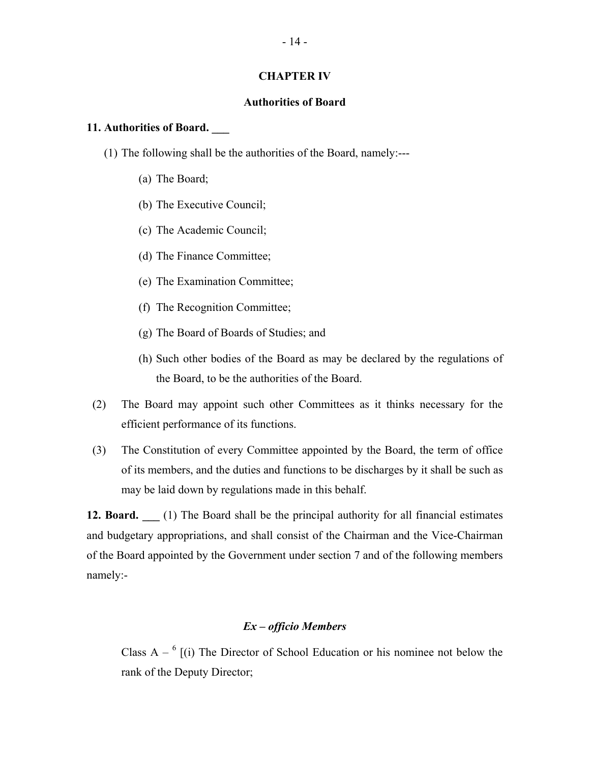## CHAPTER IV

### Authorities of Board

**11. Authorities of Board. \_\_\_**

(1) The following shall be the authorities of the Board, namely:---

(a) The Board;

(b) The Executive Council;

(c) The Academic Council;

(d) The Finance Committee;

(e) The Examination Committee;

(f) The Recognition Committee;

(g) The Board of Boards of Studies; and

(h) Such other bodies of the Board as may be declared by the regulations of the Board, to be the authorities of the Board.

(2) The Board may appoint such other Committees as it thinks necessary for the efficient performance of its functions.

(3) The Constitution of every Committee appointed by the Board, the term of office of its members, and the duties and functions to be discharges by it shall be such as may be laid down by regulations made in this behalf.

**12. Board. \_\_\_** (1) The Board shall be the principal authority for all financial estimates and budgetary appropriations, and shall consist of the Chairman and the Vice-Chairman of the Board appointed by the Government under section 7 and of the following members namely:-

***Ex – officio Members***

Class A – [6] [(i) The Director of School Education or his nominee not below the rank of the Deputy Director;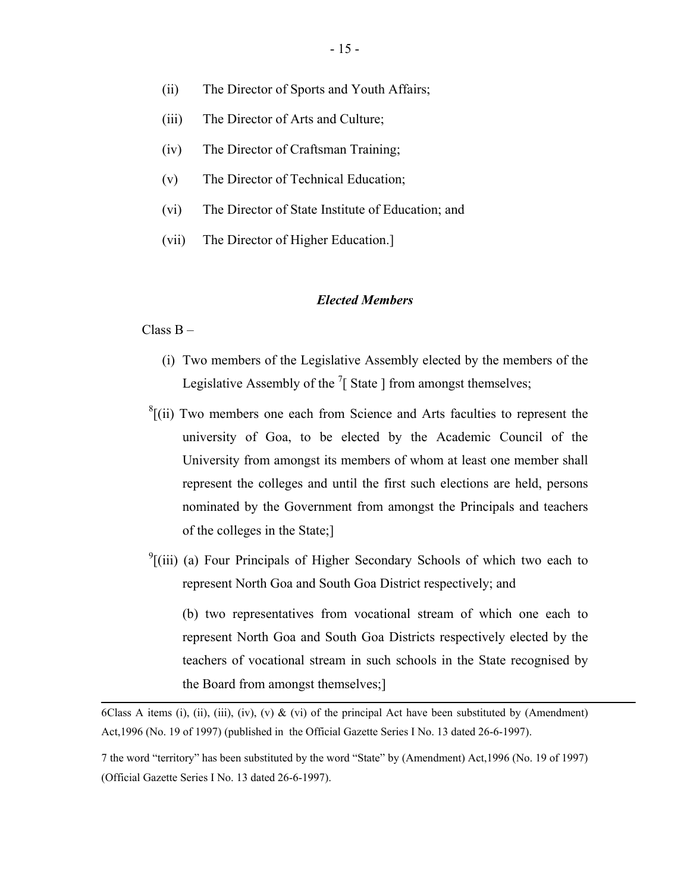(ii) The Director of Sports and Youth Affairs;

(iii) The Director of Arts and Culture;

(iv) The Director of Craftsman Training;

(v) The Director of Technical Education;

(vi) The Director of State Institute of Education; and

(vii) The Director of Higher Education.]

### *Elected Members*

Class B –

(i) Two members of the Legislative Assembly elected by the members of the Legislative Assembly of the [7][ State ] from amongst themselves;

[8][(ii) Two members one each from Science and Arts faculties to represent the university of Goa, to be elected by the Academic Council of the University from amongst its members of whom at least one member shall represent the colleges and until the first such elections are held, persons nominated by the Government from amongst the Principals and teachers of the colleges in the State;]

[9][(iii) (a) Four Principals of Higher Secondary Schools of which two each to represent North Goa and South Goa District respectively; and

(b) two representatives from vocational stream of which one each to represent North Goa and South Goa Districts respectively elected by the teachers of vocational stream in such schools in the State recognised by the Board from amongst themselves;]

---

6Class A items (i), (ii), (iii), (iv), (v) & (vi) of the principal Act have been substituted by (Amendment) Act,1996 (No. 19 of 1997) (published in the Official Gazette Series I No. 13 dated 26-6-1997).

7 the word "territory" has been substituted by the word "State" by (Amendment) Act,1996 (No. 19 of 1997) (Official Gazette Series I No. 13 dated 26-6-1997).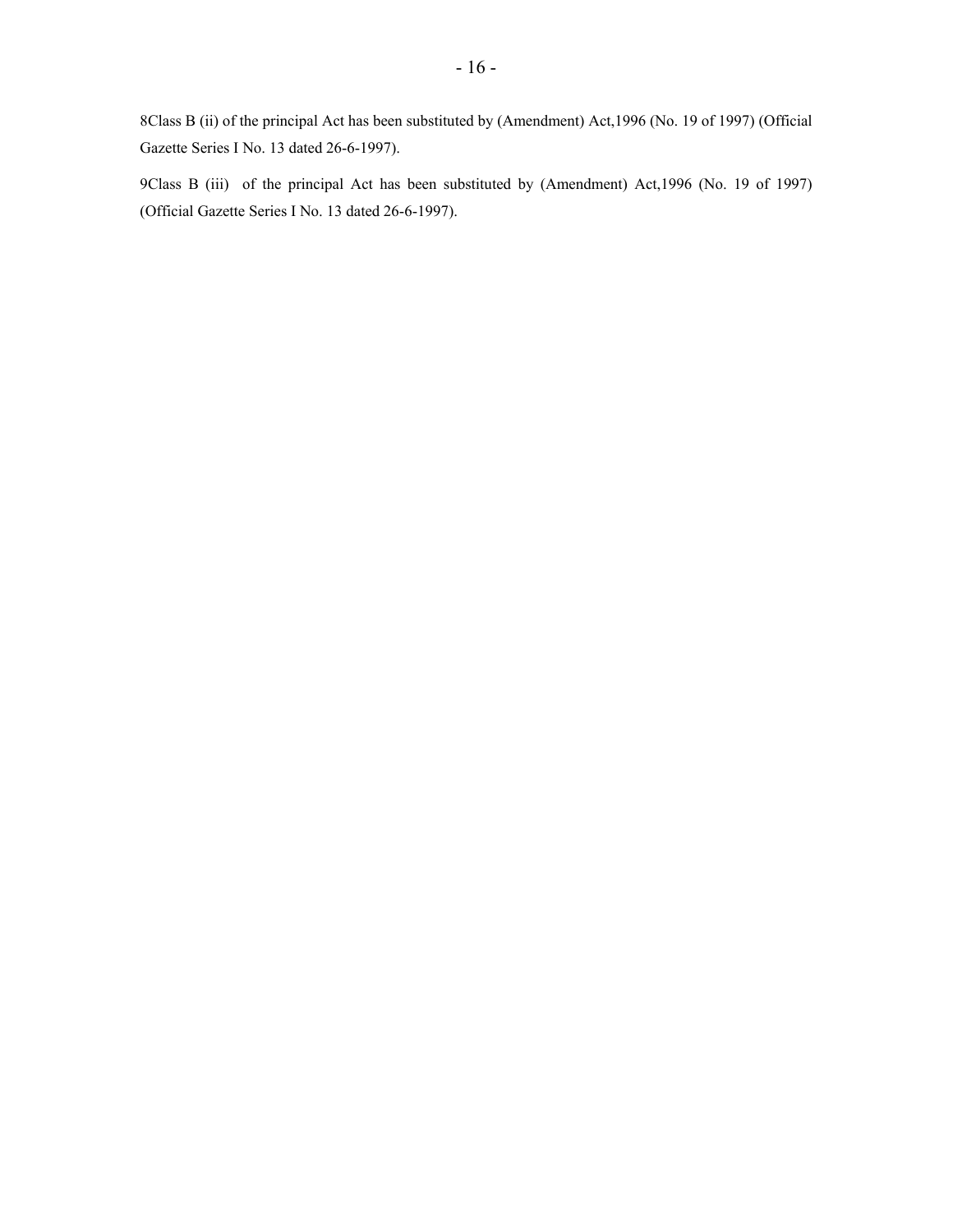8Class B (ii) of the principal Act has been substituted by (Amendment) Act,1996 (No. 19 of 1997) (Official Gazette Series I No. 13 dated 26-6-1997).

9Class B (iii) of the principal Act has been substituted by (Amendment) Act,1996 (No. 19 of 1997) (Official Gazette Series I No. 13 dated 26-6-1997).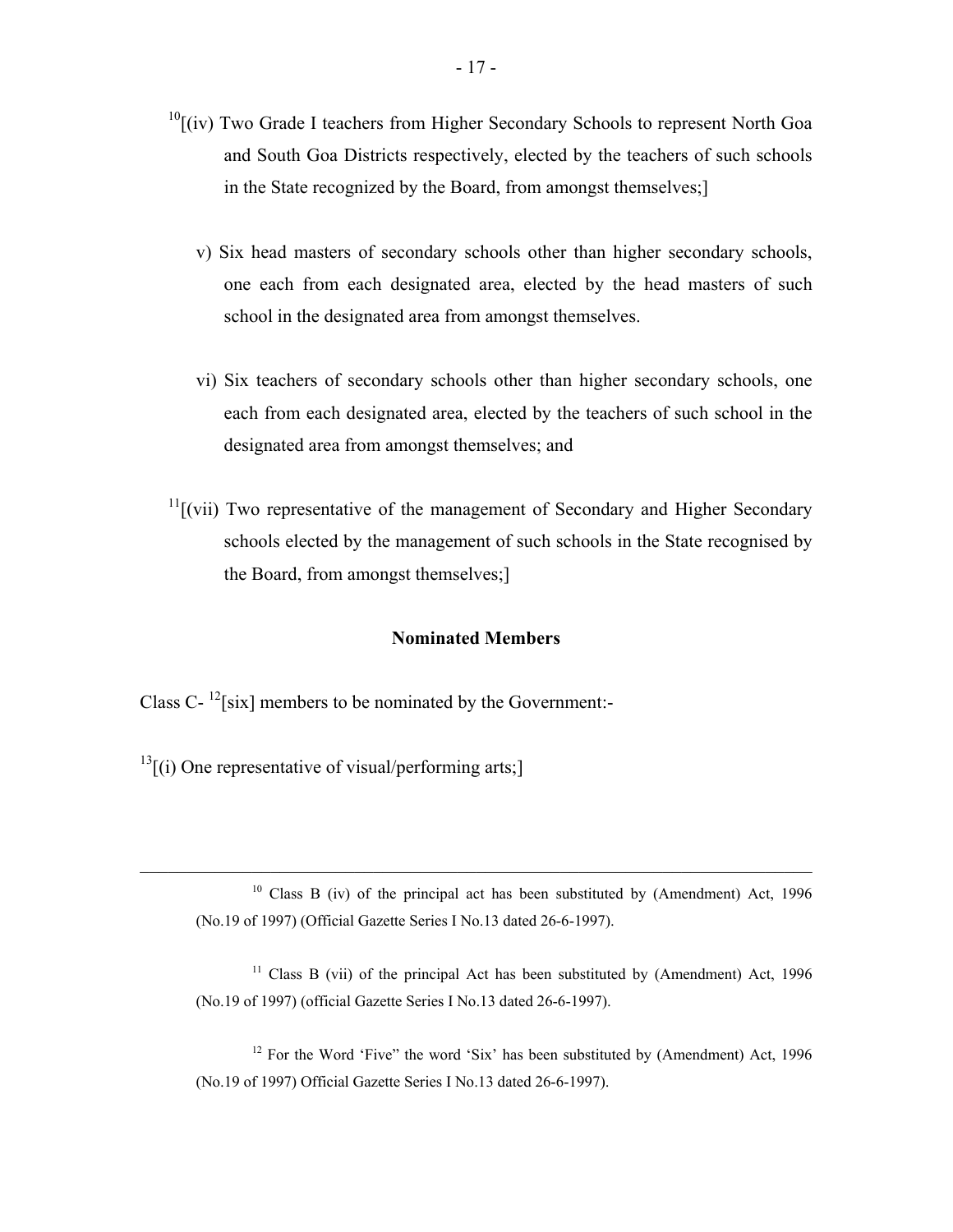[10][(iv) Two Grade I teachers from Higher Secondary Schools to represent North Goa and South Goa Districts respectively, elected by the teachers of such schools in the State recognized by the Board, from amongst themselves;]

v) Six head masters of secondary schools other than higher secondary schools, one each from each designated area, elected by the head masters of such school in the designated area from amongst themselves.

vi) Six teachers of secondary schools other than higher secondary schools, one each from each designated area, elected by the teachers of such school in the designated area from amongst themselves; and

[11][(vii) Two representative of the management of Secondary and Higher Secondary schools elected by the management of such schools in the State recognised by the Board, from amongst themselves;]

**Nominated Members**

Class C- [12][six] members to be nominated by the Government:-

[13][(i) One representative of visual/performing arts;]

---

[10] Class B (iv) of the principal act has been substituted by (Amendment) Act, 1996 (No.19 of 1997) (Official Gazette Series I No.13 dated 26-6-1997).

[11] Class B (vii) of the principal Act has been substituted by (Amendment) Act, 1996 (No.19 of 1997) (official Gazette Series I No.13 dated 26-6-1997).

[12] For the Word 'Five" the word 'Six' has been substituted by (Amendment) Act, 1996 (No.19 of 1997) Official Gazette Series I No.13 dated 26-6-1997).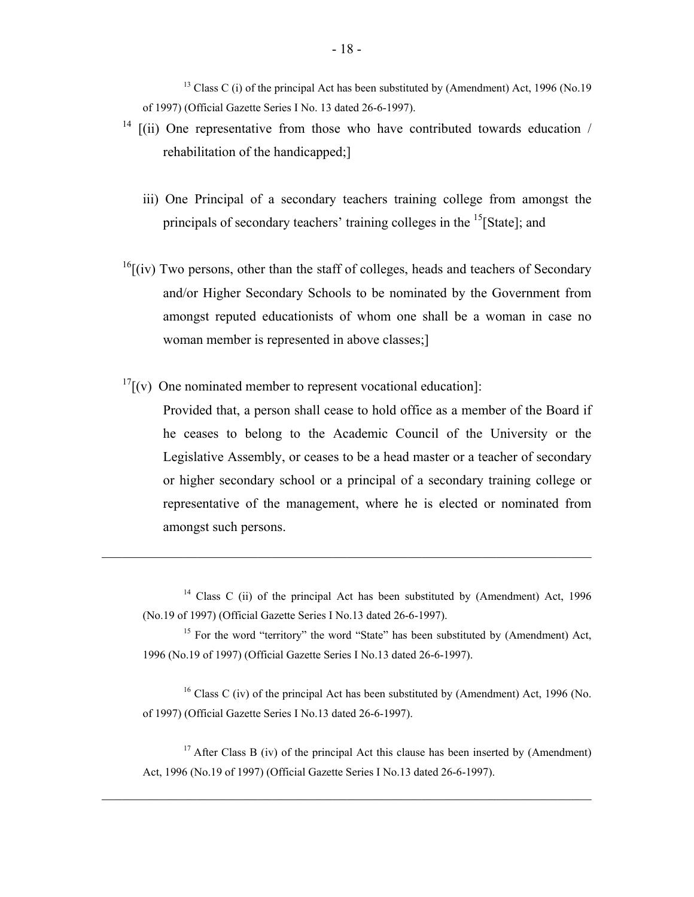[13] Class C (i) of the principal Act has been substituted by (Amendment) Act, 1996 (No.19 of 1997) (Official Gazette Series I No. 13 dated 26-6-1997).

[14] [(ii) One representative from those who have contributed towards education / rehabilitation of the handicapped;]

iii) One Principal of a secondary teachers training college from amongst the principals of secondary teachers' training colleges in the [15][State]; and

[16][(iv) Two persons, other than the staff of colleges, heads and teachers of Secondary and/or Higher Secondary Schools to be nominated by the Government from amongst reputed educationists of whom one shall be a woman in case no woman member is represented in above classes;]

[17][(v) One nominated member to represent vocational education]:

Provided that, a person shall cease to hold office as a member of the Board if he ceases to belong to the Academic Council of the University or the Legislative Assembly, or ceases to be a head master or a teacher of secondary or higher secondary school or a principal of a secondary training college or representative of the management, where he is elected or nominated from amongst such persons.

---

[14] Class C (ii) of the principal Act has been substituted by (Amendment) Act, 1996 (No.19 of 1997) (Official Gazette Series I No.13 dated 26-6-1997).

[15] For the word "territory" the word "State" has been substituted by (Amendment) Act, 1996 (No.19 of 1997) (Official Gazette Series I No.13 dated 26-6-1997).

[16] Class C (iv) of the principal Act has been substituted by (Amendment) Act, 1996 (No. of 1997) (Official Gazette Series I No.13 dated 26-6-1997).

[17] After Class B (iv) of the principal Act this clause has been inserted by (Amendment) Act, 1996 (No.19 of 1997) (Official Gazette Series I No.13 dated 26-6-1997).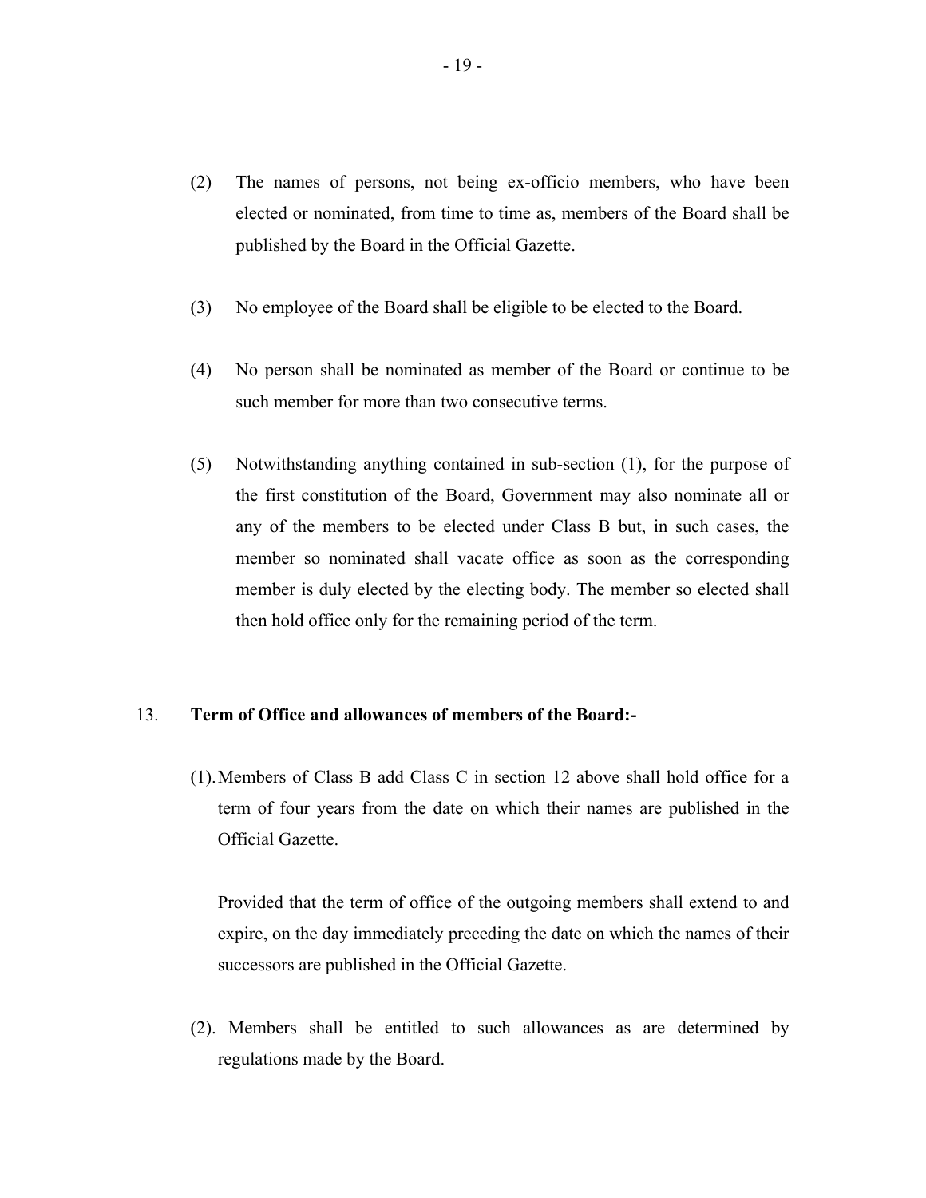(2) The names of persons, not being ex-officio members, who have been elected or nominated, from time to time as, members of the Board shall be published by the Board in the Official Gazette.

(3) No employee of the Board shall be eligible to be elected to the Board.

(4) No person shall be nominated as member of the Board or continue to be such member for more than two consecutive terms.

(5) Notwithstanding anything contained in sub-section (1), for the purpose of the first constitution of the Board, Government may also nominate all or any of the members to be elected under Class B but, in such cases, the member so nominated shall vacate office as soon as the corresponding member is duly elected by the electing body. The member so elected shall then hold office only for the remaining period of the term.

13. **Term of Office and allowances of members of the Board:-**

(1). Members of Class B add Class C in section 12 above shall hold office for a term of four years from the date on which their names are published in the Official Gazette.

Provided that the term of office of the outgoing members shall extend to and expire, on the day immediately preceding the date on which the names of their successors are published in the Official Gazette.

(2). Members shall be entitled to such allowances as are determined by regulations made by the Board.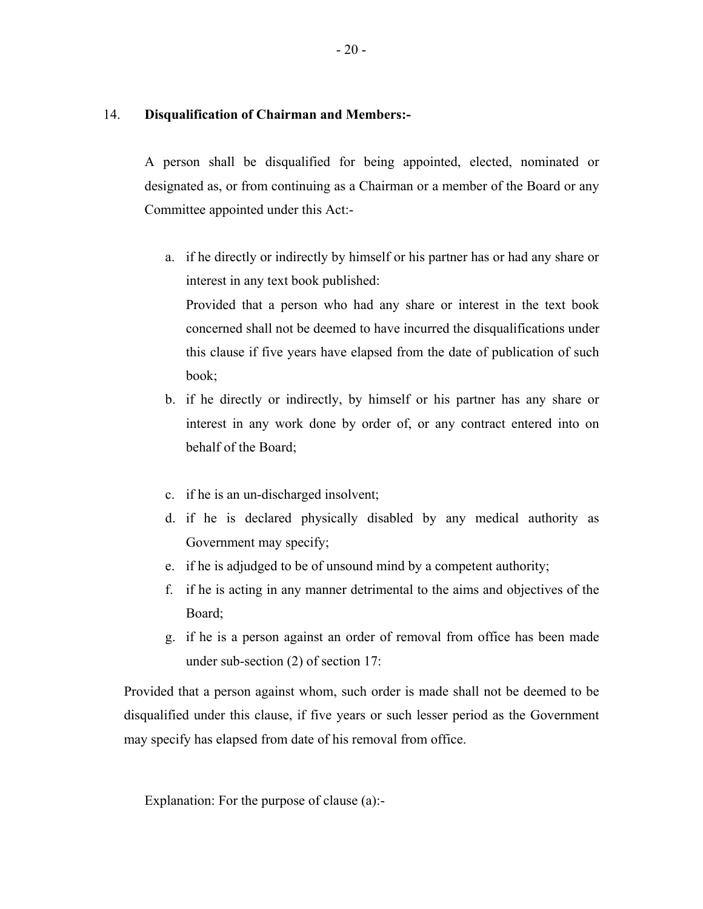### 14. **Disqualification of Chairman and Members:-**

A person shall be disqualified for being appointed, elected, nominated or designated as, or from continuing as a Chairman or a member of the Board or any Committee appointed under this Act:-

a. if he directly or indirectly by himself or his partner has or had any share or interest in any text book published:

   Provided that a person who had any share or interest in the text book concerned shall not be deemed to have incurred the disqualifications under this clause if five years have elapsed from the date of publication of such book;

b. if he directly or indirectly, by himself or his partner has any share or interest in any work done by order of, or any contract entered into on behalf of the Board;

c. if he is an un-discharged insolvent;

d. if he is declared physically disabled by any medical authority as Government may specify;

e. if he is adjudged to be of unsound mind by a competent authority;

f. if he is acting in any manner detrimental to the aims and objectives of the Board;

g. if he is a person against an order of removal from office has been made under sub-section (2) of section 17:

Provided that a person against whom, such order is made shall not be deemed to be disqualified under this clause, if five years or such lesser period as the Government may specify has elapsed from date of his removal from office.

Explanation: For the purpose of clause (a):-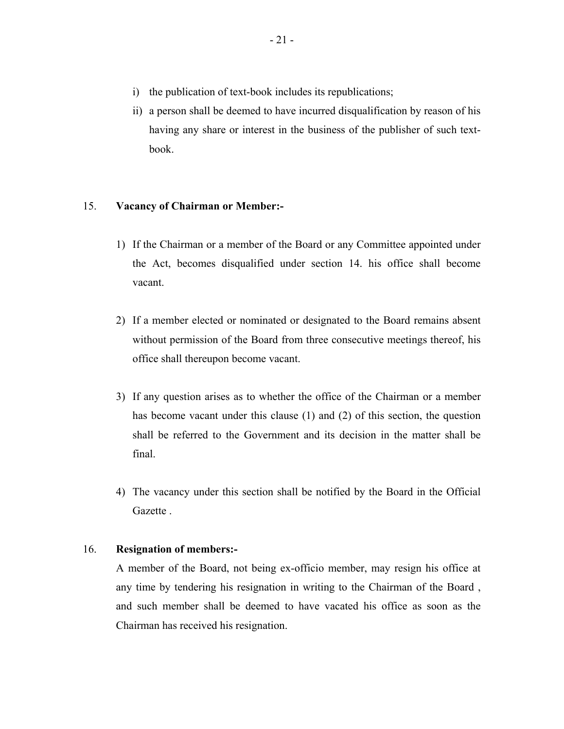i) the publication of text-book includes its republications;

ii) a person shall be deemed to have incurred disqualification by reason of his having any share or interest in the business of the publisher of such text-book.

15. **Vacancy of Chairman or Member:-**

1) If the Chairman or a member of the Board or any Committee appointed under the Act, becomes disqualified under section 14. his office shall become vacant.

2) If a member elected or nominated or designated to the Board remains absent without permission of the Board from three consecutive meetings thereof, his office shall thereupon become vacant.

3) If any question arises as to whether the office of the Chairman or a member has become vacant under this clause (1) and (2) of this section, the question shall be referred to the Government and its decision in the matter shall be final.

4) The vacancy under this section shall be notified by the Board in the Official Gazette .

16. **Resignation of members:-**

A member of the Board, not being ex-officio member, may resign his office at any time by tendering his resignation in writing to the Chairman of the Board , and such member shall be deemed to have vacated his office as soon as the Chairman has received his resignation.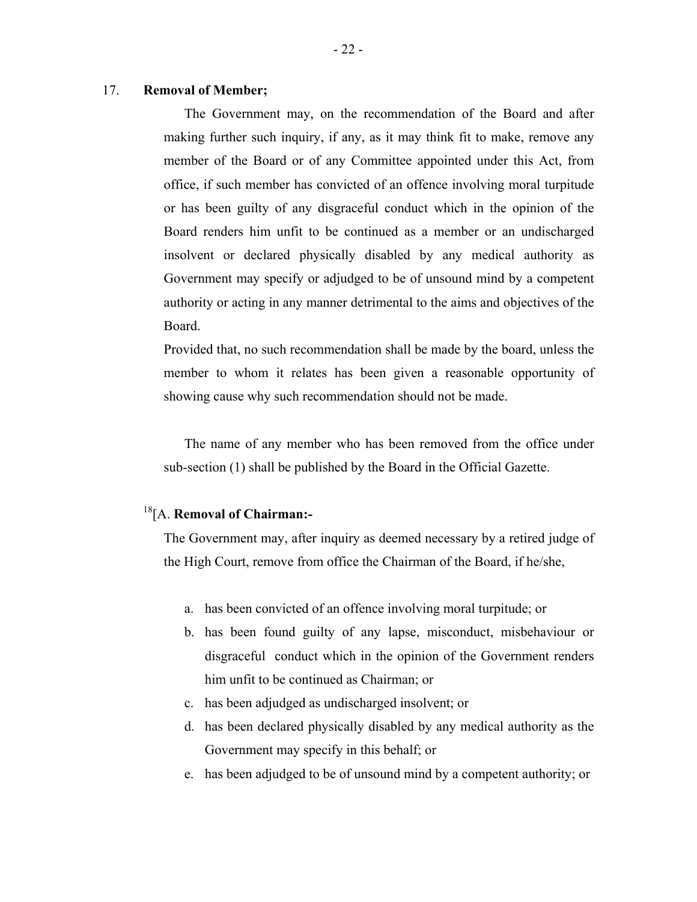17. **Removal of Member;**

The Government may, on the recommendation of the Board and after making further such inquiry, if any, as it may think fit to make, remove any member of the Board or of any Committee appointed under this Act, from office, if such member has convicted of an offence involving moral turpitude or has been guilty of any disgraceful conduct which in the opinion of the Board renders him unfit to be continued as a member or an undischarged insolvent or declared physically disabled by any medical authority as Government may specify or adjudged to be of unsound mind by a competent authority or acting in any manner detrimental to the aims and objectives of the Board.

Provided that, no such recommendation shall be made by the board, unless the member to whom it relates has been given a reasonable opportunity of showing cause why such recommendation should not be made.

The name of any member who has been removed from the office under sub-section (1) shall be published by the Board in the Official Gazette.

[18][A. **Removal of Chairman:-**

The Government may, after inquiry as deemed necessary by a retired judge of the High Court, remove from office the Chairman of the Board, if he/she,

a. has been convicted of an offence involving moral turpitude; or
b. has been found guilty of any lapse, misconduct, misbehaviour or disgraceful conduct which in the opinion of the Government renders him unfit to be continued as Chairman; or
c. has been adjudged as undischarged insolvent; or
d. has been declared physically disabled by any medical authority as the Government may specify in this behalf; or
e. has been adjudged to be of unsound mind by a competent authority; or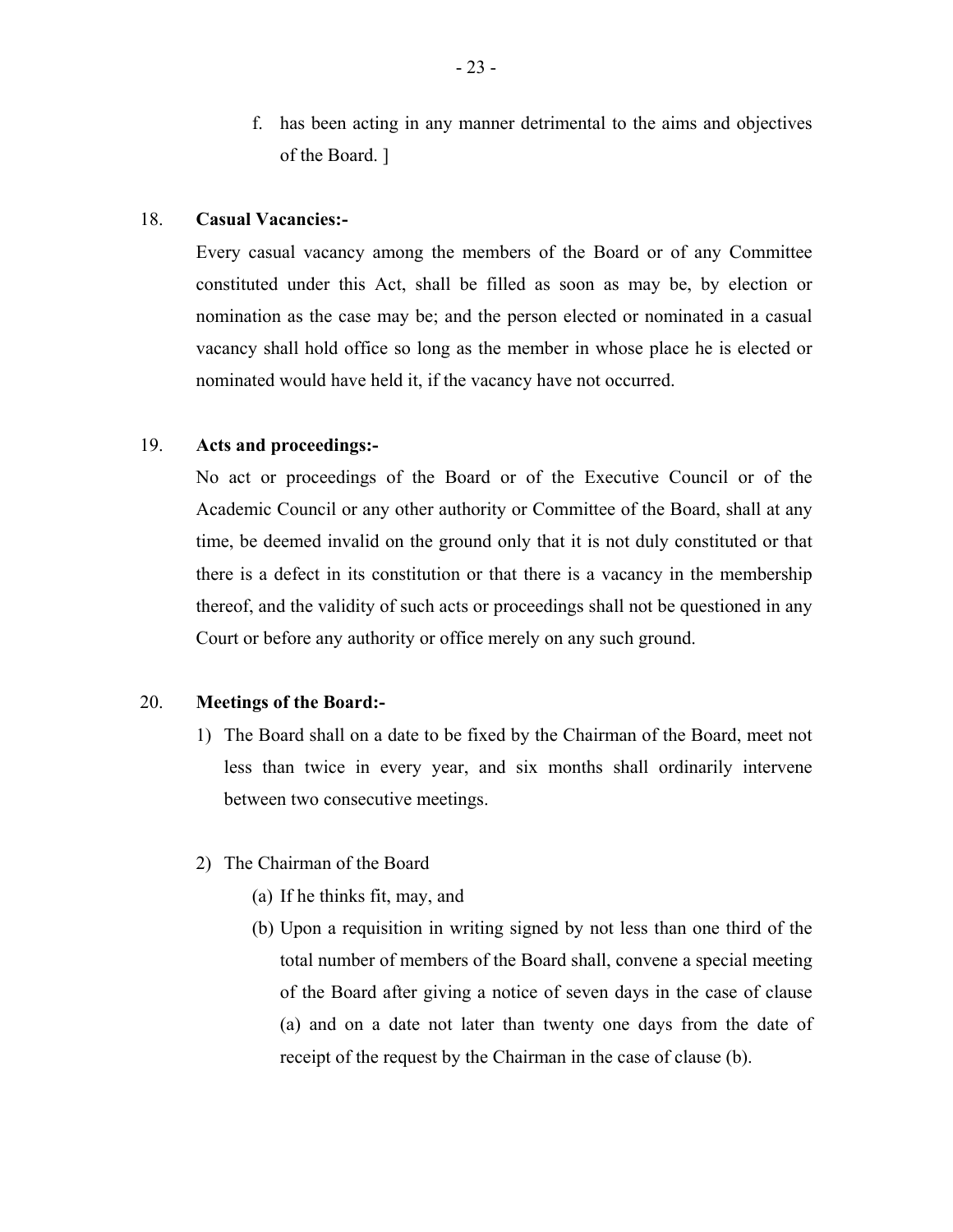f. has been acting in any manner detrimental to the aims and objectives of the Board. ]

18. **Casual Vacancies:-**

Every casual vacancy among the members of the Board or of any Committee constituted under this Act, shall be filled as soon as may be, by election or nomination as the case may be; and the person elected or nominated in a casual vacancy shall hold office so long as the member in whose place he is elected or nominated would have held it, if the vacancy have not occurred.

19. **Acts and proceedings:-**

No act or proceedings of the Board or of the Executive Council or of the Academic Council or any other authority or Committee of the Board, shall at any time, be deemed invalid on the ground only that it is not duly constituted or that there is a defect in its constitution or that there is a vacancy in the membership thereof, and the validity of such acts or proceedings shall not be questioned in any Court or before any authority or office merely on any such ground.

20. **Meetings of the Board:-**

1) The Board shall on a date to be fixed by the Chairman of the Board, meet not less than twice in every year, and six months shall ordinarily intervene between two consecutive meetings.

2) The Chairman of the Board
   (a) If he thinks fit, may, and
   (b) Upon a requisition in writing signed by not less than one third of the total number of members of the Board shall, convene a special meeting of the Board after giving a notice of seven days in the case of clause (a) and on a date not later than twenty one days from the date of receipt of the request by the Chairman in the case of clause (b).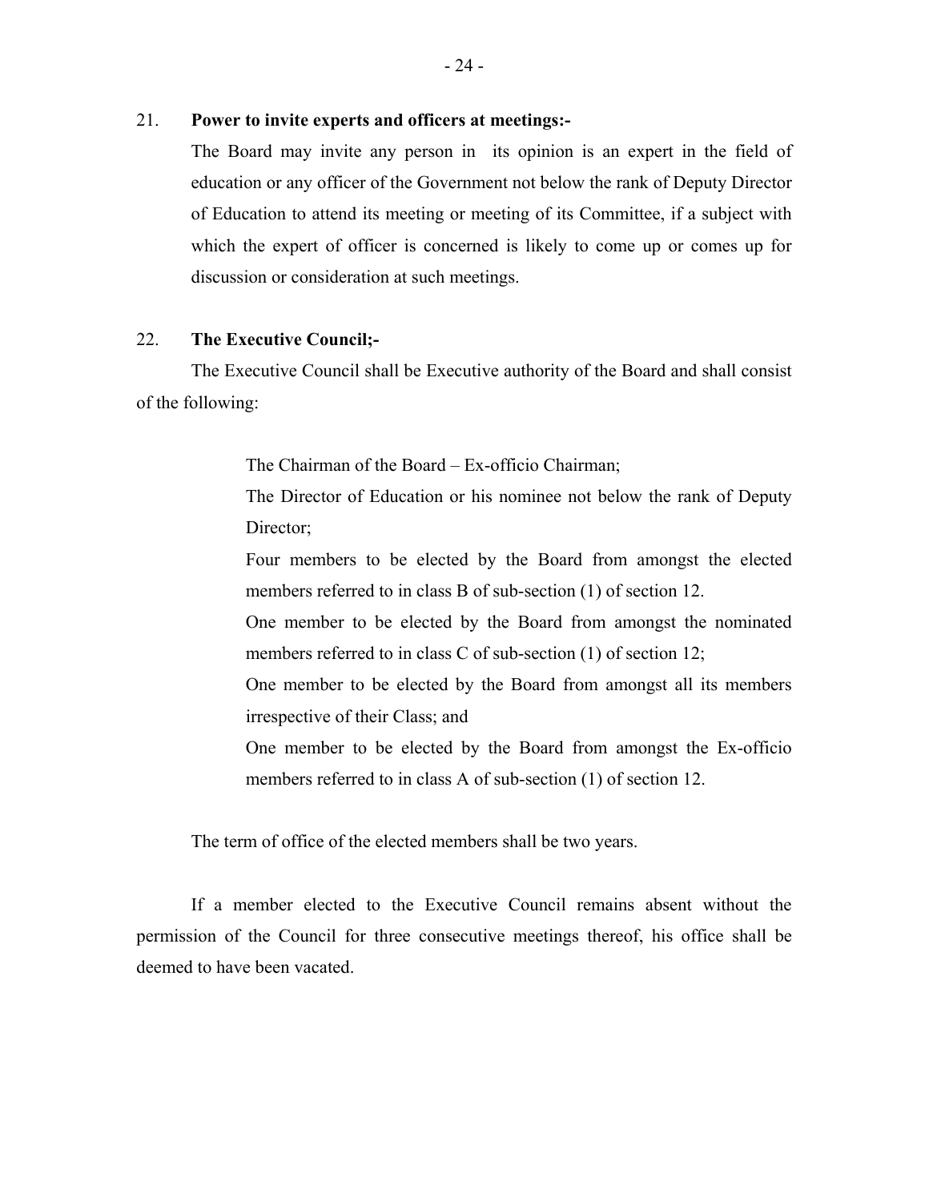21. **Power to invite experts and officers at meetings:-**

The Board may invite any person in its opinion is an expert in the field of education or any officer of the Government not below the rank of Deputy Director of Education to attend its meeting or meeting of its Committee, if a subject with which the expert of officer is concerned is likely to come up or comes up for discussion or consideration at such meetings.

22. **The Executive Council;-**

The Executive Council shall be Executive authority of the Board and shall consist of the following:

The Chairman of the Board – Ex-officio Chairman;

The Director of Education or his nominee not below the rank of Deputy Director;

Four members to be elected by the Board from amongst the elected members referred to in class B of sub-section (1) of section 12.

One member to be elected by the Board from amongst the nominated members referred to in class C of sub-section (1) of section 12;

One member to be elected by the Board from amongst all its members irrespective of their Class; and

One member to be elected by the Board from amongst the Ex-officio members referred to in class A of sub-section (1) of section 12.

The term of office of the elected members shall be two years.

If a member elected to the Executive Council remains absent without the permission of the Council for three consecutive meetings thereof, his office shall be deemed to have been vacated.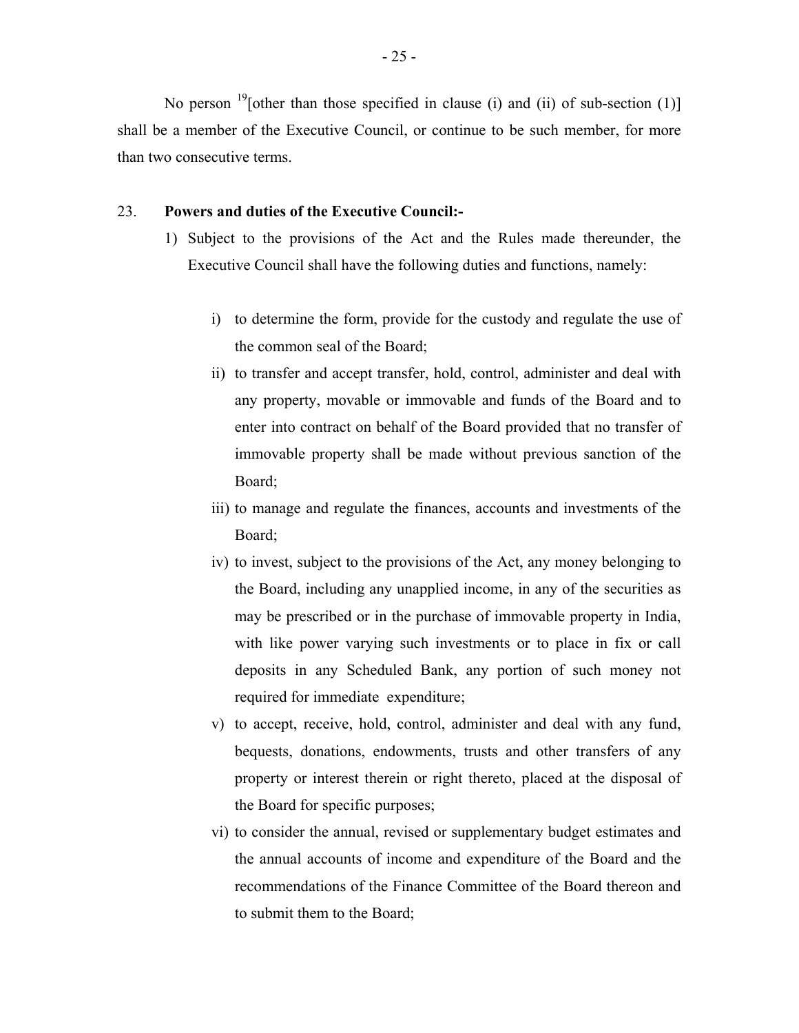No person [19][other than those specified in clause (i) and (ii) of sub-section (1)] shall be a member of the Executive Council, or continue to be such member, for more than two consecutive terms.

23. **Powers and duties of the Executive Council:-**

1) Subject to the provisions of the Act and the Rules made thereunder, the Executive Council shall have the following duties and functions, namely:

   i) to determine the form, provide for the custody and regulate the use of the common seal of the Board;

   ii) to transfer and accept transfer, hold, control, administer and deal with any property, movable or immovable and funds of the Board and to enter into contract on behalf of the Board provided that no transfer of immovable property shall be made without previous sanction of the Board;

   iii) to manage and regulate the finances, accounts and investments of the Board;

   iv) to invest, subject to the provisions of the Act, any money belonging to the Board, including any unapplied income, in any of the securities as may be prescribed or in the purchase of immovable property in India, with like power varying such investments or to place in fix or call deposits in any Scheduled Bank, any portion of such money not required for immediate expenditure;

   v) to accept, receive, hold, control, administer and deal with any fund, bequests, donations, endowments, trusts and other transfers of any property or interest therein or right thereto, placed at the disposal of the Board for specific purposes;

   vi) to consider the annual, revised or supplementary budget estimates and the annual accounts of income and expenditure of the Board and the recommendations of the Finance Committee of the Board thereon and to submit them to the Board;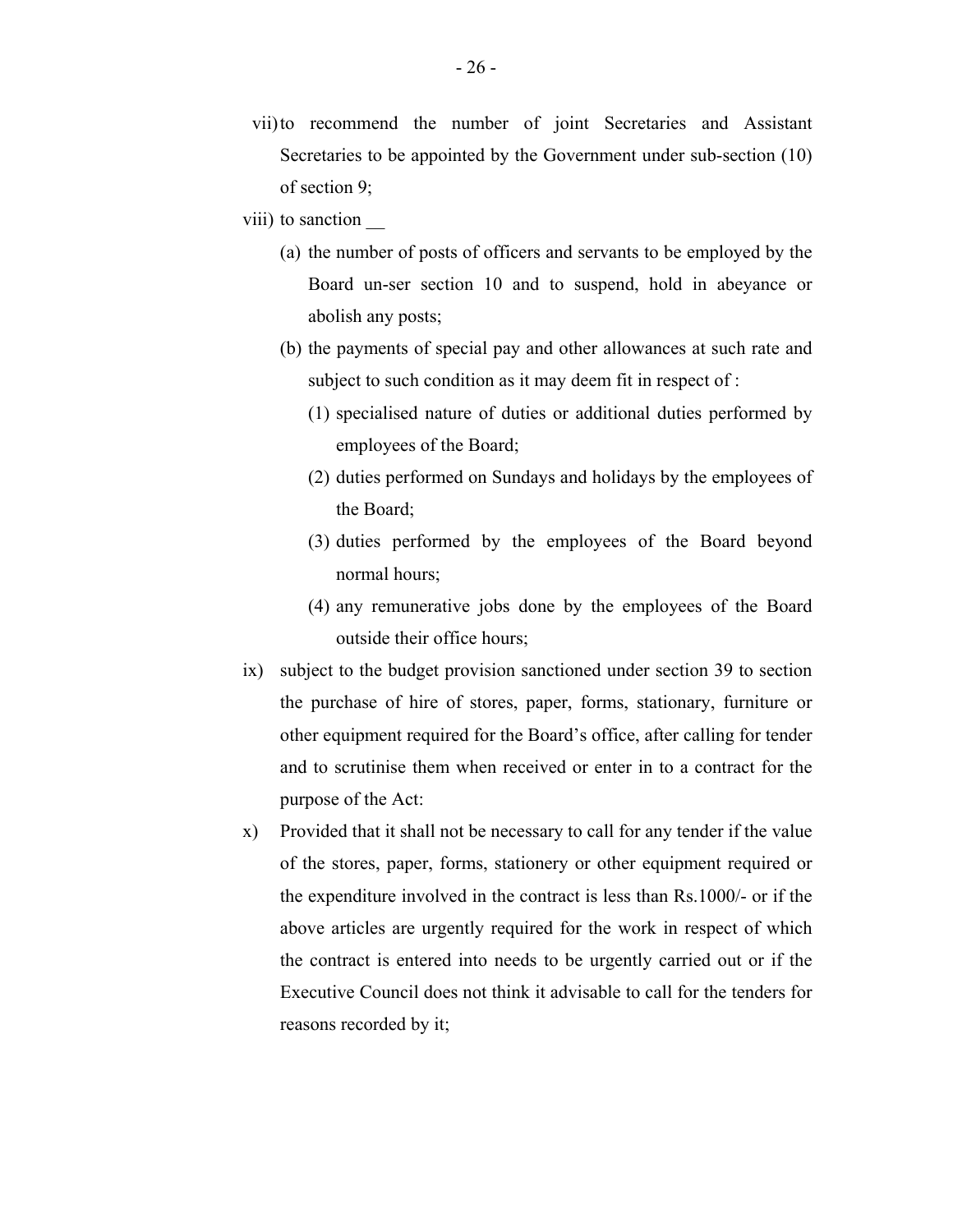vii) to recommend the number of joint Secretaries and Assistant Secretaries to be appointed by the Government under sub-section (10) of section 9;

viii) to sanction __

(a) the number of posts of officers and servants to be employed by the Board un-ser section 10 and to suspend, hold in abeyance or abolish any posts;

(b) the payments of special pay and other allowances at such rate and subject to such condition as it may deem fit in respect of :

(1) specialised nature of duties or additional duties performed by employees of the Board;

(2) duties performed on Sundays and holidays by the employees of the Board;

(3) duties performed by the employees of the Board beyond normal hours;

(4) any remunerative jobs done by the employees of the Board outside their office hours;

ix) subject to the budget provision sanctioned under section 39 to section the purchase of hire of stores, paper, forms, stationary, furniture or other equipment required for the Board's office, after calling for tender and to scrutinise them when received or enter in to a contract for the purpose of the Act:

x) Provided that it shall not be necessary to call for any tender if the value of the stores, paper, forms, stationery or other equipment required or the expenditure involved in the contract is less than Rs.1000/- or if the above articles are urgently required for the work in respect of which the contract is entered into needs to be urgently carried out or if the Executive Council does not think it advisable to call for the tenders for reasons recorded by it;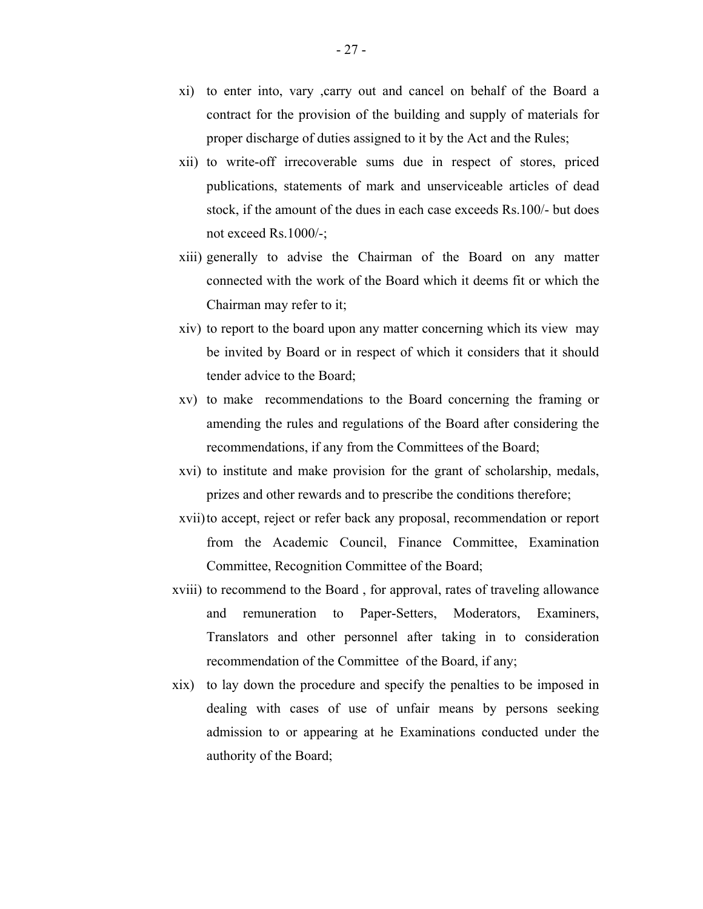xi) to enter into, vary ,carry out and cancel on behalf of the Board a contract for the provision of the building and supply of materials for proper discharge of duties assigned to it by the Act and the Rules;

xii) to write-off irrecoverable sums due in respect of stores, priced publications, statements of mark and unserviceable articles of dead stock, if the amount of the dues in each case exceeds Rs.100/- but does not exceed Rs.1000/-;

xiii) generally to advise the Chairman of the Board on any matter connected with the work of the Board which it deems fit or which the Chairman may refer to it;

xiv) to report to the board upon any matter concerning which its view may be invited by Board or in respect of which it considers that it should tender advice to the Board;

xv) to make recommendations to the Board concerning the framing or amending the rules and regulations of the Board after considering the recommendations, if any from the Committees of the Board;

xvi) to institute and make provision for the grant of scholarship, medals, prizes and other rewards and to prescribe the conditions therefore;

xvii) to accept, reject or refer back any proposal, recommendation or report from the Academic Council, Finance Committee, Examination Committee, Recognition Committee of the Board;

xviii) to recommend to the Board , for approval, rates of traveling allowance and remuneration to Paper-Setters, Moderators, Examiners, Translators and other personnel after taking in to consideration recommendation of the Committee of the Board, if any;

xix) to lay down the procedure and specify the penalties to be imposed in dealing with cases of use of unfair means by persons seeking admission to or appearing at he Examinations conducted under the authority of the Board;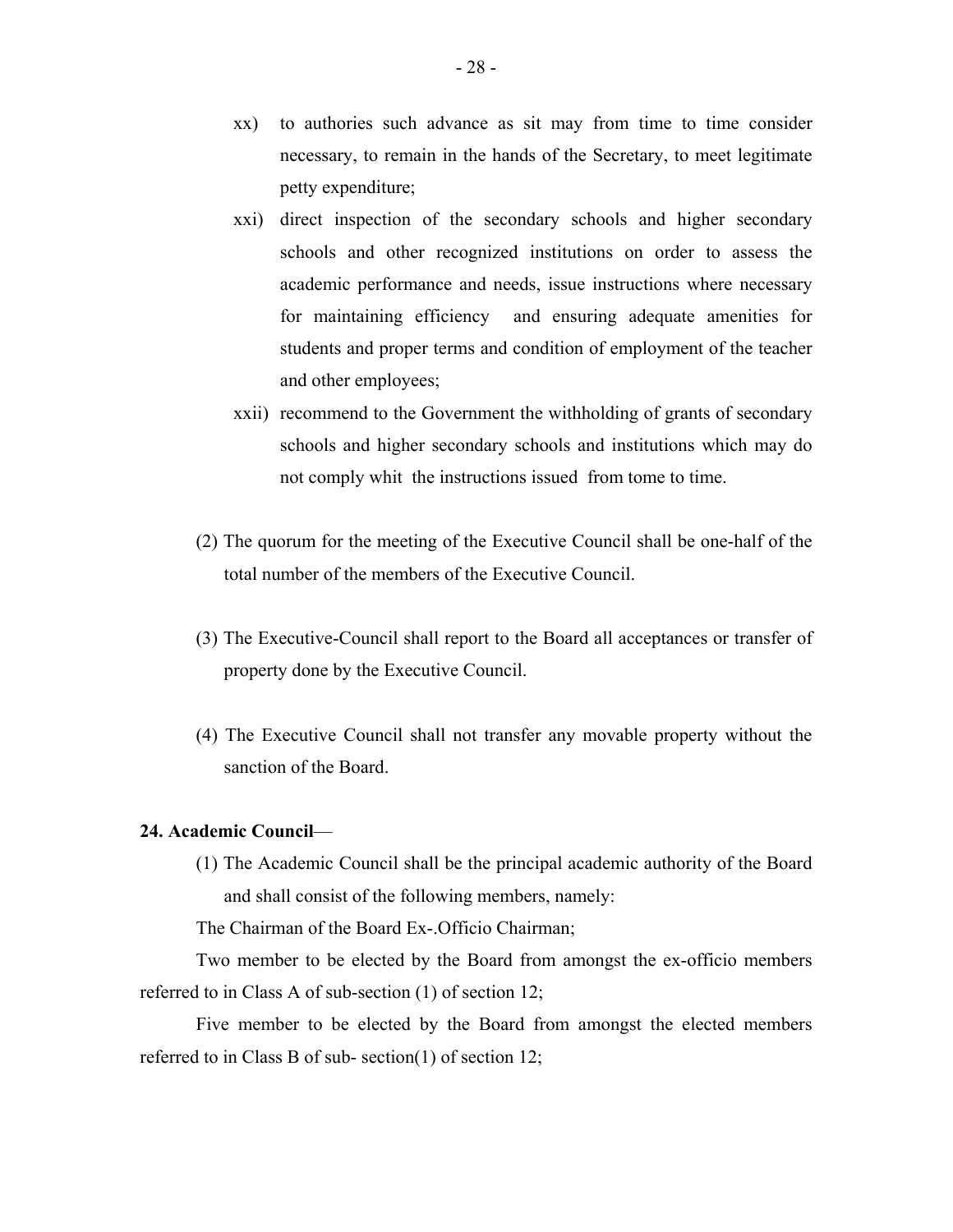xx) to authories such advance as sit may from time to time consider necessary, to remain in the hands of the Secretary, to meet legitimate petty expenditure;

xxi) direct inspection of the secondary schools and higher secondary schools and other recognized institutions on order to assess the academic performance and needs, issue instructions where necessary for maintaining efficiency and ensuring adequate amenities for students and proper terms and condition of employment of the teacher and other employees;

xxii) recommend to the Government the withholding of grants of secondary schools and higher secondary schools and institutions which may do not comply whit the instructions issued from tome to time.

(2) The quorum for the meeting of the Executive Council shall be one-half of the total number of the members of the Executive Council.

(3) The Executive-Council shall report to the Board all acceptances or transfer of property done by the Executive Council.

(4) The Executive Council shall not transfer any movable property without the sanction of the Board.

**24. Academic Council**—

(1) The Academic Council shall be the principal academic authority of the Board and shall consist of the following members, namely:

The Chairman of the Board Ex-.Officio Chairman;

Two member to be elected by the Board from amongst the ex-officio members referred to in Class A of sub-section (1) of section 12;

Five member to be elected by the Board from amongst the elected members referred to in Class B of sub- section(1) of section 12;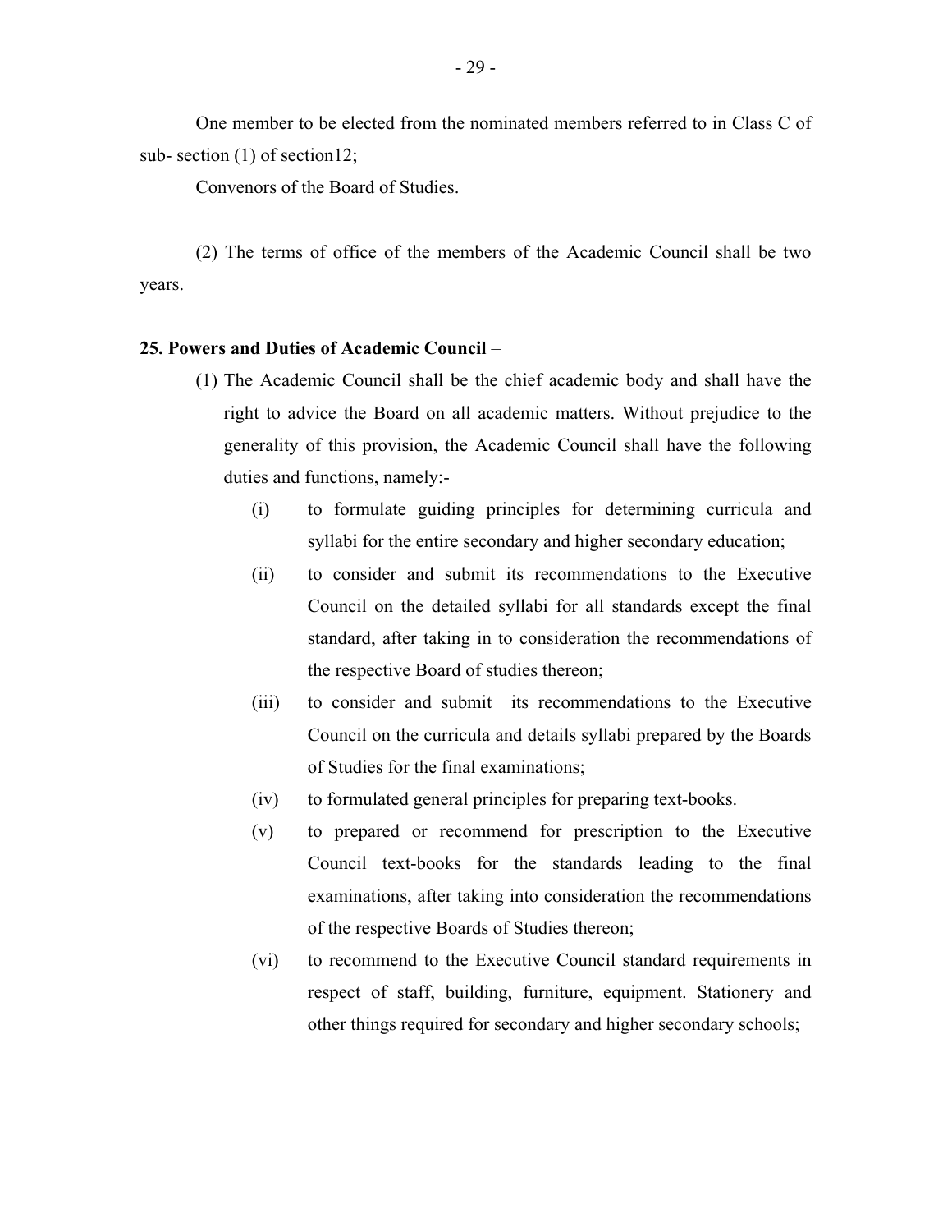One member to be elected from the nominated members referred to in Class C of sub- section (1) of section12;

Convenors of the Board of Studies.

(2) The terms of office of the members of the Academic Council shall be two years.

**25. Powers and Duties of Academic Council** –

(1) The Academic Council shall be the chief academic body and shall have the right to advice the Board on all academic matters. Without prejudice to the generality of this provision, the Academic Council shall have the following duties and functions, namely:-

- (i) to formulate guiding principles for determining curricula and syllabi for the entire secondary and higher secondary education;
- (ii) to consider and submit its recommendations to the Executive Council on the detailed syllabi for all standards except the final standard, after taking in to consideration the recommendations of the respective Board of studies thereon;
- (iii) to consider and submit its recommendations to the Executive Council on the curricula and details syllabi prepared by the Boards of Studies for the final examinations;
- (iv) to formulated general principles for preparing text-books.
- (v) to prepared or recommend for prescription to the Executive Council text-books for the standards leading to the final examinations, after taking into consideration the recommendations of the respective Boards of Studies thereon;
- (vi) to recommend to the Executive Council standard requirements in respect of staff, building, furniture, equipment. Stationery and other things required for secondary and higher secondary schools;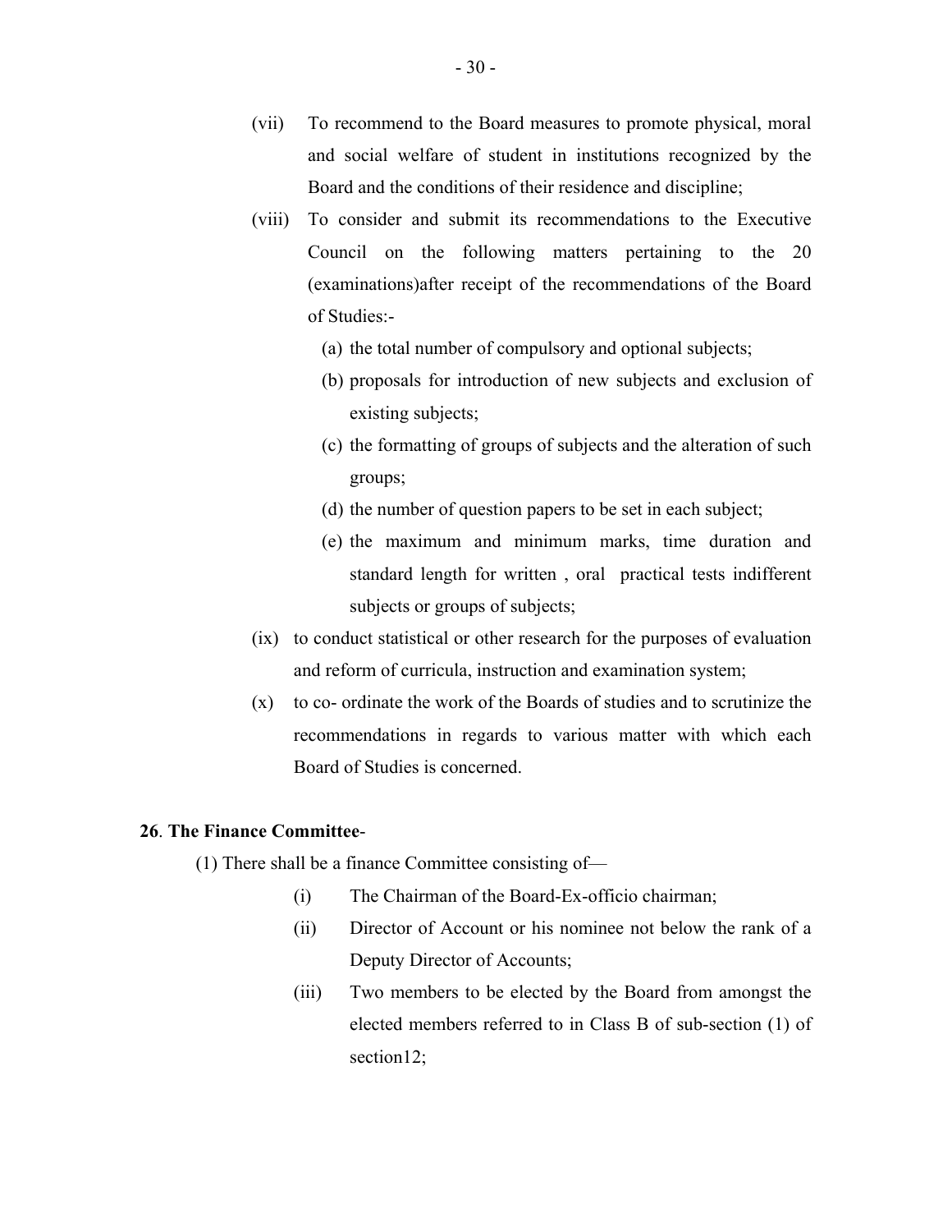(vii) To recommend to the Board measures to promote physical, moral and social welfare of student in institutions recognized by the Board and the conditions of their residence and discipline;

(viii) To consider and submit its recommendations to the Executive Council on the following matters pertaining to the 20 (examinations)after receipt of the recommendations of the Board of Studies:-

  (a) the total number of compulsory and optional subjects;

  (b) proposals for introduction of new subjects and exclusion of existing subjects;

  (c) the formatting of groups of subjects and the alteration of such groups;

  (d) the number of question papers to be set in each subject;

  (e) the maximum and minimum marks, time duration and standard length for written , oral practical tests indifferent subjects or groups of subjects;

(ix) to conduct statistical or other research for the purposes of evaluation and reform of curricula, instruction and examination system;

(x) to co- ordinate the work of the Boards of studies and to scrutinize the recommendations in regards to various matter with which each Board of Studies is concerned.

**26**. **The Finance Committee**-

(1) There shall be a finance Committee consisting of—

(i) The Chairman of the Board-Ex-officio chairman;

(ii) Director of Account or his nominee not below the rank of a Deputy Director of Accounts;

(iii) Two members to be elected by the Board from amongst the elected members referred to in Class B of sub-section (1) of section12;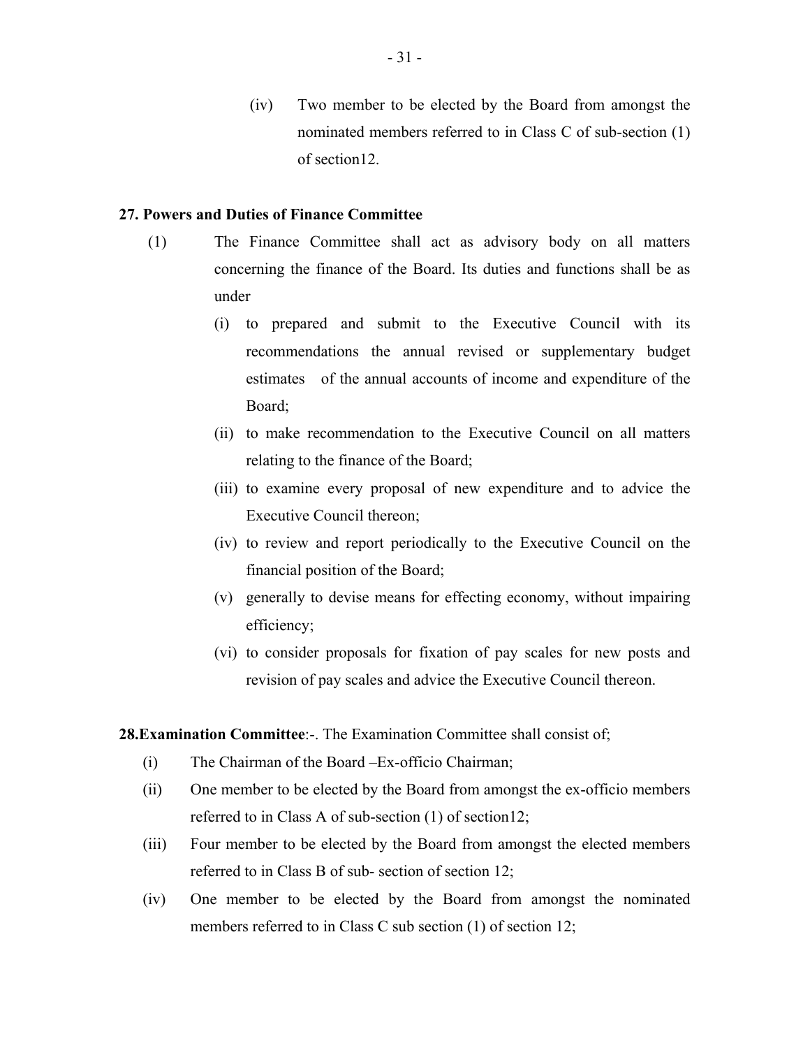(iv) Two member to be elected by the Board from amongst the nominated members referred to in Class C of sub-section (1) of section12.

**27. Powers and Duties of Finance Committee**

(1) The Finance Committee shall act as advisory body on all matters concerning the finance of the Board. Its duties and functions shall be as under

(i) to prepared and submit to the Executive Council with its recommendations the annual revised or supplementary budget estimates of the annual accounts of income and expenditure of the Board;

(ii) to make recommendation to the Executive Council on all matters relating to the finance of the Board;

(iii) to examine every proposal of new expenditure and to advice the Executive Council thereon;

(iv) to review and report periodically to the Executive Council on the financial position of the Board;

(v) generally to devise means for effecting economy, without impairing efficiency;

(vi) to consider proposals for fixation of pay scales for new posts and revision of pay scales and advice the Executive Council thereon.

**28.Examination Committee**:-. The Examination Committee shall consist of;

(i) The Chairman of the Board –Ex-officio Chairman;

(ii) One member to be elected by the Board from amongst the ex-officio members referred to in Class A of sub-section (1) of section12;

(iii) Four member to be elected by the Board from amongst the elected members referred to in Class B of sub- section of section 12;

(iv) One member to be elected by the Board from amongst the nominated members referred to in Class C sub section (1) of section 12;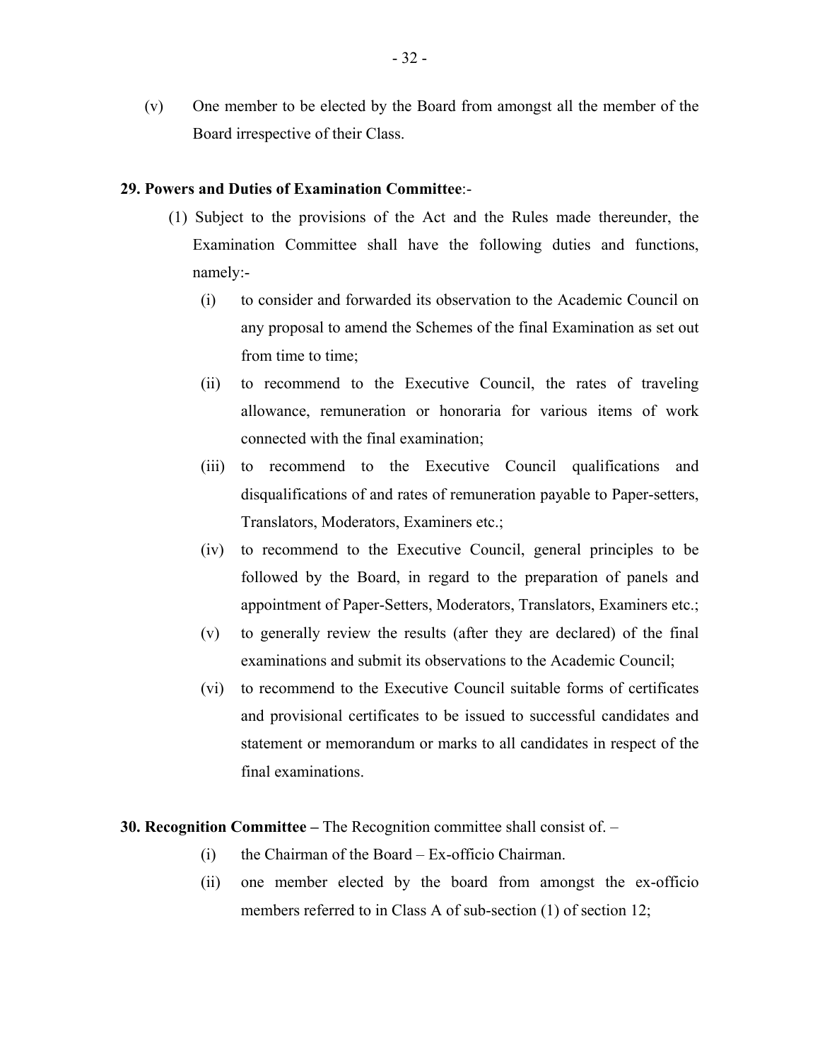(v) One member to be elected by the Board from amongst all the member of the Board irrespective of their Class.

**29. Powers and Duties of Examination Committee**:-

(1) Subject to the provisions of the Act and the Rules made thereunder, the Examination Committee shall have the following duties and functions, namely:-

(i) to consider and forwarded its observation to the Academic Council on any proposal to amend the Schemes of the final Examination as set out from time to time;

(ii) to recommend to the Executive Council, the rates of traveling allowance, remuneration or honoraria for various items of work connected with the final examination;

(iii) to recommend to the Executive Council qualifications and disqualifications of and rates of remuneration payable to Paper-setters, Translators, Moderators, Examiners etc.;

(iv) to recommend to the Executive Council, general principles to be followed by the Board, in regard to the preparation of panels and appointment of Paper-Setters, Moderators, Translators, Examiners etc.;

(v) to generally review the results (after they are declared) of the final examinations and submit its observations to the Academic Council;

(vi) to recommend to the Executive Council suitable forms of certificates and provisional certificates to be issued to successful candidates and statement or memorandum or marks to all candidates in respect of the final examinations.

**30. Recognition Committee –** The Recognition committee shall consist of. –

(i) the Chairman of the Board – Ex-officio Chairman.

(ii) one member elected by the board from amongst the ex-officio members referred to in Class A of sub-section (1) of section 12;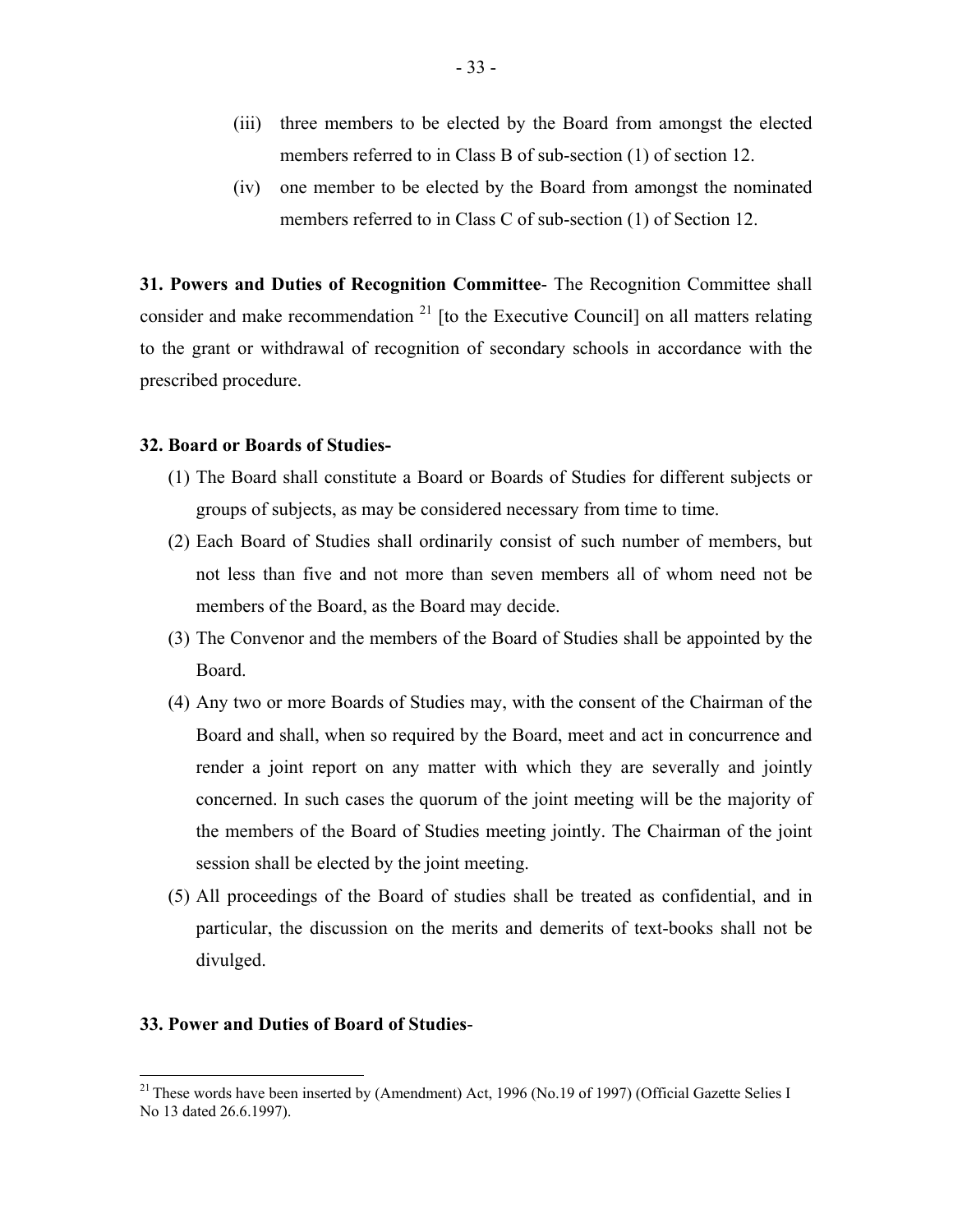(iii) three members to be elected by the Board from amongst the elected members referred to in Class B of sub-section (1) of section 12.

(iv) one member to be elected by the Board from amongst the nominated members referred to in Class C of sub-section (1) of Section 12.

**31. Powers and Duties of Recognition Committee**- The Recognition Committee shall consider and make recommendation [21] [to the Executive Council] on all matters relating to the grant or withdrawal of recognition of secondary schools in accordance with the prescribed procedure.

**32. Board or Boards of Studies-**

(1) The Board shall constitute a Board or Boards of Studies for different subjects or groups of subjects, as may be considered necessary from time to time.

(2) Each Board of Studies shall ordinarily consist of such number of members, but not less than five and not more than seven members all of whom need not be members of the Board, as the Board may decide.

(3) The Convenor and the members of the Board of Studies shall be appointed by the Board.

(4) Any two or more Boards of Studies may, with the consent of the Chairman of the Board and shall, when so required by the Board, meet and act in concurrence and render a joint report on any matter with which they are severally and jointly concerned. In such cases the quorum of the joint meeting will be the majority of the members of the Board of Studies meeting jointly. The Chairman of the joint session shall be elected by the joint meeting.

(5) All proceedings of the Board of studies shall be treated as confidential, and in particular, the discussion on the merits and demerits of text-books shall not be divulged.

**33. Power and Duties of Board of Studies**-

---

[21] These words have been inserted by (Amendment) Act, 1996 (No.19 of 1997) (Official Gazette Selies I No 13 dated 26.6.1997).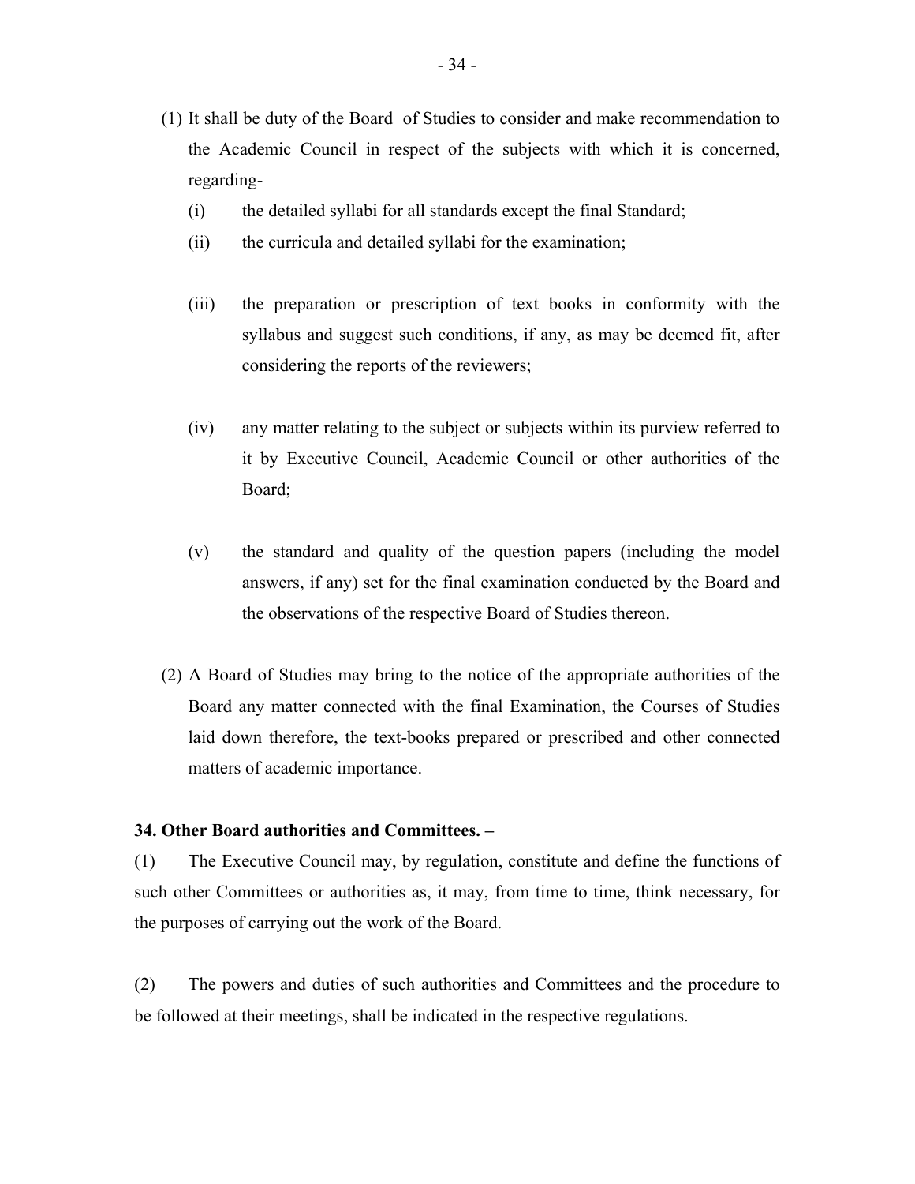(1) It shall be duty of the Board of Studies to consider and make recommendation to the Academic Council in respect of the subjects with which it is concerned, regarding-

(i) the detailed syllabi for all standards except the final Standard;

(ii) the curricula and detailed syllabi for the examination;

(iii) the preparation or prescription of text books in conformity with the syllabus and suggest such conditions, if any, as may be deemed fit, after considering the reports of the reviewers;

(iv) any matter relating to the subject or subjects within its purview referred to it by Executive Council, Academic Council or other authorities of the Board;

(v) the standard and quality of the question papers (including the model answers, if any) set for the final examination conducted by the Board and the observations of the respective Board of Studies thereon.

(2) A Board of Studies may bring to the notice of the appropriate authorities of the Board any matter connected with the final Examination, the Courses of Studies laid down therefore, the text-books prepared or prescribed and other connected matters of academic importance.

**34. Other Board authorities and Committees. –**

(1) The Executive Council may, by regulation, constitute and define the functions of such other Committees or authorities as, it may, from time to time, think necessary, for the purposes of carrying out the work of the Board.

(2) The powers and duties of such authorities and Committees and the procedure to be followed at their meetings, shall be indicated in the respective regulations.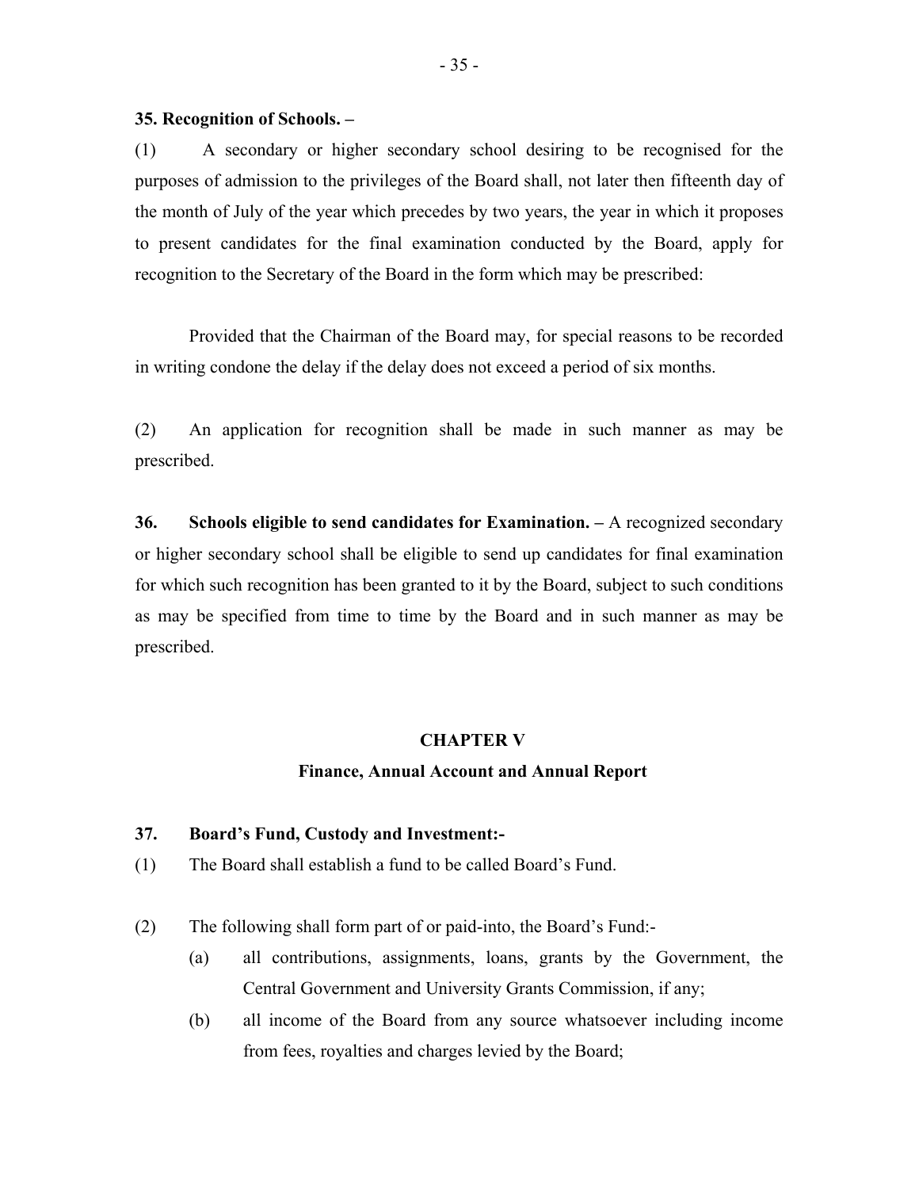**35. Recognition of Schools. –**

(1) A secondary or higher secondary school desiring to be recognised for the purposes of admission to the privileges of the Board shall, not later then fifteenth day of the month of July of the year which precedes by two years, the year in which it proposes to present candidates for the final examination conducted by the Board, apply for recognition to the Secretary of the Board in the form which may be prescribed:

Provided that the Chairman of the Board may, for special reasons to be recorded in writing condone the delay if the delay does not exceed a period of six months.

(2) An application for recognition shall be made in such manner as may be prescribed.

**36. Schools eligible to send candidates for Examination. –** A recognized secondary or higher secondary school shall be eligible to send up candidates for final examination for which such recognition has been granted to it by the Board, subject to such conditions as may be specified from time to time by the Board and in such manner as may be prescribed.

## CHAPTER V

## Finance, Annual Account and Annual Report

**37. Board's Fund, Custody and Investment:-**

(1) The Board shall establish a fund to be called Board's Fund.

(2) The following shall form part of or paid-into, the Board's Fund:-

(a) all contributions, assignments, loans, grants by the Government, the Central Government and University Grants Commission, if any;

(b) all income of the Board from any source whatsoever including income from fees, royalties and charges levied by the Board;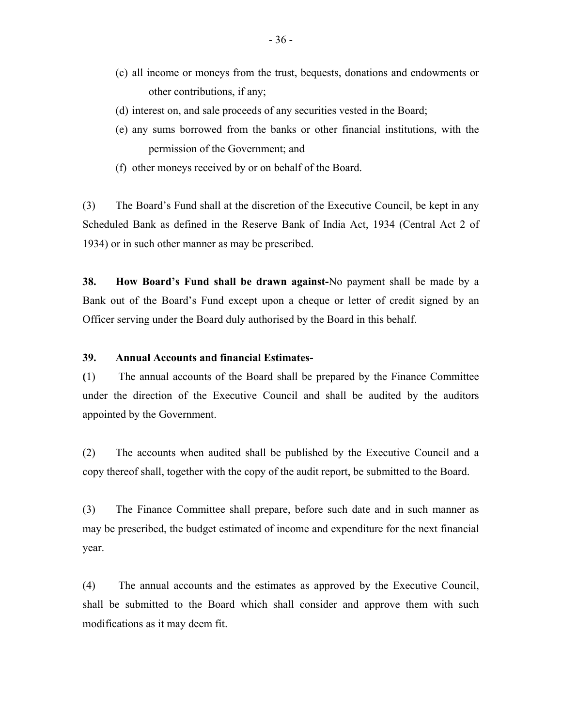(c) all income or moneys from the trust, bequests, donations and endowments or other contributions, if any;

(d) interest on, and sale proceeds of any securities vested in the Board;

(e) any sums borrowed from the banks or other financial institutions, with the permission of the Government; and

(f) other moneys received by or on behalf of the Board.

(3) The Board's Fund shall at the discretion of the Executive Council, be kept in any Scheduled Bank as defined in the Reserve Bank of India Act, 1934 (Central Act 2 of 1934) or in such other manner as may be prescribed.

**38. How Board's Fund shall be drawn against-**No payment shall be made by a Bank out of the Board's Fund except upon a cheque or letter of credit signed by an Officer serving under the Board duly authorised by the Board in this behalf.

**39. Annual Accounts and financial Estimates-**

**(**1) The annual accounts of the Board shall be prepared by the Finance Committee under the direction of the Executive Council and shall be audited by the auditors appointed by the Government.

(2) The accounts when audited shall be published by the Executive Council and a copy thereof shall, together with the copy of the audit report, be submitted to the Board.

(3) The Finance Committee shall prepare, before such date and in such manner as may be prescribed, the budget estimated of income and expenditure for the next financial year.

(4) The annual accounts and the estimates as approved by the Executive Council, shall be submitted to the Board which shall consider and approve them with such modifications as it may deem fit.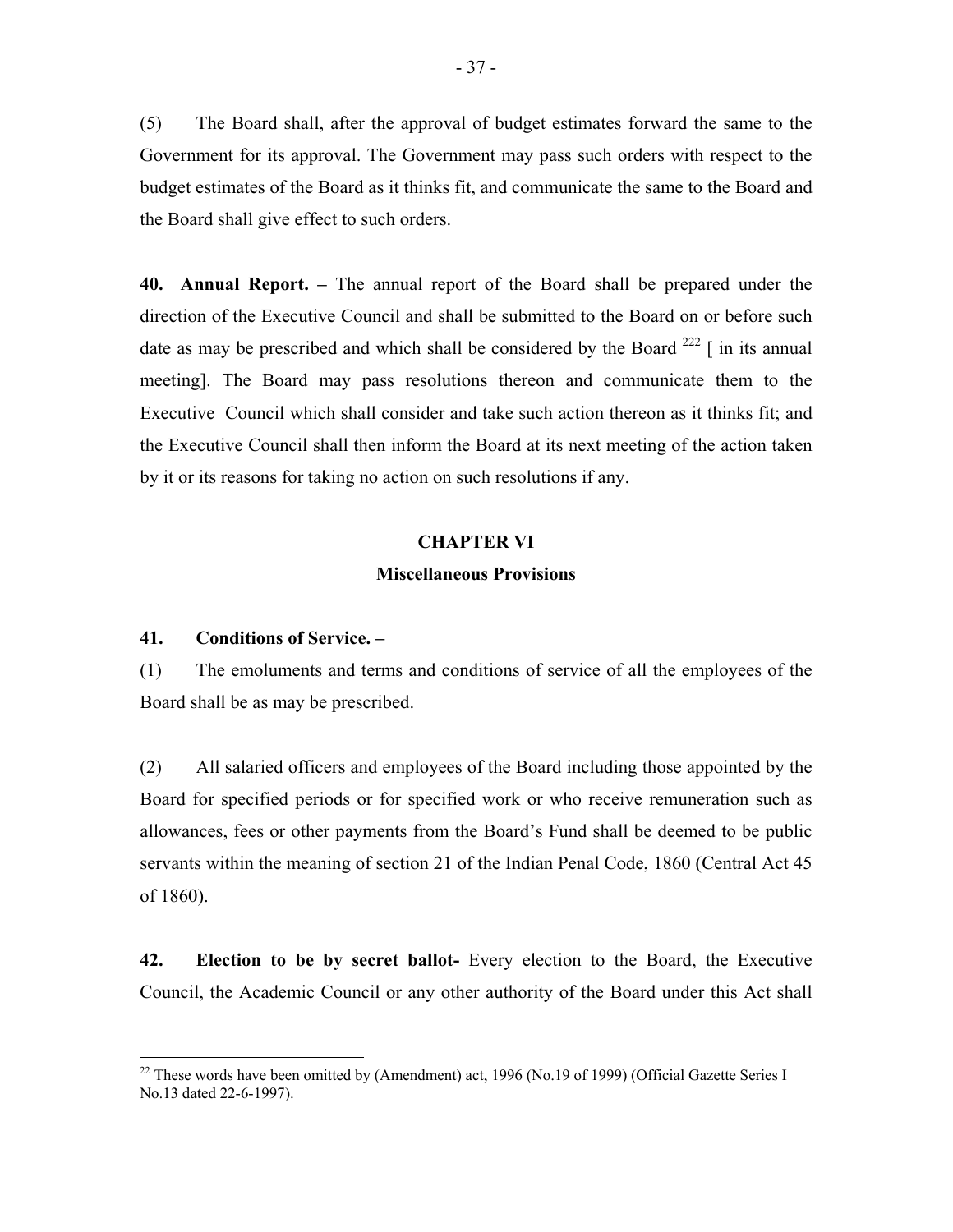(5) The Board shall, after the approval of budget estimates forward the same to the Government for its approval. The Government may pass such orders with respect to the budget estimates of the Board as it thinks fit, and communicate the same to the Board and the Board shall give effect to such orders.

**40. Annual Report. –** The annual report of the Board shall be prepared under the direction of the Executive Council and shall be submitted to the Board on or before such date as may be prescribed and which shall be considered by the Board [222] [ in its annual meeting]. The Board may pass resolutions thereon and communicate them to the Executive Council which shall consider and take such action thereon as it thinks fit; and the Executive Council shall then inform the Board at its next meeting of the action taken by it or its reasons for taking no action on such resolutions if any.

## CHAPTER VI

### Miscellaneous Provisions

**41. Conditions of Service. –**

(1) The emoluments and terms and conditions of service of all the employees of the Board shall be as may be prescribed.

(2) All salaried officers and employees of the Board including those appointed by the Board for specified periods or for specified work or who receive remuneration such as allowances, fees or other payments from the Board's Fund shall be deemed to be public servants within the meaning of section 21 of the Indian Penal Code, 1860 (Central Act 45 of 1860).

**42. Election to be by secret ballot-** Every election to the Board, the Executive Council, the Academic Council or any other authority of the Board under this Act shall

---

[22] These words have been omitted by (Amendment) act, 1996 (No.19 of 1999) (Official Gazette Series I No.13 dated 22-6-1997).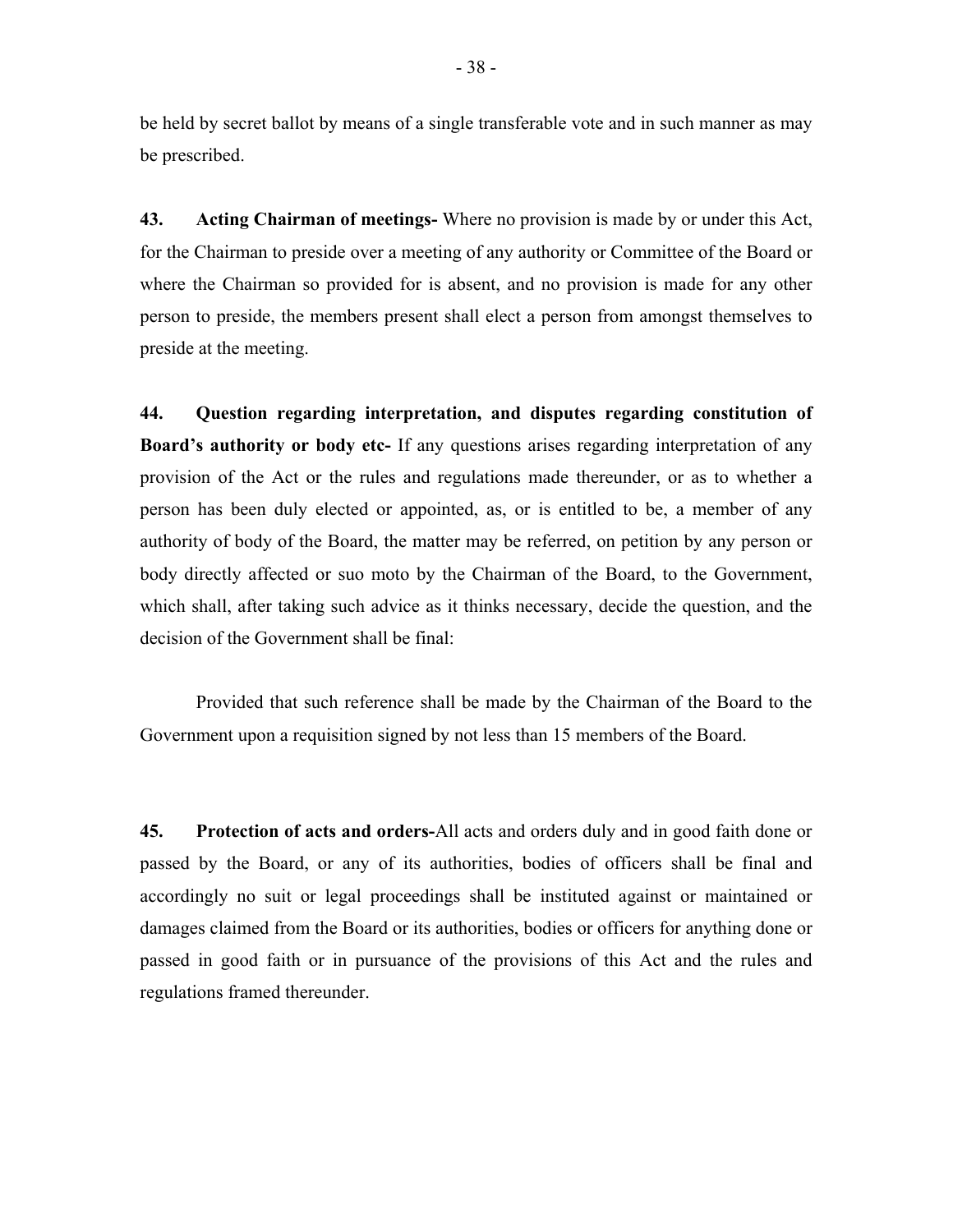be held by secret ballot by means of a single transferable vote and in such manner as may be prescribed.

**43. Acting Chairman of meetings-** Where no provision is made by or under this Act, for the Chairman to preside over a meeting of any authority or Committee of the Board or where the Chairman so provided for is absent, and no provision is made for any other person to preside, the members present shall elect a person from amongst themselves to preside at the meeting.

**44. Question regarding interpretation, and disputes regarding constitution of Board's authority or body etc-** If any questions arises regarding interpretation of any provision of the Act or the rules and regulations made thereunder, or as to whether a person has been duly elected or appointed, as, or is entitled to be, a member of any authority of body of the Board, the matter may be referred, on petition by any person or body directly affected or suo moto by the Chairman of the Board, to the Government, which shall, after taking such advice as it thinks necessary, decide the question, and the decision of the Government shall be final:

Provided that such reference shall be made by the Chairman of the Board to the Government upon a requisition signed by not less than 15 members of the Board.

**45. Protection of acts and orders-**All acts and orders duly and in good faith done or passed by the Board, or any of its authorities, bodies of officers shall be final and accordingly no suit or legal proceedings shall be instituted against or maintained or damages claimed from the Board or its authorities, bodies or officers for anything done or passed in good faith or in pursuance of the provisions of this Act and the rules and regulations framed thereunder.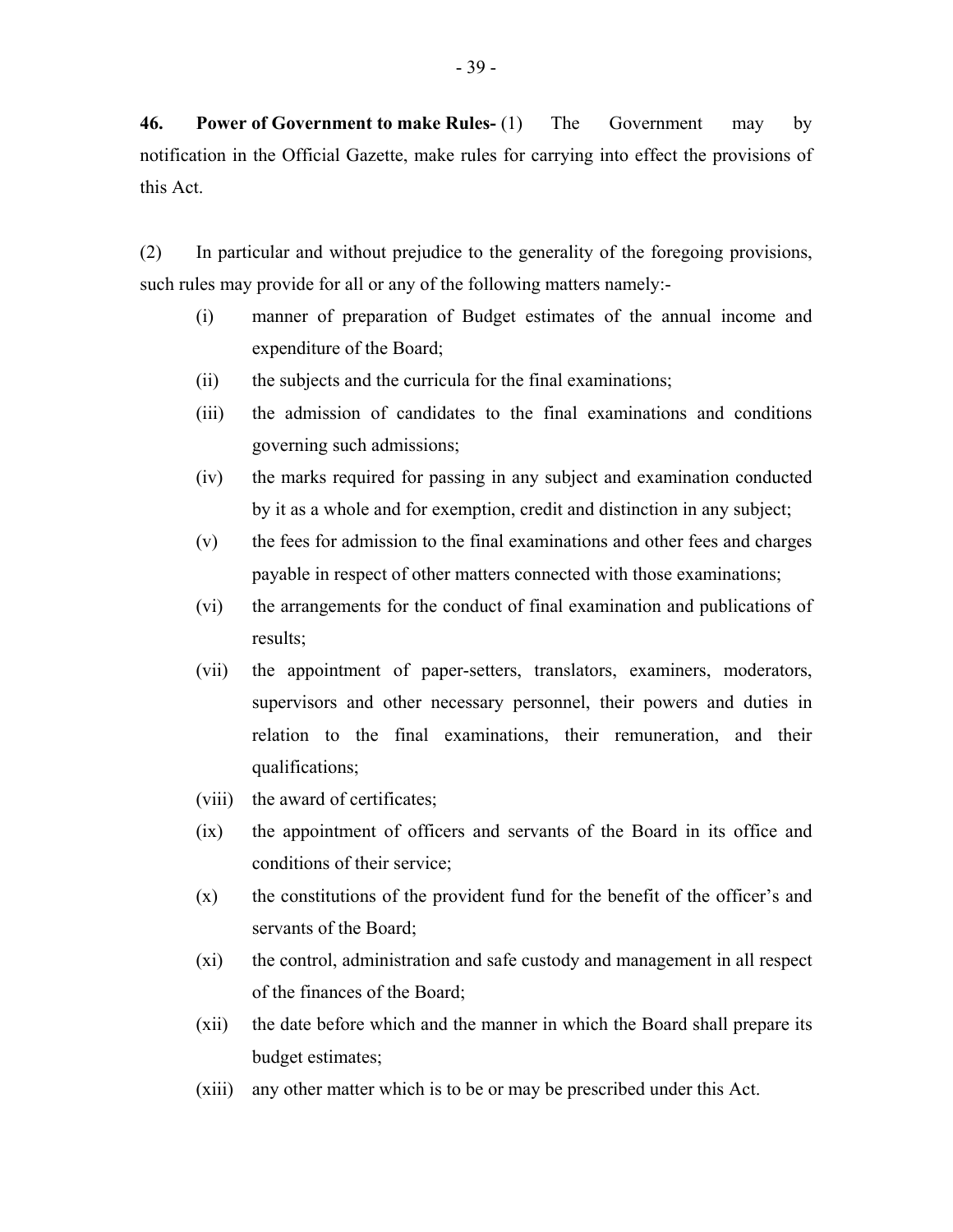**46. Power of Government to make Rules-** (1) The Government may by notification in the Official Gazette, make rules for carrying into effect the provisions of this Act.

(2) In particular and without prejudice to the generality of the foregoing provisions, such rules may provide for all or any of the following matters namely:-

- (i) manner of preparation of Budget estimates of the annual income and expenditure of the Board;
- (ii) the subjects and the curricula for the final examinations;
- (iii) the admission of candidates to the final examinations and conditions governing such admissions;
- (iv) the marks required for passing in any subject and examination conducted by it as a whole and for exemption, credit and distinction in any subject;
- (v) the fees for admission to the final examinations and other fees and charges payable in respect of other matters connected with those examinations;
- (vi) the arrangements for the conduct of final examination and publications of results;
- (vii) the appointment of paper-setters, translators, examiners, moderators, supervisors and other necessary personnel, their powers and duties in relation to the final examinations, their remuneration, and their qualifications;
- (viii) the award of certificates;
- (ix) the appointment of officers and servants of the Board in its office and conditions of their service;
- (x) the constitutions of the provident fund for the benefit of the officer's and servants of the Board;
- (xi) the control, administration and safe custody and management in all respect of the finances of the Board;
- (xii) the date before which and the manner in which the Board shall prepare its budget estimates;
- (xiii) any other matter which is to be or may be prescribed under this Act.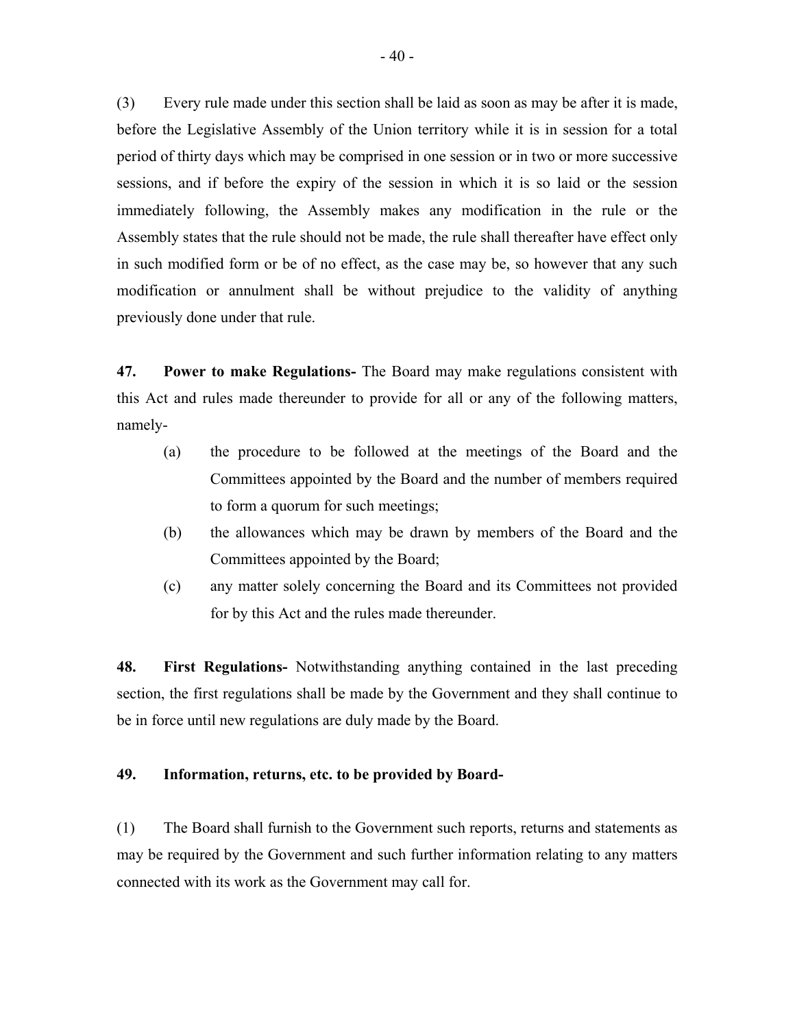(3) Every rule made under this section shall be laid as soon as may be after it is made, before the Legislative Assembly of the Union territory while it is in session for a total period of thirty days which may be comprised in one session or in two or more successive sessions, and if before the expiry of the session in which it is so laid or the session immediately following, the Assembly makes any modification in the rule or the Assembly states that the rule should not be made, the rule shall thereafter have effect only in such modified form or be of no effect, as the case may be, so however that any such modification or annulment shall be without prejudice to the validity of anything previously done under that rule.

**47. Power to make Regulations-** The Board may make regulations consistent with this Act and rules made thereunder to provide for all or any of the following matters, namely-

(a) the procedure to be followed at the meetings of the Board and the Committees appointed by the Board and the number of members required to form a quorum for such meetings;

(b) the allowances which may be drawn by members of the Board and the Committees appointed by the Board;

(c) any matter solely concerning the Board and its Committees not provided for by this Act and the rules made thereunder.

**48. First Regulations-** Notwithstanding anything contained in the last preceding section, the first regulations shall be made by the Government and they shall continue to be in force until new regulations are duly made by the Board.

**49. Information, returns, etc. to be provided by Board-**

(1) The Board shall furnish to the Government such reports, returns and statements as may be required by the Government and such further information relating to any matters connected with its work as the Government may call for.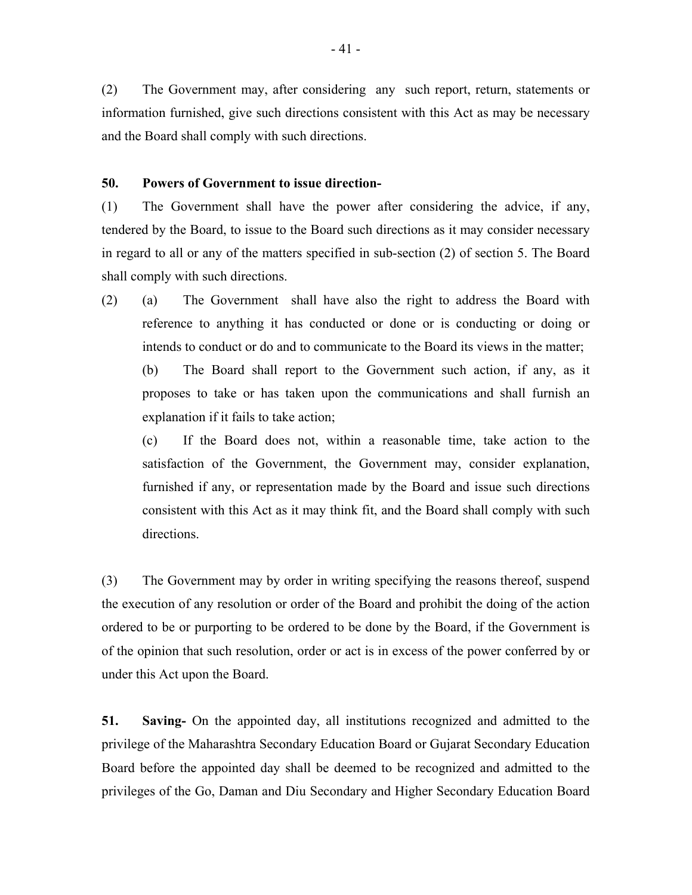(2) The Government may, after considering any such report, return, statements or information furnished, give such directions consistent with this Act as may be necessary and the Board shall comply with such directions.

**50. Powers of Government to issue direction-**

(1) The Government shall have the power after considering the advice, if any, tendered by the Board, to issue to the Board such directions as it may consider necessary in regard to all or any of the matters specified in sub-section (2) of section 5. The Board shall comply with such directions.

(2) (a) The Government shall have also the right to address the Board with reference to anything it has conducted or done or is conducting or doing or intends to conduct or do and to communicate to the Board its views in the matter;

(b) The Board shall report to the Government such action, if any, as it proposes to take or has taken upon the communications and shall furnish an explanation if it fails to take action;

(c) If the Board does not, within a reasonable time, take action to the satisfaction of the Government, the Government may, consider explanation, furnished if any, or representation made by the Board and issue such directions consistent with this Act as it may think fit, and the Board shall comply with such directions.

(3) The Government may by order in writing specifying the reasons thereof, suspend the execution of any resolution or order of the Board and prohibit the doing of the action ordered to be or purporting to be ordered to be done by the Board, if the Government is of the opinion that such resolution, order or act is in excess of the power conferred by or under this Act upon the Board.

**51. Saving-** On the appointed day, all institutions recognized and admitted to the privilege of the Maharashtra Secondary Education Board or Gujarat Secondary Education Board before the appointed day shall be deemed to be recognized and admitted to the privileges of the Go, Daman and Diu Secondary and Higher Secondary Education Board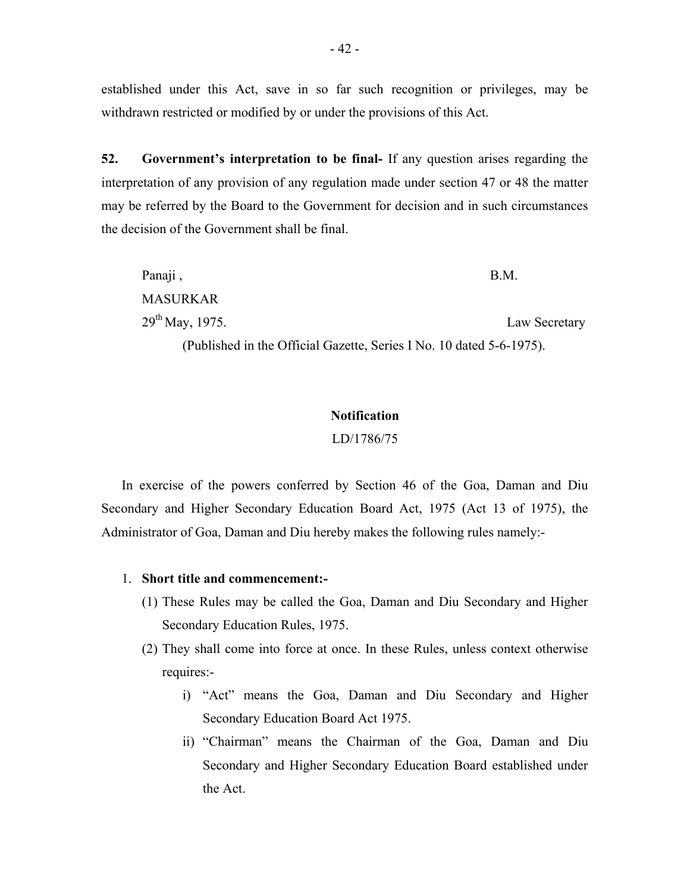established under this Act, save in so far such recognition or privileges, may be withdrawn restricted or modified by or under the provisions of this Act.

**52. Government's interpretation to be final-** If any question arises regarding the interpretation of any provision of any regulation made under section 47 or 48 the matter may be referred by the Board to the Government for decision and in such circumstances the decision of the Government shall be final.

Panaji , B.M. MASURKAR

29th May, 1975. Law Secretary

(Published in the Official Gazette, Series I No. 10 dated 5-6-1975).

**Notification**

LD/1786/75

In exercise of the powers conferred by Section 46 of the Goa, Daman and Diu Secondary and Higher Secondary Education Board Act, 1975 (Act 13 of 1975), the Administrator of Goa, Daman and Diu hereby makes the following rules namely:-

1. **Short title and commencement:-**
   (1) These Rules may be called the Goa, Daman and Diu Secondary and Higher Secondary Education Rules, 1975.
   (2) They shall come into force at once. In these Rules, unless context otherwise requires:-
      i) "Act" means the Goa, Daman and Diu Secondary and Higher Secondary Education Board Act 1975.
      ii) "Chairman" means the Chairman of the Goa, Daman and Diu Secondary and Higher Secondary Education Board established under the Act.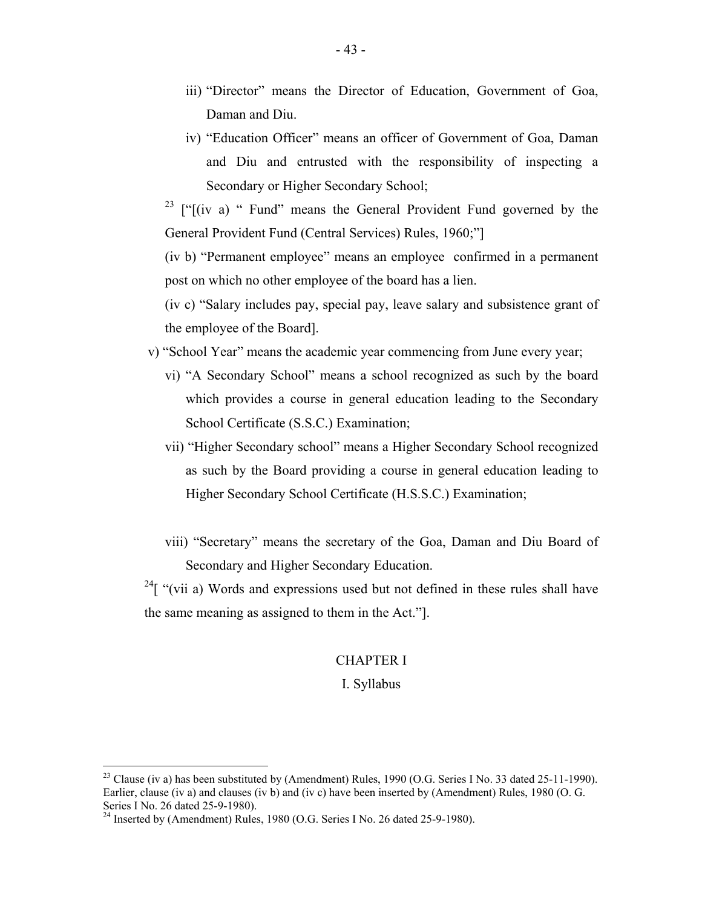iii) "Director" means the Director of Education, Government of Goa, Daman and Diu.

iv) "Education Officer" means an officer of Government of Goa, Daman and Diu and entrusted with the responsibility of inspecting a Secondary or Higher Secondary School;

[23] ["[(iv a) " Fund" means the General Provident Fund governed by the General Provident Fund (Central Services) Rules, 1960;"]

(iv b) "Permanent employee" means an employee confirmed in a permanent post on which no other employee of the board has a lien.

(iv c) "Salary includes pay, special pay, leave salary and subsistence grant of the employee of the Board].

v) "School Year" means the academic year commencing from June every year;

vi) "A Secondary School" means a school recognized as such by the board which provides a course in general education leading to the Secondary School Certificate (S.S.C.) Examination;

vii) "Higher Secondary school" means a Higher Secondary School recognized as such by the Board providing a course in general education leading to Higher Secondary School Certificate (H.S.S.C.) Examination;

viii) "Secretary" means the secretary of the Goa, Daman and Diu Board of Secondary and Higher Secondary Education.

[24][ "(vii a) Words and expressions used but not defined in these rules shall have the same meaning as assigned to them in the Act."].

CHAPTER I

I. Syllabus

---

[23] Clause (iv a) has been substituted by (Amendment) Rules, 1990 (O.G. Series I No. 33 dated 25-11-1990). Earlier, clause (iv a) and clauses (iv b) and (iv c) have been inserted by (Amendment) Rules, 1980 (O. G. Series I No. 26 dated 25-9-1980).

[24] Inserted by (Amendment) Rules, 1980 (O.G. Series I No. 26 dated 25-9-1980).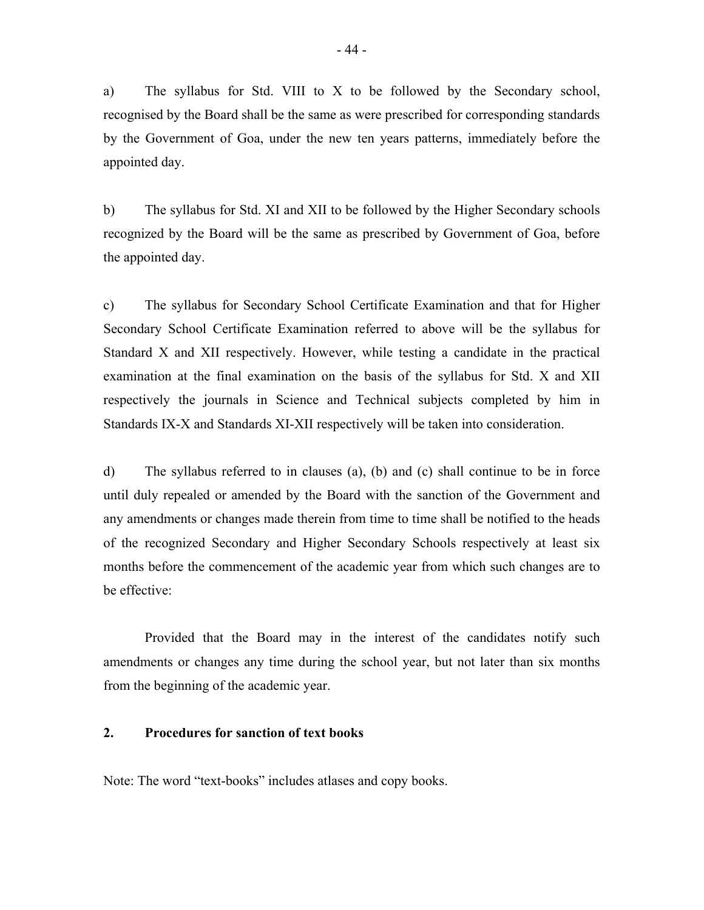a) The syllabus for Std. VIII to X to be followed by the Secondary school, recognised by the Board shall be the same as were prescribed for corresponding standards by the Government of Goa, under the new ten years patterns, immediately before the appointed day.

b) The syllabus for Std. XI and XII to be followed by the Higher Secondary schools recognized by the Board will be the same as prescribed by Government of Goa, before the appointed day.

c) The syllabus for Secondary School Certificate Examination and that for Higher Secondary School Certificate Examination referred to above will be the syllabus for Standard X and XII respectively. However, while testing a candidate in the practical examination at the final examination on the basis of the syllabus for Std. X and XII respectively the journals in Science and Technical subjects completed by him in Standards IX-X and Standards XI-XII respectively will be taken into consideration.

d) The syllabus referred to in clauses (a), (b) and (c) shall continue to be in force until duly repealed or amended by the Board with the sanction of the Government and any amendments or changes made therein from time to time shall be notified to the heads of the recognized Secondary and Higher Secondary Schools respectively at least six months before the commencement of the academic year from which such changes are to be effective:

Provided that the Board may in the interest of the candidates notify such amendments or changes any time during the school year, but not later than six months from the beginning of the academic year.

**2. Procedures for sanction of text books**

Note: The word "text-books" includes atlases and copy books.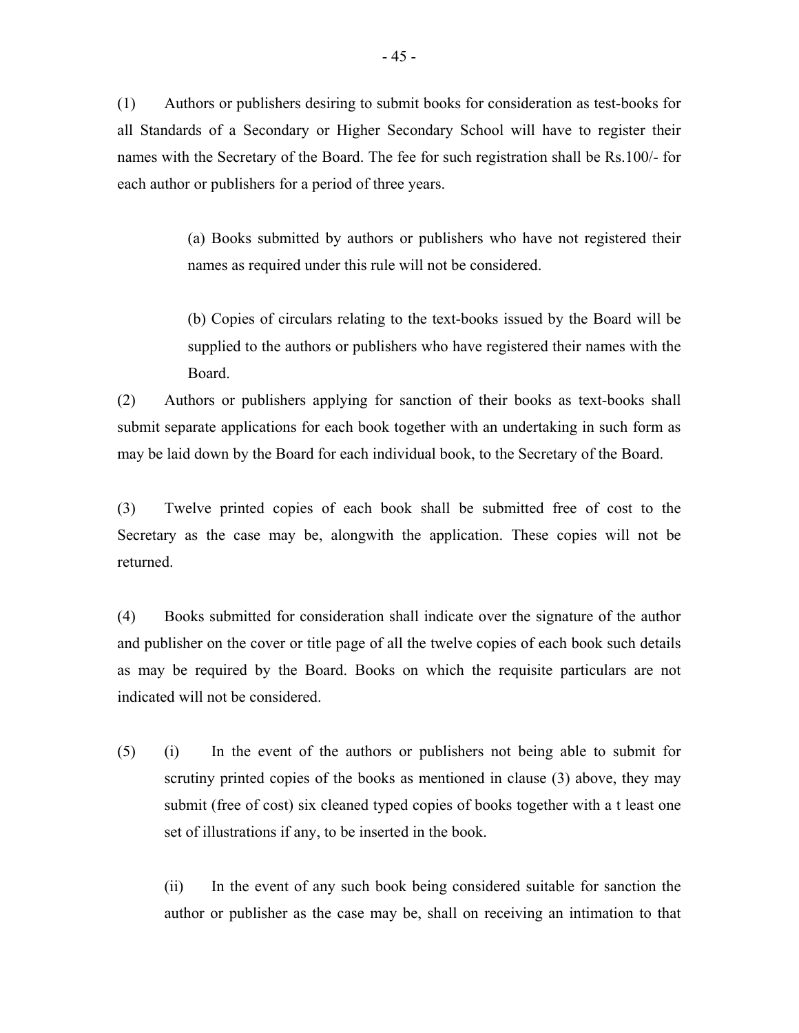(1) Authors or publishers desiring to submit books for consideration as test-books for all Standards of a Secondary or Higher Secondary School will have to register their names with the Secretary of the Board. The fee for such registration shall be Rs.100/- for each author or publishers for a period of three years.

> (a) Books submitted by authors or publishers who have not registered their names as required under this rule will not be considered.
>
> (b) Copies of circulars relating to the text-books issued by the Board will be supplied to the authors or publishers who have registered their names with the Board.

(2) Authors or publishers applying for sanction of their books as text-books shall submit separate applications for each book together with an undertaking in such form as may be laid down by the Board for each individual book, to the Secretary of the Board.

(3) Twelve printed copies of each book shall be submitted free of cost to the Secretary as the case may be, alongwith the application. These copies will not be returned.

(4) Books submitted for consideration shall indicate over the signature of the author and publisher on the cover or title page of all the twelve copies of each book such details as may be required by the Board. Books on which the requisite particulars are not indicated will not be considered.

(5) (i) In the event of the authors or publishers not being able to submit for scrutiny printed copies of the books as mentioned in clause (3) above, they may submit (free of cost) six cleaned typed copies of books together with a t least one set of illustrations if any, to be inserted in the book.

(ii) In the event of any such book being considered suitable for sanction the author or publisher as the case may be, shall on receiving an intimation to that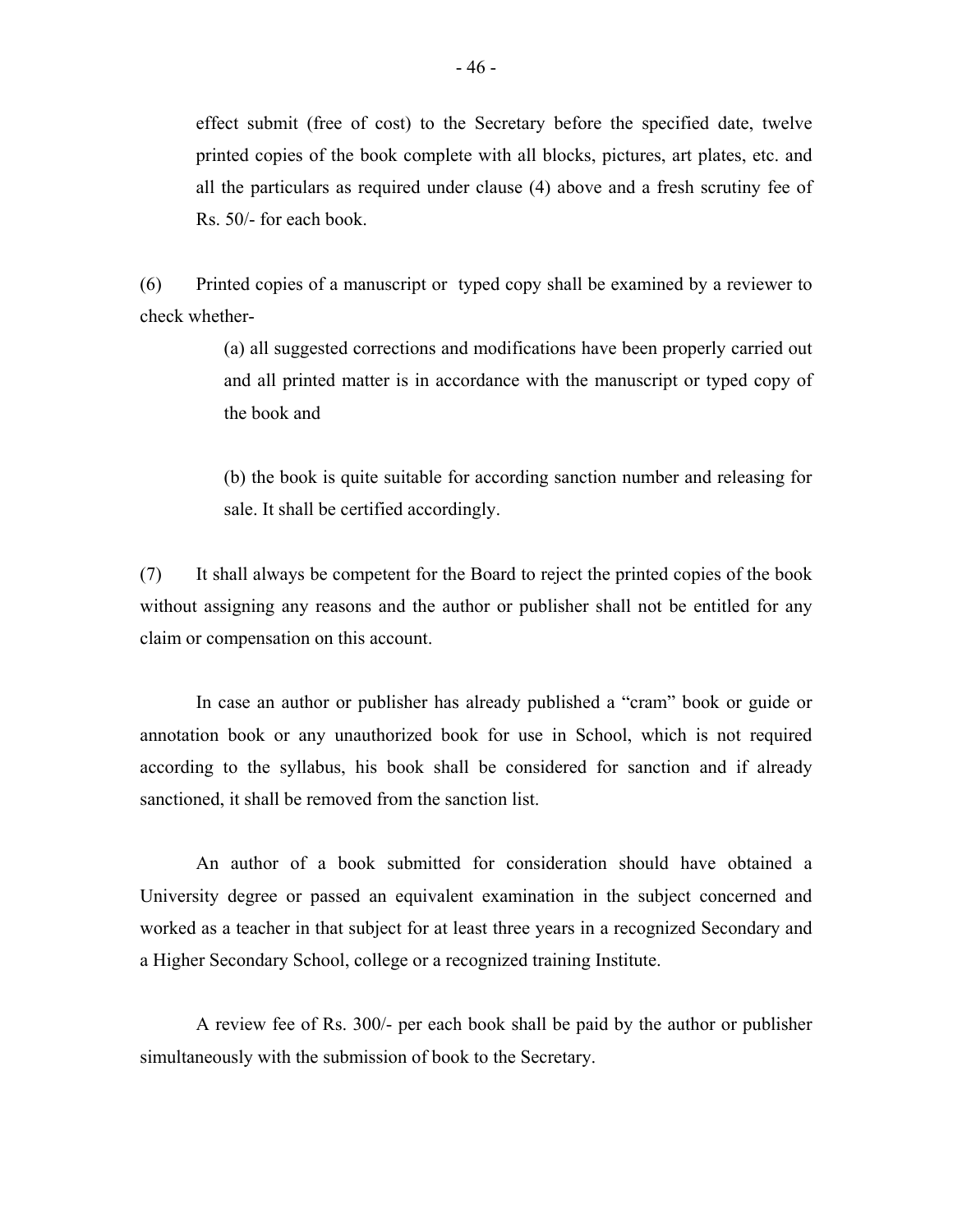effect submit (free of cost) to the Secretary before the specified date, twelve printed copies of the book complete with all blocks, pictures, art plates, etc. and all the particulars as required under clause (4) above and a fresh scrutiny fee of Rs. 50/- for each book.

(6) Printed copies of a manuscript or typed copy shall be examined by a reviewer to check whether-

(a) all suggested corrections and modifications have been properly carried out and all printed matter is in accordance with the manuscript or typed copy of the book and

(b) the book is quite suitable for according sanction number and releasing for sale. It shall be certified accordingly.

(7) It shall always be competent for the Board to reject the printed copies of the book without assigning any reasons and the author or publisher shall not be entitled for any claim or compensation on this account.

In case an author or publisher has already published a "cram" book or guide or annotation book or any unauthorized book for use in School, which is not required according to the syllabus, his book shall be considered for sanction and if already sanctioned, it shall be removed from the sanction list.

An author of a book submitted for consideration should have obtained a University degree or passed an equivalent examination in the subject concerned and worked as a teacher in that subject for at least three years in a recognized Secondary and a Higher Secondary School, college or a recognized training Institute.

A review fee of Rs. 300/- per each book shall be paid by the author or publisher simultaneously with the submission of book to the Secretary.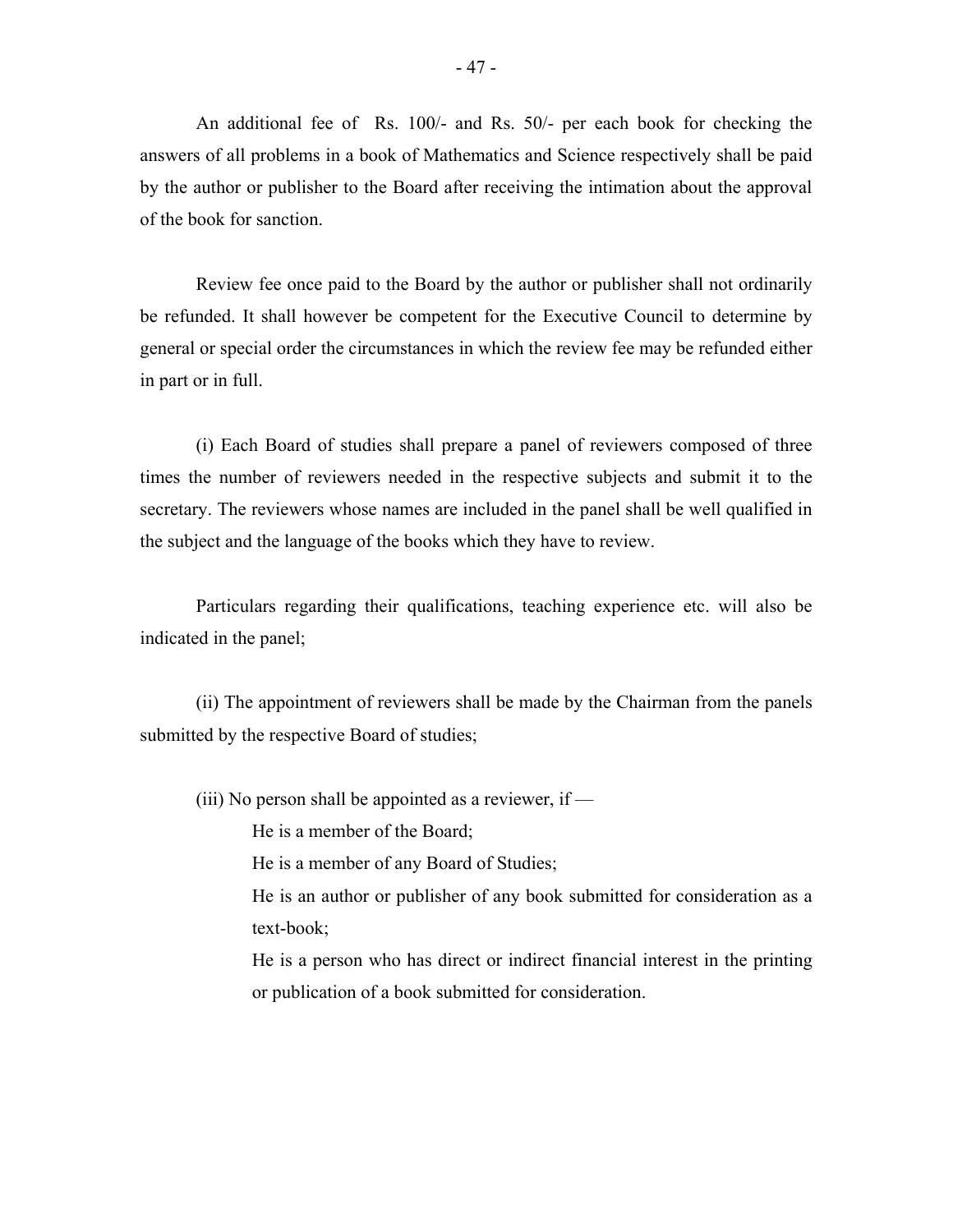An additional fee of Rs. 100/- and Rs. 50/- per each book for checking the answers of all problems in a book of Mathematics and Science respectively shall be paid by the author or publisher to the Board after receiving the intimation about the approval of the book for sanction.

Review fee once paid to the Board by the author or publisher shall not ordinarily be refunded. It shall however be competent for the Executive Council to determine by general or special order the circumstances in which the review fee may be refunded either in part or in full.

(i) Each Board of studies shall prepare a panel of reviewers composed of three times the number of reviewers needed in the respective subjects and submit it to the secretary. The reviewers whose names are included in the panel shall be well qualified in the subject and the language of the books which they have to review.

Particulars regarding their qualifications, teaching experience etc. will also be indicated in the panel;

(ii) The appointment of reviewers shall be made by the Chairman from the panels submitted by the respective Board of studies;

(iii) No person shall be appointed as a reviewer, if —

He is a member of the Board;

He is a member of any Board of Studies;

He is an author or publisher of any book submitted for consideration as a text-book;

He is a person who has direct or indirect financial interest in the printing or publication of a book submitted for consideration.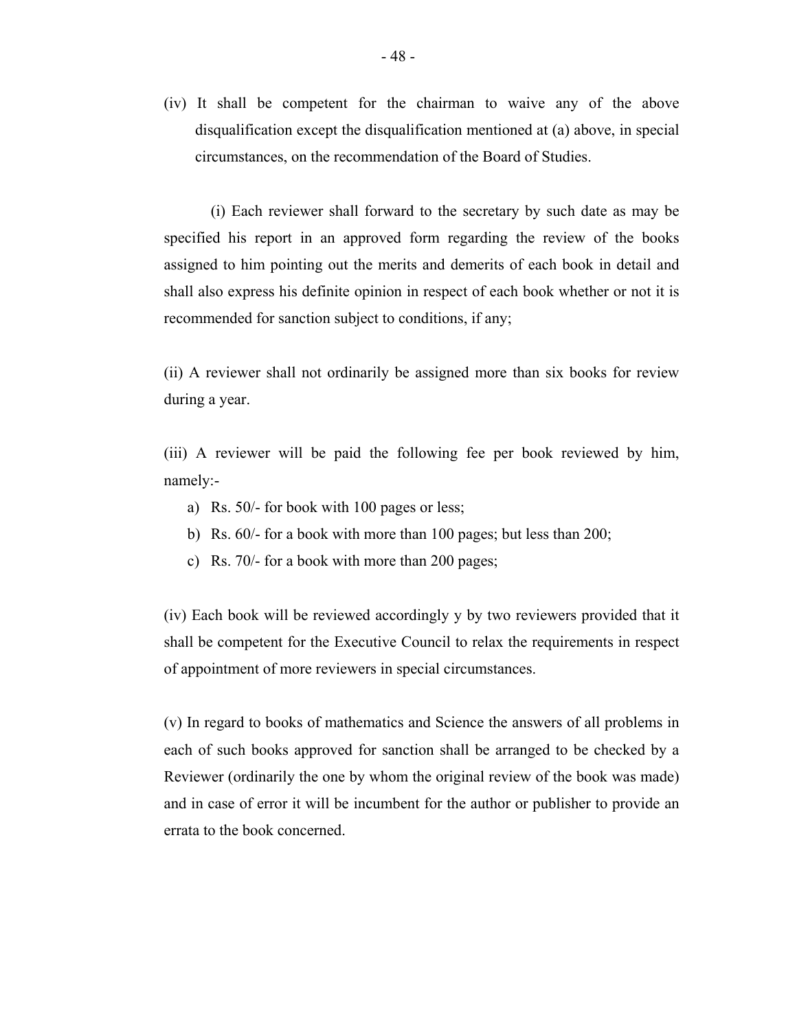(iv) It shall be competent for the chairman to waive any of the above disqualification except the disqualification mentioned at (a) above, in special circumstances, on the recommendation of the Board of Studies.

(i) Each reviewer shall forward to the secretary by such date as may be specified his report in an approved form regarding the review of the books assigned to him pointing out the merits and demerits of each book in detail and shall also express his definite opinion in respect of each book whether or not it is recommended for sanction subject to conditions, if any;

(ii) A reviewer shall not ordinarily be assigned more than six books for review during a year.

(iii) A reviewer will be paid the following fee per book reviewed by him, namely:-

a) Rs. 50/- for book with 100 pages or less;
b) Rs. 60/- for a book with more than 100 pages; but less than 200;
c) Rs. 70/- for a book with more than 200 pages;

(iv) Each book will be reviewed accordingly y by two reviewers provided that it shall be competent for the Executive Council to relax the requirements in respect of appointment of more reviewers in special circumstances.

(v) In regard to books of mathematics and Science the answers of all problems in each of such books approved for sanction shall be arranged to be checked by a Reviewer (ordinarily the one by whom the original review of the book was made) and in case of error it will be incumbent for the author or publisher to provide an errata to the book concerned.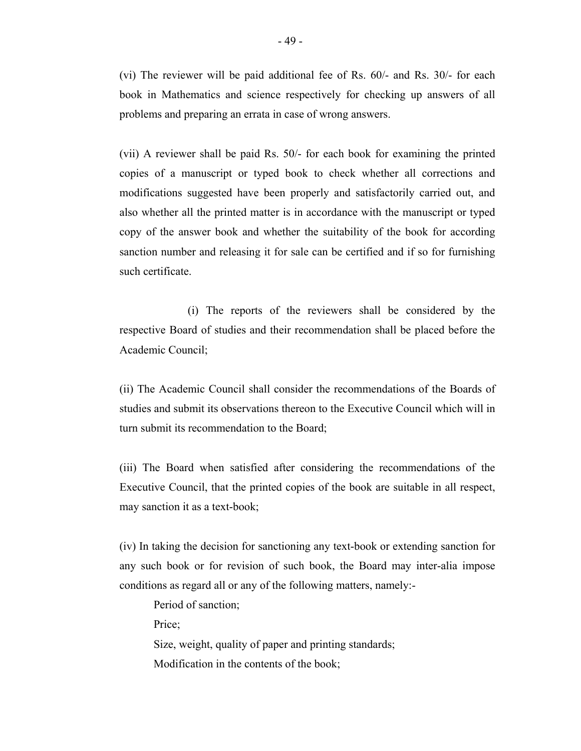(vi) The reviewer will be paid additional fee of Rs. 60/- and Rs. 30/- for each book in Mathematics and science respectively for checking up answers of all problems and preparing an errata in case of wrong answers.

(vii) A reviewer shall be paid Rs. 50/- for each book for examining the printed copies of a manuscript or typed book to check whether all corrections and modifications suggested have been properly and satisfactorily carried out, and also whether all the printed matter is in accordance with the manuscript or typed copy of the answer book and whether the suitability of the book for according sanction number and releasing it for sale can be certified and if so for furnishing such certificate.

(i) The reports of the reviewers shall be considered by the respective Board of studies and their recommendation shall be placed before the Academic Council;

(ii) The Academic Council shall consider the recommendations of the Boards of studies and submit its observations thereon to the Executive Council which will in turn submit its recommendation to the Board;

(iii) The Board when satisfied after considering the recommendations of the Executive Council, that the printed copies of the book are suitable in all respect, may sanction it as a text-book;

(iv) In taking the decision for sanctioning any text-book or extending sanction for any such book or for revision of such book, the Board may inter-alia impose conditions as regard all or any of the following matters, namely:-

Period of sanction;

Price;

Size, weight, quality of paper and printing standards;

Modification in the contents of the book;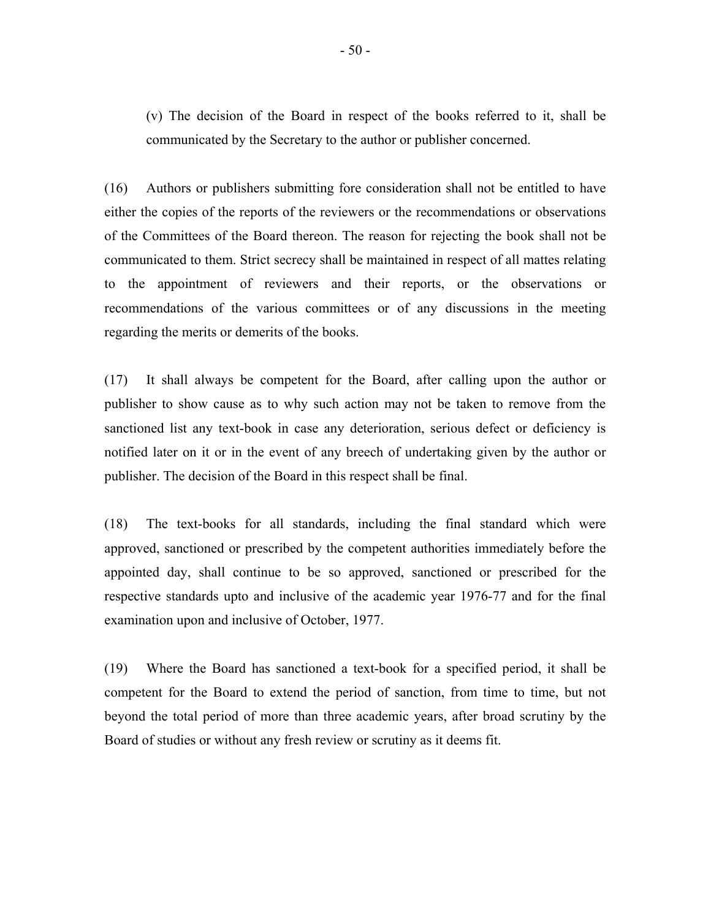(v) The decision of the Board in respect of the books referred to it, shall be communicated by the Secretary to the author or publisher concerned.

(16) Authors or publishers submitting fore consideration shall not be entitled to have either the copies of the reports of the reviewers or the recommendations or observations of the Committees of the Board thereon. The reason for rejecting the book shall not be communicated to them. Strict secrecy shall be maintained in respect of all mattes relating to the appointment of reviewers and their reports, or the observations or recommendations of the various committees or of any discussions in the meeting regarding the merits or demerits of the books.

(17) It shall always be competent for the Board, after calling upon the author or publisher to show cause as to why such action may not be taken to remove from the sanctioned list any text-book in case any deterioration, serious defect or deficiency is notified later on it or in the event of any breech of undertaking given by the author or publisher. The decision of the Board in this respect shall be final.

(18) The text-books for all standards, including the final standard which were approved, sanctioned or prescribed by the competent authorities immediately before the appointed day, shall continue to be so approved, sanctioned or prescribed for the respective standards upto and inclusive of the academic year 1976-77 and for the final examination upon and inclusive of October, 1977.

(19) Where the Board has sanctioned a text-book for a specified period, it shall be competent for the Board to extend the period of sanction, from time to time, but not beyond the total period of more than three academic years, after broad scrutiny by the Board of studies or without any fresh review or scrutiny as it deems fit.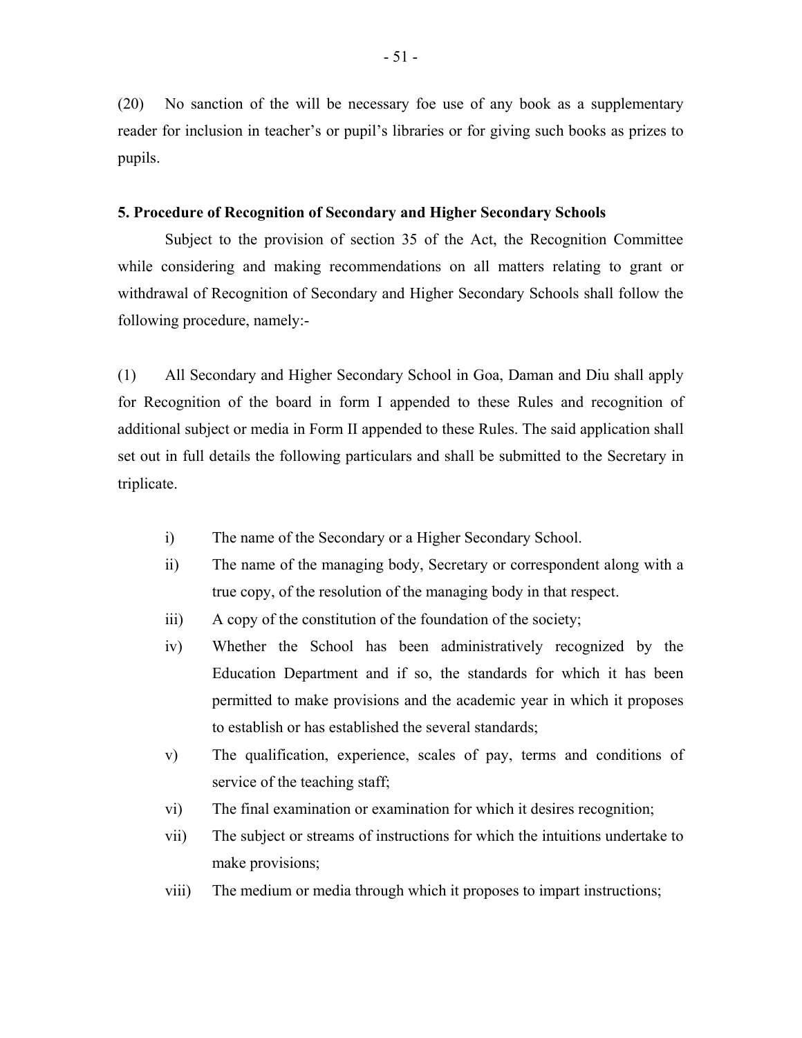(20) No sanction of the will be necessary foe use of any book as a supplementary reader for inclusion in teacher's or pupil's libraries or for giving such books as prizes to pupils.

**5. Procedure of Recognition of Secondary and Higher Secondary Schools**

Subject to the provision of section 35 of the Act, the Recognition Committee while considering and making recommendations on all matters relating to grant or withdrawal of Recognition of Secondary and Higher Secondary Schools shall follow the following procedure, namely:-

(1) All Secondary and Higher Secondary School in Goa, Daman and Diu shall apply for Recognition of the board in form I appended to these Rules and recognition of additional subject or media in Form II appended to these Rules. The said application shall set out in full details the following particulars and shall be submitted to the Secretary in triplicate.

- i) The name of the Secondary or a Higher Secondary School.
- ii) The name of the managing body, Secretary or correspondent along with a true copy, of the resolution of the managing body in that respect.
- iii) A copy of the constitution of the foundation of the society;
- iv) Whether the School has been administratively recognized by the Education Department and if so, the standards for which it has been permitted to make provisions and the academic year in which it proposes to establish or has established the several standards;
- v) The qualification, experience, scales of pay, terms and conditions of service of the teaching staff;
- vi) The final examination or examination for which it desires recognition;
- vii) The subject or streams of instructions for which the intuitions undertake to make provisions;
- viii) The medium or media through which it proposes to impart instructions;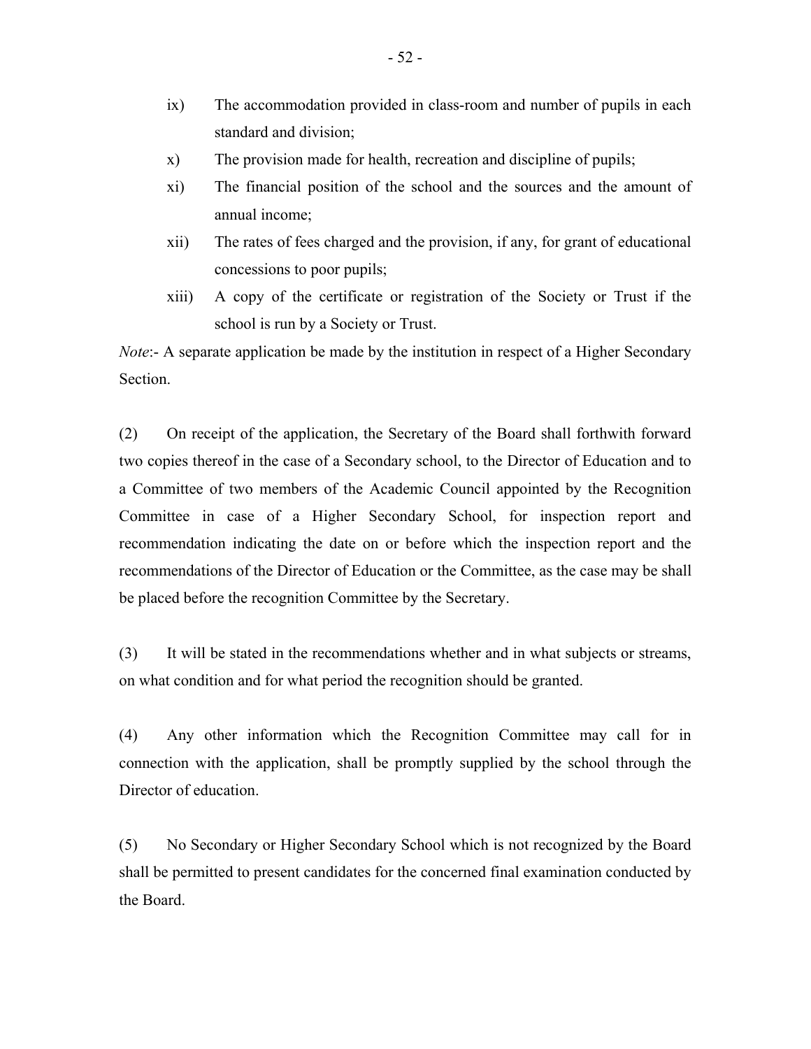ix) The accommodation provided in class-room and number of pupils in each standard and division;

x) The provision made for health, recreation and discipline of pupils;

xi) The financial position of the school and the sources and the amount of annual income;

xii) The rates of fees charged and the provision, if any, for grant of educational concessions to poor pupils;

xiii) A copy of the certificate or registration of the Society or Trust if the school is run by a Society or Trust.

*Note*:- A separate application be made by the institution in respect of a Higher Secondary Section.

(2) On receipt of the application, the Secretary of the Board shall forthwith forward two copies thereof in the case of a Secondary school, to the Director of Education and to a Committee of two members of the Academic Council appointed by the Recognition Committee in case of a Higher Secondary School, for inspection report and recommendation indicating the date on or before which the inspection report and the recommendations of the Director of Education or the Committee, as the case may be shall be placed before the recognition Committee by the Secretary.

(3) It will be stated in the recommendations whether and in what subjects or streams, on what condition and for what period the recognition should be granted.

(4) Any other information which the Recognition Committee may call for in connection with the application, shall be promptly supplied by the school through the Director of education.

(5) No Secondary or Higher Secondary School which is not recognized by the Board shall be permitted to present candidates for the concerned final examination conducted by the Board.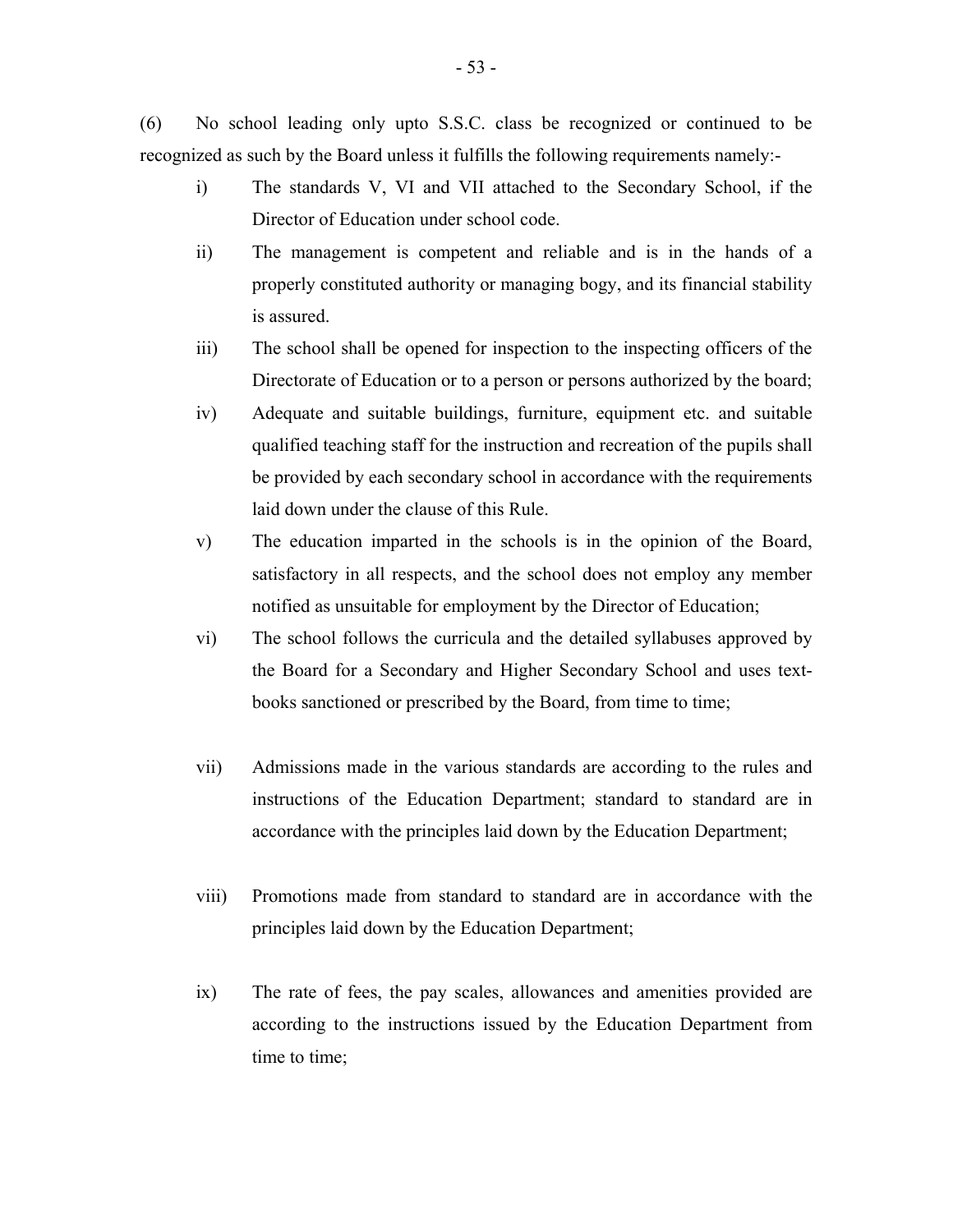(6) No school leading only upto S.S.C. class be recognized or continued to be recognized as such by the Board unless it fulfills the following requirements namely:-

i) The standards V, VI and VII attached to the Secondary School, if the Director of Education under school code.

ii) The management is competent and reliable and is in the hands of a properly constituted authority or managing bogy, and its financial stability is assured.

iii) The school shall be opened for inspection to the inspecting officers of the Directorate of Education or to a person or persons authorized by the board;

iv) Adequate and suitable buildings, furniture, equipment etc. and suitable qualified teaching staff for the instruction and recreation of the pupils shall be provided by each secondary school in accordance with the requirements laid down under the clause of this Rule.

v) The education imparted in the schools is in the opinion of the Board, satisfactory in all respects, and the school does not employ any member notified as unsuitable for employment by the Director of Education;

vi) The school follows the curricula and the detailed syllabuses approved by the Board for a Secondary and Higher Secondary School and uses text-books sanctioned or prescribed by the Board, from time to time;

vii) Admissions made in the various standards are according to the rules and instructions of the Education Department; standard to standard are in accordance with the principles laid down by the Education Department;

viii) Promotions made from standard to standard are in accordance with the principles laid down by the Education Department;

ix) The rate of fees, the pay scales, allowances and amenities provided are according to the instructions issued by the Education Department from time to time;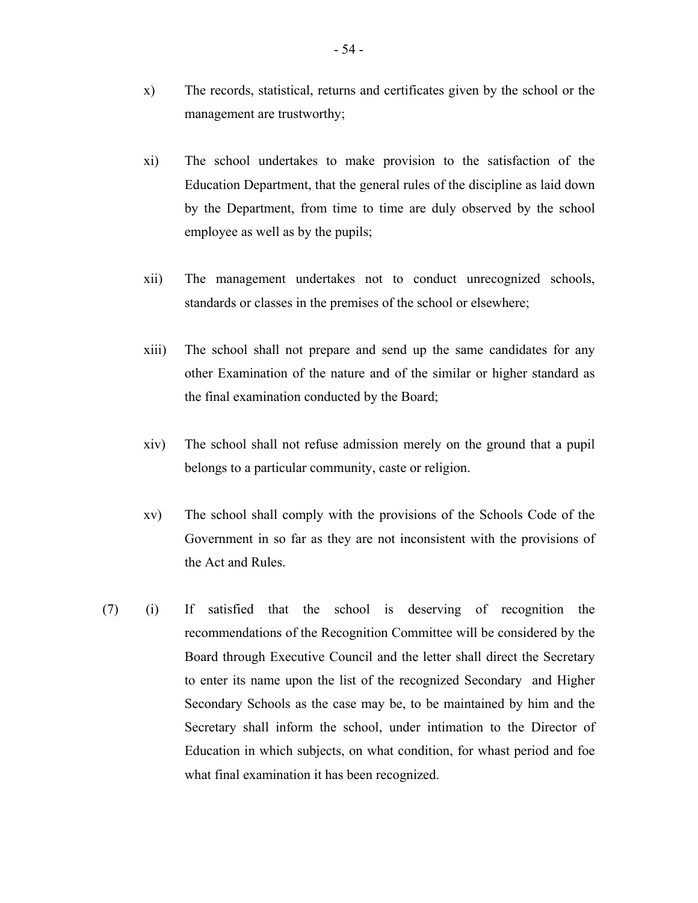x) The records, statistical, returns and certificates given by the school or the management are trustworthy;

xi) The school undertakes to make provision to the satisfaction of the Education Department, that the general rules of the discipline as laid down by the Department, from time to time are duly observed by the school employee as well as by the pupils;

xii) The management undertakes not to conduct unrecognized schools, standards or classes in the premises of the school or elsewhere;

xiii) The school shall not prepare and send up the same candidates for any other Examination of the nature and of the similar or higher standard as the final examination conducted by the Board;

xiv) The school shall not refuse admission merely on the ground that a pupil belongs to a particular community, caste or religion.

xv) The school shall comply with the provisions of the Schools Code of the Government in so far as they are not inconsistent with the provisions of the Act and Rules.

(7) (i) If satisfied that the school is deserving of recognition the recommendations of the Recognition Committee will be considered by the Board through Executive Council and the letter shall direct the Secretary to enter its name upon the list of the recognized Secondary and Higher Secondary Schools as the case may be, to be maintained by him and the Secretary shall inform the school, under intimation to the Director of Education in which subjects, on what condition, for whast period and foe what final examination it has been recognized.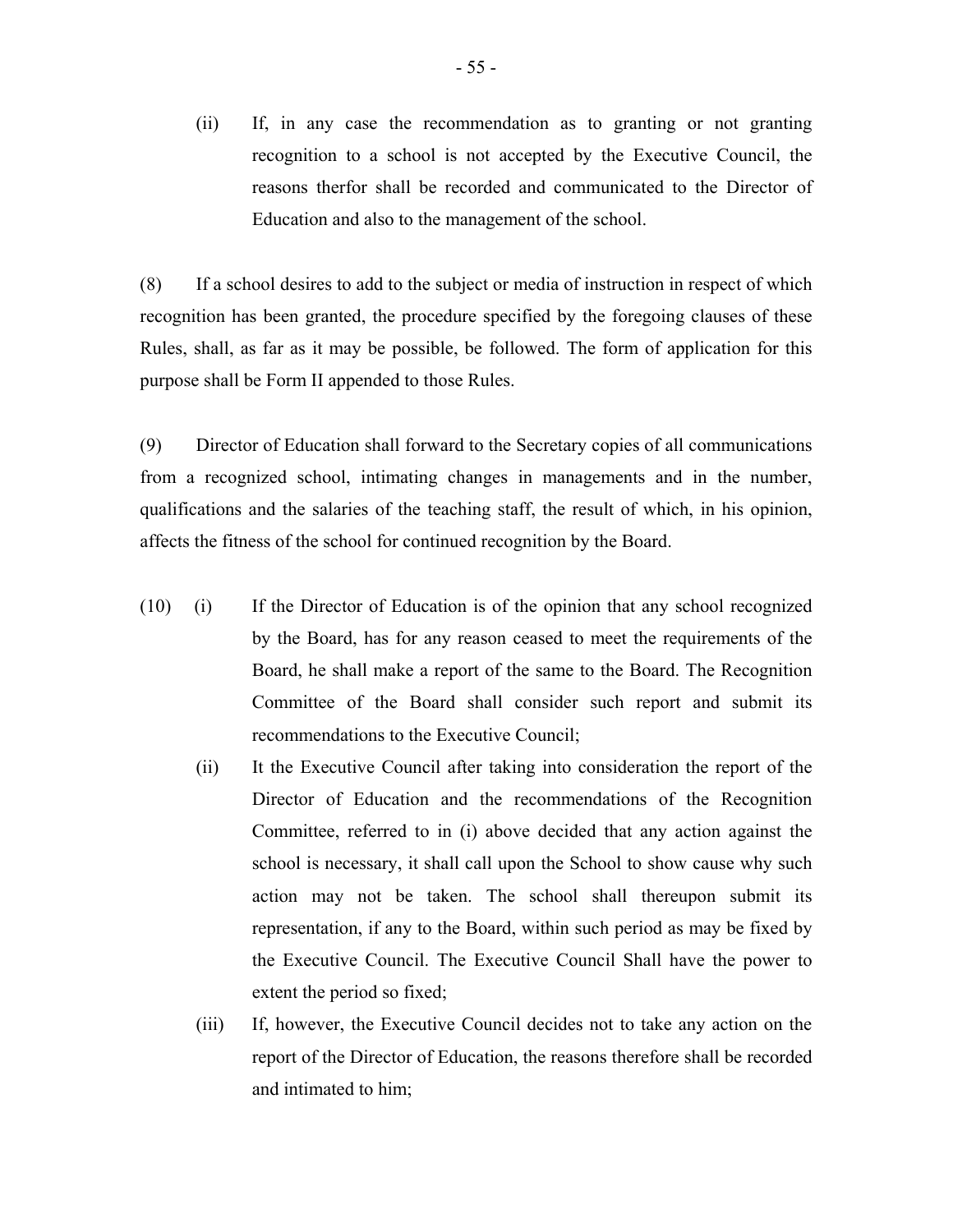(ii) If, in any case the recommendation as to granting or not granting recognition to a school is not accepted by the Executive Council, the reasons therfor shall be recorded and communicated to the Director of Education and also to the management of the school.

(8) If a school desires to add to the subject or media of instruction in respect of which recognition has been granted, the procedure specified by the foregoing clauses of these Rules, shall, as far as it may be possible, be followed. The form of application for this purpose shall be Form II appended to those Rules.

(9) Director of Education shall forward to the Secretary copies of all communications from a recognized school, intimating changes in managements and in the number, qualifications and the salaries of the teaching staff, the result of which, in his opinion, affects the fitness of the school for continued recognition by the Board.

(10) (i) If the Director of Education is of the opinion that any school recognized by the Board, has for any reason ceased to meet the requirements of the Board, he shall make a report of the same to the Board. The Recognition Committee of the Board shall consider such report and submit its recommendations to the Executive Council;

(ii) It the Executive Council after taking into consideration the report of the Director of Education and the recommendations of the Recognition Committee, referred to in (i) above decided that any action against the school is necessary, it shall call upon the School to show cause why such action may not be taken. The school shall thereupon submit its representation, if any to the Board, within such period as may be fixed by the Executive Council. The Executive Council Shall have the power to extent the period so fixed;

(iii) If, however, the Executive Council decides not to take any action on the report of the Director of Education, the reasons therefore shall be recorded and intimated to him;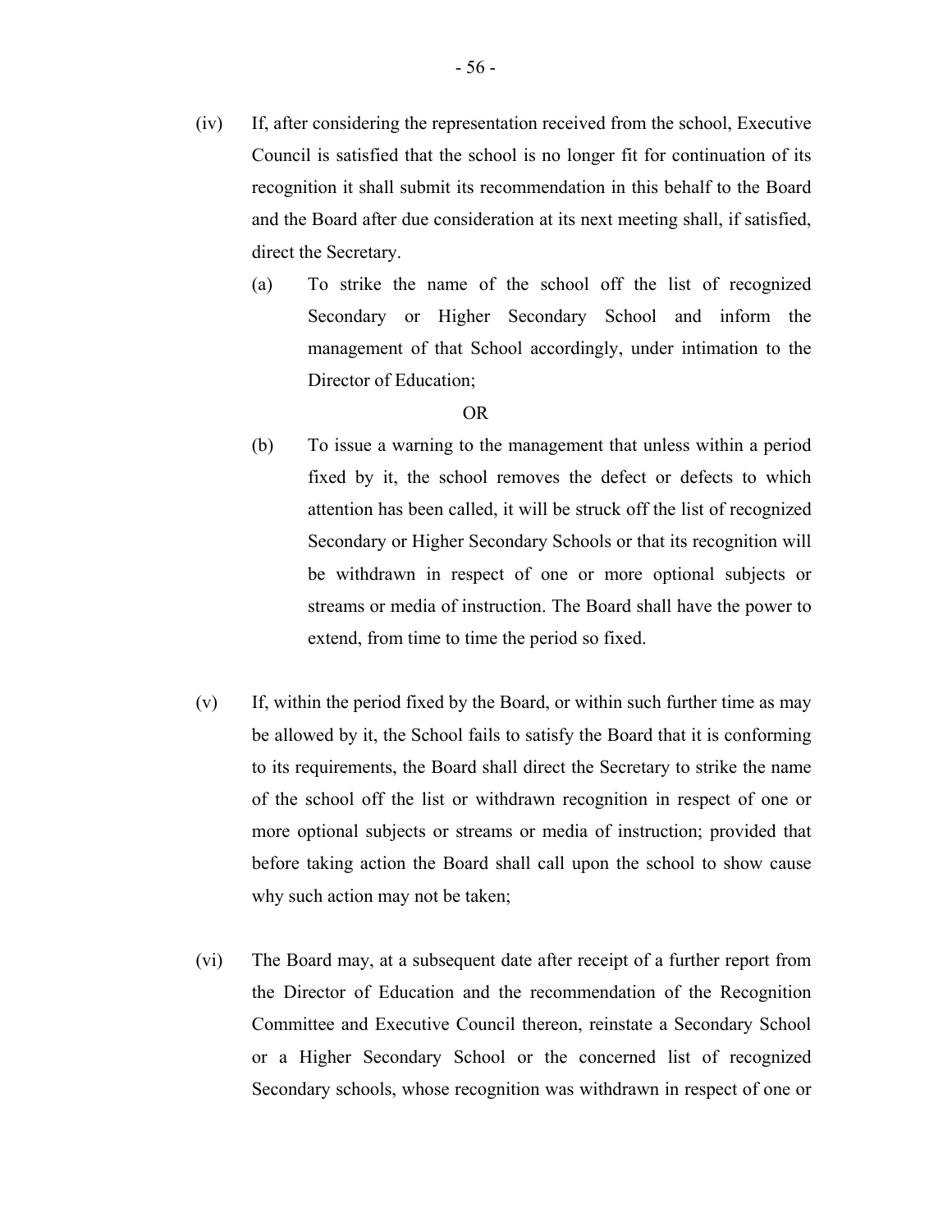(iv) If, after considering the representation received from the school, Executive Council is satisfied that the school is no longer fit for continuation of its recognition it shall submit its recommendation in this behalf to the Board and the Board after due consideration at its next meeting shall, if satisfied, direct the Secretary.

   (a) To strike the name of the school off the list of recognized Secondary or Higher Secondary School and inform the management of that School accordingly, under intimation to the Director of Education;

   OR

   (b) To issue a warning to the management that unless within a period fixed by it, the school removes the defect or defects to which attention has been called, it will be struck off the list of recognized Secondary or Higher Secondary Schools or that its recognition will be withdrawn in respect of one or more optional subjects or streams or media of instruction. The Board shall have the power to extend, from time to time the period so fixed.

(v) If, within the period fixed by the Board, or within such further time as may be allowed by it, the School fails to satisfy the Board that it is conforming to its requirements, the Board shall direct the Secretary to strike the name of the school off the list or withdrawn recognition in respect of one or more optional subjects or streams or media of instruction; provided that before taking action the Board shall call upon the school to show cause why such action may not be taken;

(vi) The Board may, at a subsequent date after receipt of a further report from the Director of Education and the recommendation of the Recognition Committee and Executive Council thereon, reinstate a Secondary School or a Higher Secondary School or the concerned list of recognized Secondary schools, whose recognition was withdrawn in respect of one or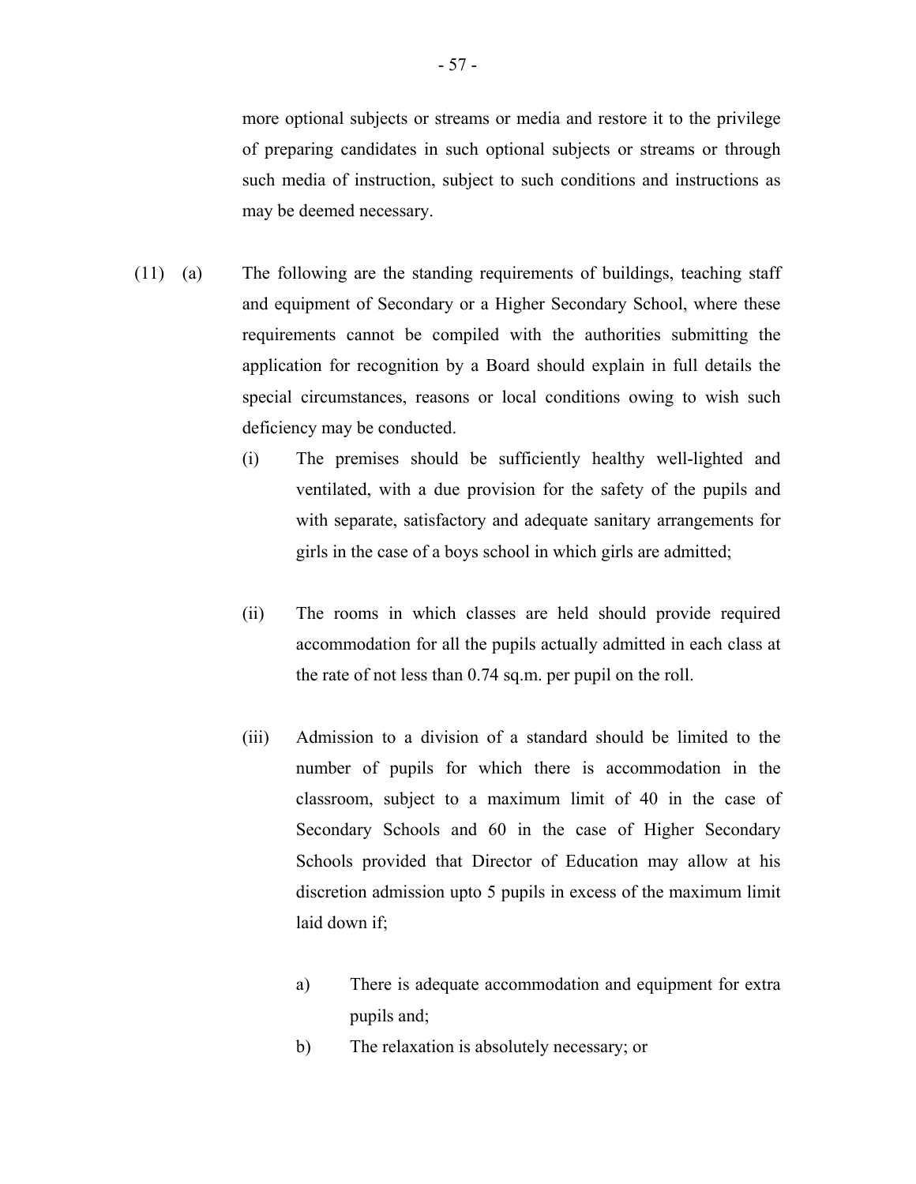more optional subjects or streams or media and restore it to the privilege of preparing candidates in such optional subjects or streams or through such media of instruction, subject to such conditions and instructions as may be deemed necessary.

(11) (a) The following are the standing requirements of buildings, teaching staff and equipment of Secondary or a Higher Secondary School, where these requirements cannot be compiled with the authorities submitting the application for recognition by a Board should explain in full details the special circumstances, reasons or local conditions owing to wish such deficiency may be conducted.

(i) The premises should be sufficiently healthy well-lighted and ventilated, with a due provision for the safety of the pupils and with separate, satisfactory and adequate sanitary arrangements for girls in the case of a boys school in which girls are admitted;

(ii) The rooms in which classes are held should provide required accommodation for all the pupils actually admitted in each class at the rate of not less than 0.74 sq.m. per pupil on the roll.

(iii) Admission to a division of a standard should be limited to the number of pupils for which there is accommodation in the classroom, subject to a maximum limit of 40 in the case of Secondary Schools and 60 in the case of Higher Secondary Schools provided that Director of Education may allow at his discretion admission upto 5 pupils in excess of the maximum limit laid down if;

a) There is adequate accommodation and equipment for extra pupils and;

b) The relaxation is absolutely necessary; or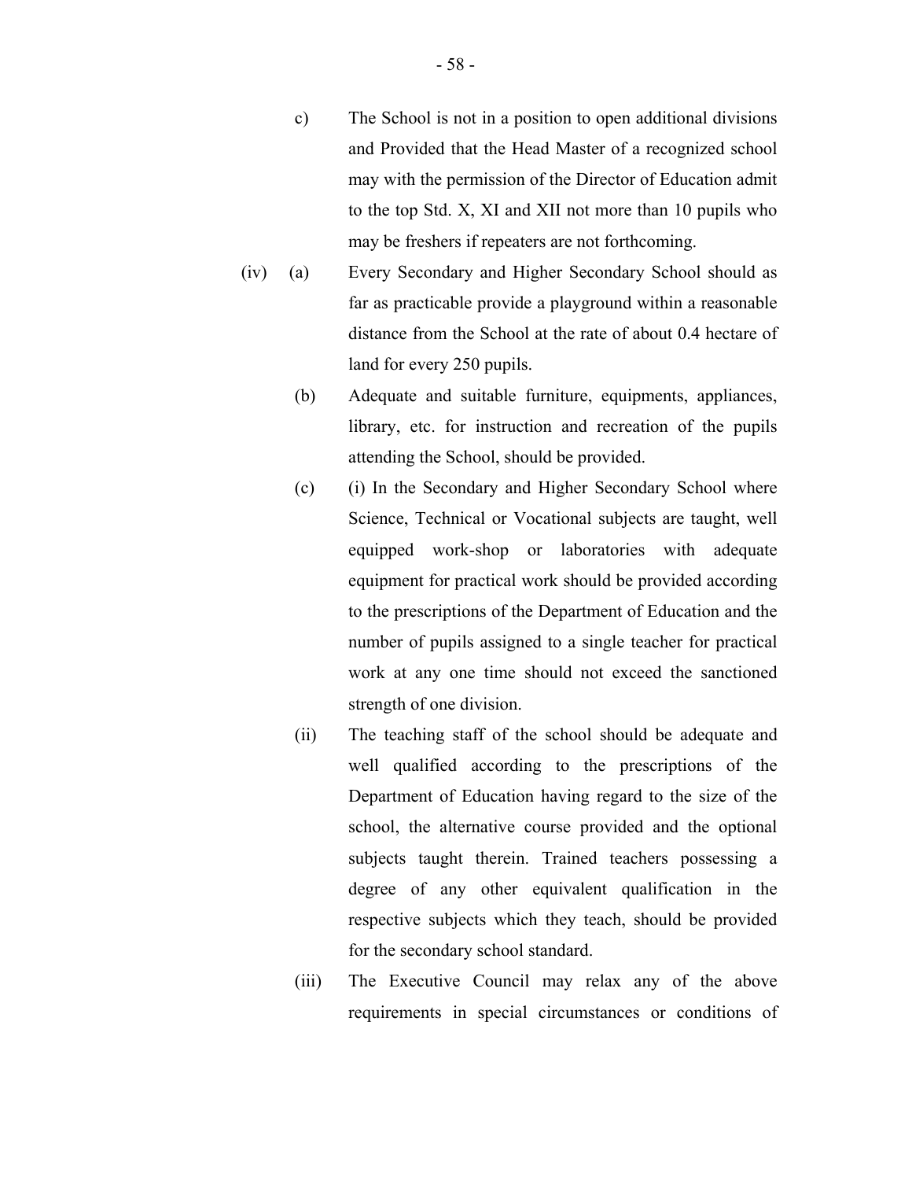c) The School is not in a position to open additional divisions and Provided that the Head Master of a recognized school may with the permission of the Director of Education admit to the top Std. X, XI and XII not more than 10 pupils who may be freshers if repeaters are not forthcoming.

(iv) (a) Every Secondary and Higher Secondary School should as far as practicable provide a playground within a reasonable distance from the School at the rate of about 0.4 hectare of land for every 250 pupils.

(b) Adequate and suitable furniture, equipments, appliances, library, etc. for instruction and recreation of the pupils attending the School, should be provided.

(c) (i) In the Secondary and Higher Secondary School where Science, Technical or Vocational subjects are taught, well equipped work-shop or laboratories with adequate equipment for practical work should be provided according to the prescriptions of the Department of Education and the number of pupils assigned to a single teacher for practical work at any one time should not exceed the sanctioned strength of one division.

(ii) The teaching staff of the school should be adequate and well qualified according to the prescriptions of the Department of Education having regard to the size of the school, the alternative course provided and the optional subjects taught therein. Trained teachers possessing a degree of any other equivalent qualification in the respective subjects which they teach, should be provided for the secondary school standard.

(iii) The Executive Council may relax any of the above requirements in special circumstances or conditions of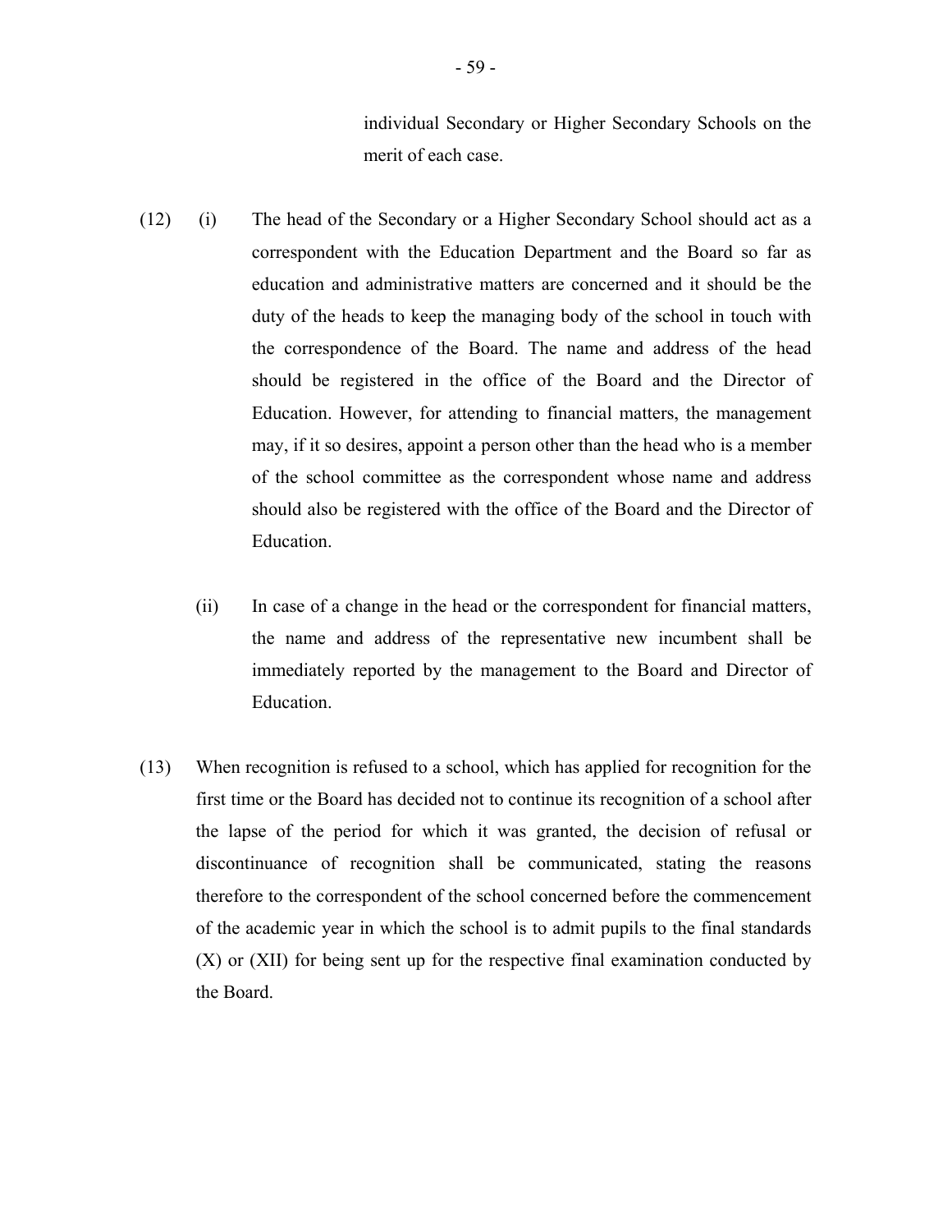individual Secondary or Higher Secondary Schools on the merit of each case.

(12) (i) The head of the Secondary or a Higher Secondary School should act as a correspondent with the Education Department and the Board so far as education and administrative matters are concerned and it should be the duty of the heads to keep the managing body of the school in touch with the correspondence of the Board. The name and address of the head should be registered in the office of the Board and the Director of Education. However, for attending to financial matters, the management may, if it so desires, appoint a person other than the head who is a member of the school committee as the correspondent whose name and address should also be registered with the office of the Board and the Director of Education.

(ii) In case of a change in the head or the correspondent for financial matters, the name and address of the representative new incumbent shall be immediately reported by the management to the Board and Director of Education.

(13) When recognition is refused to a school, which has applied for recognition for the first time or the Board has decided not to continue its recognition of a school after the lapse of the period for which it was granted, the decision of refusal or discontinuance of recognition shall be communicated, stating the reasons therefore to the correspondent of the school concerned before the commencement of the academic year in which the school is to admit pupils to the final standards (X) or (XII) for being sent up for the respective final examination conducted by the Board.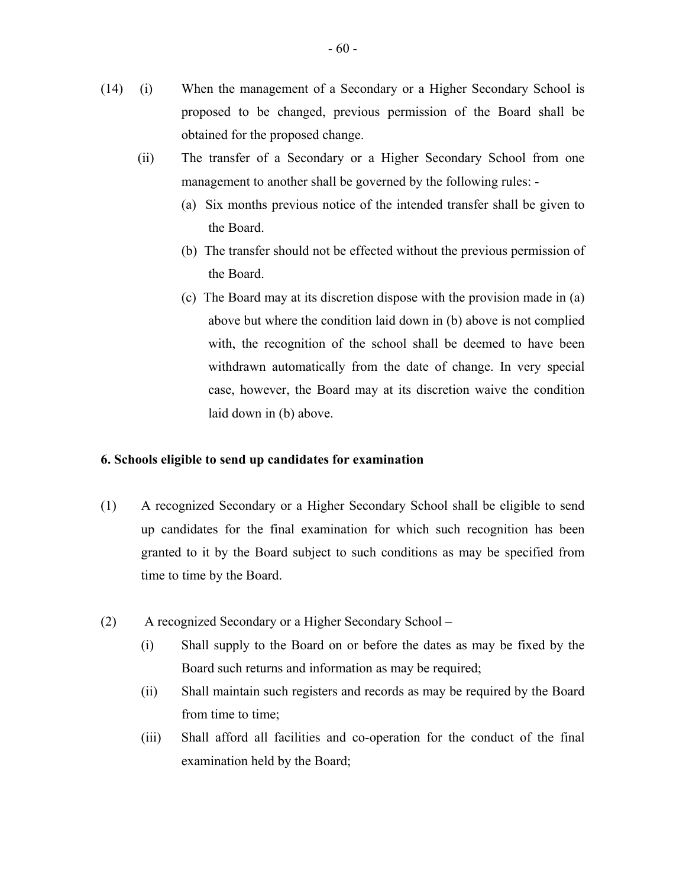(14) (i) When the management of a Secondary or a Higher Secondary School is proposed to be changed, previous permission of the Board shall be obtained for the proposed change.

(ii) The transfer of a Secondary or a Higher Secondary School from one management to another shall be governed by the following rules: -

(a) Six months previous notice of the intended transfer shall be given to the Board.

(b) The transfer should not be effected without the previous permission of the Board.

(c) The Board may at its discretion dispose with the provision made in (a) above but where the condition laid down in (b) above is not complied with, the recognition of the school shall be deemed to have been withdrawn automatically from the date of change. In very special case, however, the Board may at its discretion waive the condition laid down in (b) above.

**6. Schools eligible to send up candidates for examination**

(1) A recognized Secondary or a Higher Secondary School shall be eligible to send up candidates for the final examination for which such recognition has been granted to it by the Board subject to such conditions as may be specified from time to time by the Board.

(2) A recognized Secondary or a Higher Secondary School –

(i) Shall supply to the Board on or before the dates as may be fixed by the Board such returns and information as may be required;

(ii) Shall maintain such registers and records as may be required by the Board from time to time;

(iii) Shall afford all facilities and co-operation for the conduct of the final examination held by the Board;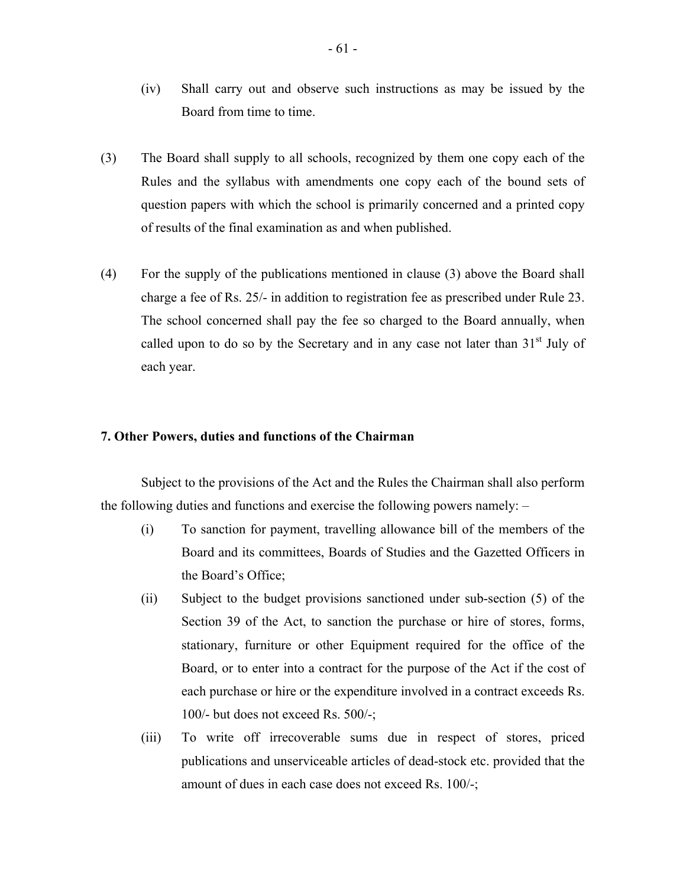(iv) Shall carry out and observe such instructions as may be issued by the Board from time to time.

(3) The Board shall supply to all schools, recognized by them one copy each of the Rules and the syllabus with amendments one copy each of the bound sets of question papers with which the school is primarily concerned and a printed copy of results of the final examination as and when published.

(4) For the supply of the publications mentioned in clause (3) above the Board shall charge a fee of Rs. 25/- in addition to registration fee as prescribed under Rule 23. The school concerned shall pay the fee so charged to the Board annually, when called upon to do so by the Secretary and in any case not later than 31st July of each year.

**7. Other Powers, duties and functions of the Chairman**

Subject to the provisions of the Act and the Rules the Chairman shall also perform the following duties and functions and exercise the following powers namely: –

(i) To sanction for payment, travelling allowance bill of the members of the Board and its committees, Boards of Studies and the Gazetted Officers in the Board's Office;

(ii) Subject to the budget provisions sanctioned under sub-section (5) of the Section 39 of the Act, to sanction the purchase or hire of stores, forms, stationary, furniture or other Equipment required for the office of the Board, or to enter into a contract for the purpose of the Act if the cost of each purchase or hire or the expenditure involved in a contract exceeds Rs. 100/- but does not exceed Rs. 500/-;

(iii) To write off irrecoverable sums due in respect of stores, priced publications and unserviceable articles of dead-stock etc. provided that the amount of dues in each case does not exceed Rs. 100/-;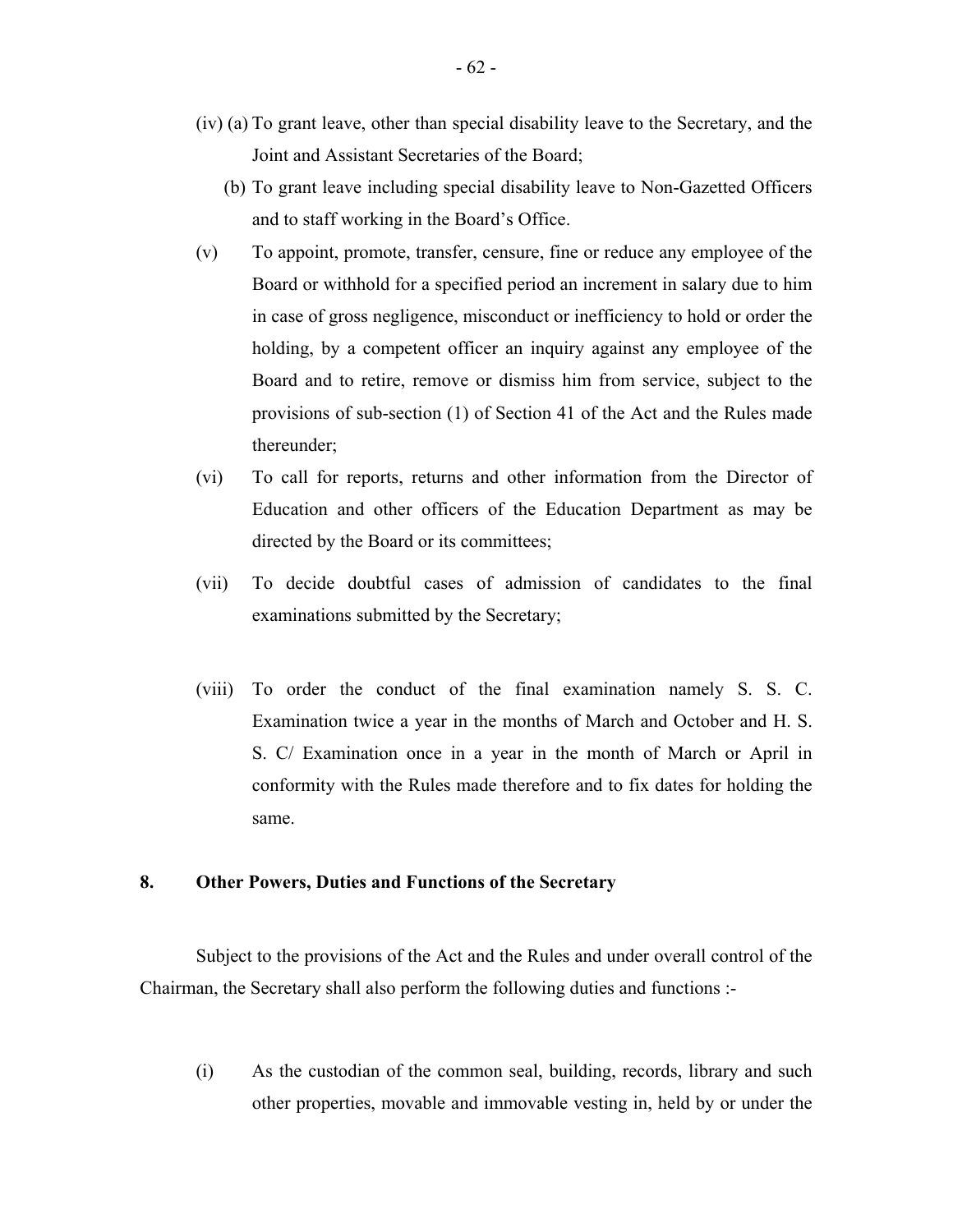(iv) (a) To grant leave, other than special disability leave to the Secretary, and the Joint and Assistant Secretaries of the Board;

(b) To grant leave including special disability leave to Non-Gazetted Officers and to staff working in the Board's Office.

(v) To appoint, promote, transfer, censure, fine or reduce any employee of the Board or withhold for a specified period an increment in salary due to him in case of gross negligence, misconduct or inefficiency to hold or order the holding, by a competent officer an inquiry against any employee of the Board and to retire, remove or dismiss him from service, subject to the provisions of sub-section (1) of Section 41 of the Act and the Rules made thereunder;

(vi) To call for reports, returns and other information from the Director of Education and other officers of the Education Department as may be directed by the Board or its committees;

(vii) To decide doubtful cases of admission of candidates to the final examinations submitted by the Secretary;

(viii) To order the conduct of the final examination namely S. S. C. Examination twice a year in the months of March and October and H. S. S. C/ Examination once in a year in the month of March or April in conformity with the Rules made therefore and to fix dates for holding the same.

**8. Other Powers, Duties and Functions of the Secretary**

Subject to the provisions of the Act and the Rules and under overall control of the Chairman, the Secretary shall also perform the following duties and functions :-

(i) As the custodian of the common seal, building, records, library and such other properties, movable and immovable vesting in, held by or under the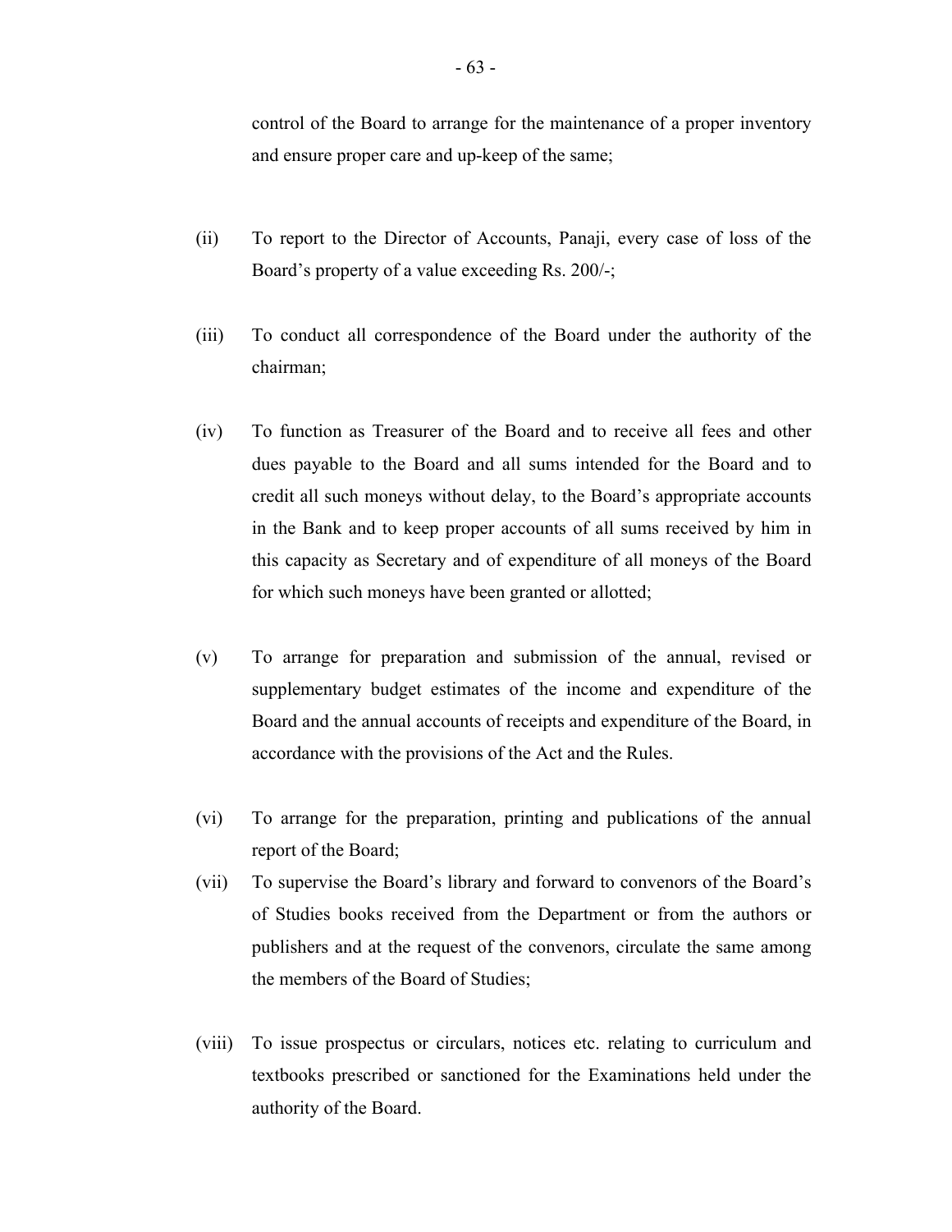control of the Board to arrange for the maintenance of a proper inventory and ensure proper care and up-keep of the same;

(ii) To report to the Director of Accounts, Panaji, every case of loss of the Board's property of a value exceeding Rs. 200/-;

(iii) To conduct all correspondence of the Board under the authority of the chairman;

(iv) To function as Treasurer of the Board and to receive all fees and other dues payable to the Board and all sums intended for the Board and to credit all such moneys without delay, to the Board's appropriate accounts in the Bank and to keep proper accounts of all sums received by him in this capacity as Secretary and of expenditure of all moneys of the Board for which such moneys have been granted or allotted;

(v) To arrange for preparation and submission of the annual, revised or supplementary budget estimates of the income and expenditure of the Board and the annual accounts of receipts and expenditure of the Board, in accordance with the provisions of the Act and the Rules.

(vi) To arrange for the preparation, printing and publications of the annual report of the Board;

(vii) To supervise the Board's library and forward to convenors of the Board's of Studies books received from the Department or from the authors or publishers and at the request of the convenors, circulate the same among the members of the Board of Studies;

(viii) To issue prospectus or circulars, notices etc. relating to curriculum and textbooks prescribed or sanctioned for the Examinations held under the authority of the Board.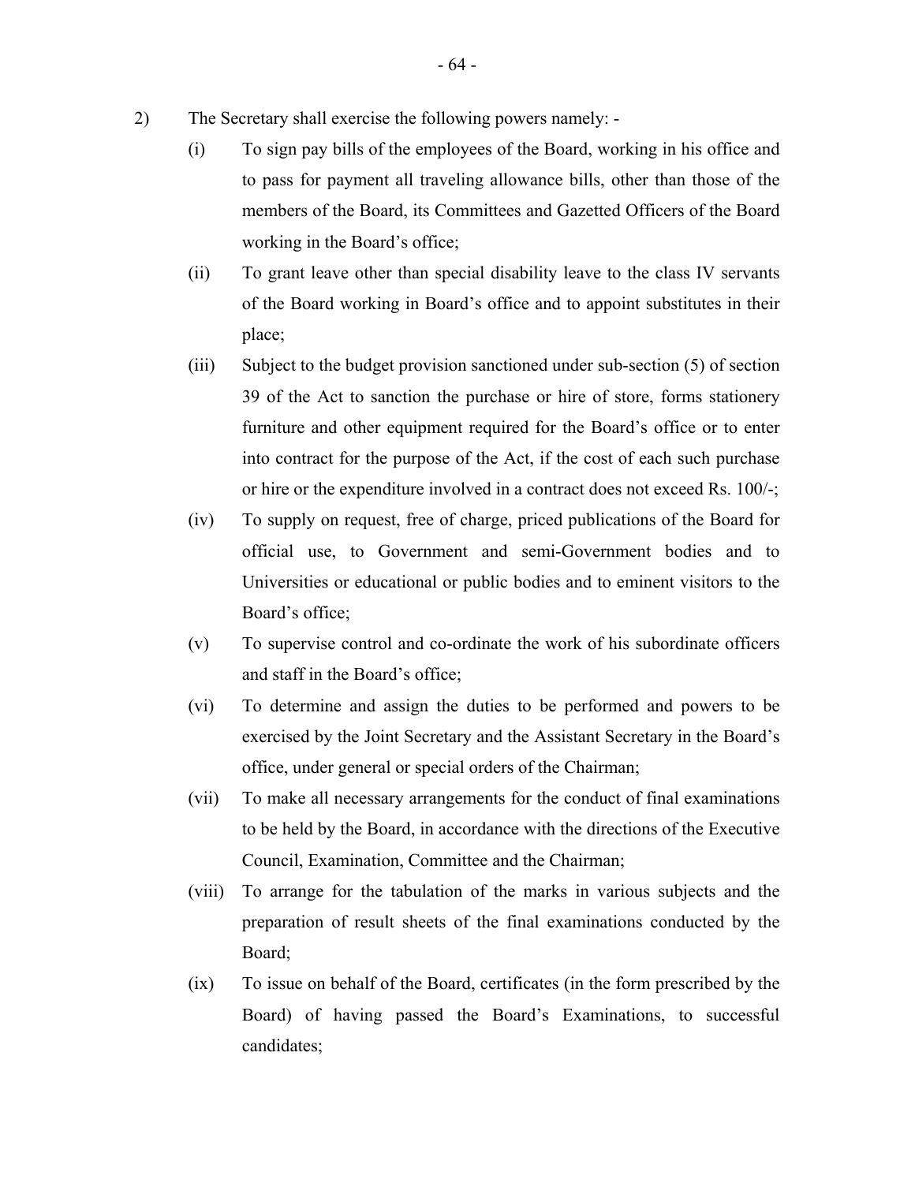2) The Secretary shall exercise the following powers namely: -

(i) To sign pay bills of the employees of the Board, working in his office and to pass for payment all traveling allowance bills, other than those of the members of the Board, its Committees and Gazetted Officers of the Board working in the Board's office;

(ii) To grant leave other than special disability leave to the class IV servants of the Board working in Board's office and to appoint substitutes in their place;

(iii) Subject to the budget provision sanctioned under sub-section (5) of section 39 of the Act to sanction the purchase or hire of store, forms stationery furniture and other equipment required for the Board's office or to enter into contract for the purpose of the Act, if the cost of each such purchase or hire or the expenditure involved in a contract does not exceed Rs. 100/-;

(iv) To supply on request, free of charge, priced publications of the Board for official use, to Government and semi-Government bodies and to Universities or educational or public bodies and to eminent visitors to the Board's office;

(v) To supervise control and co-ordinate the work of his subordinate officers and staff in the Board's office;

(vi) To determine and assign the duties to be performed and powers to be exercised by the Joint Secretary and the Assistant Secretary in the Board's office, under general or special orders of the Chairman;

(vii) To make all necessary arrangements for the conduct of final examinations to be held by the Board, in accordance with the directions of the Executive Council, Examination, Committee and the Chairman;

(viii) To arrange for the tabulation of the marks in various subjects and the preparation of result sheets of the final examinations conducted by the Board;

(ix) To issue on behalf of the Board, certificates (in the form prescribed by the Board) of having passed the Board's Examinations, to successful candidates;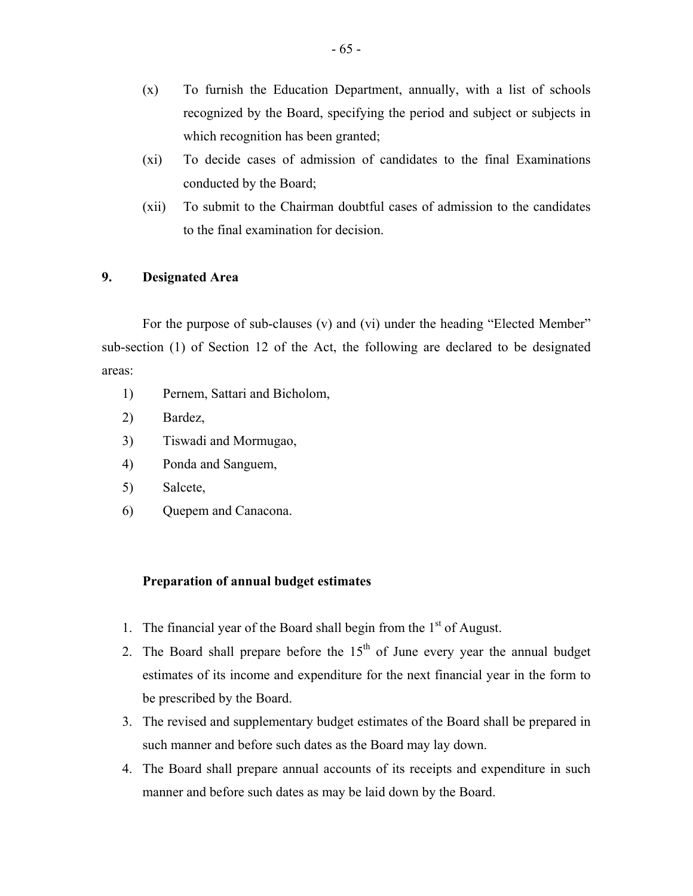(x) To furnish the Education Department, annually, with a list of schools recognized by the Board, specifying the period and subject or subjects in which recognition has been granted;

(xi) To decide cases of admission of candidates to the final Examinations conducted by the Board;

(xii) To submit to the Chairman doubtful cases of admission to the candidates to the final examination for decision.

**9. Designated Area**

For the purpose of sub-clauses (v) and (vi) under the heading "Elected Member" sub-section (1) of Section 12 of the Act, the following are declared to be designated areas:

1) Pernem, Sattari and Bicholom,
2) Bardez,
3) Tiswadi and Mormugao,
4) Ponda and Sanguem,
5) Salcete,
6) Quepem and Canacona.

**Preparation of annual budget estimates**

1. The financial year of the Board shall begin from the 1st of August.
2. The Board shall prepare before the 15th of June every year the annual budget estimates of its income and expenditure for the next financial year in the form to be prescribed by the Board.
3. The revised and supplementary budget estimates of the Board shall be prepared in such manner and before such dates as the Board may lay down.
4. The Board shall prepare annual accounts of its receipts and expenditure in such manner and before such dates as may be laid down by the Board.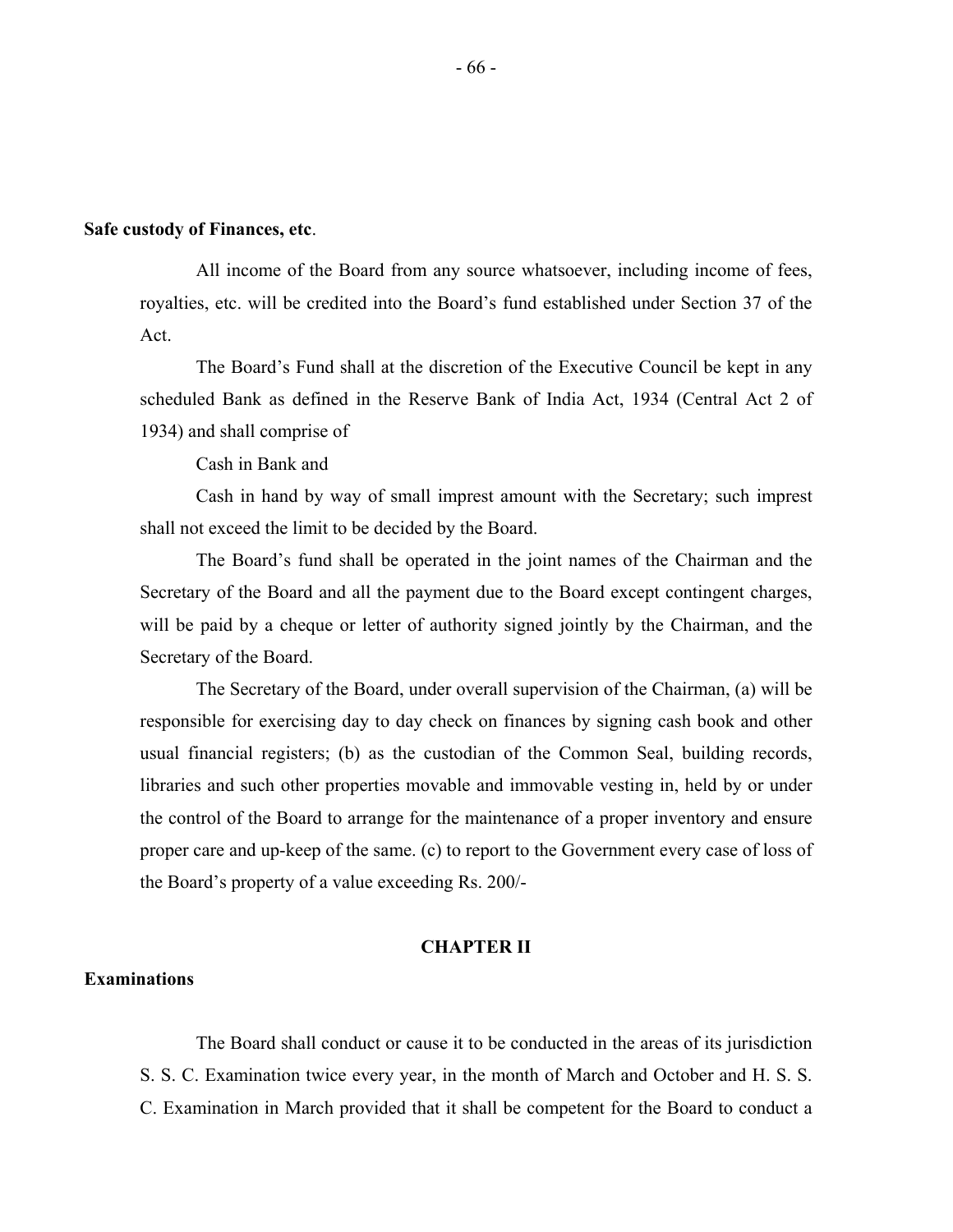**Safe custody of Finances, etc**.

All income of the Board from any source whatsoever, including income of fees, royalties, etc. will be credited into the Board's fund established under Section 37 of the Act.

The Board's Fund shall at the discretion of the Executive Council be kept in any scheduled Bank as defined in the Reserve Bank of India Act, 1934 (Central Act 2 of 1934) and shall comprise of

Cash in Bank and

Cash in hand by way of small imprest amount with the Secretary; such imprest shall not exceed the limit to be decided by the Board.

The Board's fund shall be operated in the joint names of the Chairman and the Secretary of the Board and all the payment due to the Board except contingent charges, will be paid by a cheque or letter of authority signed jointly by the Chairman, and the Secretary of the Board.

The Secretary of the Board, under overall supervision of the Chairman, (a) will be responsible for exercising day to day check on finances by signing cash book and other usual financial registers; (b) as the custodian of the Common Seal, building records, libraries and such other properties movable and immovable vesting in, held by or under the control of the Board to arrange for the maintenance of a proper inventory and ensure proper care and up-keep of the same. (c) to report to the Government every case of loss of the Board's property of a value exceeding Rs. 200/-

## CHAPTER II

**Examinations**

The Board shall conduct or cause it to be conducted in the areas of its jurisdiction S. S. C. Examination twice every year, in the month of March and October and H. S. S. C. Examination in March provided that it shall be competent for the Board to conduct a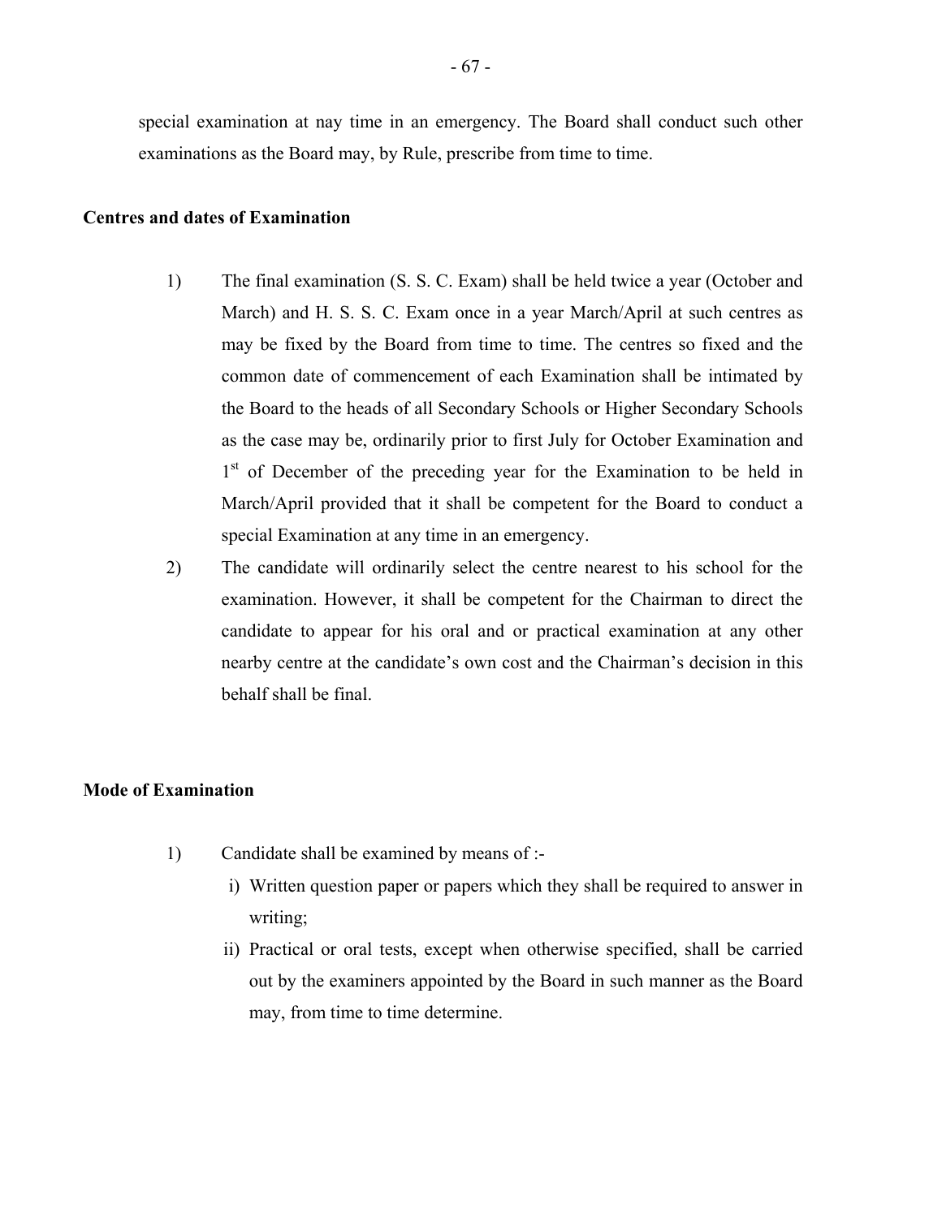special examination at nay time in an emergency. The Board shall conduct such other examinations as the Board may, by Rule, prescribe from time to time.

**Centres and dates of Examination**

1) The final examination (S. S. C. Exam) shall be held twice a year (October and March) and H. S. S. C. Exam once in a year March/April at such centres as may be fixed by the Board from time to time. The centres so fixed and the common date of commencement of each Examination shall be intimated by the Board to the heads of all Secondary Schools or Higher Secondary Schools as the case may be, ordinarily prior to first July for October Examination and 1st of December of the preceding year for the Examination to be held in March/April provided that it shall be competent for the Board to conduct a special Examination at any time in an emergency.

2) The candidate will ordinarily select the centre nearest to his school for the examination. However, it shall be competent for the Chairman to direct the candidate to appear for his oral and or practical examination at any other nearby centre at the candidate's own cost and the Chairman's decision in this behalf shall be final.

**Mode of Examination**

1) Candidate shall be examined by means of :-

   i) Written question paper or papers which they shall be required to answer in writing;

   ii) Practical or oral tests, except when otherwise specified, shall be carried out by the examiners appointed by the Board in such manner as the Board may, from time to time determine.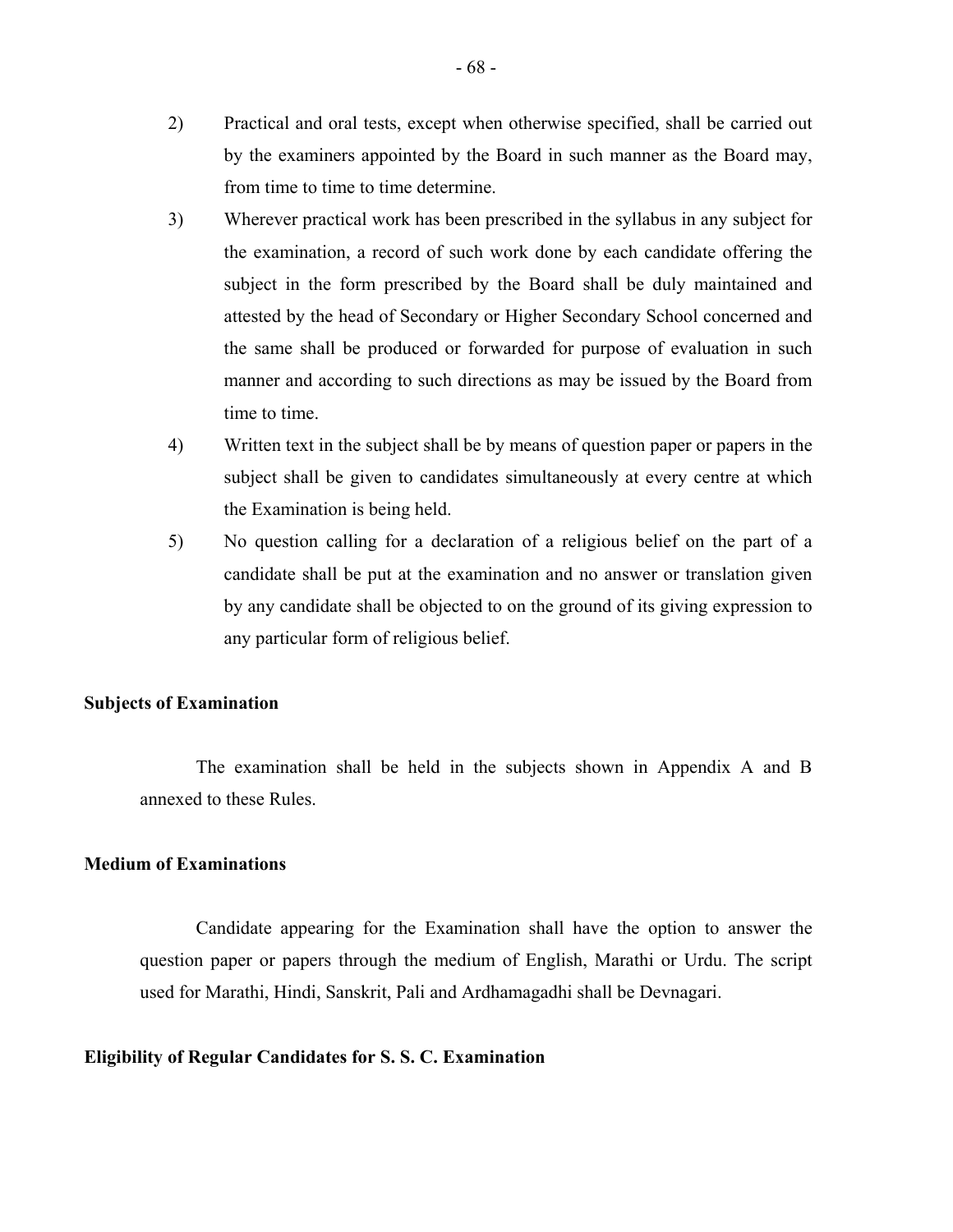2) Practical and oral tests, except when otherwise specified, shall be carried out by the examiners appointed by the Board in such manner as the Board may, from time to time to time determine.

3) Wherever practical work has been prescribed in the syllabus in any subject for the examination, a record of such work done by each candidate offering the subject in the form prescribed by the Board shall be duly maintained and attested by the head of Secondary or Higher Secondary School concerned and the same shall be produced or forwarded for purpose of evaluation in such manner and according to such directions as may be issued by the Board from time to time.

4) Written text in the subject shall be by means of question paper or papers in the subject shall be given to candidates simultaneously at every centre at which the Examination is being held.

5) No question calling for a declaration of a religious belief on the part of a candidate shall be put at the examination and no answer or translation given by any candidate shall be objected to on the ground of its giving expression to any particular form of religious belief.

**Subjects of Examination**

The examination shall be held in the subjects shown in Appendix A and B annexed to these Rules.

**Medium of Examinations**

Candidate appearing for the Examination shall have the option to answer the question paper or papers through the medium of English, Marathi or Urdu. The script used for Marathi, Hindi, Sanskrit, Pali and Ardhamagadhi shall be Devnagari.

**Eligibility of Regular Candidates for S. S. C. Examination**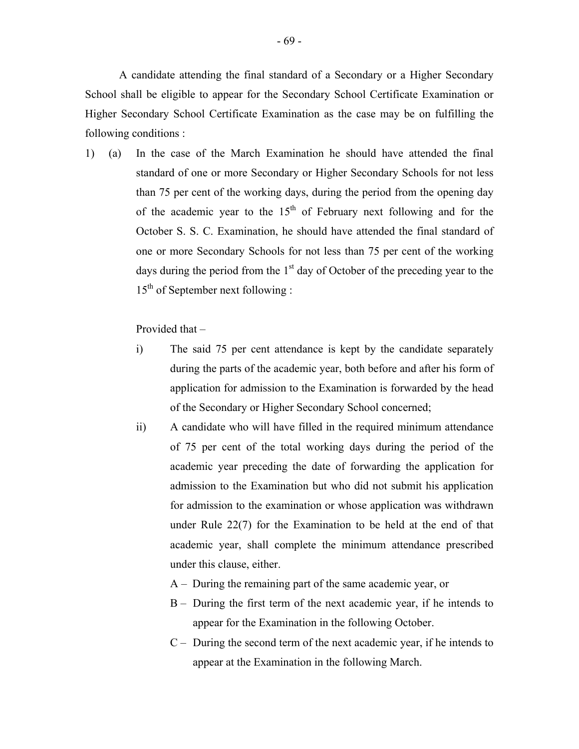A candidate attending the final standard of a Secondary or a Higher Secondary School shall be eligible to appear for the Secondary School Certificate Examination or Higher Secondary School Certificate Examination as the case may be on fulfilling the following conditions :

1) (a) In the case of the March Examination he should have attended the final standard of one or more Secondary or Higher Secondary Schools for not less than 75 per cent of the working days, during the period from the opening day of the academic year to the 15th of February next following and for the October S. S. C. Examination, he should have attended the final standard of one or more Secondary Schools for not less than 75 per cent of the working days during the period from the 1st day of October of the preceding year to the 15th of September next following :

    Provided that –

    i) The said 75 per cent attendance is kept by the candidate separately during the parts of the academic year, both before and after his form of application for admission to the Examination is forwarded by the head of the Secondary or Higher Secondary School concerned;

    ii) A candidate who will have filled in the required minimum attendance of 75 per cent of the total working days during the period of the academic year preceding the date of forwarding the application for admission to the Examination but who did not submit his application for admission to the examination or whose application was withdrawn under Rule 22(7) for the Examination to be held at the end of that academic year, shall complete the minimum attendance prescribed under this clause, either.

        A – During the remaining part of the same academic year, or

        B – During the first term of the next academic year, if he intends to appear for the Examination in the following October.

        C – During the second term of the next academic year, if he intends to appear at the Examination in the following March.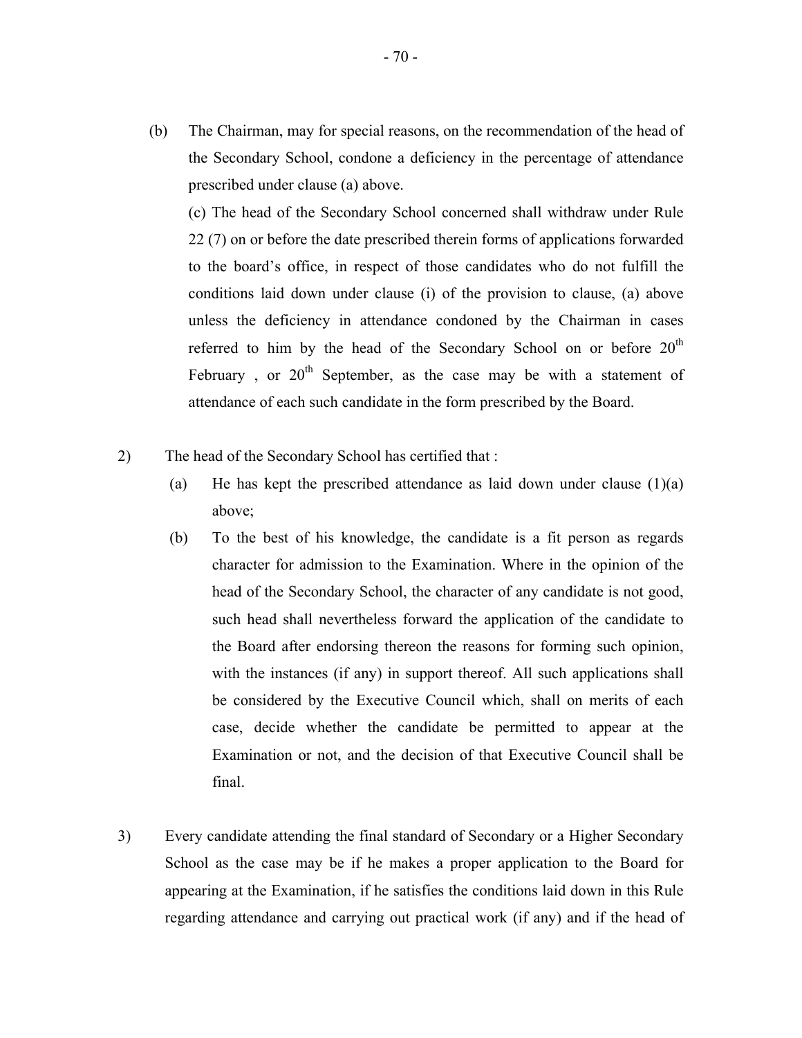(b) The Chairman, may for special reasons, on the recommendation of the head of the Secondary School, condone a deficiency in the percentage of attendance prescribed under clause (a) above.

(c) The head of the Secondary School concerned shall withdraw under Rule 22 (7) on or before the date prescribed therein forms of applications forwarded to the board's office, in respect of those candidates who do not fulfill the conditions laid down under clause (i) of the provision to clause, (a) above unless the deficiency in attendance condoned by the Chairman in cases referred to him by the head of the Secondary School on or before 20th February , or 20th September, as the case may be with a statement of attendance of each such candidate in the form prescribed by the Board.

2) The head of the Secondary School has certified that :

(a) He has kept the prescribed attendance as laid down under clause (1)(a) above;

(b) To the best of his knowledge, the candidate is a fit person as regards character for admission to the Examination. Where in the opinion of the head of the Secondary School, the character of any candidate is not good, such head shall nevertheless forward the application of the candidate to the Board after endorsing thereon the reasons for forming such opinion, with the instances (if any) in support thereof. All such applications shall be considered by the Executive Council which, shall on merits of each case, decide whether the candidate be permitted to appear at the Examination or not, and the decision of that Executive Council shall be final.

3) Every candidate attending the final standard of Secondary or a Higher Secondary School as the case may be if he makes a proper application to the Board for appearing at the Examination, if he satisfies the conditions laid down in this Rule regarding attendance and carrying out practical work (if any) and if the head of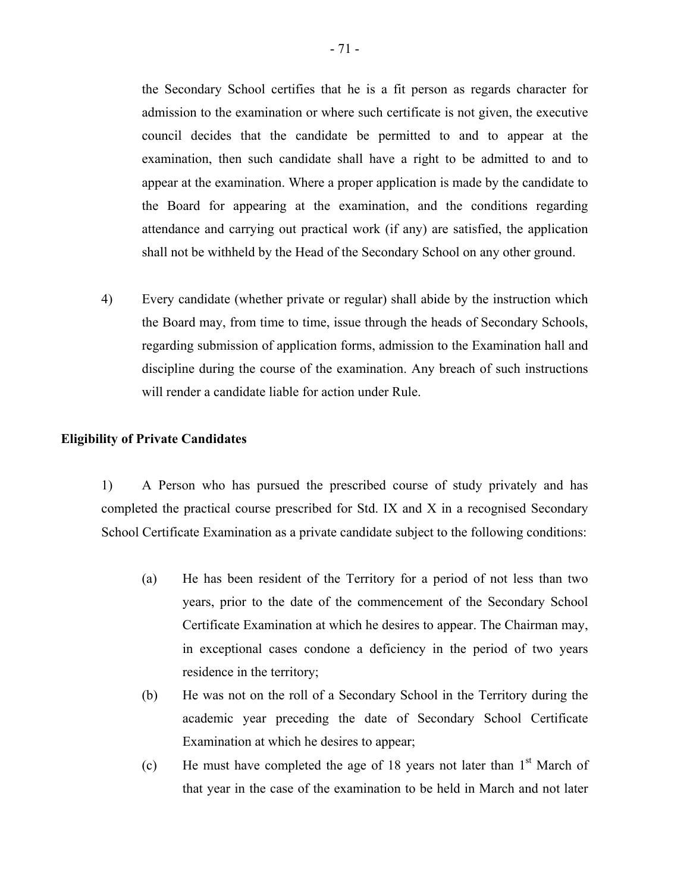the Secondary School certifies that he is a fit person as regards character for admission to the examination or where such certificate is not given, the executive council decides that the candidate be permitted to and to appear at the examination, then such candidate shall have a right to be admitted to and to appear at the examination. Where a proper application is made by the candidate to the Board for appearing at the examination, and the conditions regarding attendance and carrying out practical work (if any) are satisfied, the application shall not be withheld by the Head of the Secondary School on any other ground.

4) Every candidate (whether private or regular) shall abide by the instruction which the Board may, from time to time, issue through the heads of Secondary Schools, regarding submission of application forms, admission to the Examination hall and discipline during the course of the examination. Any breach of such instructions will render a candidate liable for action under Rule.

**Eligibility of Private Candidates**

1) A Person who has pursued the prescribed course of study privately and has completed the practical course prescribed for Std. IX and X in a recognised Secondary School Certificate Examination as a private candidate subject to the following conditions:

(a) He has been resident of the Territory for a period of not less than two years, prior to the date of the commencement of the Secondary School Certificate Examination at which he desires to appear. The Chairman may, in exceptional cases condone a deficiency in the period of two years residence in the territory;

(b) He was not on the roll of a Secondary School in the Territory during the academic year preceding the date of Secondary School Certificate Examination at which he desires to appear;

(c) He must have completed the age of 18 years not later than 1st March of that year in the case of the examination to be held in March and not later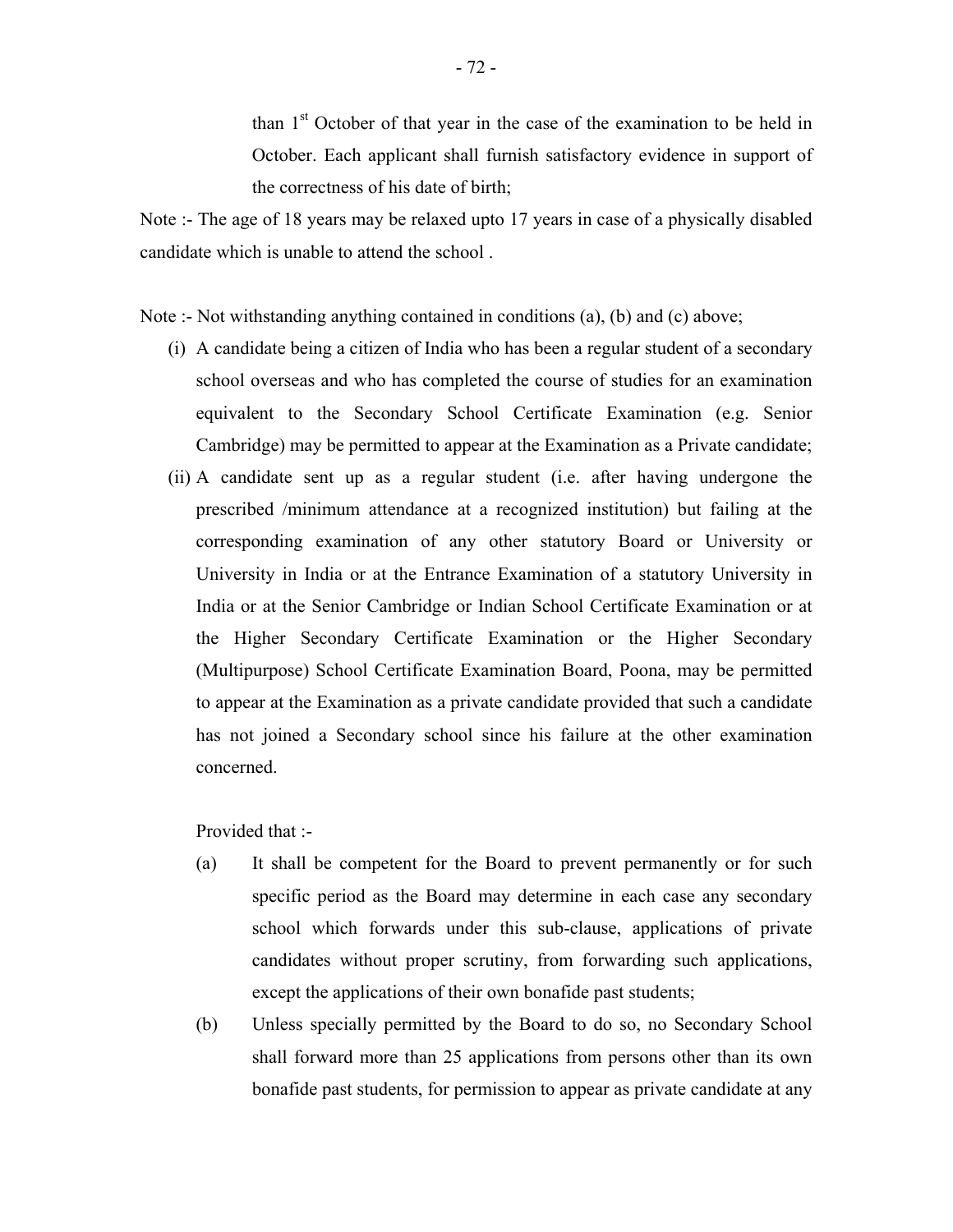than 1st October of that year in the case of the examination to be held in October. Each applicant shall furnish satisfactory evidence in support of the correctness of his date of birth;

Note :- The age of 18 years may be relaxed upto 17 years in case of a physically disabled candidate which is unable to attend the school .

Note :- Not withstanding anything contained in conditions (a), (b) and (c) above;

(i) A candidate being a citizen of India who has been a regular student of a secondary school overseas and who has completed the course of studies for an examination equivalent to the Secondary School Certificate Examination (e.g. Senior Cambridge) may be permitted to appear at the Examination as a Private candidate;

(ii) A candidate sent up as a regular student (i.e. after having undergone the prescribed /minimum attendance at a recognized institution) but failing at the corresponding examination of any other statutory Board or University or University in India or at the Entrance Examination of a statutory University in India or at the Senior Cambridge or Indian School Certificate Examination or at the Higher Secondary Certificate Examination or the Higher Secondary (Multipurpose) School Certificate Examination Board, Poona, may be permitted to appear at the Examination as a private candidate provided that such a candidate has not joined a Secondary school since his failure at the other examination concerned.

Provided that :-

(a) It shall be competent for the Board to prevent permanently or for such specific period as the Board may determine in each case any secondary school which forwards under this sub-clause, applications of private candidates without proper scrutiny, from forwarding such applications, except the applications of their own bonafide past students;

(b) Unless specially permitted by the Board to do so, no Secondary School shall forward more than 25 applications from persons other than its own bonafide past students, for permission to appear as private candidate at any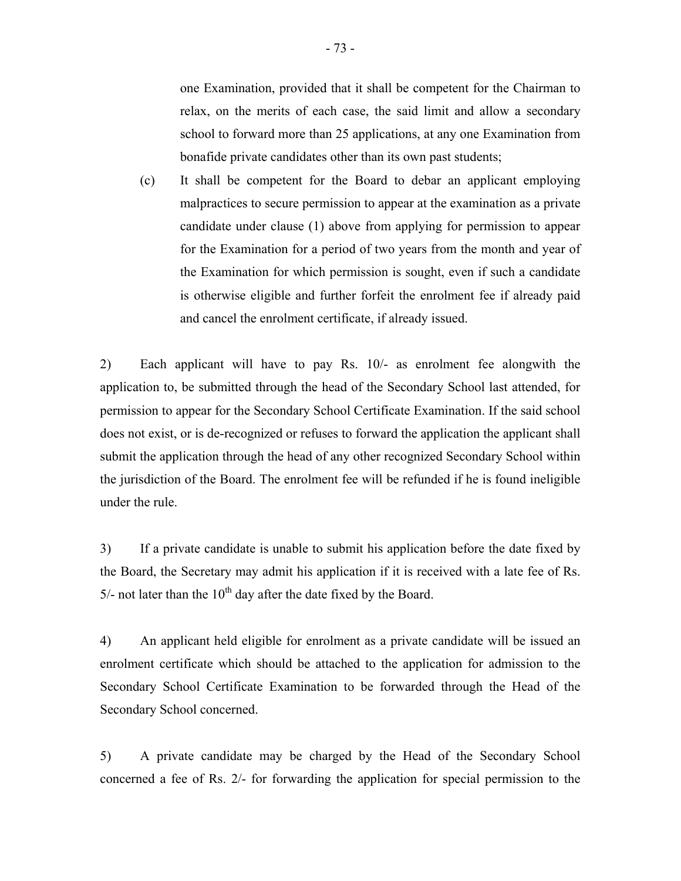one Examination, provided that it shall be competent for the Chairman to relax, on the merits of each case, the said limit and allow a secondary school to forward more than 25 applications, at any one Examination from bonafide private candidates other than its own past students;

(c) It shall be competent for the Board to debar an applicant employing malpractices to secure permission to appear at the examination as a private candidate under clause (1) above from applying for permission to appear for the Examination for a period of two years from the month and year of the Examination for which permission is sought, even if such a candidate is otherwise eligible and further forfeit the enrolment fee if already paid and cancel the enrolment certificate, if already issued.

2) Each applicant will have to pay Rs. 10/- as enrolment fee alongwith the application to, be submitted through the head of the Secondary School last attended, for permission to appear for the Secondary School Certificate Examination. If the said school does not exist, or is de-recognized or refuses to forward the application the applicant shall submit the application through the head of any other recognized Secondary School within the jurisdiction of the Board. The enrolment fee will be refunded if he is found ineligible under the rule.

3) If a private candidate is unable to submit his application before the date fixed by the Board, the Secretary may admit his application if it is received with a late fee of Rs. 5/- not later than the 10th day after the date fixed by the Board.

4) An applicant held eligible for enrolment as a private candidate will be issued an enrolment certificate which should be attached to the application for admission to the Secondary School Certificate Examination to be forwarded through the Head of the Secondary School concerned.

5) A private candidate may be charged by the Head of the Secondary School concerned a fee of Rs. 2/- for forwarding the application for special permission to the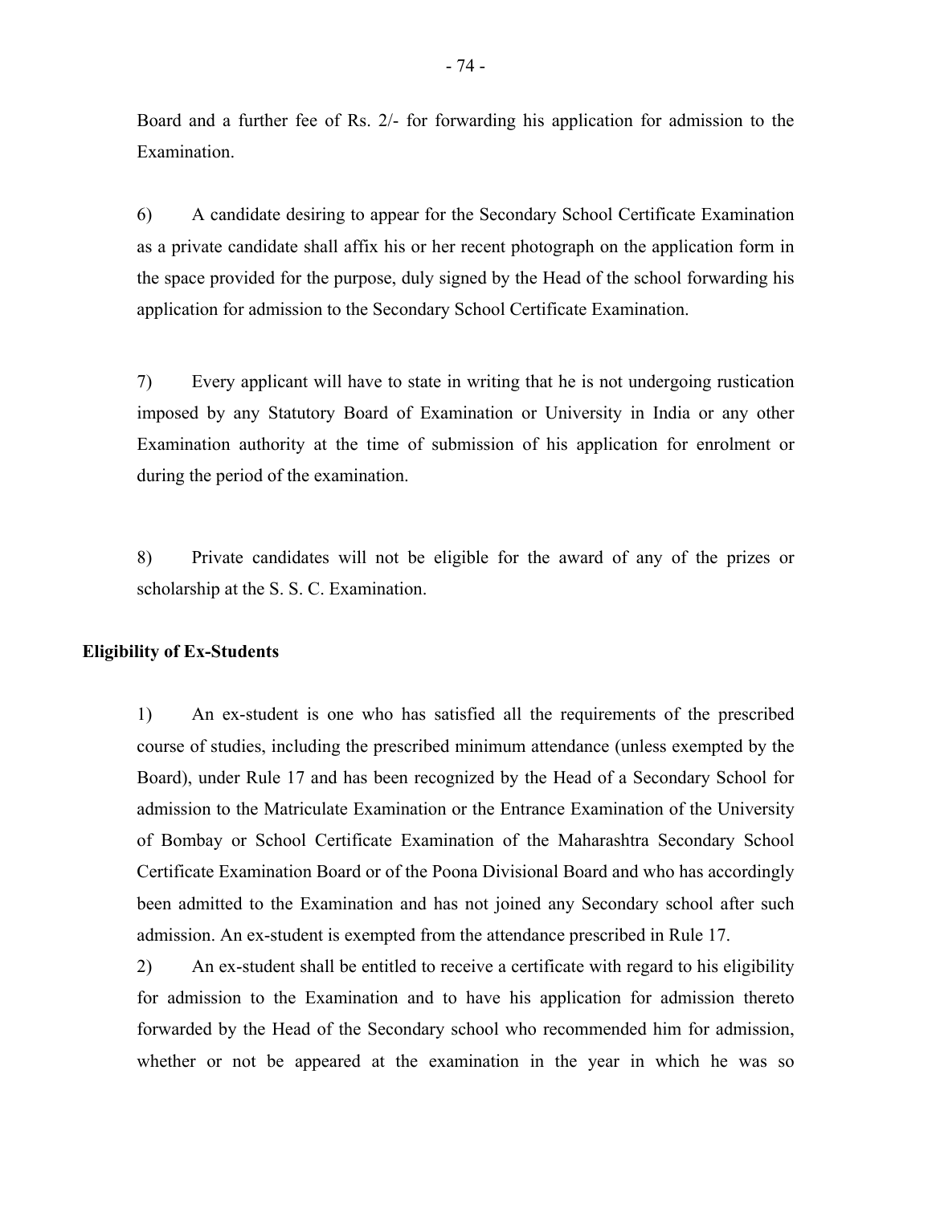Board and a further fee of Rs. 2/- for forwarding his application for admission to the Examination.

6) A candidate desiring to appear for the Secondary School Certificate Examination as a private candidate shall affix his or her recent photograph on the application form in the space provided for the purpose, duly signed by the Head of the school forwarding his application for admission to the Secondary School Certificate Examination.

7) Every applicant will have to state in writing that he is not undergoing rustication imposed by any Statutory Board of Examination or University in India or any other Examination authority at the time of submission of his application for enrolment or during the period of the examination.

8) Private candidates will not be eligible for the award of any of the prizes or scholarship at the S. S. C. Examination.

**Eligibility of Ex-Students**

1) An ex-student is one who has satisfied all the requirements of the prescribed course of studies, including the prescribed minimum attendance (unless exempted by the Board), under Rule 17 and has been recognized by the Head of a Secondary School for admission to the Matriculate Examination or the Entrance Examination of the University of Bombay or School Certificate Examination of the Maharashtra Secondary School Certificate Examination Board or of the Poona Divisional Board and who has accordingly been admitted to the Examination and has not joined any Secondary school after such admission. An ex-student is exempted from the attendance prescribed in Rule 17.

2) An ex-student shall be entitled to receive a certificate with regard to his eligibility for admission to the Examination and to have his application for admission thereto forwarded by the Head of the Secondary school who recommended him for admission, whether or not be appeared at the examination in the year in which he was so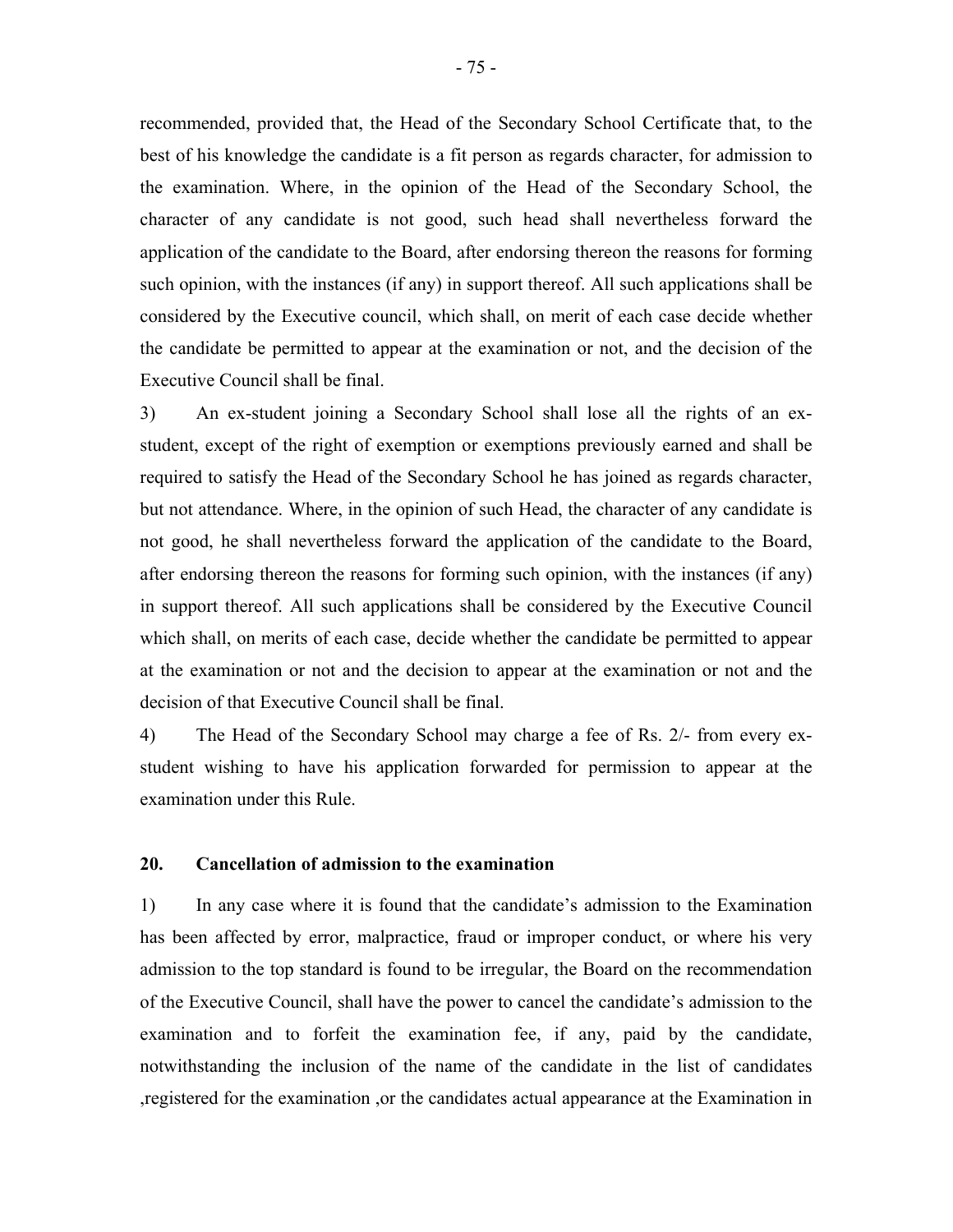recommended, provided that, the Head of the Secondary School Certificate that, to the best of his knowledge the candidate is a fit person as regards character, for admission to the examination. Where, in the opinion of the Head of the Secondary School, the character of any candidate is not good, such head shall nevertheless forward the application of the candidate to the Board, after endorsing thereon the reasons for forming such opinion, with the instances (if any) in support thereof. All such applications shall be considered by the Executive council, which shall, on merit of each case decide whether the candidate be permitted to appear at the examination or not, and the decision of the Executive Council shall be final.

3) An ex-student joining a Secondary School shall lose all the rights of an ex-student, except of the right of exemption or exemptions previously earned and shall be required to satisfy the Head of the Secondary School he has joined as regards character, but not attendance. Where, in the opinion of such Head, the character of any candidate is not good, he shall nevertheless forward the application of the candidate to the Board, after endorsing thereon the reasons for forming such opinion, with the instances (if any) in support thereof. All such applications shall be considered by the Executive Council which shall, on merits of each case, decide whether the candidate be permitted to appear at the examination or not and the decision to appear at the examination or not and the decision of that Executive Council shall be final.

4) The Head of the Secondary School may charge a fee of Rs. 2/- from every ex-student wishing to have his application forwarded for permission to appear at the examination under this Rule.

**20. Cancellation of admission to the examination**

1) In any case where it is found that the candidate's admission to the Examination has been affected by error, malpractice, fraud or improper conduct, or where his very admission to the top standard is found to be irregular, the Board on the recommendation of the Executive Council, shall have the power to cancel the candidate's admission to the examination and to forfeit the examination fee, if any, paid by the candidate, notwithstanding the inclusion of the name of the candidate in the list of candidates ,registered for the examination ,or the candidates actual appearance at the Examination in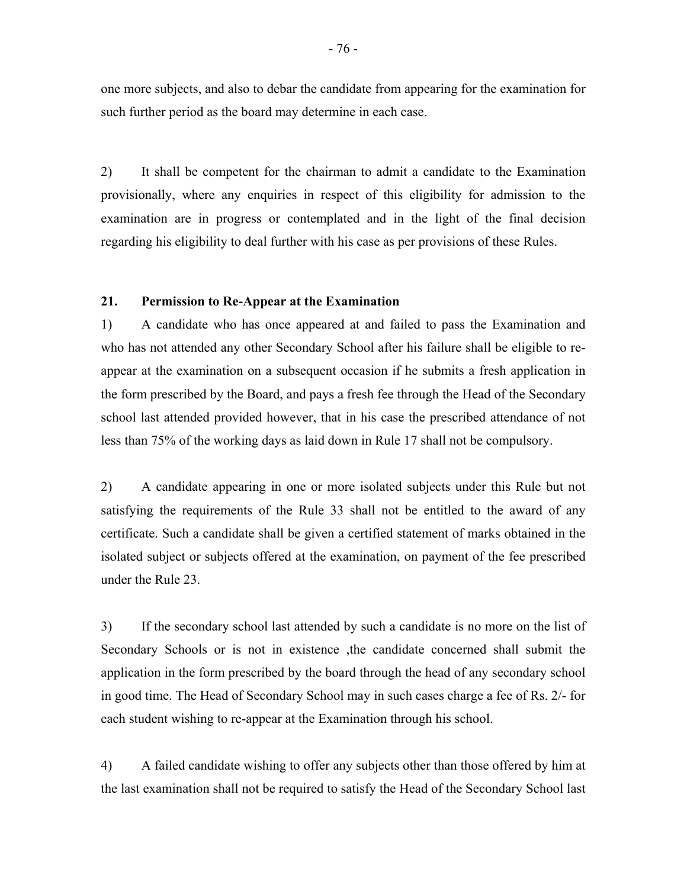one more subjects, and also to debar the candidate from appearing for the examination for such further period as the board may determine in each case.

2) It shall be competent for the chairman to admit a candidate to the Examination provisionally, where any enquiries in respect of this eligibility for admission to the examination are in progress or contemplated and in the light of the final decision regarding his eligibility to deal further with his case as per provisions of these Rules.

### 21. Permission to Re-Appear at the Examination

1) A candidate who has once appeared at and failed to pass the Examination and who has not attended any other Secondary School after his failure shall be eligible to re-appear at the examination on a subsequent occasion if he submits a fresh application in the form prescribed by the Board, and pays a fresh fee through the Head of the Secondary school last attended provided however, that in his case the prescribed attendance of not less than 75% of the working days as laid down in Rule 17 shall not be compulsory.

2) A candidate appearing in one or more isolated subjects under this Rule but not satisfying the requirements of the Rule 33 shall not be entitled to the award of any certificate. Such a candidate shall be given a certified statement of marks obtained in the isolated subject or subjects offered at the examination, on payment of the fee prescribed under the Rule 23.

3) If the secondary school last attended by such a candidate is no more on the list of Secondary Schools or is not in existence ,the candidate concerned shall submit the application in the form prescribed by the board through the head of any secondary school in good time. The Head of Secondary School may in such cases charge a fee of Rs. 2/- for each student wishing to re-appear at the Examination through his school.

4) A failed candidate wishing to offer any subjects other than those offered by him at the last examination shall not be required to satisfy the Head of the Secondary School last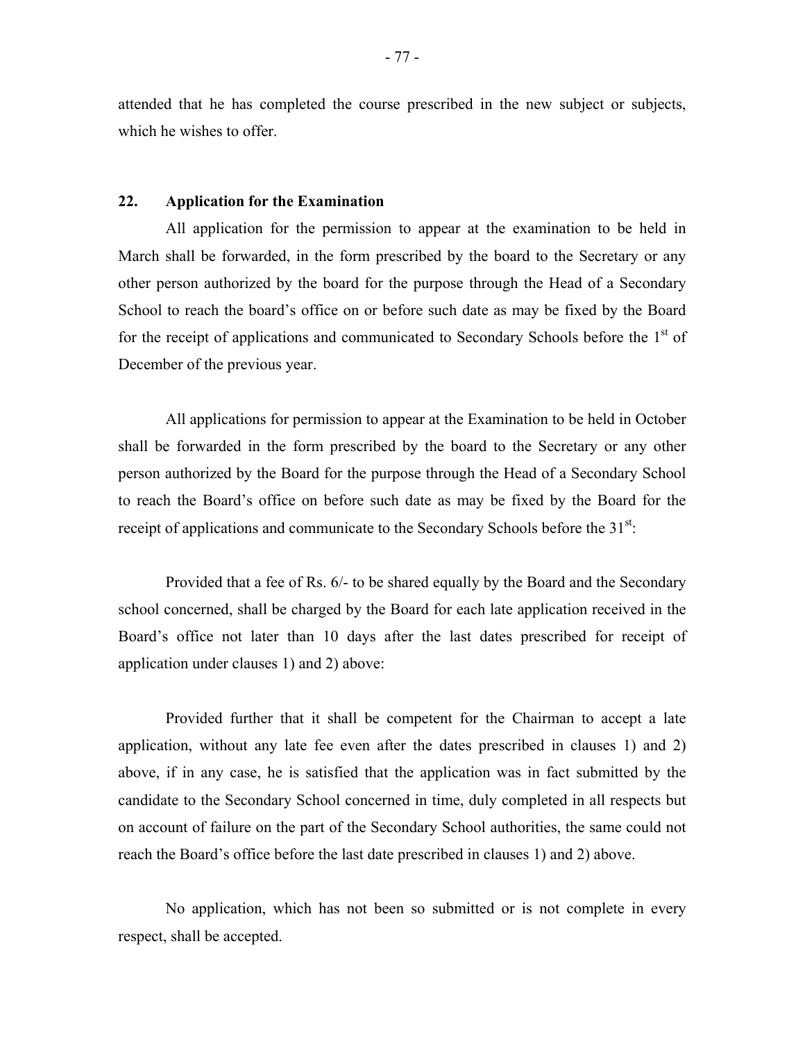attended that he has completed the course prescribed in the new subject or subjects, which he wishes to offer.

**22. Application for the Examination**

All application for the permission to appear at the examination to be held in March shall be forwarded, in the form prescribed by the board to the Secretary or any other person authorized by the board for the purpose through the Head of a Secondary School to reach the board's office on or before such date as may be fixed by the Board for the receipt of applications and communicated to Secondary Schools before the 1st of December of the previous year.

All applications for permission to appear at the Examination to be held in October shall be forwarded in the form prescribed by the board to the Secretary or any other person authorized by the Board for the purpose through the Head of a Secondary School to reach the Board's office on before such date as may be fixed by the Board for the receipt of applications and communicate to the Secondary Schools before the 31st:

Provided that a fee of Rs. 6/- to be shared equally by the Board and the Secondary school concerned, shall be charged by the Board for each late application received in the Board's office not later than 10 days after the last dates prescribed for receipt of application under clauses 1) and 2) above:

Provided further that it shall be competent for the Chairman to accept a late application, without any late fee even after the dates prescribed in clauses 1) and 2) above, if in any case, he is satisfied that the application was in fact submitted by the candidate to the Secondary School concerned in time, duly completed in all respects but on account of failure on the part of the Secondary School authorities, the same could not reach the Board's office before the last date prescribed in clauses 1) and 2) above.

No application, which has not been so submitted or is not complete in every respect, shall be accepted.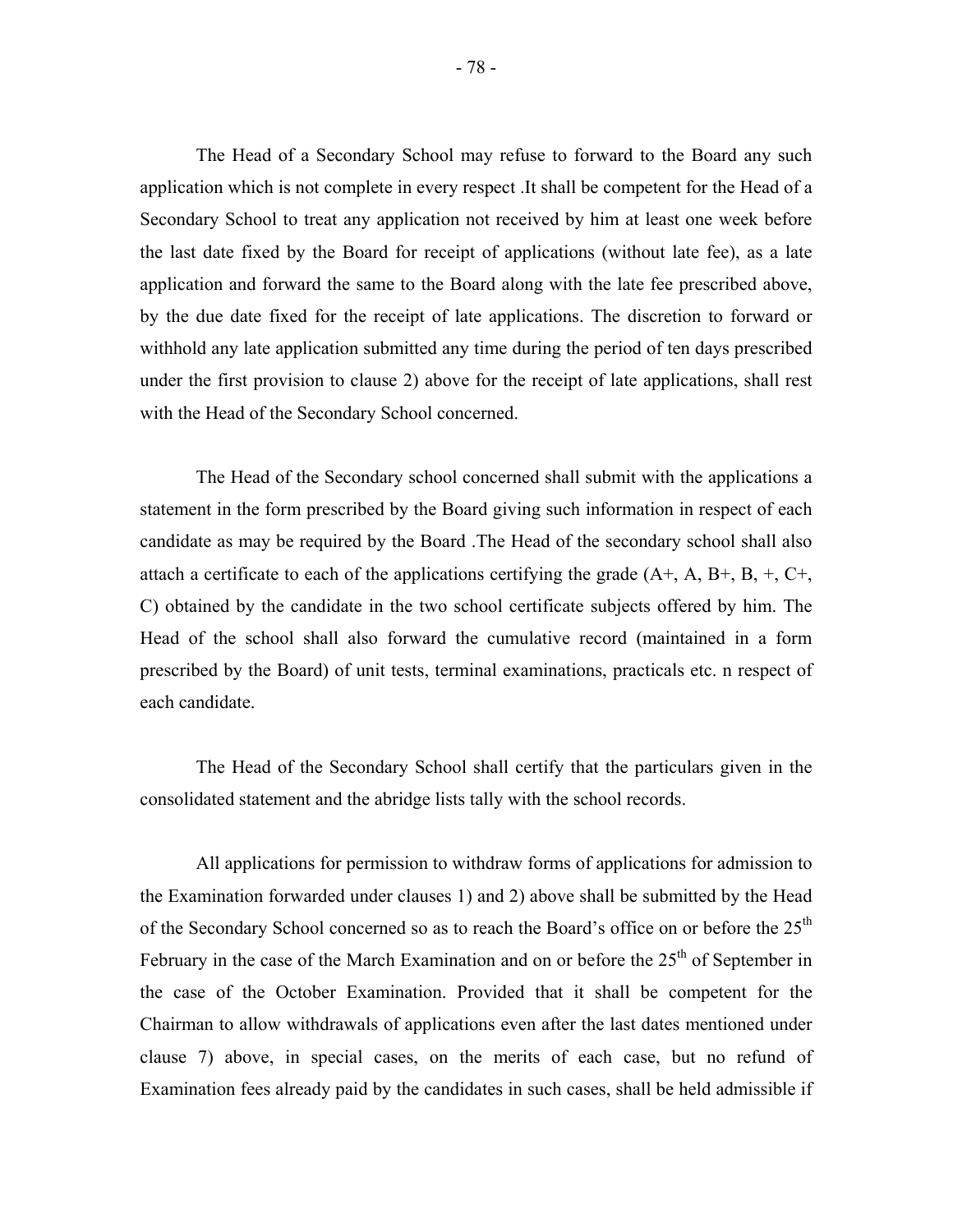The Head of a Secondary School may refuse to forward to the Board any such application which is not complete in every respect .It shall be competent for the Head of a Secondary School to treat any application not received by him at least one week before the last date fixed by the Board for receipt of applications (without late fee), as a late application and forward the same to the Board along with the late fee prescribed above, by the due date fixed for the receipt of late applications. The discretion to forward or withhold any late application submitted any time during the period of ten days prescribed under the first provision to clause 2) above for the receipt of late applications, shall rest with the Head of the Secondary School concerned.

The Head of the Secondary school concerned shall submit with the applications a statement in the form prescribed by the Board giving such information in respect of each candidate as may be required by the Board .The Head of the secondary school shall also attach a certificate to each of the applications certifying the grade (A+, A, B+, B, +, C+, C) obtained by the candidate in the two school certificate subjects offered by him. The Head of the school shall also forward the cumulative record (maintained in a form prescribed by the Board) of unit tests, terminal examinations, practicals etc. n respect of each candidate.

The Head of the Secondary School shall certify that the particulars given in the consolidated statement and the abridge lists tally with the school records.

All applications for permission to withdraw forms of applications for admission to the Examination forwarded under clauses 1) and 2) above shall be submitted by the Head of the Secondary School concerned so as to reach the Board's office on or before the 25th February in the case of the March Examination and on or before the 25th of September in the case of the October Examination. Provided that it shall be competent for the Chairman to allow withdrawals of applications even after the last dates mentioned under clause 7) above, in special cases, on the merits of each case, but no refund of Examination fees already paid by the candidates in such cases, shall be held admissible if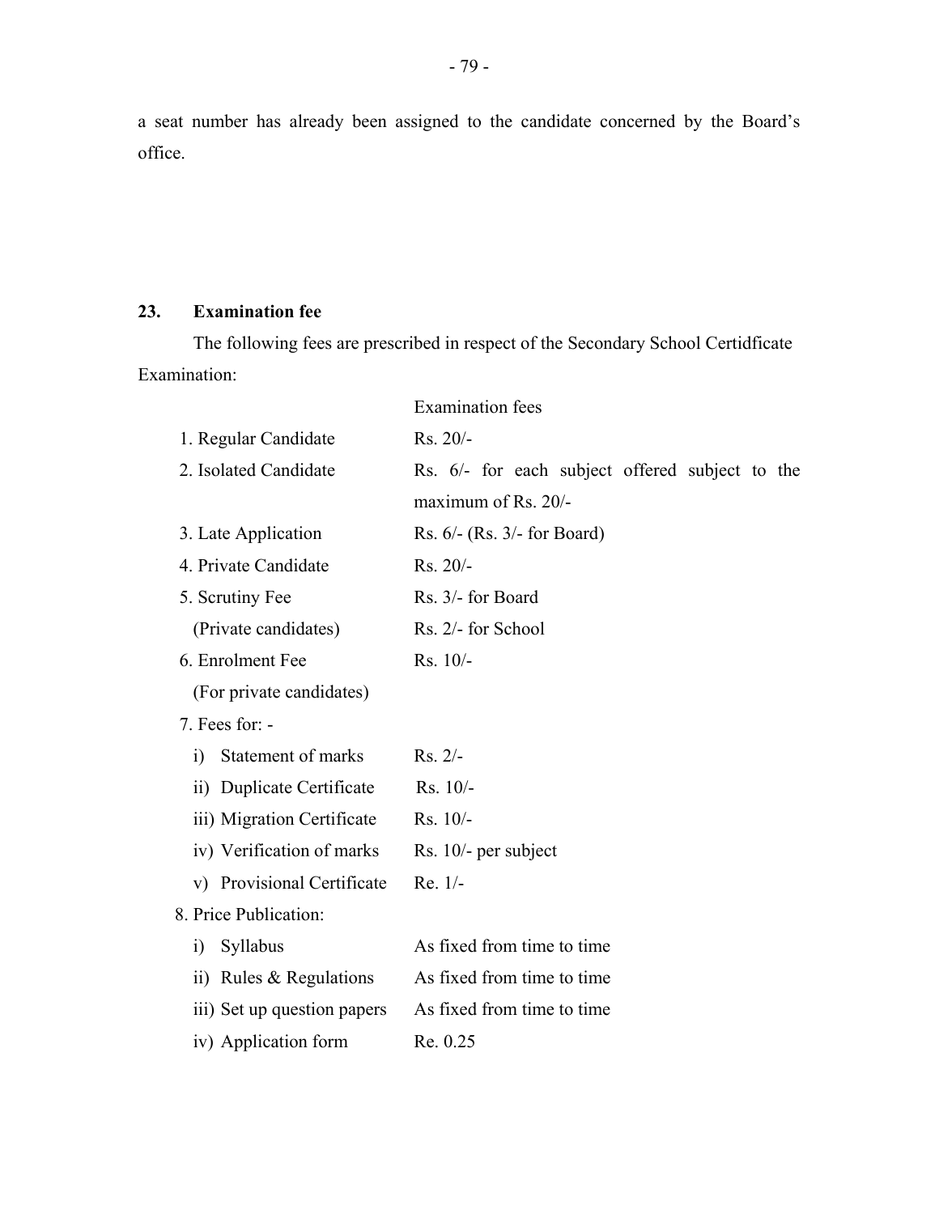a seat number has already been assigned to the candidate concerned by the Board's office.

**23. Examination fee**

The following fees are prescribed in respect of the Secondary School Certidficate Examination:

| | Examination fees |
|---|---|
| 1. Regular Candidate | Rs. 20/- |
| 2. Isolated Candidate | Rs. 6/- for each subject offered subject to the maximum of Rs. 20/- |
| 3. Late Application | Rs. 6/- (Rs. 3/- for Board) |
| 4. Private Candidate | Rs. 20/- |
| 5. Scrutiny Fee (Private candidates) | Rs. 3/- for Board<br>Rs. 2/- for School |
| 6. Enrolment Fee (For private candidates) | Rs. 10/- |
| 7. Fees for: - | |
| i) Statement of marks | Rs. 2/- |
| ii) Duplicate Certificate | Rs. 10/- |
| iii) Migration Certificate | Rs. 10/- |
| iv) Verification of marks | Rs. 10/- per subject |
| v) Provisional Certificate | Re. 1/- |
| 8. Price Publication: | |
| i) Syllabus | As fixed from time to time |
| ii) Rules & Regulations | As fixed from time to time |
| iii) Set up question papers | As fixed from time to time |
| iv) Application form | Re. 0.25 |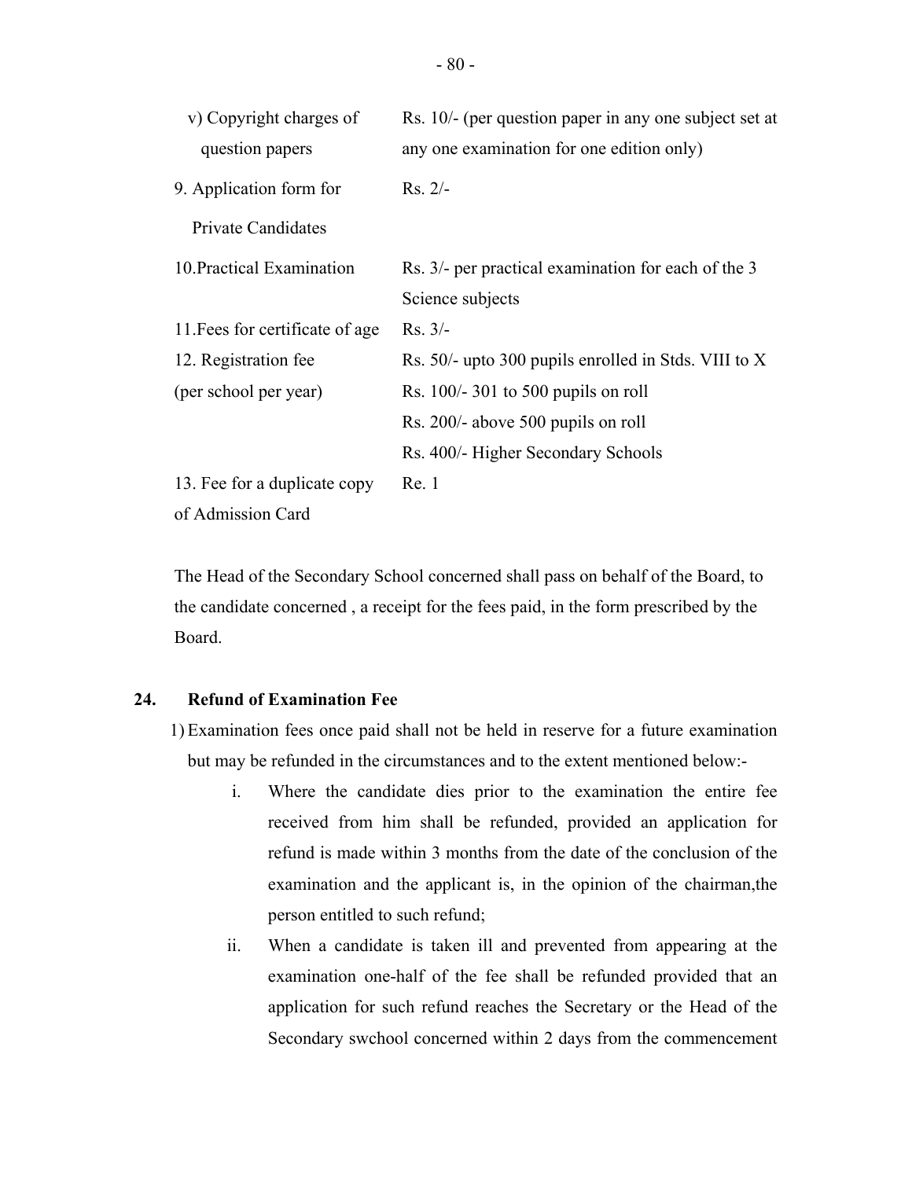| | |
|---|---|
| v) Copyright charges of question papers | Rs. 10/- (per question paper in any one subject set at any one examination for one edition only) |
| 9. Application form for Private Candidates | Rs. 2/- |
| 10.Practical Examination | Rs. 3/- per practical examination for each of the 3 Science subjects |
| 11.Fees for certificate of age | Rs. 3/- |
| 12. Registration fee (per school per year) | Rs. 50/- upto 300 pupils enrolled in Stds. VIII to X |
| | Rs. 100/- 301 to 500 pupils on roll |
| | Rs. 200/- above 500 pupils on roll |
| | Rs. 400/- Higher Secondary Schools |
| 13. Fee for a duplicate copy of Admission Card | Re. 1 |

The Head of the Secondary School concerned shall pass on behalf of the Board, to the candidate concerned , a receipt for the fees paid, in the form prescribed by the Board.

**24. Refund of Examination Fee**

1) Examination fees once paid shall not be held in reserve for a future examination but may be refunded in the circumstances and to the extent mentioned below:-

   i. Where the candidate dies prior to the examination the entire fee received from him shall be refunded, provided an application for refund is made within 3 months from the date of the conclusion of the examination and the applicant is, in the opinion of the chairman,the person entitled to such refund;

   ii. When a candidate is taken ill and prevented from appearing at the examination one-half of the fee shall be refunded provided that an application for such refund reaches the Secretary or the Head of the Secondary swchool concerned within 2 days from the commencement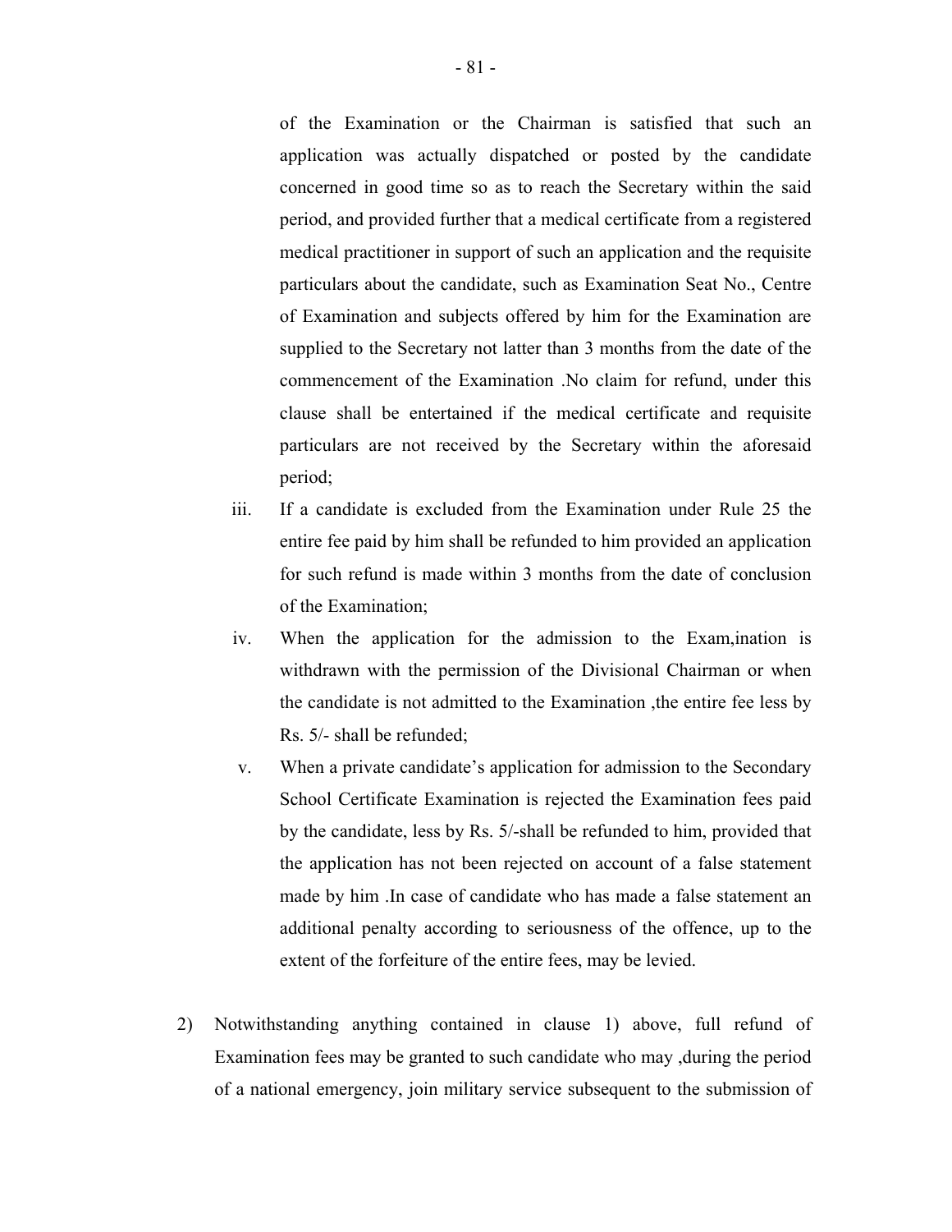of the Examination or the Chairman is satisfied that such an application was actually dispatched or posted by the candidate concerned in good time so as to reach the Secretary within the said period, and provided further that a medical certificate from a registered medical practitioner in support of such an application and the requisite particulars about the candidate, such as Examination Seat No., Centre of Examination and subjects offered by him for the Examination are supplied to the Secretary not latter than 3 months from the date of the commencement of the Examination .No claim for refund, under this clause shall be entertained if the medical certificate and requisite particulars are not received by the Secretary within the aforesaid period;

iii. If a candidate is excluded from the Examination under Rule 25 the entire fee paid by him shall be refunded to him provided an application for such refund is made within 3 months from the date of conclusion of the Examination;

iv. When the application for the admission to the Exam,ination is withdrawn with the permission of the Divisional Chairman or when the candidate is not admitted to the Examination ,the entire fee less by Rs. 5/- shall be refunded;

v. When a private candidate's application for admission to the Secondary School Certificate Examination is rejected the Examination fees paid by the candidate, less by Rs. 5/-shall be refunded to him, provided that the application has not been rejected on account of a false statement made by him .In case of candidate who has made a false statement an additional penalty according to seriousness of the offence, up to the extent of the forfeiture of the entire fees, may be levied.

2) Notwithstanding anything contained in clause 1) above, full refund of Examination fees may be granted to such candidate who may ,during the period of a national emergency, join military service subsequent to the submission of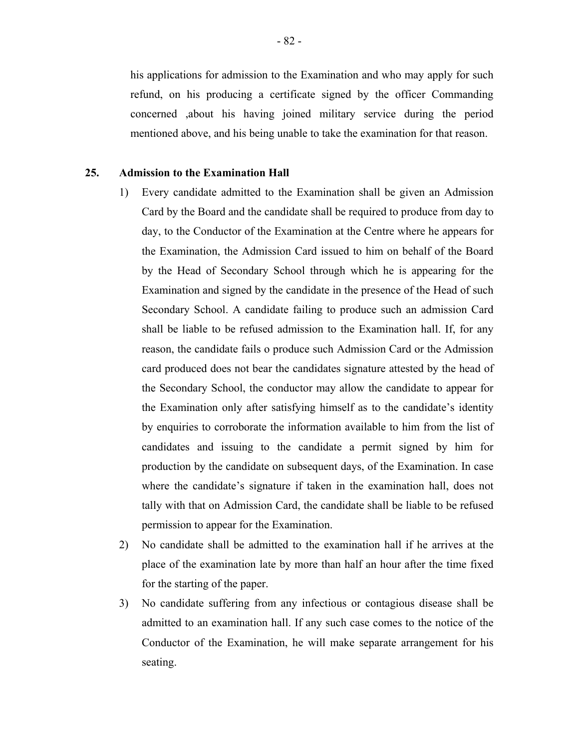his applications for admission to the Examination and who may apply for such refund, on his producing a certificate signed by the officer Commanding concerned ,about his having joined military service during the period mentioned above, and his being unable to take the examination for that reason.

**25. Admission to the Examination Hall**

1) Every candidate admitted to the Examination shall be given an Admission Card by the Board and the candidate shall be required to produce from day to day, to the Conductor of the Examination at the Centre where he appears for the Examination, the Admission Card issued to him on behalf of the Board by the Head of Secondary School through which he is appearing for the Examination and signed by the candidate in the presence of the Head of such Secondary School. A candidate failing to produce such an admission Card shall be liable to be refused admission to the Examination hall. If, for any reason, the candidate fails o produce such Admission Card or the Admission card produced does not bear the candidates signature attested by the head of the Secondary School, the conductor may allow the candidate to appear for the Examination only after satisfying himself as to the candidate's identity by enquiries to corroborate the information available to him from the list of candidates and issuing to the candidate a permit signed by him for production by the candidate on subsequent days, of the Examination. In case where the candidate's signature if taken in the examination hall, does not tally with that on Admission Card, the candidate shall be liable to be refused permission to appear for the Examination.
2) No candidate shall be admitted to the examination hall if he arrives at the place of the examination late by more than half an hour after the time fixed for the starting of the paper.
3) No candidate suffering from any infectious or contagious disease shall be admitted to an examination hall. If any such case comes to the notice of the Conductor of the Examination, he will make separate arrangement for his seating.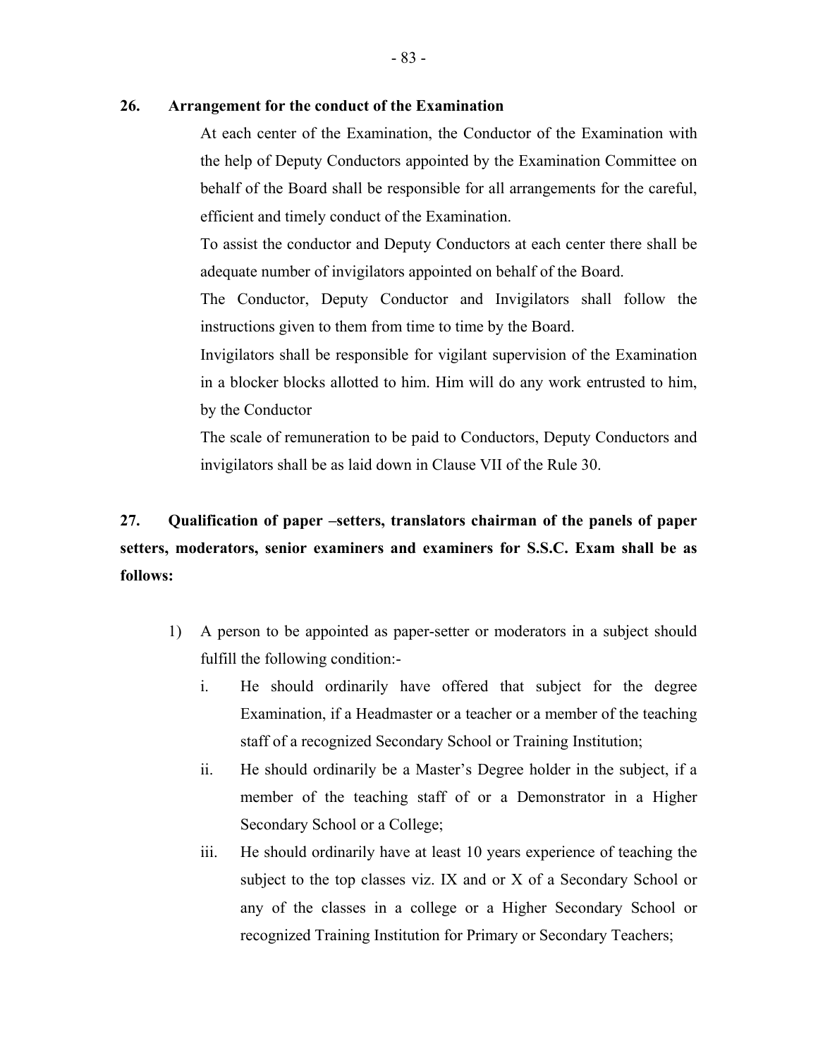**26. Arrangement for the conduct of the Examination**

At each center of the Examination, the Conductor of the Examination with the help of Deputy Conductors appointed by the Examination Committee on behalf of the Board shall be responsible for all arrangements for the careful, efficient and timely conduct of the Examination.

To assist the conductor and Deputy Conductors at each center there shall be adequate number of invigilators appointed on behalf of the Board.

The Conductor, Deputy Conductor and Invigilators shall follow the instructions given to them from time to time by the Board.

Invigilators shall be responsible for vigilant supervision of the Examination in a blocker blocks allotted to him. Him will do any work entrusted to him, by the Conductor

The scale of remuneration to be paid to Conductors, Deputy Conductors and invigilators shall be as laid down in Clause VII of the Rule 30.

**27. Qualification of paper –setters, translators chairman of the panels of paper setters, moderators, senior examiners and examiners for S.S.C. Exam shall be as follows:**

1) A person to be appointed as paper-setter or moderators in a subject should fulfill the following condition:-

   i. He should ordinarily have offered that subject for the degree Examination, if a Headmaster or a teacher or a member of the teaching staff of a recognized Secondary School or Training Institution;

   ii. He should ordinarily be a Master's Degree holder in the subject, if a member of the teaching staff of or a Demonstrator in a Higher Secondary School or a College;

   iii. He should ordinarily have at least 10 years experience of teaching the subject to the top classes viz. IX and or X of a Secondary School or any of the classes in a college or a Higher Secondary School or recognized Training Institution for Primary or Secondary Teachers;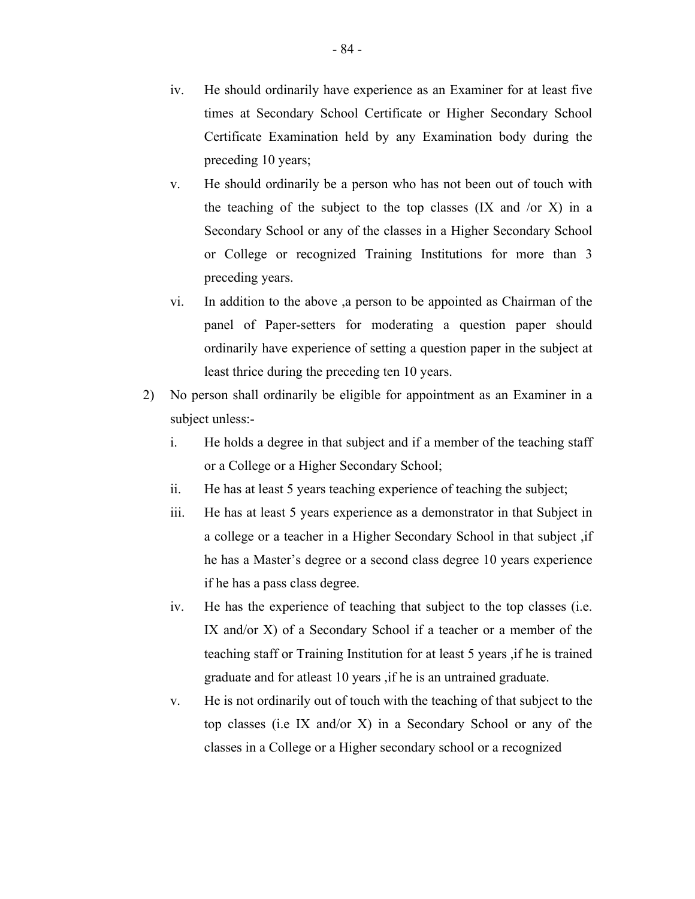iv. He should ordinarily have experience as an Examiner for at least five times at Secondary School Certificate or Higher Secondary School Certificate Examination held by any Examination body during the preceding 10 years;

v. He should ordinarily be a person who has not been out of touch with the teaching of the subject to the top classes (IX and /or X) in a Secondary School or any of the classes in a Higher Secondary School or College or recognized Training Institutions for more than 3 preceding years.

vi. In addition to the above ,a person to be appointed as Chairman of the panel of Paper-setters for moderating a question paper should ordinarily have experience of setting a question paper in the subject at least thrice during the preceding ten 10 years.

2) No person shall ordinarily be eligible for appointment as an Examiner in a subject unless:-

   i. He holds a degree in that subject and if a member of the teaching staff or a College or a Higher Secondary School;

   ii. He has at least 5 years teaching experience of teaching the subject;

   iii. He has at least 5 years experience as a demonstrator in that Subject in a college or a teacher in a Higher Secondary School in that subject ,if he has a Master's degree or a second class degree 10 years experience if he has a pass class degree.

   iv. He has the experience of teaching that subject to the top classes (i.e. IX and/or X) of a Secondary School if a teacher or a member of the teaching staff or Training Institution for at least 5 years ,if he is trained graduate and for atleast 10 years ,if he is an untrained graduate.

   v. He is not ordinarily out of touch with the teaching of that subject to the top classes (i.e IX and/or X) in a Secondary School or any of the classes in a College or a Higher secondary school or a recognized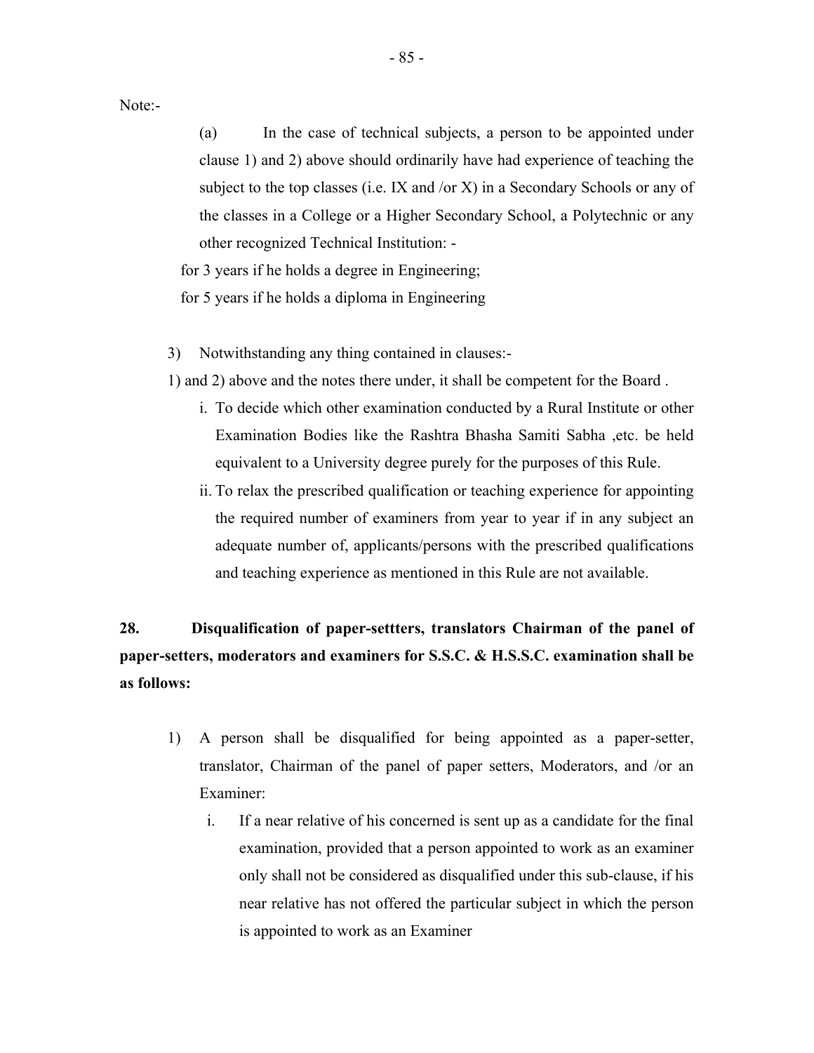Note:-

(a) In the case of technical subjects, a person to be appointed under clause 1) and 2) above should ordinarily have had experience of teaching the subject to the top classes (i.e. IX and /or X) in a Secondary Schools or any of the classes in a College or a Higher Secondary School, a Polytechnic or any other recognized Technical Institution: -

for 3 years if he holds a degree in Engineering;

for 5 years if he holds a diploma in Engineering

3) Notwithstanding any thing contained in clauses:-

1) and 2) above and the notes there under, it shall be competent for the Board .

i. To decide which other examination conducted by a Rural Institute or other Examination Bodies like the Rashtra Bhasha Samiti Sabha ,etc. be held equivalent to a University degree purely for the purposes of this Rule.

ii. To relax the prescribed qualification or teaching experience for appointing the required number of examiners from year to year if in any subject an adequate number of, applicants/persons with the prescribed qualifications and teaching experience as mentioned in this Rule are not available.

**28. Disqualification of paper-settters, translators Chairman of the panel of paper-setters, moderators and examiners for S.S.C. & H.S.S.C. examination shall be as follows:**

1) A person shall be disqualified for being appointed as a paper-setter, translator, Chairman of the panel of paper setters, Moderators, and /or an Examiner:

   i. If a near relative of his concerned is sent up as a candidate for the final examination, provided that a person appointed to work as an examiner only shall not be considered as disqualified under this sub-clause, if his near relative has not offered the particular subject in which the person is appointed to work as an Examiner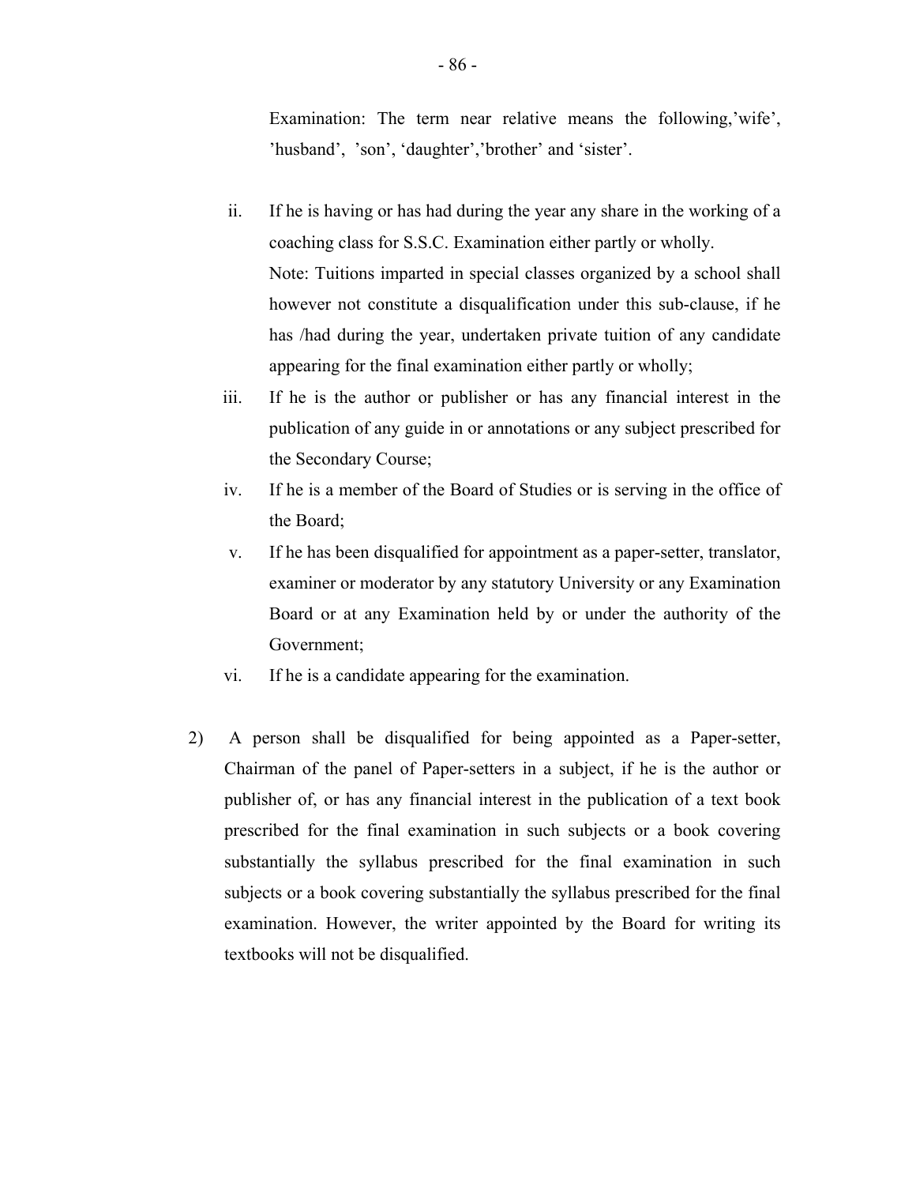Examination: The term near relative means the following,'wife', 'husband', 'son', 'daughter','brother' and 'sister'.

ii. If he is having or has had during the year any share in the working of a coaching class for S.S.C. Examination either partly or wholly.

   Note: Tuitions imparted in special classes organized by a school shall however not constitute a disqualification under this sub-clause, if he has /had during the year, undertaken private tuition of any candidate appearing for the final examination either partly or wholly;

iii. If he is the author or publisher or has any financial interest in the publication of any guide in or annotations or any subject prescribed for the Secondary Course;

iv. If he is a member of the Board of Studies or is serving in the office of the Board;

v. If he has been disqualified for appointment as a paper-setter, translator, examiner or moderator by any statutory University or any Examination Board or at any Examination held by or under the authority of the Government;

vi. If he is a candidate appearing for the examination.

2) A person shall be disqualified for being appointed as a Paper-setter, Chairman of the panel of Paper-setters in a subject, if he is the author or publisher of, or has any financial interest in the publication of a text book prescribed for the final examination in such subjects or a book covering substantially the syllabus prescribed for the final examination in such subjects or a book covering substantially the syllabus prescribed for the final examination. However, the writer appointed by the Board for writing its textbooks will not be disqualified.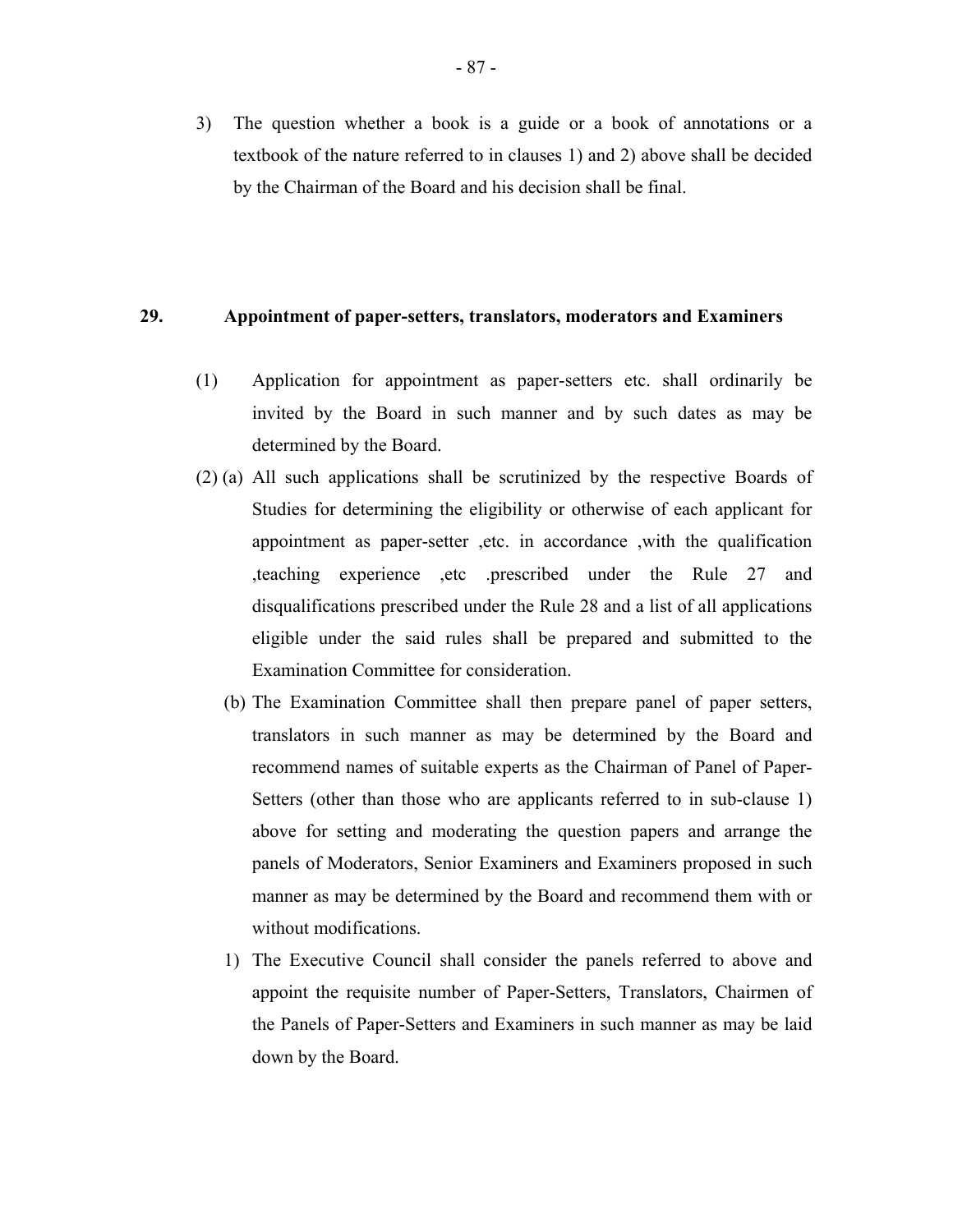3) The question whether a book is a guide or a book of annotations or a textbook of the nature referred to in clauses 1) and 2) above shall be decided by the Chairman of the Board and his decision shall be final.

## 29. Appointment of paper-setters, translators, moderators and Examiners

(1) Application for appointment as paper-setters etc. shall ordinarily be invited by the Board in such manner and by such dates as may be determined by the Board.

(2) (a) All such applications shall be scrutinized by the respective Boards of Studies for determining the eligibility or otherwise of each applicant for appointment as paper-setter ,etc. in accordance ,with the qualification ,teaching experience ,etc .prescribed under the Rule 27 and disqualifications prescribed under the Rule 28 and a list of all applications eligible under the said rules shall be prepared and submitted to the Examination Committee for consideration.

(b) The Examination Committee shall then prepare panel of paper setters, translators in such manner as may be determined by the Board and recommend names of suitable experts as the Chairman of Panel of Paper-Setters (other than those who are applicants referred to in sub-clause 1) above for setting and moderating the question papers and arrange the panels of Moderators, Senior Examiners and Examiners proposed in such manner as may be determined by the Board and recommend them with or without modifications.

1) The Executive Council shall consider the panels referred to above and appoint the requisite number of Paper-Setters, Translators, Chairmen of the Panels of Paper-Setters and Examiners in such manner as may be laid down by the Board.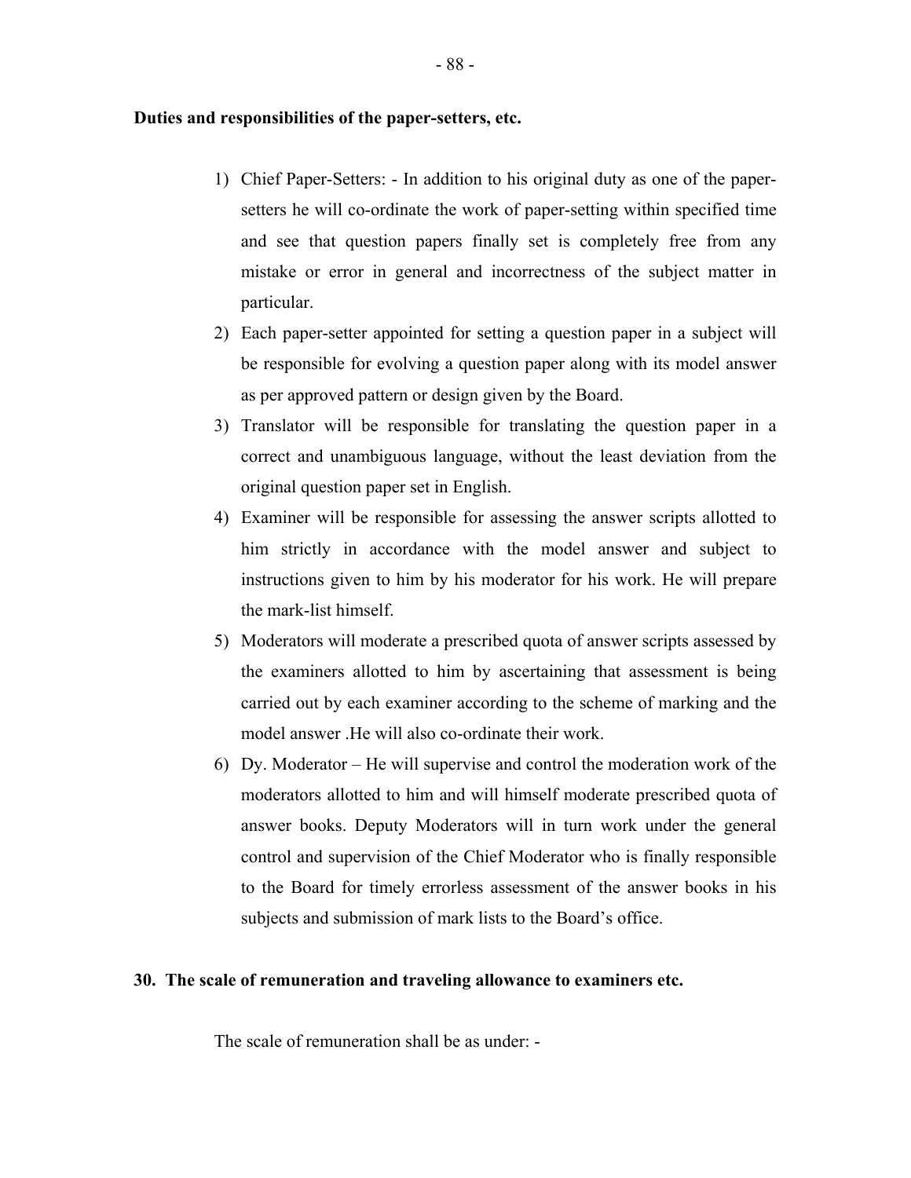**Duties and responsibilities of the paper-setters, etc.**

1) Chief Paper-Setters: - In addition to his original duty as one of the paper-setters he will co-ordinate the work of paper-setting within specified time and see that question papers finally set is completely free from any mistake or error in general and incorrectness of the subject matter in particular.
2) Each paper-setter appointed for setting a question paper in a subject will be responsible for evolving a question paper along with its model answer as per approved pattern or design given by the Board.
3) Translator will be responsible for translating the question paper in a correct and unambiguous language, without the least deviation from the original question paper set in English.
4) Examiner will be responsible for assessing the answer scripts allotted to him strictly in accordance with the model answer and subject to instructions given to him by his moderator for his work. He will prepare the mark-list himself.
5) Moderators will moderate a prescribed quota of answer scripts assessed by the examiners allotted to him by ascertaining that assessment is being carried out by each examiner according to the scheme of marking and the model answer .He will also co-ordinate their work.
6) Dy. Moderator – He will supervise and control the moderation work of the moderators allotted to him and will himself moderate prescribed quota of answer books. Deputy Moderators will in turn work under the general control and supervision of the Chief Moderator who is finally responsible to the Board for timely errorless assessment of the answer books in his subjects and submission of mark lists to the Board's office.

**30. The scale of remuneration and traveling allowance to examiners etc.**

The scale of remuneration shall be as under: -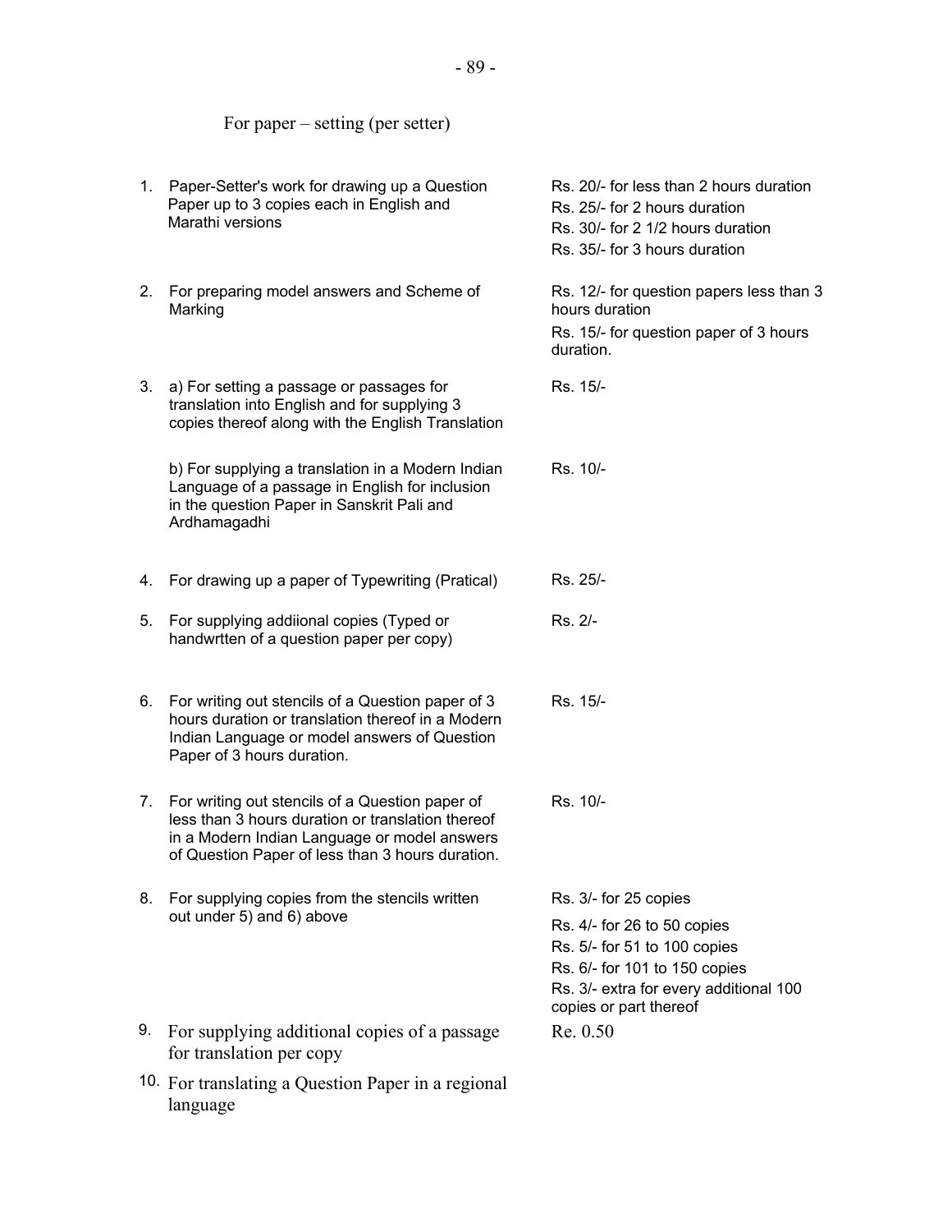For paper – setting (per setter)

| | | |
|---|---|---|
| 1. | Paper-Setter's work for drawing up a Question Paper up to 3 copies each in English and Marathi versions | Rs. 20/- for less than 2 hours duration<br>Rs. 25/- for 2 hours duration<br>Rs. 30/- for 2 1/2 hours duration<br>Rs. 35/- for 3 hours duration |
| 2. | For preparing model answers and Scheme of Marking | Rs. 12/- for question papers less than 3 hours duration<br>Rs. 15/- for question paper of 3 hours duration. |
| 3. | a) For setting a passage or passages for translation into English and for supplying 3 copies thereof along with the English Translation | Rs. 15/- |
| | b) For supplying a translation in a Modern Indian Language of a passage in English for inclusion in the question Paper in Sanskrit Pali and Ardhamagadhi | Rs. 10/- |
| 4. | For drawing up a paper of Typewriting (Pratical) | Rs. 25/- |
| 5. | For supplying addiional copies (Typed or handwrtten of a question paper per copy) | Rs. 2/- |
| 6. | For writing out stencils of a Question paper of 3 hours duration or translation thereof in a Modern Indian Language or model answers of Question Paper of 3 hours duration. | Rs. 15/- |
| 7. | For writing out stencils of a Question paper of less than 3 hours duration or translation thereof in a Modern Indian Language or model answers of Question Paper of less than 3 hours duration. | Rs. 10/- |
| 8. | For supplying copies from the stencils written out under 5) and 6) above | Rs. 3/- for 25 copies<br>Rs. 4/- for 26 to 50 copies<br>Rs. 5/- for 51 to 100 copies<br>Rs. 6/- for 101 to 150 copies<br>Rs. 3/- extra for every additional 100 copies or part thereof |
| 9. | For supplying additional copies of a passage for translation per copy | Re. 0.50 |
| 10. | For translating a Question Paper in a regional language | |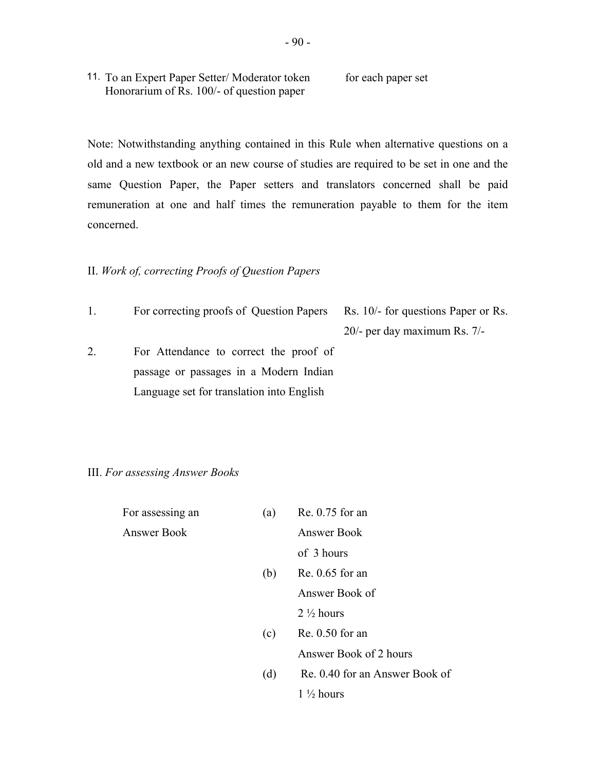| | | |
|---|---|---|
| 11. | To an Expert Paper Setter/ Moderator token Honorarium of Rs. 100/- of question paper | for each paper set |

Note: Notwithstanding anything contained in this Rule when alternative questions on a old and a new textbook or an new course of studies are required to be set in one and the same Question Paper, the Paper setters and translators concerned shall be paid remuneration at one and half times the remuneration payable to them for the item concerned.

II. *Work of, correcting Proofs of Question Papers*

| | | |
|---|---|---|
| 1. | For correcting proofs of Question Papers | Rs. 10/- for questions Paper or Rs. 20/- per day maximum Rs. 7/- |
| 2. | For Attendance to correct the proof of passage or passages in a Modern Indian Language set for translation into English | |

III. *For assessing Answer Books*

| | | |
|---|---|---|
| For assessing an Answer Book | (a) | Re. 0.75 for an Answer Book of 3 hours |
| | (b) | Re. 0.65 for an Answer Book of 2 ½ hours |
| | (c) | Re. 0.50 for an Answer Book of 2 hours |
| | (d) | Re. 0.40 for an Answer Book of 1 ½ hours |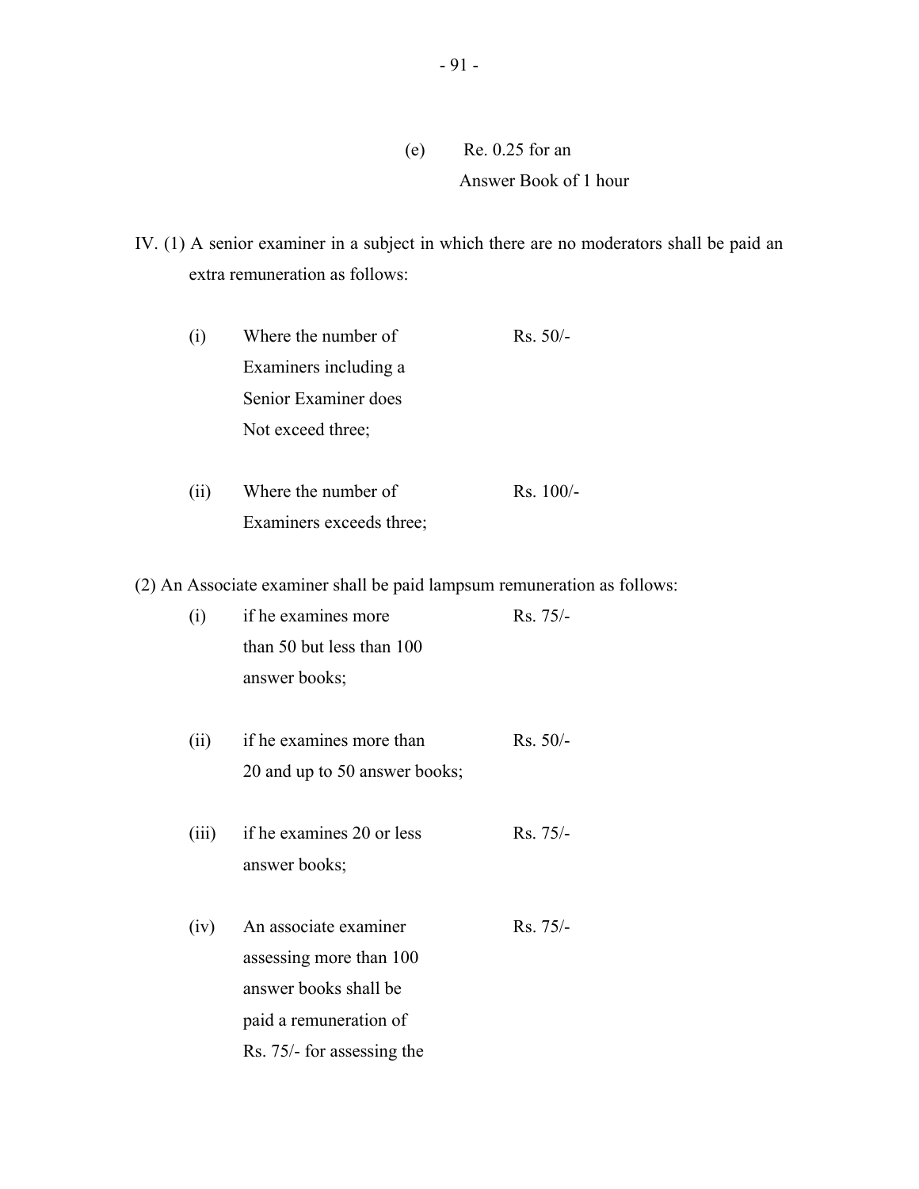(e) Re. 0.25 for an Answer Book of 1 hour

IV. (1) A senior examiner in a subject in which there are no moderators shall be paid an extra remuneration as follows:

| | | |
|---|---|---|
| (i) | Where the number of Examiners including a Senior Examiner does Not exceed three; | Rs. 50/- |
| (ii) | Where the number of Examiners exceeds three; | Rs. 100/- |

(2) An Associate examiner shall be paid lampsum remuneration as follows:

| | | |
|---|---|---|
| (i) | if he examines more than 50 but less than 100 answer books; | Rs. 75/- |
| (ii) | if he examines more than 20 and up to 50 answer books; | Rs. 50/- |
| (iii) | if he examines 20 or less answer books; | Rs. 75/- |
| (iv) | An associate examiner assessing more than 100 answer books shall be paid a remuneration of Rs. 75/- for assessing the | Rs. 75/- |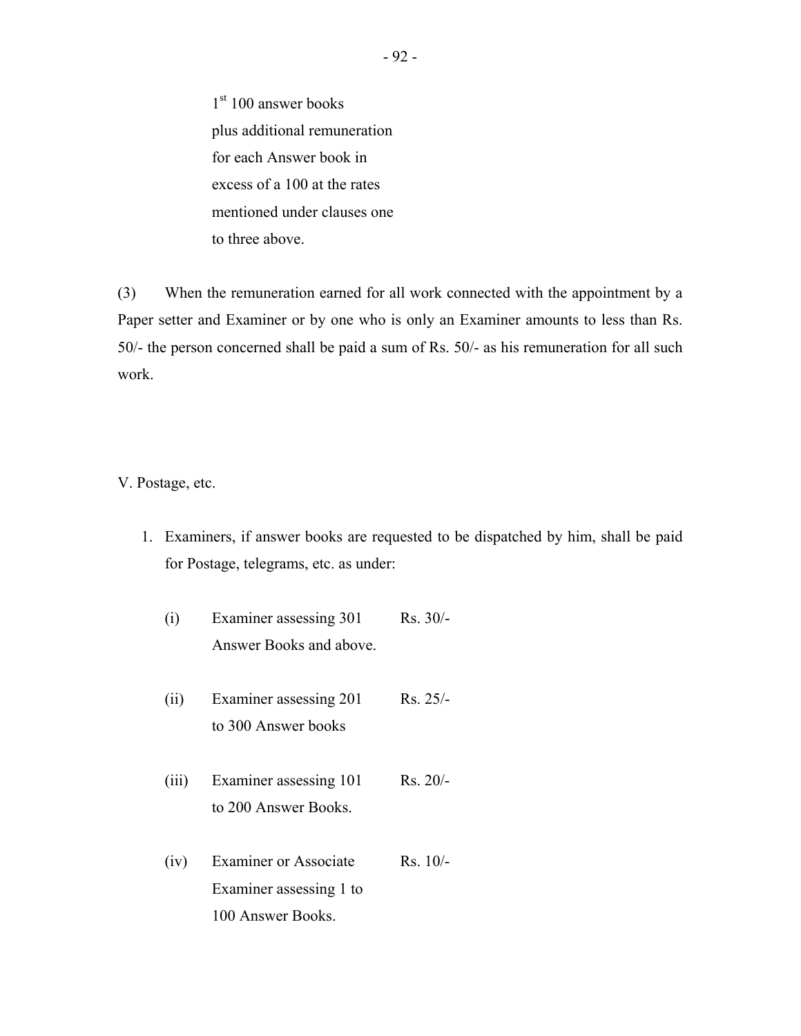1st 100 answer books
plus additional remuneration
for each Answer book in
excess of a 100 at the rates
mentioned under clauses one
to three above.

(3) When the remuneration earned for all work connected with the appointment by a Paper setter and Examiner or by one who is only an Examiner amounts to less than Rs. 50/- the person concerned shall be paid a sum of Rs. 50/- as his remuneration for all such work.

V. Postage, etc.

1. Examiners, if answer books are requested to be dispatched by him, shall be paid for Postage, telegrams, etc. as under:

| | | |
|---|---|---|
| (i) | Examiner assessing 301 Answer Books and above. | Rs. 30/- |
| (ii) | Examiner assessing 201 to 300 Answer books | Rs. 25/- |
| (iii) | Examiner assessing 101 to 200 Answer Books. | Rs. 20/- |
| (iv) | Examiner or Associate Examiner assessing 1 to 100 Answer Books. | Rs. 10/- |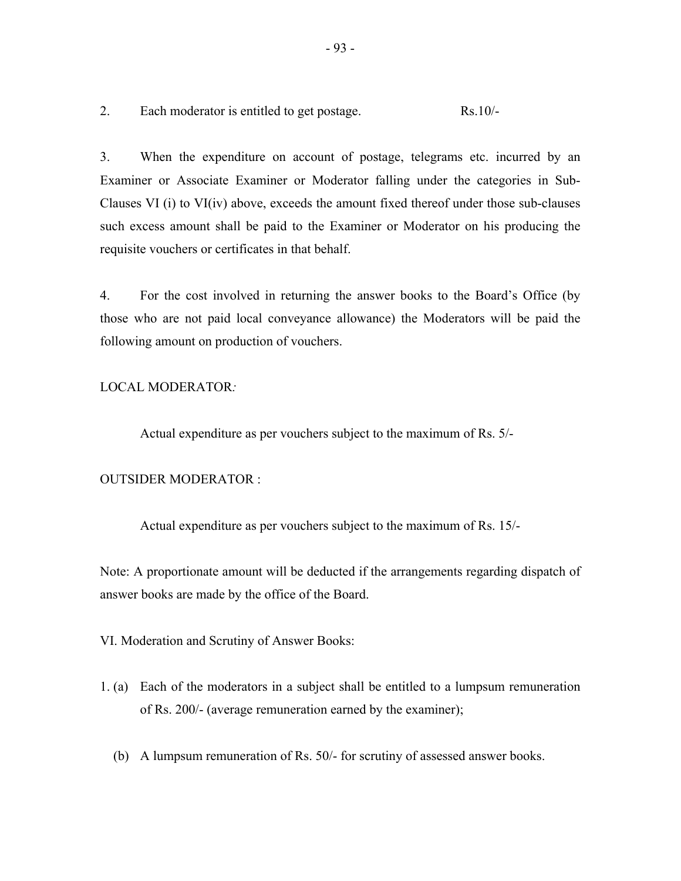2. Each moderator is entitled to get postage. Rs.10/-

3. When the expenditure on account of postage, telegrams etc. incurred by an Examiner or Associate Examiner or Moderator falling under the categories in Sub-Clauses VI (i) to VI(iv) above, exceeds the amount fixed thereof under those sub-clauses such excess amount shall be paid to the Examiner or Moderator on his producing the requisite vouchers or certificates in that behalf.

4. For the cost involved in returning the answer books to the Board's Office (by those who are not paid local conveyance allowance) the Moderators will be paid the following amount on production of vouchers.

LOCAL MODERATOR*:*

Actual expenditure as per vouchers subject to the maximum of Rs. 5/-

OUTSIDER MODERATOR :

Actual expenditure as per vouchers subject to the maximum of Rs. 15/-

Note: A proportionate amount will be deducted if the arrangements regarding dispatch of answer books are made by the office of the Board.

VI. Moderation and Scrutiny of Answer Books:

1. (a) Each of the moderators in a subject shall be entitled to a lumpsum remuneration of Rs. 200/- (average remuneration earned by the examiner);

   (b) A lumpsum remuneration of Rs. 50/- for scrutiny of assessed answer books.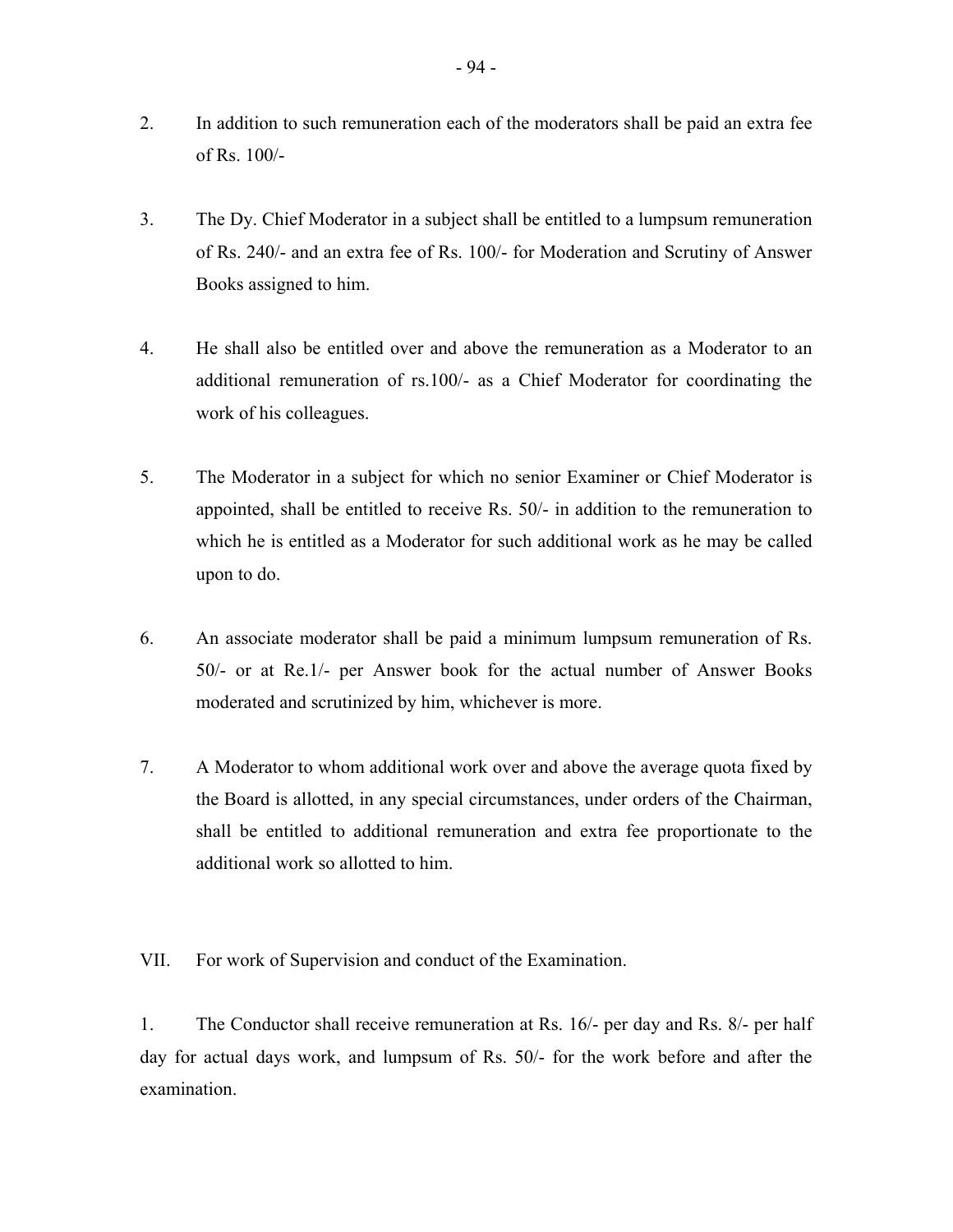2. In addition to such remuneration each of the moderators shall be paid an extra fee of Rs. 100/-

3. The Dy. Chief Moderator in a subject shall be entitled to a lumpsum remuneration of Rs. 240/- and an extra fee of Rs. 100/- for Moderation and Scrutiny of Answer Books assigned to him.

4. He shall also be entitled over and above the remuneration as a Moderator to an additional remuneration of rs.100/- as a Chief Moderator for coordinating the work of his colleagues.

5. The Moderator in a subject for which no senior Examiner or Chief Moderator is appointed, shall be entitled to receive Rs. 50/- in addition to the remuneration to which he is entitled as a Moderator for such additional work as he may be called upon to do.

6. An associate moderator shall be paid a minimum lumpsum remuneration of Rs. 50/- or at Re.1/- per Answer book for the actual number of Answer Books moderated and scrutinized by him, whichever is more.

7. A Moderator to whom additional work over and above the average quota fixed by the Board is allotted, in any special circumstances, under orders of the Chairman, shall be entitled to additional remuneration and extra fee proportionate to the additional work so allotted to him.

VII. For work of Supervision and conduct of the Examination.

1. The Conductor shall receive remuneration at Rs. 16/- per day and Rs. 8/- per half day for actual days work, and lumpsum of Rs. 50/- for the work before and after the examination.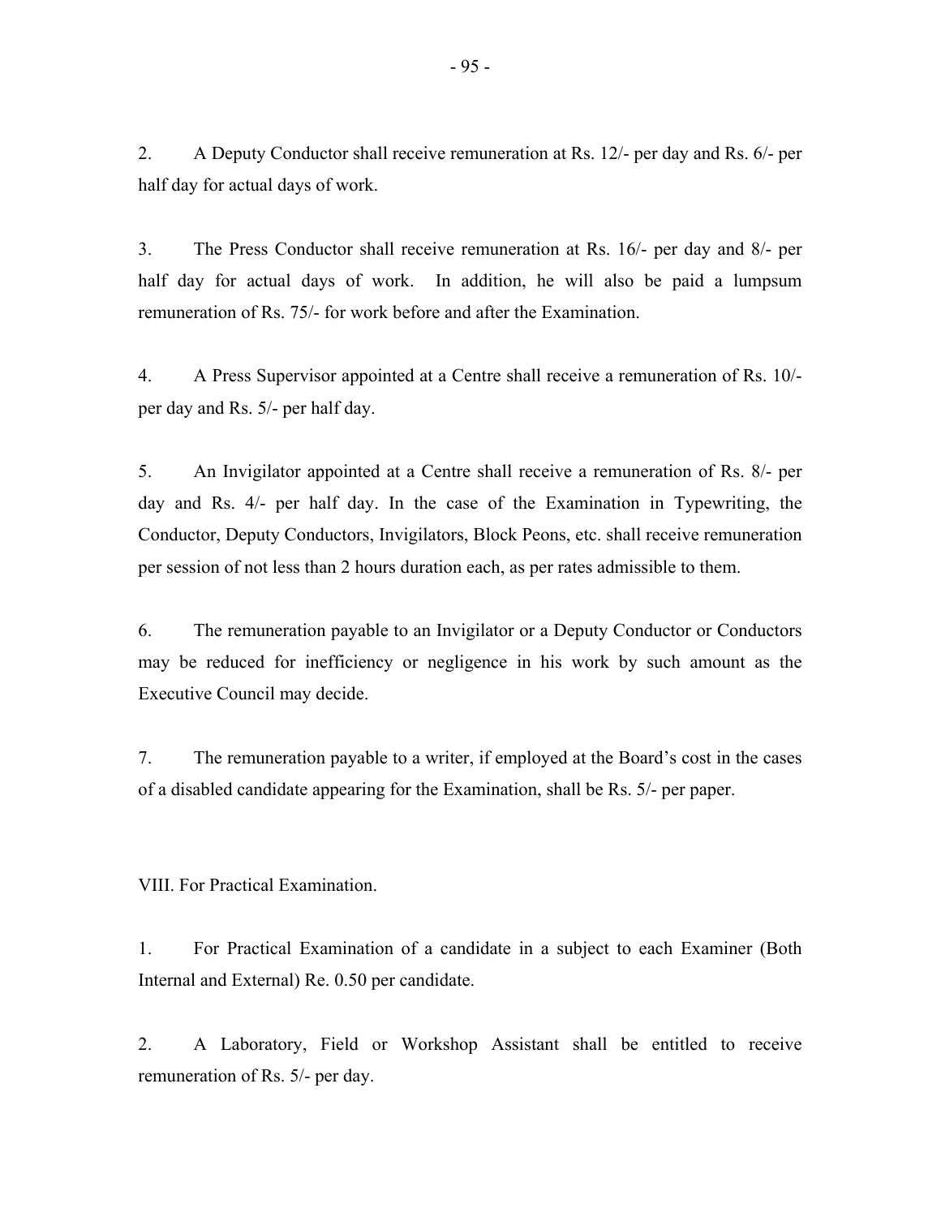2. A Deputy Conductor shall receive remuneration at Rs. 12/- per day and Rs. 6/- per half day for actual days of work.

3. The Press Conductor shall receive remuneration at Rs. 16/- per day and 8/- per half day for actual days of work. In addition, he will also be paid a lumpsum remuneration of Rs. 75/- for work before and after the Examination.

4. A Press Supervisor appointed at a Centre shall receive a remuneration of Rs. 10/- per day and Rs. 5/- per half day.

5. An Invigilator appointed at a Centre shall receive a remuneration of Rs. 8/- per day and Rs. 4/- per half day. In the case of the Examination in Typewriting, the Conductor, Deputy Conductors, Invigilators, Block Peons, etc. shall receive remuneration per session of not less than 2 hours duration each, as per rates admissible to them.

6. The remuneration payable to an Invigilator or a Deputy Conductor or Conductors may be reduced for inefficiency or negligence in his work by such amount as the Executive Council may decide.

7. The remuneration payable to a writer, if employed at the Board's cost in the cases of a disabled candidate appearing for the Examination, shall be Rs. 5/- per paper.

VIII. For Practical Examination.

1. For Practical Examination of a candidate in a subject to each Examiner (Both Internal and External) Re. 0.50 per candidate.

2. A Laboratory, Field or Workshop Assistant shall be entitled to receive remuneration of Rs. 5/- per day.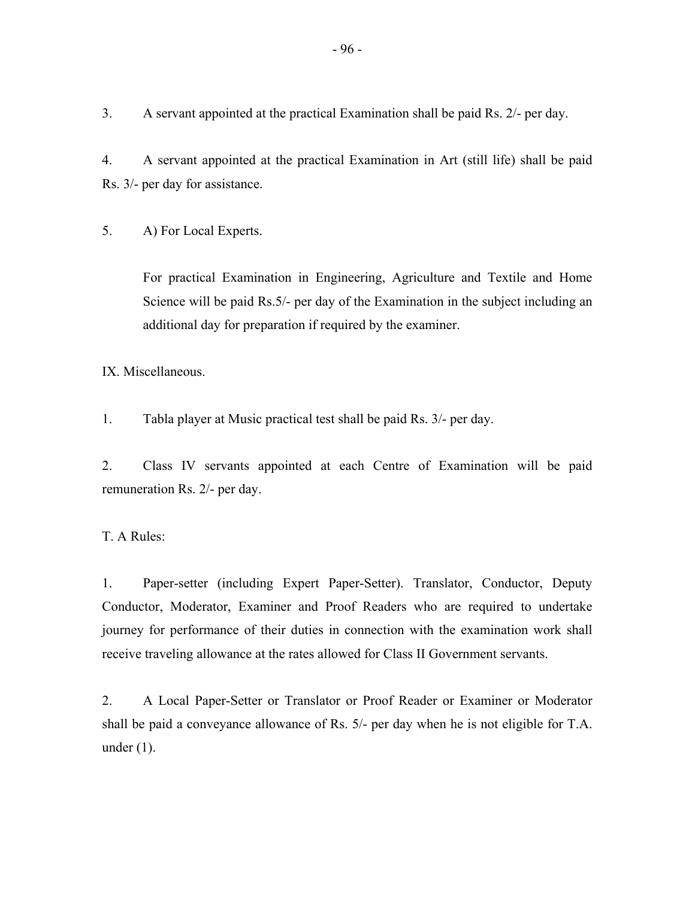3. A servant appointed at the practical Examination shall be paid Rs. 2/- per day.

4. A servant appointed at the practical Examination in Art (still life) shall be paid Rs. 3/- per day for assistance.

5. A) For Local Experts.

   For practical Examination in Engineering, Agriculture and Textile and Home Science will be paid Rs.5/- per day of the Examination in the subject including an additional day for preparation if required by the examiner.

IX. Miscellaneous.

1. Tabla player at Music practical test shall be paid Rs. 3/- per day.

2. Class IV servants appointed at each Centre of Examination will be paid remuneration Rs. 2/- per day.

T. A Rules:

1. Paper-setter (including Expert Paper-Setter). Translator, Conductor, Deputy Conductor, Moderator, Examiner and Proof Readers who are required to undertake journey for performance of their duties in connection with the examination work shall receive traveling allowance at the rates allowed for Class II Government servants.

2. A Local Paper-Setter or Translator or Proof Reader or Examiner or Moderator shall be paid a conveyance allowance of Rs. 5/- per day when he is not eligible for T.A. under (1).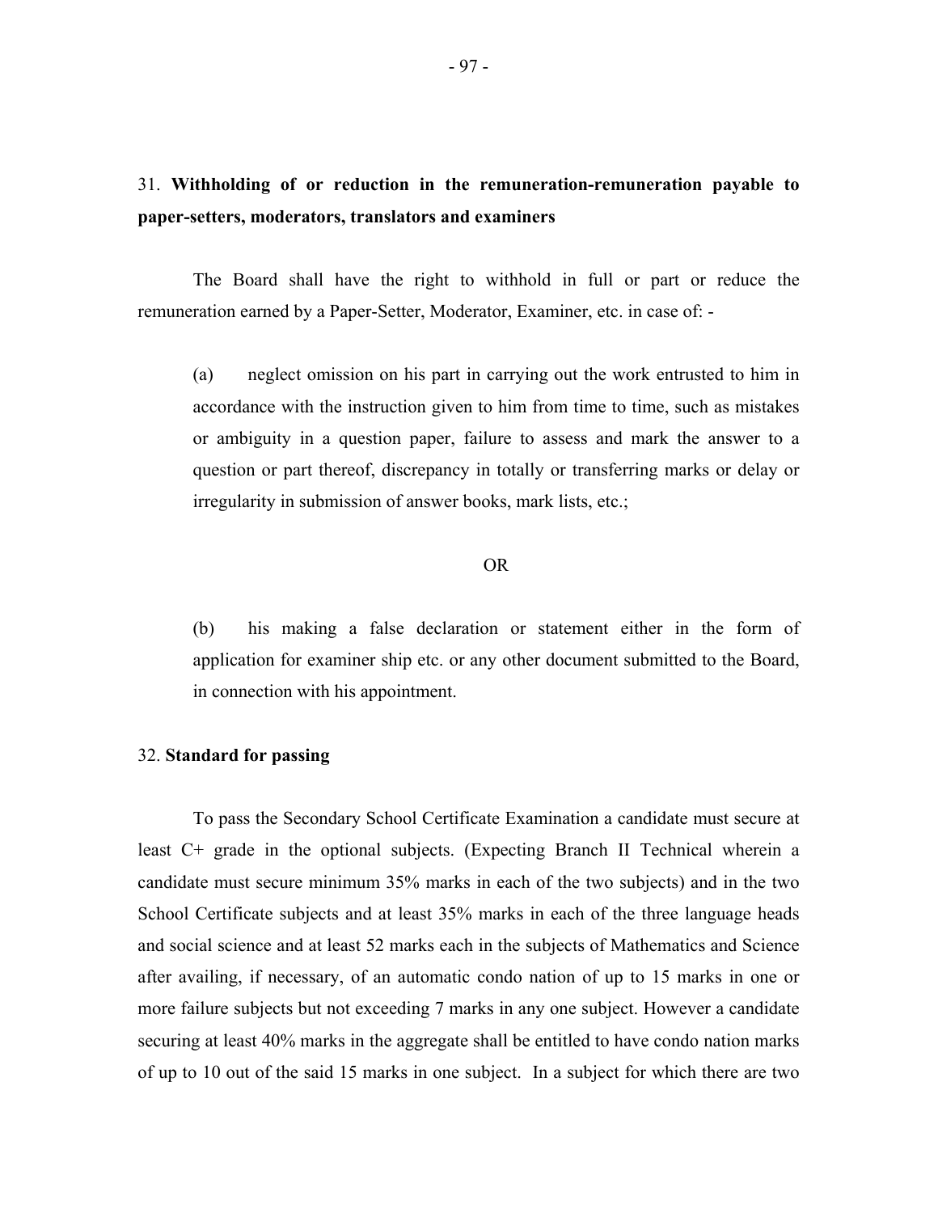31. **Withholding of or reduction in the remuneration-remuneration payable to paper-setters, moderators, translators and examiners**

The Board shall have the right to withhold in full or part or reduce the remuneration earned by a Paper-Setter, Moderator, Examiner, etc. in case of: -

(a) neglect omission on his part in carrying out the work entrusted to him in accordance with the instruction given to him from time to time, such as mistakes or ambiguity in a question paper, failure to assess and mark the answer to a question or part thereof, discrepancy in totally or transferring marks or delay or irregularity in submission of answer books, mark lists, etc.;

OR

(b) his making a false declaration or statement either in the form of application for examiner ship etc. or any other document submitted to the Board, in connection with his appointment.

32. **Standard for passing**

To pass the Secondary School Certificate Examination a candidate must secure at least C+ grade in the optional subjects. (Expecting Branch II Technical wherein a candidate must secure minimum 35% marks in each of the two subjects) and in the two School Certificate subjects and at least 35% marks in each of the three language heads and social science and at least 52 marks each in the subjects of Mathematics and Science after availing, if necessary, of an automatic condo nation of up to 15 marks in one or more failure subjects but not exceeding 7 marks in any one subject. However a candidate securing at least 40% marks in the aggregate shall be entitled to have condo nation marks of up to 10 out of the said 15 marks in one subject. In a subject for which there are two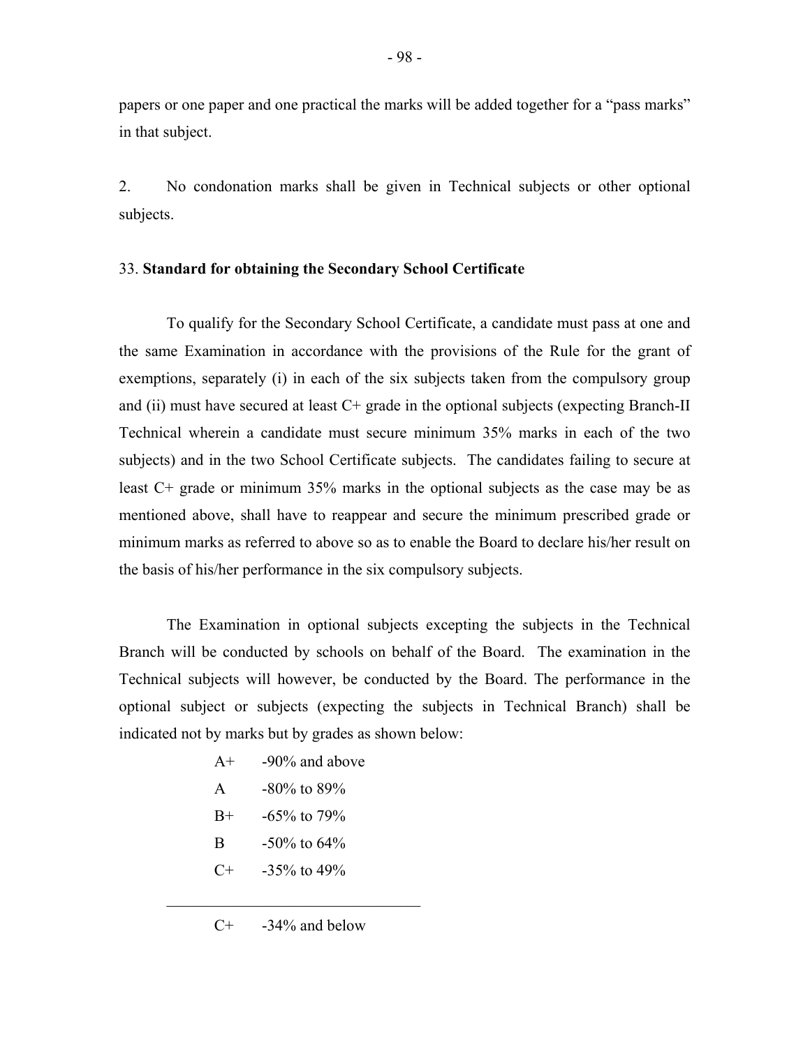papers or one paper and one practical the marks will be added together for a "pass marks" in that subject.

2. No condonation marks shall be given in Technical subjects or other optional subjects.

### 33. **Standard for obtaining the Secondary School Certificate**

To qualify for the Secondary School Certificate, a candidate must pass at one and the same Examination in accordance with the provisions of the Rule for the grant of exemptions, separately (i) in each of the six subjects taken from the compulsory group and (ii) must have secured at least C+ grade in the optional subjects (expecting Branch-II Technical wherein a candidate must secure minimum 35% marks in each of the two subjects) and in the two School Certificate subjects. The candidates failing to secure at least C+ grade or minimum 35% marks in the optional subjects as the case may be as mentioned above, shall have to reappear and secure the minimum prescribed grade or minimum marks as referred to above so as to enable the Board to declare his/her result on the basis of his/her performance in the six compulsory subjects.

The Examination in optional subjects excepting the subjects in the Technical Branch will be conducted by schools on behalf of the Board. The examination in the Technical subjects will however, be conducted by the Board. The performance in the optional subject or subjects (expecting the subjects in Technical Branch) shall be indicated not by marks but by grades as shown below:

A+ -90% and above

A -80% to 89%

B+ -65% to 79%

B -50% to 64%

C+ -35% to 49%

---

C+ -34% and below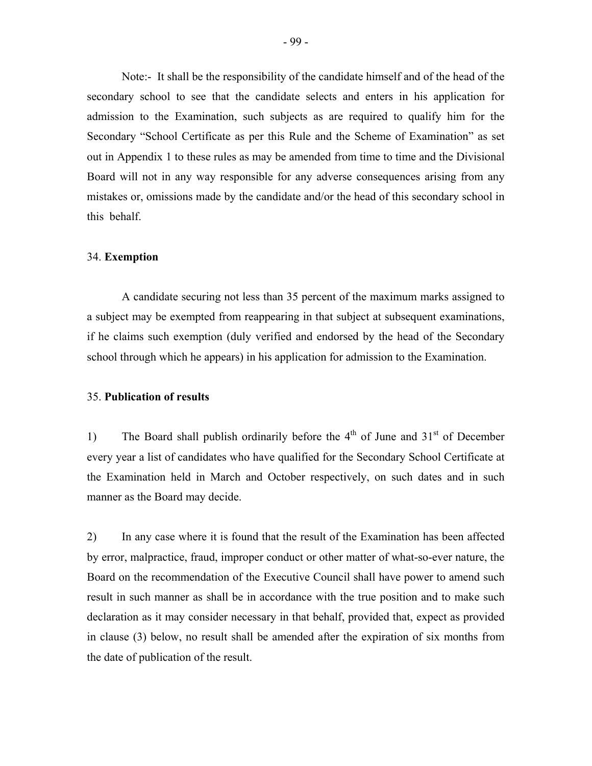Note:- It shall be the responsibility of the candidate himself and of the head of the secondary school to see that the candidate selects and enters in his application for admission to the Examination, such subjects as are required to qualify him for the Secondary "School Certificate as per this Rule and the Scheme of Examination" as set out in Appendix 1 to these rules as may be amended from time to time and the Divisional Board will not in any way responsible for any adverse consequences arising from any mistakes or, omissions made by the candidate and/or the head of this secondary school in this behalf.

34. **Exemption**

A candidate securing not less than 35 percent of the maximum marks assigned to a subject may be exempted from reappearing in that subject at subsequent examinations, if he claims such exemption (duly verified and endorsed by the head of the Secondary school through which he appears) in his application for admission to the Examination.

35. **Publication of results**

1) The Board shall publish ordinarily before the 4th of June and 31st of December every year a list of candidates who have qualified for the Secondary School Certificate at the Examination held in March and October respectively, on such dates and in such manner as the Board may decide.

2) In any case where it is found that the result of the Examination has been affected by error, malpractice, fraud, improper conduct or other matter of what-so-ever nature, the Board on the recommendation of the Executive Council shall have power to amend such result in such manner as shall be in accordance with the true position and to make such declaration as it may consider necessary in that behalf, provided that, expect as provided in clause (3) below, no result shall be amended after the expiration of six months from the date of publication of the result.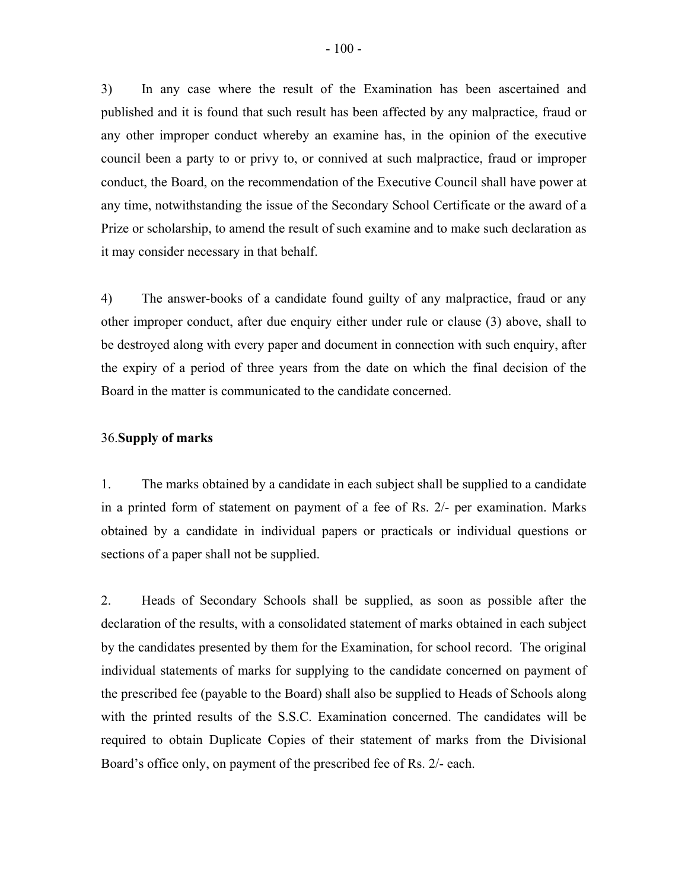3) In any case where the result of the Examination has been ascertained and published and it is found that such result has been affected by any malpractice, fraud or any other improper conduct whereby an examine has, in the opinion of the executive council been a party to or privy to, or connived at such malpractice, fraud or improper conduct, the Board, on the recommendation of the Executive Council shall have power at any time, notwithstanding the issue of the Secondary School Certificate or the award of a Prize or scholarship, to amend the result of such examine and to make such declaration as it may consider necessary in that behalf.

4) The answer-books of a candidate found guilty of any malpractice, fraud or any other improper conduct, after due enquiry either under rule or clause (3) above, shall to be destroyed along with every paper and document in connection with such enquiry, after the expiry of a period of three years from the date on which the final decision of the Board in the matter is communicated to the candidate concerned.

36.**Supply of marks**

1. The marks obtained by a candidate in each subject shall be supplied to a candidate in a printed form of statement on payment of a fee of Rs. 2/- per examination. Marks obtained by a candidate in individual papers or practicals or individual questions or sections of a paper shall not be supplied.

2. Heads of Secondary Schools shall be supplied, as soon as possible after the declaration of the results, with a consolidated statement of marks obtained in each subject by the candidates presented by them for the Examination, for school record. The original individual statements of marks for supplying to the candidate concerned on payment of the prescribed fee (payable to the Board) shall also be supplied to Heads of Schools along with the printed results of the S.S.C. Examination concerned. The candidates will be required to obtain Duplicate Copies of their statement of marks from the Divisional Board's office only, on payment of the prescribed fee of Rs. 2/- each.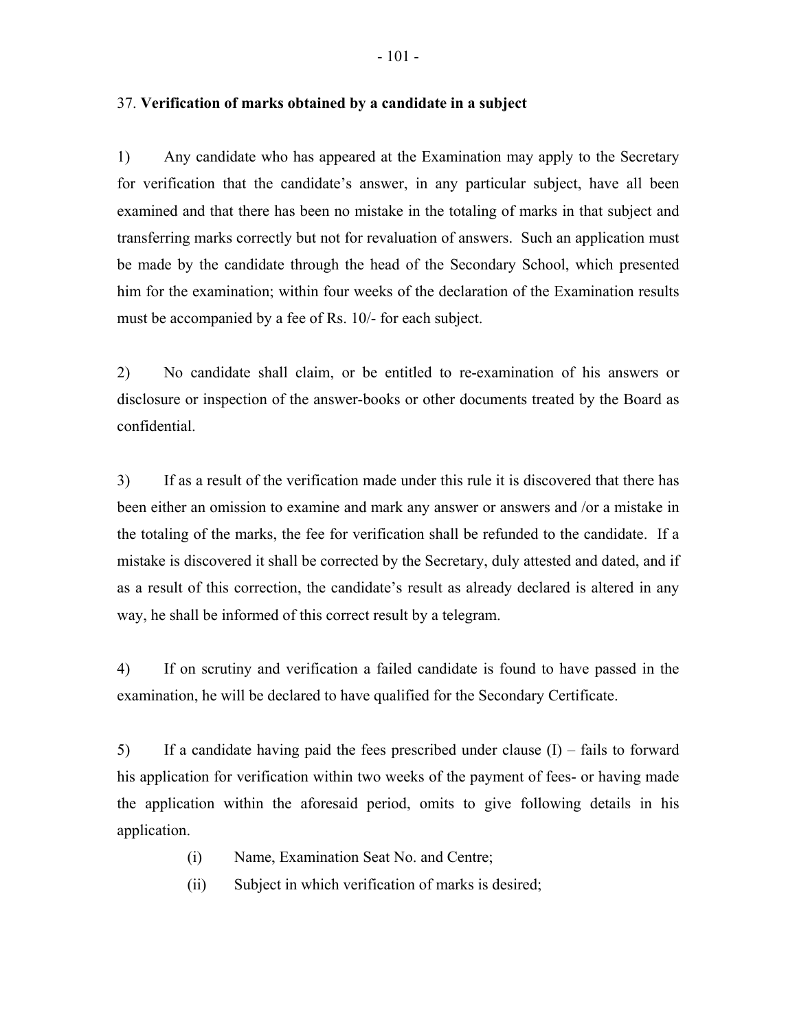37. **Verification of marks obtained by a candidate in a subject**

1) Any candidate who has appeared at the Examination may apply to the Secretary for verification that the candidate's answer, in any particular subject, have all been examined and that there has been no mistake in the totaling of marks in that subject and transferring marks correctly but not for revaluation of answers. Such an application must be made by the candidate through the head of the Secondary School, which presented him for the examination; within four weeks of the declaration of the Examination results must be accompanied by a fee of Rs. 10/- for each subject.

2) No candidate shall claim, or be entitled to re-examination of his answers or disclosure or inspection of the answer-books or other documents treated by the Board as confidential.

3) If as a result of the verification made under this rule it is discovered that there has been either an omission to examine and mark any answer or answers and /or a mistake in the totaling of the marks, the fee for verification shall be refunded to the candidate. If a mistake is discovered it shall be corrected by the Secretary, duly attested and dated, and if as a result of this correction, the candidate's result as already declared is altered in any way, he shall be informed of this correct result by a telegram.

4) If on scrutiny and verification a failed candidate is found to have passed in the examination, he will be declared to have qualified for the Secondary Certificate.

5) If a candidate having paid the fees prescribed under clause (I) – fails to forward his application for verification within two weeks of the payment of fees- or having made the application within the aforesaid period, omits to give following details in his application.

   (i) Name, Examination Seat No. and Centre;
   
   (ii) Subject in which verification of marks is desired;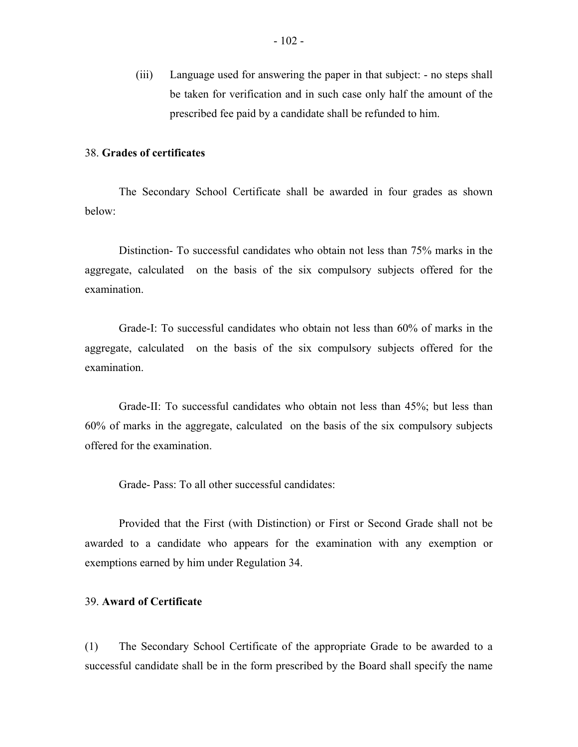(iii) Language used for answering the paper in that subject: - no steps shall be taken for verification and in such case only half the amount of the prescribed fee paid by a candidate shall be refunded to him.

38. **Grades of certificates**

The Secondary School Certificate shall be awarded in four grades as shown below:

Distinction- To successful candidates who obtain not less than 75% marks in the aggregate, calculated on the basis of the six compulsory subjects offered for the examination.

Grade-I: To successful candidates who obtain not less than 60% of marks in the aggregate, calculated on the basis of the six compulsory subjects offered for the examination.

Grade-II: To successful candidates who obtain not less than 45%; but less than 60% of marks in the aggregate, calculated on the basis of the six compulsory subjects offered for the examination.

Grade- Pass: To all other successful candidates:

Provided that the First (with Distinction) or First or Second Grade shall not be awarded to a candidate who appears for the examination with any exemption or exemptions earned by him under Regulation 34.

39. **Award of Certificate**

(1) The Secondary School Certificate of the appropriate Grade to be awarded to a successful candidate shall be in the form prescribed by the Board shall specify the name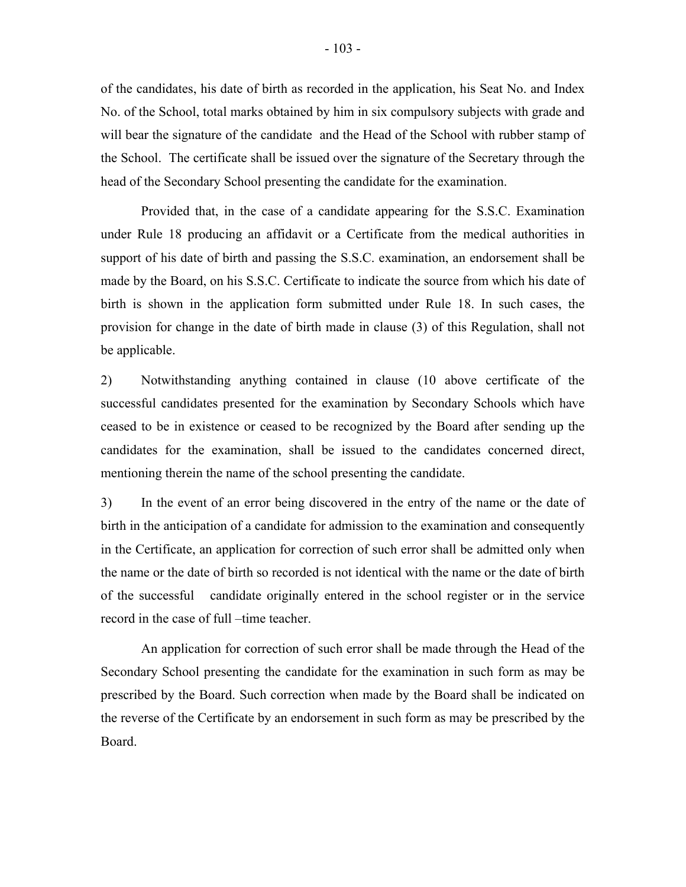of the candidates, his date of birth as recorded in the application, his Seat No. and Index No. of the School, total marks obtained by him in six compulsory subjects with grade and will bear the signature of the candidate and the Head of the School with rubber stamp of the School. The certificate shall be issued over the signature of the Secretary through the head of the Secondary School presenting the candidate for the examination.

Provided that, in the case of a candidate appearing for the S.S.C. Examination under Rule 18 producing an affidavit or a Certificate from the medical authorities in support of his date of birth and passing the S.S.C. examination, an endorsement shall be made by the Board, on his S.S.C. Certificate to indicate the source from which his date of birth is shown in the application form submitted under Rule 18. In such cases, the provision for change in the date of birth made in clause (3) of this Regulation, shall not be applicable.

2) Notwithstanding anything contained in clause (10 above certificate of the successful candidates presented for the examination by Secondary Schools which have ceased to be in existence or ceased to be recognized by the Board after sending up the candidates for the examination, shall be issued to the candidates concerned direct, mentioning therein the name of the school presenting the candidate.

3) In the event of an error being discovered in the entry of the name or the date of birth in the anticipation of a candidate for admission to the examination and consequently in the Certificate, an application for correction of such error shall be admitted only when the name or the date of birth so recorded is not identical with the name or the date of birth of the successful candidate originally entered in the school register or in the service record in the case of full –time teacher.

An application for correction of such error shall be made through the Head of the Secondary School presenting the candidate for the examination in such form as may be prescribed by the Board. Such correction when made by the Board shall be indicated on the reverse of the Certificate by an endorsement in such form as may be prescribed by the Board.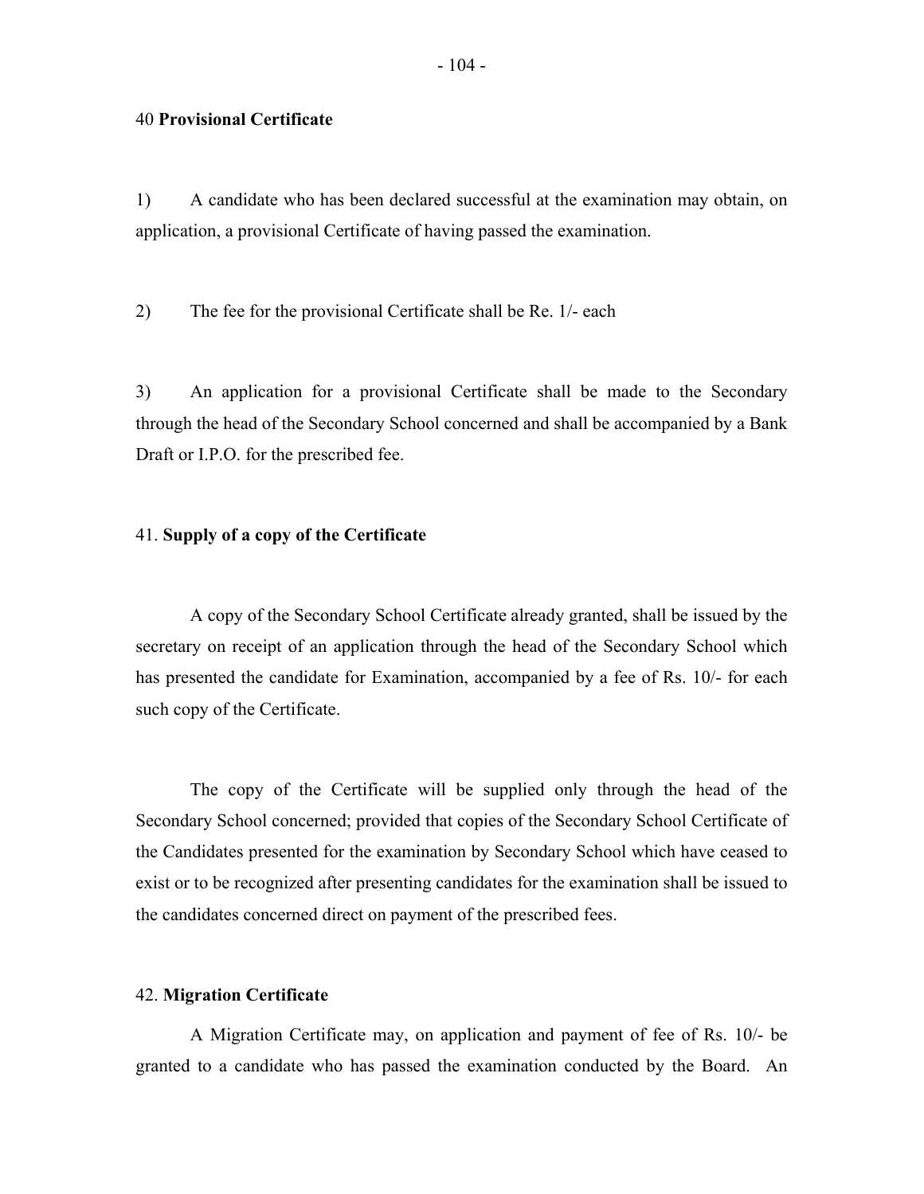40 **Provisional Certificate**

1) A candidate who has been declared successful at the examination may obtain, on application, a provisional Certificate of having passed the examination.

2) The fee for the provisional Certificate shall be Re. 1/- each

3) An application for a provisional Certificate shall be made to the Secondary through the head of the Secondary School concerned and shall be accompanied by a Bank Draft or I.P.O. for the prescribed fee.

41. **Supply of a copy of the Certificate**

A copy of the Secondary School Certificate already granted, shall be issued by the secretary on receipt of an application through the head of the Secondary School which has presented the candidate for Examination, accompanied by a fee of Rs. 10/- for each such copy of the Certificate.

The copy of the Certificate will be supplied only through the head of the Secondary School concerned; provided that copies of the Secondary School Certificate of the Candidates presented for the examination by Secondary School which have ceased to exist or to be recognized after presenting candidates for the examination shall be issued to the candidates concerned direct on payment of the prescribed fees.

42. **Migration Certificate**

A Migration Certificate may, on application and payment of fee of Rs. 10/- be granted to a candidate who has passed the examination conducted by the Board. An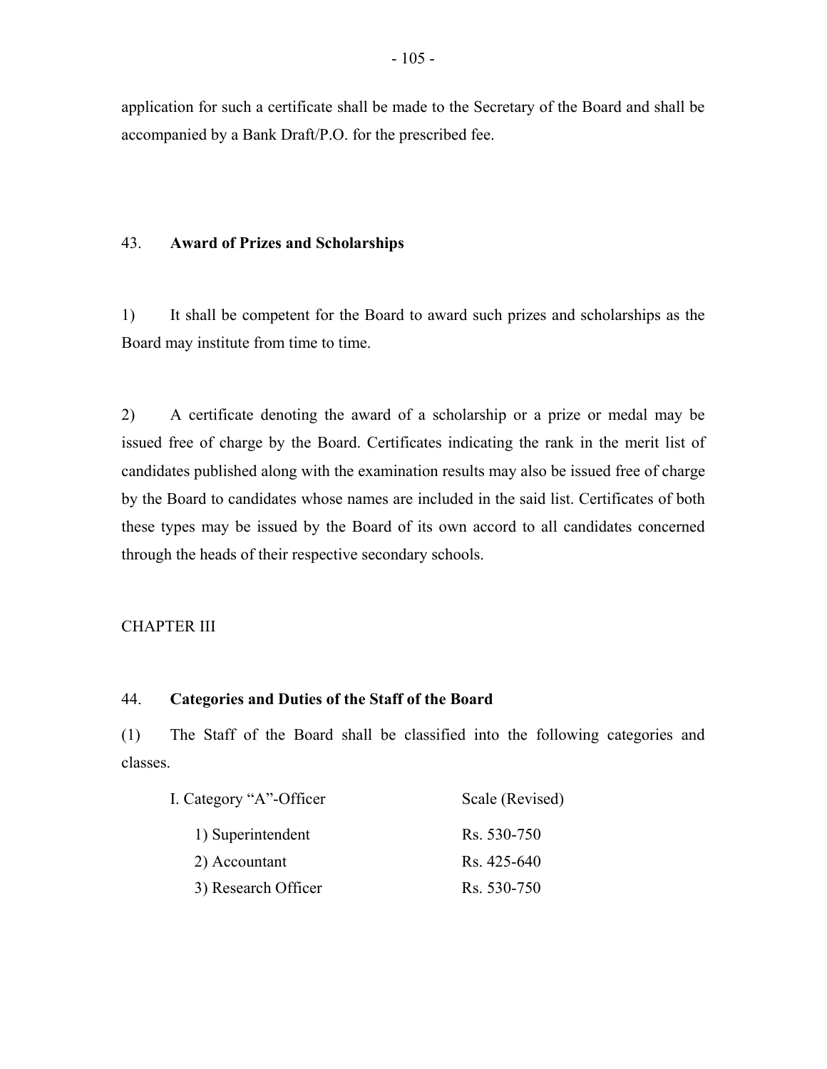application for such a certificate shall be made to the Secretary of the Board and shall be accompanied by a Bank Draft/P.O. for the prescribed fee.

43. **Award of Prizes and Scholarships**

1) It shall be competent for the Board to award such prizes and scholarships as the Board may institute from time to time.

2) A certificate denoting the award of a scholarship or a prize or medal may be issued free of charge by the Board. Certificates indicating the rank in the merit list of candidates published along with the examination results may also be issued free of charge by the Board to candidates whose names are included in the said list. Certificates of both these types may be issued by the Board of its own accord to all candidates concerned through the heads of their respective secondary schools.

CHAPTER III

44. **Categories and Duties of the Staff of the Board**

(1) The Staff of the Board shall be classified into the following categories and classes.

| I. Category "A"-Officer | Scale (Revised) |
| --- | --- |
| 1) Superintendent | Rs. 530-750 |
| 2) Accountant | Rs. 425-640 |
| 3) Research Officer | Rs. 530-750 |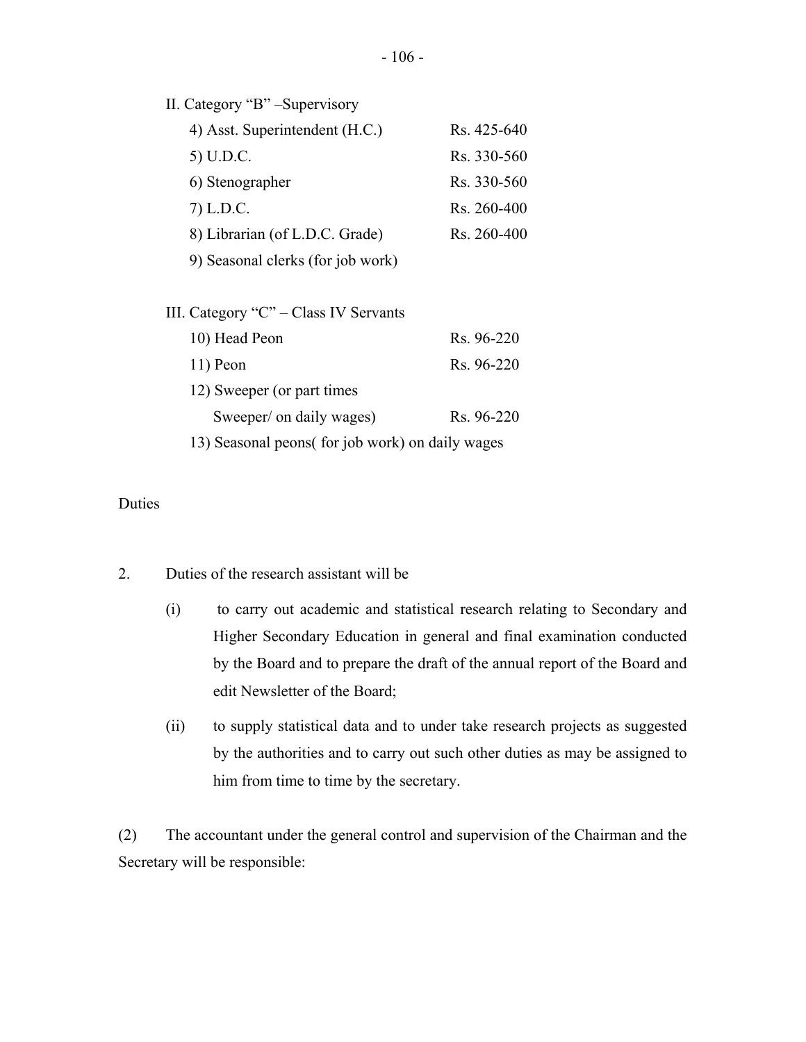II. Category "B" –Supervisory

| | |
|---|---|
| 4) Asst. Superintendent (H.C.) | Rs. 425-640 |
| 5) U.D.C. | Rs. 330-560 |
| 6) Stenographer | Rs. 330-560 |
| 7) L.D.C. | Rs. 260-400 |
| 8) Librarian (of L.D.C. Grade) | Rs. 260-400 |
| 9) Seasonal clerks (for job work) | |

III. Category "C" – Class IV Servants

| | |
|---|---|
| 10) Head Peon | Rs. 96-220 |
| 11) Peon | Rs. 96-220 |
| 12) Sweeper (or part times Sweeper/ on daily wages) | Rs. 96-220 |
| 13) Seasonal peons( for job work) on daily wages | |

Duties

2. Duties of the research assistant will be

(i) to carry out academic and statistical research relating to Secondary and Higher Secondary Education in general and final examination conducted by the Board and to prepare the draft of the annual report of the Board and edit Newsletter of the Board;

(ii) to supply statistical data and to under take research projects as suggested by the authorities and to carry out such other duties as may be assigned to him from time to time by the secretary.

(2) The accountant under the general control and supervision of the Chairman and the Secretary will be responsible: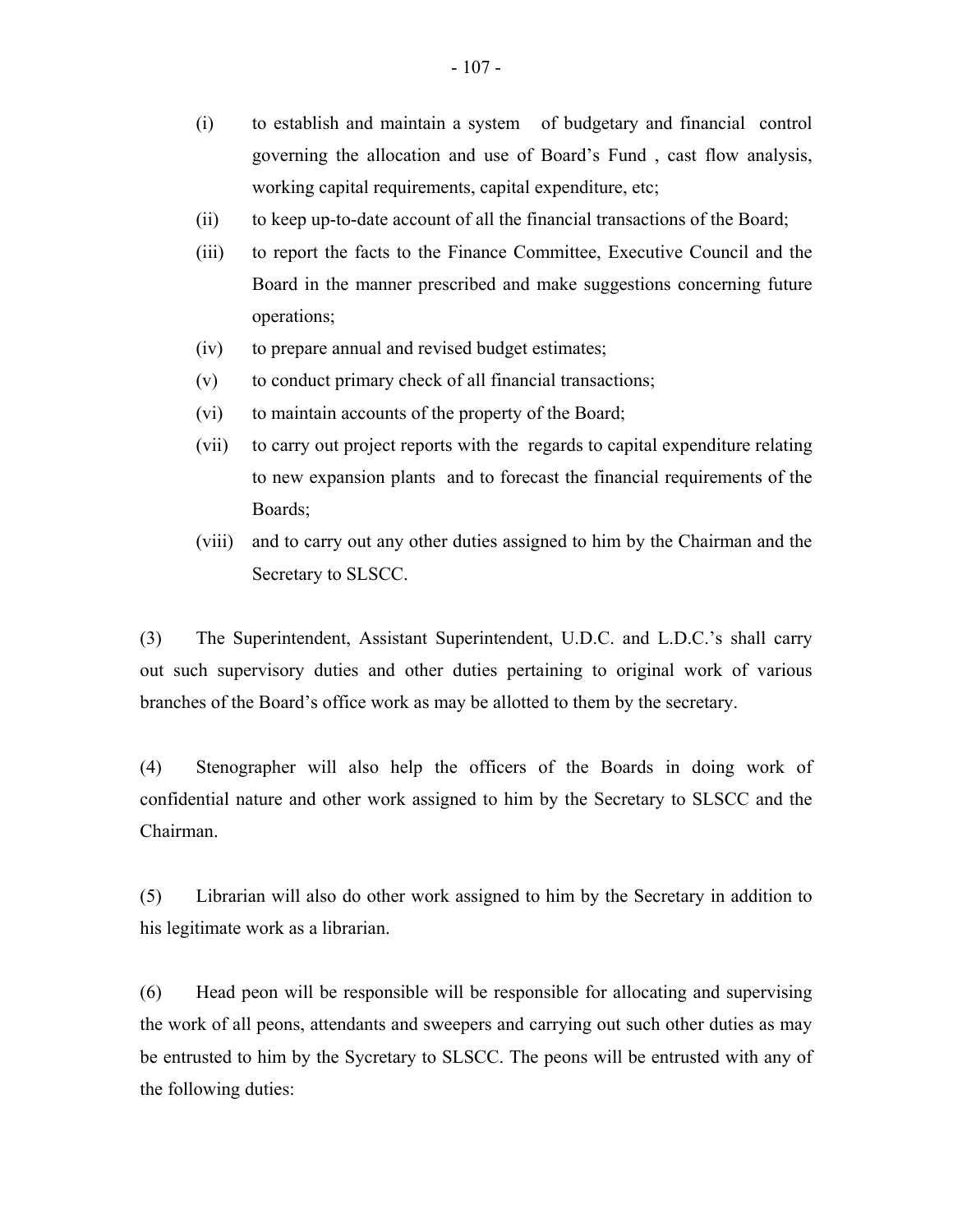(i) to establish and maintain a system of budgetary and financial control governing the allocation and use of Board's Fund , cast flow analysis, working capital requirements, capital expenditure, etc;

(ii) to keep up-to-date account of all the financial transactions of the Board;

(iii) to report the facts to the Finance Committee, Executive Council and the Board in the manner prescribed and make suggestions concerning future operations;

(iv) to prepare annual and revised budget estimates;

(v) to conduct primary check of all financial transactions;

(vi) to maintain accounts of the property of the Board;

(vii) to carry out project reports with the regards to capital expenditure relating to new expansion plants and to forecast the financial requirements of the Boards;

(viii) and to carry out any other duties assigned to him by the Chairman and the Secretary to SLSCC.

(3) The Superintendent, Assistant Superintendent, U.D.C. and L.D.C.'s shall carry out such supervisory duties and other duties pertaining to original work of various branches of the Board's office work as may be allotted to them by the secretary.

(4) Stenographer will also help the officers of the Boards in doing work of confidential nature and other work assigned to him by the Secretary to SLSCC and the Chairman.

(5) Librarian will also do other work assigned to him by the Secretary in addition to his legitimate work as a librarian.

(6) Head peon will be responsible will be responsible for allocating and supervising the work of all peons, attendants and sweepers and carrying out such other duties as may be entrusted to him by the Sycretary to SLSCC. The peons will be entrusted with any of the following duties: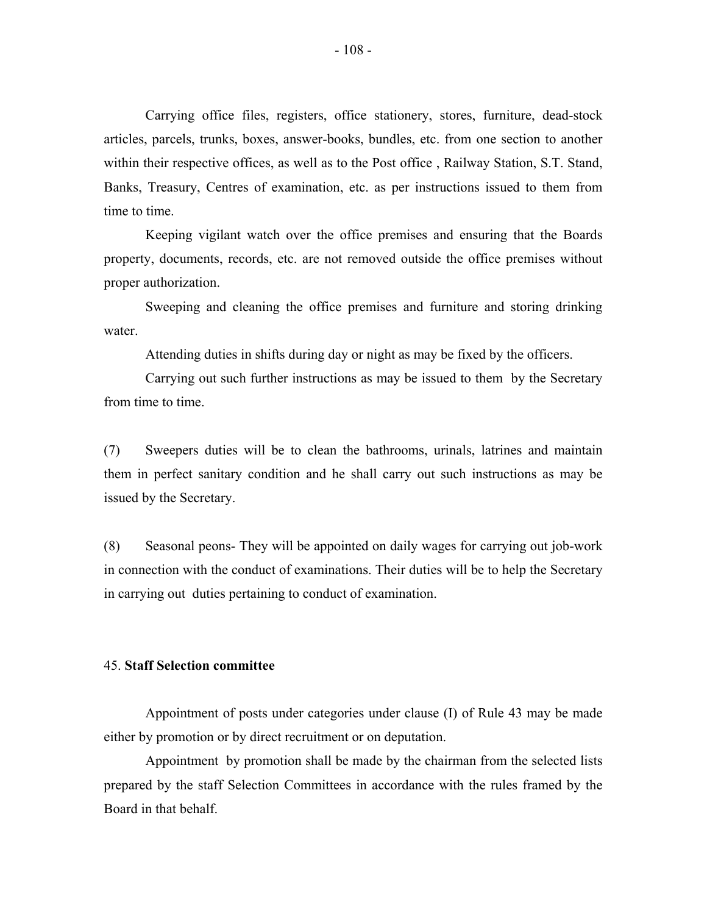Carrying office files, registers, office stationery, stores, furniture, dead-stock articles, parcels, trunks, boxes, answer-books, bundles, etc. from one section to another within their respective offices, as well as to the Post office , Railway Station, S.T. Stand, Banks, Treasury, Centres of examination, etc. as per instructions issued to them from time to time.

Keeping vigilant watch over the office premises and ensuring that the Boards property, documents, records, etc. are not removed outside the office premises without proper authorization.

Sweeping and cleaning the office premises and furniture and storing drinking water.

Attending duties in shifts during day or night as may be fixed by the officers.

Carrying out such further instructions as may be issued to them by the Secretary from time to time.

(7) Sweepers duties will be to clean the bathrooms, urinals, latrines and maintain them in perfect sanitary condition and he shall carry out such instructions as may be issued by the Secretary.

(8) Seasonal peons- They will be appointed on daily wages for carrying out job-work in connection with the conduct of examinations. Their duties will be to help the Secretary in carrying out duties pertaining to conduct of examination.

45. **Staff Selection committee**

Appointment of posts under categories under clause (I) of Rule 43 may be made either by promotion or by direct recruitment or on deputation.

Appointment by promotion shall be made by the chairman from the selected lists prepared by the staff Selection Committees in accordance with the rules framed by the Board in that behalf.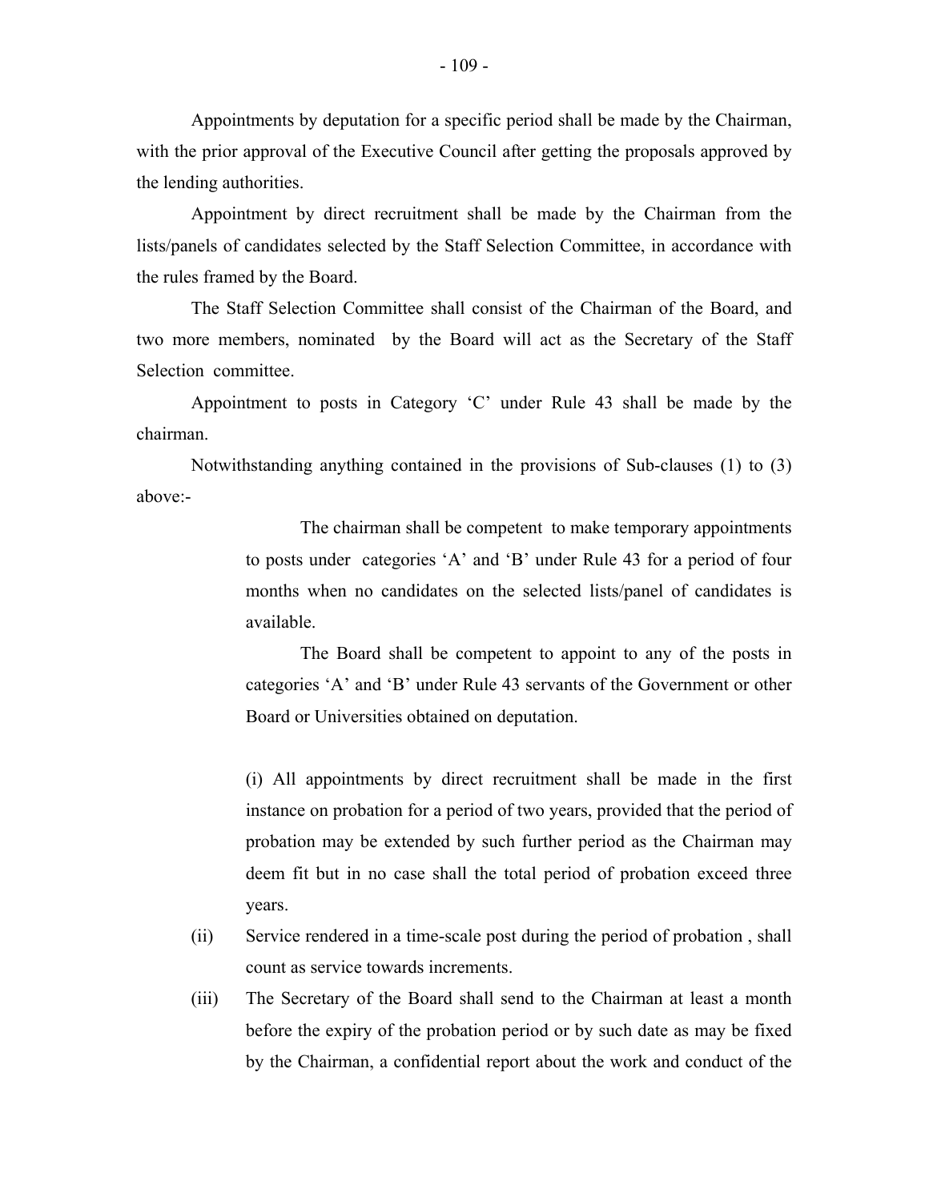Appointments by deputation for a specific period shall be made by the Chairman, with the prior approval of the Executive Council after getting the proposals approved by the lending authorities.

Appointment by direct recruitment shall be made by the Chairman from the lists/panels of candidates selected by the Staff Selection Committee, in accordance with the rules framed by the Board.

The Staff Selection Committee shall consist of the Chairman of the Board, and two more members, nominated by the Board will act as the Secretary of the Staff Selection committee.

Appointment to posts in Category 'C' under Rule 43 shall be made by the chairman.

Notwithstanding anything contained in the provisions of Sub-clauses (1) to (3) above:-

> The chairman shall be competent to make temporary appointments to posts under categories 'A' and 'B' under Rule 43 for a period of four months when no candidates on the selected lists/panel of candidates is available.
>
> The Board shall be competent to appoint to any of the posts in categories 'A' and 'B' under Rule 43 servants of the Government or other Board or Universities obtained on deputation.

(i) All appointments by direct recruitment shall be made in the first instance on probation for a period of two years, provided that the period of probation may be extended by such further period as the Chairman may deem fit but in no case shall the total period of probation exceed three years.

(ii) Service rendered in a time-scale post during the period of probation , shall count as service towards increments.

(iii) The Secretary of the Board shall send to the Chairman at least a month before the expiry of the probation period or by such date as may be fixed by the Chairman, a confidential report about the work and conduct of the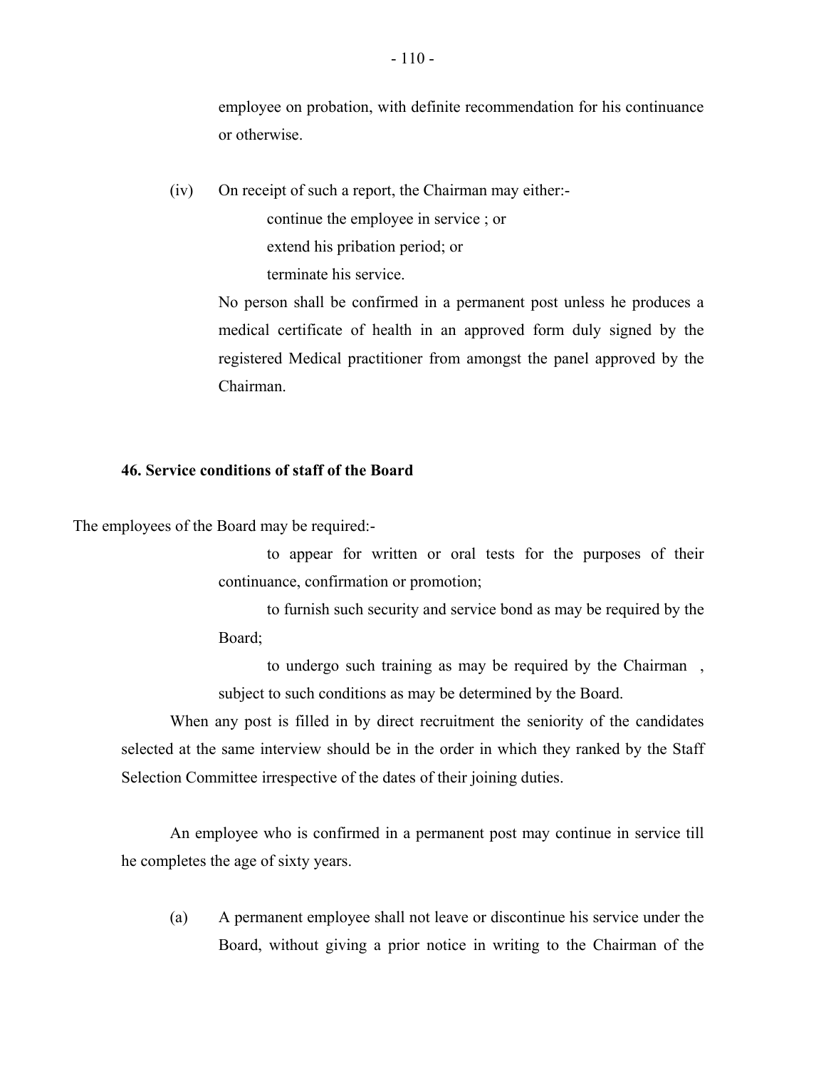employee on probation, with definite recommendation for his continuance or otherwise.

(iv) On receipt of such a report, the Chairman may either:-

continue the employee in service ; or

extend his pribation period; or

terminate his service.

No person shall be confirmed in a permanent post unless he produces a medical certificate of health in an approved form duly signed by the registered Medical practitioner from amongst the panel approved by the Chairman.

**46. Service conditions of staff of the Board**

The employees of the Board may be required:-

to appear for written or oral tests for the purposes of their continuance, confirmation or promotion;

to furnish such security and service bond as may be required by the Board;

to undergo such training as may be required by the Chairman , subject to such conditions as may be determined by the Board.

When any post is filled in by direct recruitment the seniority of the candidates selected at the same interview should be in the order in which they ranked by the Staff Selection Committee irrespective of the dates of their joining duties.

An employee who is confirmed in a permanent post may continue in service till he completes the age of sixty years.

(a) A permanent employee shall not leave or discontinue his service under the Board, without giving a prior notice in writing to the Chairman of the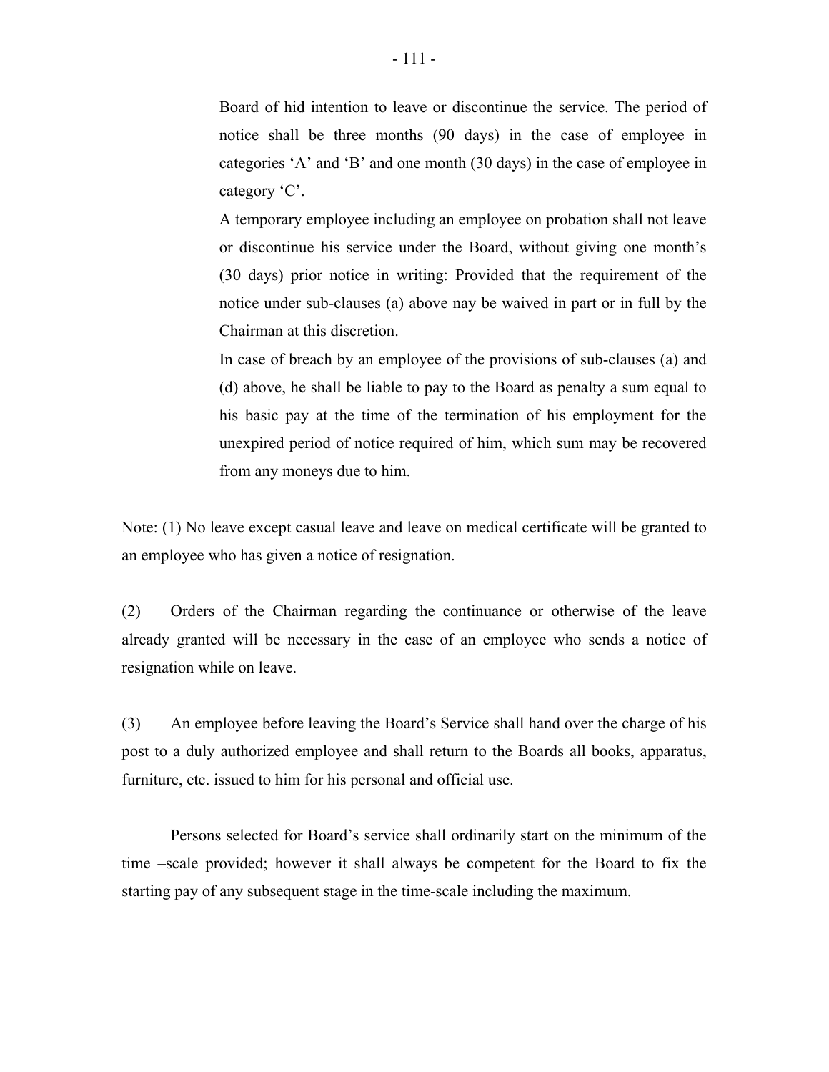Board of hid intention to leave or discontinue the service. The period of notice shall be three months (90 days) in the case of employee in categories 'A' and 'B' and one month (30 days) in the case of employee in category 'C'.

A temporary employee including an employee on probation shall not leave or discontinue his service under the Board, without giving one month's (30 days) prior notice in writing: Provided that the requirement of the notice under sub-clauses (a) above nay be waived in part or in full by the Chairman at this discretion.

In case of breach by an employee of the provisions of sub-clauses (a) and (d) above, he shall be liable to pay to the Board as penalty a sum equal to his basic pay at the time of the termination of his employment for the unexpired period of notice required of him, which sum may be recovered from any moneys due to him.

Note: (1) No leave except casual leave and leave on medical certificate will be granted to an employee who has given a notice of resignation.

(2) Orders of the Chairman regarding the continuance or otherwise of the leave already granted will be necessary in the case of an employee who sends a notice of resignation while on leave.

(3) An employee before leaving the Board's Service shall hand over the charge of his post to a duly authorized employee and shall return to the Boards all books, apparatus, furniture, etc. issued to him for his personal and official use.

Persons selected for Board's service shall ordinarily start on the minimum of the time –scale provided; however it shall always be competent for the Board to fix the starting pay of any subsequent stage in the time-scale including the maximum.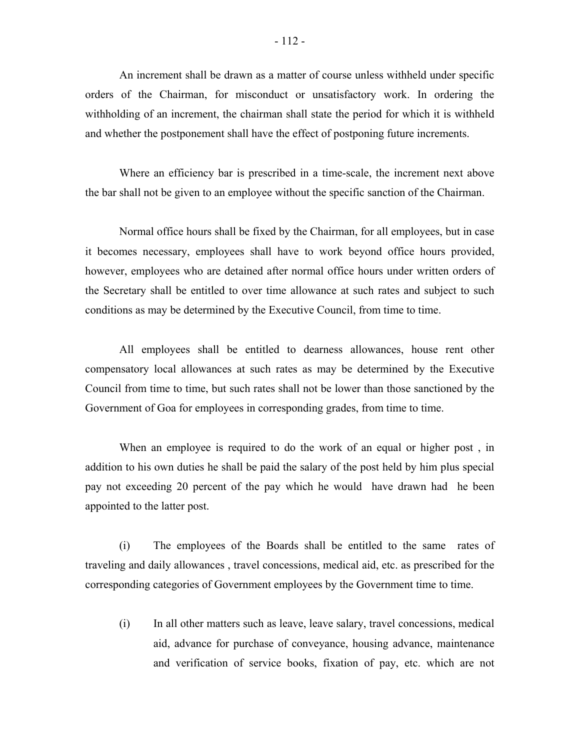An increment shall be drawn as a matter of course unless withheld under specific orders of the Chairman, for misconduct or unsatisfactory work. In ordering the withholding of an increment, the chairman shall state the period for which it is withheld and whether the postponement shall have the effect of postponing future increments.

Where an efficiency bar is prescribed in a time-scale, the increment next above the bar shall not be given to an employee without the specific sanction of the Chairman.

Normal office hours shall be fixed by the Chairman, for all employees, but in case it becomes necessary, employees shall have to work beyond office hours provided, however, employees who are detained after normal office hours under written orders of the Secretary shall be entitled to over time allowance at such rates and subject to such conditions as may be determined by the Executive Council, from time to time.

All employees shall be entitled to dearness allowances, house rent other compensatory local allowances at such rates as may be determined by the Executive Council from time to time, but such rates shall not be lower than those sanctioned by the Government of Goa for employees in corresponding grades, from time to time.

When an employee is required to do the work of an equal or higher post , in addition to his own duties he shall be paid the salary of the post held by him plus special pay not exceeding 20 percent of the pay which he would have drawn had he been appointed to the latter post.

(i) The employees of the Boards shall be entitled to the same rates of traveling and daily allowances , travel concessions, medical aid, etc. as prescribed for the corresponding categories of Government employees by the Government time to time.

(i) In all other matters such as leave, leave salary, travel concessions, medical aid, advance for purchase of conveyance, housing advance, maintenance and verification of service books, fixation of pay, etc. which are not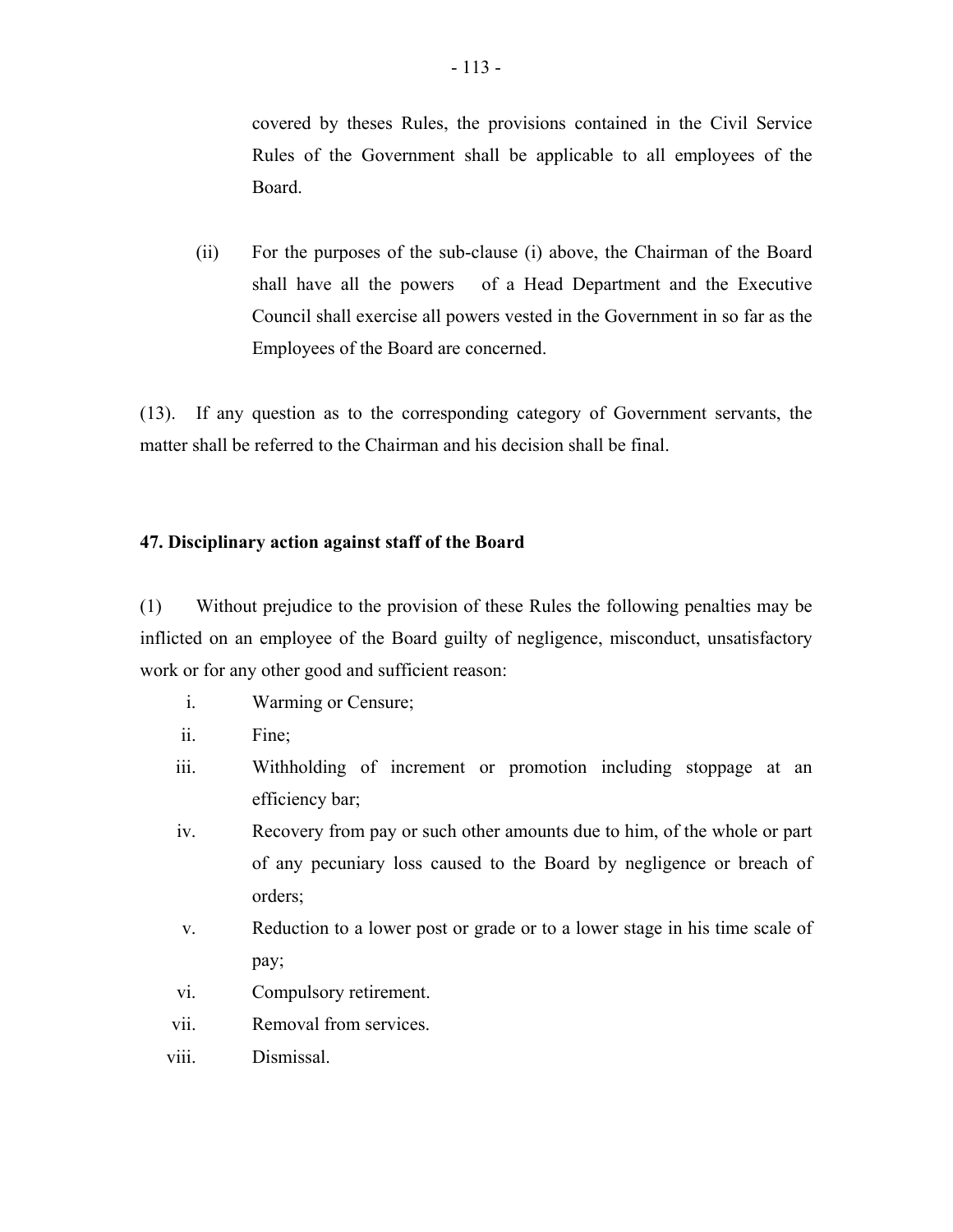covered by theses Rules, the provisions contained in the Civil Service Rules of the Government shall be applicable to all employees of the Board.

(ii) For the purposes of the sub-clause (i) above, the Chairman of the Board shall have all the powers of a Head Department and the Executive Council shall exercise all powers vested in the Government in so far as the Employees of the Board are concerned.

(13). If any question as to the corresponding category of Government servants, the matter shall be referred to the Chairman and his decision shall be final.

**47. Disciplinary action against staff of the Board**

(1) Without prejudice to the provision of these Rules the following penalties may be inflicted on an employee of the Board guilty of negligence, misconduct, unsatisfactory work or for any other good and sufficient reason:

i. Warming or Censure;
ii. Fine;
iii. Withholding of increment or promotion including stoppage at an efficiency bar;
iv. Recovery from pay or such other amounts due to him, of the whole or part of any pecuniary loss caused to the Board by negligence or breach of orders;
v. Reduction to a lower post or grade or to a lower stage in his time scale of pay;
vi. Compulsory retirement.
vii. Removal from services.
viii. Dismissal.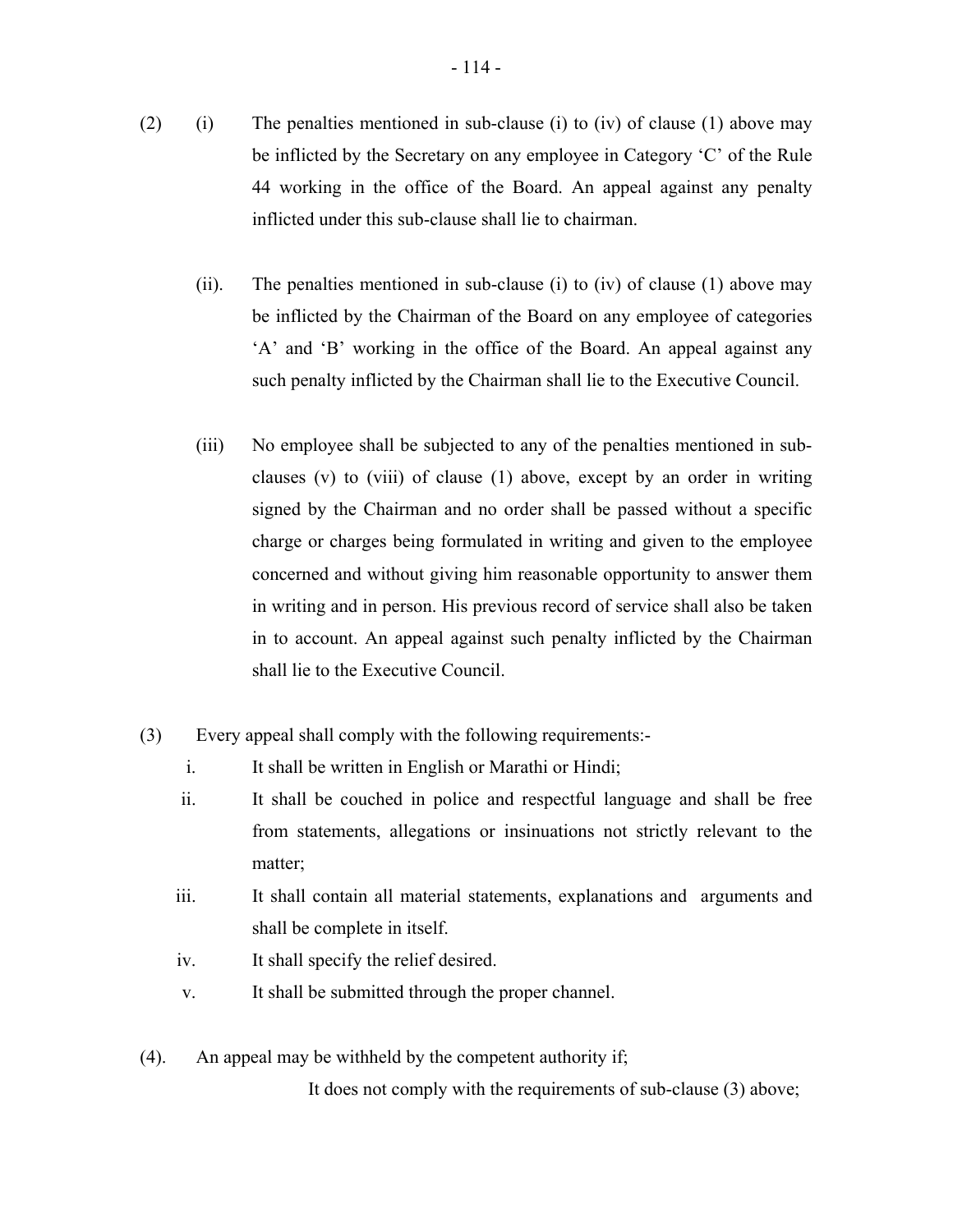(2) (i) The penalties mentioned in sub-clause (i) to (iv) of clause (1) above may be inflicted by the Secretary on any employee in Category 'C' of the Rule 44 working in the office of the Board. An appeal against any penalty inflicted under this sub-clause shall lie to chairman.

(ii). The penalties mentioned in sub-clause (i) to (iv) of clause (1) above may be inflicted by the Chairman of the Board on any employee of categories 'A' and 'B' working in the office of the Board. An appeal against any such penalty inflicted by the Chairman shall lie to the Executive Council.

(iii) No employee shall be subjected to any of the penalties mentioned in sub-clauses (v) to (viii) of clause (1) above, except by an order in writing signed by the Chairman and no order shall be passed without a specific charge or charges being formulated in writing and given to the employee concerned and without giving him reasonable opportunity to answer them in writing and in person. His previous record of service shall also be taken in to account. An appeal against such penalty inflicted by the Chairman shall lie to the Executive Council.

(3) Every appeal shall comply with the following requirements:-

i. It shall be written in English or Marathi or Hindi;

ii. It shall be couched in police and respectful language and shall be free from statements, allegations or insinuations not strictly relevant to the matter;

iii. It shall contain all material statements, explanations and arguments and shall be complete in itself.

iv. It shall specify the relief desired.

v. It shall be submitted through the proper channel.

(4). An appeal may be withheld by the competent authority if;

It does not comply with the requirements of sub-clause (3) above;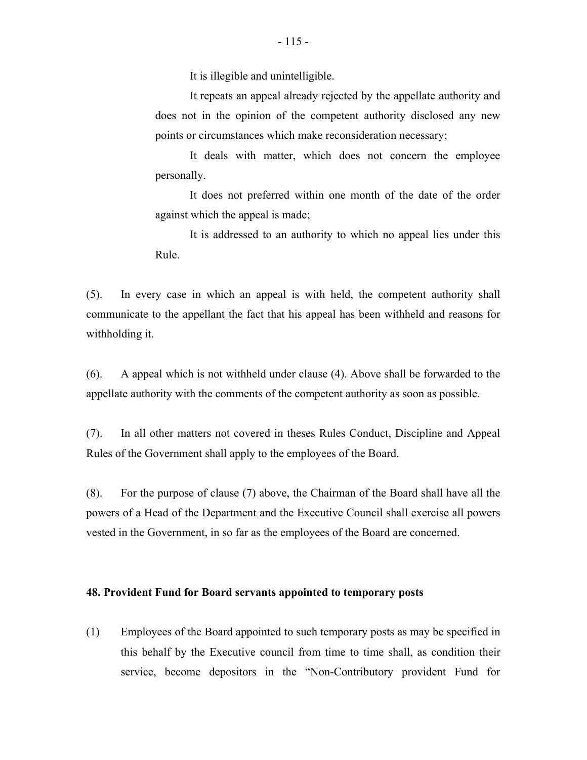It is illegible and unintelligible.

It repeats an appeal already rejected by the appellate authority and does not in the opinion of the competent authority disclosed any new points or circumstances which make reconsideration necessary;

It deals with matter, which does not concern the employee personally.

It does not preferred within one month of the date of the order against which the appeal is made;

It is addressed to an authority to which no appeal lies under this Rule.

(5). In every case in which an appeal is with held, the competent authority shall communicate to the appellant the fact that his appeal has been withheld and reasons for withholding it.

(6). A appeal which is not withheld under clause (4). Above shall be forwarded to the appellate authority with the comments of the competent authority as soon as possible.

(7). In all other matters not covered in theses Rules Conduct, Discipline and Appeal Rules of the Government shall apply to the employees of the Board.

(8). For the purpose of clause (7) above, the Chairman of the Board shall have all the powers of a Head of the Department and the Executive Council shall exercise all powers vested in the Government, in so far as the employees of the Board are concerned.

**48. Provident Fund for Board servants appointed to temporary posts**

(1) Employees of the Board appointed to such temporary posts as may be specified in this behalf by the Executive council from time to time shall, as condition their service, become depositors in the "Non-Contributory provident Fund for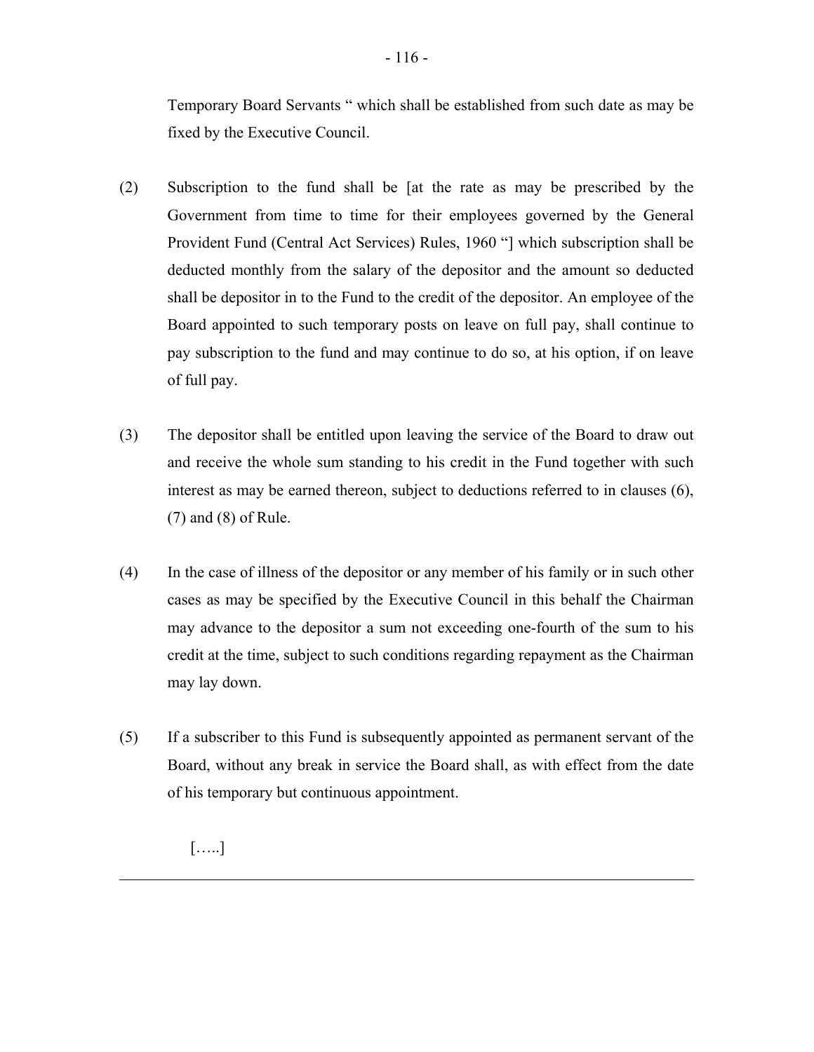Temporary Board Servants " which shall be established from such date as may be fixed by the Executive Council.

(2) Subscription to the fund shall be [at the rate as may be prescribed by the Government from time to time for their employees governed by the General Provident Fund (Central Act Services) Rules, 1960 "] which subscription shall be deducted monthly from the salary of the depositor and the amount so deducted shall be depositor in to the Fund to the credit of the depositor. An employee of the Board appointed to such temporary posts on leave on full pay, shall continue to pay subscription to the fund and may continue to do so, at his option, if on leave of full pay.

(3) The depositor shall be entitled upon leaving the service of the Board to draw out and receive the whole sum standing to his credit in the Fund together with such interest as may be earned thereon, subject to deductions referred to in clauses (6), (7) and (8) of Rule.

(4) In the case of illness of the depositor or any member of his family or in such other cases as may be specified by the Executive Council in this behalf the Chairman may advance to the depositor a sum not exceeding one-fourth of the sum to his credit at the time, subject to such conditions regarding repayment as the Chairman may lay down.

(5) If a subscriber to this Fund is subsequently appointed as permanent servant of the Board, without any break in service the Board shall, as with effect from the date of his temporary but continuous appointment.

[…..]

---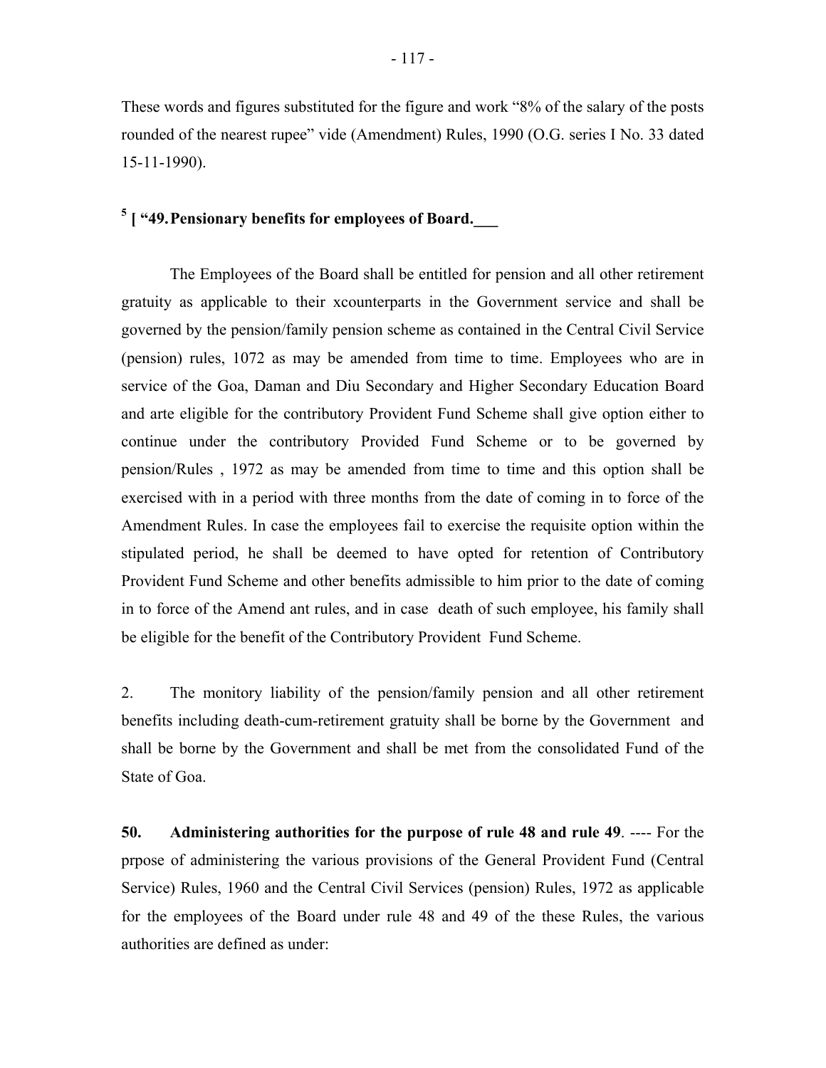These words and figures substituted for the figure and work "8% of the salary of the posts rounded of the nearest rupee" vide (Amendment) Rules, 1990 (O.G. series I No. 33 dated 15-11-1990).

**[5] [ "49. Pensionary benefits for employees of Board.___**

The Employees of the Board shall be entitled for pension and all other retirement gratuity as applicable to their xcounterparts in the Government service and shall be governed by the pension/family pension scheme as contained in the Central Civil Service (pension) rules, 1072 as may be amended from time to time. Employees who are in service of the Goa, Daman and Diu Secondary and Higher Secondary Education Board and arte eligible for the contributory Provident Fund Scheme shall give option either to continue under the contributory Provided Fund Scheme or to be governed by pension/Rules , 1972 as may be amended from time to time and this option shall be exercised with in a period with three months from the date of coming in to force of the Amendment Rules. In case the employees fail to exercise the requisite option within the stipulated period, he shall be deemed to have opted for retention of Contributory Provident Fund Scheme and other benefits admissible to him prior to the date of coming in to force of the Amend ant rules, and in case death of such employee, his family shall be eligible for the benefit of the Contributory Provident Fund Scheme.

2. The monitory liability of the pension/family pension and all other retirement benefits including death-cum-retirement gratuity shall be borne by the Government and shall be borne by the Government and shall be met from the consolidated Fund of the State of Goa.

**50. Administering authorities for the purpose of rule 48 and rule 49**. ---- For the prpose of administering the various provisions of the General Provident Fund (Central Service) Rules, 1960 and the Central Civil Services (pension) Rules, 1972 as applicable for the employees of the Board under rule 48 and 49 of the these Rules, the various authorities are defined as under: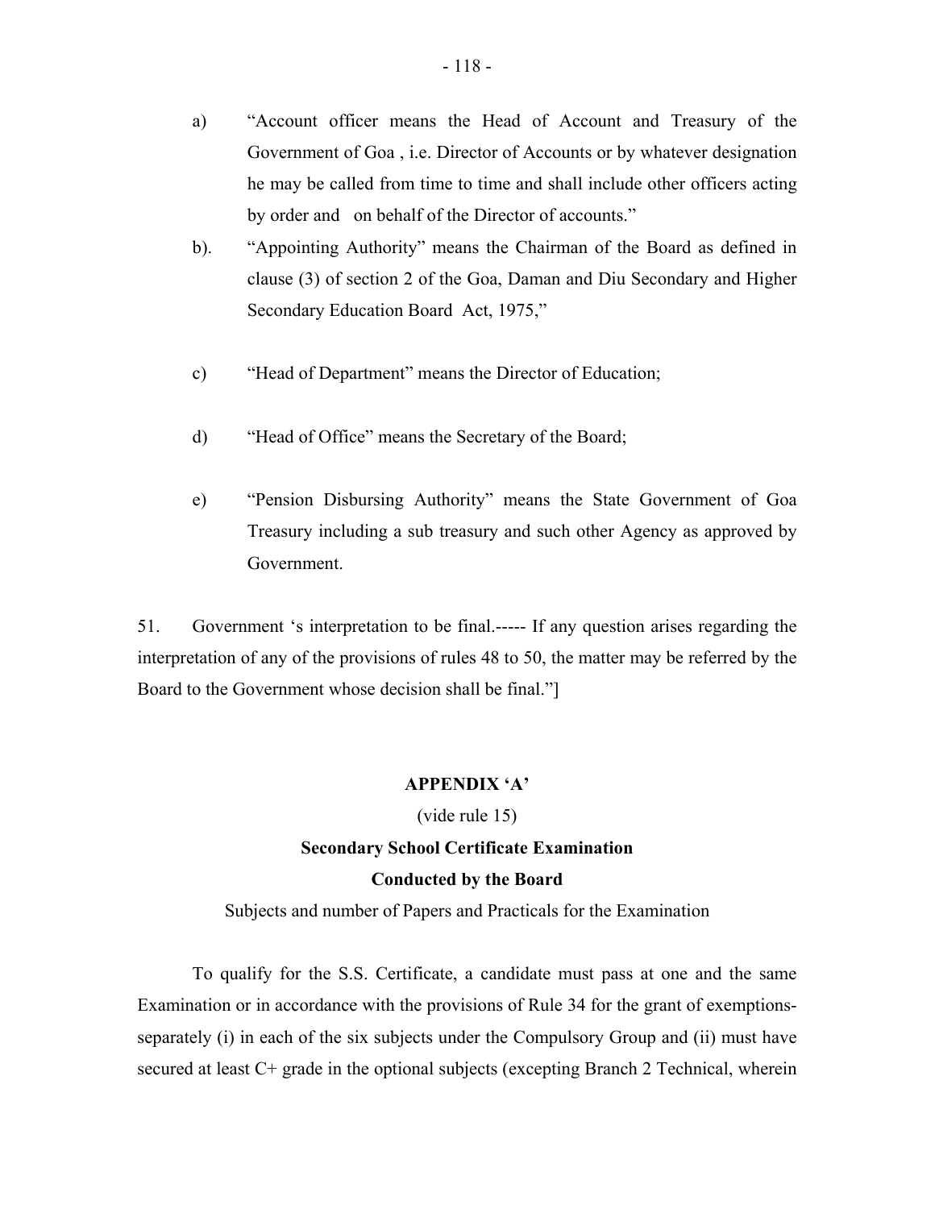a) "Account officer means the Head of Account and Treasury of the Government of Goa , i.e. Director of Accounts or by whatever designation he may be called from time to time and shall include other officers acting by order and on behalf of the Director of accounts."

b). "Appointing Authority" means the Chairman of the Board as defined in clause (3) of section 2 of the Goa, Daman and Diu Secondary and Higher Secondary Education Board Act, 1975,"

c) "Head of Department" means the Director of Education;

d) "Head of Office" means the Secretary of the Board;

e) "Pension Disbursing Authority" means the State Government of Goa Treasury including a sub treasury and such other Agency as approved by Government.

51. Government 's interpretation to be final.----- If any question arises regarding the interpretation of any of the provisions of rules 48 to 50, the matter may be referred by the Board to the Government whose decision shall be final."]

## APPENDIX 'A'

(vide rule 15)

### Secondary School Certificate Examination

### Conducted by the Board

Subjects and number of Papers and Practicals for the Examination

To qualify for the S.S. Certificate, a candidate must pass at one and the same Examination or in accordance with the provisions of Rule 34 for the grant of exemptions-separately (i) in each of the six subjects under the Compulsory Group and (ii) must have secured at least C+ grade in the optional subjects (excepting Branch 2 Technical, wherein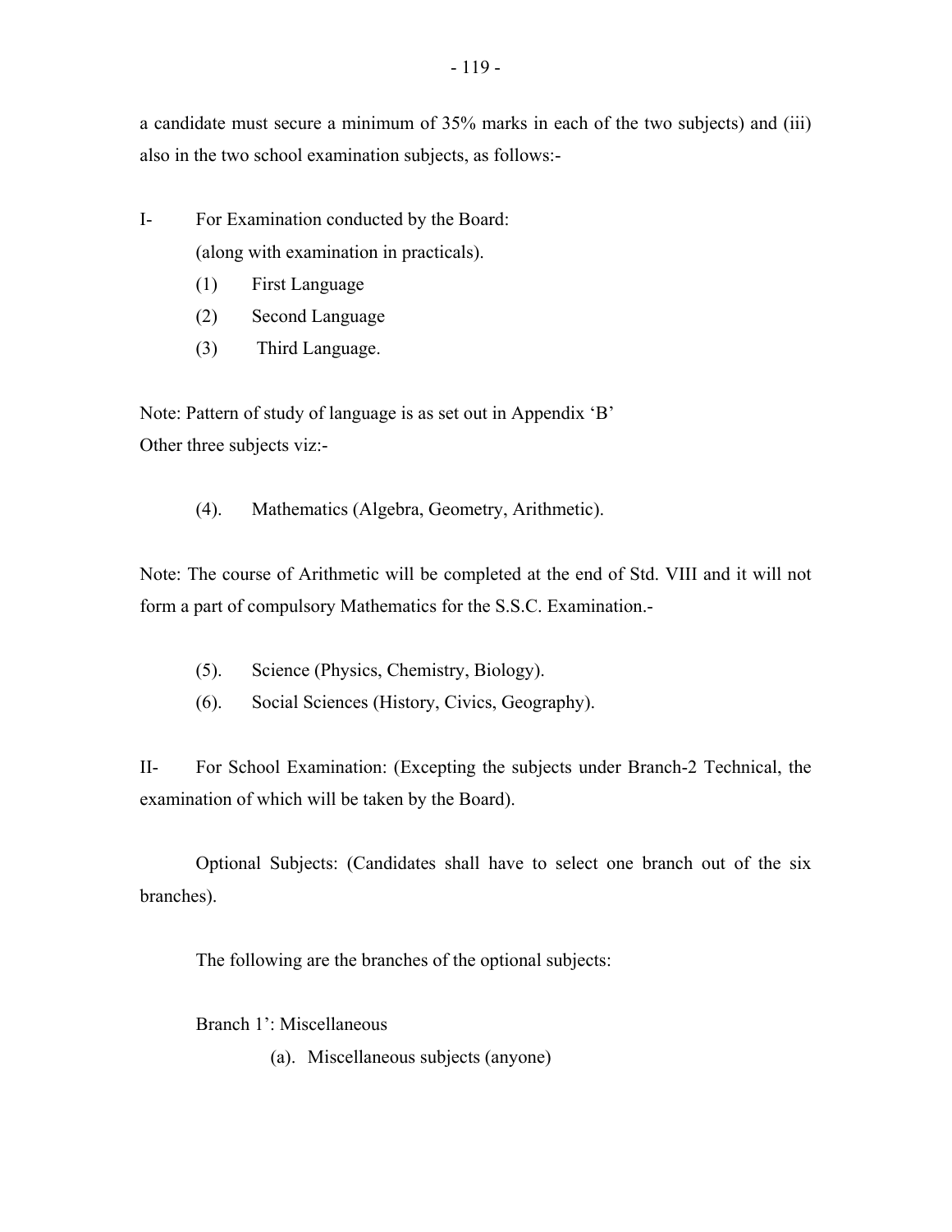a candidate must secure a minimum of 35% marks in each of the two subjects) and (iii) also in the two school examination subjects, as follows:-

I- For Examination conducted by the Board:
(along with examination in practicals).

(1) First Language
(2) Second Language
(3) Third Language.

Note: Pattern of study of language is as set out in Appendix 'B'
Other three subjects viz:-

(4). Mathematics (Algebra, Geometry, Arithmetic).

Note: The course of Arithmetic will be completed at the end of Std. VIII and it will not form a part of compulsory Mathematics for the S.S.C. Examination.-

(5). Science (Physics, Chemistry, Biology).
(6). Social Sciences (History, Civics, Geography).

II- For School Examination: (Excepting the subjects under Branch-2 Technical, the examination of which will be taken by the Board).

Optional Subjects: (Candidates shall have to select one branch out of the six branches).

The following are the branches of the optional subjects:

Branch 1': Miscellaneous

(a). Miscellaneous subjects (anyone)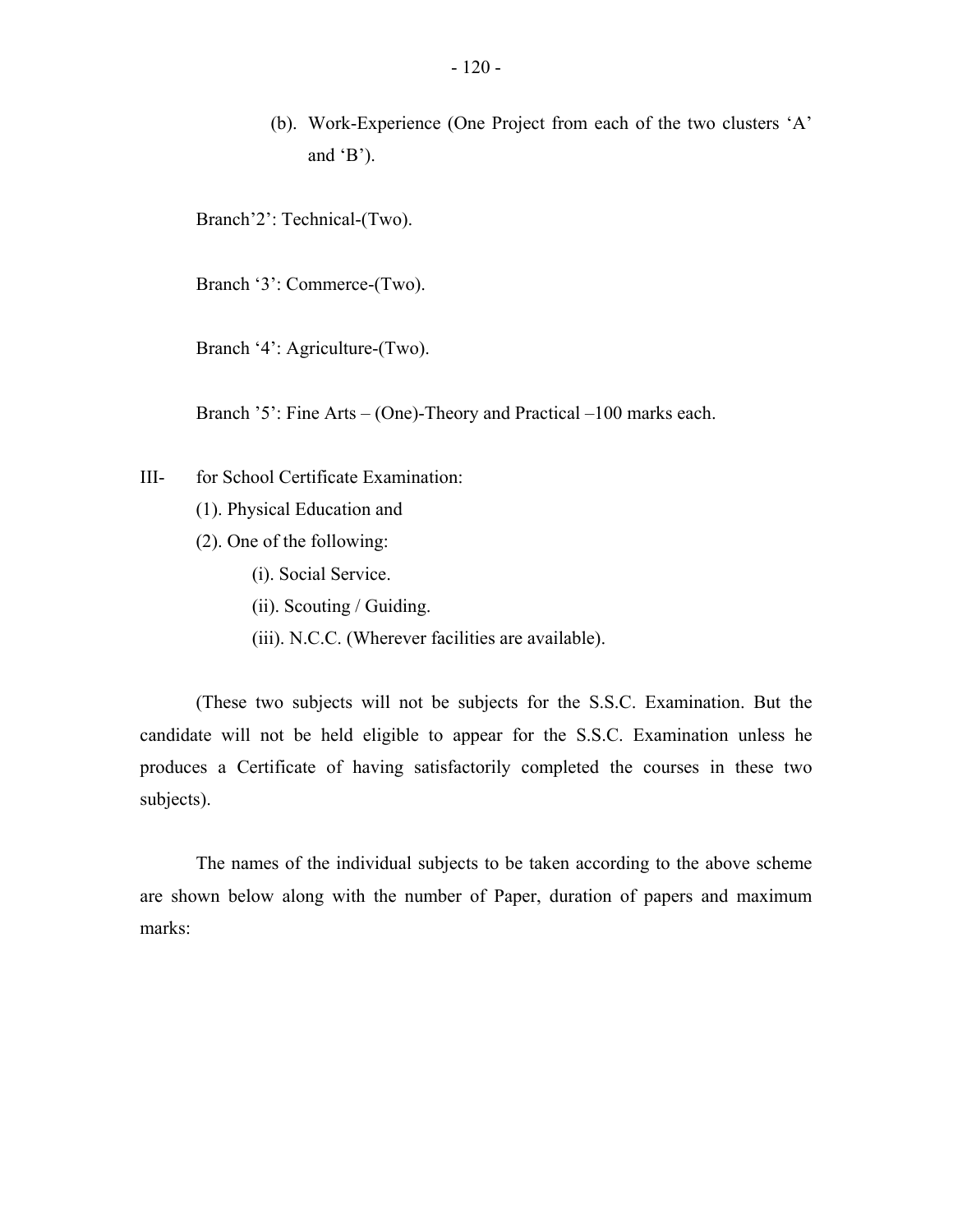(b). Work-Experience (One Project from each of the two clusters 'A' and 'B').

Branch'2': Technical-(Two).

Branch '3': Commerce-(Two).

Branch '4': Agriculture-(Two).

Branch '5': Fine Arts – (One)-Theory and Practical –100 marks each.

III- for School Certificate Examination:

(1). Physical Education and

(2). One of the following:

(i). Social Service.

(ii). Scouting / Guiding.

(iii). N.C.C. (Wherever facilities are available).

(These two subjects will not be subjects for the S.S.C. Examination. But the candidate will not be held eligible to appear for the S.S.C. Examination unless he produces a Certificate of having satisfactorily completed the courses in these two subjects).

The names of the individual subjects to be taken according to the above scheme are shown below along with the number of Paper, duration of papers and maximum marks: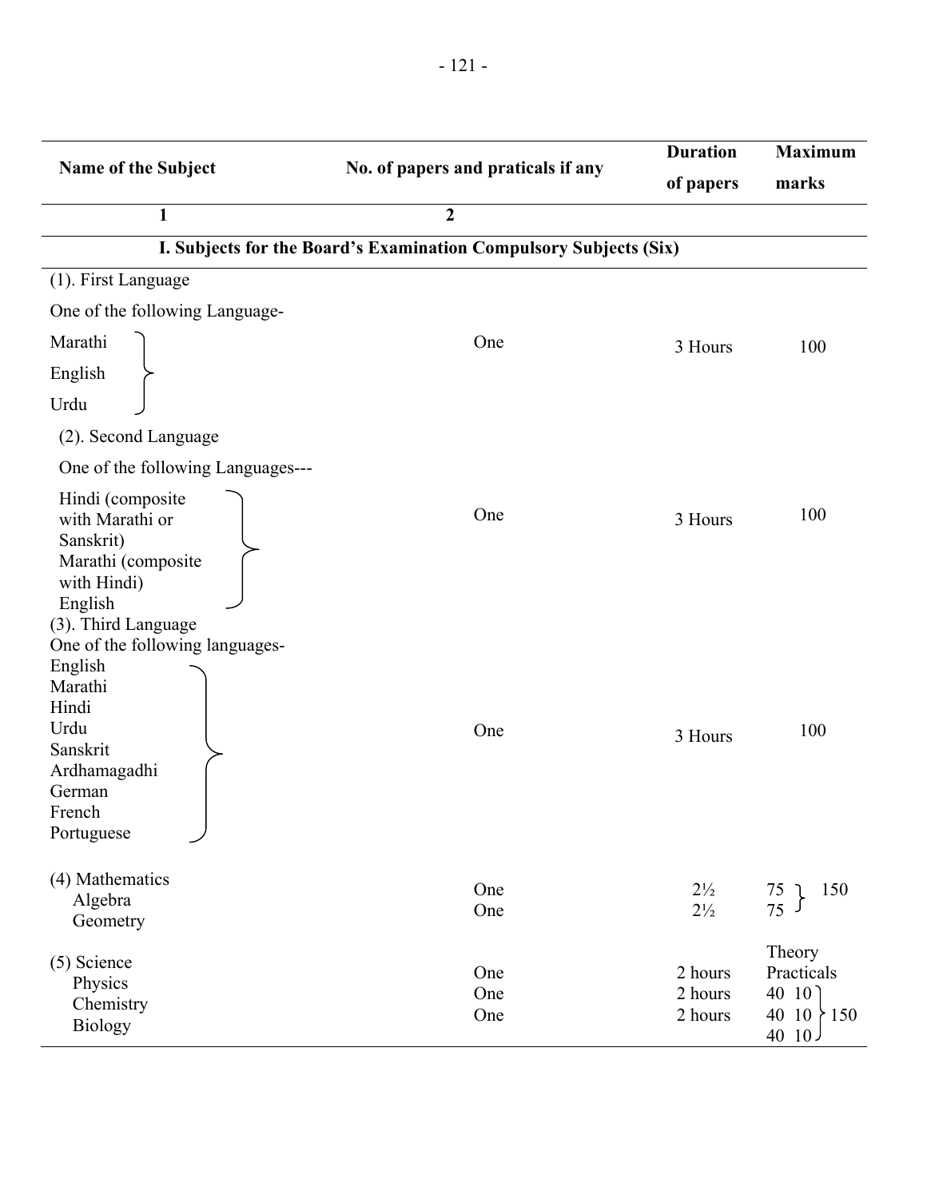| Name of the Subject | No. of papers and praticals if any | Duration of papers | Maximum marks |
|---|---|---|---|
| 1 | 2 | | |
| **I. Subjects for the Board's Examination Compulsory Subjects (Six)** | | | |
| (1). First Language<br>One of the following Language-<br>Marathi<br>English<br>Urdu | One | 3 Hours | 100 |
| (2). Second Language<br>One of the following Languages---<br>Hindi (composite with Marathi or Sanskrit)<br>Marathi (composite with Hindi)<br>English | One | 3 Hours | 100 |
| (3). Third Language<br>One of the following languages-<br>English<br>Marathi<br>Hindi<br>Urdu<br>Sanskrit<br>Ardhamagadhi<br>German<br>French<br>Portuguese | One | 3 Hours | 100 |
| (4) Mathematics<br>Algebra<br>Geometry | One<br>One | 2½<br>2½ | 75<br>75 } 150 |
| (5) Science<br>Physics<br>Chemistry<br>Biology | One<br>One<br>One | 2 hours<br>2 hours<br>2 hours | Theory Practicals<br>40 10<br>40 10 } 150<br>40 10 |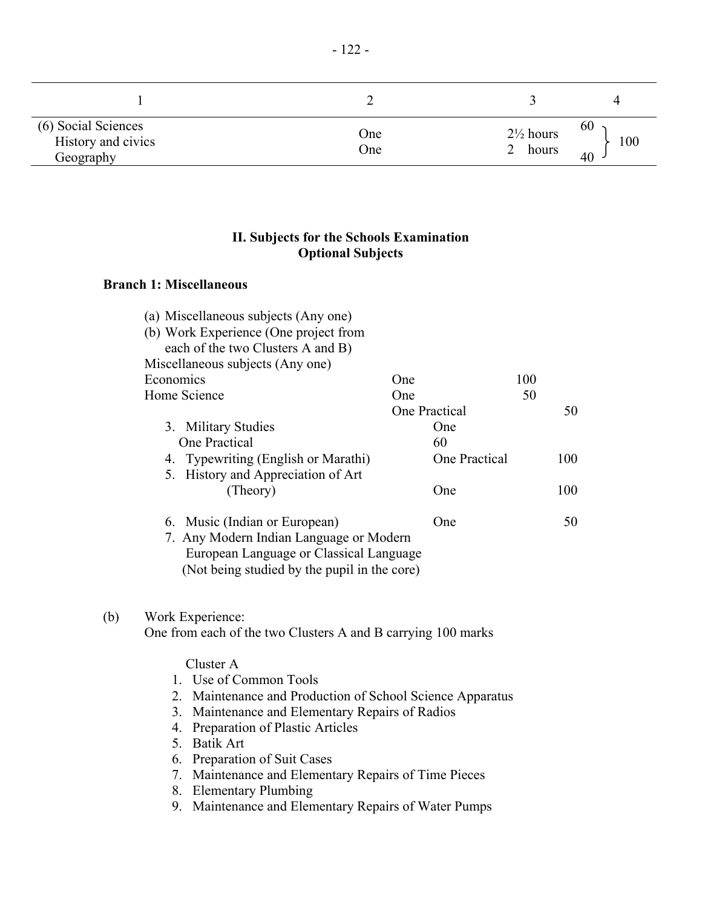| 1 | 2 | 3 | 4 | |
|---|---|---|---|---|
| (6) Social Sciences | | | | |
| History and civics | One | 2½ hours | 60 | 100 |
| Geography | One | 2 hours | 40 | |

**II. Subjects for the Schools Examination**
**Optional Subjects**

**Branch 1: Miscellaneous**

(a) Miscellaneous subjects (Any one)
(b) Work Experience (One project from each of the two Clusters A and B)

Miscellaneous subjects (Any one)

| | | | |
|---|---|---|---|
| Economics | One | 100 | |
| Home Science | One | 50 | |
| | One Practical | | 50 |
| 3. Military Studies | One | | |
| One Practical | 60 | | |
| 4. Typewriting (English or Marathi) | One Practical | | 100 |
| 5. History and Appreciation of Art (Theory) | One | | 100 |
| 6. Music (Indian or European) | One | | 50 |
| 7. Any Modern Indian Language or Modern European Language or Classical Language (Not being studied by the pupil in the core) | | | |

(b) Work Experience:
One from each of the two Clusters A and B carrying 100 marks

Cluster A

1. Use of Common Tools
2. Maintenance and Production of School Science Apparatus
3. Maintenance and Elementary Repairs of Radios
4. Preparation of Plastic Articles
5. Batik Art
6. Preparation of Suit Cases
7. Maintenance and Elementary Repairs of Time Pieces
8. Elementary Plumbing
9. Maintenance and Elementary Repairs of Water Pumps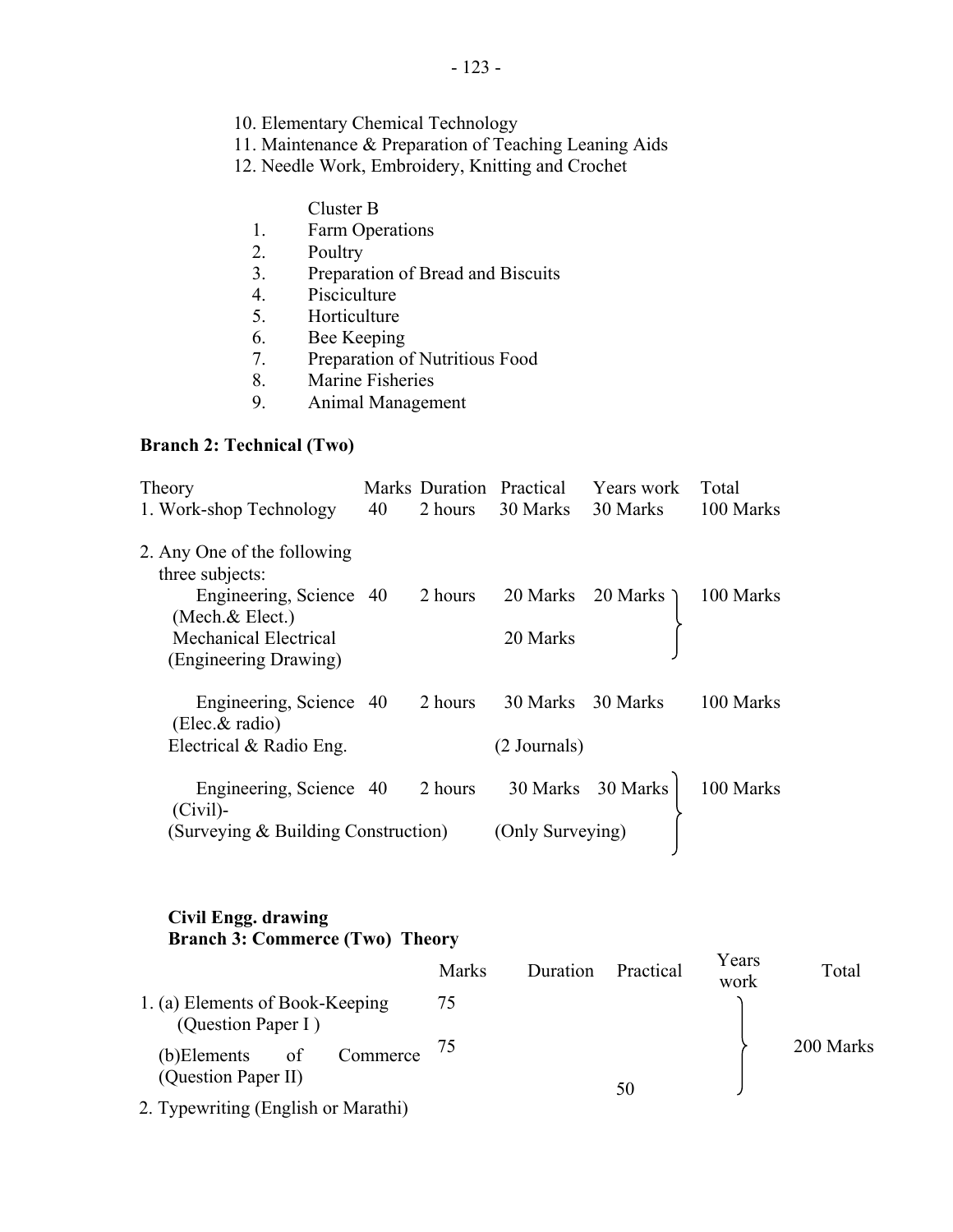10. Elementary Chemical Technology
11. Maintenance & Preparation of Teaching Leaning Aids
12. Needle Work, Embroidery, Knitting and Crochet

Cluster B

1. Farm Operations
2. Poultry
3. Preparation of Bread and Biscuits
4. Pisciculture
5. Horticulture
6. Bee Keeping
7. Preparation of Nutritious Food
8. Marine Fisheries
9. Animal Management

**Branch 2: Technical (Two)**

| Theory | Marks | Duration | Practical | Years work | Total |
|---|---|---|---|---|---|
| 1. Work-shop Technology | 40 | 2 hours | 30 Marks | 30 Marks | 100 Marks |
| 2. Any One of the following three subjects: | | | | | |
| Engineering, Science (Mech.& Elect.) | 40 | 2 hours | 20 Marks | 20 Marks | 100 Marks |
| Mechanical Electrical (Engineering Drawing) | | | 20 Marks | | |
| Engineering, Science (Elec.& radio) | 40 | 2 hours | 30 Marks | 30 Marks | 100 Marks |
| Electrical & Radio Eng. | | | (2 Journals) | | |
| Engineering, Science (Civil)- | 40 | 2 hours | 30 Marks | 30 Marks | 100 Marks |
| (Surveying & Building Construction) | | | (Only Surveying) | | |

**Civil Engg. drawing**

**Branch 3: Commerce (Two) Theory**

| | Marks | Duration | Practical | Years work | Total |
|---|---|---|---|---|---|
| 1. (a) Elements of Book-Keeping (Question Paper I ) | 75 | | | | 200 Marks |
| (b)Elements of Commerce (Question Paper II) | 75 | | 50 | | |
| 2. Typewriting (English or Marathi) | | | | | |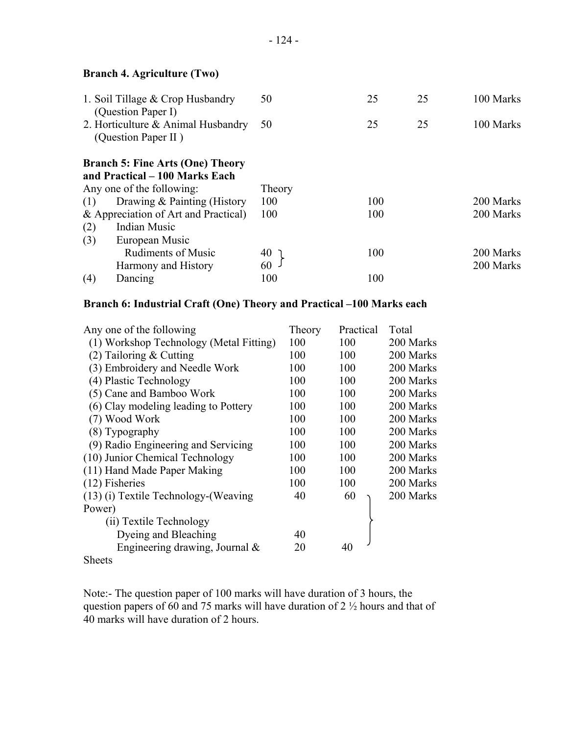### Branch 4. Agriculture (Two)

| | | | | |
|---|---|---|---|---|
| 1. Soil Tillage & Crop Husbandry (Question Paper I) | 50 | 25 | 25 | 100 Marks |
| 2. Horticulture & Animal Husbandry (Question Paper II ) | 50 | 25 | 25 | 100 Marks |

### Branch 5: Fine Arts (One) Theory and Practical – 100 Marks Each

| Any one of the following: | Theory | | |
|---|---|---|---|
| (1) Drawing & Painting (History | 100 | 100 | 200 Marks |
| & Appreciation of Art and Practical) | 100 | 100 | 200 Marks |
| (2) Indian Music | | | |
| (3) European Music | | | |
| Rudiments of Music | 40 } | 100 | 200 Marks |
| Harmony and History | 60 | | 200 Marks |
| (4) Dancing | 100 | 100 | |

### Branch 6: Industrial Craft (One) Theory and Practical –100 Marks each

| Any one of the following | Theory | Practical | Total |
|---|---|---|---|
| (1) Workshop Technology (Metal Fitting) | 100 | 100 | 200 Marks |
| (2) Tailoring & Cutting | 100 | 100 | 200 Marks |
| (3) Embroidery and Needle Work | 100 | 100 | 200 Marks |
| (4) Plastic Technology | 100 | 100 | 200 Marks |
| (5) Cane and Bamboo Work | 100 | 100 | 200 Marks |
| (6) Clay modeling leading to Pottery | 100 | 100 | 200 Marks |
| (7) Wood Work | 100 | 100 | 200 Marks |
| (8) Typography | 100 | 100 | 200 Marks |
| (9) Radio Engineering and Servicing | 100 | 100 | 200 Marks |
| (10) Junior Chemical Technology | 100 | 100 | 200 Marks |
| (11) Hand Made Paper Making | 100 | 100 | 200 Marks |
| (12) Fisheries | 100 | 100 | 200 Marks |
| (13) (i) Textile Technology-(Weaving Power) | 40 | 60 | 200 Marks |
| (ii) Textile Technology | | | |
| Dyeing and Bleaching | 40 | | |
| Engineering drawing, Journal & Sheets | 20 | 40 | |

Note:- The question paper of 100 marks will have duration of 3 hours, the question papers of 60 and 75 marks will have duration of 2 ½ hours and that of 40 marks will have duration of 2 hours.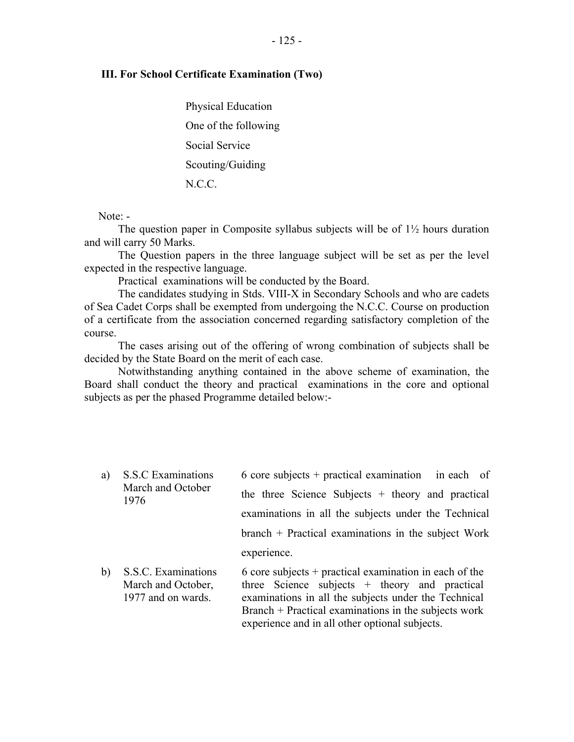### III. For School Certificate Examination (Two)

Physical Education

One of the following

Social Service

Scouting/Guiding

N.C.C.

Note: -

The question paper in Composite syllabus subjects will be of 1½ hours duration and will carry 50 Marks.

The Question papers in the three language subject will be set as per the level expected in the respective language.

Practical examinations will be conducted by the Board.

The candidates studying in Stds. VIII-X in Secondary Schools and who are cadets of Sea Cadet Corps shall be exempted from undergoing the N.C.C. Course on production of a certificate from the association concerned regarding satisfactory completion of the course.

The cases arising out of the offering of wrong combination of subjects shall be decided by the State Board on the merit of each case.

Notwithstanding anything contained in the above scheme of examination, the Board shall conduct the theory and practical examinations in the core and optional subjects as per the phased Programme detailed below:-

| | | |
|---|---|---|
| a) | S.S.C Examinations March and October 1976 | 6 core subjects + practical examination in each of the three Science Subjects + theory and practical examinations in all the subjects under the Technical branch + Practical examinations in the subject Work experience. |
| b) | S.S.C. Examinations March and October, 1977 and on wards. | 6 core subjects + practical examination in each of the three Science subjects + theory and practical examinations in all the subjects under the Technical Branch + Practical examinations in the subjects work experience and in all other optional subjects. |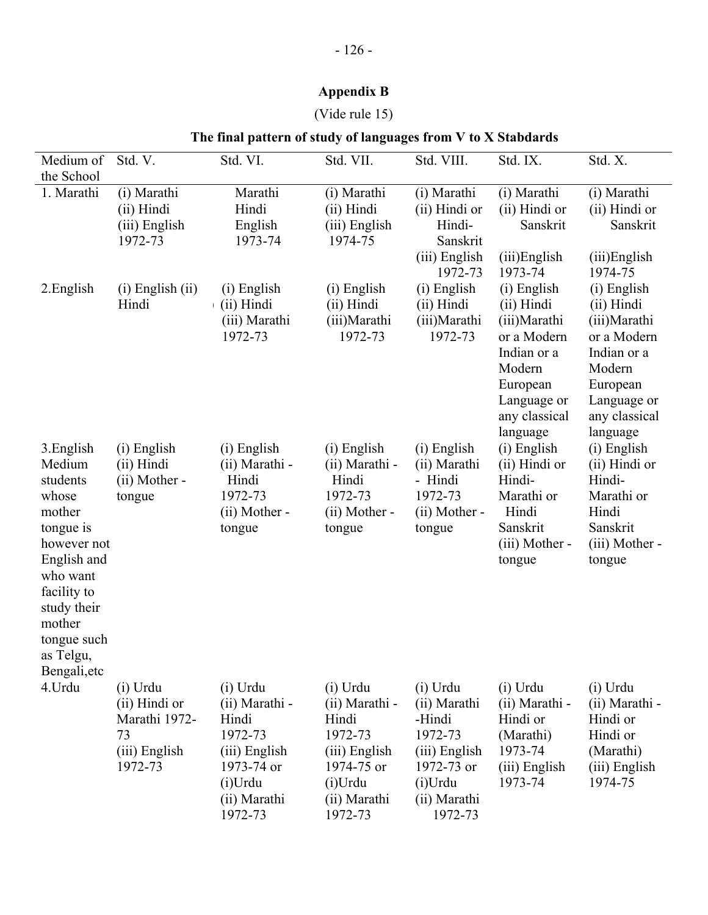## Appendix B

(Vide rule 15)

### The final pattern of study of languages from V to X Stabdards

| Medium of the School | Std. V. | Std. VI. | Std. VII. | Std. VIII. | Std. IX. | Std. X. |
|---|---|---|---|---|---|---|
| 1. Marathi | (i) Marathi (ii) Hindi (iii) English 1972-73 | Marathi Hindi English 1973-74 | (i) Marathi (ii) Hindi (iii) English 1974-75 | (i) Marathi (ii) Hindi or Hindi-Sanskrit (iii) English 1972-73 | (i) Marathi (ii) Hindi or Sanskrit (iii)English 1973-74 | (i) Marathi (ii) Hindi or Sanskrit (iii)English 1974-75 |
| 2.English | (i) English (ii) Hindi | (i) English (ii) Hindi (iii) Marathi 1972-73 | (i) English (ii) Hindi (iii)Marathi 1972-73 | (i) English (ii) Hindi (iii)Marathi 1972-73 | (i) English (ii) Hindi (iii)Marathi or a Modern Indian or a Modern European Language or any classical language | (i) English (ii) Hindi (iii)Marathi or a Modern Indian or a Modern European Language or any classical language |
| 3.English Medium students whose mother tongue is however not English and who want facility to study their mother tongue such as Telgu, Bengali,etc | (i) English (ii) Hindi (ii) Mother -tongue | (i) English (ii) Marathi - Hindi 1972-73 (ii) Mother -tongue | (i) English (ii) Marathi - Hindi 1972-73 (ii) Mother -tongue | (i) English (ii) Marathi - Hindi 1972-73 (ii) Mother -tongue | (i) English (ii) Hindi or Hindi-Marathi or Hindi Sanskrit (iii) Mother -tongue | (i) English (ii) Hindi or Hindi-Marathi or Hindi Sanskrit (iii) Mother -tongue |
| 4.Urdu | (i) Urdu (ii) Hindi or Marathi 1972-73 (iii) English 1972-73 | (i) Urdu (ii) Marathi - Hindi 1972-73 (iii) English 1973-74 or (i)Urdu (ii) Marathi 1972-73 | (i) Urdu (ii) Marathi - Hindi 1972-73 (iii) English 1974-75 or (i)Urdu (ii) Marathi 1972-73 | (i) Urdu (ii) Marathi -Hindi 1972-73 (iii) English 1972-73 or (i)Urdu (ii) Marathi 1972-73 | (i) Urdu (ii) Marathi - Hindi or (Marathi) 1973-74 (iii) English 1973-74 | (i) Urdu (ii) Marathi - Hindi or Hindi or (Marathi) (iii) English 1974-75 |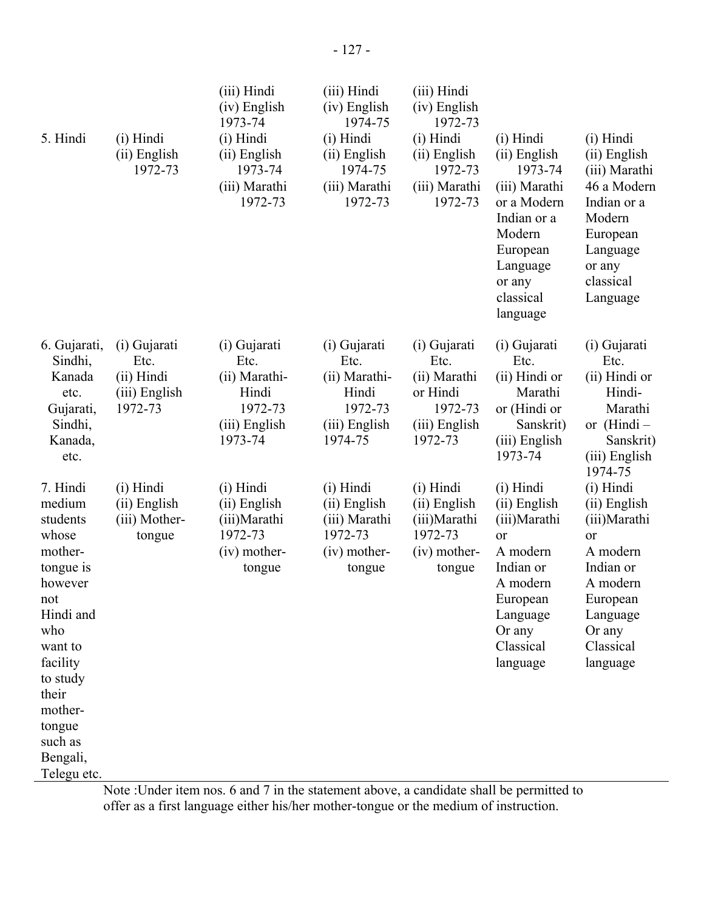| | | | | | | |
|---|---|---|---|---|---|---|
| | | (iii) Hindi (iv) English 1973-74 | (iii) Hindi (iv) English 1974-75 | (iii) Hindi (iv) English 1972-73 | | |
| 5. Hindi | (i) Hindi (ii) English 1972-73 | (i) Hindi (ii) English 1973-74 (iii) Marathi 1972-73 | (i) Hindi (ii) English 1974-75 (iii) Marathi 1972-73 | (i) Hindi (ii) English 1972-73 (iii) Marathi 1972-73 | (i) Hindi (ii) English 1973-74 (iii) Marathi or a Modern Indian or a Modern European Language or any classical language | (i) Hindi (ii) English (iii) Marathi 46 a Modern Indian or a Modern European Language or any classical Language |
| 6. Gujarati, Sindhi, Kanada etc. Gujarati, Sindhi, Kanada, etc. | (i) Gujarati Etc. (ii) Hindi (iii) English 1972-73 | (i) Gujarati Etc. (ii) Marathi-Hindi 1972-73 (iii) English 1973-74 | (i) Gujarati Etc. (ii) Marathi-Hindi 1972-73 (iii) English 1974-75 | (i) Gujarati Etc. (ii) Marathi or Hindi 1972-73 (iii) English 1972-73 | (i) Gujarati Etc. (ii) Hindi or Marathi or (Hindi or Sanskrit) (iii) English 1973-74 | (i) Gujarati Etc. (ii) Hindi or Hindi-Marathi or (Hindi – Sanskrit) (iii) English 1974-75 |
| 7. Hindi medium students whose mother-tongue is however not Hindi and who want to facility to study their mother-tongue such as Bengali, Telegu etc. | (i) Hindi (ii) English (iii) Mother-tongue | (i) Hindi (ii) English (iii)Marathi 1972-73 (iv) mother-tongue | (i) Hindi (ii) English (iii) Marathi 1972-73 (iv) mother-tongue | (i) Hindi (ii) English (iii)Marathi 1972-73 (iv) mother-tongue | (i) Hindi (ii) English (iii)Marathi or A modern Indian or A modern European Language Or any Classical language | (i) Hindi (ii) English (iii)Marathi or A modern Indian or A modern European Language Or any Classical language |

Note :Under item nos. 6 and 7 in the statement above, a candidate shall be permitted to offer as a first language either his/her mother-tongue or the medium of instruction.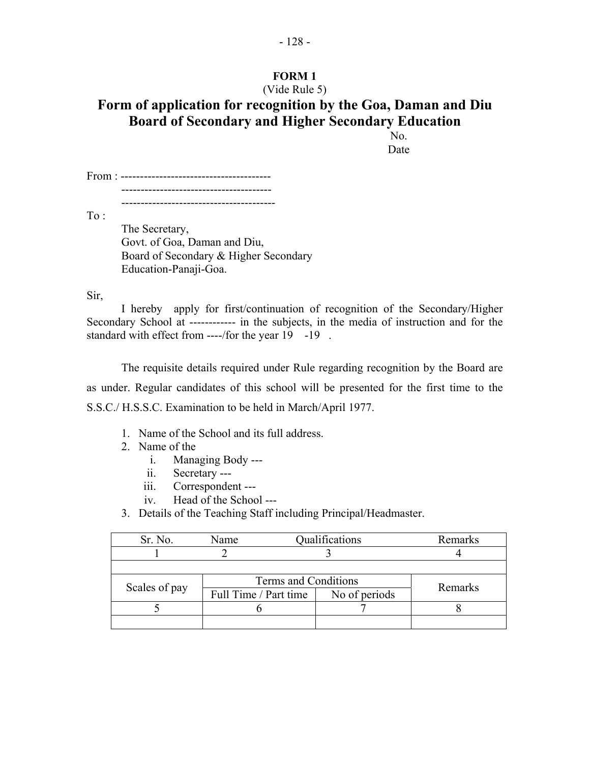**FORM 1**

(Vide Rule 5)

# Form of application for recognition by the Goa, Daman and Diu Board of Secondary and Higher Secondary Education

No.

Date

From : ---------------------------------------
---------------------------------------
----------------------------------------

To :

The Secretary,
Govt. of Goa, Daman and Diu,
Board of Secondary & Higher Secondary
Education-Panaji-Goa.

Sir,

I hereby apply for first/continuation of recognition of the Secondary/Higher Secondary School at ------------ in the subjects, in the media of instruction and for the standard with effect from ----/for the year 19 -19 .

The requisite details required under Rule regarding recognition by the Board are as under. Regular candidates of this school will be presented for the first time to the S.S.C./ H.S.S.C. Examination to be held in March/April 1977.

1. Name of the School and its full address.
2. Name of the
   i. Managing Body ---
   ii. Secretary ---
   iii. Correspondent ---
   iv. Head of the School ---
3. Details of the Teaching Staff including Principal/Headmaster.

| Sr. No. | Name | Qualifications | Remarks |
|---|---|---|---|
| 1 | 2 | 3 | 4 |
| | | | |

| Scales of pay | Terms and Conditions | | Remarks |
|---|---|---|---|
| | Full Time / Part time | No of periods | |
| 5 | 6 | 7 | 8 |
| | | | |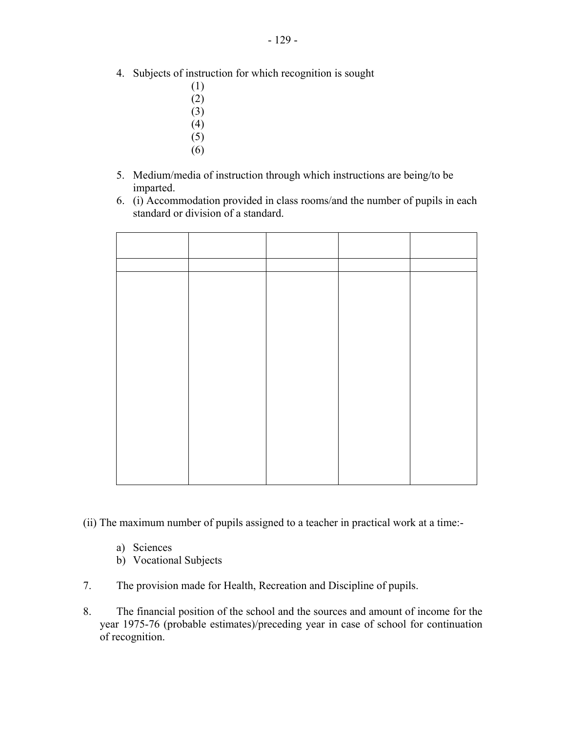4. Subjects of instruction for which recognition is sought

   (1)
   (2)
   (3)
   (4)
   (5)
   (6)

5. Medium/media of instruction through which instructions are being/to be imparted.
6. (i) Accommodation provided in class rooms/and the number of pupils in each standard or division of a standard.

| | | | | |
|---|---|---|---|---|
| | | | | |
| | | | | |

(ii) The maximum number of pupils assigned to a teacher in practical work at a time:-

a) Sciences
b) Vocational Subjects

7. The provision made for Health, Recreation and Discipline of pupils.

8. The financial position of the school and the sources and amount of income for the year 1975-76 (probable estimates)/preceding year in case of school for continuation of recognition.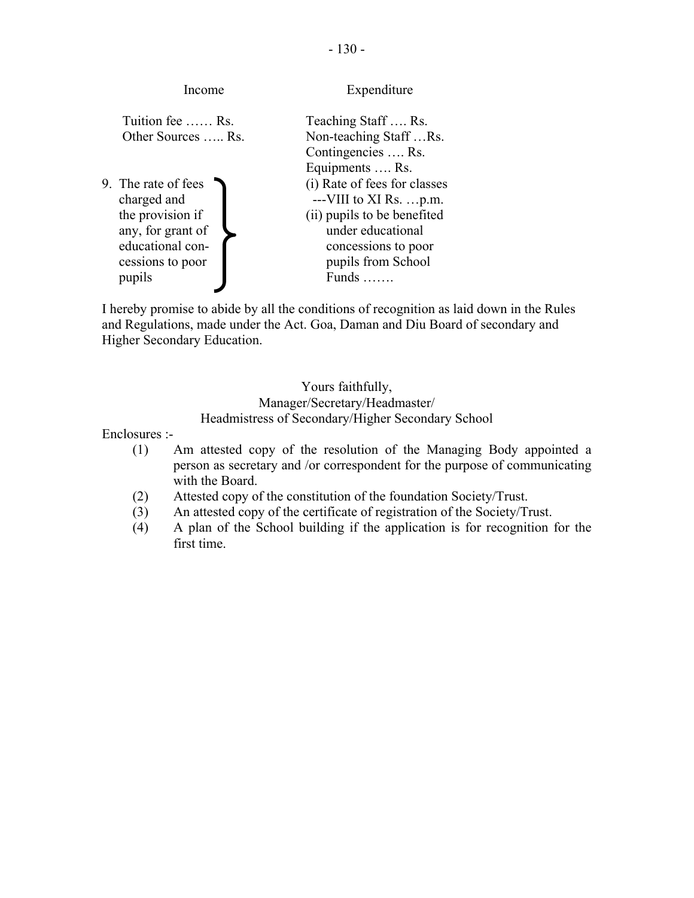| Income | Expenditure |
|---|---|
| Tuition fee …… Rs. | Teaching Staff …. Rs. |
| Other Sources ….. Rs. | Non-teaching Staff …Rs. |
| | Contingencies …. Rs. |
| | Equipments …. Rs. |

9. The rate of fees charged and the provision if any, for grant of educational concessions to poor pupils
   - (i) Rate of fees for classes ---VIII to XI Rs. …p.m.
   - (ii) pupils to be benefited under educational concessions to poor pupils from School Funds …….

I hereby promise to abide by all the conditions of recognition as laid down in the Rules and Regulations, made under the Act. Goa, Daman and Diu Board of secondary and Higher Secondary Education.

Yours faithfully,
Manager/Secretary/Headmaster/
Headmistress of Secondary/Higher Secondary School

Enclosures :-

(1) Am attested copy of the resolution of the Managing Body appointed a person as secretary and /or correspondent for the purpose of communicating with the Board.

(2) Attested copy of the constitution of the foundation Society/Trust.

(3) An attested copy of the certificate of registration of the Society/Trust.

(4) A plan of the School building if the application is for recognition for the first time.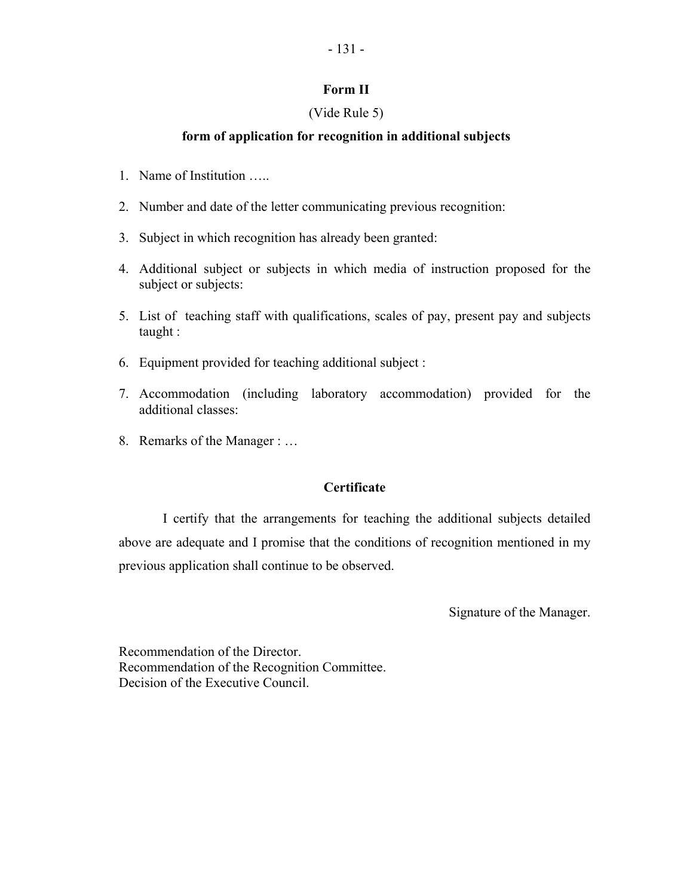## Form II

(Vide Rule 5)

### form of application for recognition in additional subjects

1. Name of Institution …..
2. Number and date of the letter communicating previous recognition:
3. Subject in which recognition has already been granted:
4. Additional subject or subjects in which media of instruction proposed for the subject or subjects:
5. List of teaching staff with qualifications, scales of pay, present pay and subjects taught :
6. Equipment provided for teaching additional subject :
7. Accommodation (including laboratory accommodation) provided for the additional classes:
8. Remarks of the Manager : …

### Certificate

I certify that the arrangements for teaching the additional subjects detailed above are adequate and I promise that the conditions of recognition mentioned in my previous application shall continue to be observed.

Signature of the Manager.

Recommendation of the Director.
Recommendation of the Recognition Committee.
Decision of the Executive Council.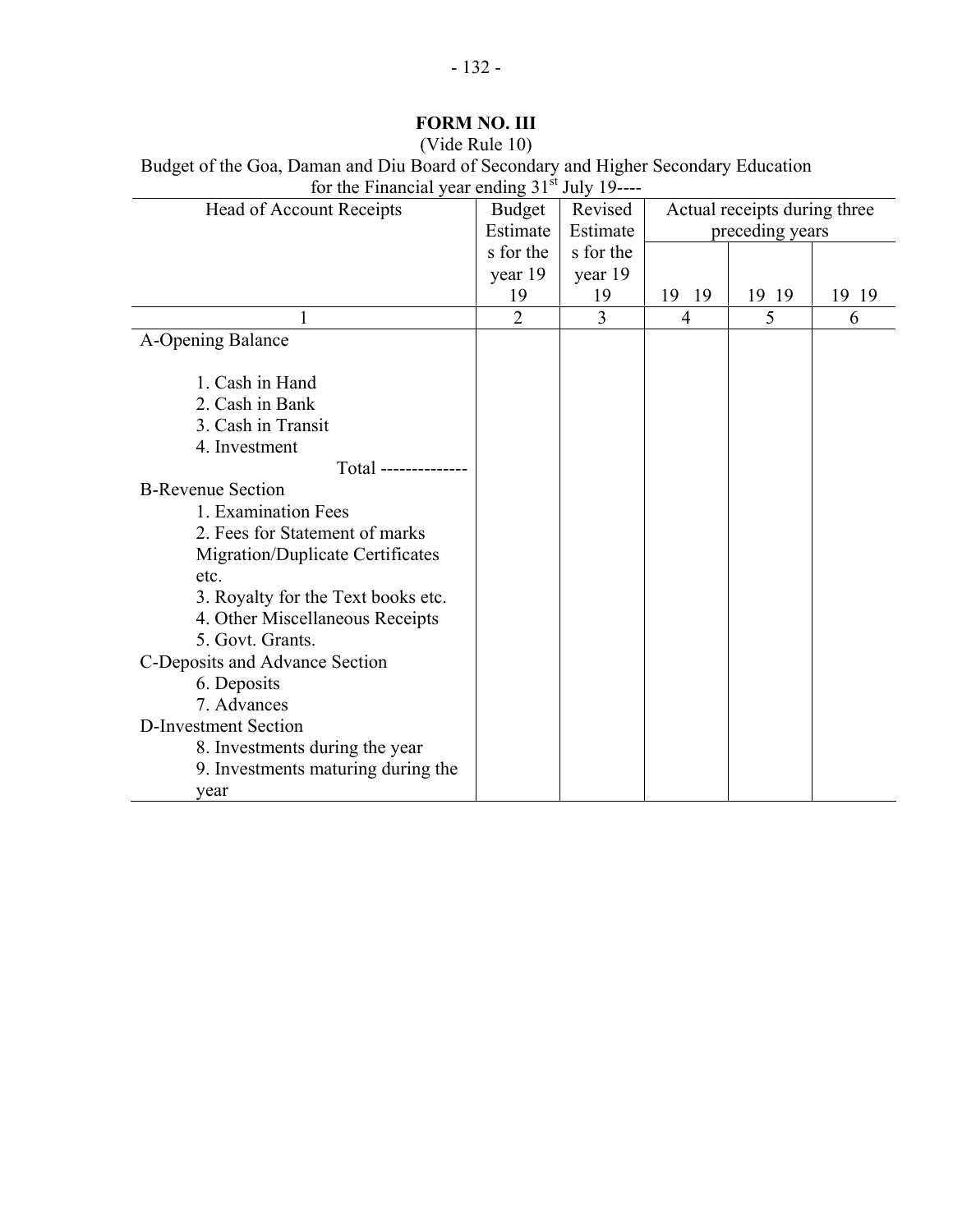**FORM NO. III**

(Vide Rule 10)

Budget of the Goa, Daman and Diu Board of Secondary and Higher Secondary Education for the Financial year ending 31st July 19----

| Head of Account Receipts | Budget Estimates for the year 19 19 | Revised Estimates for the year 19 19 | Actual receipts during three preceding years | | |
|---|---|---|---|---|---|
| | | | 19 19 | 19 19 | 19 19 |
| 1 | 2 | 3 | 4 | 5 | 6 |
| A-Opening Balance | | | | | |
| 1. Cash in Hand | | | | | |
| 2. Cash in Bank | | | | | |
| 3. Cash in Transit | | | | | |
| 4. Investment | | | | | |
| Total -------------- | | | | | |
| B-Revenue Section | | | | | |
| 1. Examination Fees | | | | | |
| 2. Fees for Statement of marks Migration/Duplicate Certificates etc. | | | | | |
| 3. Royalty for the Text books etc. | | | | | |
| 4. Other Miscellaneous Receipts | | | | | |
| 5. Govt. Grants. | | | | | |
| C-Deposits and Advance Section | | | | | |
| 6. Deposits | | | | | |
| 7. Advances | | | | | |
| D-Investment Section | | | | | |
| 8. Investments during the year | | | | | |
| 9. Investments maturing during the year | | | | | |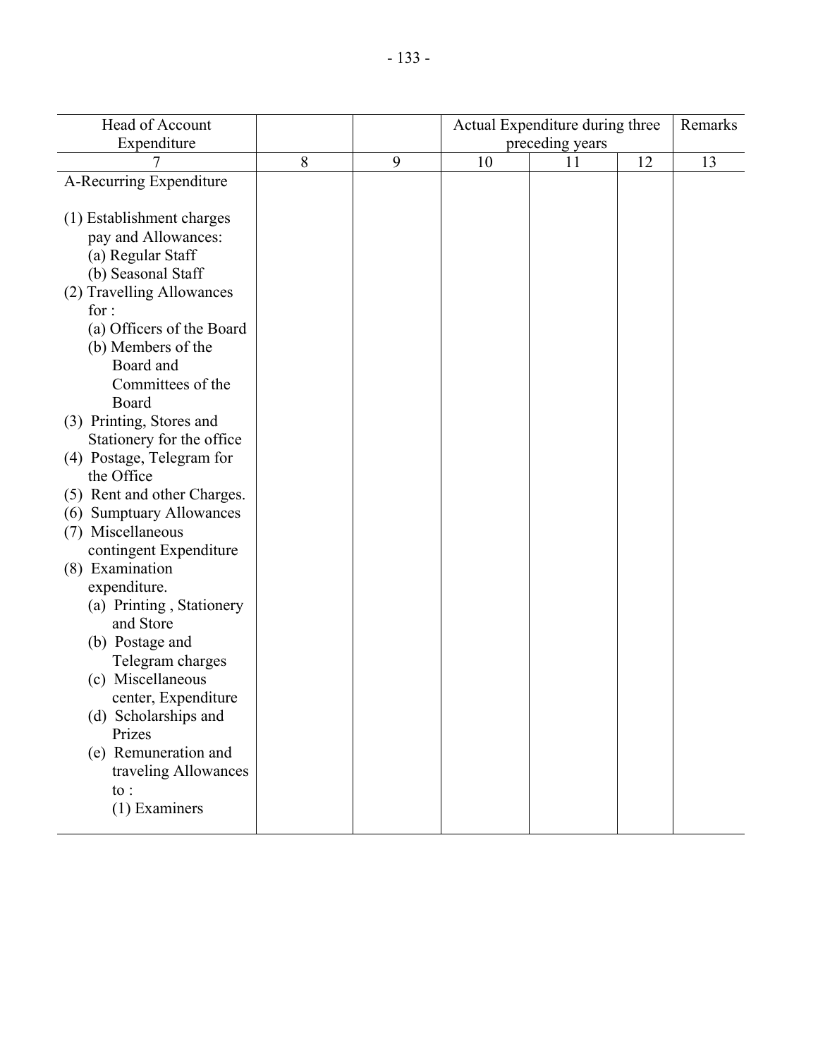| Head of Account Expenditure | | | Actual Expenditure during three preceding years | | | Remarks |
|---|---|---|---|---|---|---|
| 7 | 8 | 9 | 10 | 11 | 12 | 13 |
| A-Recurring Expenditure | | | | | | |
| (1) Establishment charges pay and Allowances: | | | | | | |
| (a) Regular Staff | | | | | | |
| (b) Seasonal Staff | | | | | | |
| (2) Travelling Allowances for : | | | | | | |
| (a) Officers of the Board | | | | | | |
| (b) Members of the Board and Committees of the Board | | | | | | |
| (3) Printing, Stores and Stationery for the office | | | | | | |
| (4) Postage, Telegram for the Office | | | | | | |
| (5) Rent and other Charges. | | | | | | |
| (6) Sumptuary Allowances | | | | | | |
| (7) Miscellaneous contingent Expenditure | | | | | | |
| (8) Examination expenditure. | | | | | | |
| (a) Printing , Stationery and Store | | | | | | |
| (b) Postage and Telegram charges | | | | | | |
| (c) Miscellaneous center, Expenditure | | | | | | |
| (d) Scholarships and Prizes | | | | | | |
| (e) Remuneration and traveling Allowances to : | | | | | | |
| (1) Examiners | | | | | | |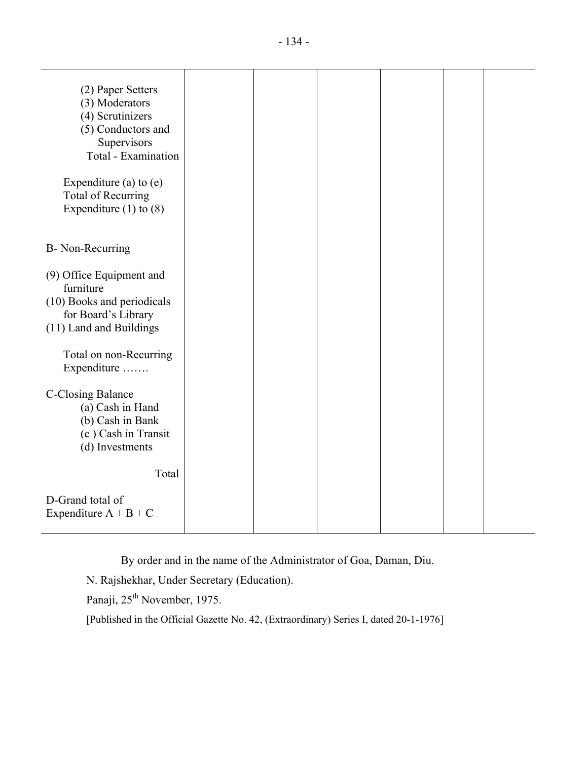| | | | | | | |
|---|---|---|---|---|---|---|
| (2) Paper Setters<br>(3) Moderators<br>(4) Scrutinizers<br>(5) Conductors and Supervisors<br>Total - Examination | | | | | | |
| Expenditure (a) to (e)<br>Total of Recurring Expenditure (1) to (8) | | | | | | |
| B- Non-Recurring | | | | | | |
| (9) Office Equipment and furniture<br>(10) Books and periodicals for Board's Library<br>(11) Land and Buildings | | | | | | |
| Total on non-Recurring Expenditure ……. | | | | | | |
| C-Closing Balance<br>(a) Cash in Hand<br>(b) Cash in Bank<br>(c ) Cash in Transit<br>(d) Investments | | | | | | |
| Total | | | | | | |
| D-Grand total of Expenditure A + B + C | | | | | | |

By order and in the name of the Administrator of Goa, Daman, Diu.

N. Rajshekhar, Under Secretary (Education).

Panaji, 25th November, 1975.

[Published in the Official Gazette No. 42, (Extraordinary) Series I, dated 20-1-1976]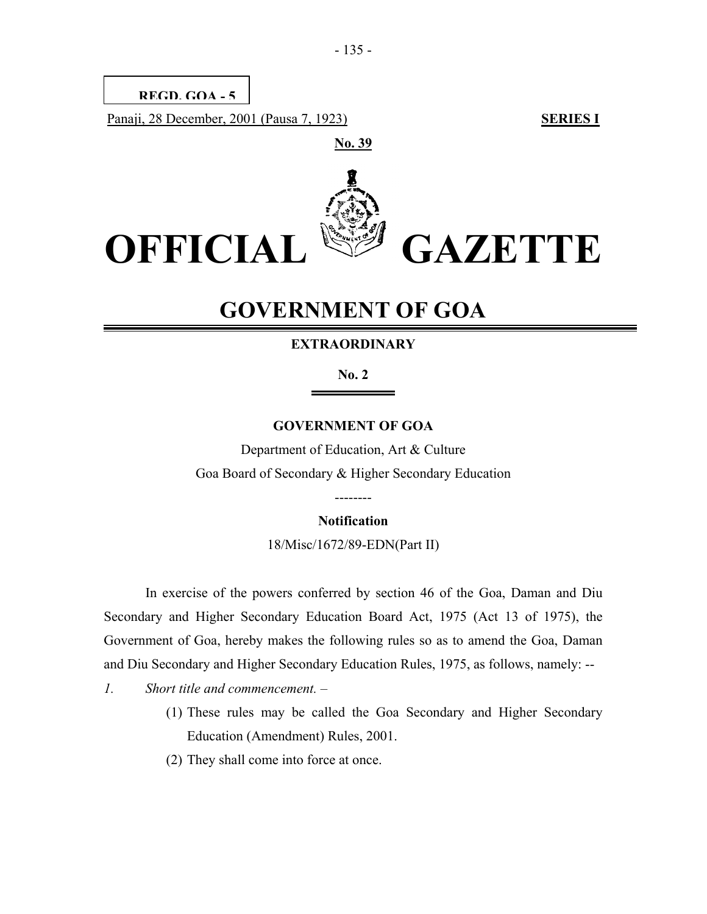REGD. GOA - 5

Panaji, 28 December, 2001 (Pausa 7, 1923) **SERIES I**

**No. 39**

# OFFICIAL GAZETTE

## GOVERNMENT OF GOA

**EXTRAORDINARY**

**No. 2**

**GOVERNMENT OF GOA**

Department of Education, Art & Culture

Goa Board of Secondary & Higher Secondary Education

--------

**Notification**

18/Misc/1672/89-EDN(Part II)

In exercise of the powers conferred by section 46 of the Goa, Daman and Diu Secondary and Higher Secondary Education Board Act, 1975 (Act 13 of 1975), the Government of Goa, hereby makes the following rules so as to amend the Goa, Daman and Diu Secondary and Higher Secondary Education Rules, 1975, as follows, namely: --

*1. Short title and commencement.* –

(1) These rules may be called the Goa Secondary and Higher Secondary Education (Amendment) Rules, 2001.

(2) They shall come into force at once.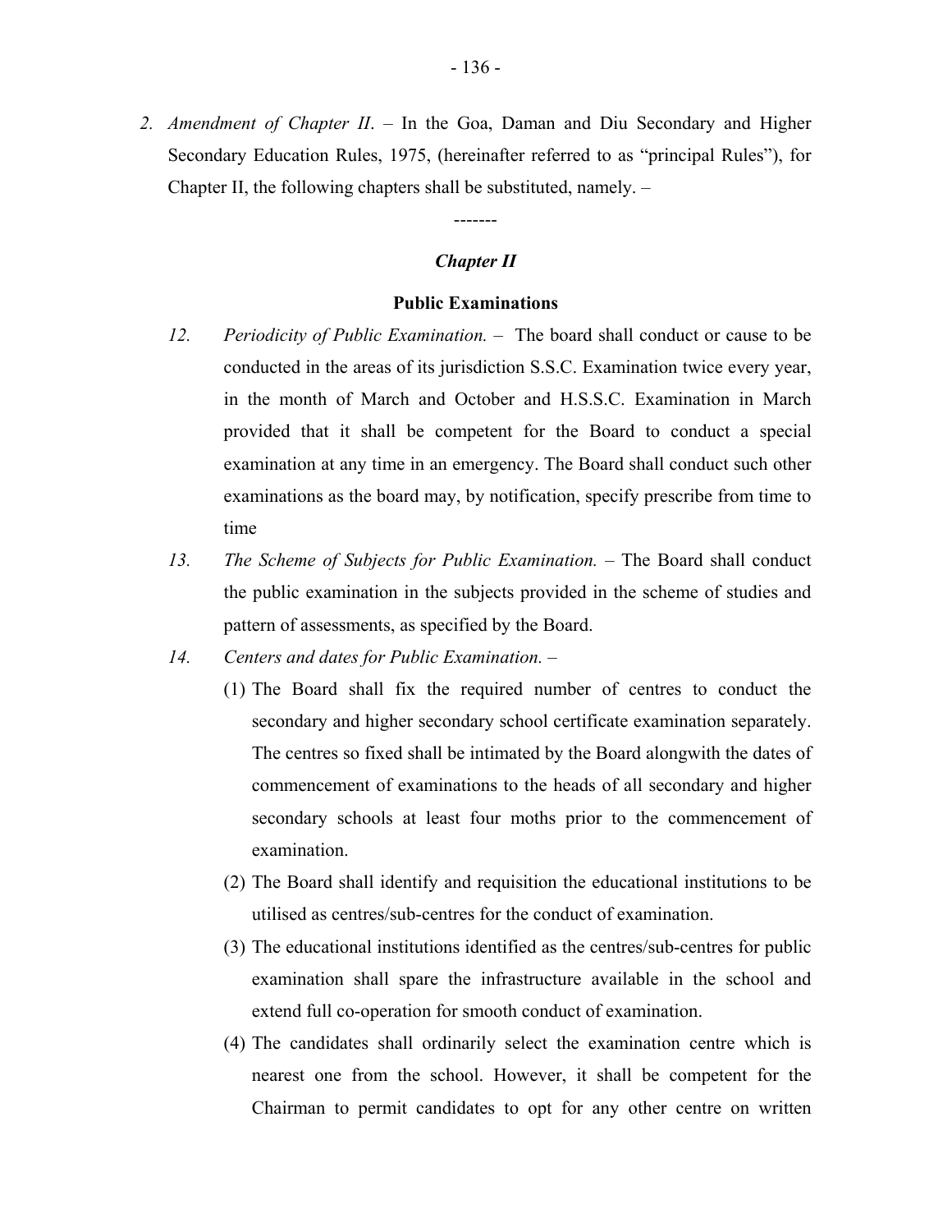2. *Amendment of Chapter II*. – In the Goa, Daman and Diu Secondary and Higher Secondary Education Rules, 1975, (hereinafter referred to as "principal Rules"), for Chapter II, the following chapters shall be substituted, namely. –

-------

### *Chapter II*

### **Public Examinations**

12. *Periodicity of Public Examination.* – The board shall conduct or cause to be conducted in the areas of its jurisdiction S.S.C. Examination twice every year, in the month of March and October and H.S.S.C. Examination in March provided that it shall be competent for the Board to conduct a special examination at any time in an emergency. The Board shall conduct such other examinations as the board may, by notification, specify prescribe from time to time

13. *The Scheme of Subjects for Public Examination.* – The Board shall conduct the public examination in the subjects provided in the scheme of studies and pattern of assessments, as specified by the Board.

14. *Centers and dates for Public Examination.* –

    (1) The Board shall fix the required number of centres to conduct the secondary and higher secondary school certificate examination separately. The centres so fixed shall be intimated by the Board alongwith the dates of commencement of examinations to the heads of all secondary and higher secondary schools at least four moths prior to the commencement of examination.

    (2) The Board shall identify and requisition the educational institutions to be utilised as centres/sub-centres for the conduct of examination.

    (3) The educational institutions identified as the centres/sub-centres for public examination shall spare the infrastructure available in the school and extend full co-operation for smooth conduct of examination.

    (4) The candidates shall ordinarily select the examination centre which is nearest one from the school. However, it shall be competent for the Chairman to permit candidates to opt for any other centre on written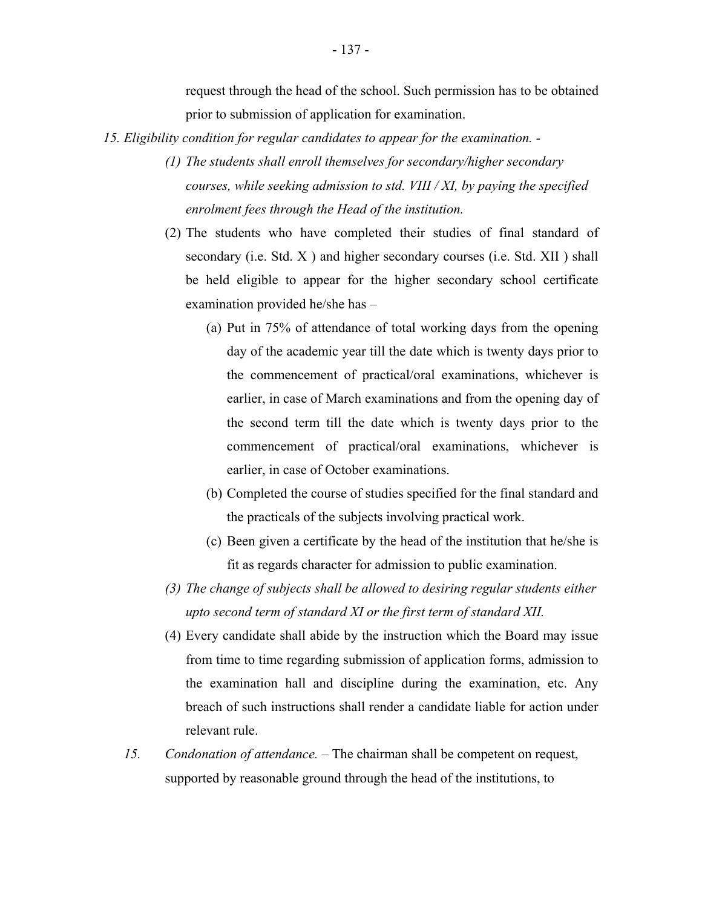request through the head of the school. Such permission has to be obtained prior to submission of application for examination.

*15. Eligibility condition for regular candidates to appear for the examination. -*

*(1) The students shall enroll themselves for secondary/higher secondary courses, while seeking admission to std. VIII / XI, by paying the specified enrolment fees through the Head of the institution.*

(2) The students who have completed their studies of final standard of secondary (i.e. Std. X ) and higher secondary courses (i.e. Std. XII ) shall be held eligible to appear for the higher secondary school certificate examination provided he/she has –

(a) Put in 75% of attendance of total working days from the opening day of the academic year till the date which is twenty days prior to the commencement of practical/oral examinations, whichever is earlier, in case of March examinations and from the opening day of the second term till the date which is twenty days prior to the commencement of practical/oral examinations, whichever is earlier, in case of October examinations.

(b) Completed the course of studies specified for the final standard and the practicals of the subjects involving practical work.

(c) Been given a certificate by the head of the institution that he/she is fit as regards character for admission to public examination.

*(3) The change of subjects shall be allowed to desiring regular students either upto second term of standard XI or the first term of standard XII.*

(4) Every candidate shall abide by the instruction which the Board may issue from time to time regarding submission of application forms, admission to the examination hall and discipline during the examination, etc. Any breach of such instructions shall render a candidate liable for action under relevant rule.

*15.* *Condonation of attendance.* – The chairman shall be competent on request, supported by reasonable ground through the head of the institutions, to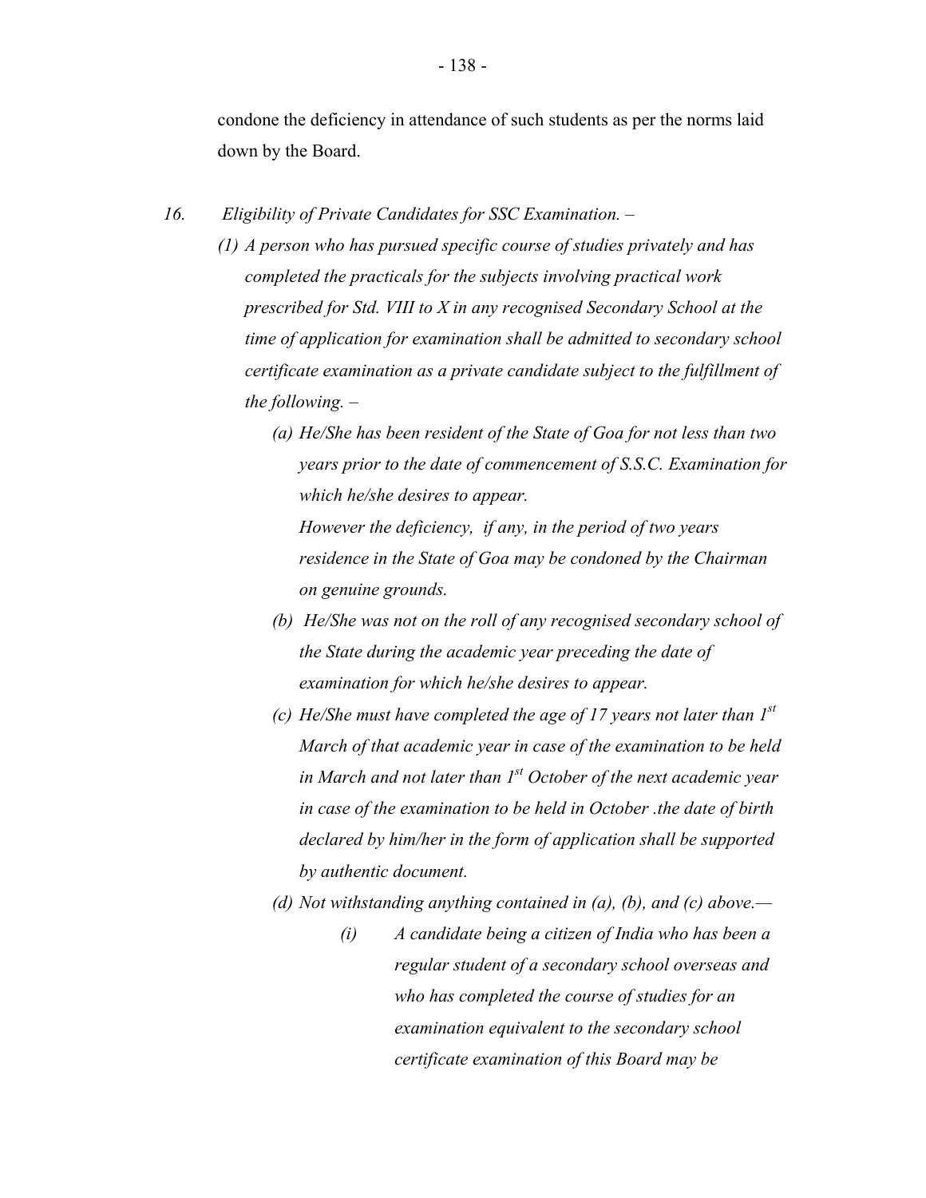condone the deficiency in attendance of such students as per the norms laid down by the Board.

16. *Eligibility of Private Candidates for SSC Examination. –*

*(1) A person who has pursued specific course of studies privately and has completed the practicals for the subjects involving practical work prescribed for Std. VIII to X in any recognised Secondary School at the time of application for examination shall be admitted to secondary school certificate examination as a private candidate subject to the fulfillment of the following. –*

*(a) He/She has been resident of the State of Goa for not less than two years prior to the date of commencement of S.S.C. Examination for which he/she desires to appear.*

*However the deficiency, if any, in the period of two years residence in the State of Goa may be condoned by the Chairman on genuine grounds.*

*(b) He/She was not on the roll of any recognised secondary school of the State during the academic year preceding the date of examination for which he/she desires to appear.*

*(c) He/She must have completed the age of 17 years not later than 1st March of that academic year in case of the examination to be held in March and not later than 1st October of the next academic year in case of the examination to be held in October .the date of birth declared by him/her in the form of application shall be supported by authentic document.*

*(d) Not withstanding anything contained in (a), (b), and (c) above.—*

*(i) A candidate being a citizen of India who has been a regular student of a secondary school overseas and who has completed the course of studies for an examination equivalent to the secondary school certificate examination of this Board may be*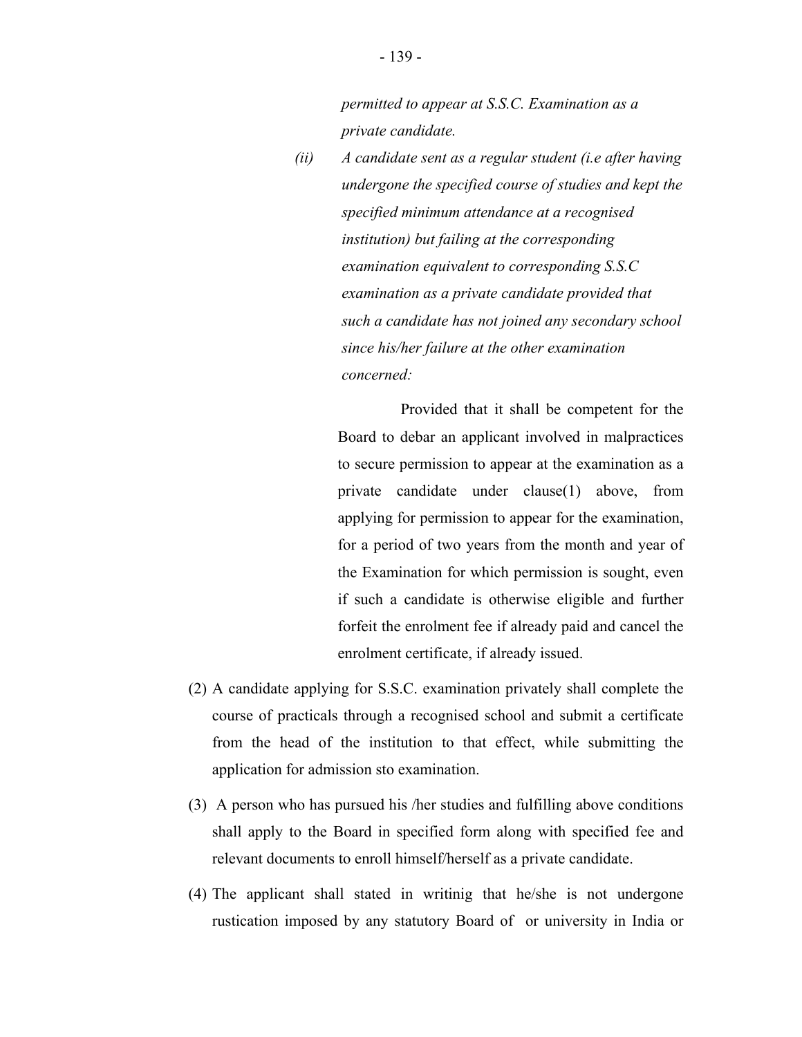*permitted to appear at S.S.C. Examination as a private candidate.*

*(ii) A candidate sent as a regular student (i.e after having undergone the specified course of studies and kept the specified minimum attendance at a recognised institution) but failing at the corresponding examination equivalent to corresponding S.S.C examination as a private candidate provided that such a candidate has not joined any secondary school since his/her failure at the other examination concerned:*

Provided that it shall be competent for the Board to debar an applicant involved in malpractices to secure permission to appear at the examination as a private candidate under clause(1) above, from applying for permission to appear for the examination, for a period of two years from the month and year of the Examination for which permission is sought, even if such a candidate is otherwise eligible and further forfeit the enrolment fee if already paid and cancel the enrolment certificate, if already issued.

(2) A candidate applying for S.S.C. examination privately shall complete the course of practicals through a recognised school and submit a certificate from the head of the institution to that effect, while submitting the application for admission sto examination.

(3) A person who has pursued his /her studies and fulfilling above conditions shall apply to the Board in specified form along with specified fee and relevant documents to enroll himself/herself as a private candidate.

(4) The applicant shall stated in writinig that he/she is not undergone rustication imposed by any statutory Board of or university in India or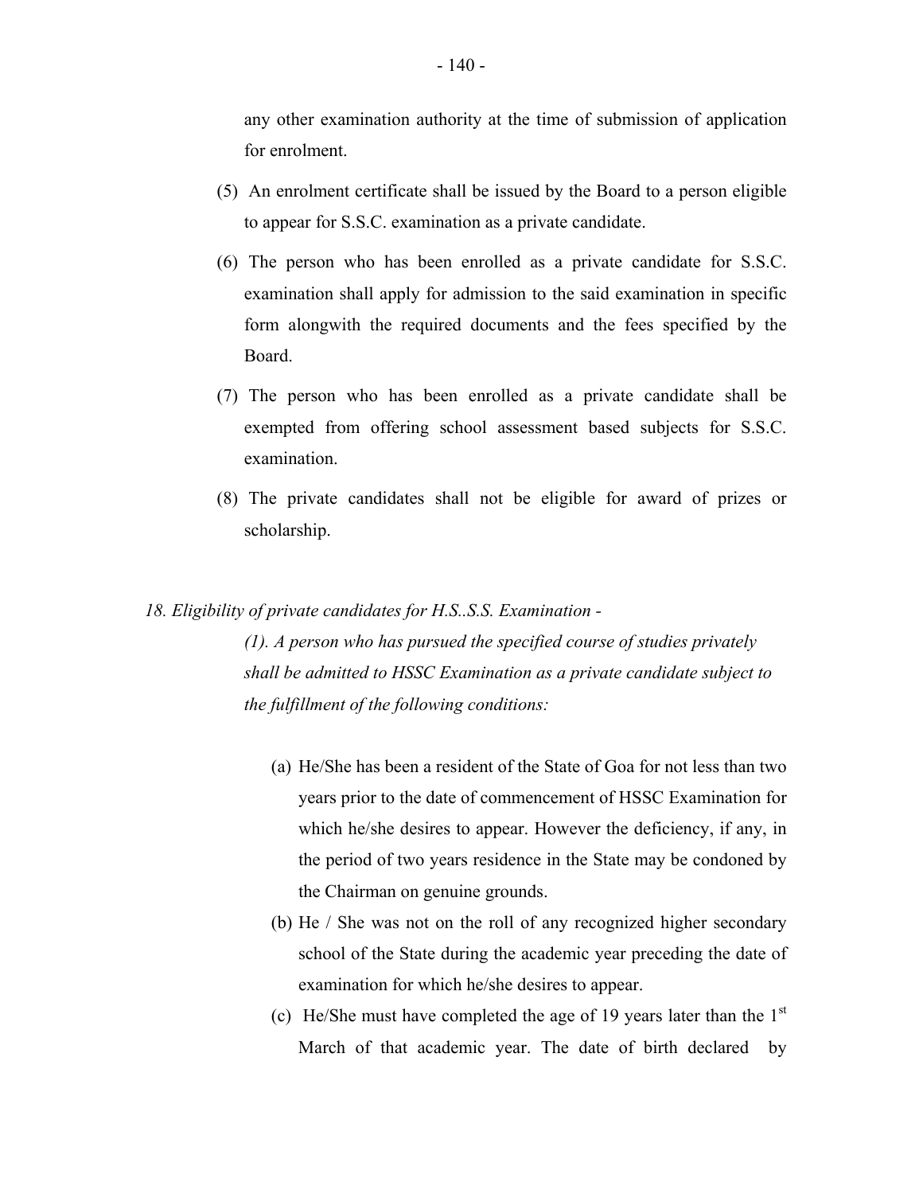any other examination authority at the time of submission of application for enrolment.

(5) An enrolment certificate shall be issued by the Board to a person eligible to appear for S.S.C. examination as a private candidate.

(6) The person who has been enrolled as a private candidate for S.S.C. examination shall apply for admission to the said examination in specific form alongwith the required documents and the fees specified by the Board.

(7) The person who has been enrolled as a private candidate shall be exempted from offering school assessment based subjects for S.S.C. examination.

(8) The private candidates shall not be eligible for award of prizes or scholarship.

*18. Eligibility of private candidates for H.S..S.S. Examination -*

*(1). A person who has pursued the specified course of studies privately shall be admitted to HSSC Examination as a private candidate subject to the fulfillment of the following conditions:*

(a) He/She has been a resident of the State of Goa for not less than two years prior to the date of commencement of HSSC Examination for which he/she desires to appear. However the deficiency, if any, in the period of two years residence in the State may be condoned by the Chairman on genuine grounds.

(b) He / She was not on the roll of any recognized higher secondary school of the State during the academic year preceding the date of examination for which he/she desires to appear.

(c) He/She must have completed the age of 19 years later than the 1st March of that academic year. The date of birth declared by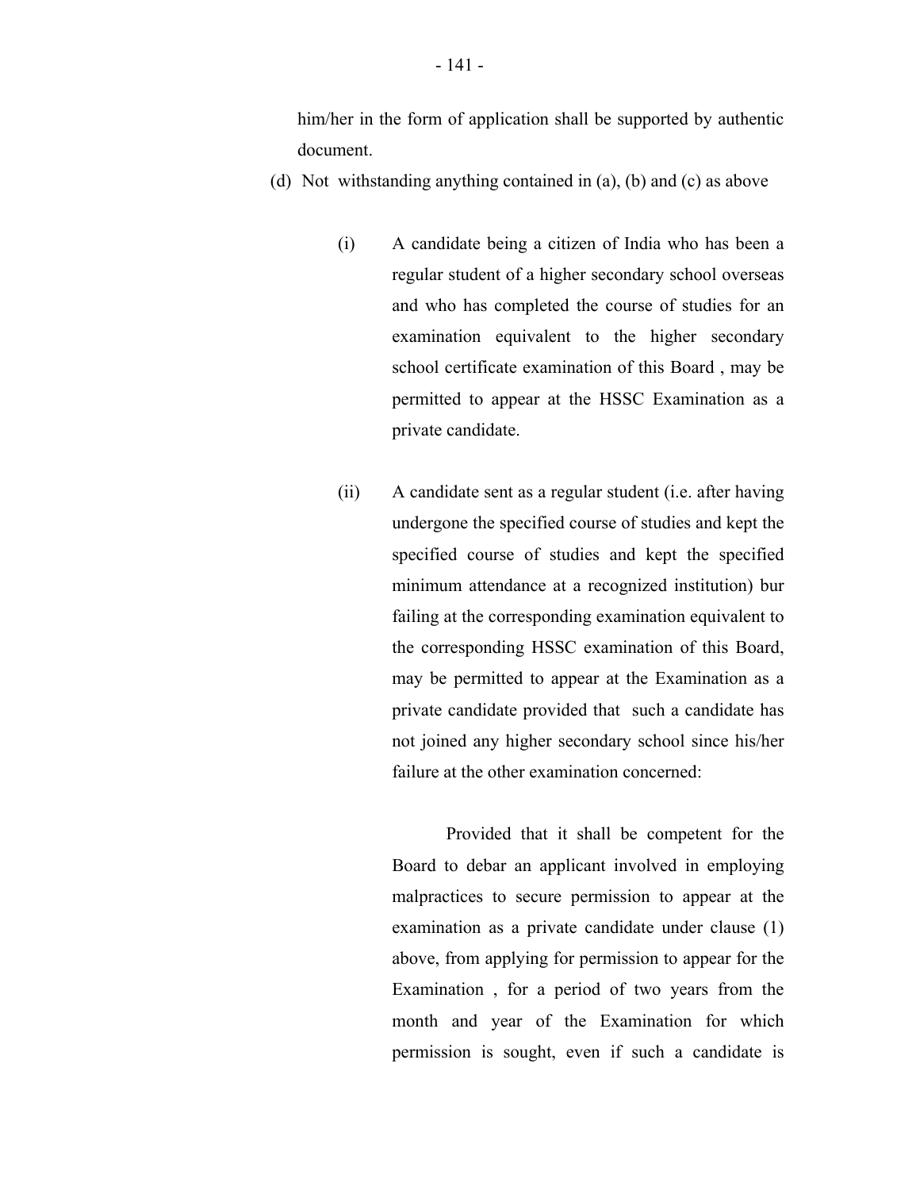him/her in the form of application shall be supported by authentic document.

(d) Not withstanding anything contained in (a), (b) and (c) as above

(i) A candidate being a citizen of India who has been a regular student of a higher secondary school overseas and who has completed the course of studies for an examination equivalent to the higher secondary school certificate examination of this Board , may be permitted to appear at the HSSC Examination as a private candidate.

(ii) A candidate sent as a regular student (i.e. after having undergone the specified course of studies and kept the specified course of studies and kept the specified minimum attendance at a recognized institution) bur failing at the corresponding examination equivalent to the corresponding HSSC examination of this Board, may be permitted to appear at the Examination as a private candidate provided that such a candidate has not joined any higher secondary school since his/her failure at the other examination concerned:

Provided that it shall be competent for the Board to debar an applicant involved in employing malpractices to secure permission to appear at the examination as a private candidate under clause (1) above, from applying for permission to appear for the Examination , for a period of two years from the month and year of the Examination for which permission is sought, even if such a candidate is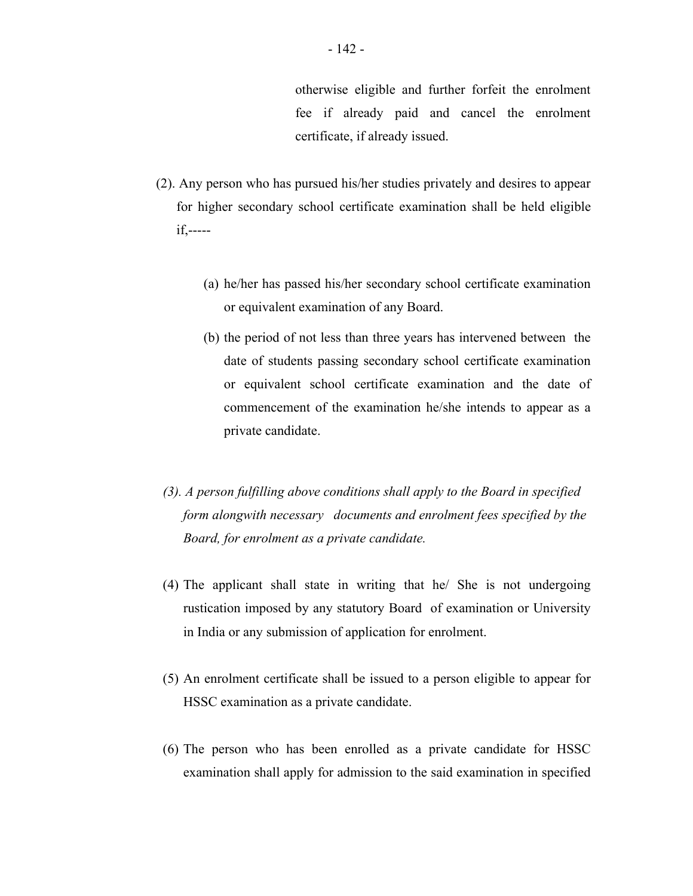otherwise eligible and further forfeit the enrolment fee if already paid and cancel the enrolment certificate, if already issued.

(2). Any person who has pursued his/her studies privately and desires to appear for higher secondary school certificate examination shall be held eligible if,-----

(a) he/her has passed his/her secondary school certificate examination or equivalent examination of any Board.

(b) the period of not less than three years has intervened between the date of students passing secondary school certificate examination or equivalent school certificate examination and the date of commencement of the examination he/she intends to appear as a private candidate.

*(3). A person fulfilling above conditions shall apply to the Board in specified form alongwith necessary documents and enrolment fees specified by the Board, for enrolment as a private candidate.*

(4) The applicant shall state in writing that he/ She is not undergoing rustication imposed by any statutory Board of examination or University in India or any submission of application for enrolment.

(5) An enrolment certificate shall be issued to a person eligible to appear for HSSC examination as a private candidate.

(6) The person who has been enrolled as a private candidate for HSSC examination shall apply for admission to the said examination in specified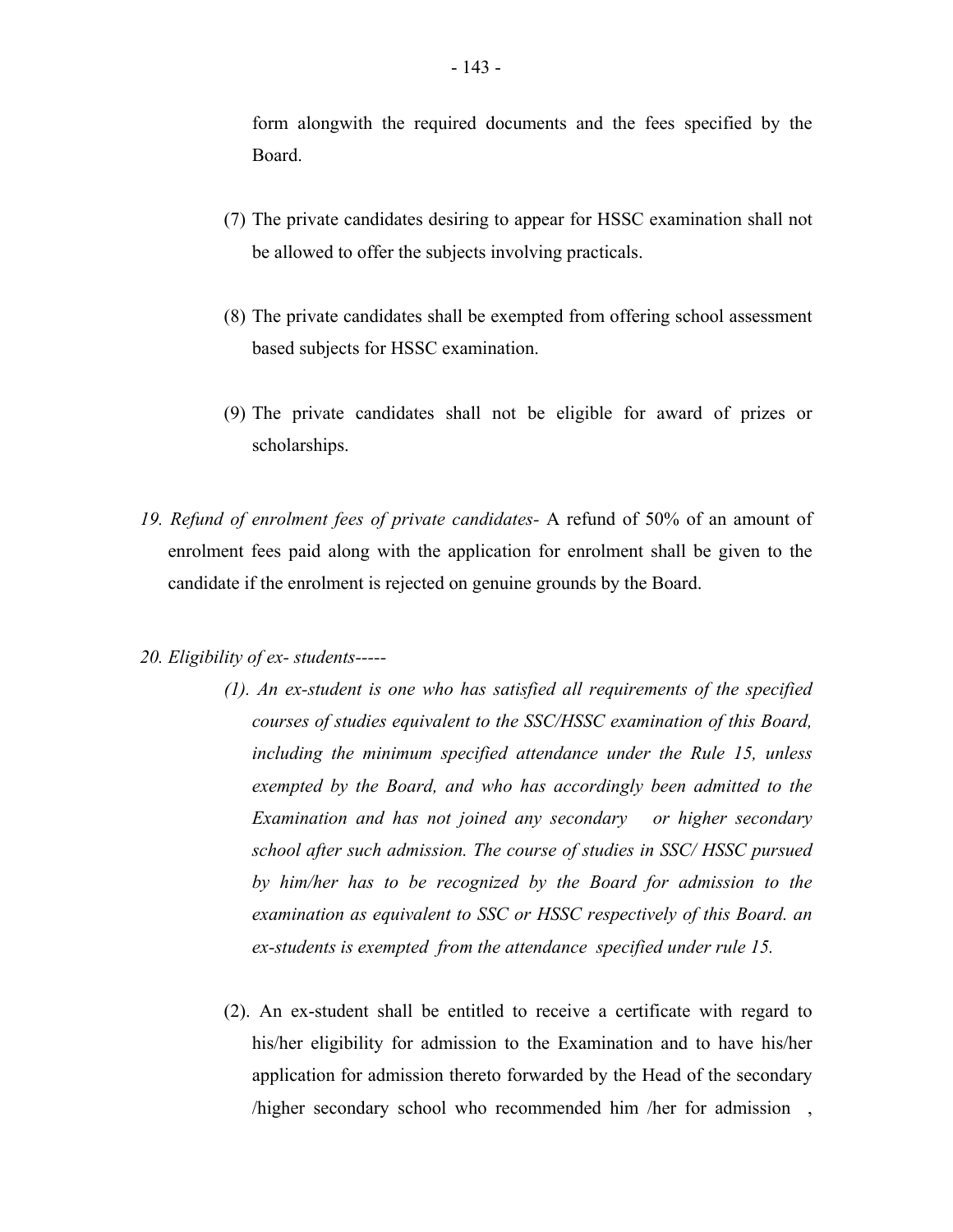form alongwith the required documents and the fees specified by the Board.

(7) The private candidates desiring to appear for HSSC examination shall not be allowed to offer the subjects involving practicals.

(8) The private candidates shall be exempted from offering school assessment based subjects for HSSC examination.

(9) The private candidates shall not be eligible for award of prizes or scholarships.

19. *Refund of enrolment fees of private candidates*- A refund of 50% of an amount of enrolment fees paid along with the application for enrolment shall be given to the candidate if the enrolment is rejected on genuine grounds by the Board.

20. *Eligibility of ex- students-----*

*(1). An ex-student is one who has satisfied all requirements of the specified courses of studies equivalent to the SSC/HSSC examination of this Board, including the minimum specified attendance under the Rule 15, unless exempted by the Board, and who has accordingly been admitted to the Examination and has not joined any secondary or higher secondary school after such admission. The course of studies in SSC/ HSSC pursued by him/her has to be recognized by the Board for admission to the examination as equivalent to SSC or HSSC respectively of this Board. an ex-students is exempted from the attendance specified under rule 15.*

(2). An ex-student shall be entitled to receive a certificate with regard to his/her eligibility for admission to the Examination and to have his/her application for admission thereto forwarded by the Head of the secondary /higher secondary school who recommended him /her for admission ,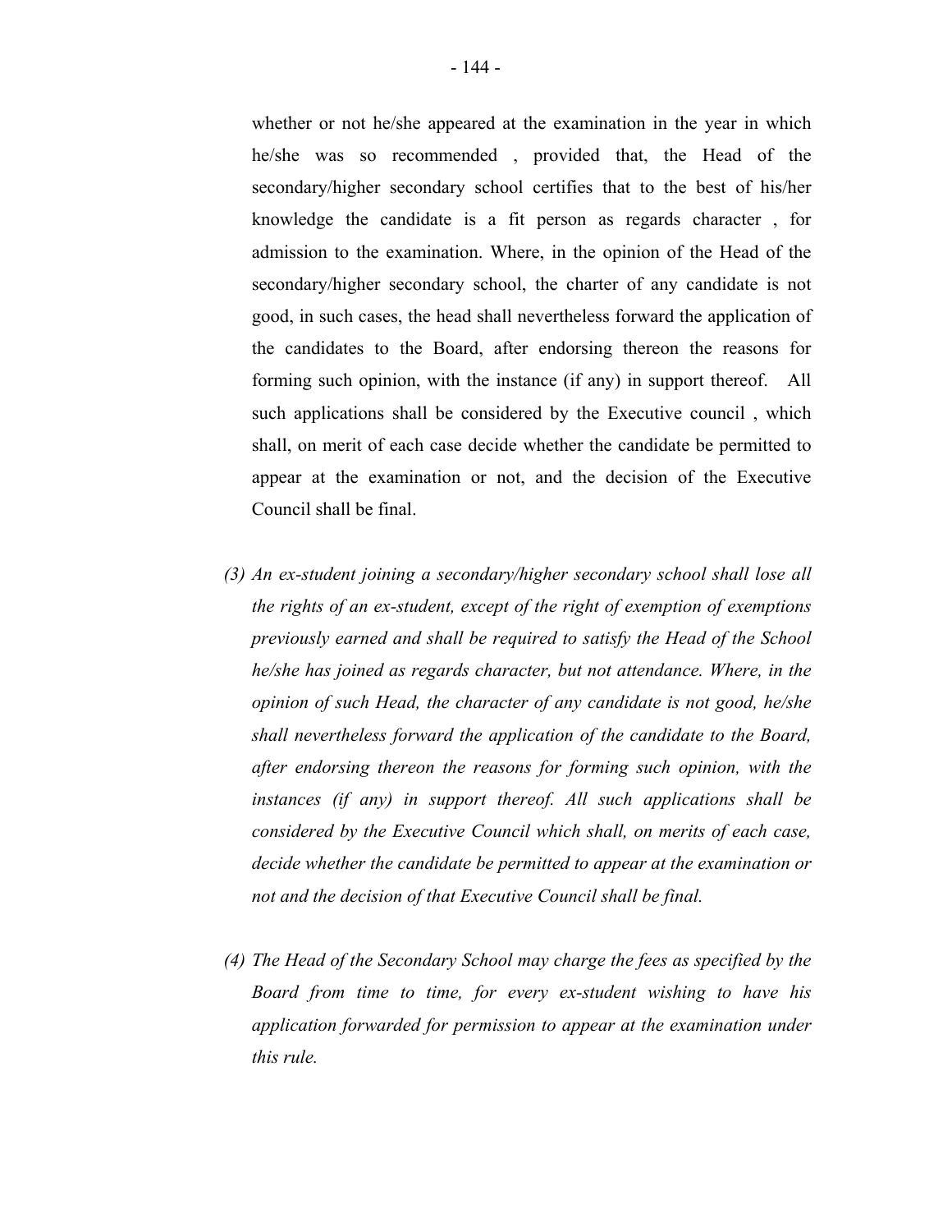whether or not he/she appeared at the examination in the year in which he/she was so recommended , provided that, the Head of the secondary/higher secondary school certifies that to the best of his/her knowledge the candidate is a fit person as regards character , for admission to the examination. Where, in the opinion of the Head of the secondary/higher secondary school, the charter of any candidate is not good, in such cases, the head shall nevertheless forward the application of the candidates to the Board, after endorsing thereon the reasons for forming such opinion, with the instance (if any) in support thereof. All such applications shall be considered by the Executive council , which shall, on merit of each case decide whether the candidate be permitted to appear at the examination or not, and the decision of the Executive Council shall be final.

*(3) An ex-student joining a secondary/higher secondary school shall lose all the rights of an ex-student, except of the right of exemption of exemptions previously earned and shall be required to satisfy the Head of the School he/she has joined as regards character, but not attendance. Where, in the opinion of such Head, the character of any candidate is not good, he/she shall nevertheless forward the application of the candidate to the Board, after endorsing thereon the reasons for forming such opinion, with the instances (if any) in support thereof. All such applications shall be considered by the Executive Council which shall, on merits of each case, decide whether the candidate be permitted to appear at the examination or not and the decision of that Executive Council shall be final.*

*(4) The Head of the Secondary School may charge the fees as specified by the Board from time to time, for every ex-student wishing to have his application forwarded for permission to appear at the examination under this rule.*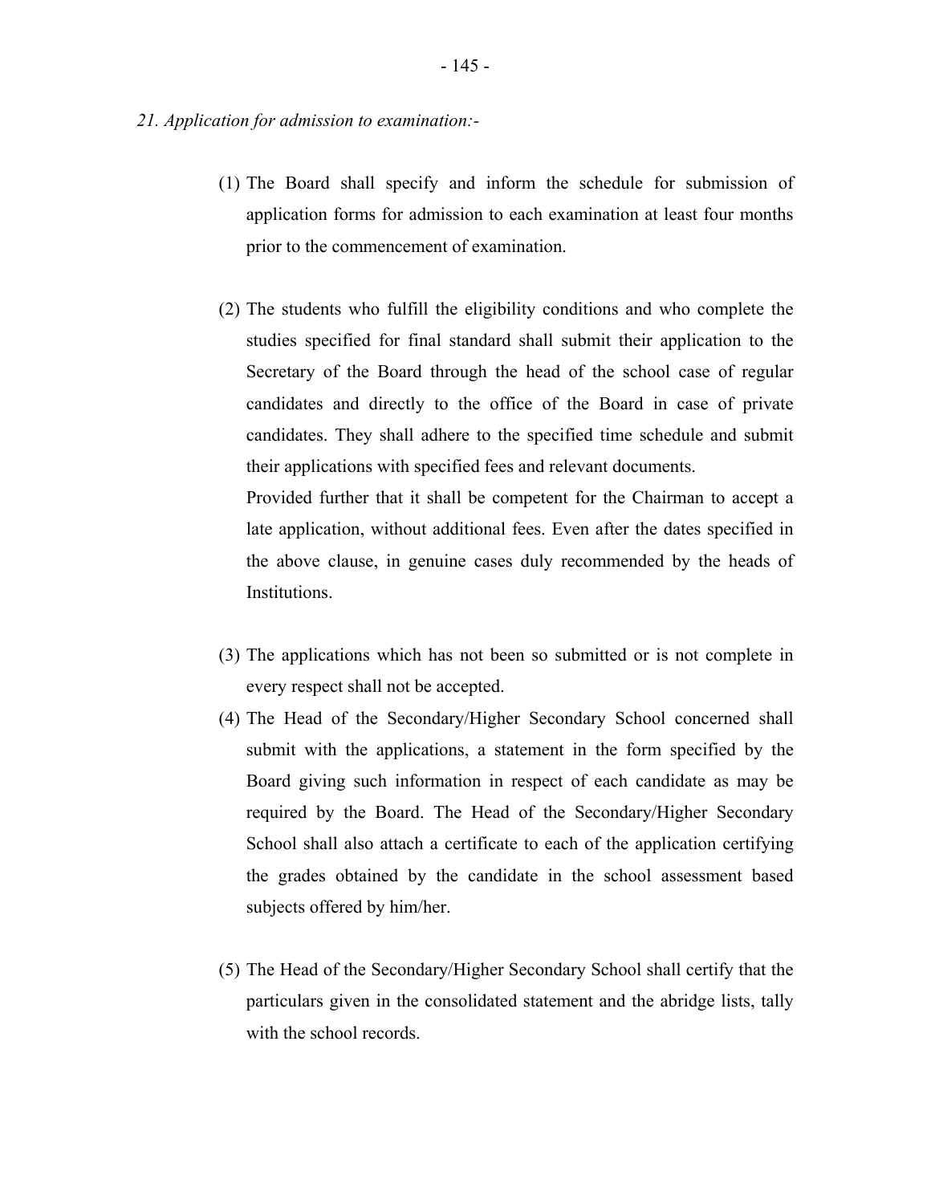*21. Application for admission to examination:-*

(1) The Board shall specify and inform the schedule for submission of application forms for admission to each examination at least four months prior to the commencement of examination.

(2) The students who fulfill the eligibility conditions and who complete the studies specified for final standard shall submit their application to the Secretary of the Board through the head of the school case of regular candidates and directly to the office of the Board in case of private candidates. They shall adhere to the specified time schedule and submit their applications with specified fees and relevant documents.

Provided further that it shall be competent for the Chairman to accept a late application, without additional fees. Even after the dates specified in the above clause, in genuine cases duly recommended by the heads of Institutions.

(3) The applications which has not been so submitted or is not complete in every respect shall not be accepted.

(4) The Head of the Secondary/Higher Secondary School concerned shall submit with the applications, a statement in the form specified by the Board giving such information in respect of each candidate as may be required by the Board. The Head of the Secondary/Higher Secondary School shall also attach a certificate to each of the application certifying the grades obtained by the candidate in the school assessment based subjects offered by him/her.

(5) The Head of the Secondary/Higher Secondary School shall certify that the particulars given in the consolidated statement and the abridge lists, tally with the school records.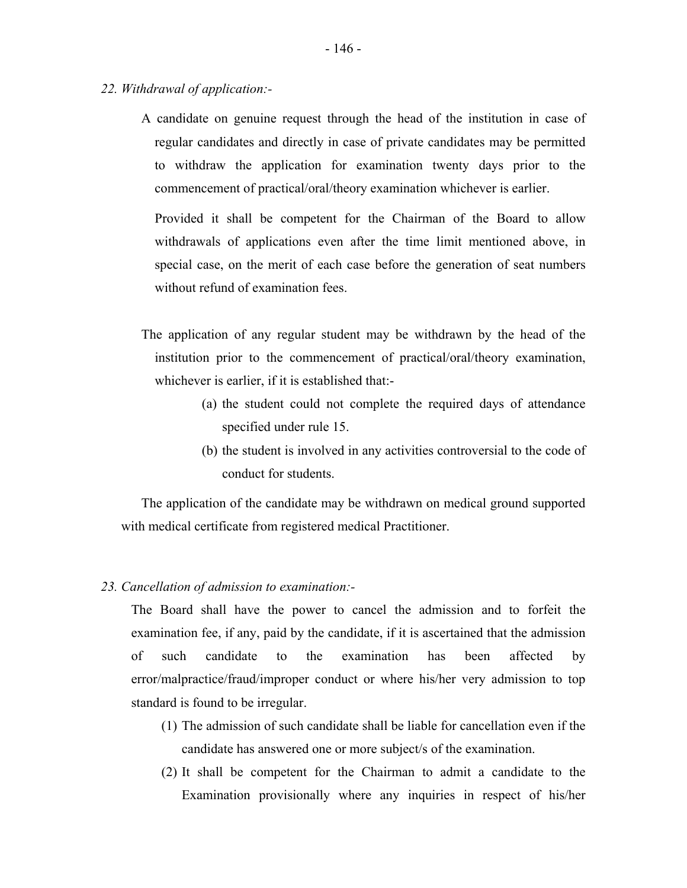*22. Withdrawal of application:-*

A candidate on genuine request through the head of the institution in case of regular candidates and directly in case of private candidates may be permitted to withdraw the application for examination twenty days prior to the commencement of practical/oral/theory examination whichever is earlier.

Provided it shall be competent for the Chairman of the Board to allow withdrawals of applications even after the time limit mentioned above, in special case, on the merit of each case before the generation of seat numbers without refund of examination fees.

The application of any regular student may be withdrawn by the head of the institution prior to the commencement of practical/oral/theory examination, whichever is earlier, if it is established that:-

(a) the student could not complete the required days of attendance specified under rule 15.

(b) the student is involved in any activities controversial to the code of conduct for students.

The application of the candidate may be withdrawn on medical ground supported with medical certificate from registered medical Practitioner.

*23. Cancellation of admission to examination:-*

The Board shall have the power to cancel the admission and to forfeit the examination fee, if any, paid by the candidate, if it is ascertained that the admission of such candidate to the examination has been affected by error/malpractice/fraud/improper conduct or where his/her very admission to top standard is found to be irregular.

(1) The admission of such candidate shall be liable for cancellation even if the candidate has answered one or more subject/s of the examination.

(2) It shall be competent for the Chairman to admit a candidate to the Examination provisionally where any inquiries in respect of his/her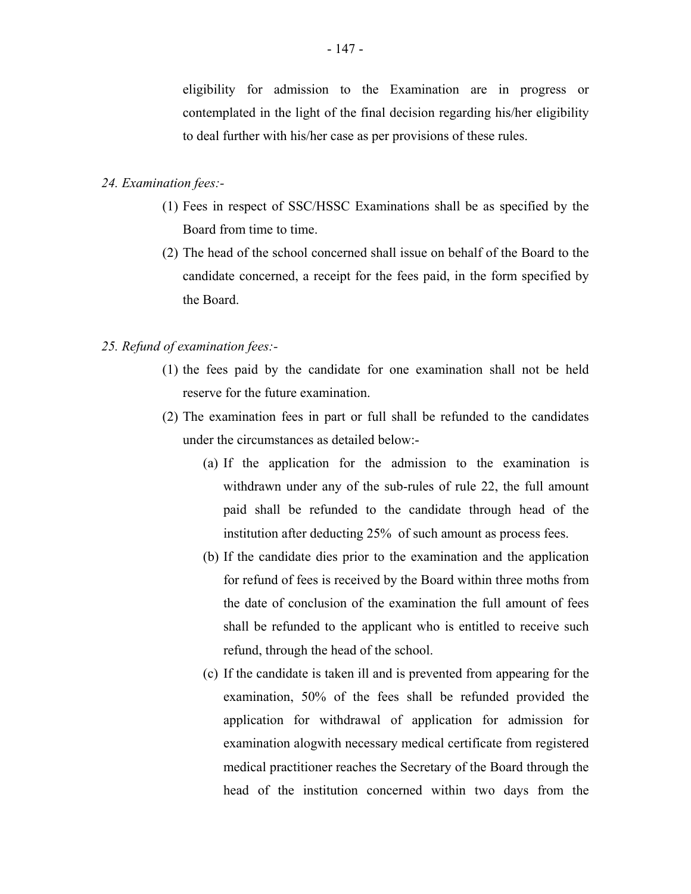eligibility for admission to the Examination are in progress or contemplated in the light of the final decision regarding his/her eligibility to deal further with his/her case as per provisions of these rules.

*24. Examination fees:-*

(1) Fees in respect of SSC/HSSC Examinations shall be as specified by the Board from time to time.

(2) The head of the school concerned shall issue on behalf of the Board to the candidate concerned, a receipt for the fees paid, in the form specified by the Board.

*25. Refund of examination fees:-*

(1) the fees paid by the candidate for one examination shall not be held reserve for the future examination.

(2) The examination fees in part or full shall be refunded to the candidates under the circumstances as detailed below:-

(a) If the application for the admission to the examination is withdrawn under any of the sub-rules of rule 22, the full amount paid shall be refunded to the candidate through head of the institution after deducting 25% of such amount as process fees.

(b) If the candidate dies prior to the examination and the application for refund of fees is received by the Board within three moths from the date of conclusion of the examination the full amount of fees shall be refunded to the applicant who is entitled to receive such refund, through the head of the school.

(c) If the candidate is taken ill and is prevented from appearing for the examination, 50% of the fees shall be refunded provided the application for withdrawal of application for admission for examination alogwith necessary medical certificate from registered medical practitioner reaches the Secretary of the Board through the head of the institution concerned within two days from the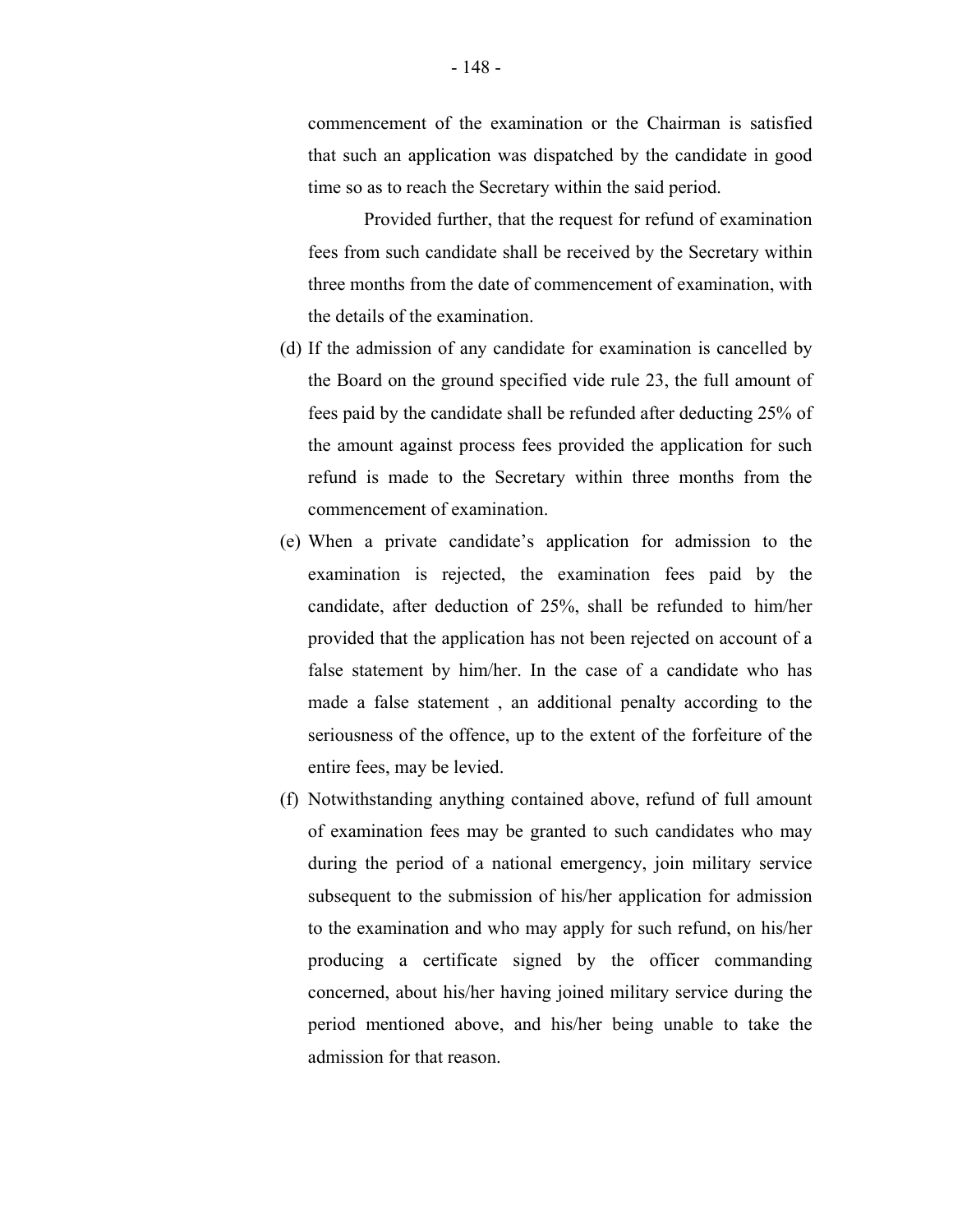commencement of the examination or the Chairman is satisfied that such an application was dispatched by the candidate in good time so as to reach the Secretary within the said period.

Provided further, that the request for refund of examination fees from such candidate shall be received by the Secretary within three months from the date of commencement of examination, with the details of the examination.

(d) If the admission of any candidate for examination is cancelled by the Board on the ground specified vide rule 23, the full amount of fees paid by the candidate shall be refunded after deducting 25% of the amount against process fees provided the application for such refund is made to the Secretary within three months from the commencement of examination.

(e) When a private candidate's application for admission to the examination is rejected, the examination fees paid by the candidate, after deduction of 25%, shall be refunded to him/her provided that the application has not been rejected on account of a false statement by him/her. In the case of a candidate who has made a false statement , an additional penalty according to the seriousness of the offence, up to the extent of the forfeiture of the entire fees, may be levied.

(f) Notwithstanding anything contained above, refund of full amount of examination fees may be granted to such candidates who may during the period of a national emergency, join military service subsequent to the submission of his/her application for admission to the examination and who may apply for such refund, on his/her producing a certificate signed by the officer commanding concerned, about his/her having joined military service during the period mentioned above, and his/her being unable to take the admission for that reason.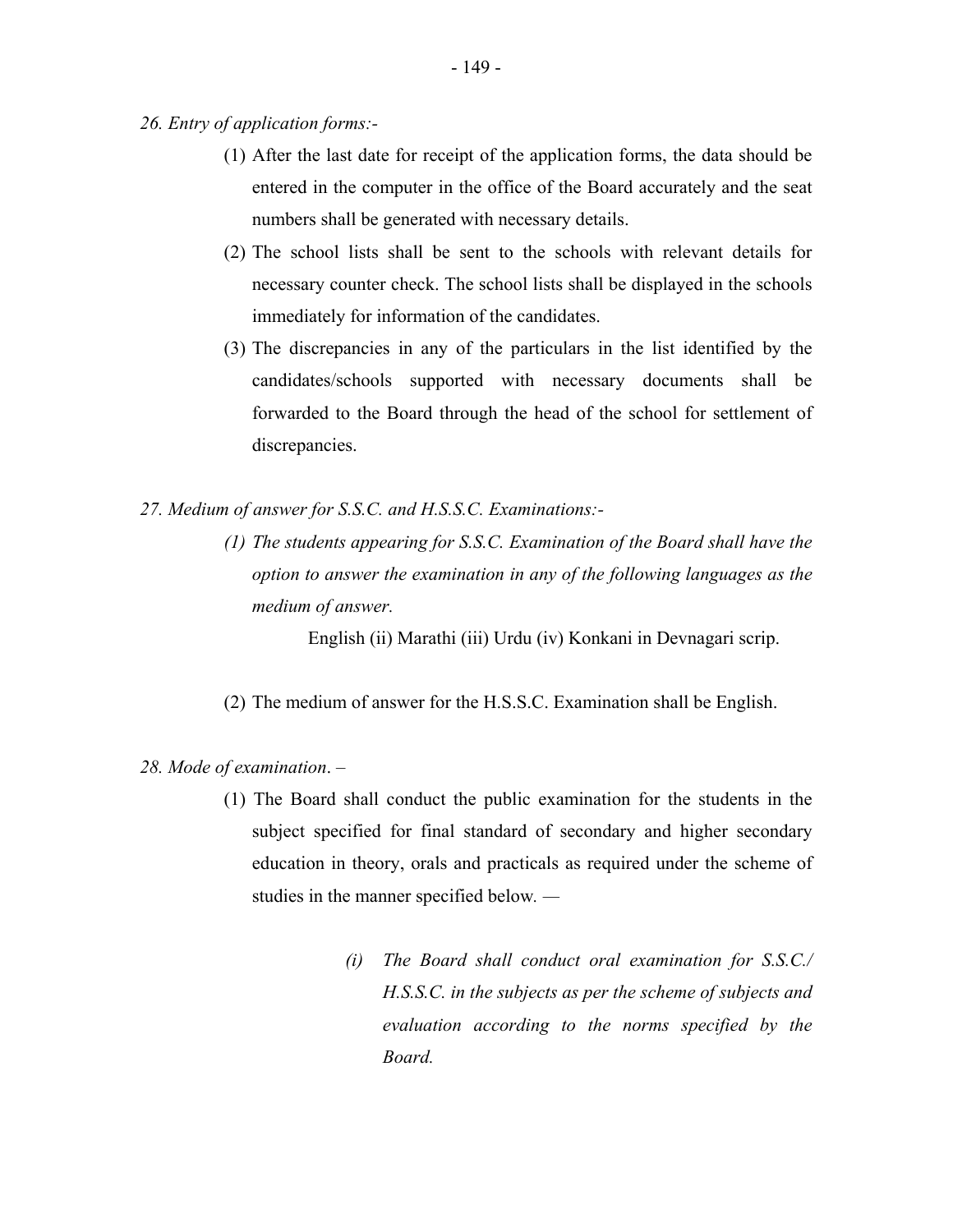*26. Entry of application forms:-*

(1) After the last date for receipt of the application forms, the data should be entered in the computer in the office of the Board accurately and the seat numbers shall be generated with necessary details.

(2) The school lists shall be sent to the schools with relevant details for necessary counter check. The school lists shall be displayed in the schools immediately for information of the candidates.

(3) The discrepancies in any of the particulars in the list identified by the candidates/schools supported with necessary documents shall be forwarded to the Board through the head of the school for settlement of discrepancies.

*27. Medium of answer for S.S.C. and H.S.S.C. Examinations:-*

*(1) The students appearing for S.S.C. Examination of the Board shall have the option to answer the examination in any of the following languages as the medium of answer.*

English (ii) Marathi (iii) Urdu (iv) Konkani in Devnagari scrip.

(2) The medium of answer for the H.S.S.C. Examination shall be English.

*28. Mode of examination*. –

(1) The Board shall conduct the public examination for the students in the subject specified for final standard of secondary and higher secondary education in theory, orals and practicals as required under the scheme of studies in the manner specified below. —

*(i) The Board shall conduct oral examination for S.S.C./ H.S.S.C. in the subjects as per the scheme of subjects and evaluation according to the norms specified by the Board.*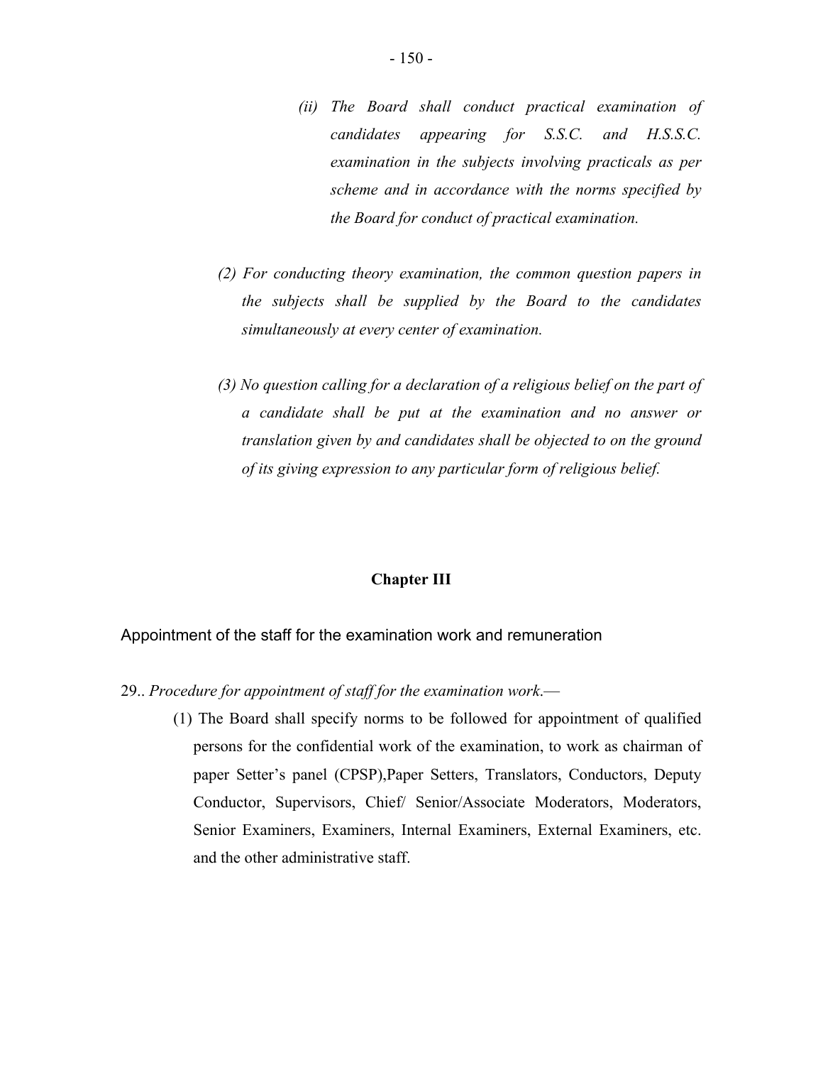*(ii) The Board shall conduct practical examination of candidates appearing for S.S.C. and H.S.S.C. examination in the subjects involving practicals as per scheme and in accordance with the norms specified by the Board for conduct of practical examination.*

*(2) For conducting theory examination, the common question papers in the subjects shall be supplied by the Board to the candidates simultaneously at every center of examination.*

*(3) No question calling for a declaration of a religious belief on the part of a candidate shall be put at the examination and no answer or translation given by and candidates shall be objected to on the ground of its giving expression to any particular form of religious belief.*

## Chapter III

### Appointment of the staff for the examination work and remuneration

29.. *Procedure for appointment of staff for the examination work.*—

(1) The Board shall specify norms to be followed for appointment of qualified persons for the confidential work of the examination, to work as chairman of paper Setter's panel (CPSP),Paper Setters, Translators, Conductors, Deputy Conductor, Supervisors, Chief/ Senior/Associate Moderators, Moderators, Senior Examiners, Examiners, Internal Examiners, External Examiners, etc. and the other administrative staff.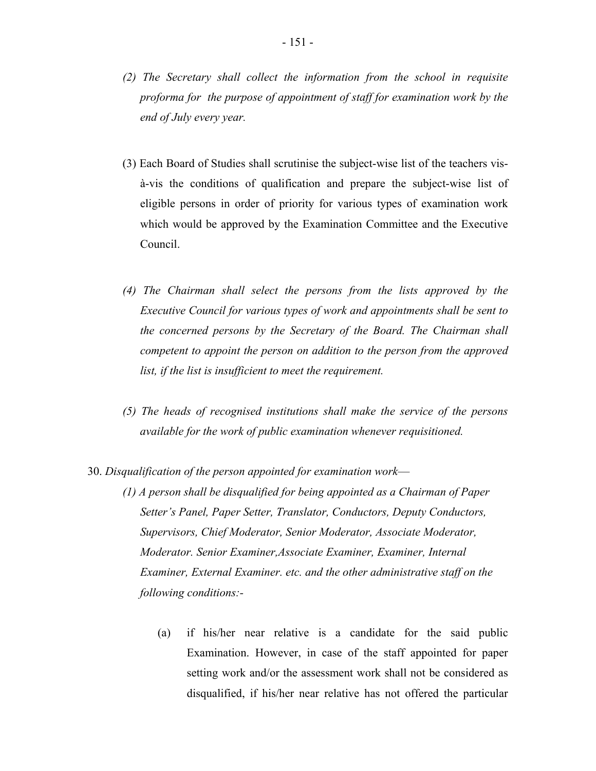*(2) The Secretary shall collect the information from the school in requisite proforma for the purpose of appointment of staff for examination work by the end of July every year.*

(3) Each Board of Studies shall scrutinise the subject-wise list of the teachers vis-à-vis the conditions of qualification and prepare the subject-wise list of eligible persons in order of priority for various types of examination work which would be approved by the Examination Committee and the Executive Council.

*(4) The Chairman shall select the persons from the lists approved by the Executive Council for various types of work and appointments shall be sent to the concerned persons by the Secretary of the Board. The Chairman shall competent to appoint the person on addition to the person from the approved list, if the list is insufficient to meet the requirement.*

*(5) The heads of recognised institutions shall make the service of the persons available for the work of public examination whenever requisitioned.*

30. *Disqualification of the person appointed for examination work*—

*(1) A person shall be disqualified for being appointed as a Chairman of Paper Setter's Panel, Paper Setter, Translator, Conductors, Deputy Conductors, Supervisors, Chief Moderator, Senior Moderator, Associate Moderator, Moderator. Senior Examiner,Associate Examiner, Examiner, Internal Examiner, External Examiner. etc. and the other administrative staff on the following conditions:-*

(a) if his/her near relative is a candidate for the said public Examination. However, in case of the staff appointed for paper setting work and/or the assessment work shall not be considered as disqualified, if his/her near relative has not offered the particular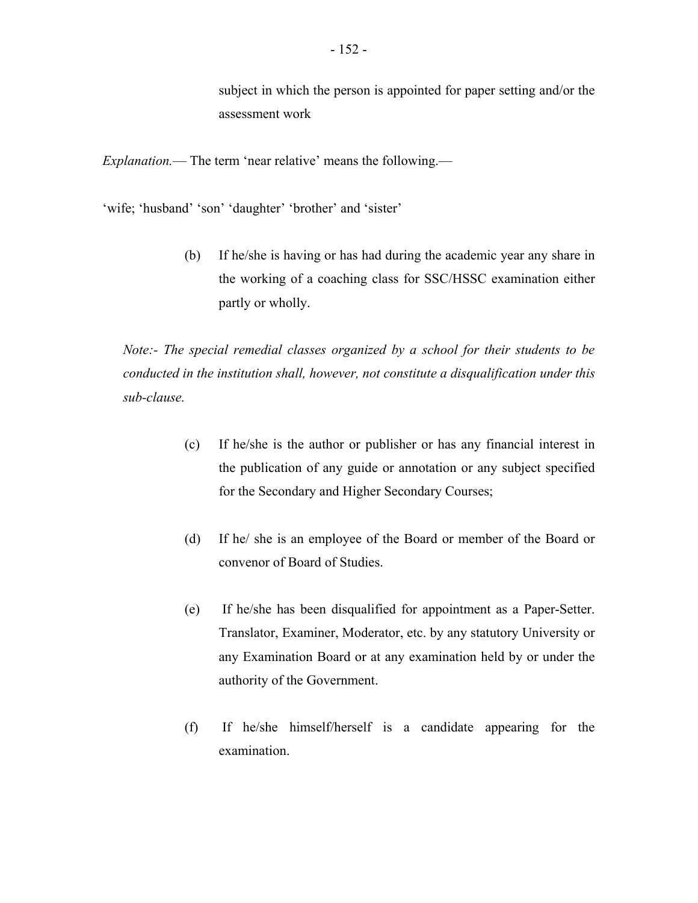subject in which the person is appointed for paper setting and/or the assessment work

*Explanation.*— The term 'near relative' means the following.—

'wife; 'husband' 'son' 'daughter' 'brother' and 'sister'

(b) If he/she is having or has had during the academic year any share in the working of a coaching class for SSC/HSSC examination either partly or wholly.

*Note:- The special remedial classes organized by a school for their students to be conducted in the institution shall, however, not constitute a disqualification under this sub-clause.*

(c) If he/she is the author or publisher or has any financial interest in the publication of any guide or annotation or any subject specified for the Secondary and Higher Secondary Courses;

(d) If he/ she is an employee of the Board or member of the Board or convenor of Board of Studies.

(e) If he/she has been disqualified for appointment as a Paper-Setter. Translator, Examiner, Moderator, etc. by any statutory University or any Examination Board or at any examination held by or under the authority of the Government.

(f) If he/she himself/herself is a candidate appearing for the examination.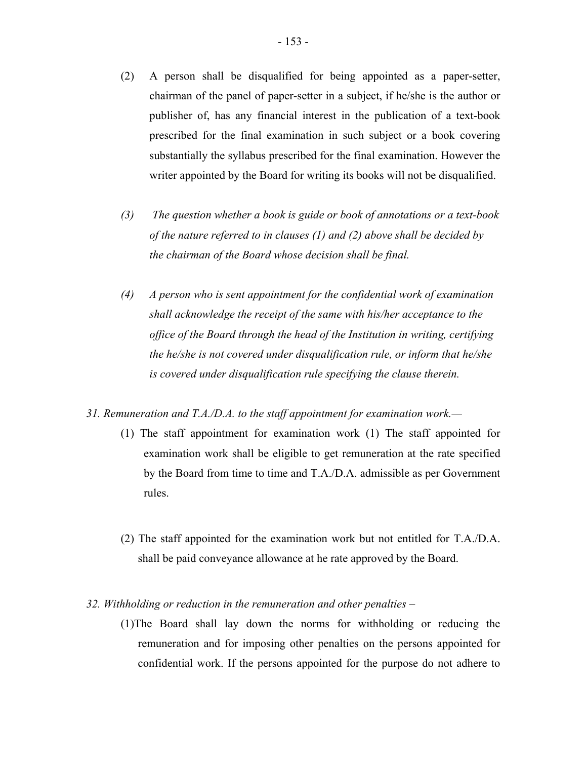(2) A person shall be disqualified for being appointed as a paper-setter, chairman of the panel of paper-setter in a subject, if he/she is the author or publisher of, has any financial interest in the publication of a text-book prescribed for the final examination in such subject or a book covering substantially the syllabus prescribed for the final examination. However the writer appointed by the Board for writing its books will not be disqualified.

*(3) The question whether a book is guide or book of annotations or a text-book of the nature referred to in clauses (1) and (2) above shall be decided by the chairman of the Board whose decision shall be final.*

*(4) A person who is sent appointment for the confidential work of examination shall acknowledge the receipt of the same with his/her acceptance to the office of the Board through the head of the Institution in writing, certifying the he/she is not covered under disqualification rule, or inform that he/she is covered under disqualification rule specifying the clause therein.*

*31. Remuneration and T.A./D.A. to the staff appointment for examination work.—*

(1) The staff appointment for examination work (1) The staff appointed for examination work shall be eligible to get remuneration at the rate specified by the Board from time to time and T.A./D.A. admissible as per Government rules.

(2) The staff appointed for the examination work but not entitled for T.A./D.A. shall be paid conveyance allowance at he rate approved by the Board.

*32. Withholding or reduction in the remuneration and other penalties –*

(1)The Board shall lay down the norms for withholding or reducing the remuneration and for imposing other penalties on the persons appointed for confidential work. If the persons appointed for the purpose do not adhere to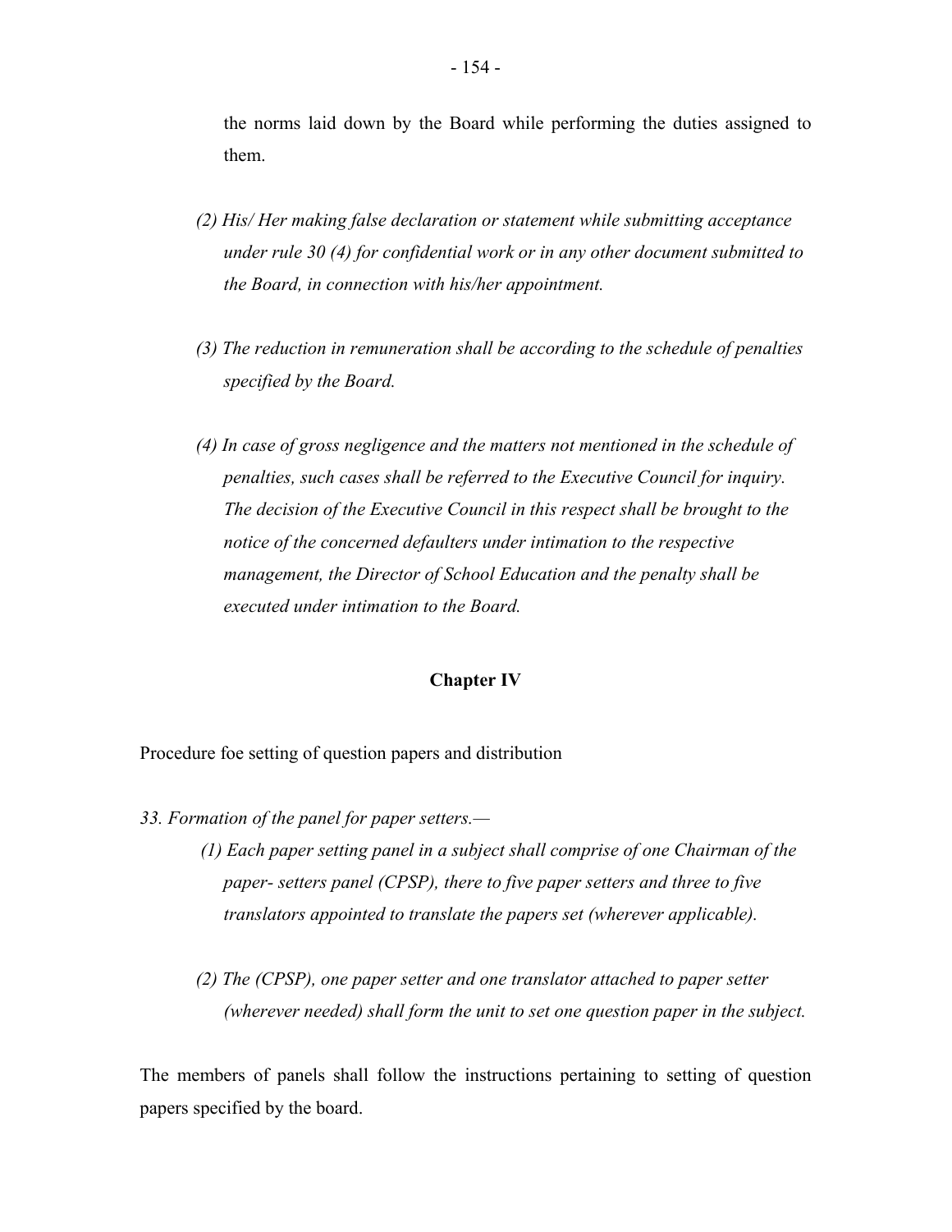the norms laid down by the Board while performing the duties assigned to them.

*(2) His/ Her making false declaration or statement while submitting acceptance under rule 30 (4) for confidential work or in any other document submitted to the Board, in connection with his/her appointment.*

*(3) The reduction in remuneration shall be according to the schedule of penalties specified by the Board.*

*(4) In case of gross negligence and the matters not mentioned in the schedule of penalties, such cases shall be referred to the Executive Council for inquiry. The decision of the Executive Council in this respect shall be brought to the notice of the concerned defaulters under intimation to the respective management, the Director of School Education and the penalty shall be executed under intimation to the Board.*

## Chapter IV

Procedure foe setting of question papers and distribution

*33. Formation of the panel for paper setters.—*

*(1) Each paper setting panel in a subject shall comprise of one Chairman of the paper- setters panel (CPSP), there to five paper setters and three to five translators appointed to translate the papers set (wherever applicable).*

*(2) The (CPSP), one paper setter and one translator attached to paper setter (wherever needed) shall form the unit to set one question paper in the subject.*

The members of panels shall follow the instructions pertaining to setting of question papers specified by the board.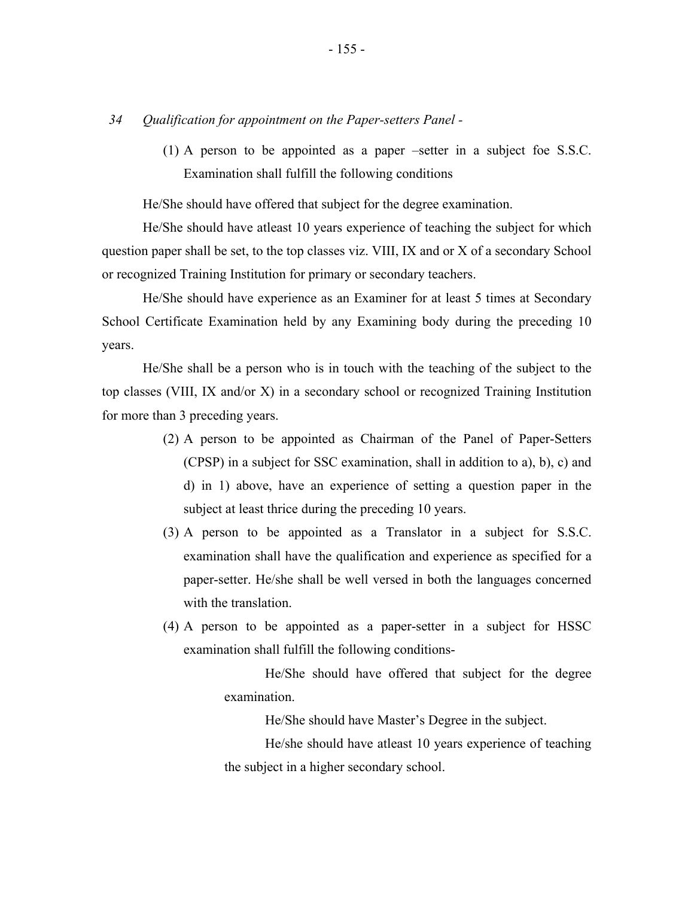*34 Qualification for appointment on the Paper-setters Panel -*

(1) A person to be appointed as a paper –setter in a subject foe S.S.C. Examination shall fulfill the following conditions

He/She should have offered that subject for the degree examination.

He/She should have atleast 10 years experience of teaching the subject for which question paper shall be set, to the top classes viz. VIII, IX and or X of a secondary School or recognized Training Institution for primary or secondary teachers.

He/She should have experience as an Examiner for at least 5 times at Secondary School Certificate Examination held by any Examining body during the preceding 10 years.

He/She shall be a person who is in touch with the teaching of the subject to the top classes (VIII, IX and/or X) in a secondary school or recognized Training Institution for more than 3 preceding years.

(2) A person to be appointed as Chairman of the Panel of Paper-Setters (CPSP) in a subject for SSC examination, shall in addition to a), b), c) and d) in 1) above, have an experience of setting a question paper in the subject at least thrice during the preceding 10 years.

(3) A person to be appointed as a Translator in a subject for S.S.C. examination shall have the qualification and experience as specified for a paper-setter. He/she shall be well versed in both the languages concerned with the translation.

(4) A person to be appointed as a paper-setter in a subject for HSSC examination shall fulfill the following conditions-

He/She should have offered that subject for the degree examination.

He/She should have Master's Degree in the subject.

He/she should have atleast 10 years experience of teaching the subject in a higher secondary school.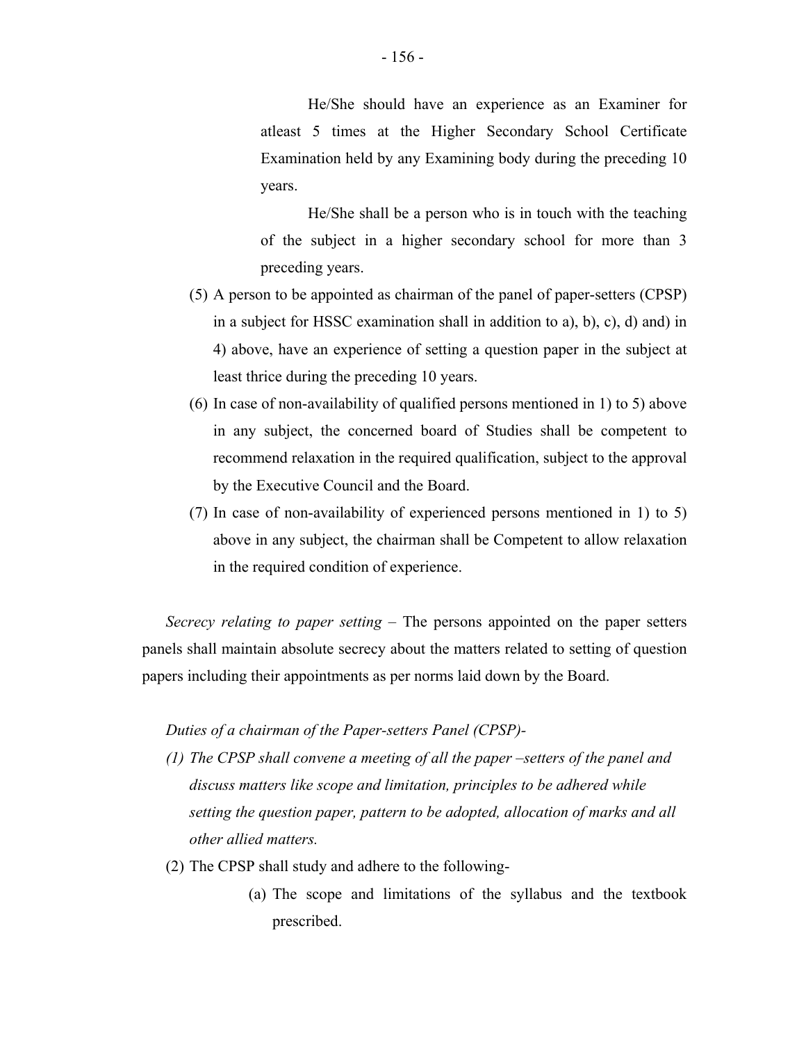He/She should have an experience as an Examiner for atleast 5 times at the Higher Secondary School Certificate Examination held by any Examining body during the preceding 10 years.

He/She shall be a person who is in touch with the teaching of the subject in a higher secondary school for more than 3 preceding years.

(5) A person to be appointed as chairman of the panel of paper-setters (CPSP) in a subject for HSSC examination shall in addition to a), b), c), d) and) in 4) above, have an experience of setting a question paper in the subject at least thrice during the preceding 10 years.

(6) In case of non-availability of qualified persons mentioned in 1) to 5) above in any subject, the concerned board of Studies shall be competent to recommend relaxation in the required qualification, subject to the approval by the Executive Council and the Board.

(7) In case of non-availability of experienced persons mentioned in 1) to 5) above in any subject, the chairman shall be Competent to allow relaxation in the required condition of experience.

*Secrecy relating to paper setting* – The persons appointed on the paper setters panels shall maintain absolute secrecy about the matters related to setting of question papers including their appointments as per norms laid down by the Board.

*Duties of a chairman of the Paper-setters Panel (CPSP)-*

*(1) The CPSP shall convene a meeting of all the paper –setters of the panel and discuss matters like scope and limitation, principles to be adhered while setting the question paper, pattern to be adopted, allocation of marks and all other allied matters.*

(2) The CPSP shall study and adhere to the following-

(a) The scope and limitations of the syllabus and the textbook prescribed.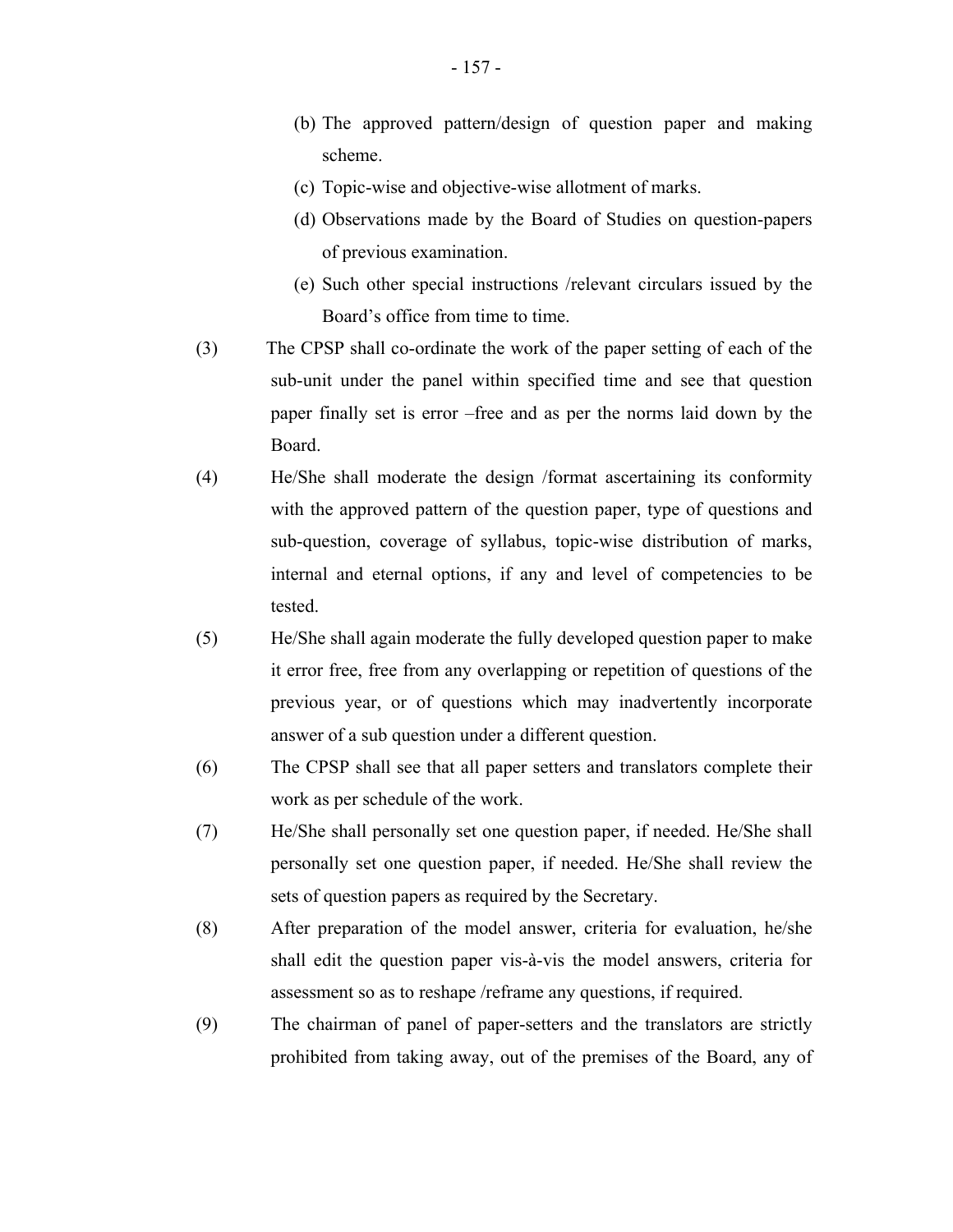(b) The approved pattern/design of question paper and making scheme.

(c) Topic-wise and objective-wise allotment of marks.

(d) Observations made by the Board of Studies on question-papers of previous examination.

(e) Such other special instructions /relevant circulars issued by the Board's office from time to time.

(3) The CPSP shall co-ordinate the work of the paper setting of each of the sub-unit under the panel within specified time and see that question paper finally set is error –free and as per the norms laid down by the Board.

(4) He/She shall moderate the design /format ascertaining its conformity with the approved pattern of the question paper, type of questions and sub-question, coverage of syllabus, topic-wise distribution of marks, internal and eternal options, if any and level of competencies to be tested.

(5) He/She shall again moderate the fully developed question paper to make it error free, free from any overlapping or repetition of questions of the previous year, or of questions which may inadvertently incorporate answer of a sub question under a different question.

(6) The CPSP shall see that all paper setters and translators complete their work as per schedule of the work.

(7) He/She shall personally set one question paper, if needed. He/She shall personally set one question paper, if needed. He/She shall review the sets of question papers as required by the Secretary.

(8) After preparation of the model answer, criteria for evaluation, he/she shall edit the question paper vis-à-vis the model answers, criteria for assessment so as to reshape /reframe any questions, if required.

(9) The chairman of panel of paper-setters and the translators are strictly prohibited from taking away, out of the premises of the Board, any of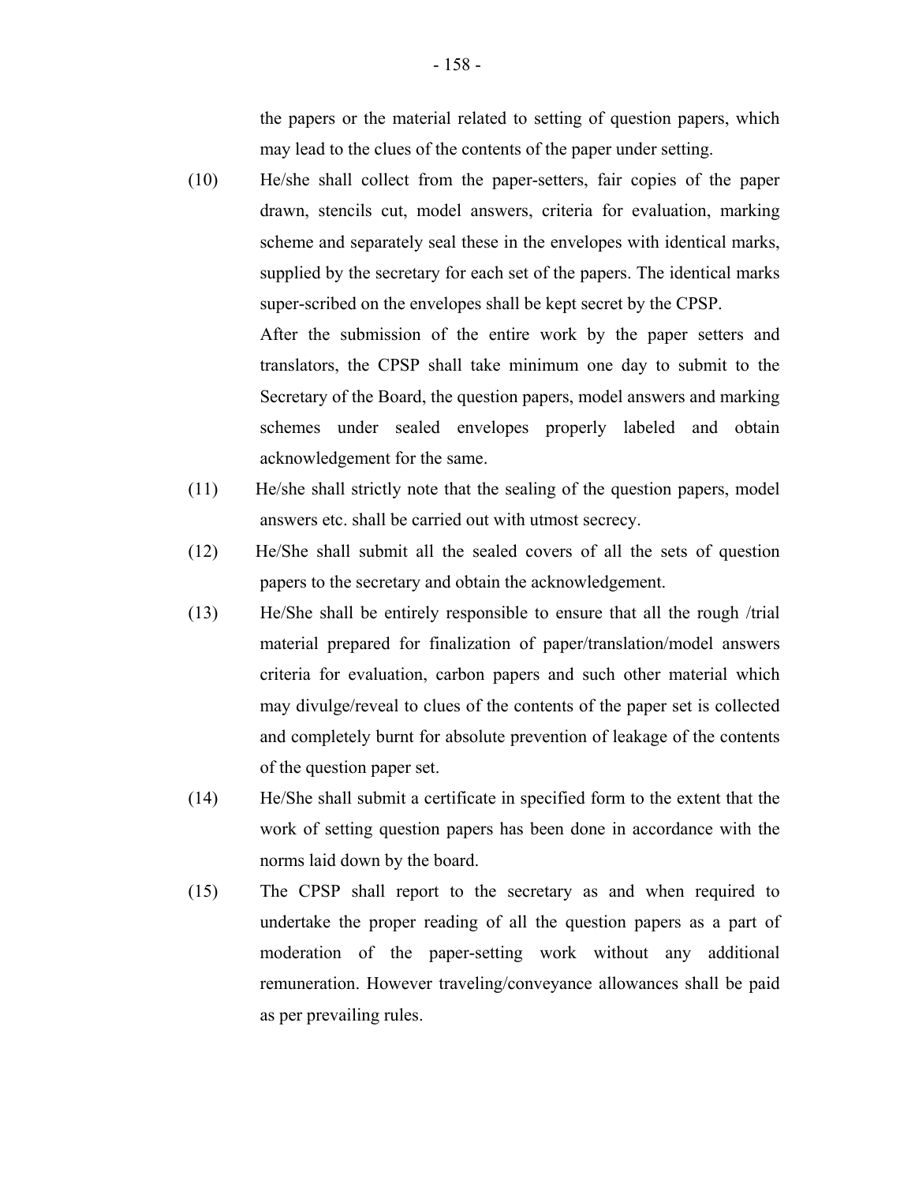the papers or the material related to setting of question papers, which may lead to the clues of the contents of the paper under setting.

(10) He/she shall collect from the paper-setters, fair copies of the paper drawn, stencils cut, model answers, criteria for evaluation, marking scheme and separately seal these in the envelopes with identical marks, supplied by the secretary for each set of the papers. The identical marks super-scribed on the envelopes shall be kept secret by the CPSP.

After the submission of the entire work by the paper setters and translators, the CPSP shall take minimum one day to submit to the Secretary of the Board, the question papers, model answers and marking schemes under sealed envelopes properly labeled and obtain acknowledgement for the same.

(11) He/she shall strictly note that the sealing of the question papers, model answers etc. shall be carried out with utmost secrecy.

(12) He/She shall submit all the sealed covers of all the sets of question papers to the secretary and obtain the acknowledgement.

(13) He/She shall be entirely responsible to ensure that all the rough /trial material prepared for finalization of paper/translation/model answers criteria for evaluation, carbon papers and such other material which may divulge/reveal to clues of the contents of the paper set is collected and completely burnt for absolute prevention of leakage of the contents of the question paper set.

(14) He/She shall submit a certificate in specified form to the extent that the work of setting question papers has been done in accordance with the norms laid down by the board.

(15) The CPSP shall report to the secretary as and when required to undertake the proper reading of all the question papers as a part of moderation of the paper-setting work without any additional remuneration. However traveling/conveyance allowances shall be paid as per prevailing rules.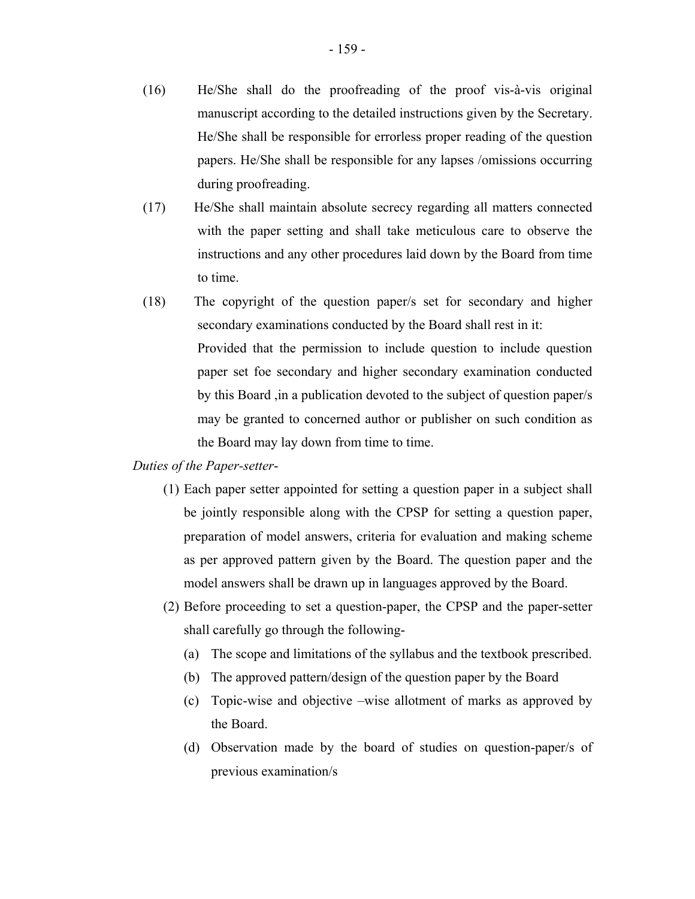(16) He/She shall do the proofreading of the proof vis-à-vis original manuscript according to the detailed instructions given by the Secretary. He/She shall be responsible for errorless proper reading of the question papers. He/She shall be responsible for any lapses /omissions occurring during proofreading.

(17) He/She shall maintain absolute secrecy regarding all matters connected with the paper setting and shall take meticulous care to observe the instructions and any other procedures laid down by the Board from time to time.

(18) The copyright of the question paper/s set for secondary and higher secondary examinations conducted by the Board shall rest in it:

Provided that the permission to include question to include question paper set foe secondary and higher secondary examination conducted by this Board ,in a publication devoted to the subject of question paper/s may be granted to concerned author or publisher on such condition as the Board may lay down from time to time.

*Duties of the Paper-setter*-

(1) Each paper setter appointed for setting a question paper in a subject shall be jointly responsible along with the CPSP for setting a question paper, preparation of model answers, criteria for evaluation and making scheme as per approved pattern given by the Board. The question paper and the model answers shall be drawn up in languages approved by the Board.

(2) Before proceeding to set a question-paper, the CPSP and the paper-setter shall carefully go through the following-

(a) The scope and limitations of the syllabus and the textbook prescribed.

(b) The approved pattern/design of the question paper by the Board

(c) Topic-wise and objective –wise allotment of marks as approved by the Board.

(d) Observation made by the board of studies on question-paper/s of previous examination/s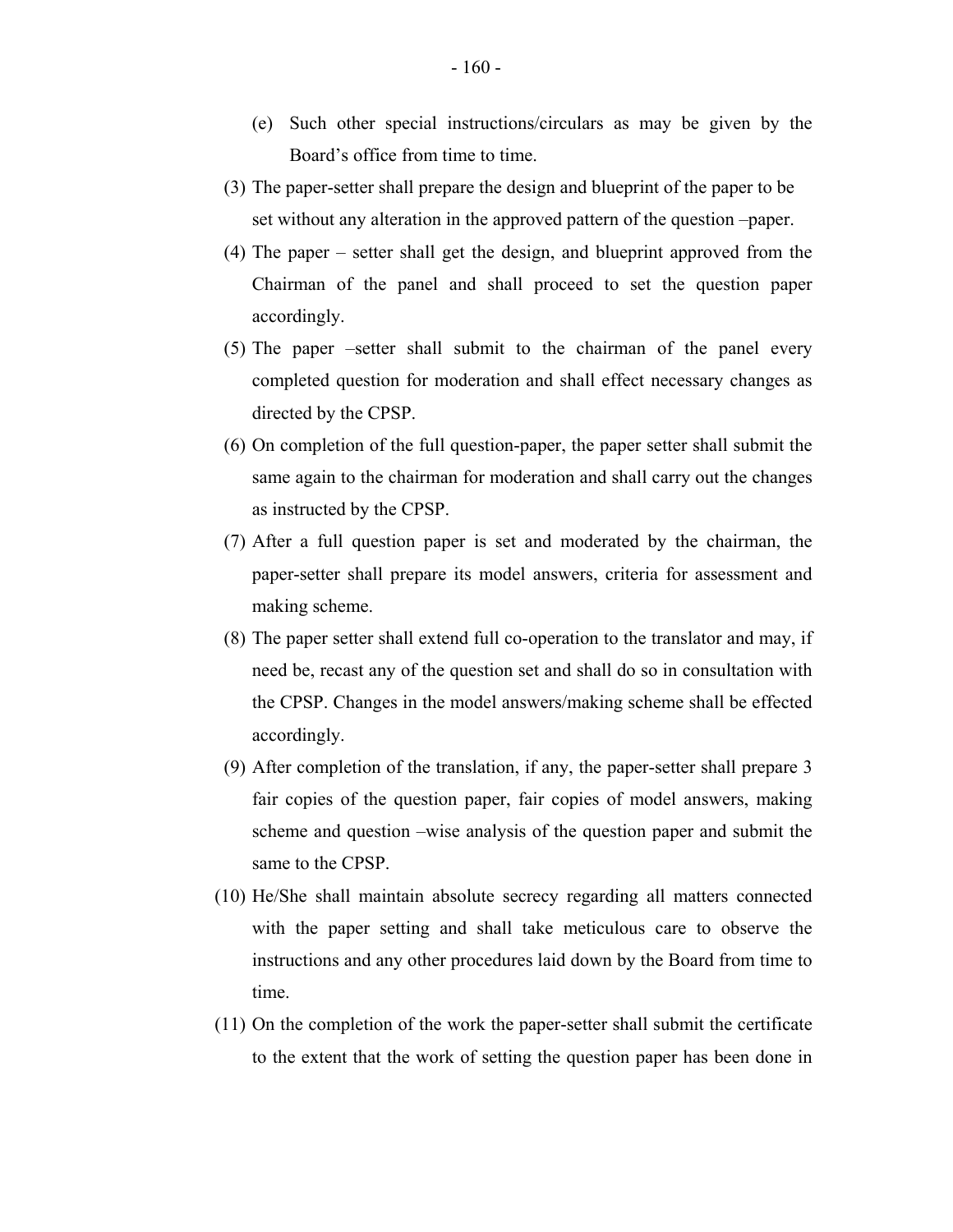(e) Such other special instructions/circulars as may be given by the Board's office from time to time.

(3) The paper-setter shall prepare the design and blueprint of the paper to be set without any alteration in the approved pattern of the question –paper.

(4) The paper – setter shall get the design, and blueprint approved from the Chairman of the panel and shall proceed to set the question paper accordingly.

(5) The paper –setter shall submit to the chairman of the panel every completed question for moderation and shall effect necessary changes as directed by the CPSP.

(6) On completion of the full question-paper, the paper setter shall submit the same again to the chairman for moderation and shall carry out the changes as instructed by the CPSP.

(7) After a full question paper is set and moderated by the chairman, the paper-setter shall prepare its model answers, criteria for assessment and making scheme.

(8) The paper setter shall extend full co-operation to the translator and may, if need be, recast any of the question set and shall do so in consultation with the CPSP. Changes in the model answers/making scheme shall be effected accordingly.

(9) After completion of the translation, if any, the paper-setter shall prepare 3 fair copies of the question paper, fair copies of model answers, making scheme and question –wise analysis of the question paper and submit the same to the CPSP.

(10) He/She shall maintain absolute secrecy regarding all matters connected with the paper setting and shall take meticulous care to observe the instructions and any other procedures laid down by the Board from time to time.

(11) On the completion of the work the paper-setter shall submit the certificate to the extent that the work of setting the question paper has been done in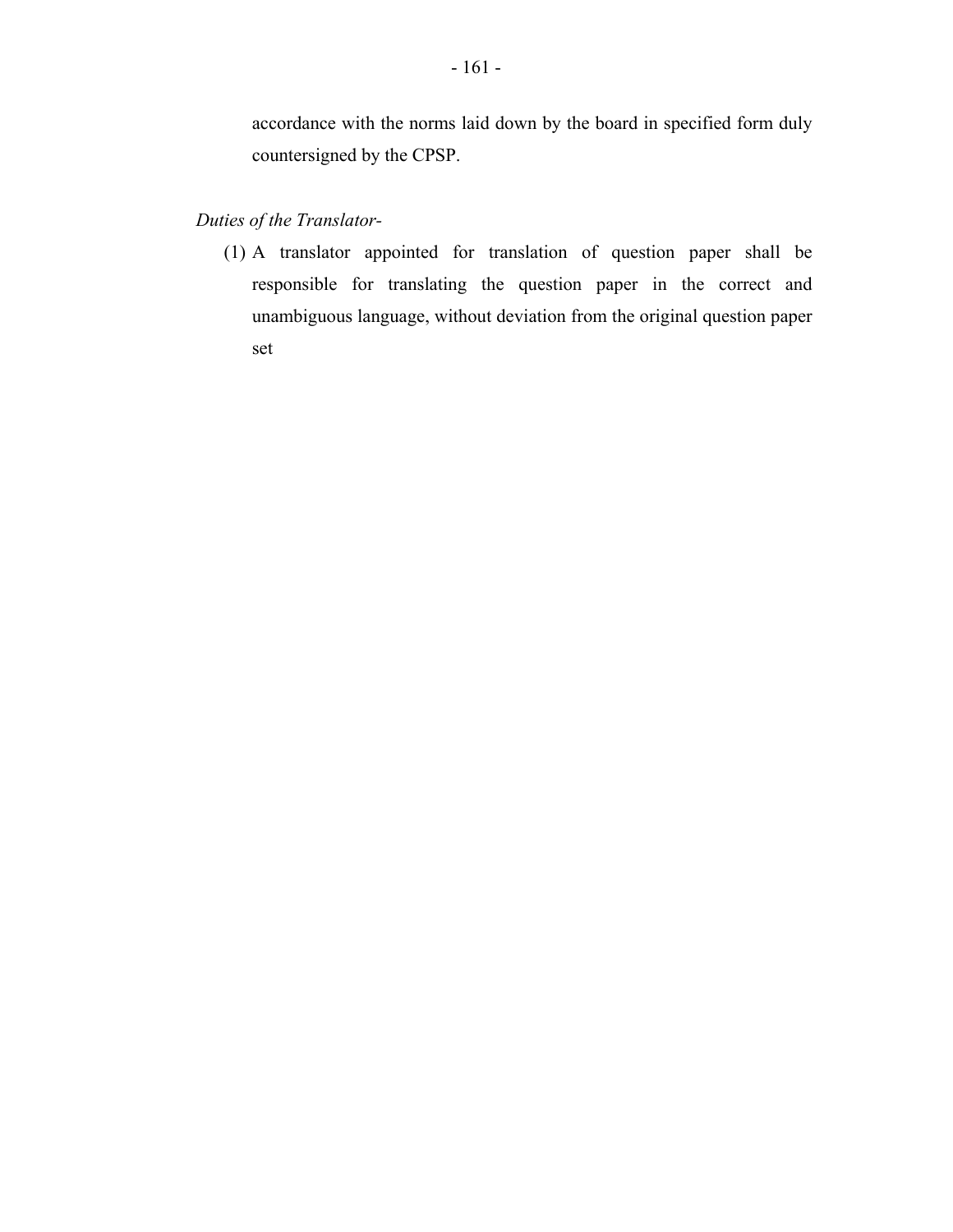accordance with the norms laid down by the board in specified form duly countersigned by the CPSP.

*Duties of the Translator-*

(1) A translator appointed for translation of question paper shall be responsible for translating the question paper in the correct and unambiguous language, without deviation from the original question paper set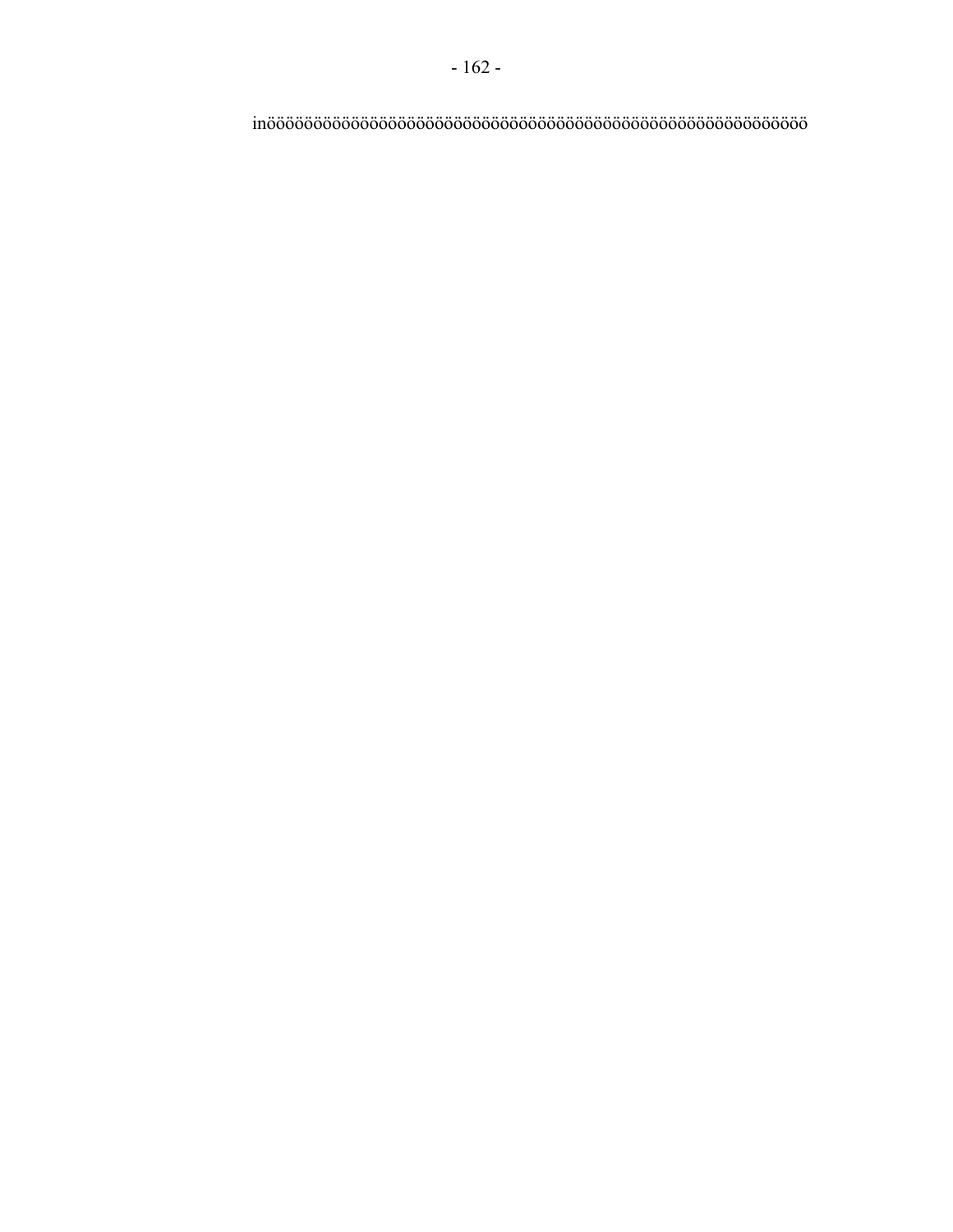inööööööööööööööööööööööööööööööööööööööööööööööööööööööööö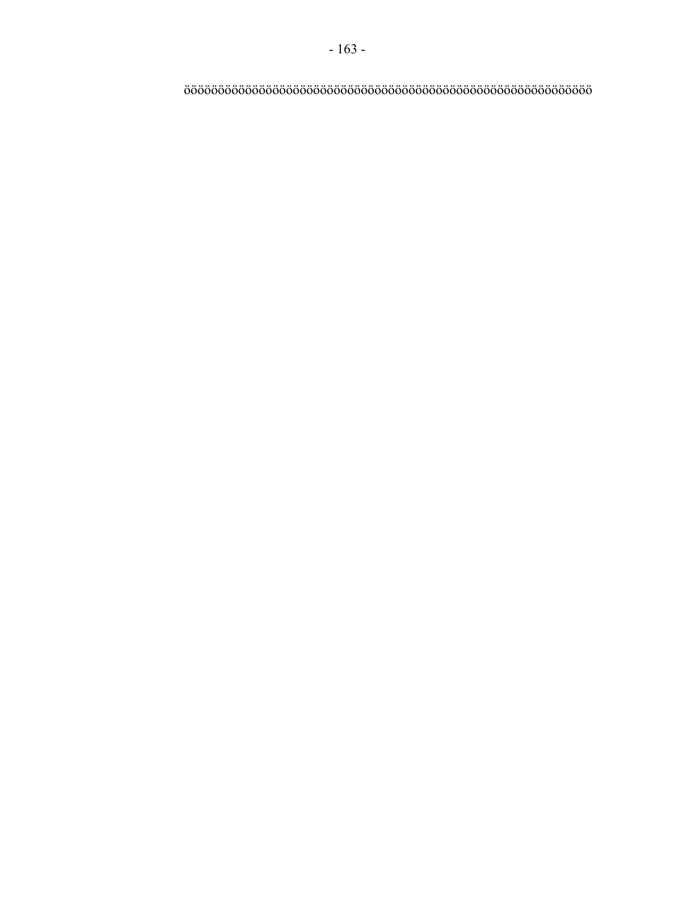ööööööööööööööööööööööööööööööööööööööööööööööööööööööööööööö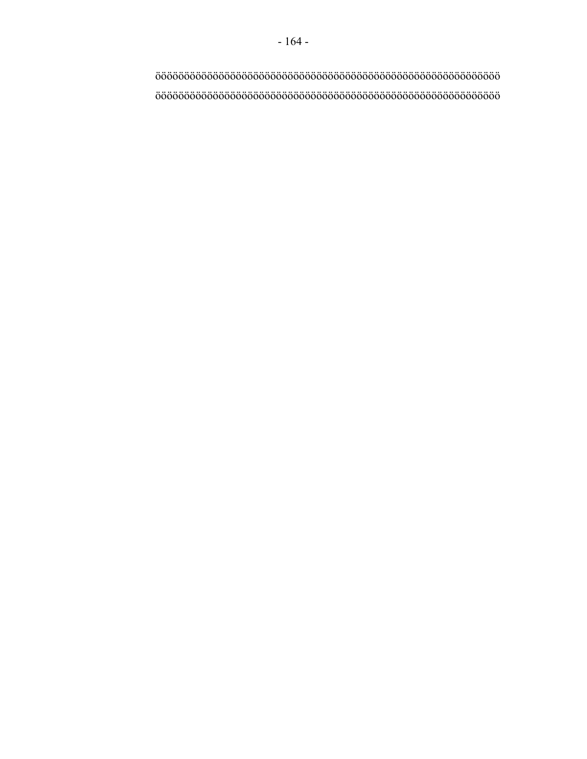öööööööööööööööööööööööööööööööööööööööööööööööööööööööööööööö

öööööööööööööööööööööööööööööööööööööööööööööööööööööööööööööö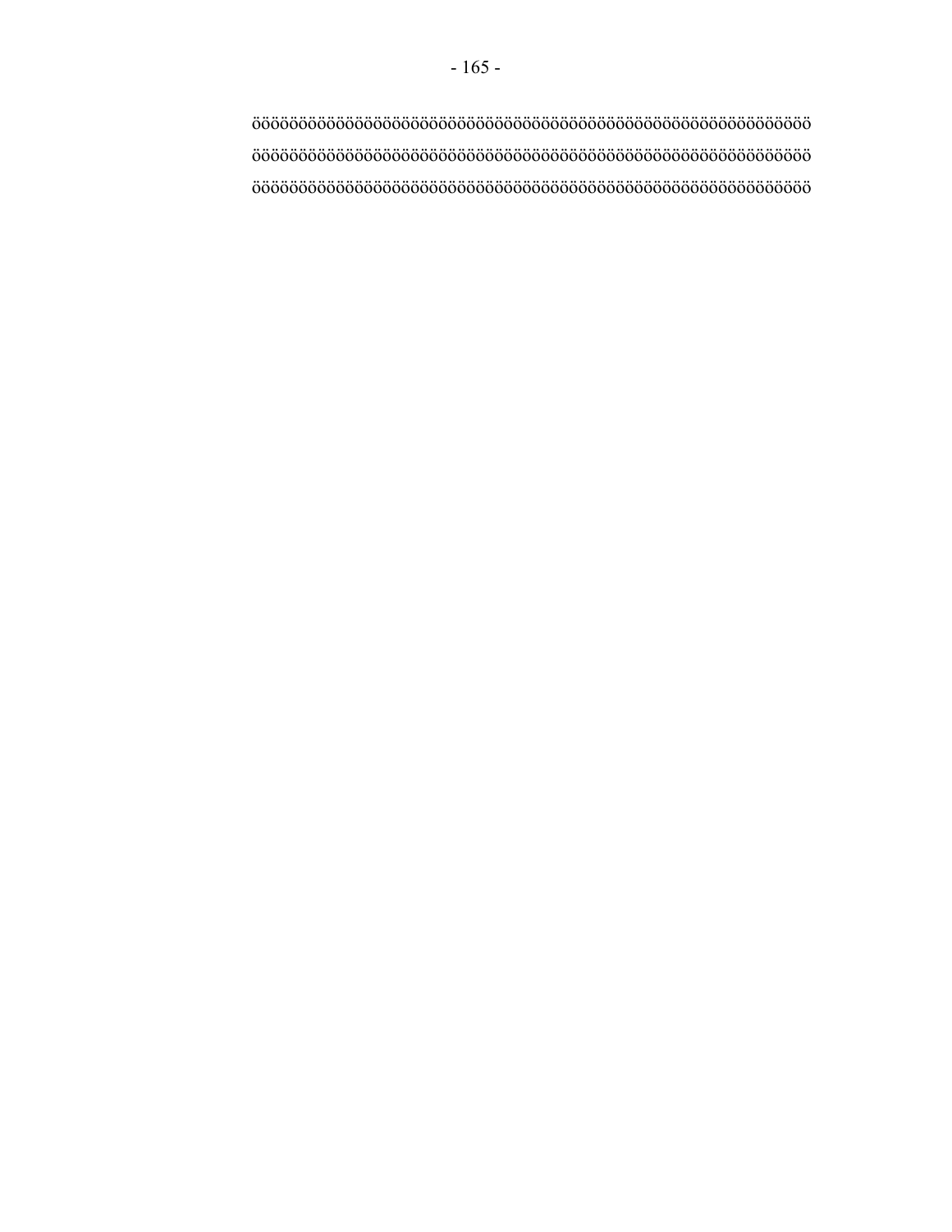öööööööööööööööööööööööööööööööööööööööööööööööööööööööööööö
öööööööööööööööööööööööööööööööööööööööööööööööööööööööööööö
öööööööööööööööööööööööööööööööööööööööööööööööööööööööööööö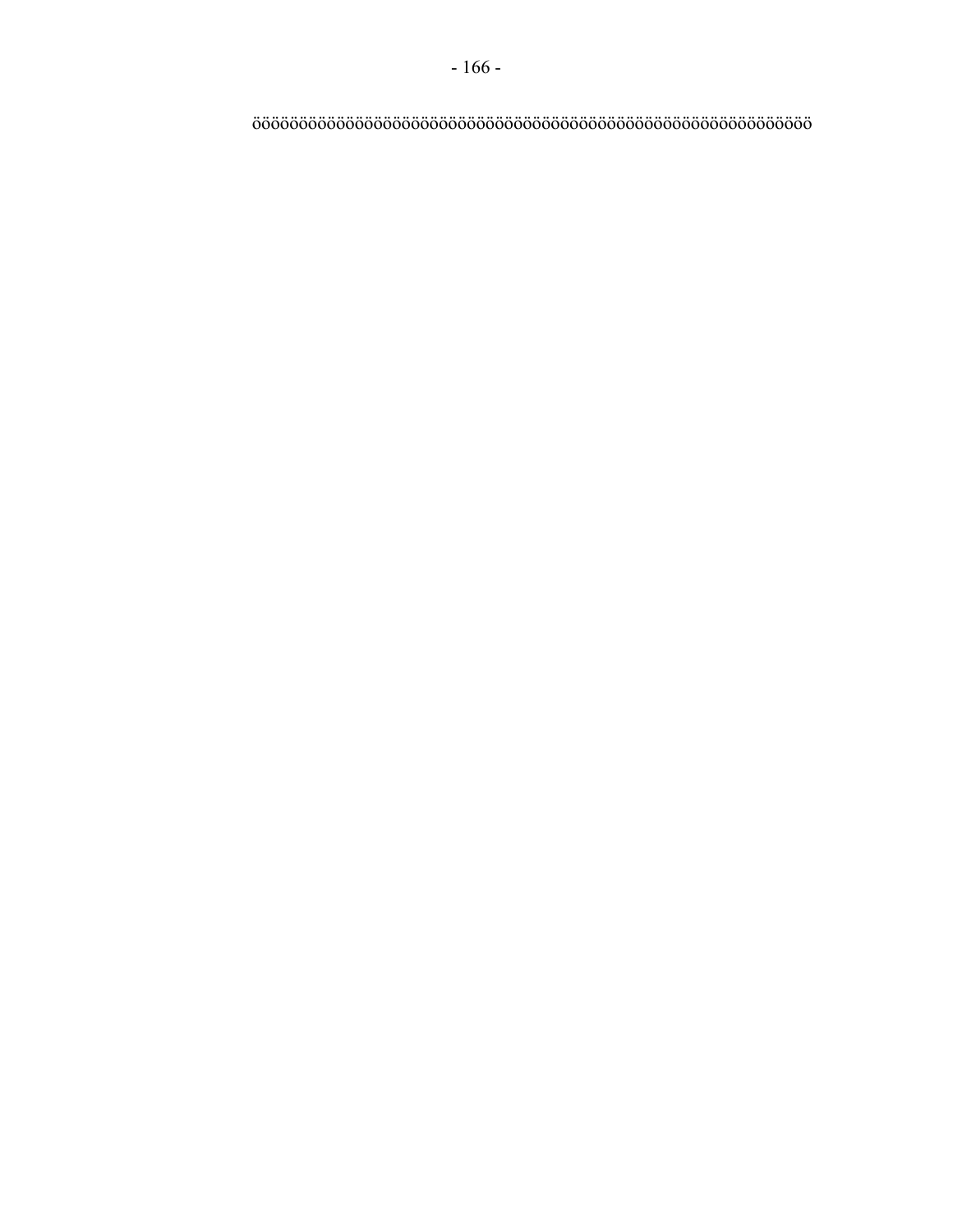öööööööööööööööööööööööööööööööööööööööööööööööööööööööööööö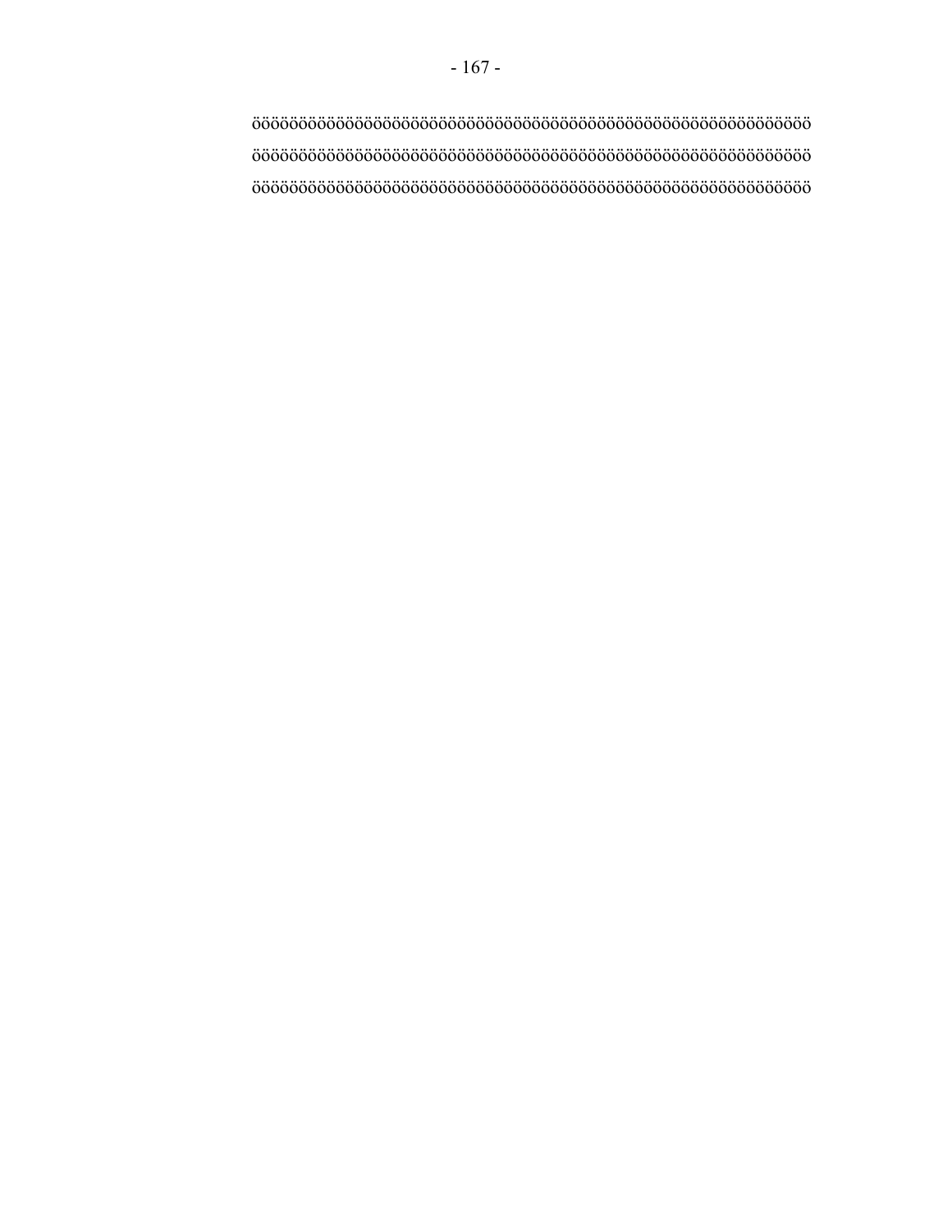öööööööööööööööööööööööööööööööööööööööööööööööööööööööööööö
öööööööööööööööööööööööööööööööööööööööööööööööööööööööööööö
öööööööööööööööööööööööööööööööööööööööööööööööööööööööööööö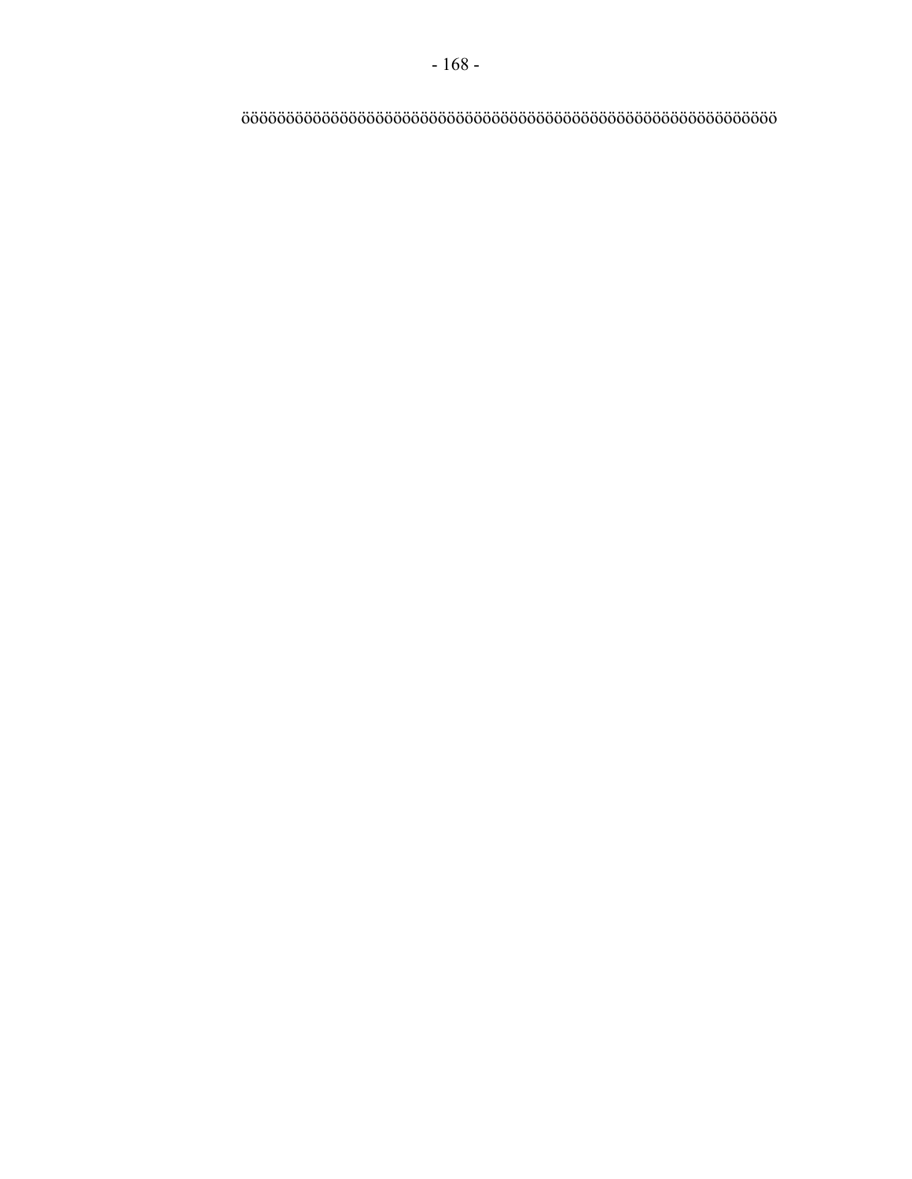öööööööööööööööööööööööööööööööööööööööööööööööööööööööööööööööö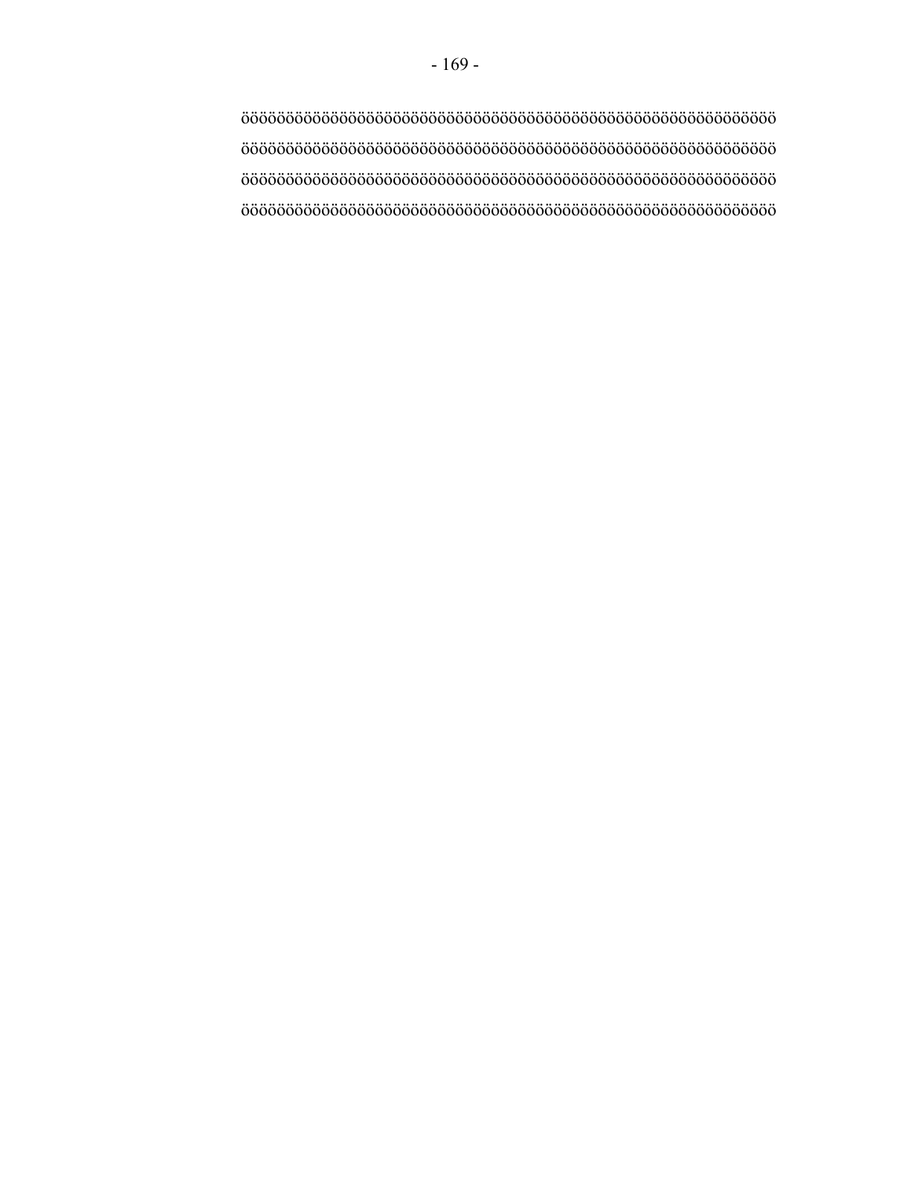öööööööööööööööööööööööööööööööööööööööööööööööööööööööööööö
öööööööööööööööööööööööööööööööööööööööööööööööööööööööööööö
öööööööööööööööööööööööööööööööööööööööööööööööööööööööööööö
ööööööööööööööööööööööööööööööööööööööööööööööööööööööööööö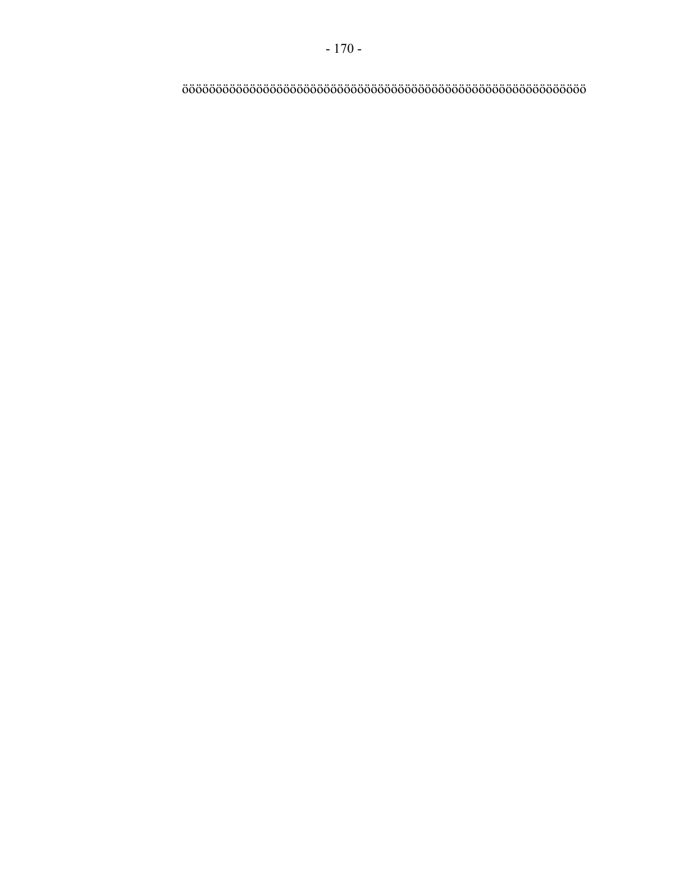ööööööööööööööööööööööööööööööööööööööööööööööööööööööööööööööööö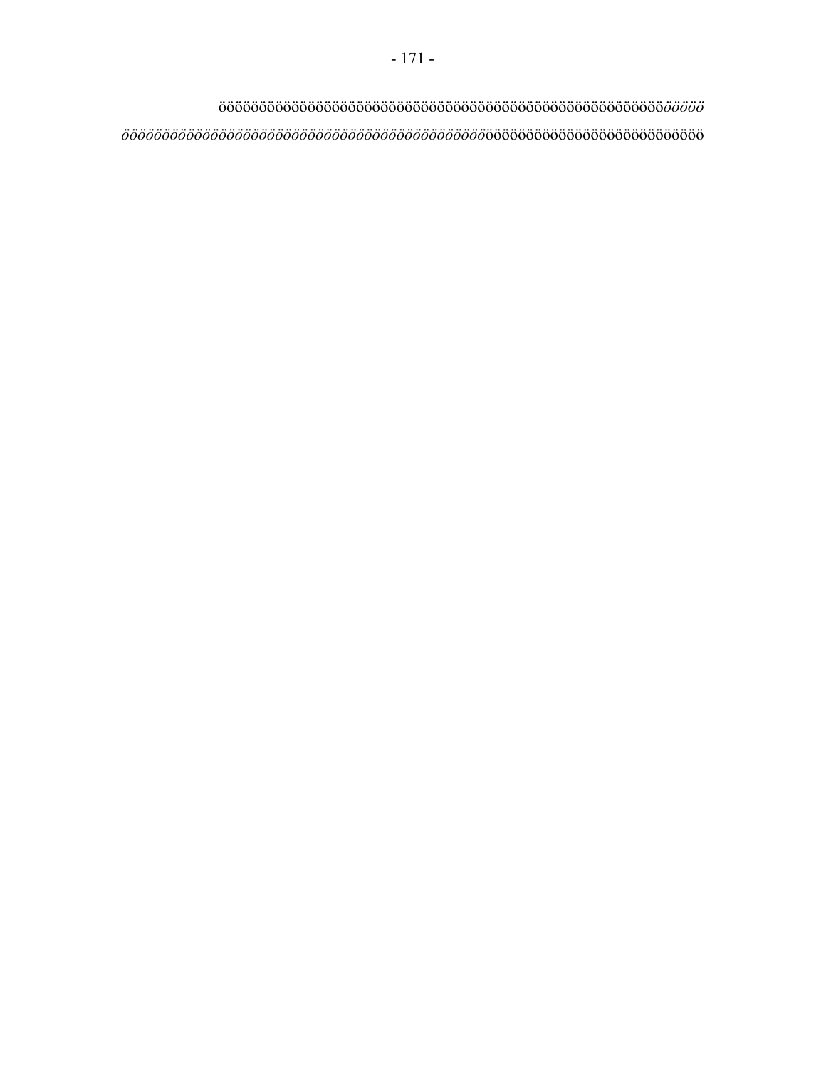öööööööööööööööööööööööööööööööööööööööööööööööööööööö*ööööö*

*ööööööööööööööööööööööööööööööööööööööööööö*ööööööööööööööööööööööööö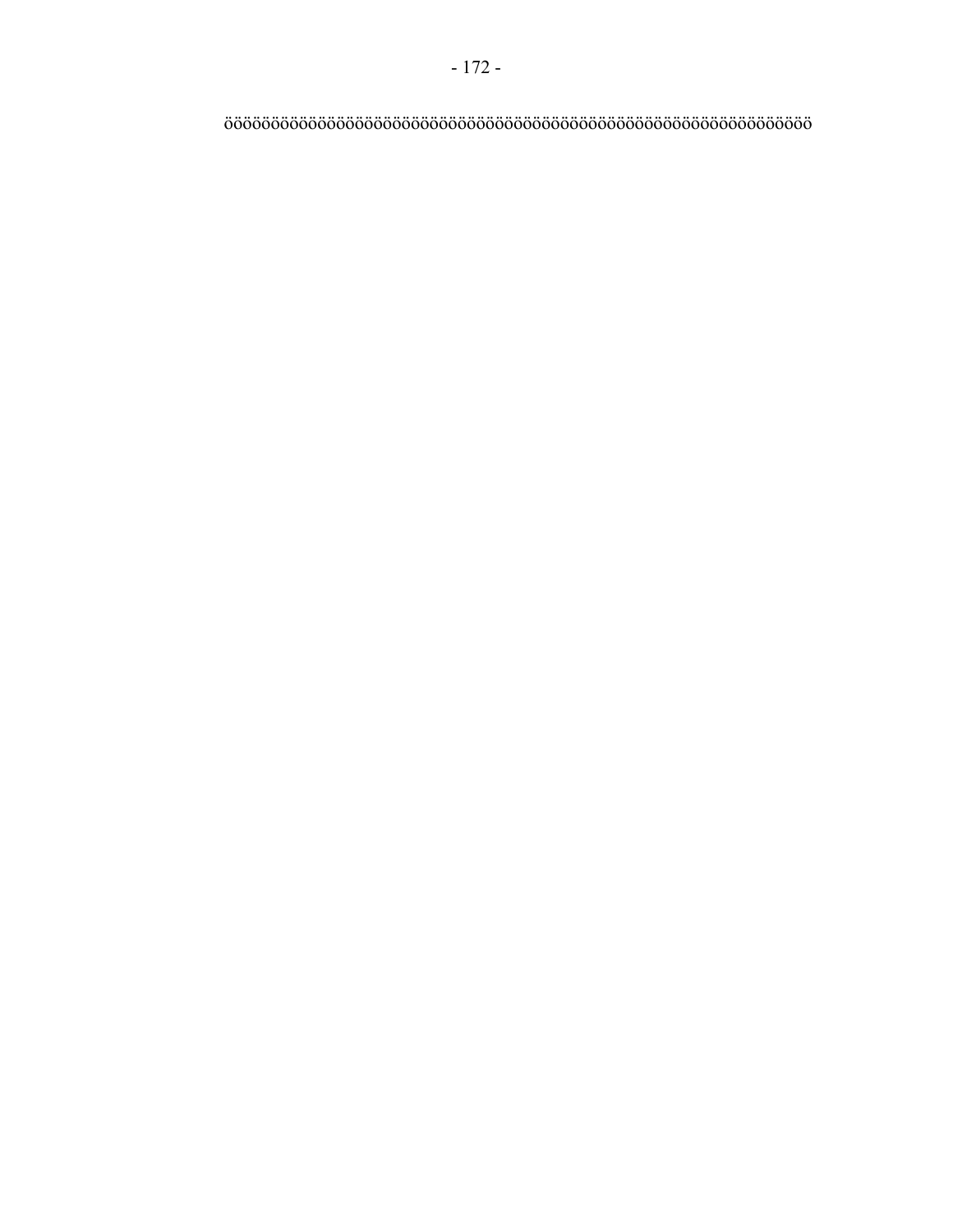öööööööööööööööööööööööööööööööööööööööööööööööööööööööööööööö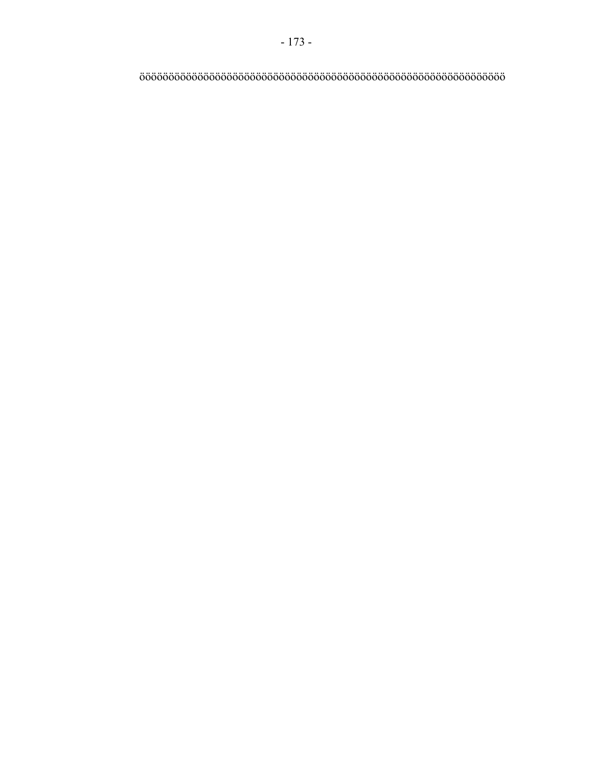öööööööööööööööööööööööööööööööööööööööööööööööööööööööööööööööööööö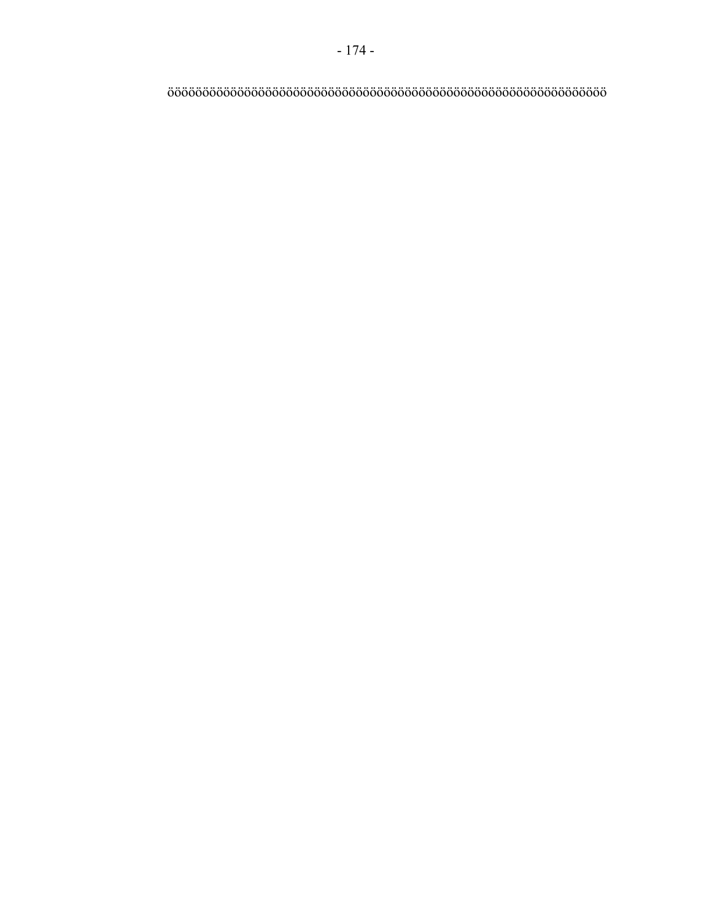ööööööööööööööööööööööööööööööööööööööööööööööööööööööööööööööö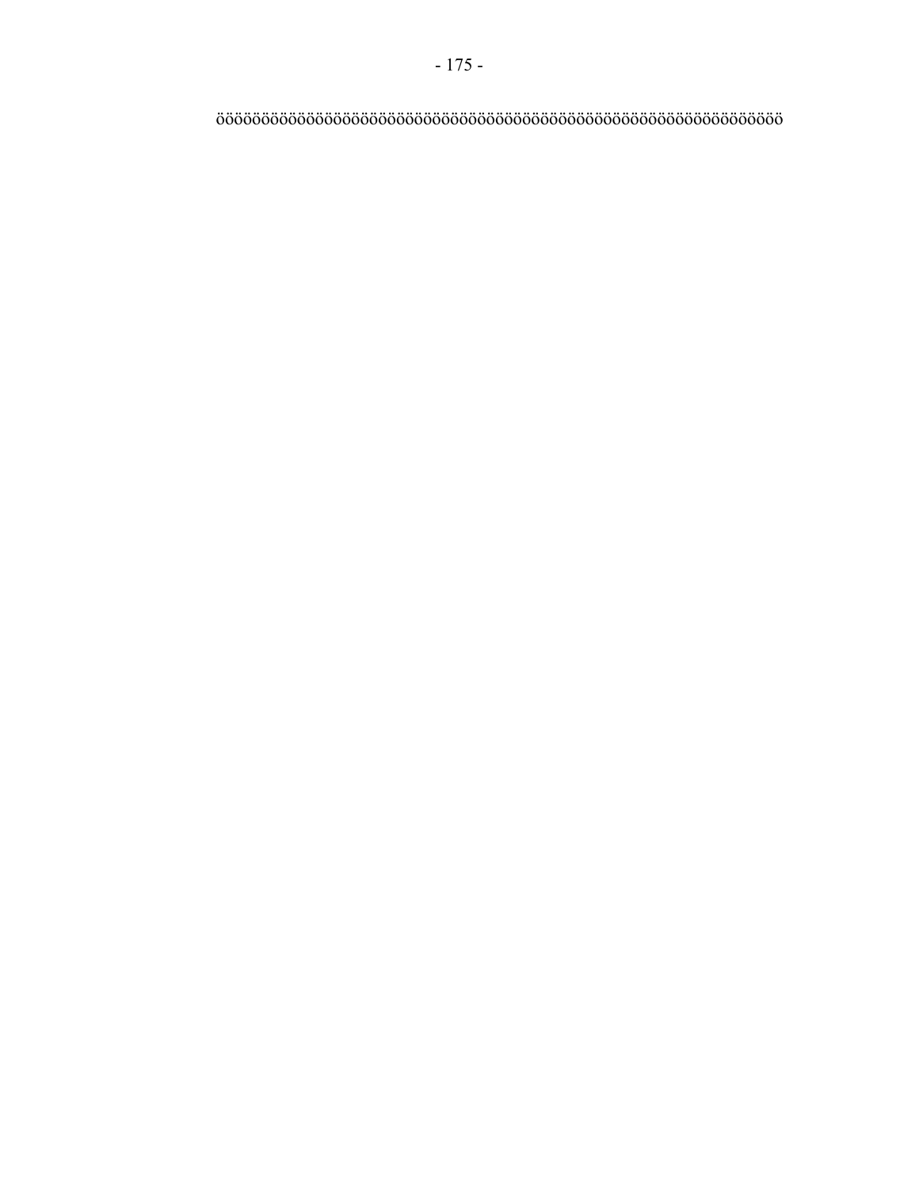ööööööööööööööööööööööööööööööööööööööööööööööööööööööööööööööö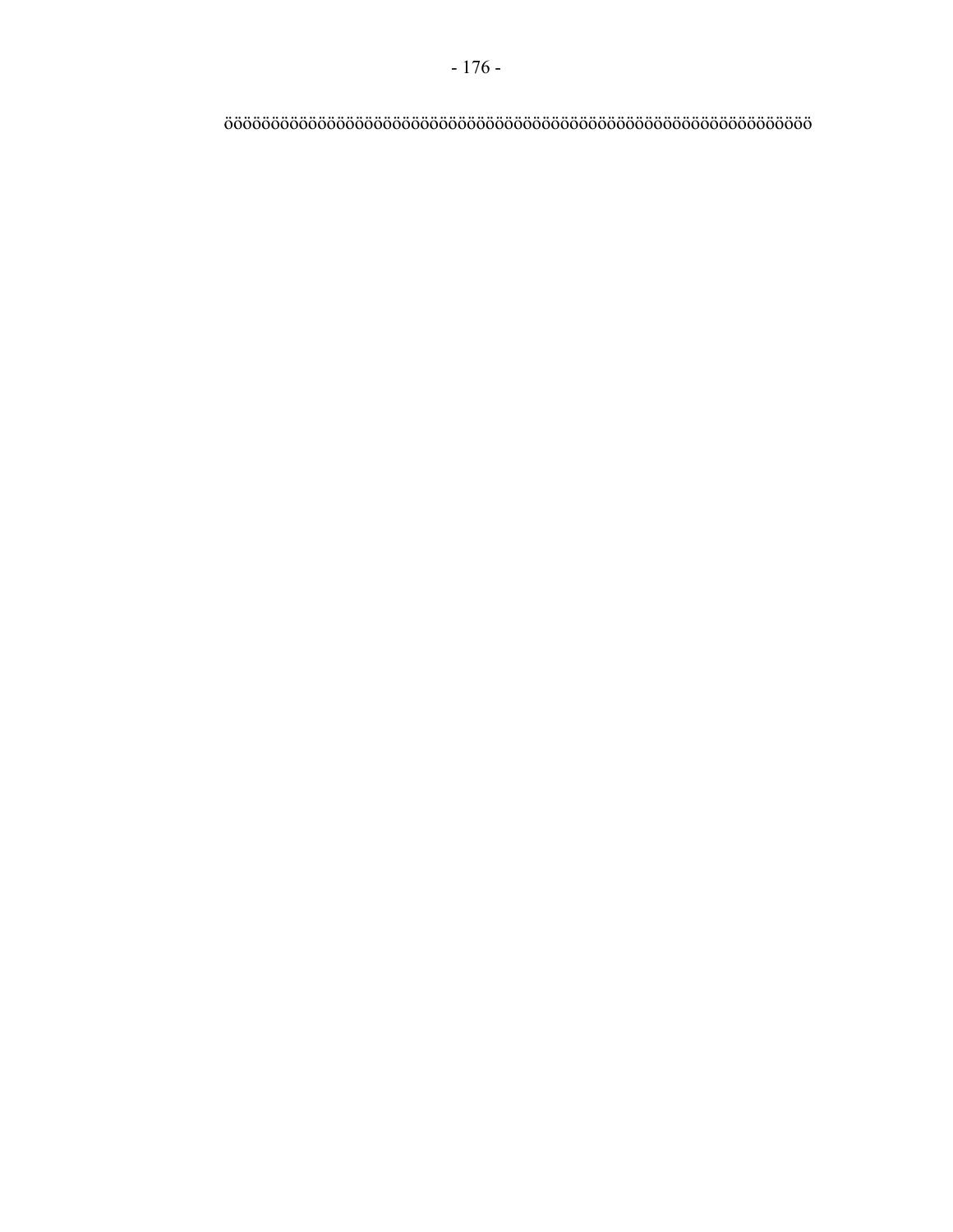öööööööööööööööööööööööööööööööööööööööööööööööööööööööööööööööööööö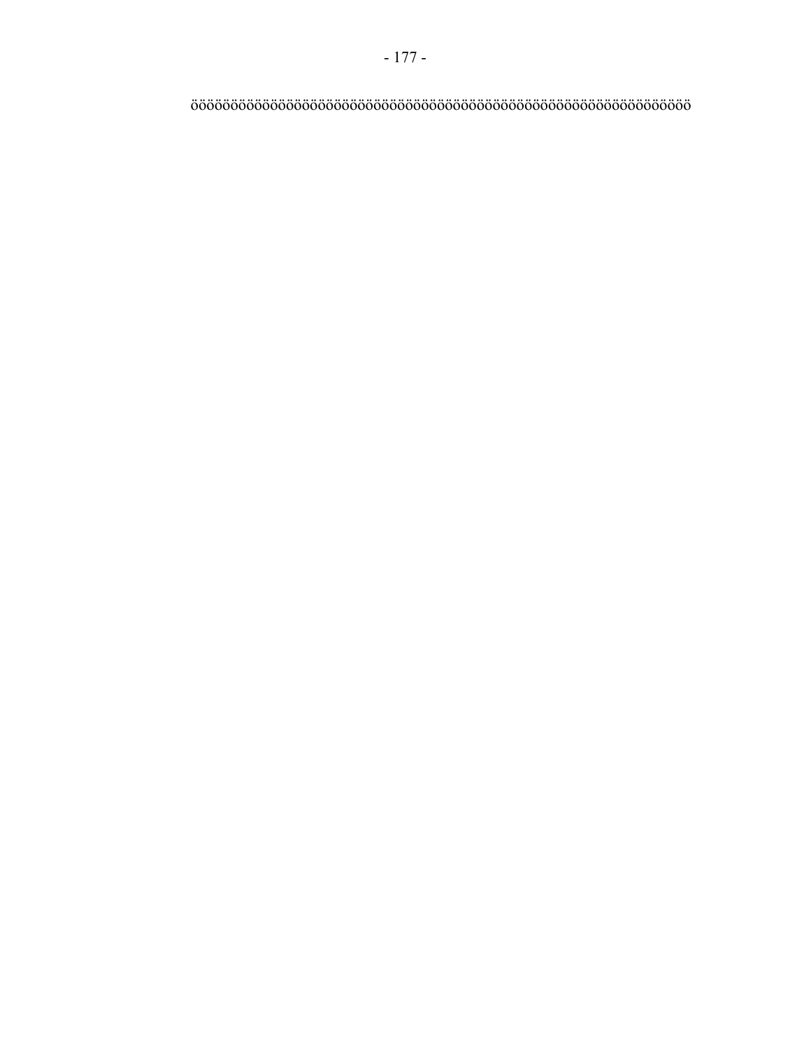öööööööööööööööööööööööööööööööööööööööööööööööööööööööööööööö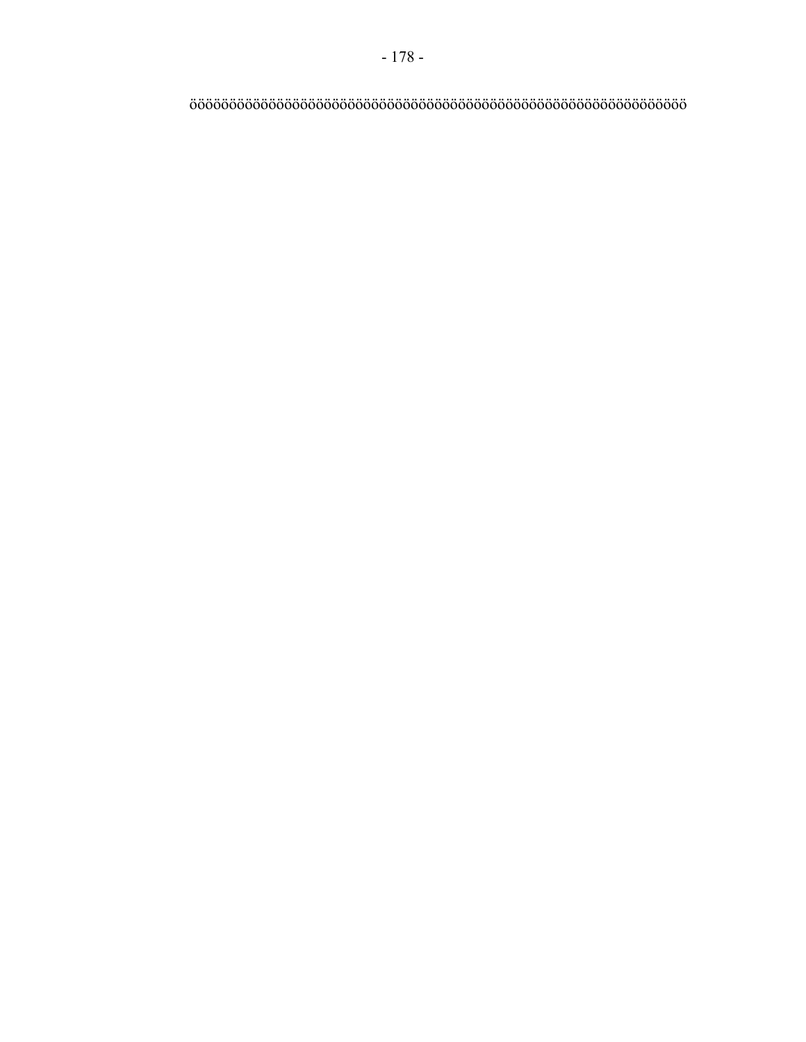öööööööööööööööööööööööööööööööööööööööööööööööööööööööööööööööööööööö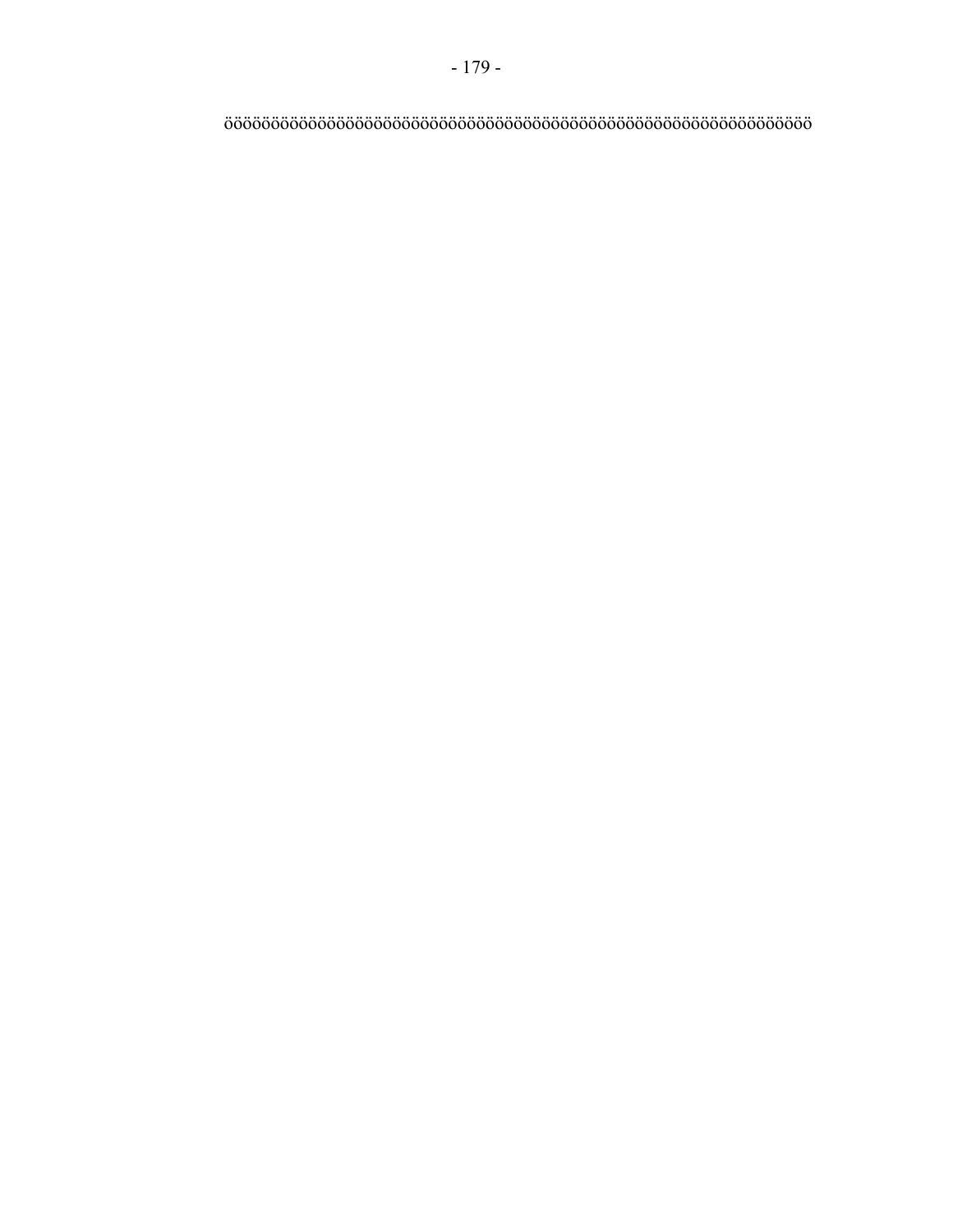öööööööööööööööööööööööööööööööööööööööööööööööööööööööööööö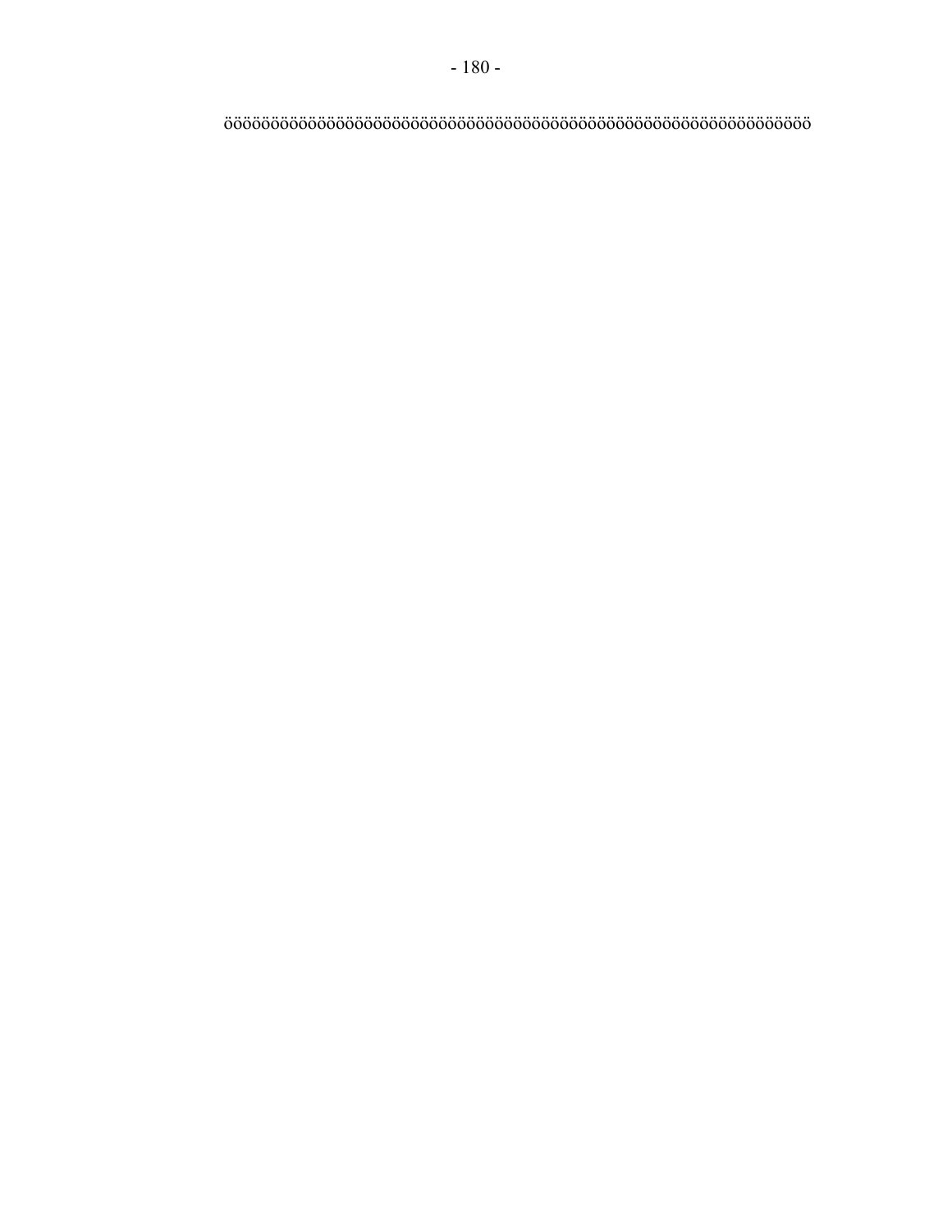öööööööööööööööööööööööööööööööööööööööööööööööööööööööööööö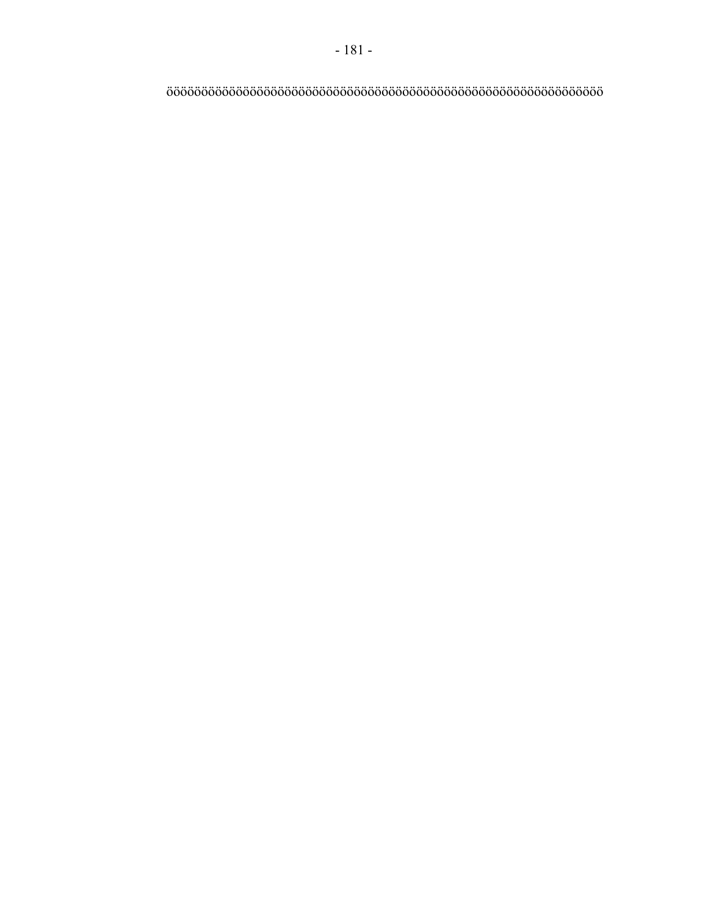öööööööööööööööööööööööööööööööööööööööööööööööööööööööööööö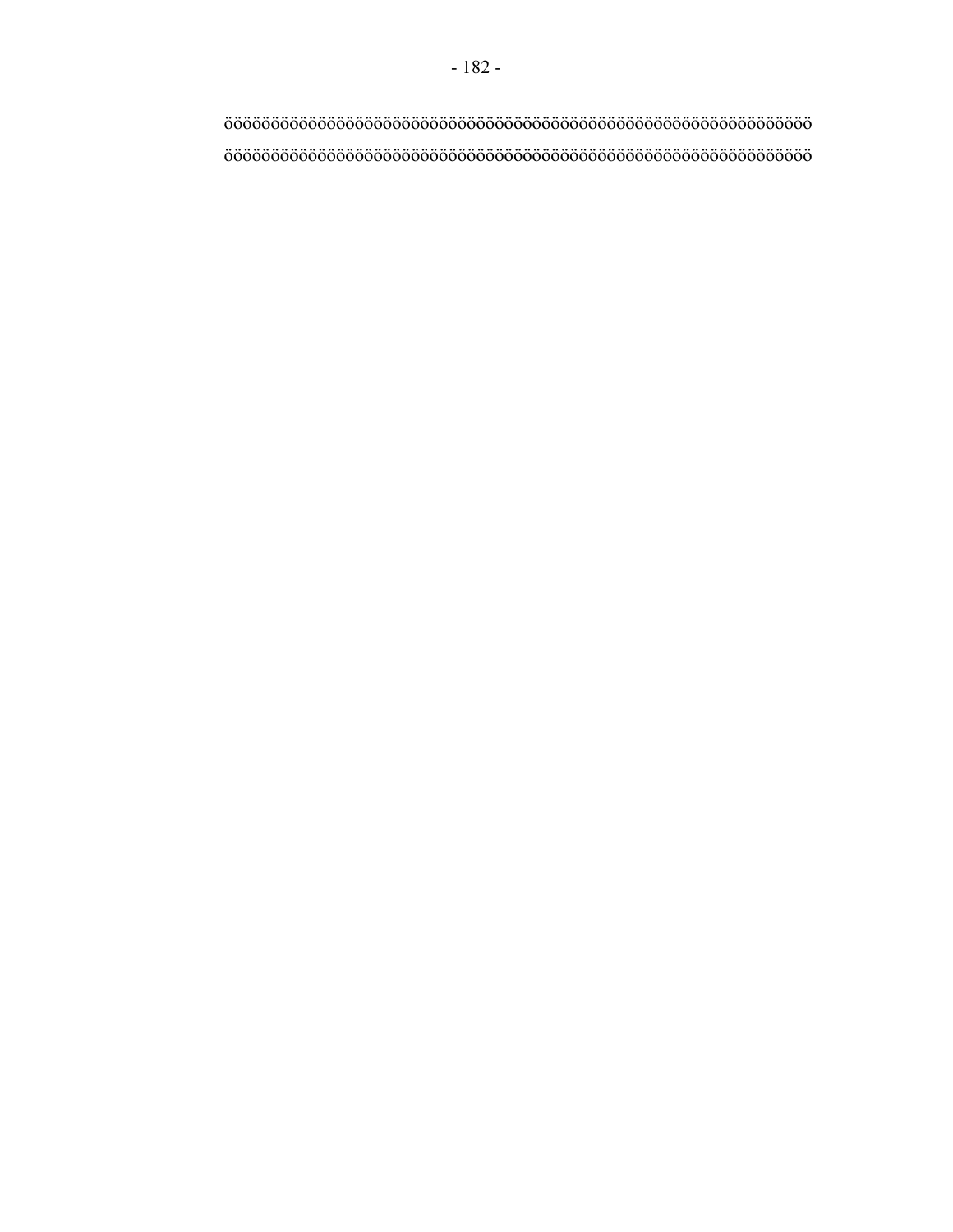öööööööööööööööööööööööööööööööööööööööööööööööööööööööööööööööö

öööööööööööööööööööööööööööööööööööööööööööööööööööööööööööööööö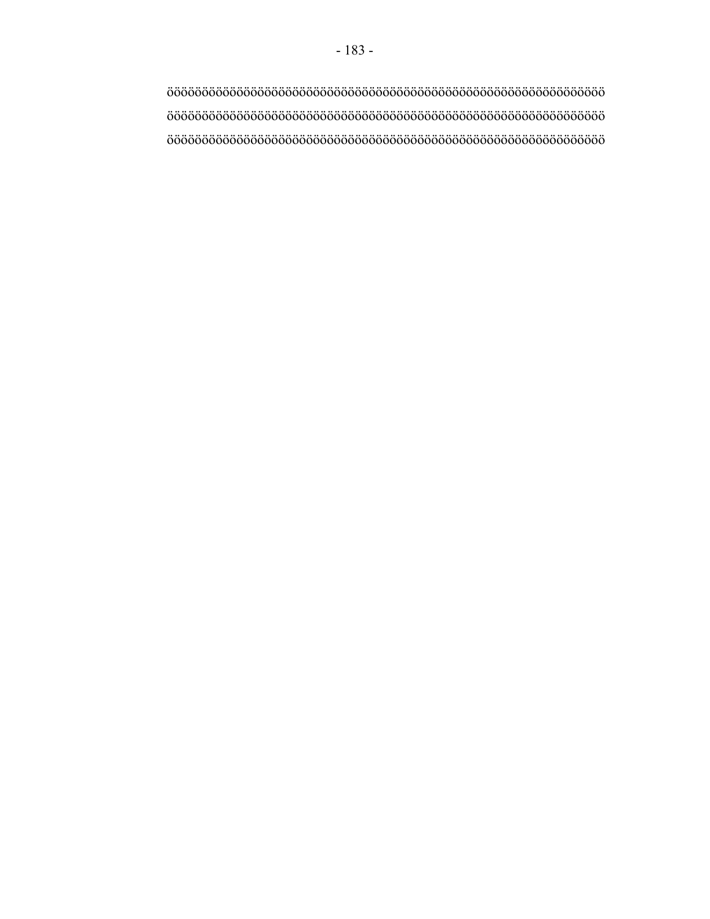ööööööööööööööööööööööööööööööööööööööööööööööööööööööööööööö
ööööööööööööööööööööööööööööööööööööööööööööööööööööööööööööö
ööööööööööööööööööööööööööööööööööööööööööööööööööööööööööööö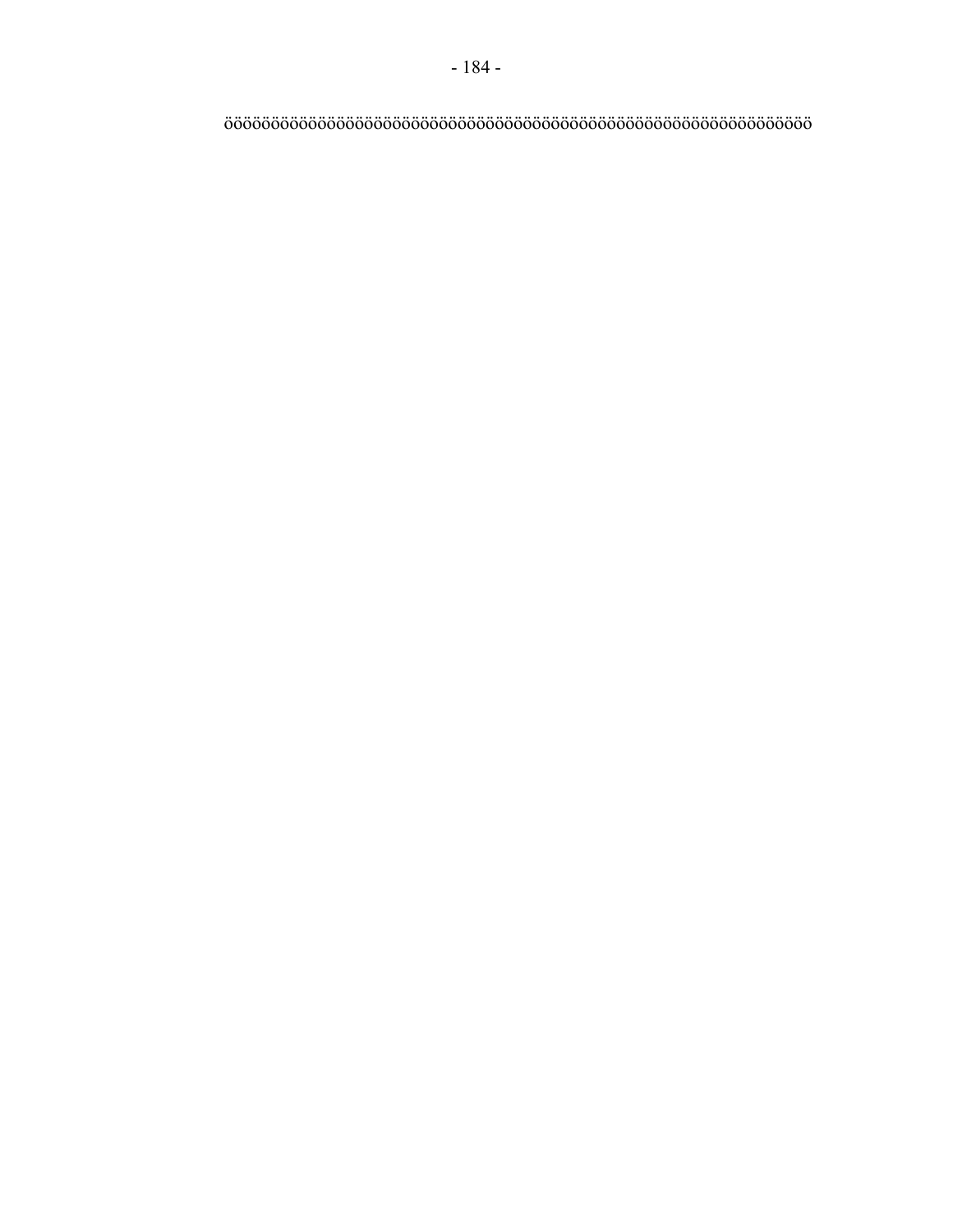öööööööööööööööööööööööööööööööööööööööööööööööööööööööööööööööö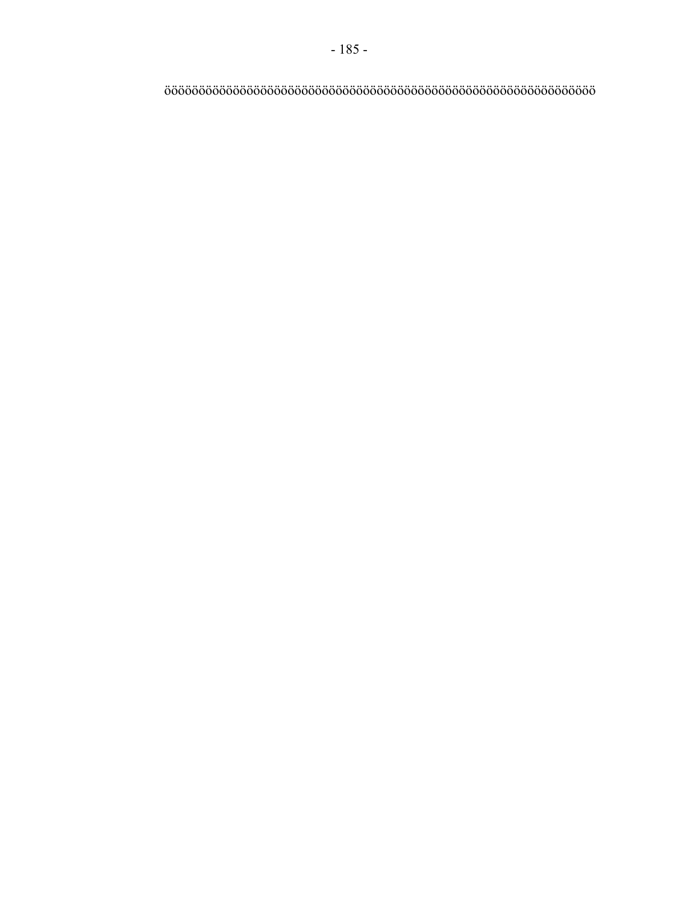öööööööööööööööööööööööööööööööööööööööööööööööööööööööööööööööööööööööööööö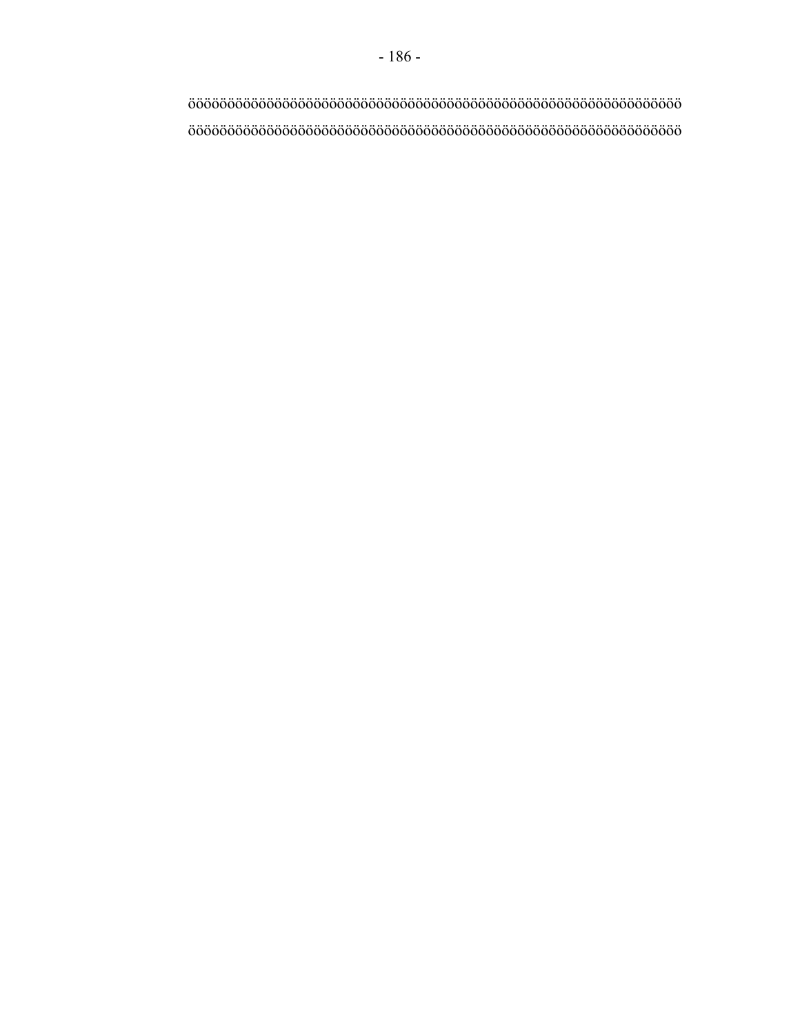öööööööööööööööööööööööööööööööööööööööööööööööööööööööööööööööööööö
ööööööööööööööööööööööööööööööööööööööööööööööööööööööööööööööööööööö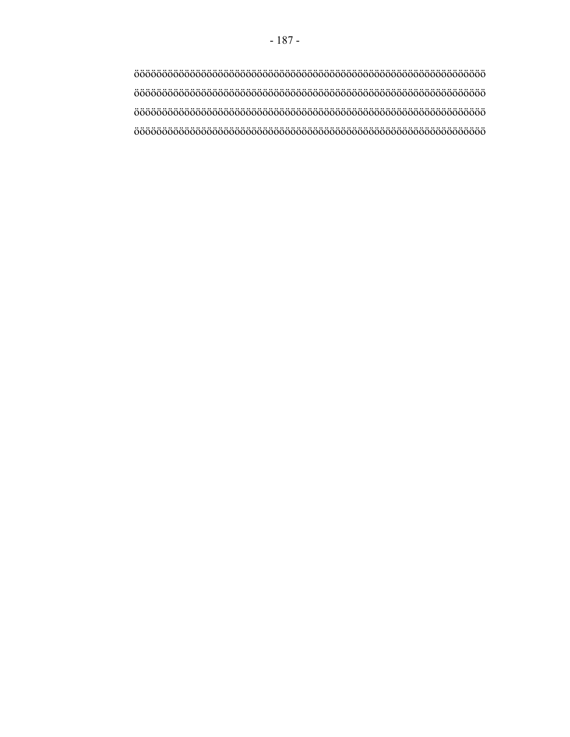öööööööööööööööööööööööööööööööööööööööööööööööööööööööööööööö
öööööööööööööööööööööööööööööööööööööööööööööööööööööööööööööö
öööööööööööööööööööööööööööööööööööööööööööööööööööööööööööööö
öööööööööööööööööööööööööööööööööööööööööööööööööööööööööööööö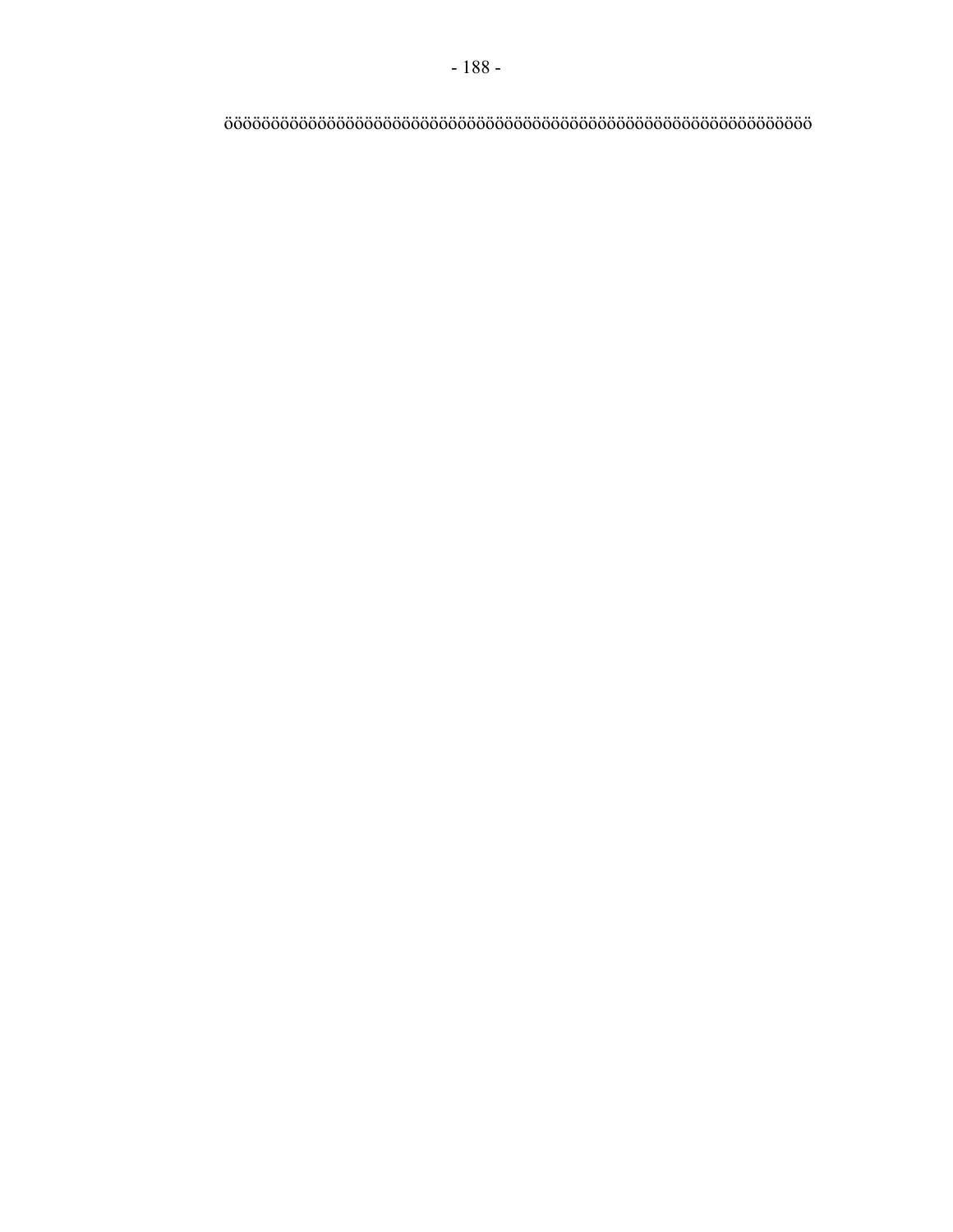öööööööööööööööööööööööööööööööööööööööööööööööööööööööööööööööööööööööö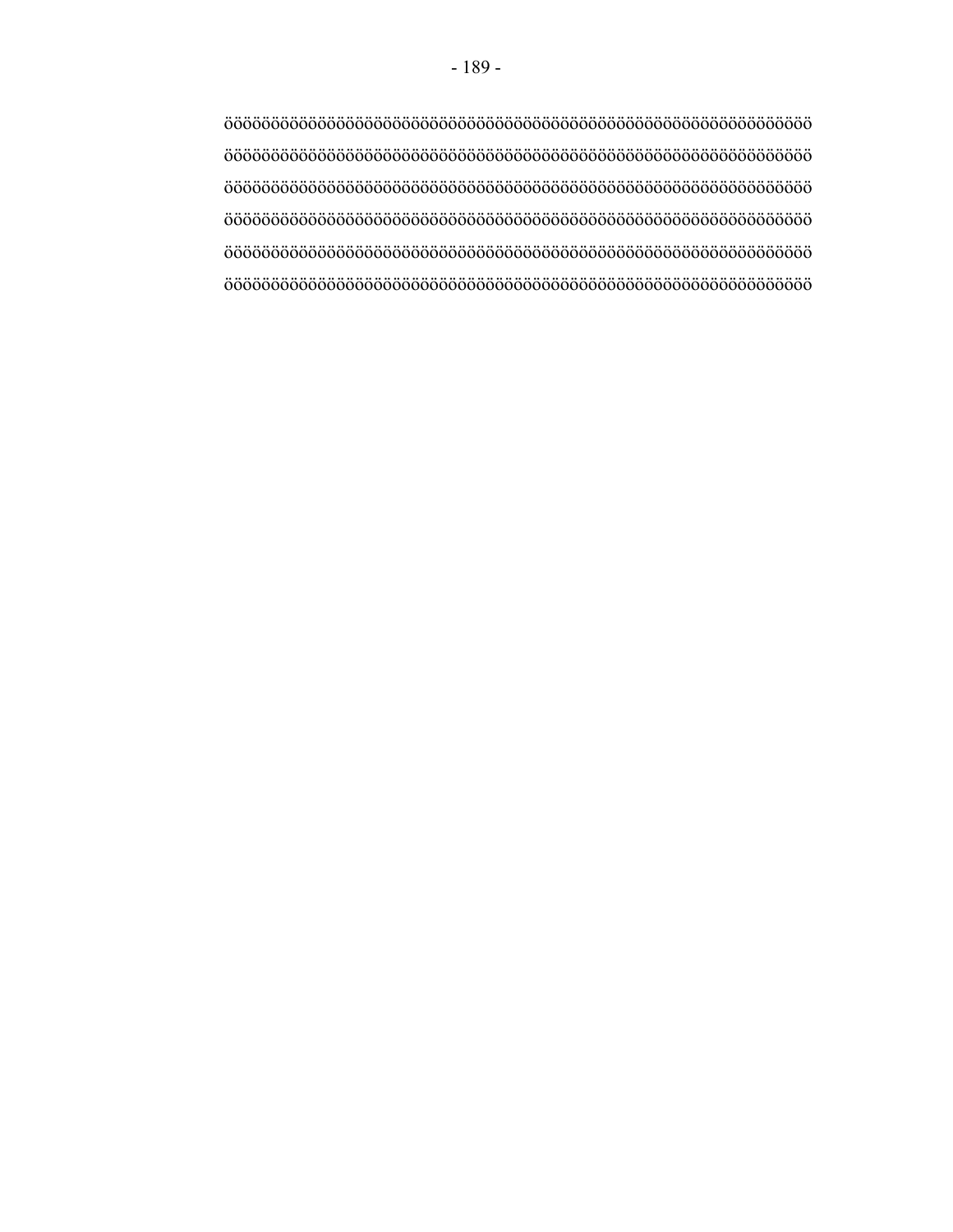öööööööööööööööööööööööööööööööööööööööööööööööööööööööööööööööööööö

öööööööööööööööööööööööööööööööööööööööööööööööööööööööööööööööööööö

öööööööööööööööööööööööööööööööööööööööööööööööööööööööööööööööööööö

öööööööööööööööööööööööööööööööööööööööööööööööööööööööööööööööööööö

öööööööööööööööööööööööööööööööööööööööööööööööööööööööööööööööööööö

öööööööööööööööööööööööööööööööööööööööööööööööööööööööööööööööööööö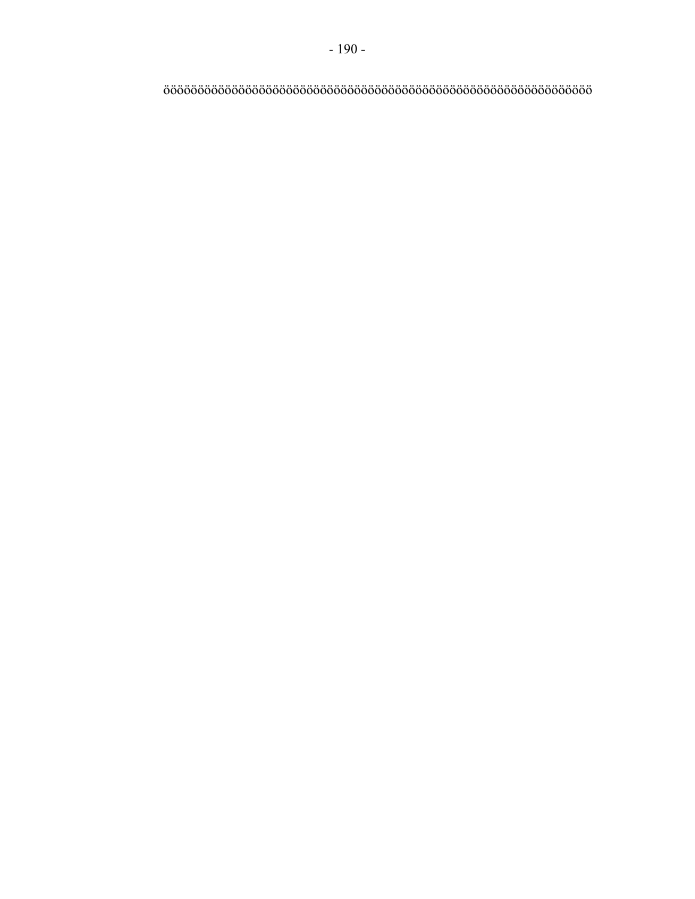öööööööööööööööööööööööööööööööööööööööööööööööööööööööööööööööö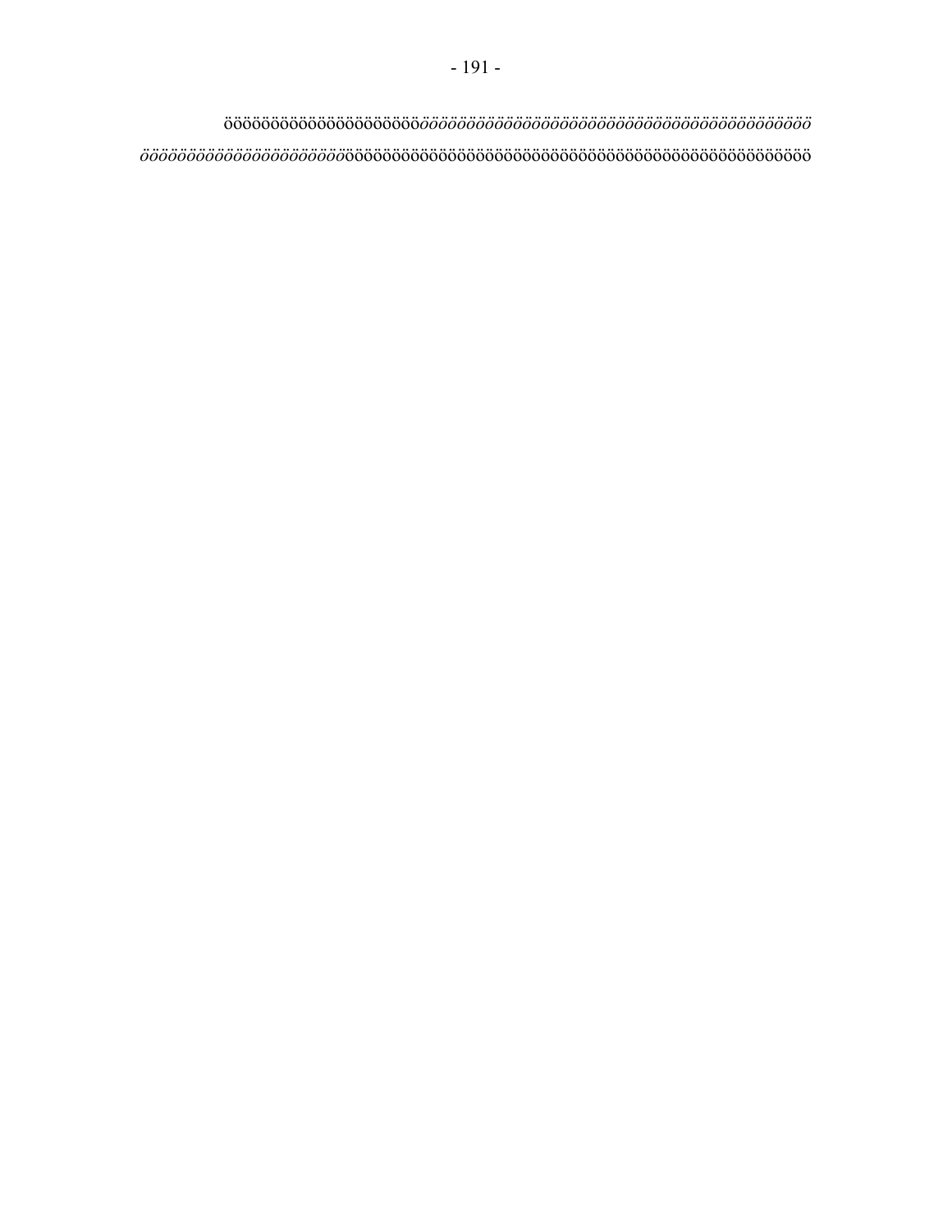öööööööööööööööööööööö*ööööööööööööööööööööööööööööööööööööööööööööö*
*öööööööööööööööööööööööö*öööööööööööööööööööööööööööööööööööööööööööööööööööööö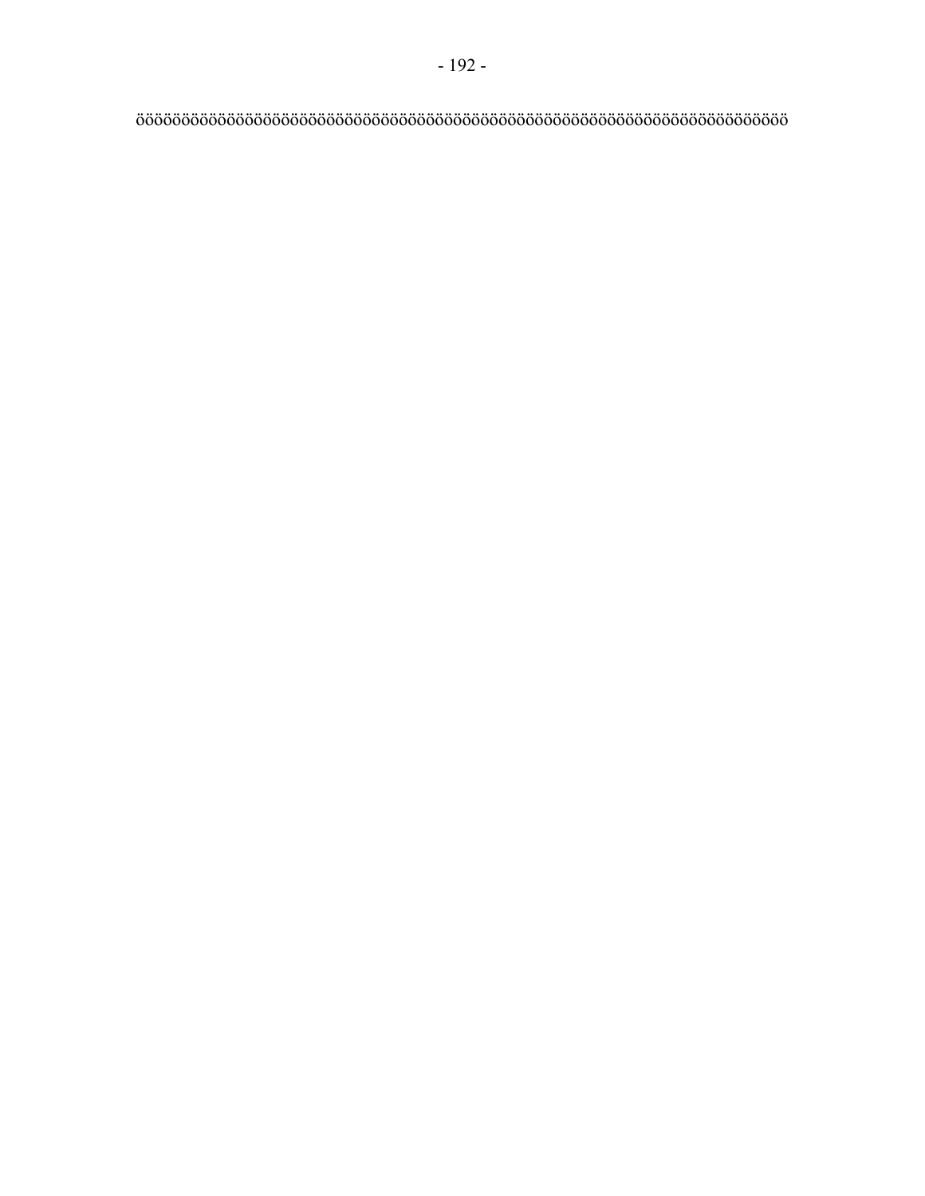öööööööööööööööööööööööööööööööööööööööööööööööööööööööööööööööööööööööö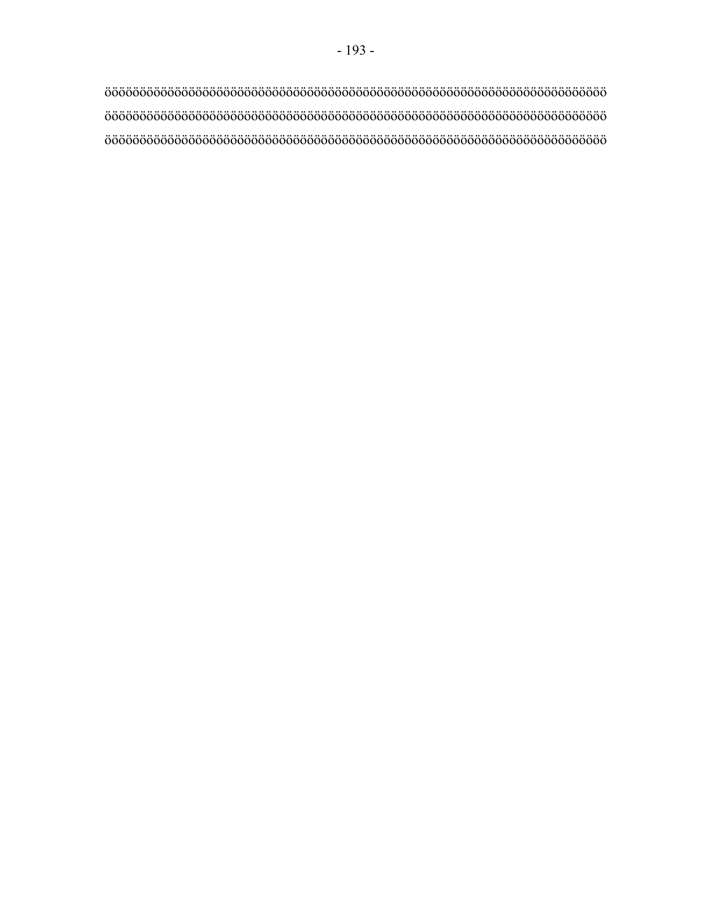öööööööööööööööööööööööööööööööööööööööööööööööööööööööööööööööööööööö
öööööööööööööööööööööööööööööööööööööööööööööööööööööööööööööööööööööö
öööööööööööööööööööööööööööööööööööööööööööööööööööööööööööööööööööööö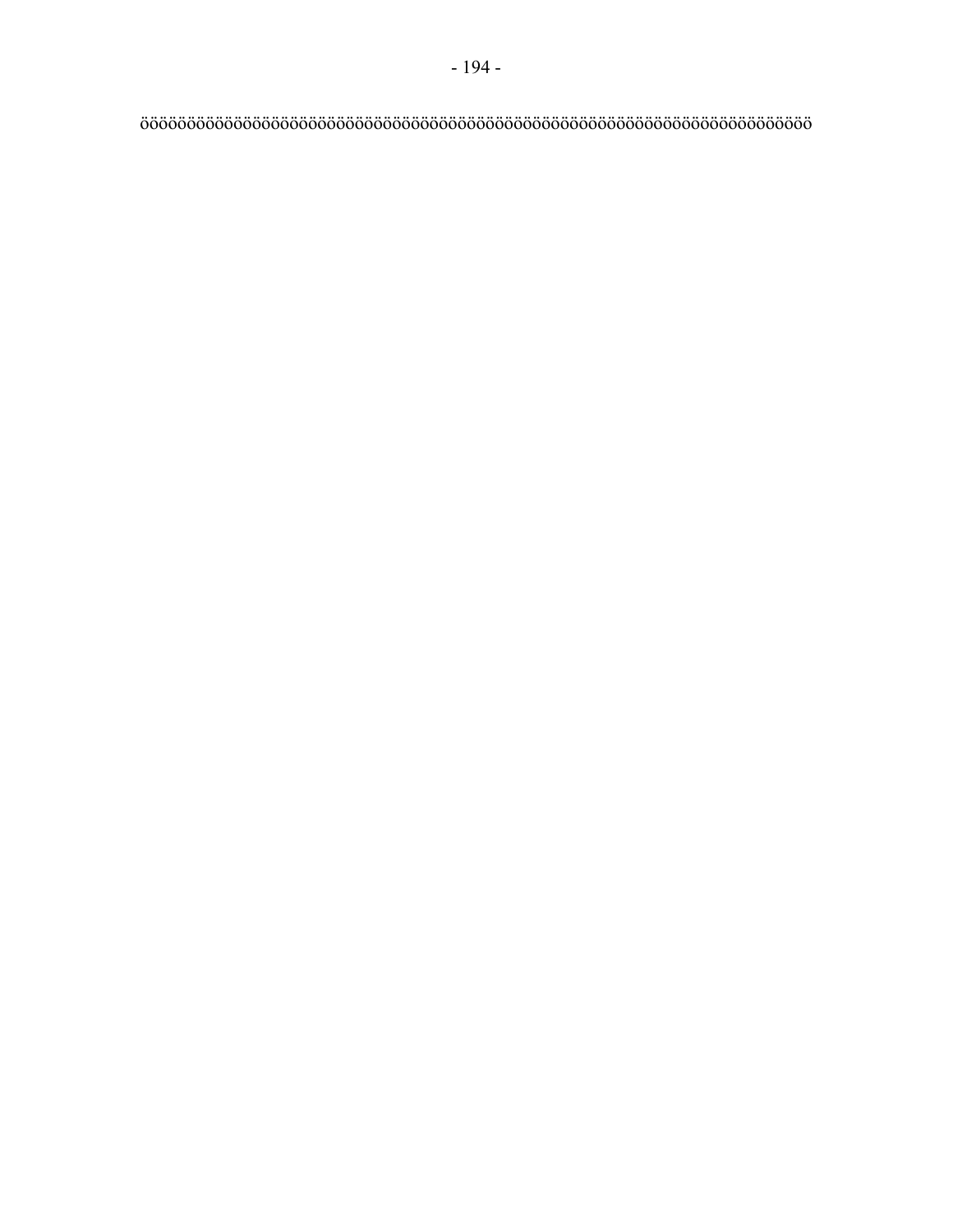öööööööööööööööööööööööööööööööööööööööööööööööööööööööööööööööööööööö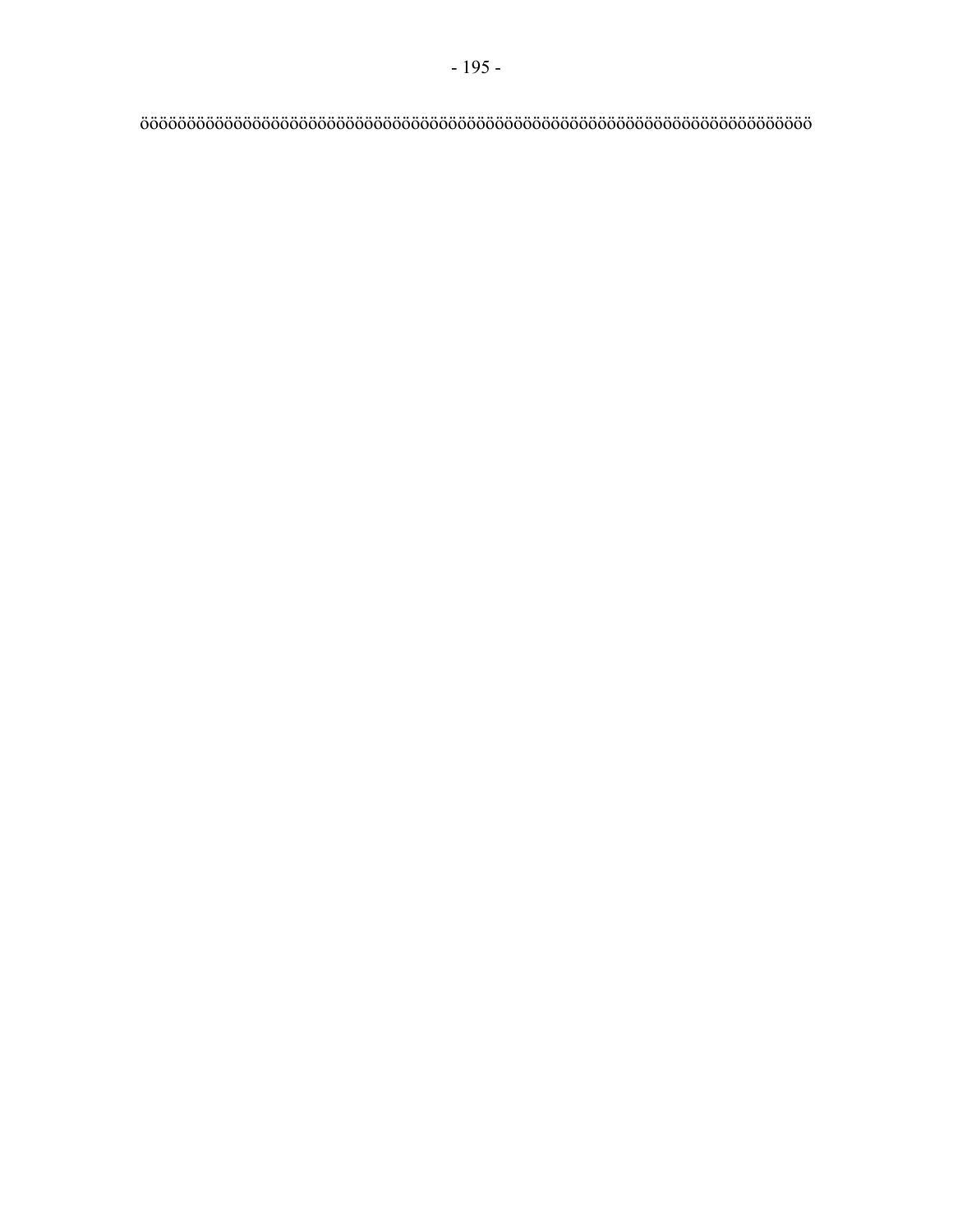öööööööööööööööööööööööööööööööööööööööööööööööööööööööööööööööööööööö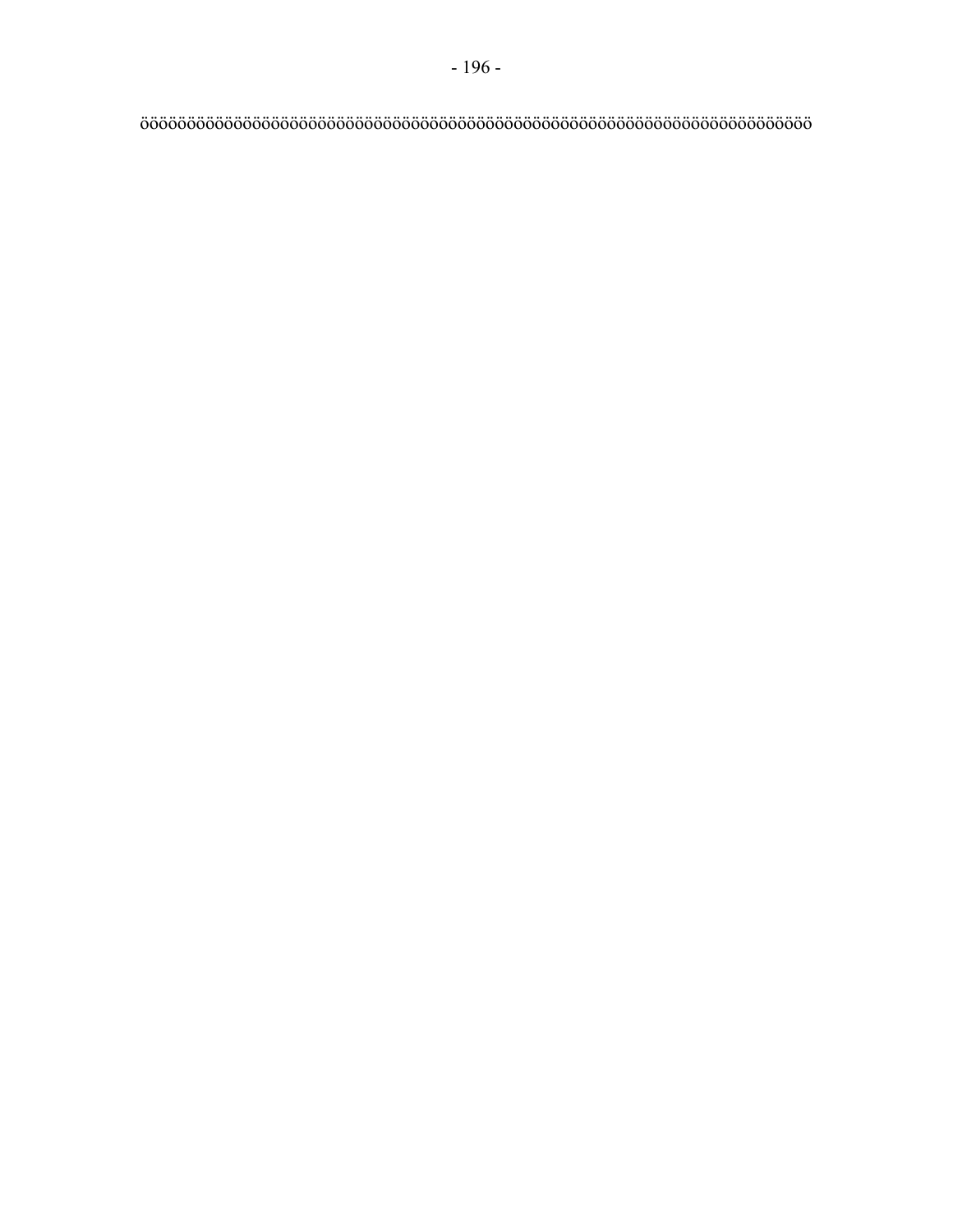öööööööööööööööööööööööööööööööööööööööööööööööööööööööööööööööööööööööö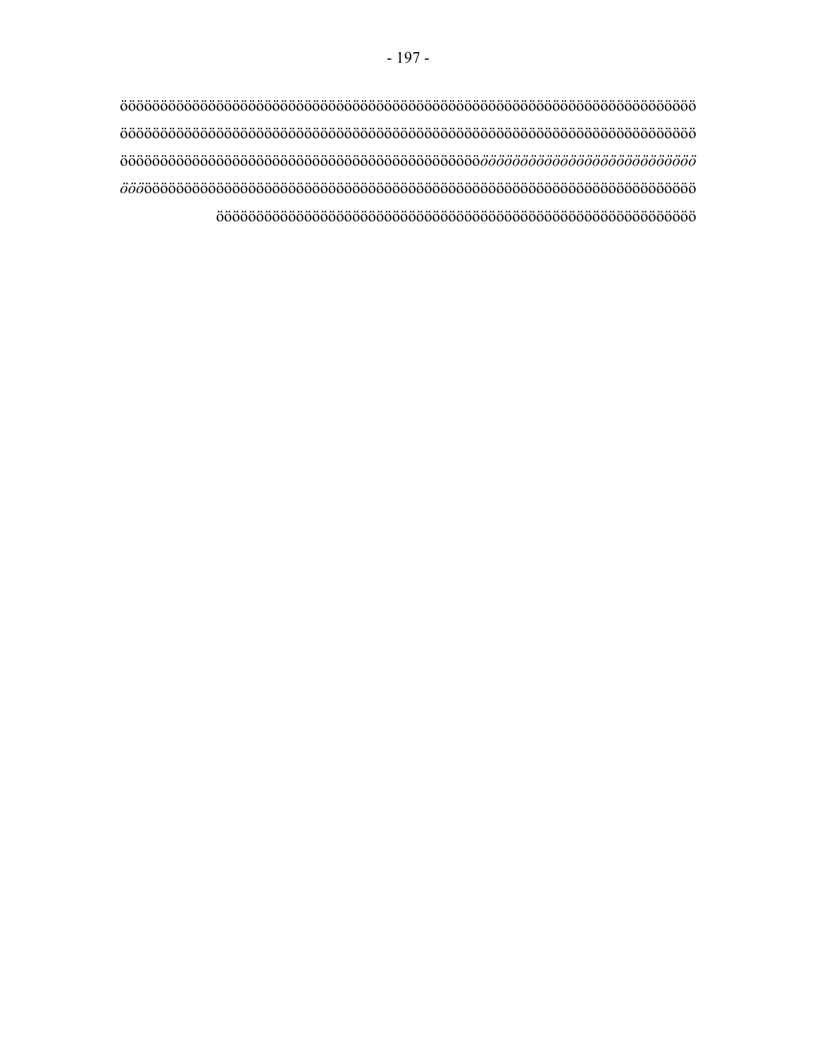öööööööööööööööööööööööööööööööööööööööööööööööööööööööööööö

öööööööööööööööööööööööööööööööööööööööööööööööööööööööööööö

öööööööööööööööööööööööööööööööööööööö*ööööööööööööööööööööööö*

*ööö*ööööööööööööööööööööööööööööööööööööööööööööööööööööööööö

ööööööööööööööööööööööööööööööööööööööööööööööööööö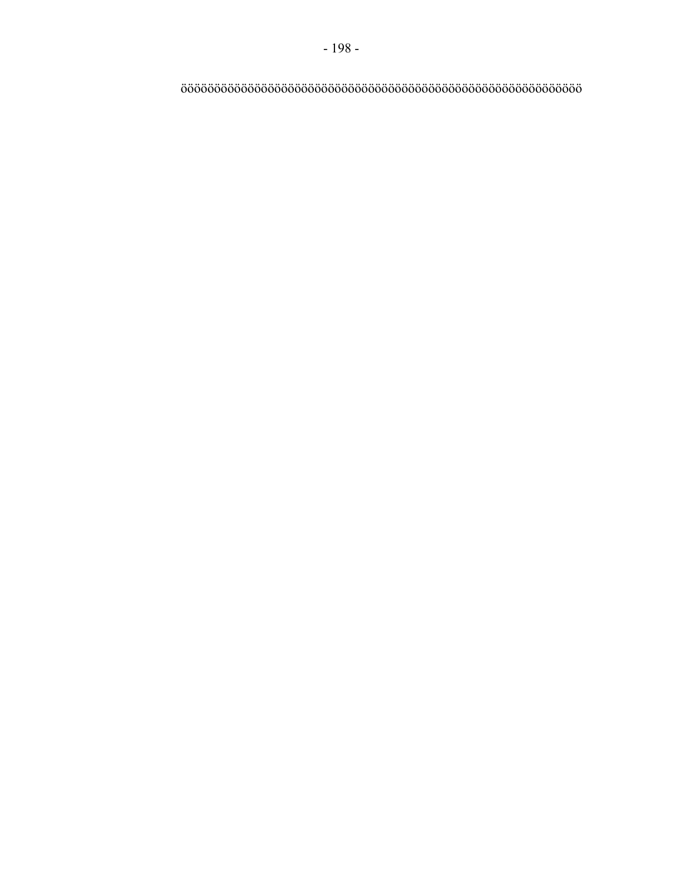öööööööööööööööööööööööööööööööööööööööööööööööööööööööööö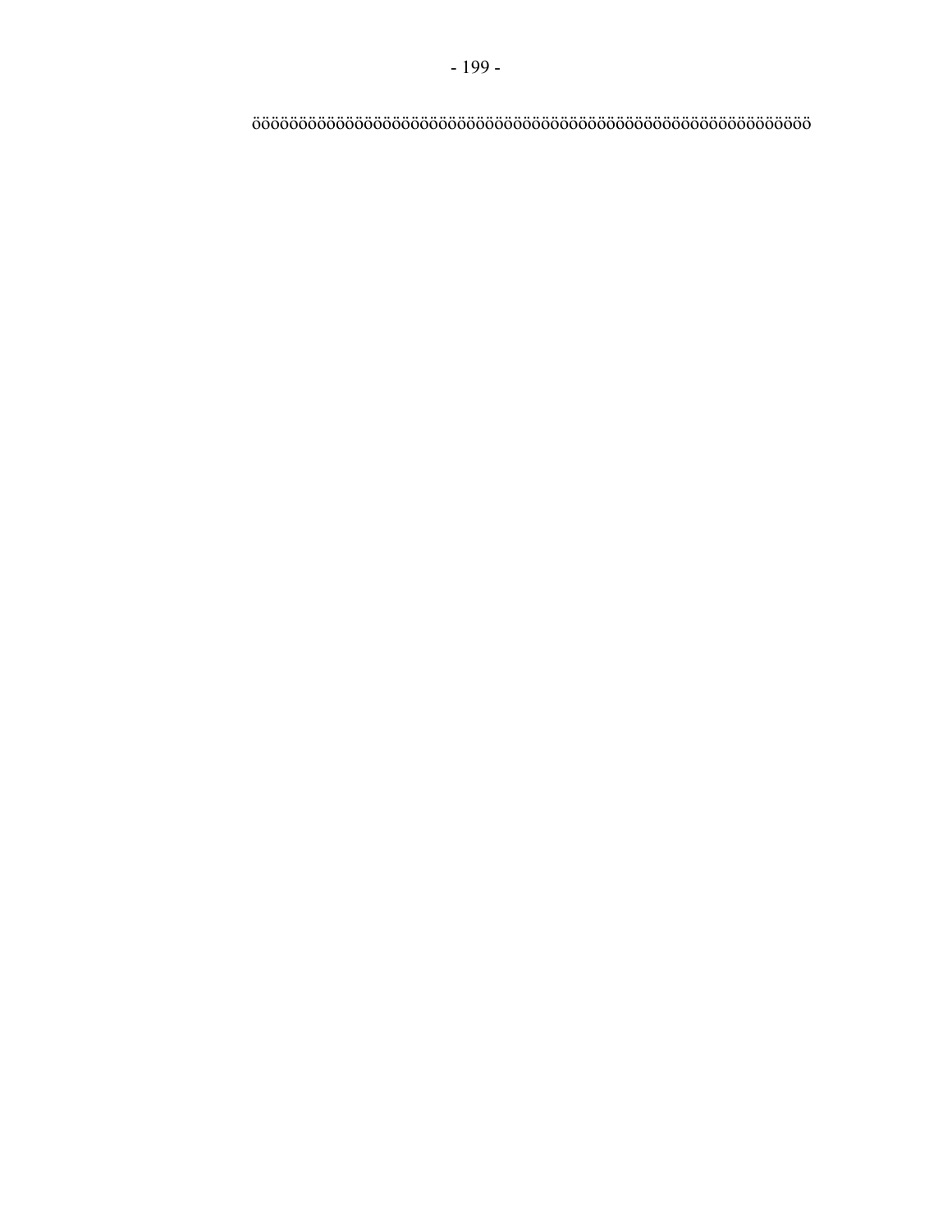öööööööööööööööööööööööööööööööööööööööööööööööööööööööööö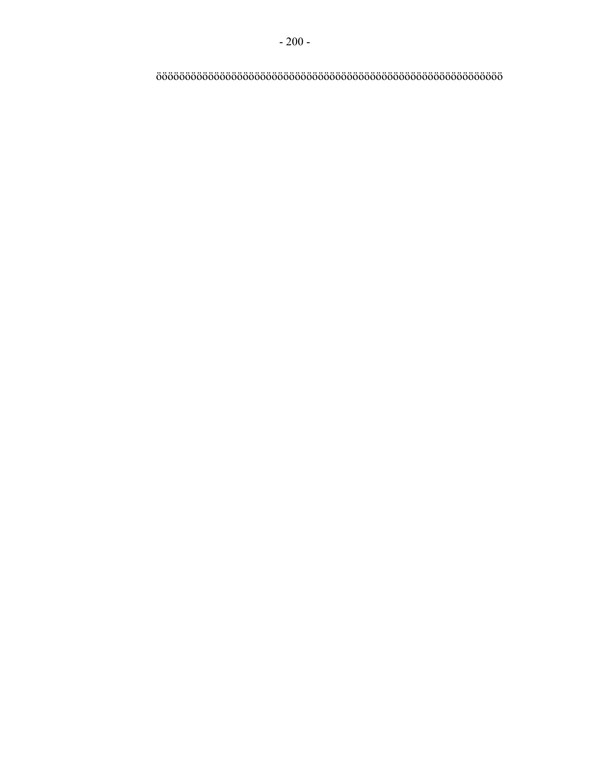ööööööööööööööööööööööööööööööööööööööööööööööööööööööööööö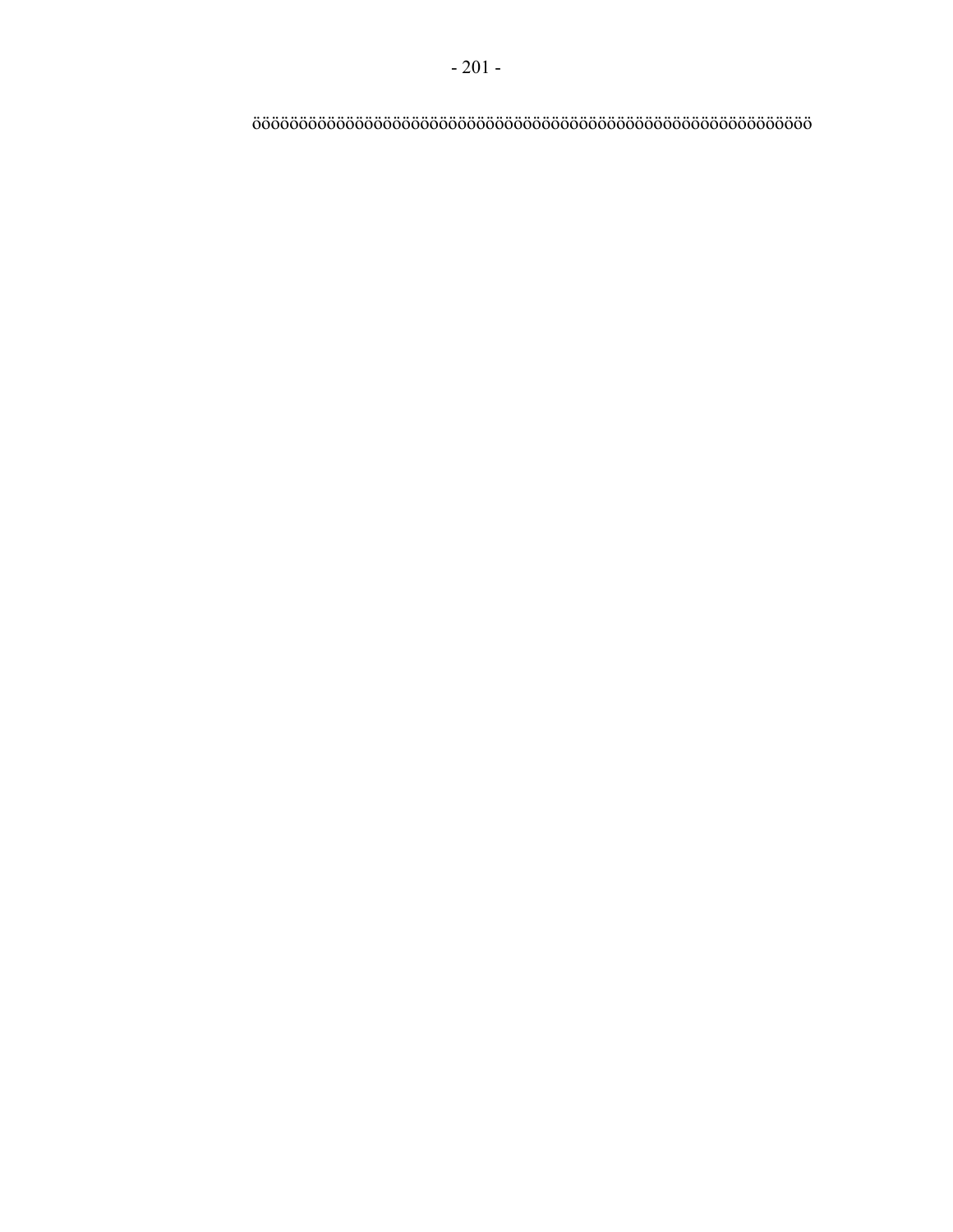ööööööööööööööööööööööööööööööööööööööööööööööööööööööööööööö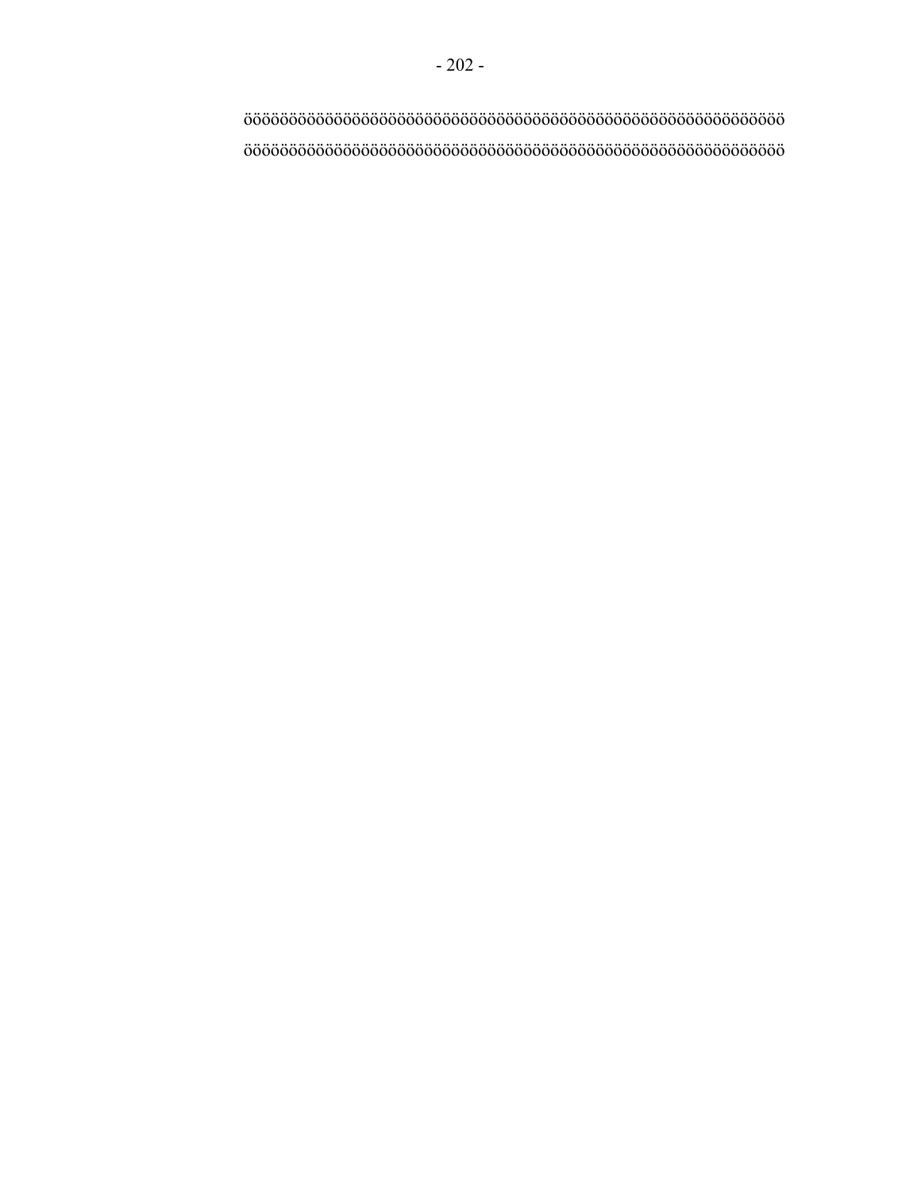öööööööööööööööööööööööööööööööööööööööööööööööööööööööööööö
öööööööööööööööööööööööööööööööööööööööööööööööööööööööööööö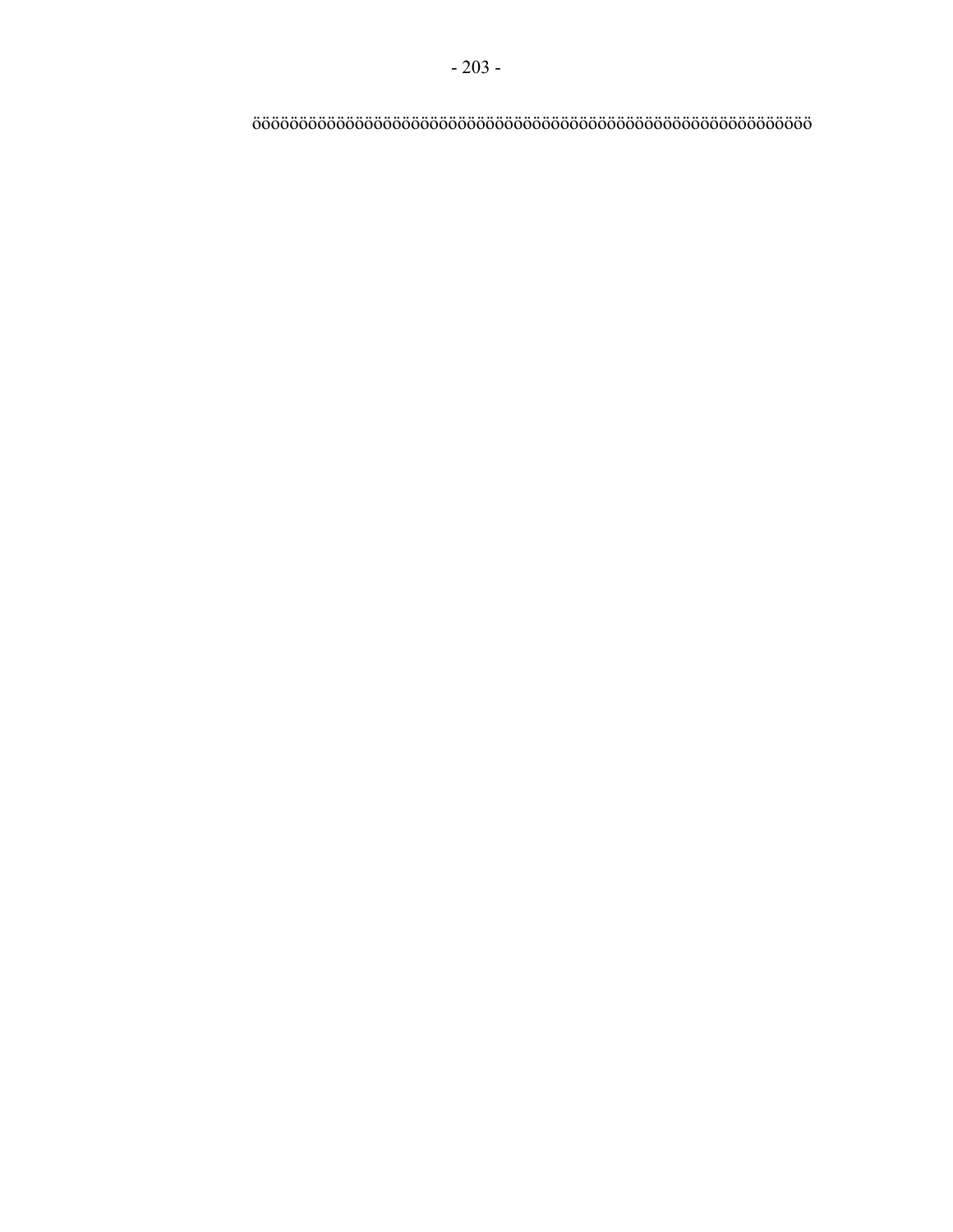ööööööööööööööööööööööööööööööööööööööööööööööööööööööööööööö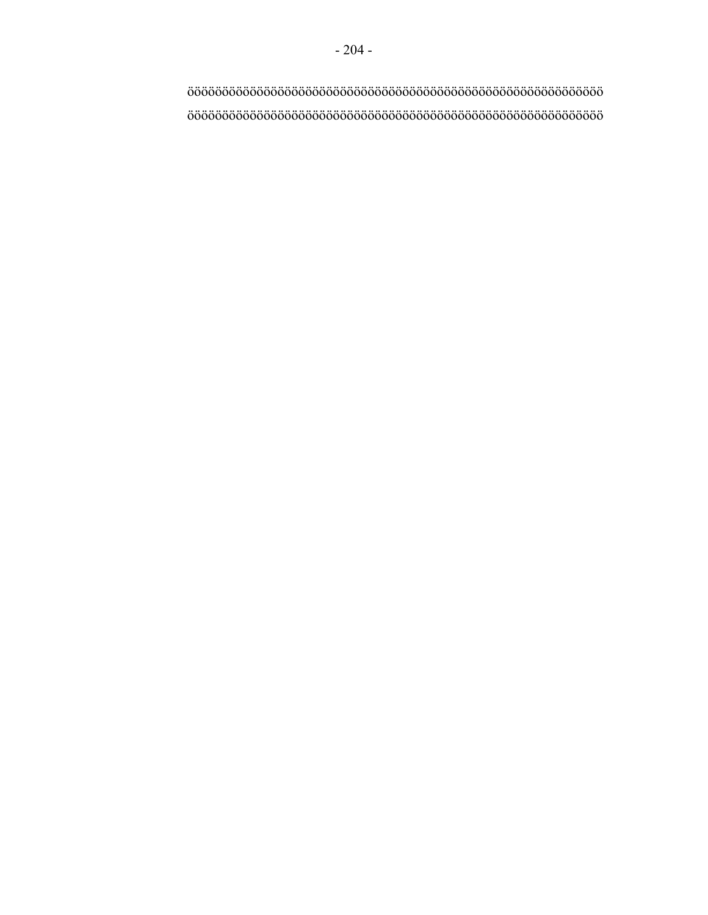ööööööööööööööööööööööööööööööööööööööööööööööööööööööö

ööööööööööööööööööööööööööööööööööööööööööööööööööööööö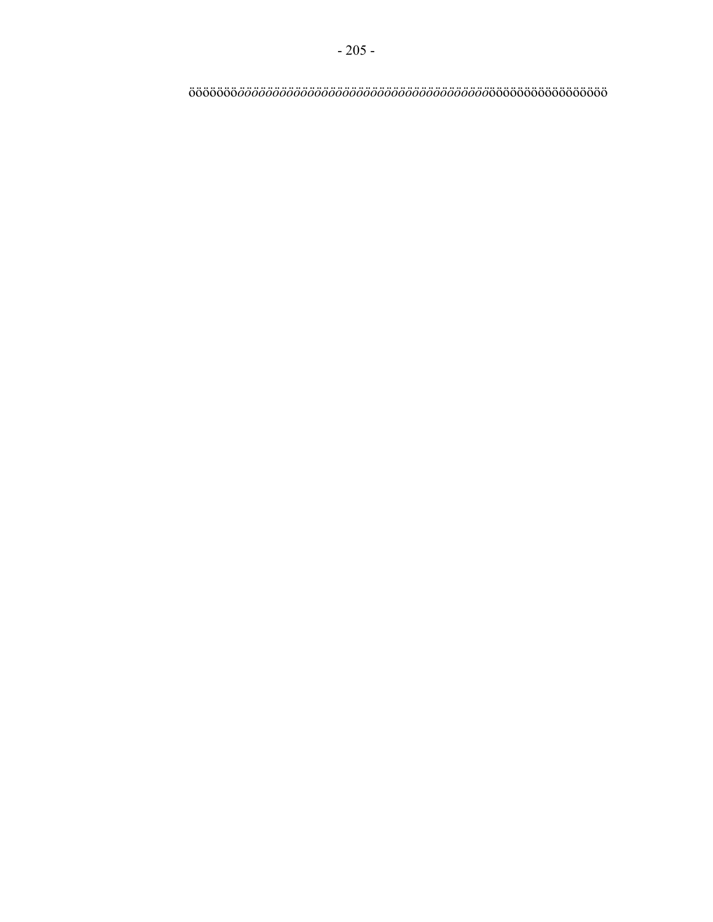ööööööö*ööööööööööööööööööööööööööööööööööööööööööö*öööööööööööööööööööö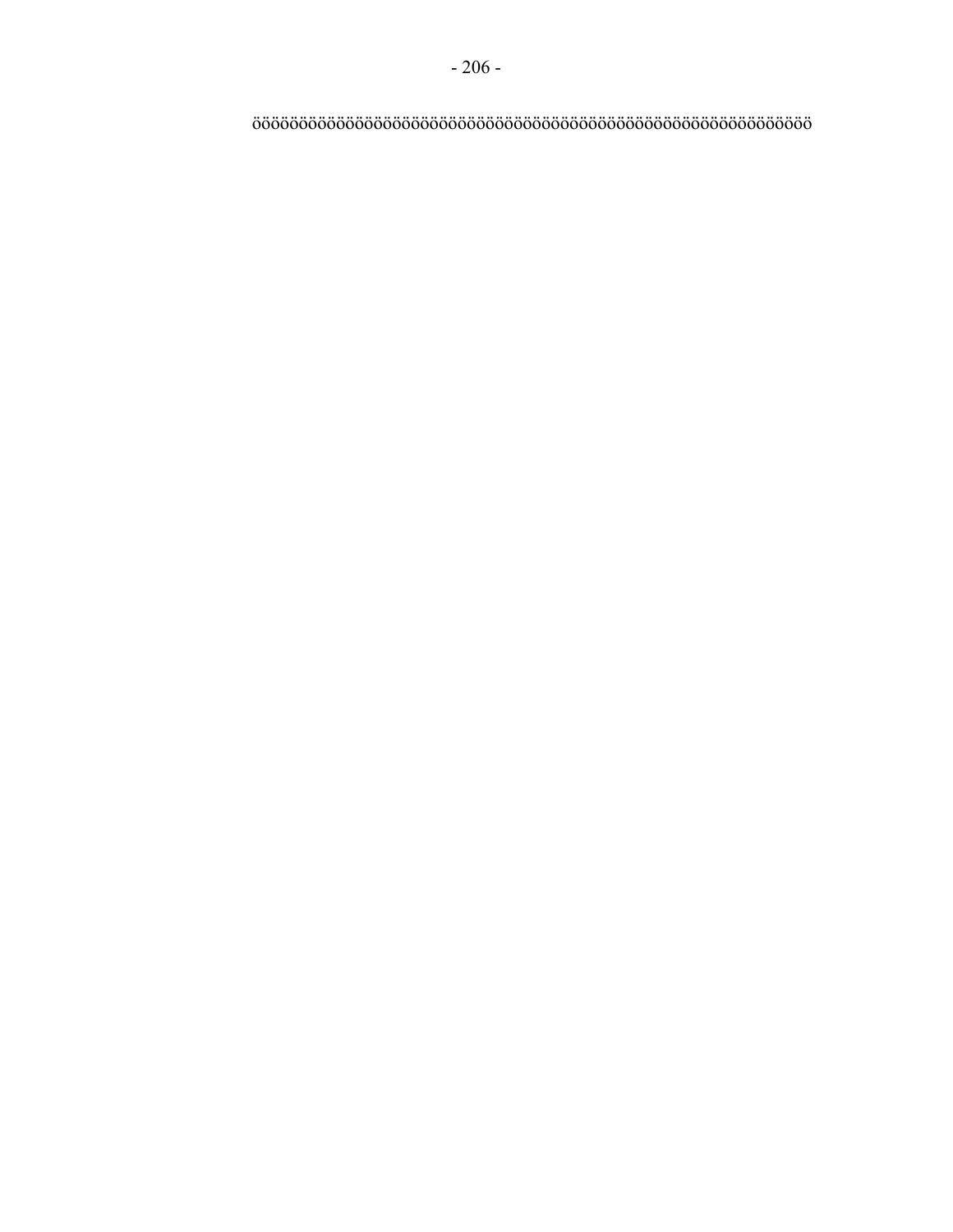öööööööööööööööööööööööööööööööööööööööööööööööööööööööööööö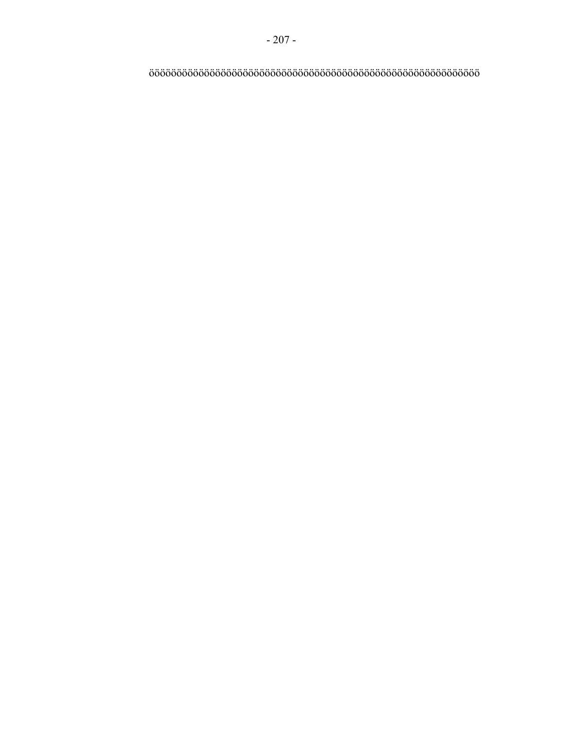ööööööööööööööööööööööööööööööööööööööööööööööööööööööööö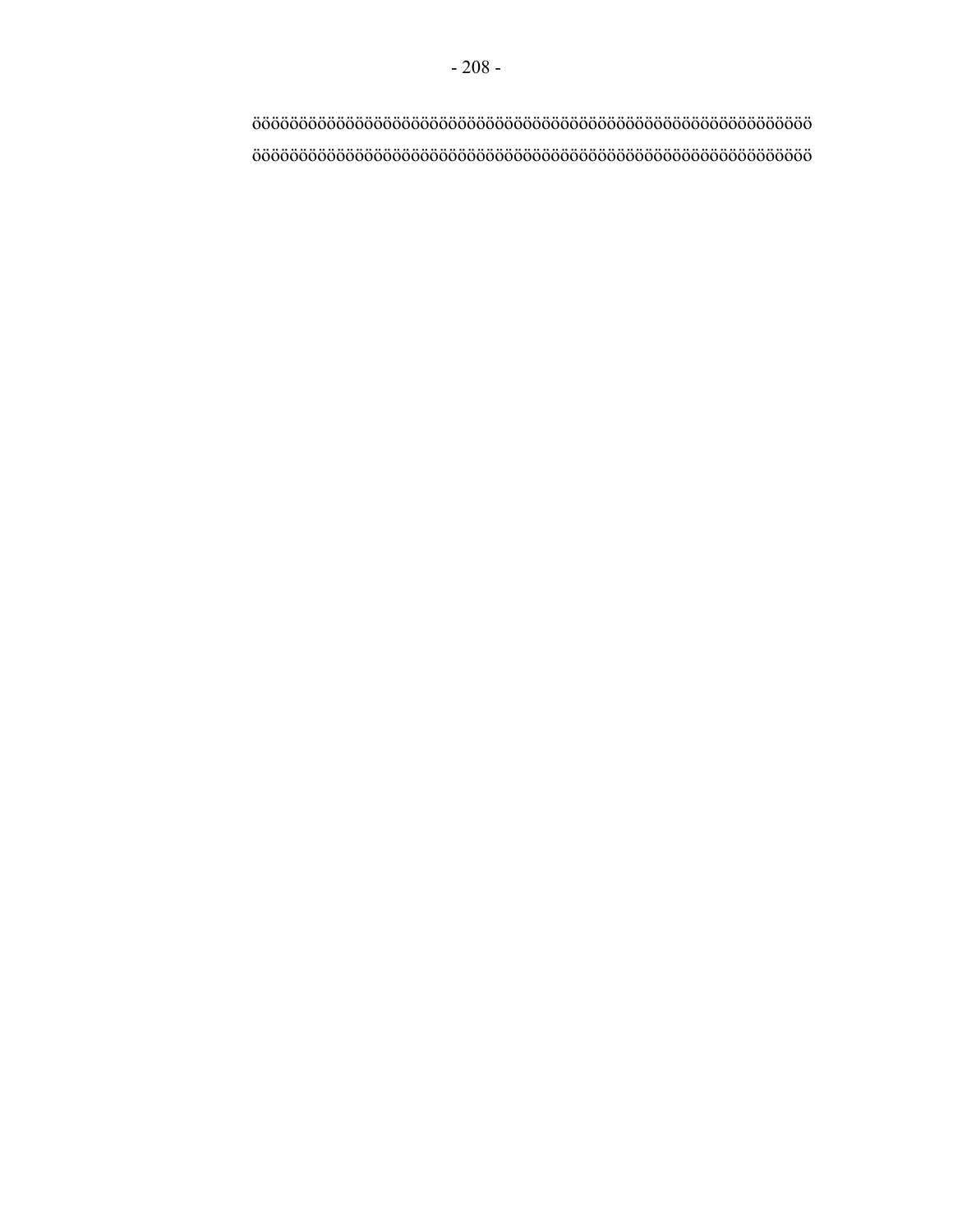öööööööööööööööööööööööööööööööööööööööööööööööööööööööööööö
öööööööööööööööööööööööööööööööööööööööööööööööööööööööööööö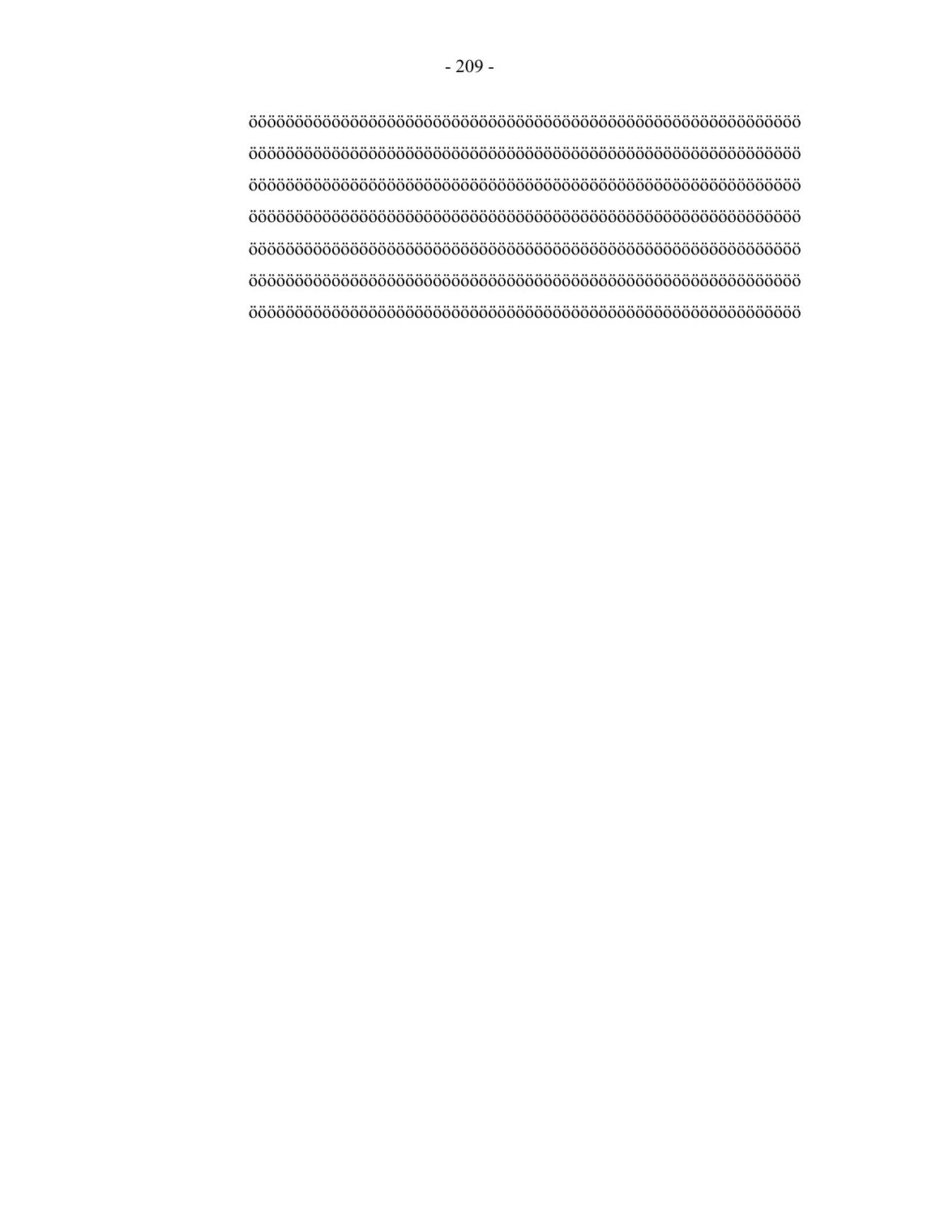ööööööööööööööööööööööööööööööööööööööööööööööööööööööööö

ööööööööööööööööööööööööööööööööööööööööööööööööööööööööö

ööööööööööööööööööööööööööööööööööööööööööööööööööööööööö

ööööööööööööööööööööööööööööööööööööööööööööööööööööööööö

ööööööööööööööööööööööööööööööööööööööööööööööööööööööööö

ööööööööööööööööööööööööööööööööööööööööööööööööööööööööö

öööööööööööööööööööööööööööööööööööööööööööööööööööööööö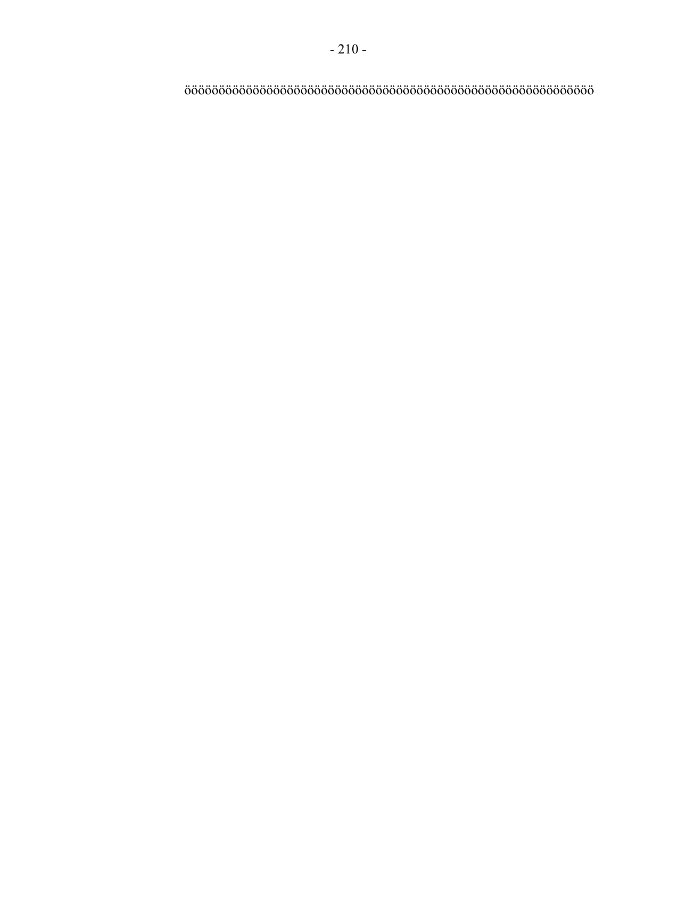öööööööööööööööööööööööööööööööööööööööööööööööööööööööööööö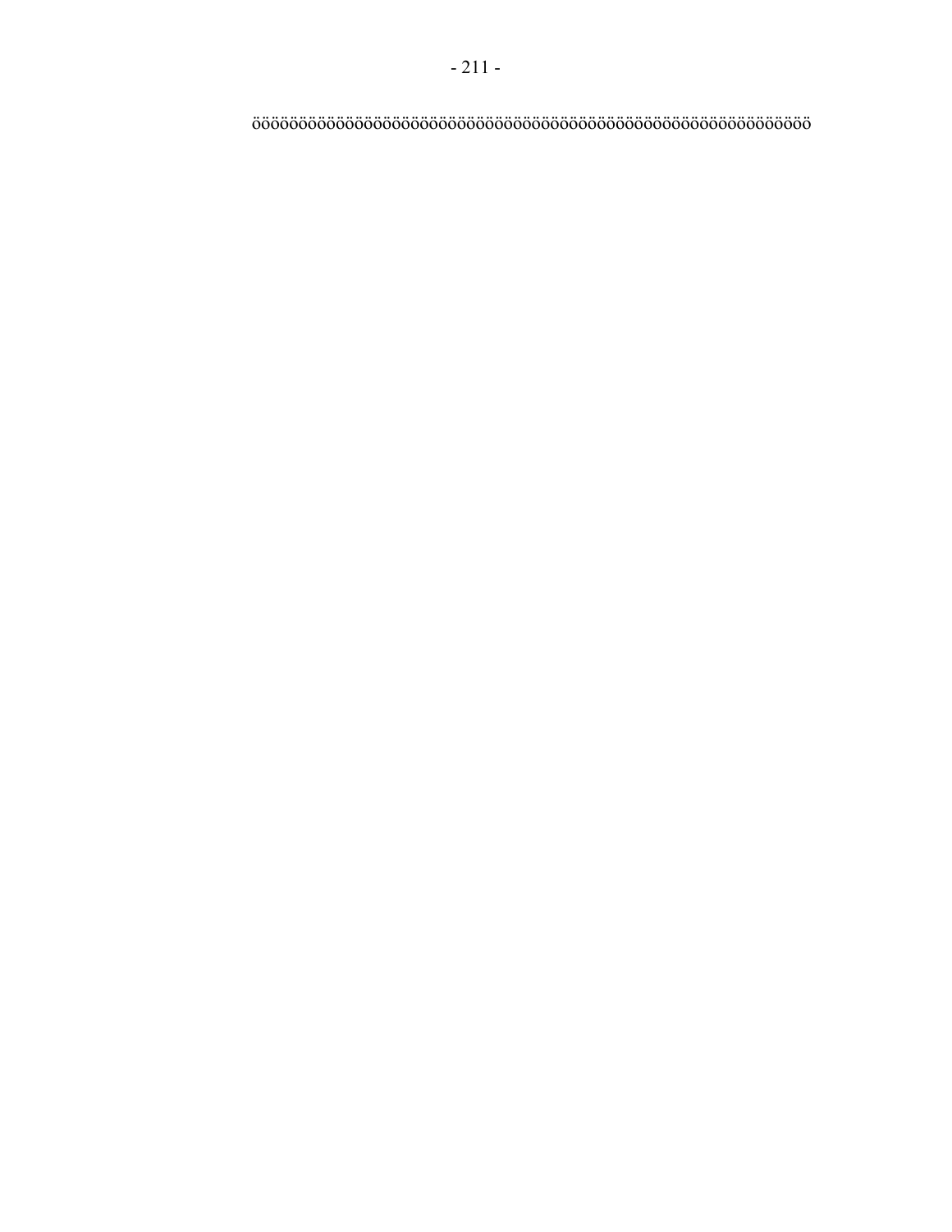öööööööööööööööööööööööööööööööööööööööööööööööööööööööööööö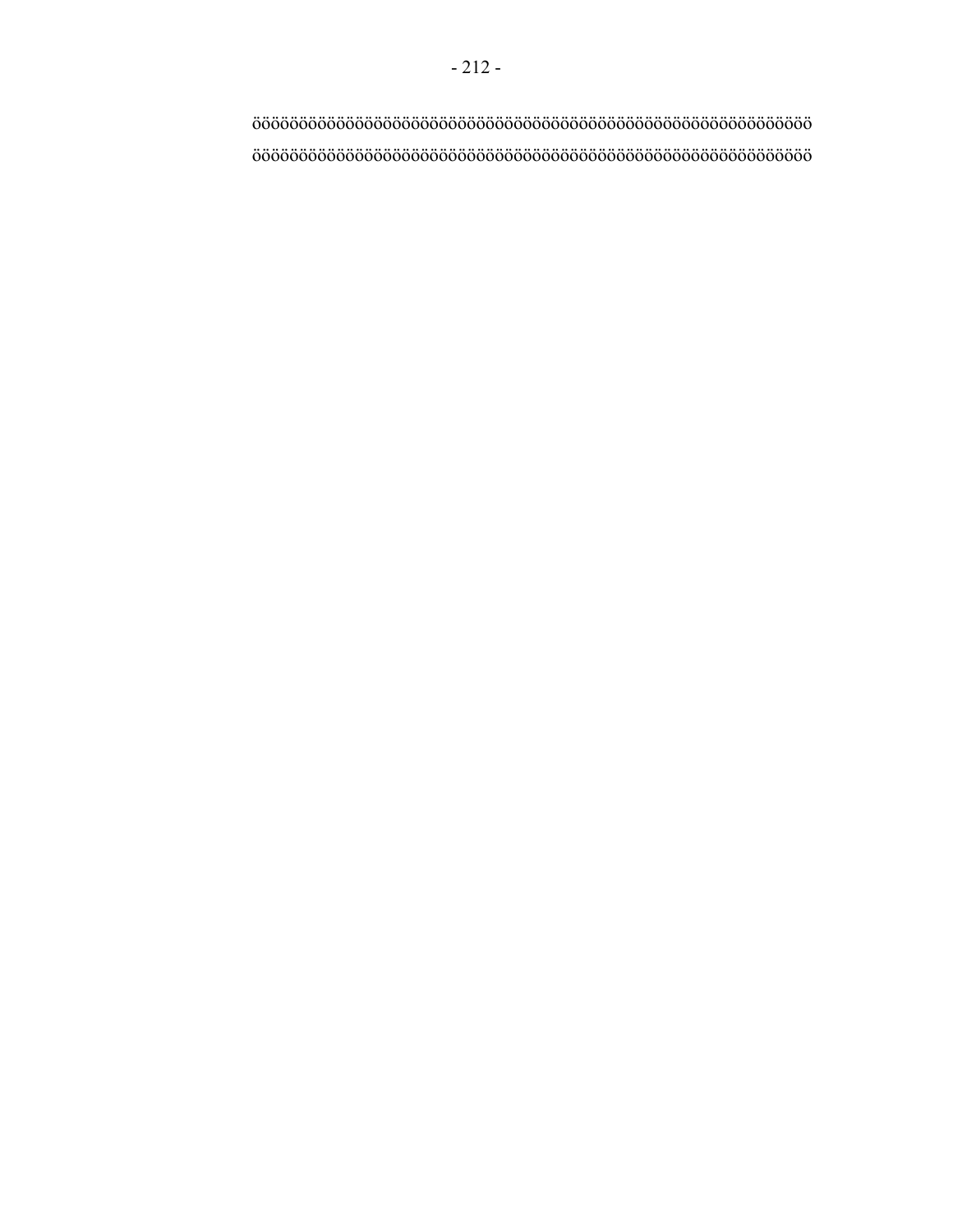ööööööööööööööööööööööööööööööööööööööööööööööööööööööööööööö

ööööööööööööööööööööööööööööööööööööööööööööööööööööööööööööö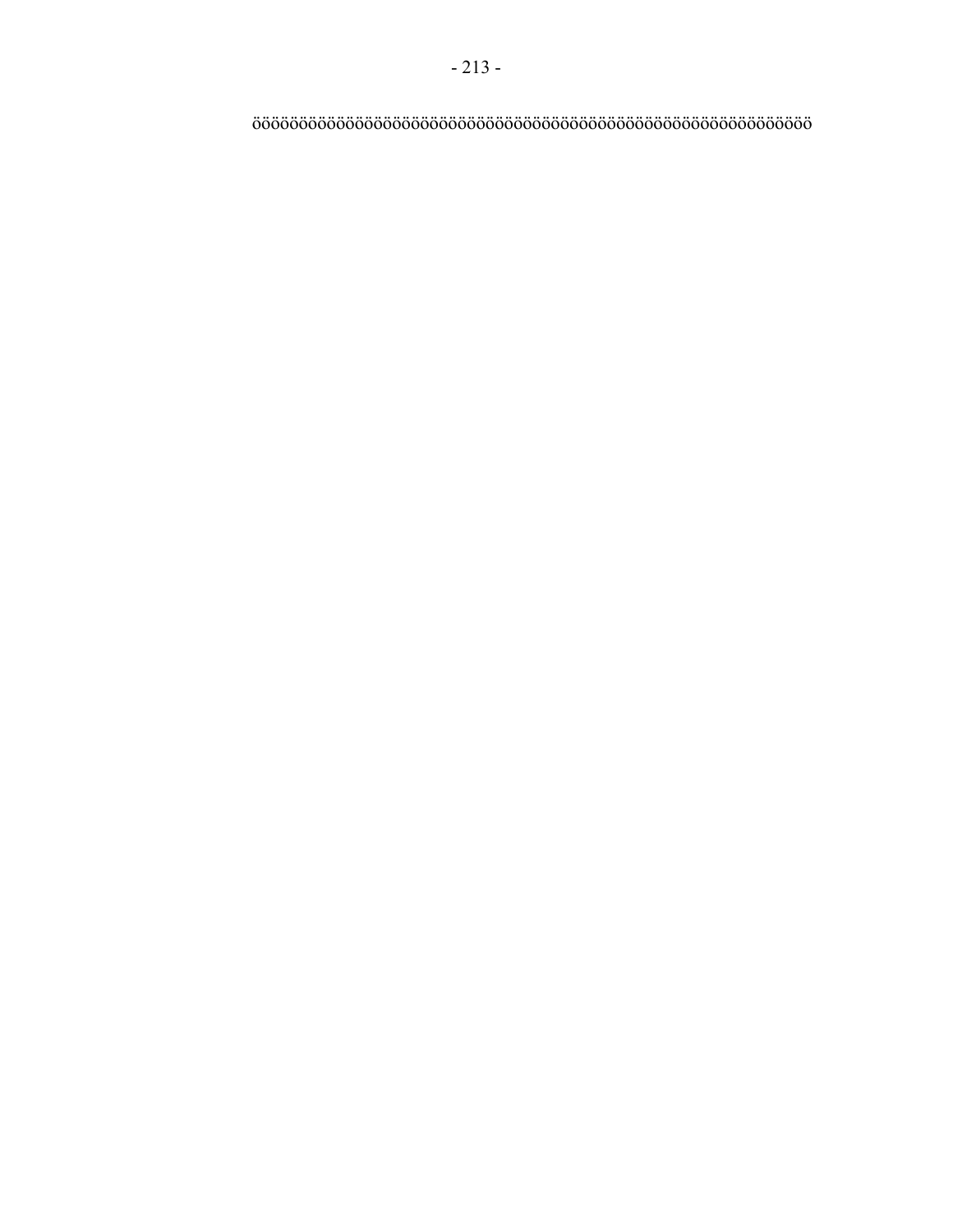öööööööööööööööööööööööööööööööööööööööööööööööööööööööööööööööööööööööö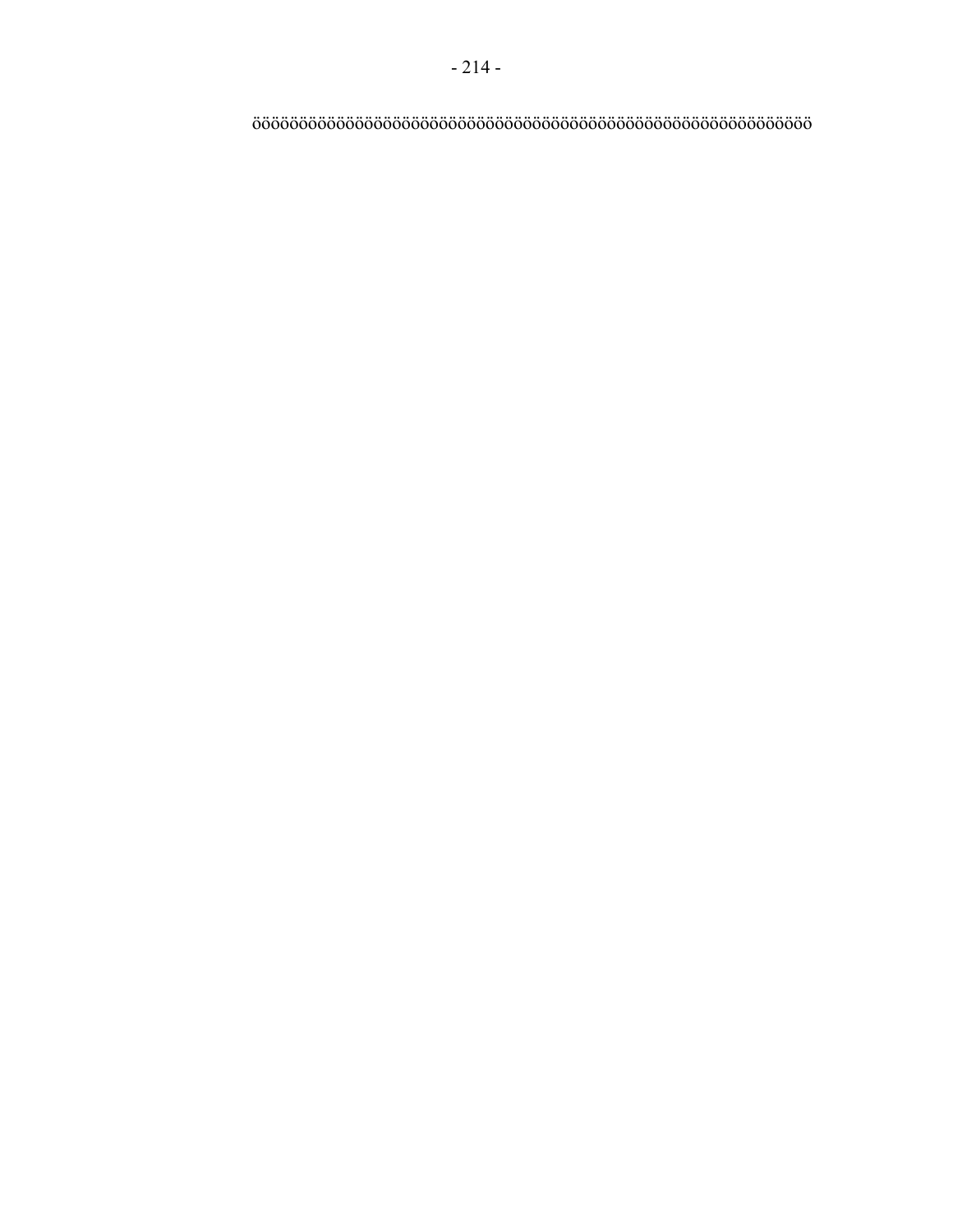ööööööööööööööööööööööööööööööööööööööööööööööööööööööööö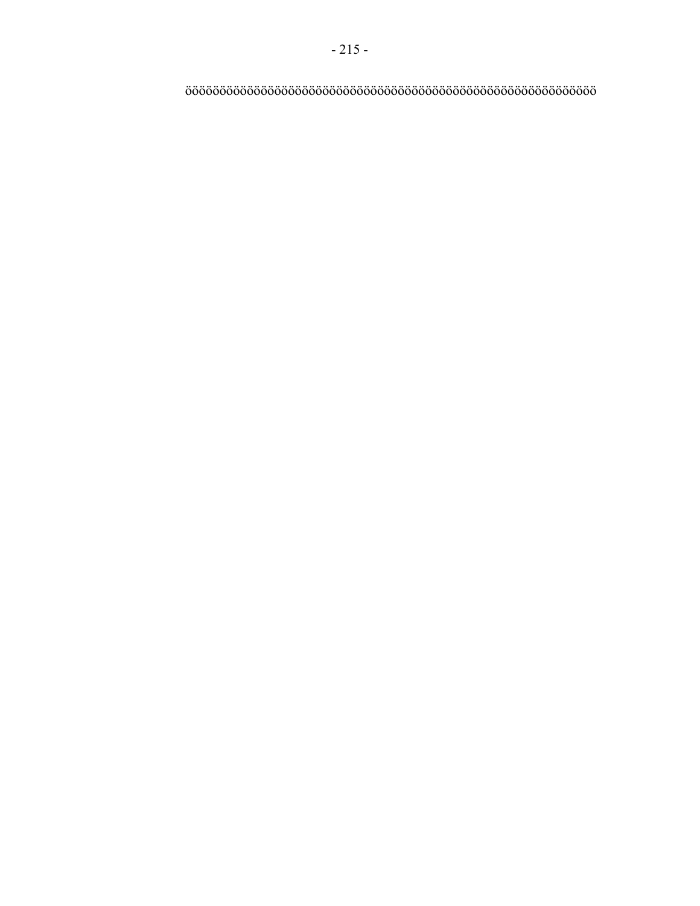öööööööööööööööööööööööööööööööööööööööööööööööööööööööööööö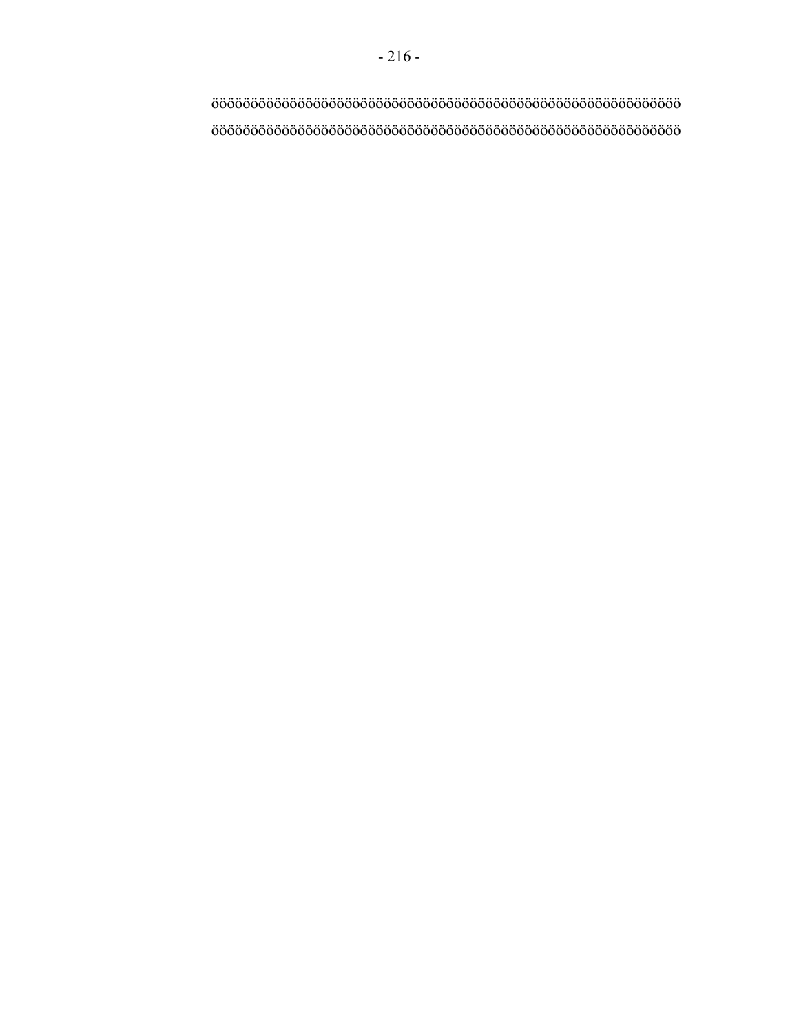öööööööööööööööööööööööööööööööööööööööööööööööööööööööööööööööö

öööööööööööööööööööööööööööööööööööööööööööööööööööööööööööööööö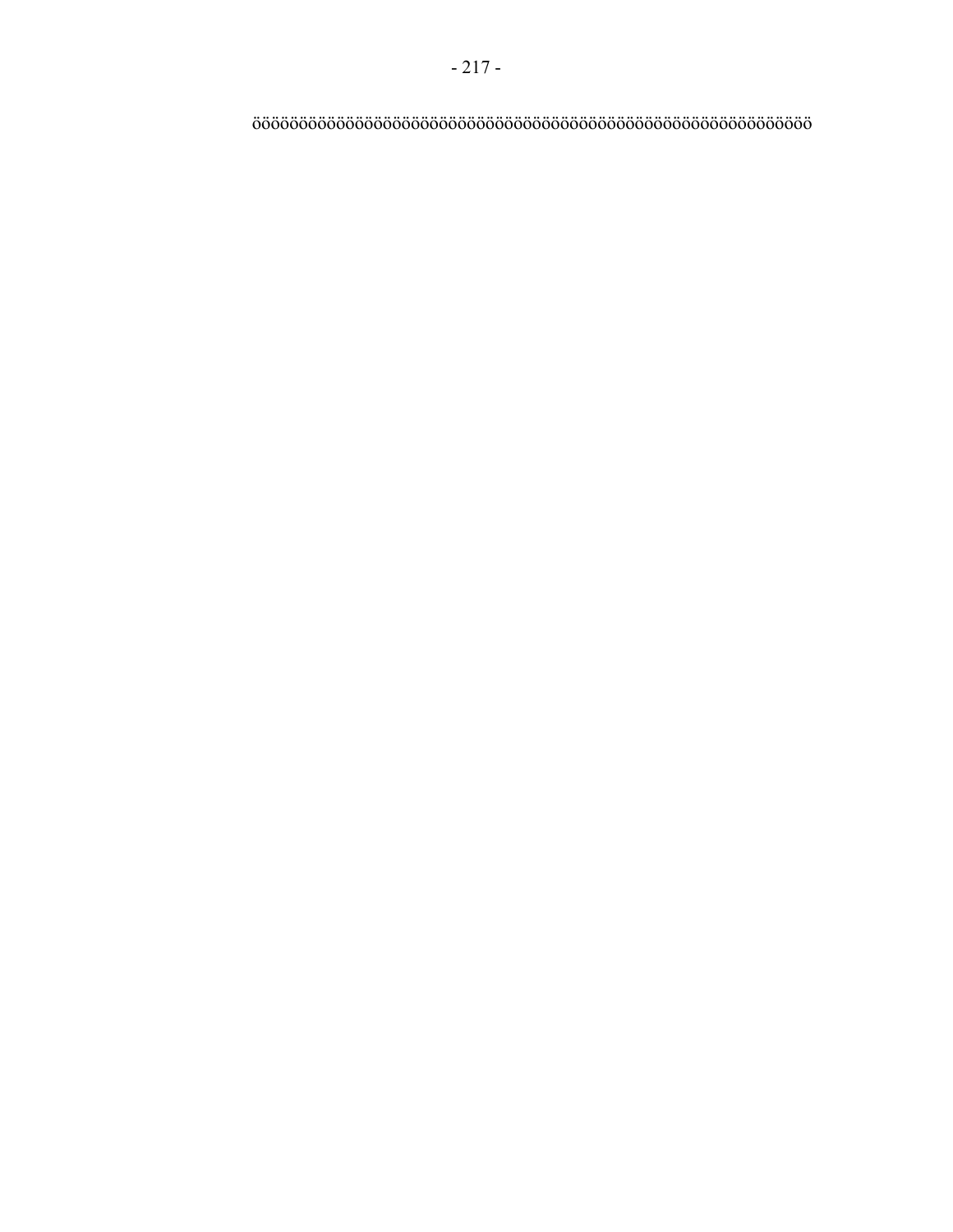öööööööööööööööööööööööööööööööööööööööööööööööööööööööööööö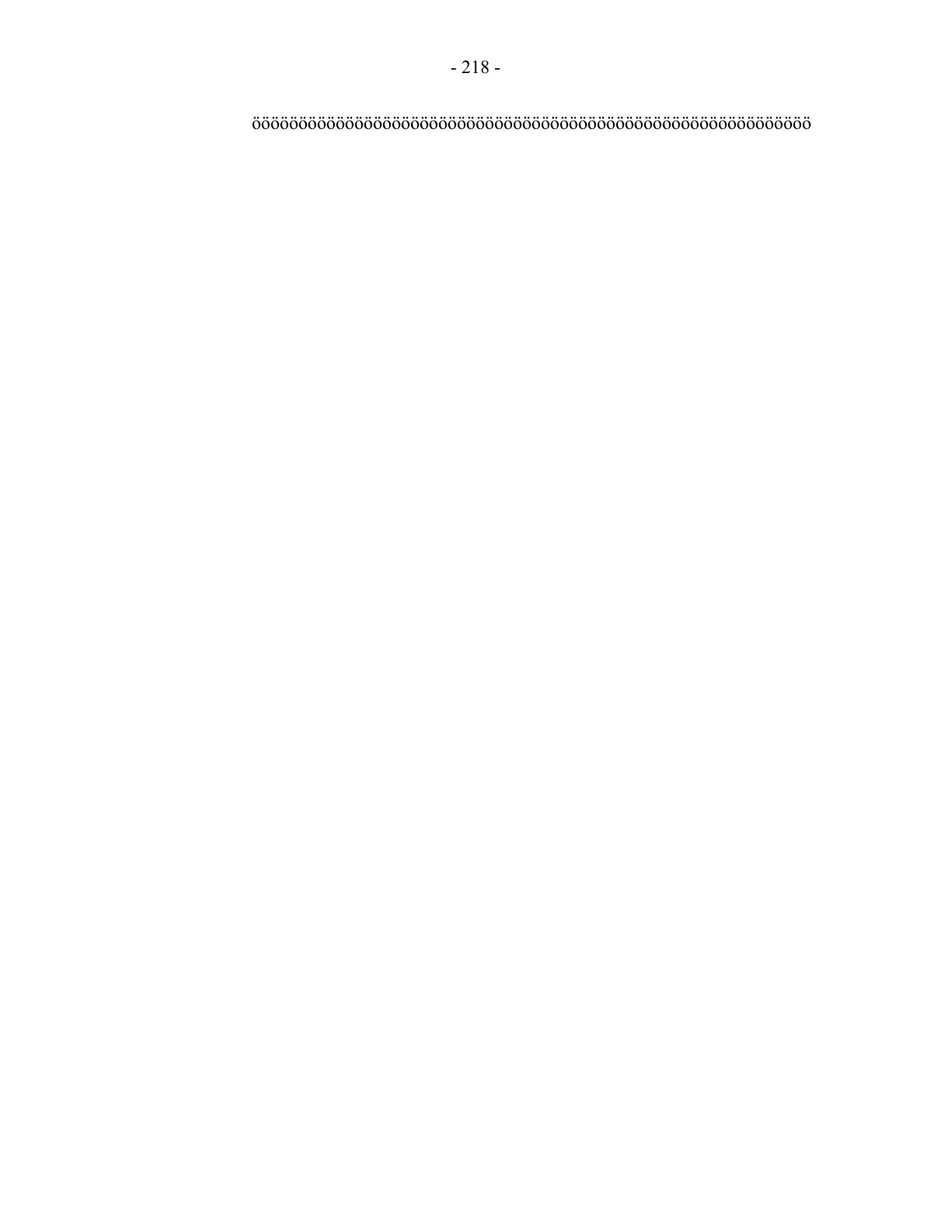öööööööööööööööööööööööööööööööööööööööööööööööööööööööööööö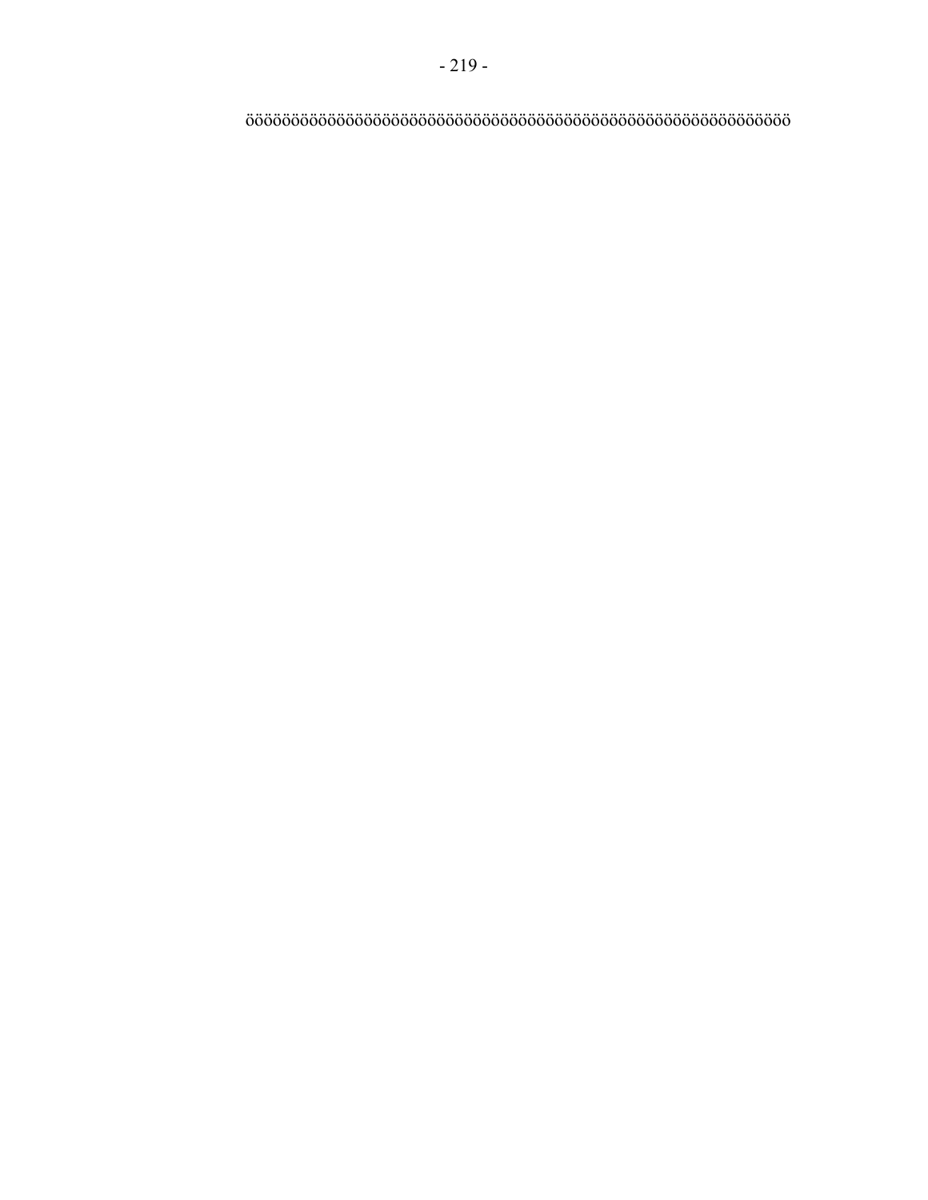öööööööööööööööööööööööööööööööööööööööööööööööööööööööö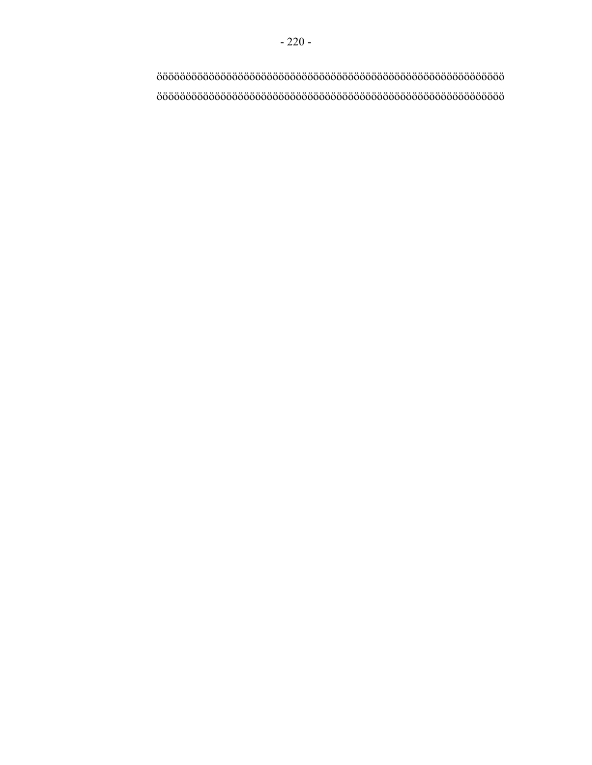öööööööööööööööööööööööööööööööööööööööööööööööööööööööööööööö

ööööööööööööööööööööööööööööööööööööööööööööööööööööööööööööööö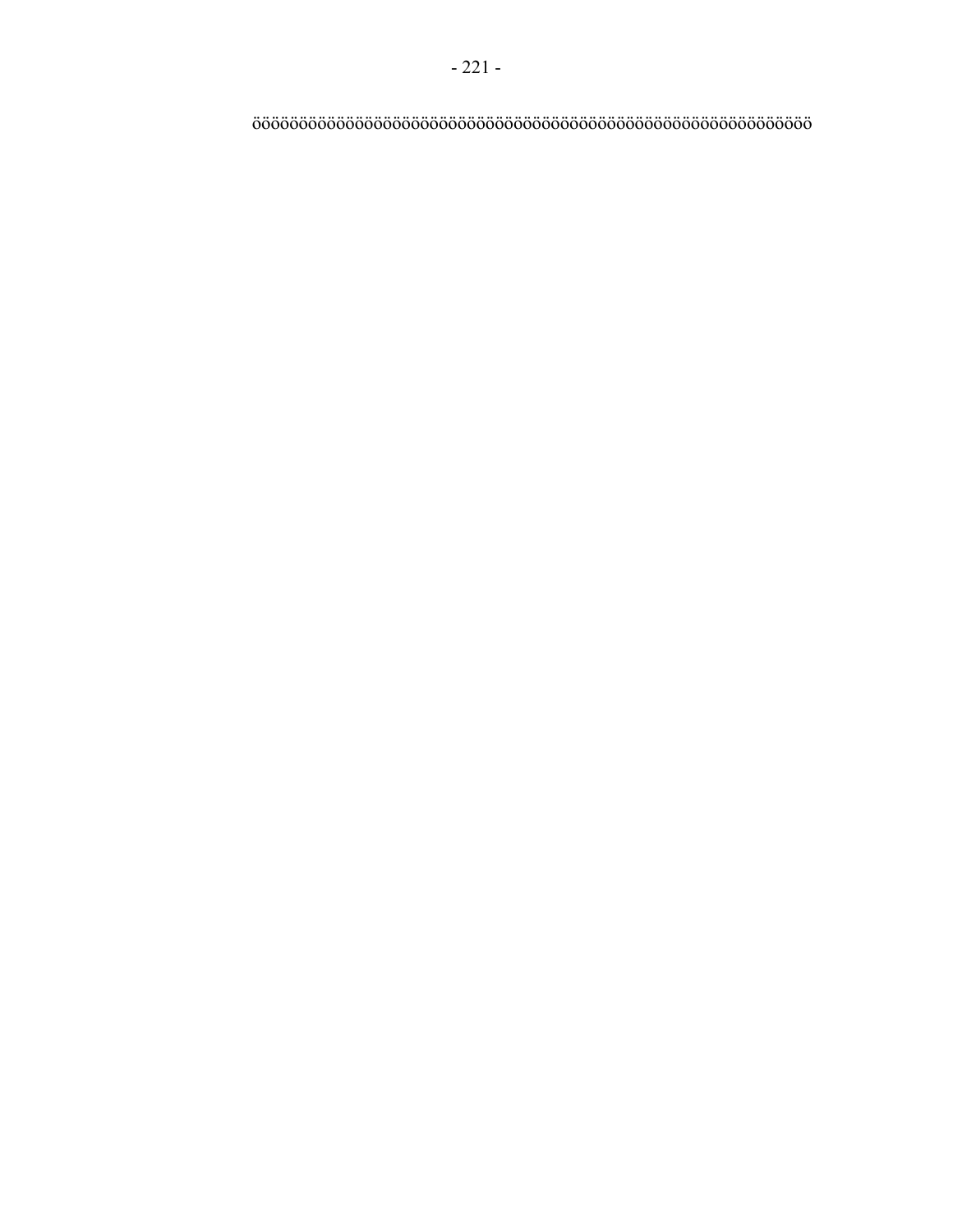öööööööööööööööööööööööööööööööööööööööööööööööööööööööööö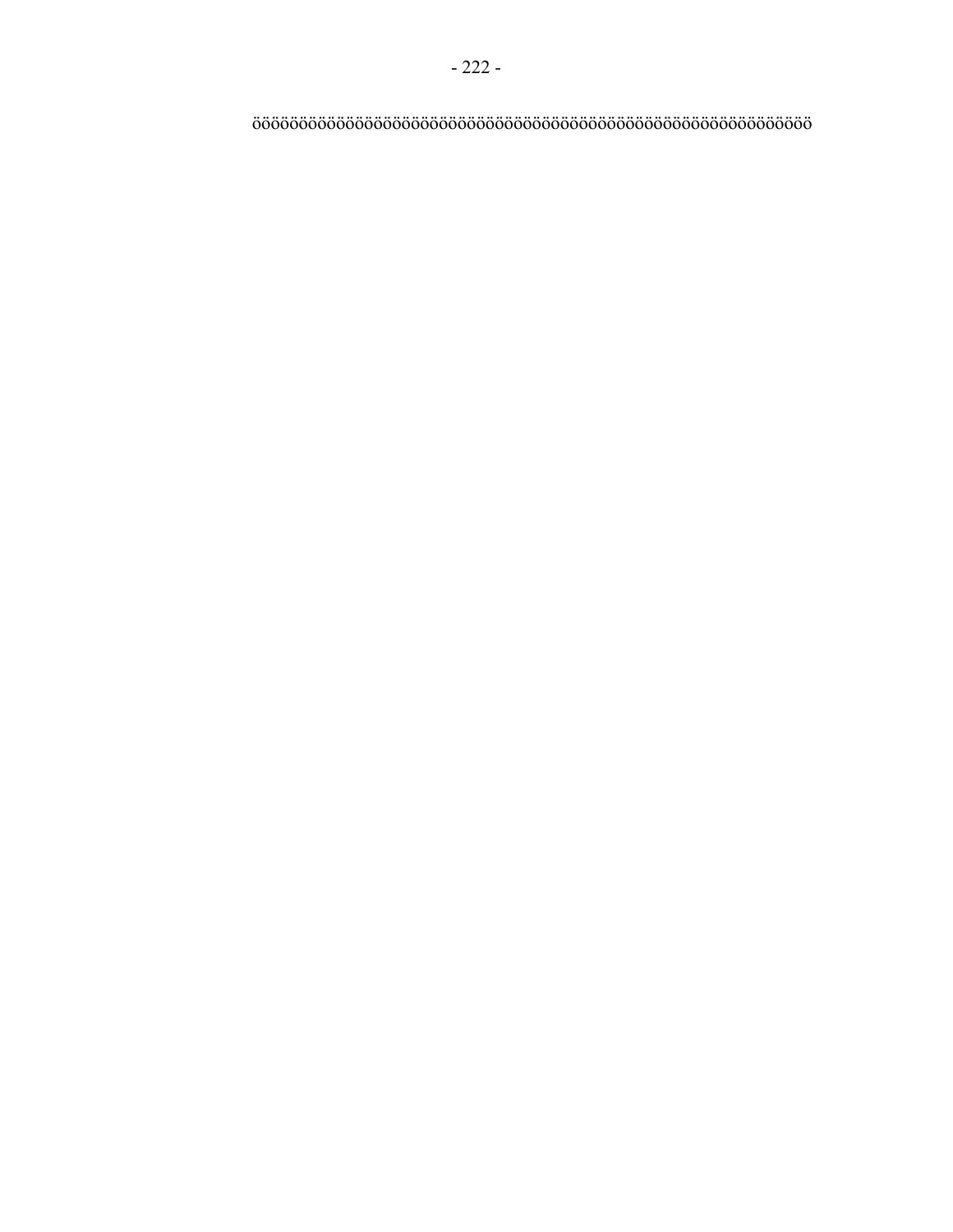öööööööööööööööööööööööööööööööööööööööööööööööööööööööööööööööö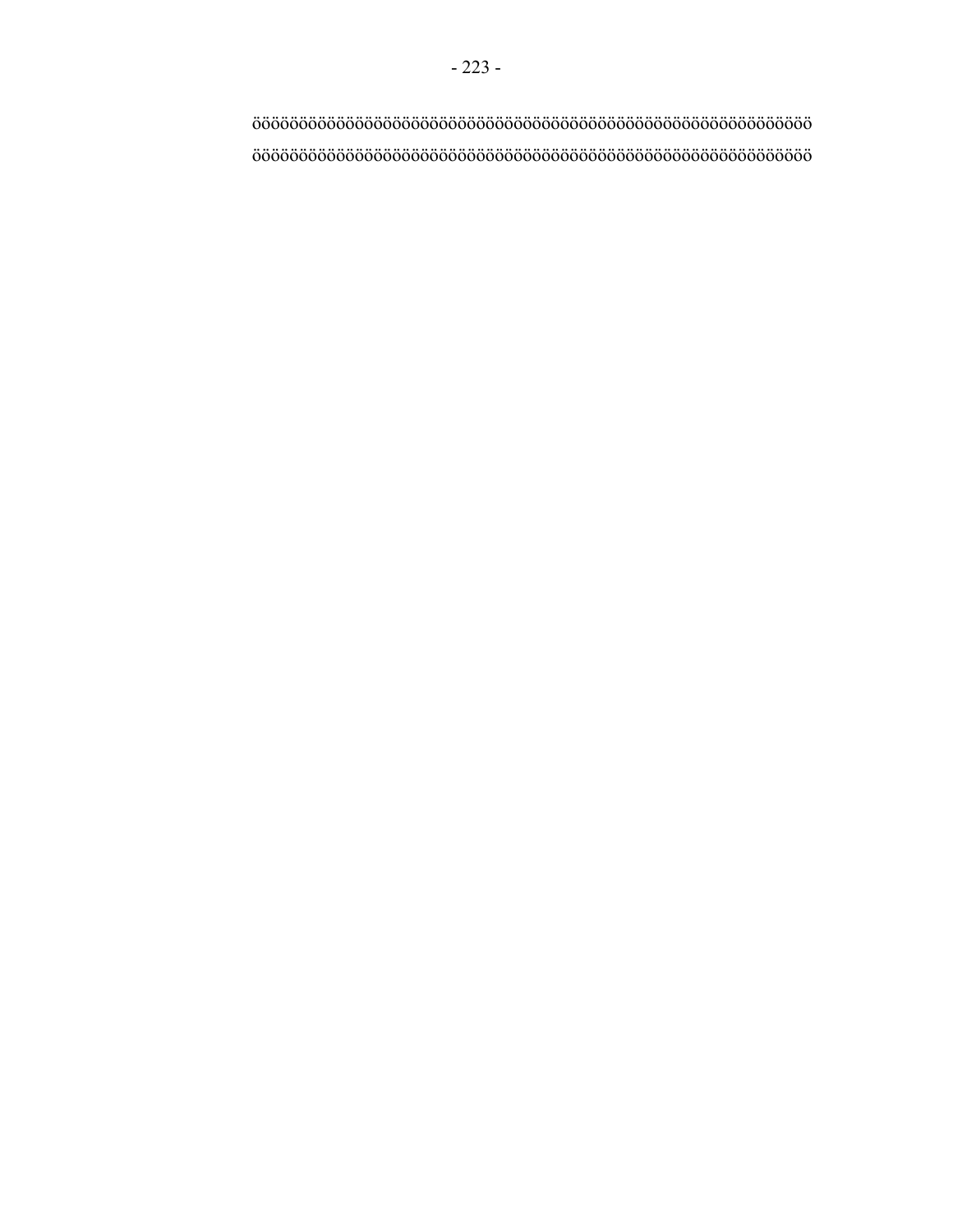öööööööööööööööööööööööööööööööööööööööööööööööööööööööööööööööö

öööööööööööööööööööööööööööööööööööööööööööööööööööööööööööööööö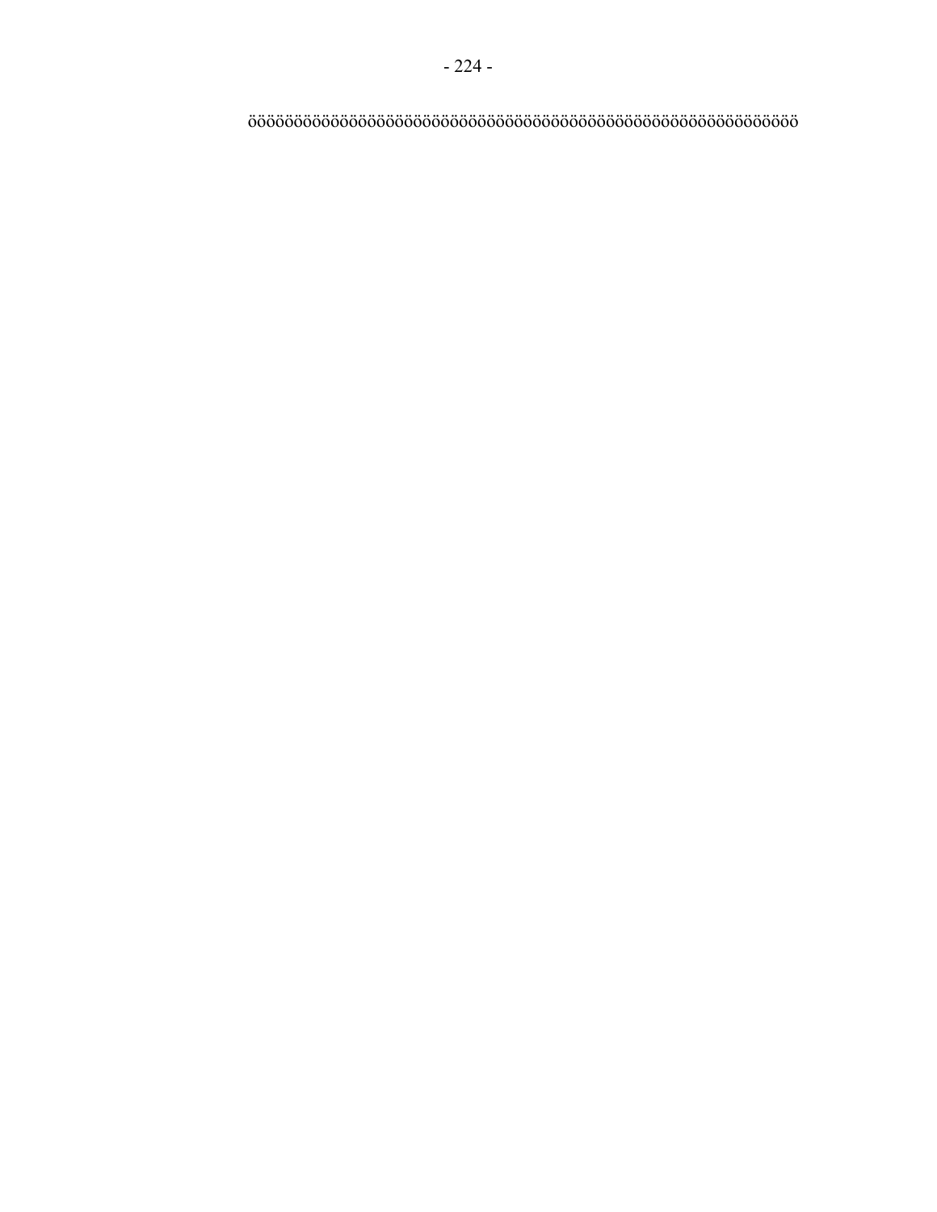öööööööööööööööööööööööööööööööööööööööööööööööööööööööööööööö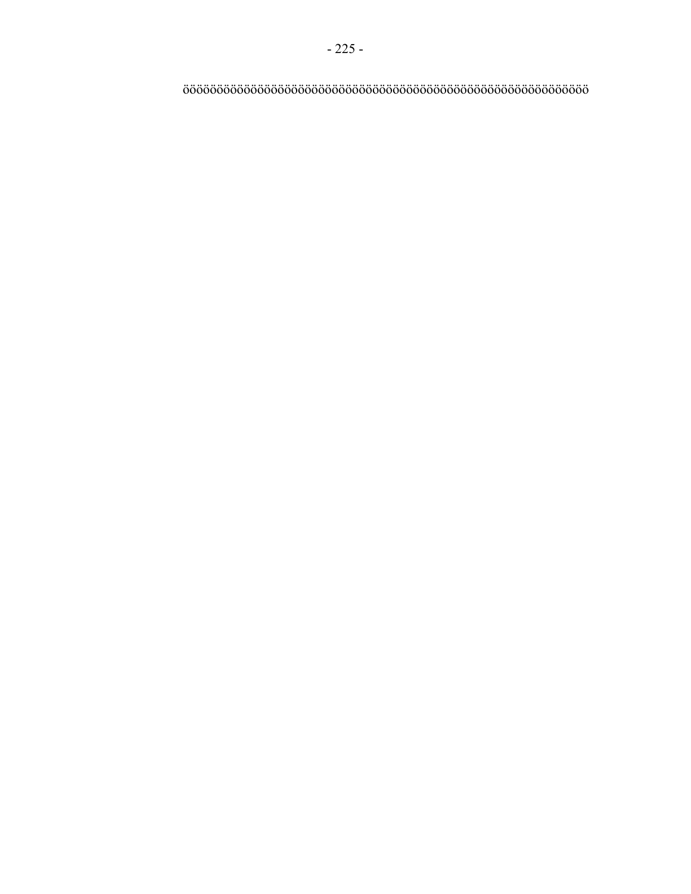öööööööööööööööööööööööööööööööööööööööööööööööööööööööööööööööööööö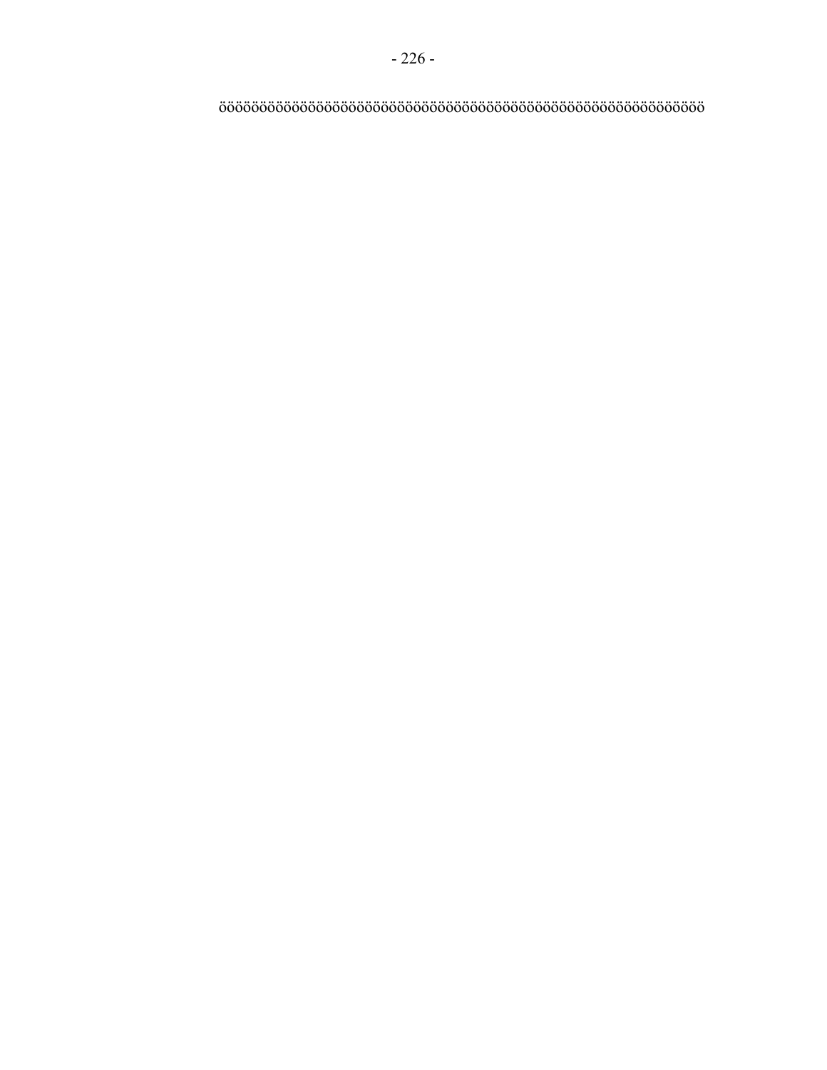ööööööööööööööööööööööööööööööööööööööööööööööööööööööööö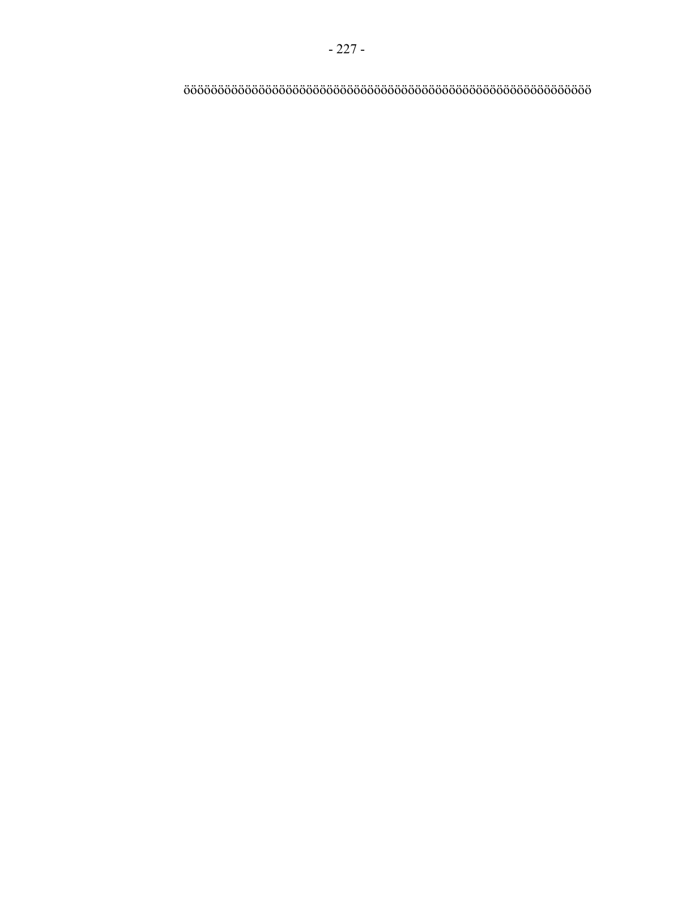öööööööööööööööööööööööööööööööööööööööööööööööööööööööööööööö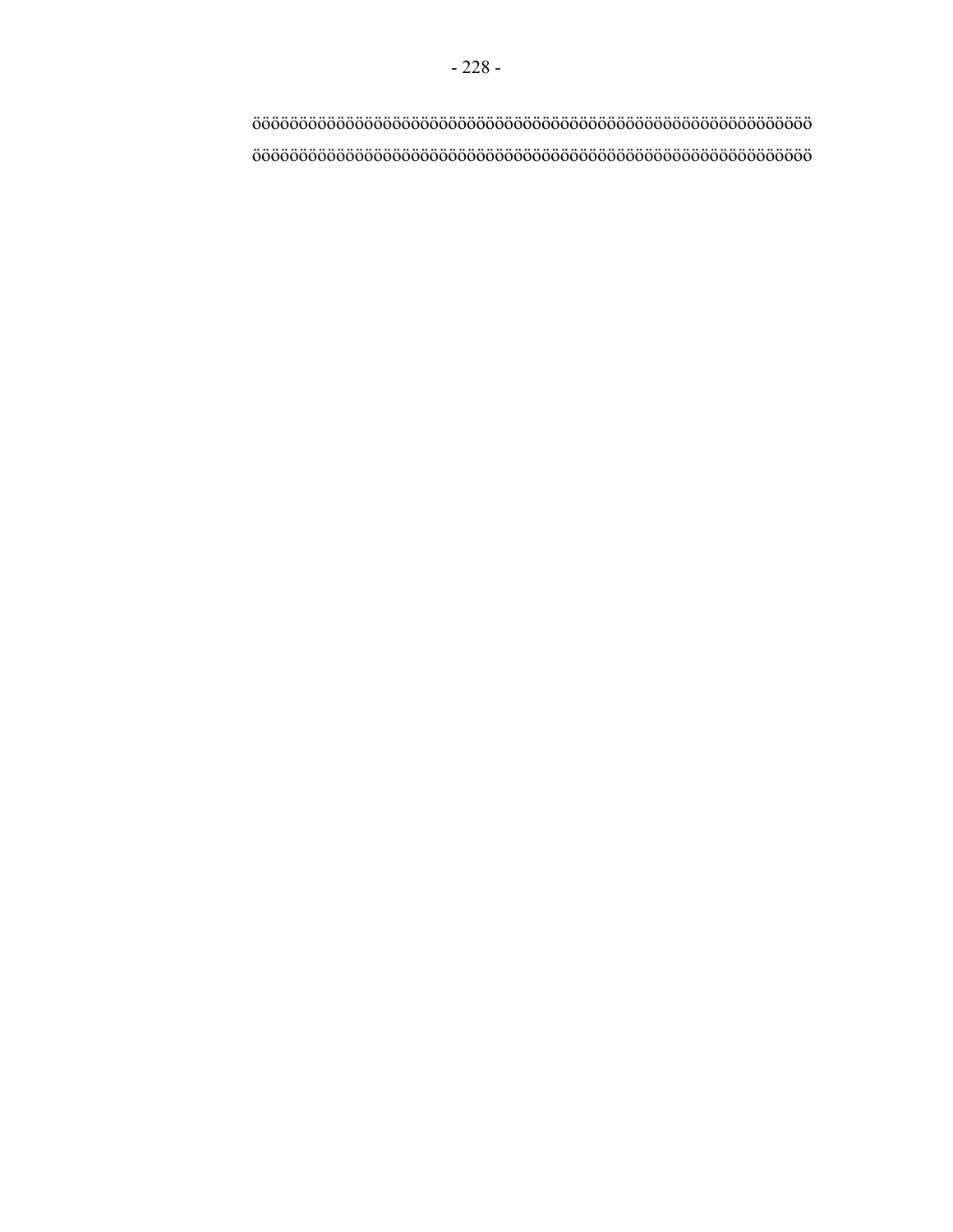öööööööööööööööööööööööööööööööööööööööööööööööööööööööööööö
öööööööööööööööööööööööööööööööööööööööööööööööööööööööööööö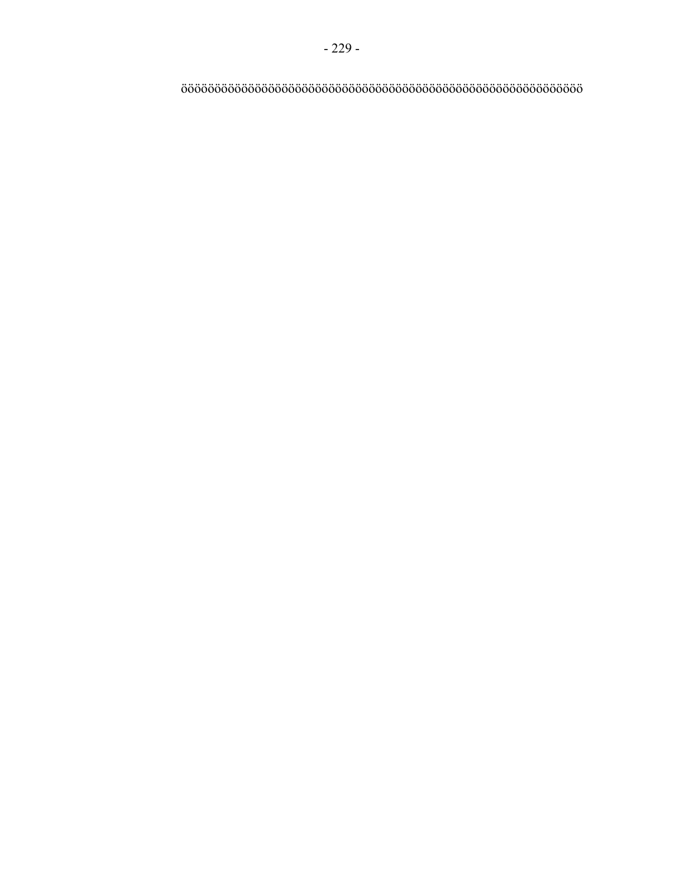öööööööööööööööööööööööööööööööööööööööööööööööööööööööööööööööö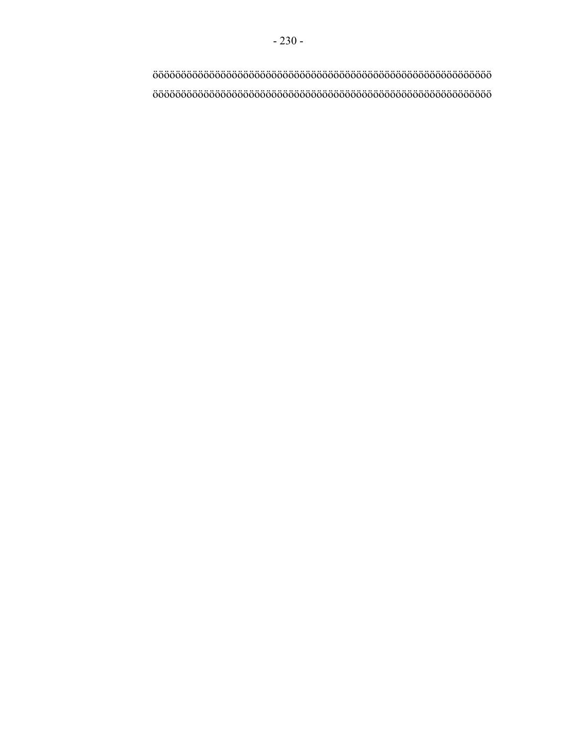öööööööööööööööööööööööööööööööööööööööööööööööööööööööööööö

öööööööööööööööööööööööööööööööööööööööööööööööööööööööööööö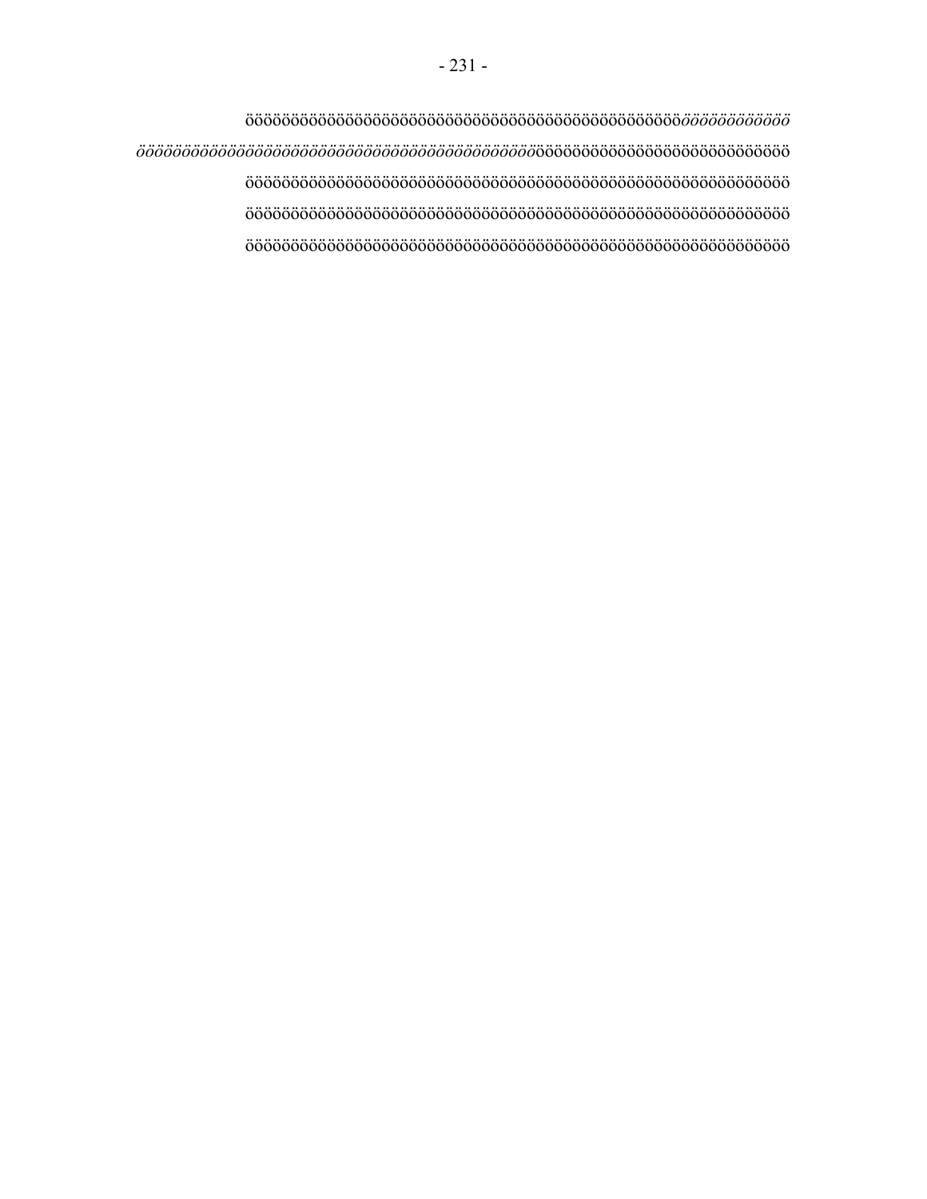öööööööööööööööööööööööööööööööööööööööööööööööö*öööööööööööö*

*öööööööööööööööööööööööööööööööööööööööööööö*ööööööööööööööööööööööööööö

öööööööööööööööööööööööööööööööööööööööööööööööööööööööööööö

öööööööööööööööööööööööööööööööööööööööööööööööööööööööööööö

öööööööööööööööööööööööööööööööööööööööööööööööööööööööööööö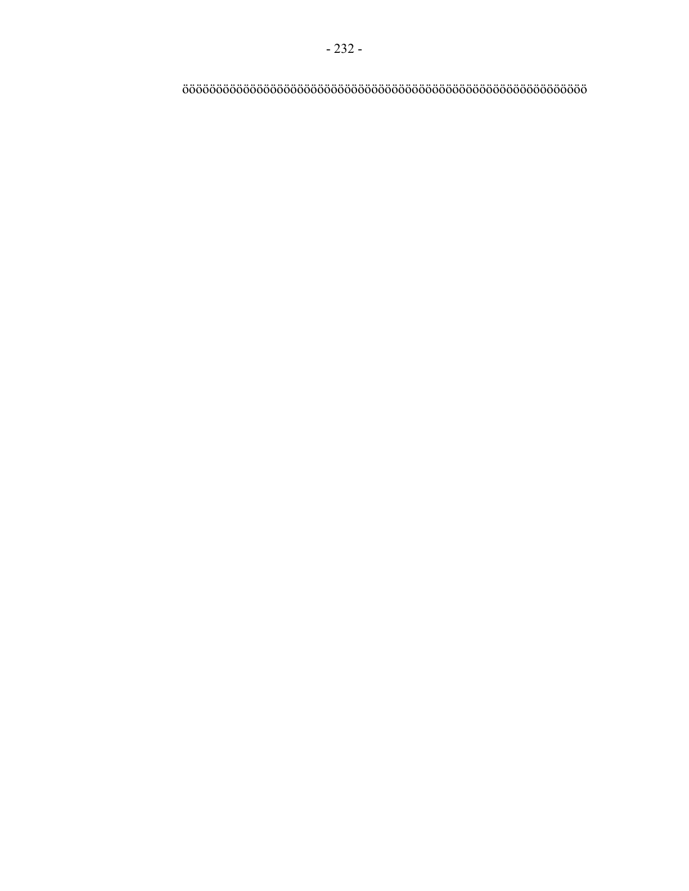öööööööööööööööööööööööööööööööööööööööööööööööööööööööööööö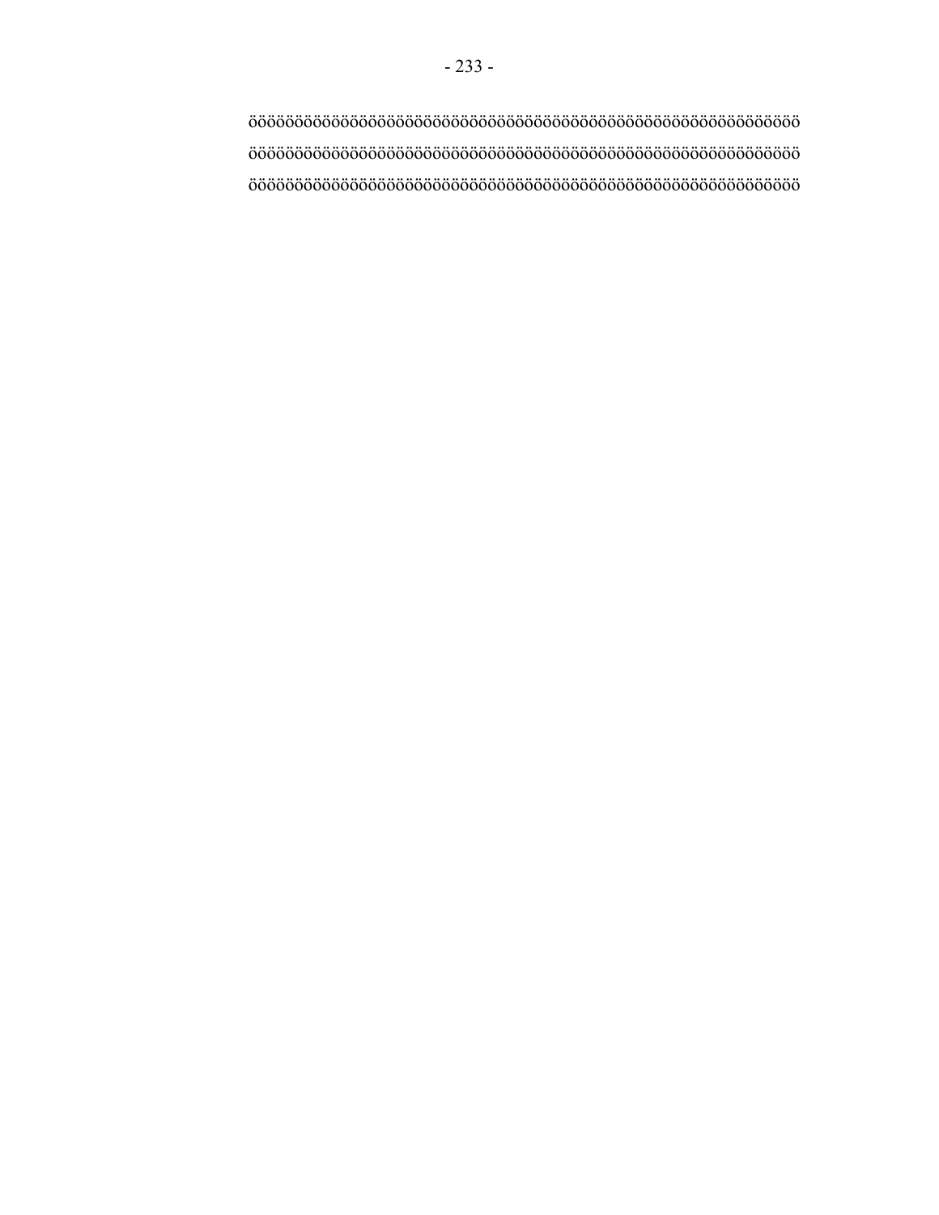ööööööööööööööööööööööööööööööööööööööööööööööööööööööööö

ööööööööööööööööööööööööööööööööööööööööööööööööööööööööö

ööööööööööööööööööööööööööööööööööööööööööööööööööööööööö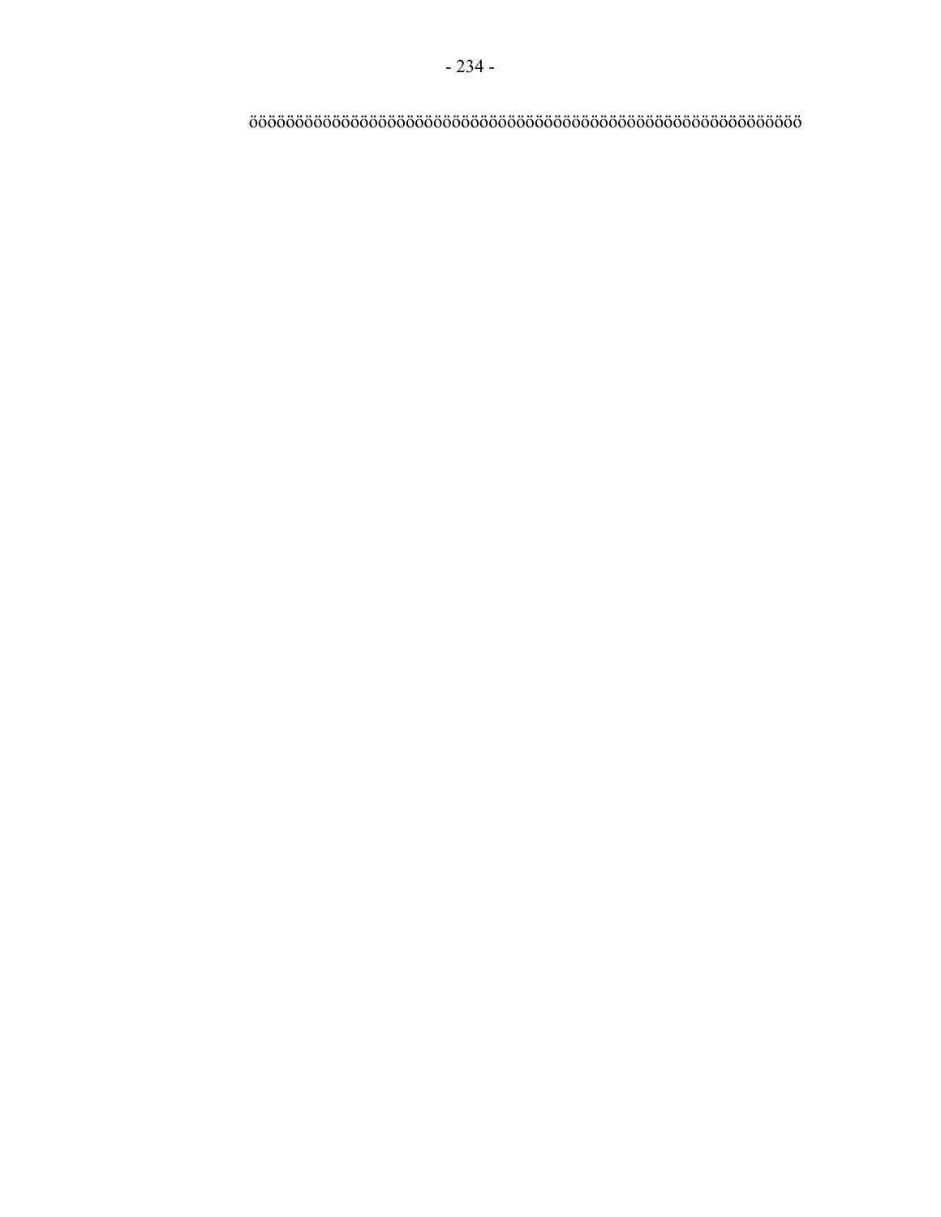ööööööööööööööööööööööööööööööööööööööööööööööööööööööööö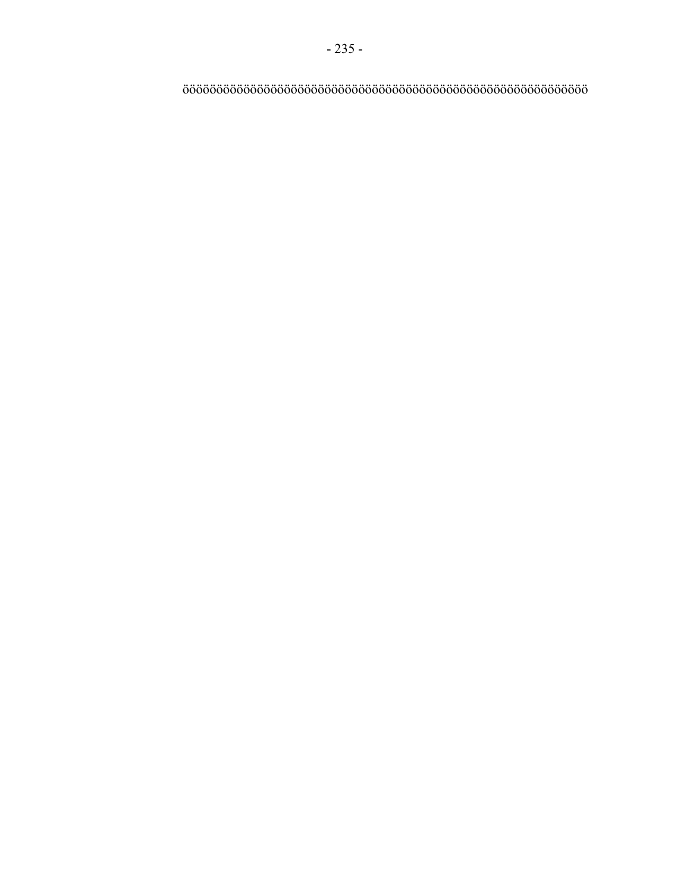öööööööööööööööööööööööööööööööööööööööööööööööööööööööööööö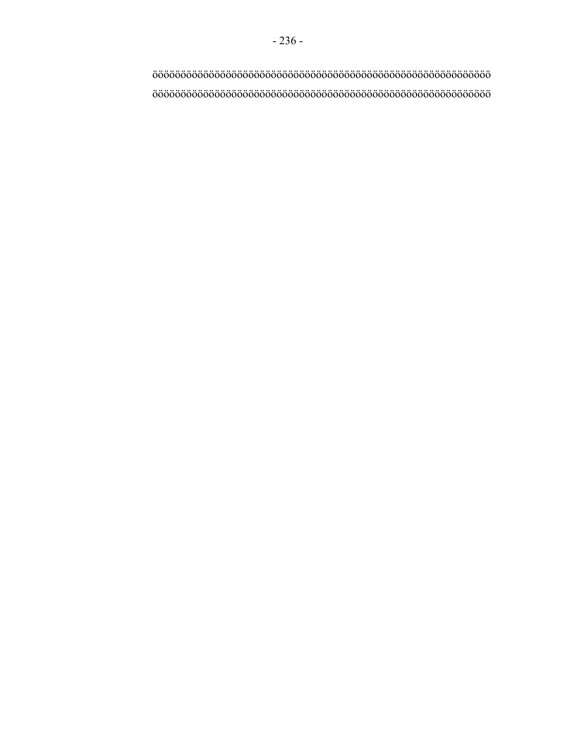öööööööööööööööööööööööööööööööööööööööööööööööööööööööööööö

öööööööööööööööööööööööööööööööööööööööööööööööööööööööööööö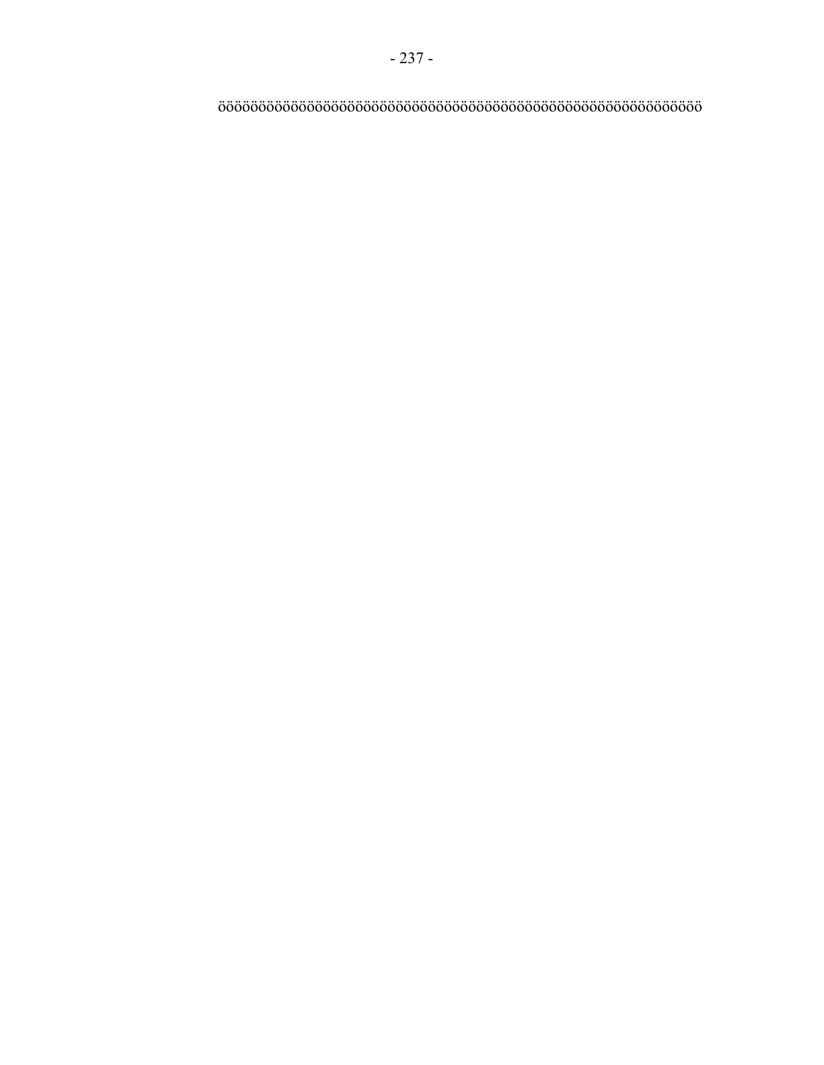ööööööööööööööööööööööööööööööööööööööööööööööööööööööö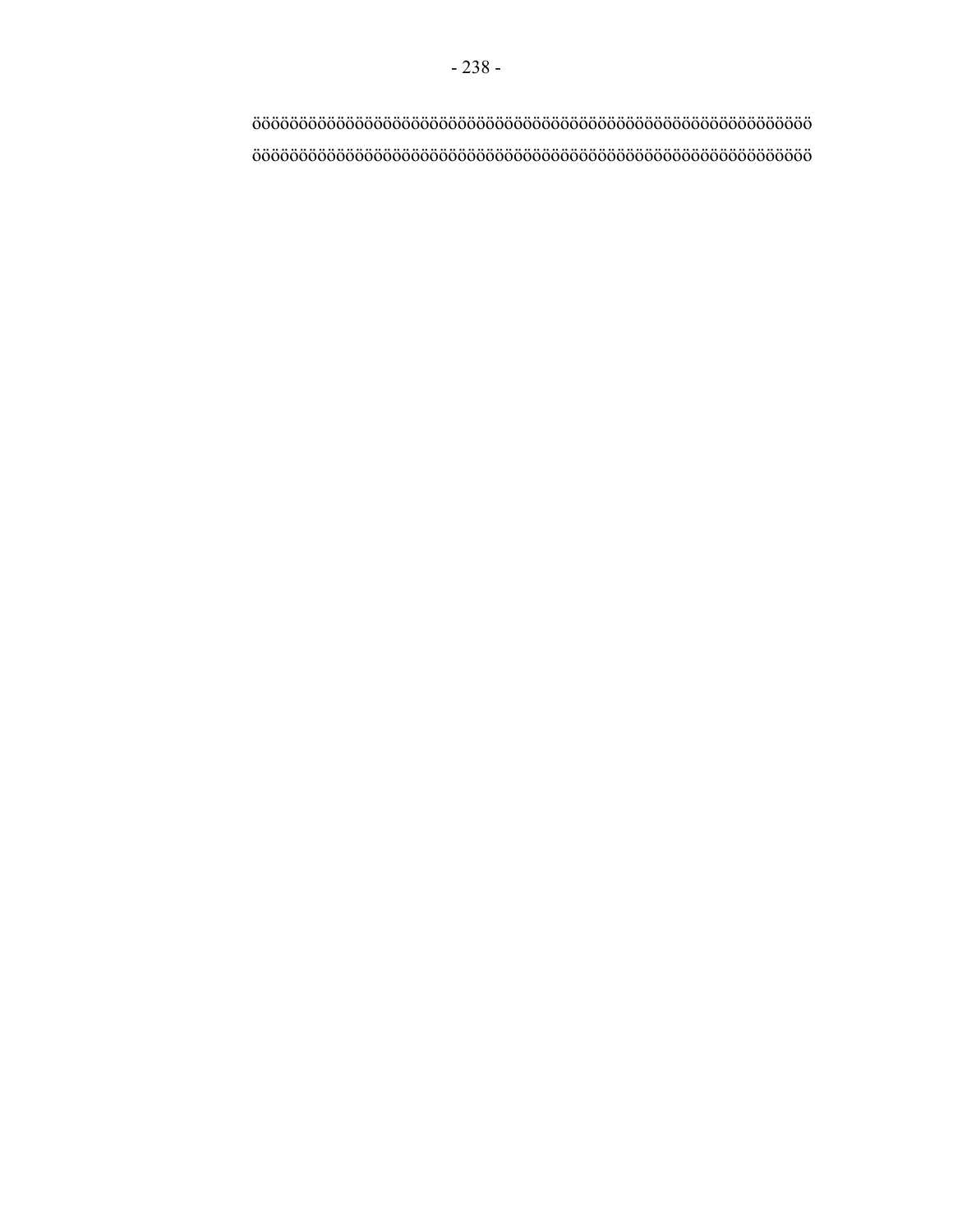öööööööööööööööööööööööööööööööööööööööööööööööööööööööööööö

öööööööööööööööööööööööööööööööööööööööööööööööööööööööööööö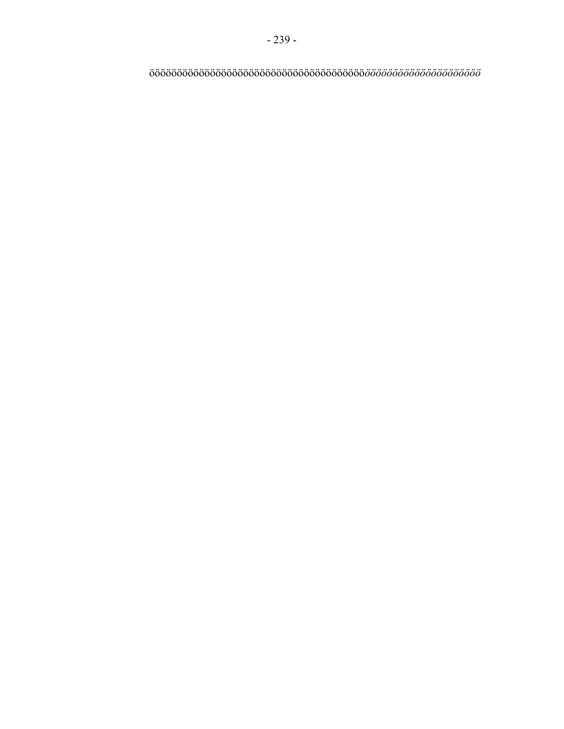öööööööööööööööööööööööööööööööööööööö*öööööööööööööööööööööö*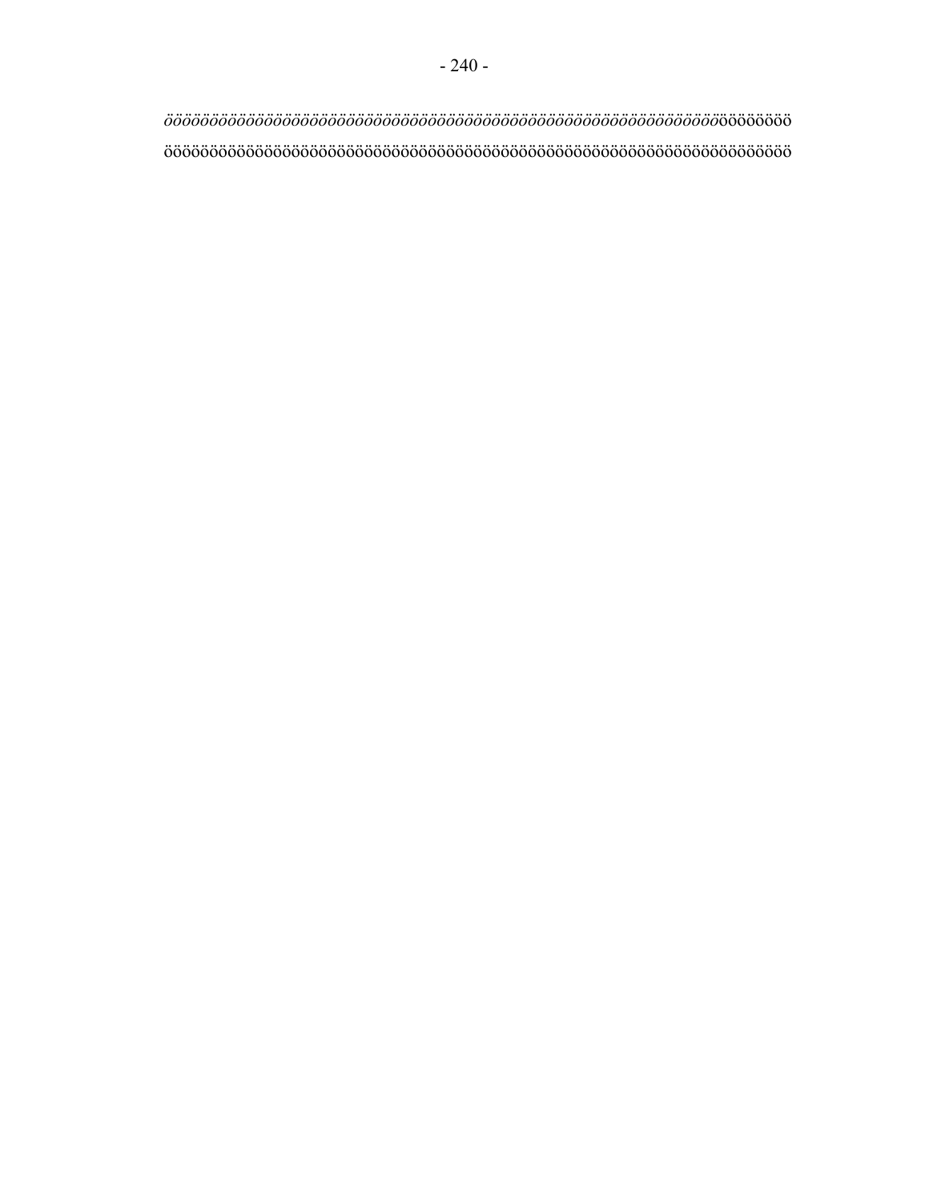*öööööööööööööööööööööööööööööööööööööööööööööööööööööööööööööööööö*öööööööö

ööööööööööööööööööööööööööööööööööööööööööööööööööööööööööööööööööööööööööö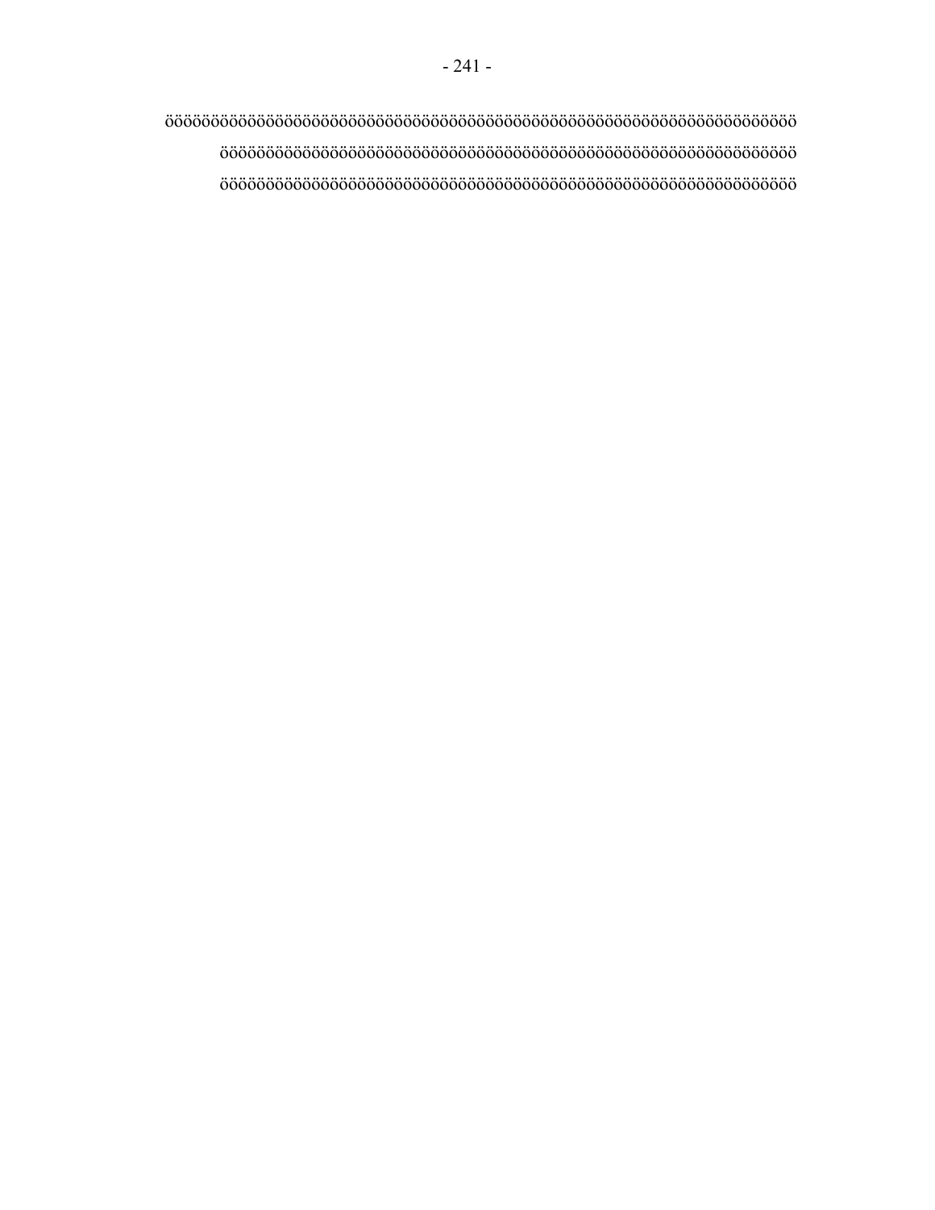öööööööööööööööööööööööööööööööööööööööööööööööööööööööööööööööööööö

öööööööööööööööööööööööööööööööööööööööööööööööööööööööööööööö

öööööööööööööööööööööööööööööööööööööööööööööööööööööööööööööö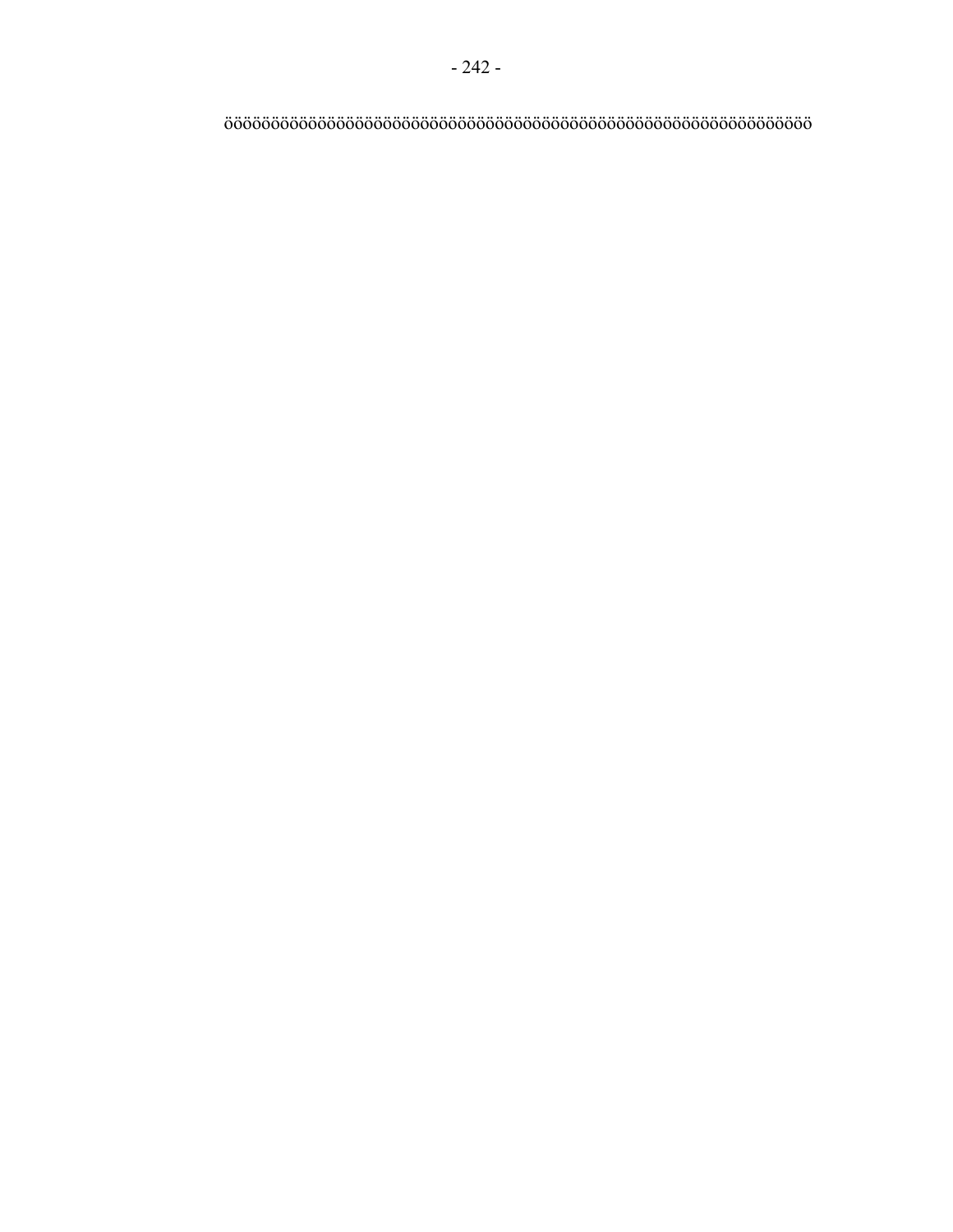öööööööööööööööööööööööööööööööööööööööööööööööööööööööööööööööö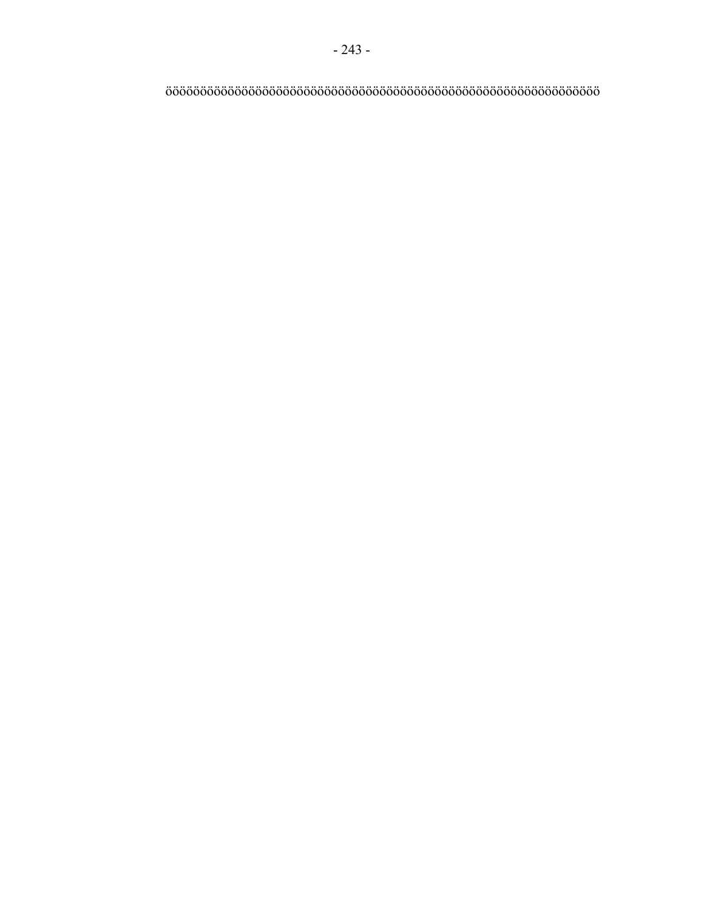öööööööööööööööööööööööööööööööööööööööööööööööööööööööööööö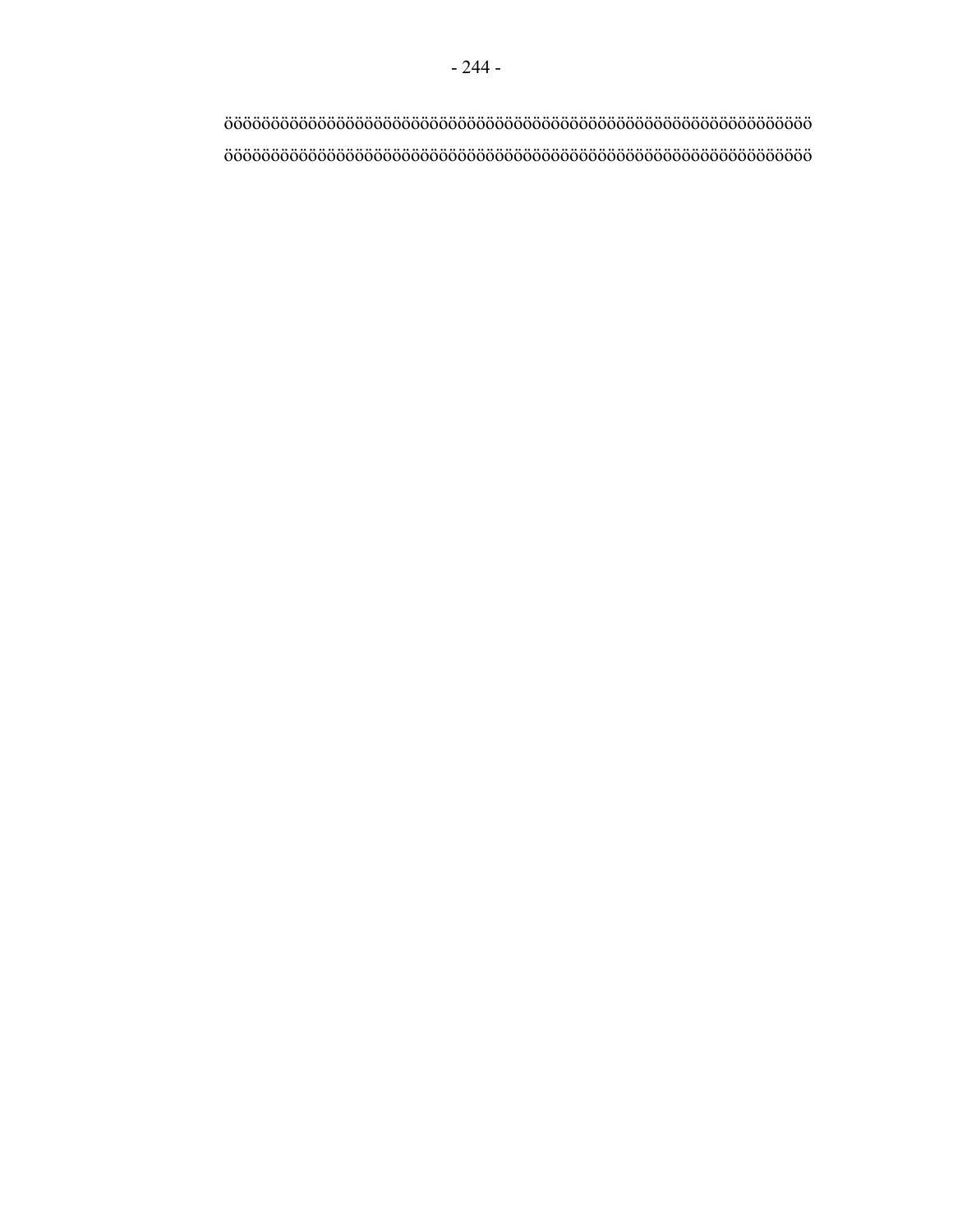öööööööööööööööööööööööööööööööööööööööööööööööööööööööööööööööööö
ööööööööööööööööööööööööööööööööööööööööööööööööööööööööööööööööööö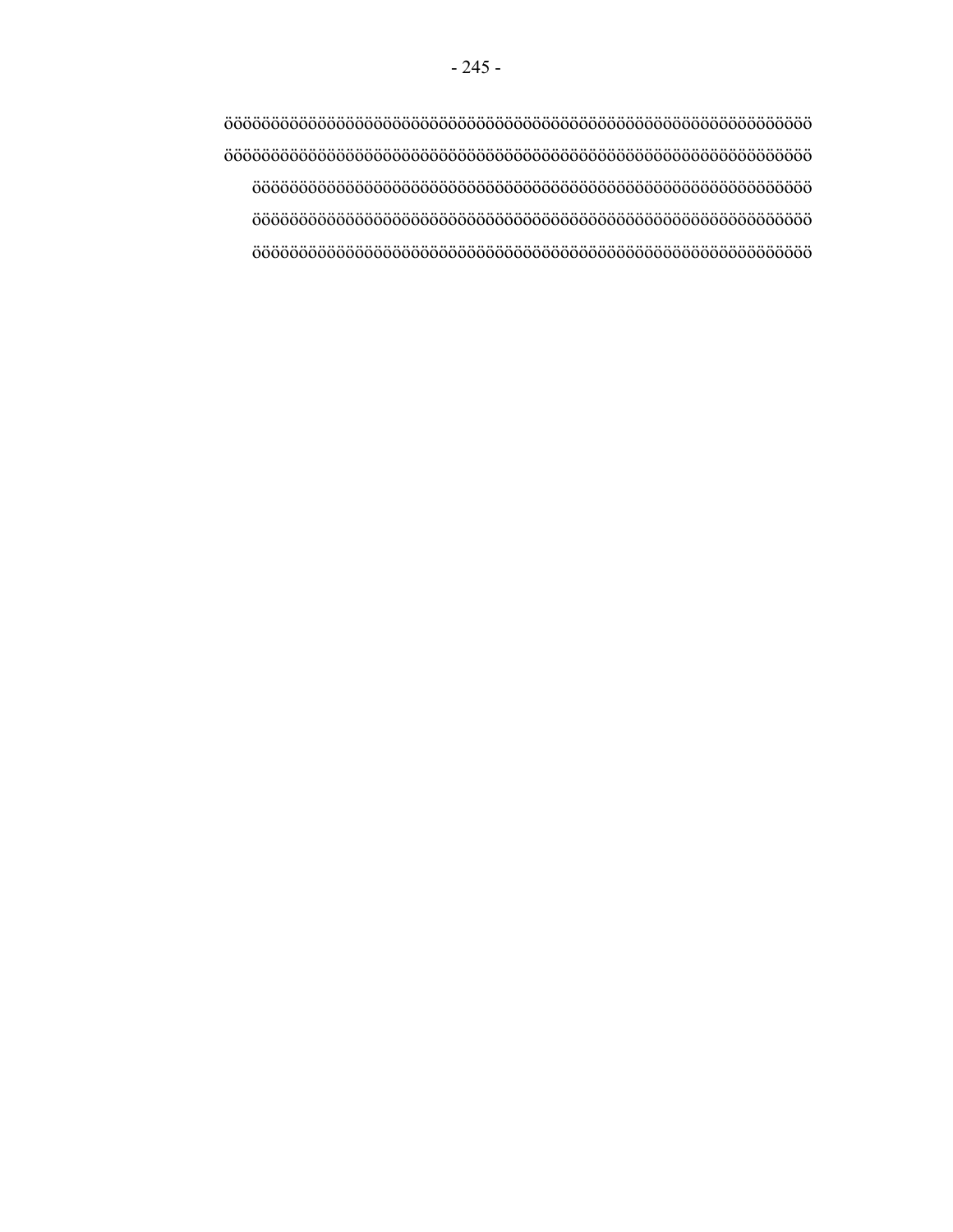öööööööööööööööööööööööööööööööööööööööööööööööööööööööööööööööö
öööööööööööööööööööööööööööööööööööööööööööööööööööööööööööööööö

öööööööööööööööööööööööööööööööööööööööööööööööööööööööööööö

öööööööööööööööööööööööööööööööööööööööööööööööööööööööööööö

öööööööööööööööööööööööööööööööööööööööööööööööööööööööööööö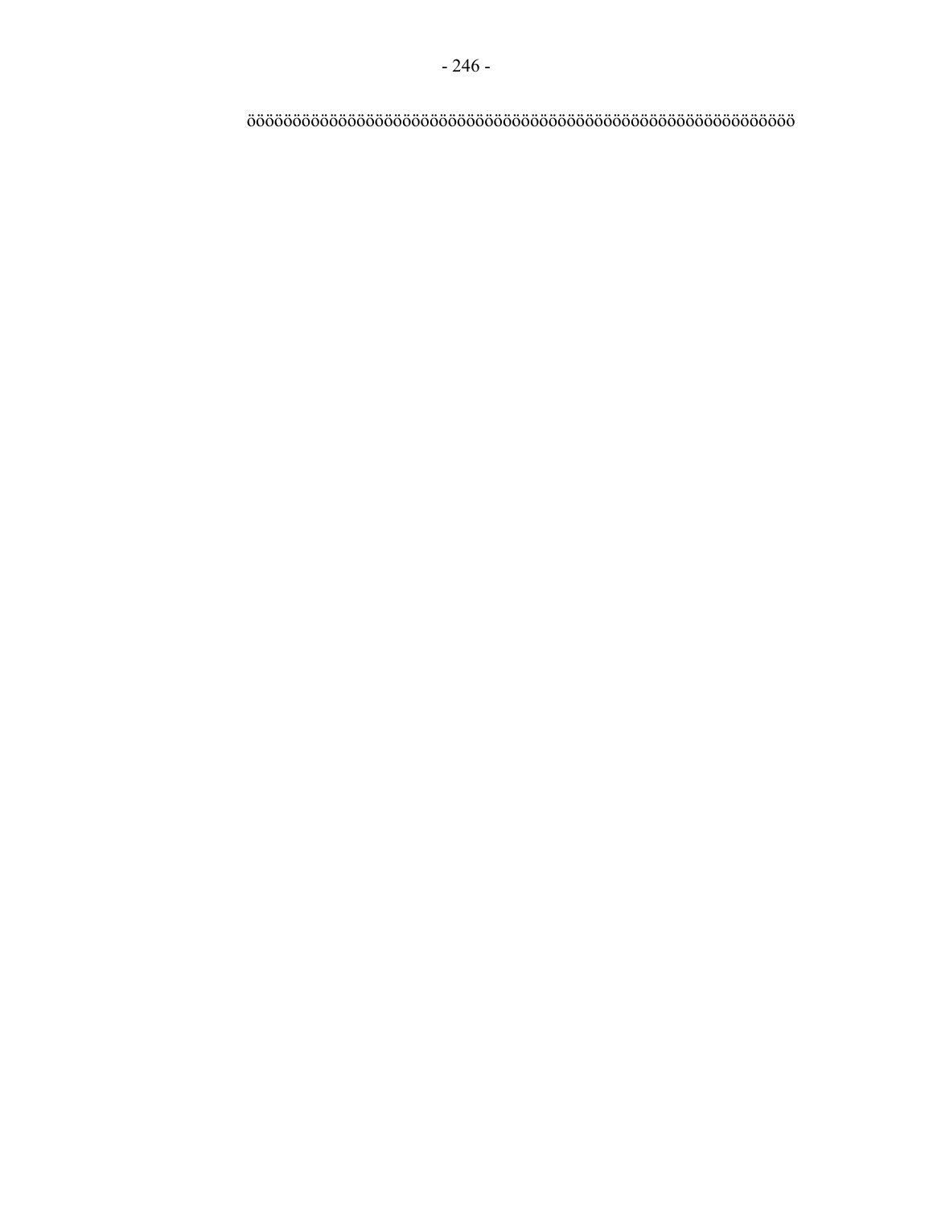öööööööööööööööööööööööööööööööööööööööööööööööööööööööööööööö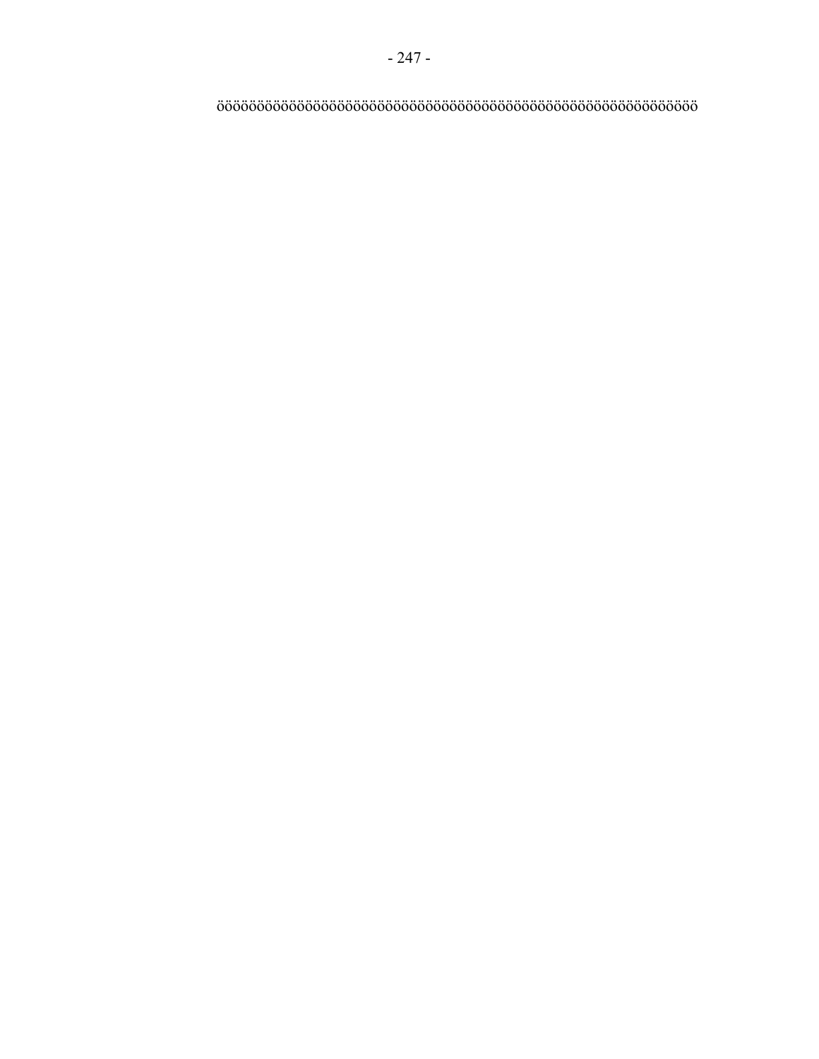ööööööööööööööööööööööööööööööööööööööööööööööööööööööööööö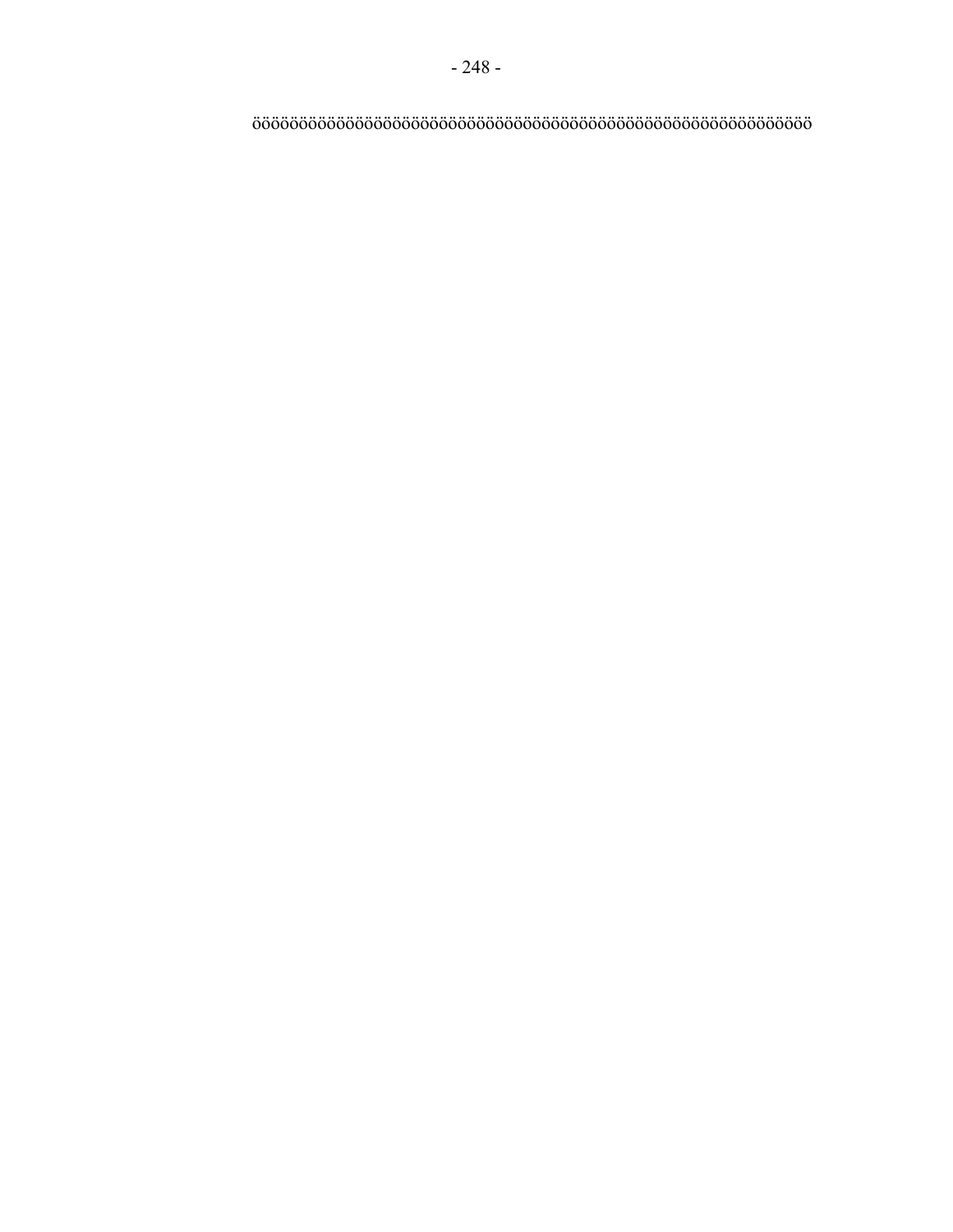öööööööööööööööööööööööööööööööööööööööööööööööööööööööööööööööö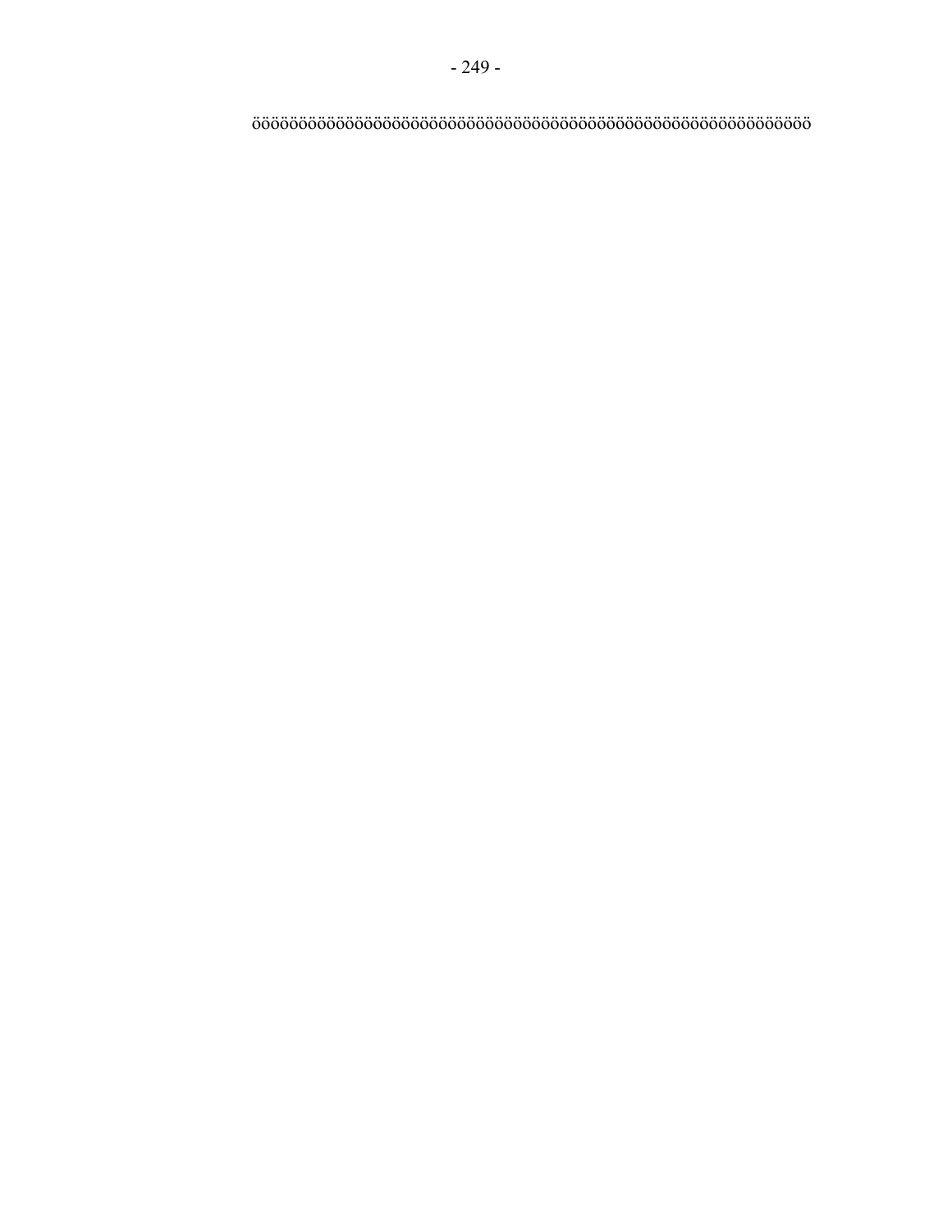öööööööööööööööööööööööööööööööööööööööööööööööööööööööööööööööööö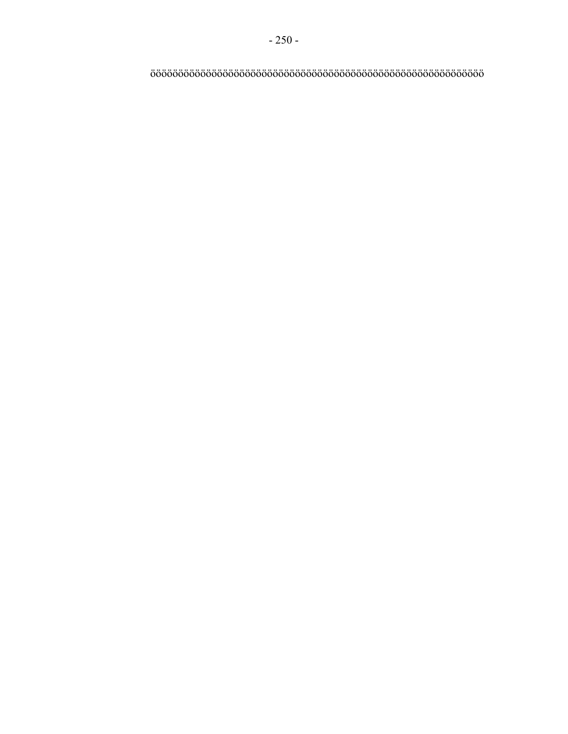ööööööööööööööööööööööööööööööööööööööööööööööööööööööööööö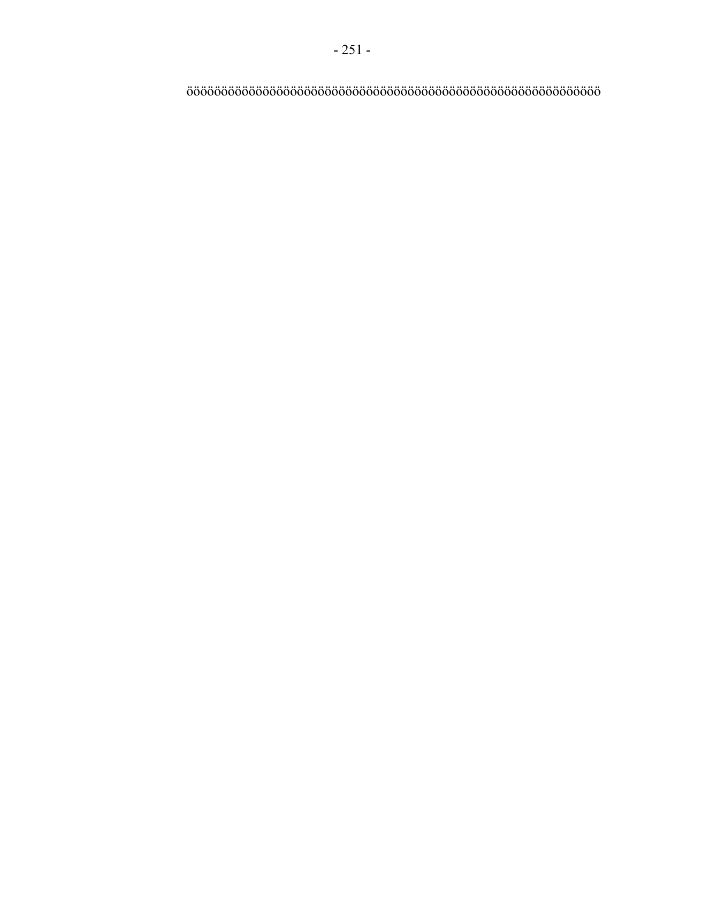öööööööööööööööööööööööööööööööööööööööööööööööööööööööööööö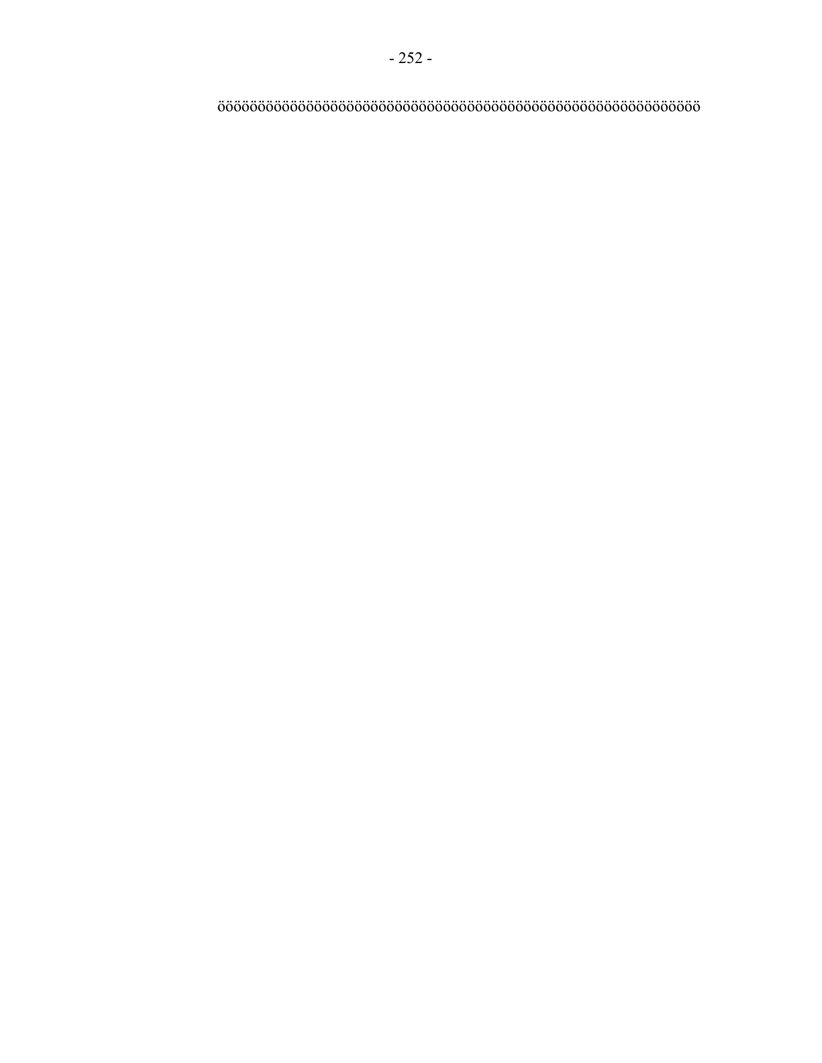öööööööööööööööööööööööööööööööööööööööööööööööööööööööööööööööööööö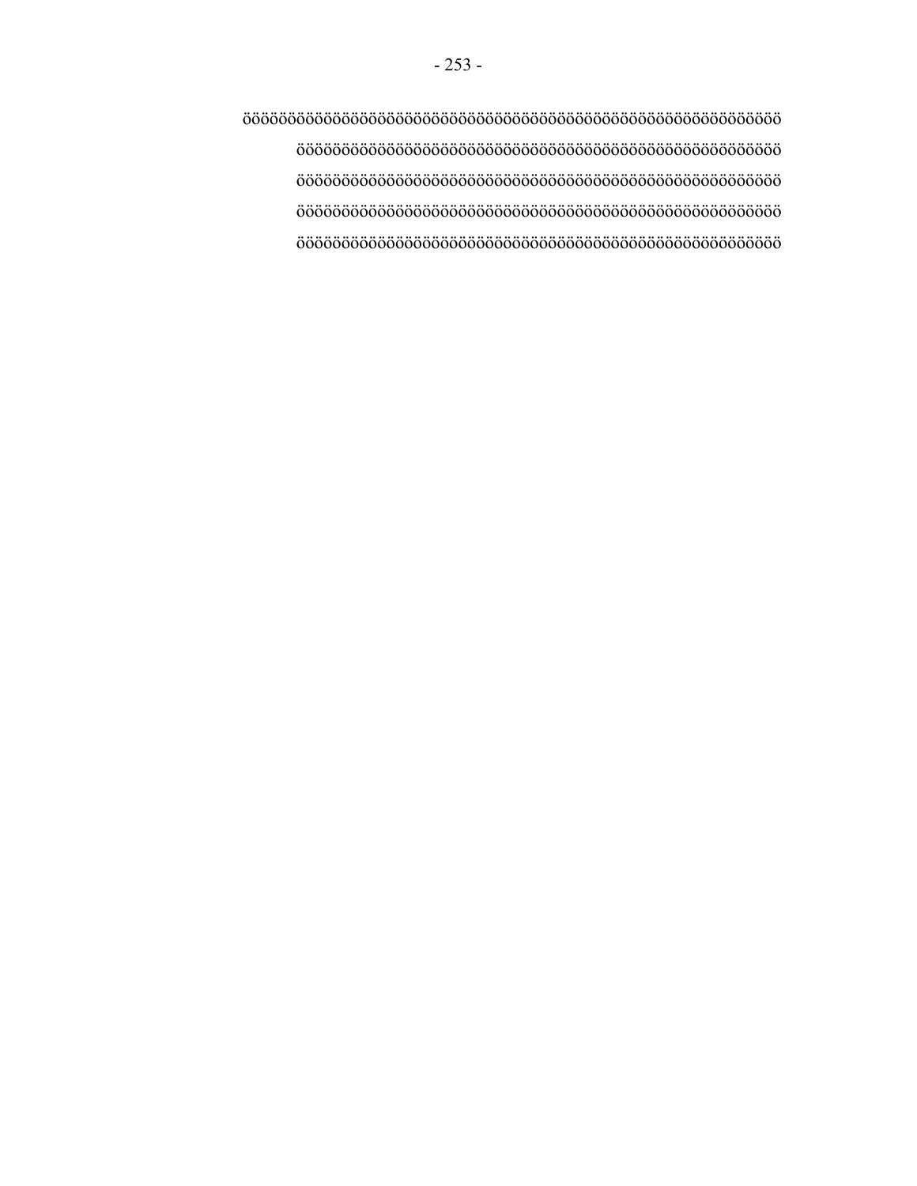öööööööööööööööööööööööööööööööööööööööööööööööööööööööööööö

ööööööööööööööööööööööööööööööööööööööööööööööööööööö

ööööööööööööööööööööööööööööööööööööööööööööööööööööö

ööööööööööööööööööööööööööööööööööööööööööööööööööööö

ööööööööööööööööööööööööööööööööööööööööööööööööööööö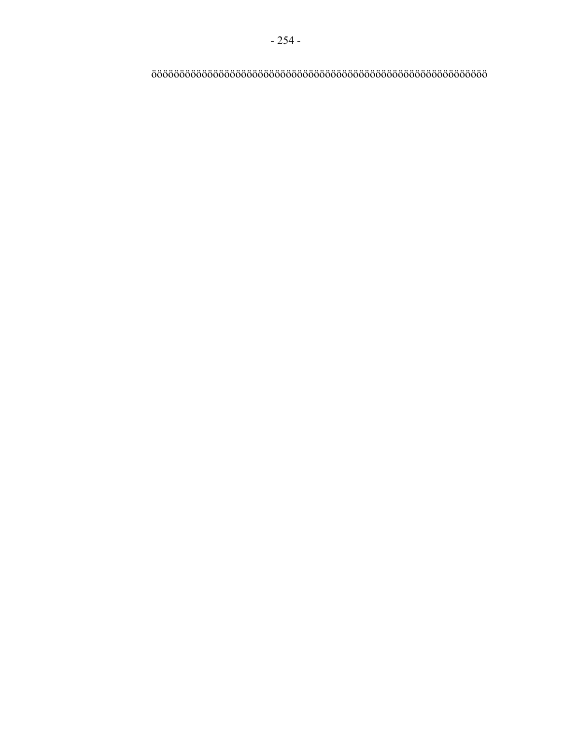ööööööööööööööööööööööööööööööööööööööööööööööööööööööö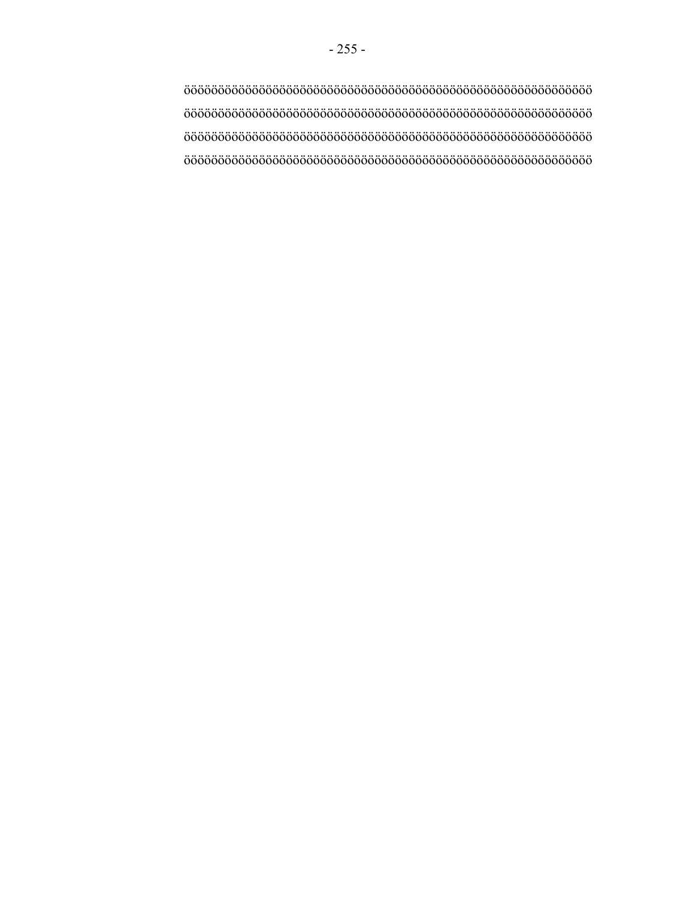öööööööööööööööööööööööööööööööööööööööööööööööööööööööööööö
öööööööööööööööööööööööööööööööööööööööööööööööööööööööööööö
öööööööööööööööööööööööööööööööööööööööööööööööööööööööööööö
öööööööööööööööööööööööööööööööööööööööööööööööööööööööööööö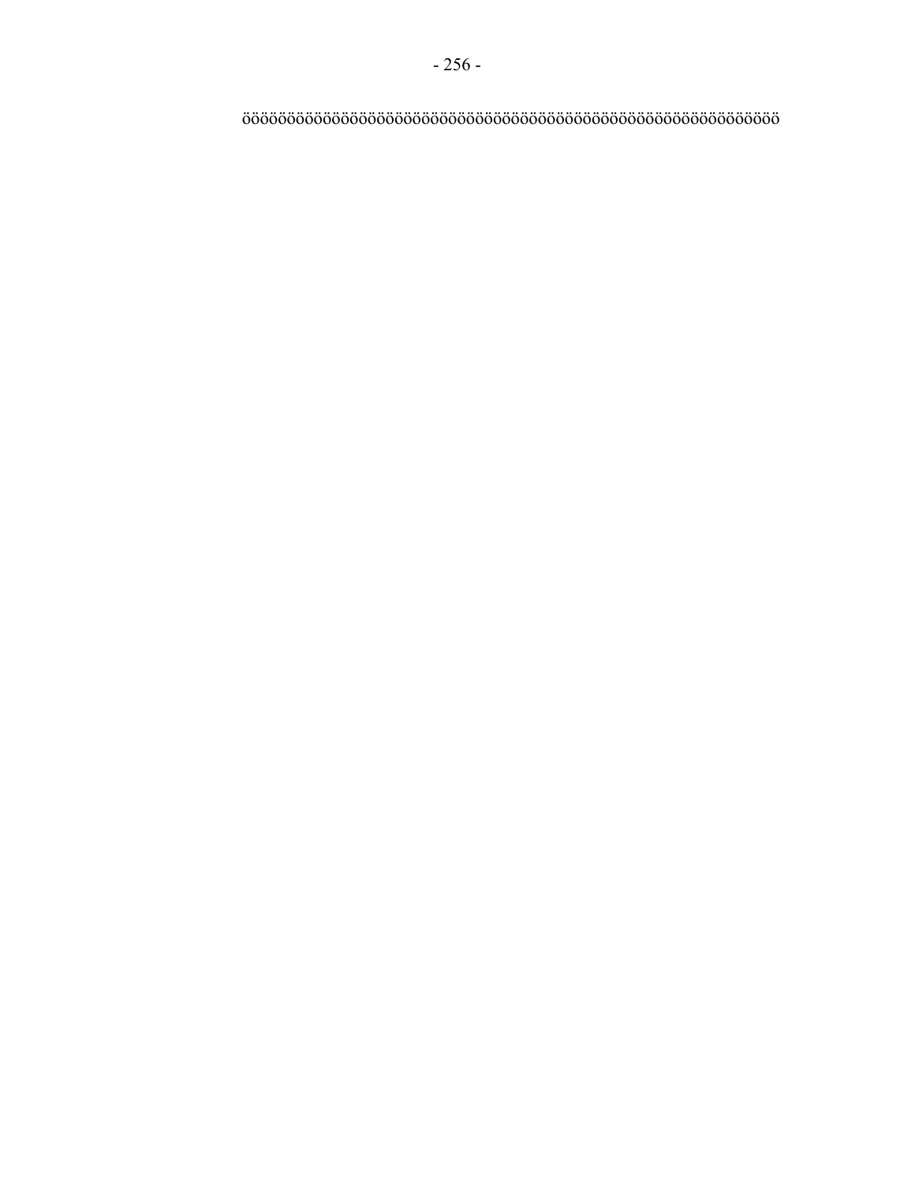öööööööööööööööööööööööööööööööööööööööööööööööööööööööööööö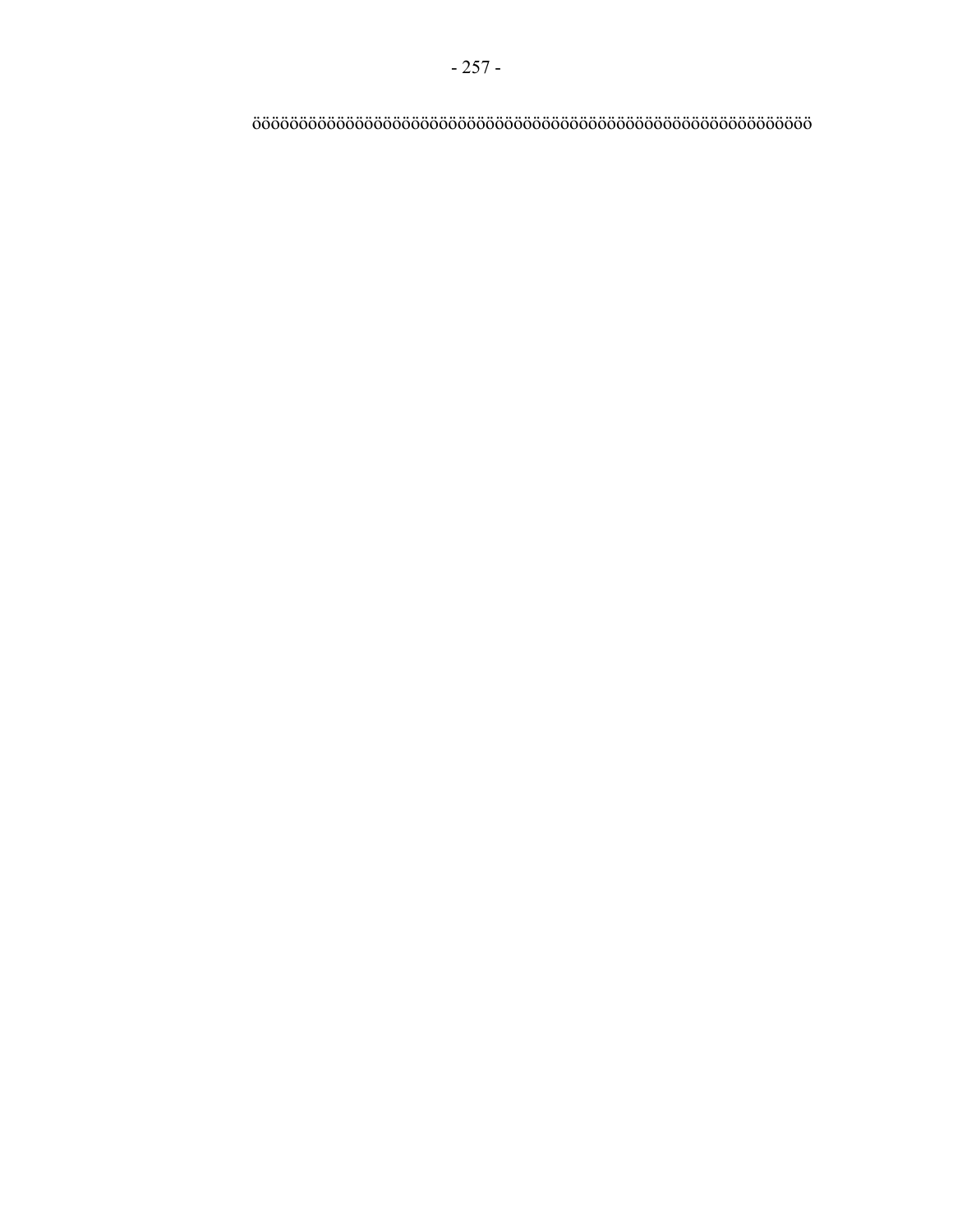ööööööööööööööööööööööööööööööööööööööööööööööööööööööööööööööööö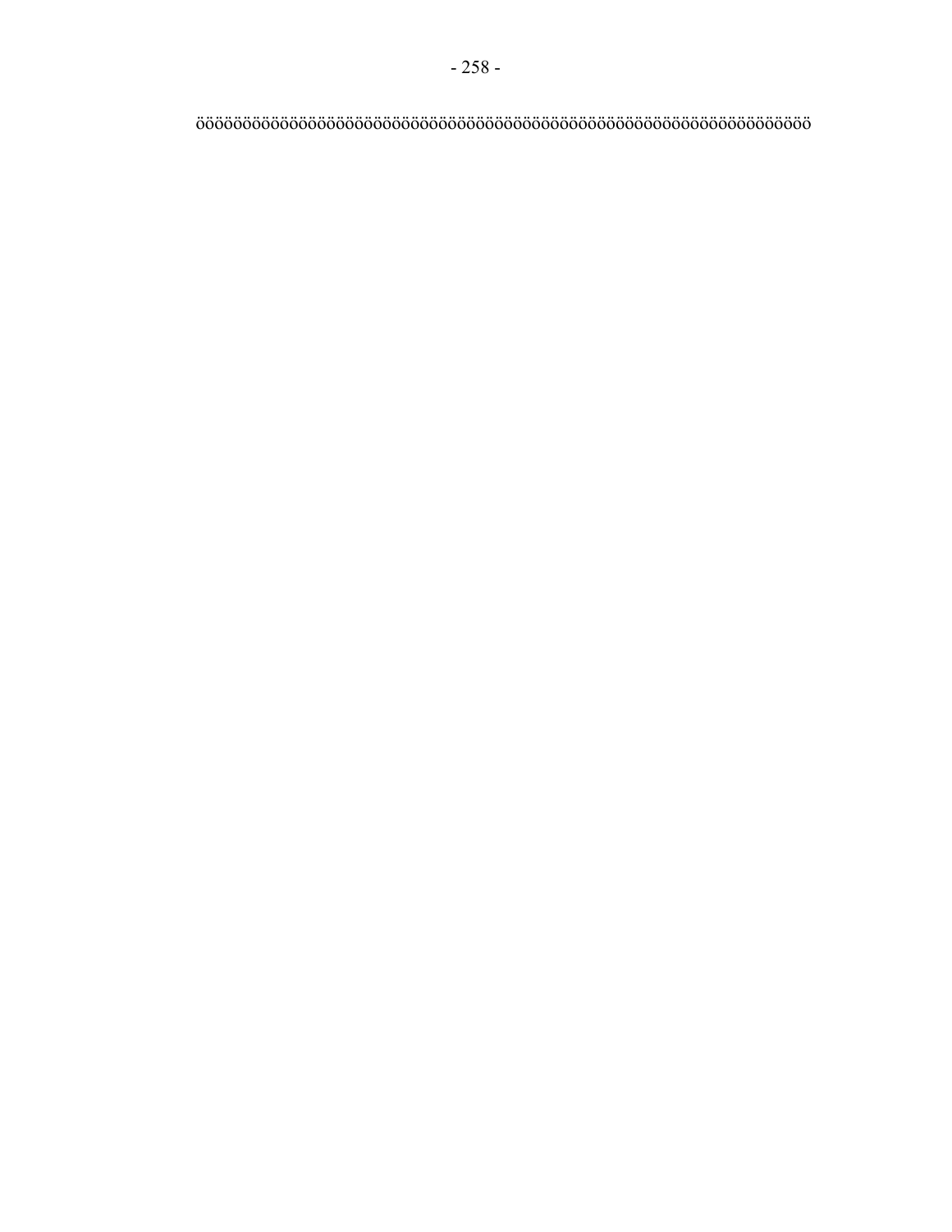ööööööööööööööööööööööööööööööööööööööööööööööööööööööööööööööööööööööööööö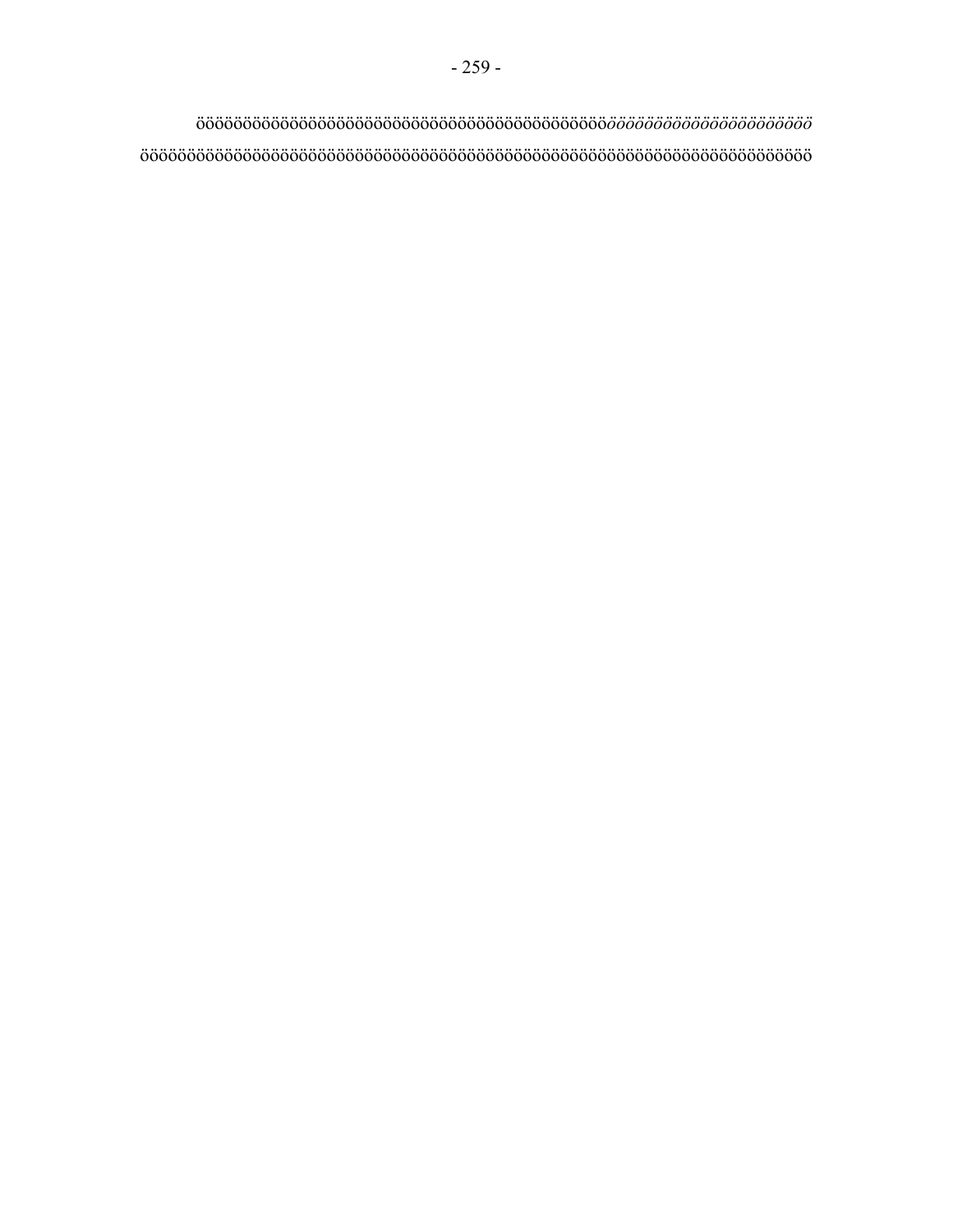öööööööööööööööööööööööööööööööööööööööö*öööööööööööööööööööö*
ööööööööööööööööööööööööööööööööööööööööööööööööööööööööööööööööö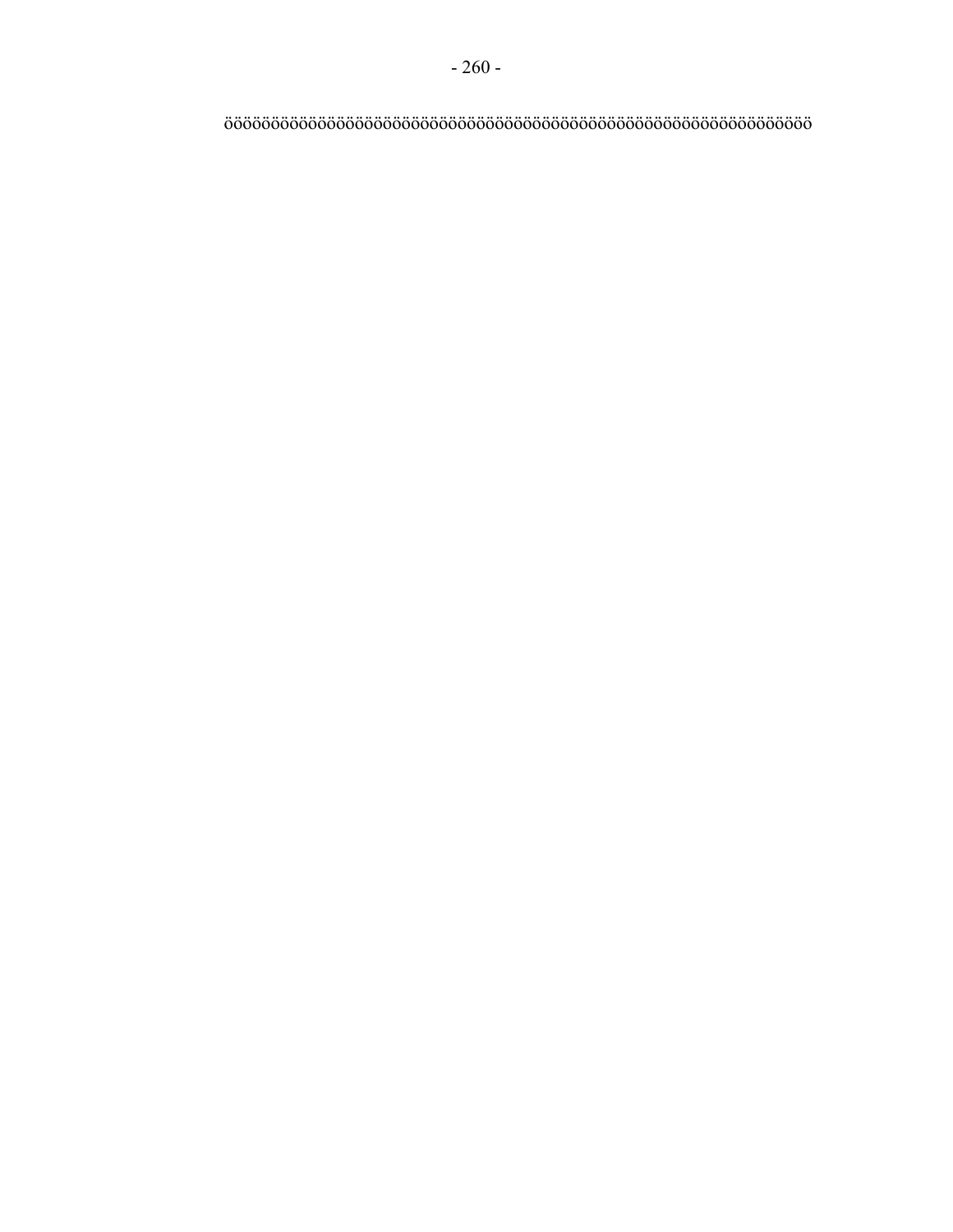öööööööööööööööööööööööööööööööööööööööööööööööööööööööööööööööööööööö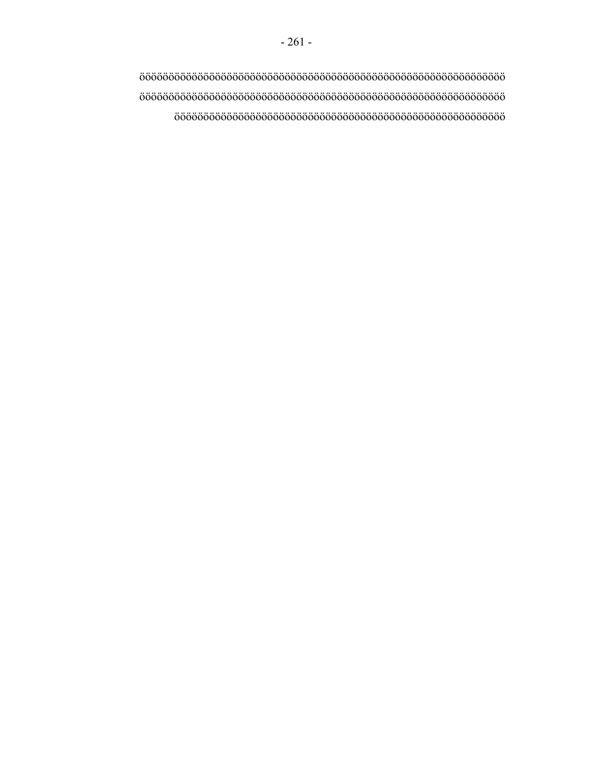öööööööööööööööööööööööööööööööööööööööööööööööööööööööööööööööö
öööööööööööööööööööööööööööööööööööööööööööööööööööööööööööööööö
ööööööööööööööööööööööööööööööööööööööööööööööööööööööööööö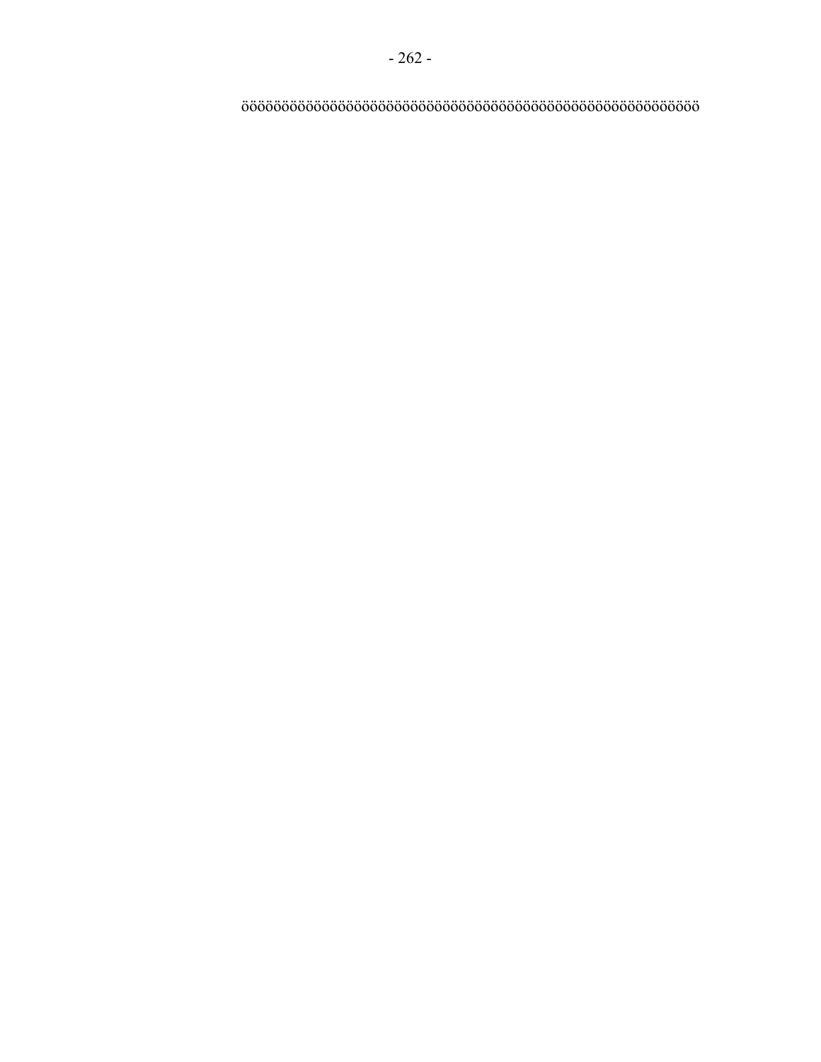öööööööööööööööööööööööööööööööööööööööööööööööööööööööö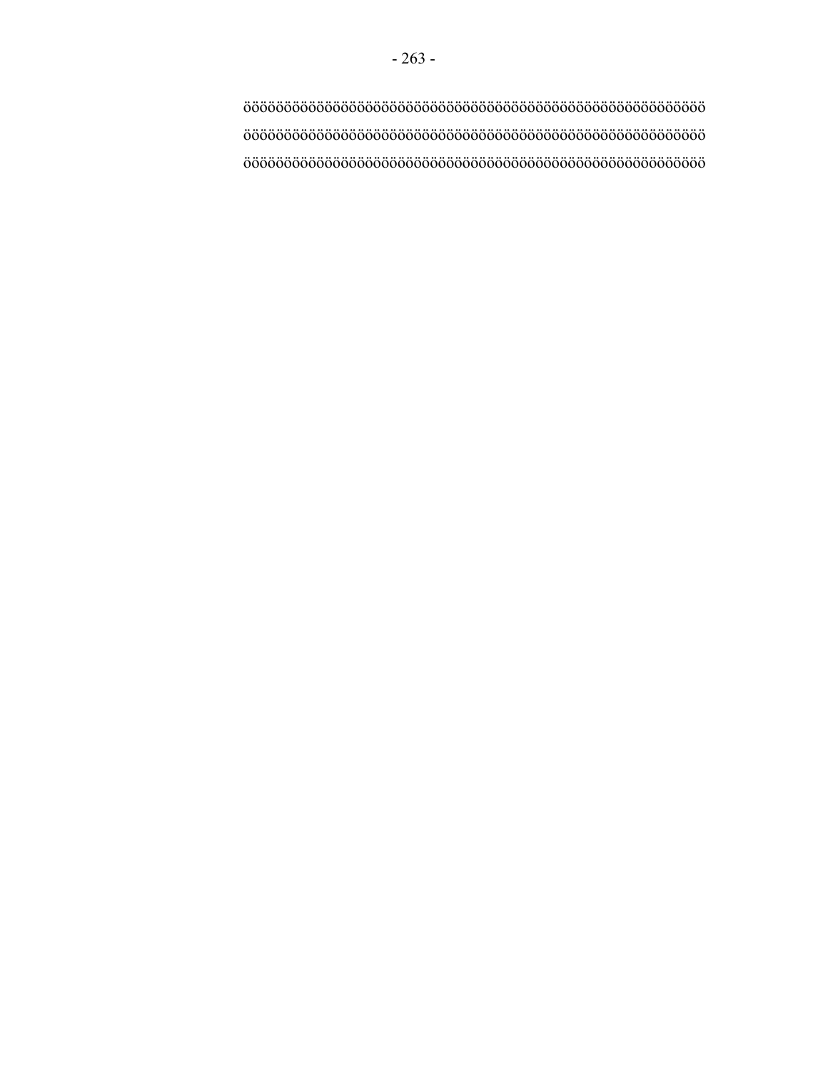öööööööööööööööööööööööööööööööööööööööööööööööööööö
öööööööööööööööööööööööööööööööööööööööööööööööööööö
öööööööööööööööööööööööööööööööööööööööööööööööööööö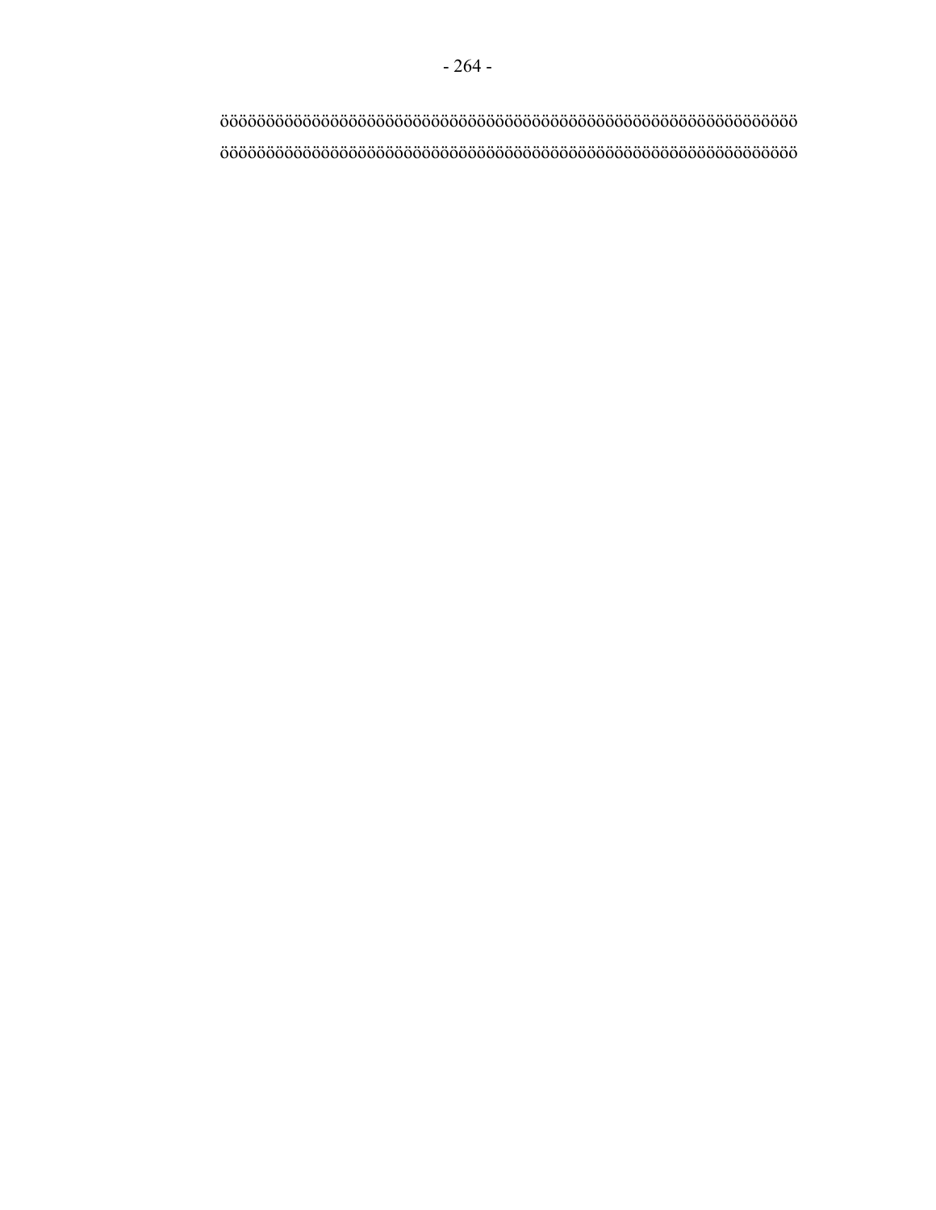öööööööööööööööööööööööööööööööööööööööööööööööööööööö
öööööööööööööööööööööööööööööööööööööööööööööööööööööö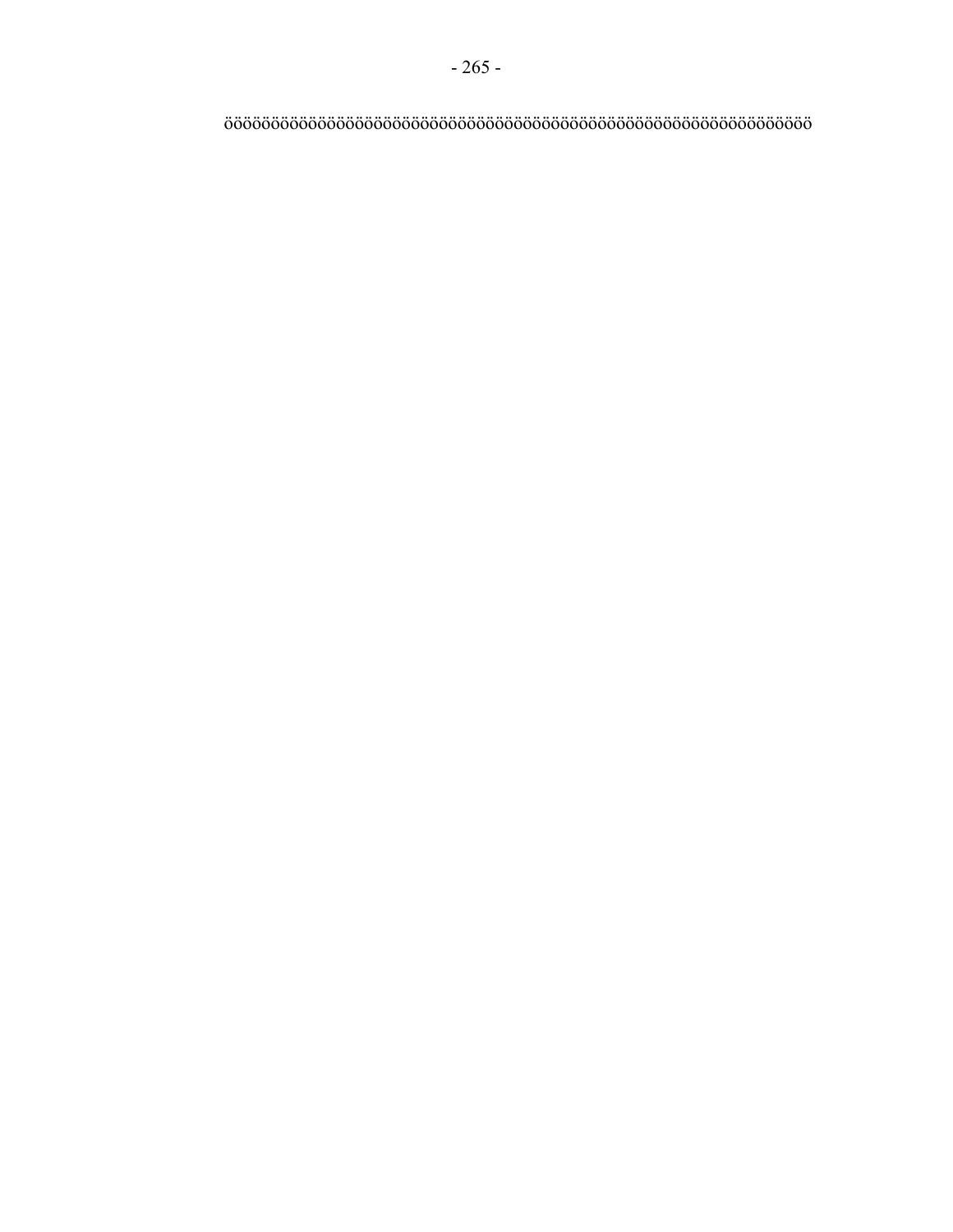öööööööööööööööööööööööööööööööööööööööööööööööööööööööööööööööööööö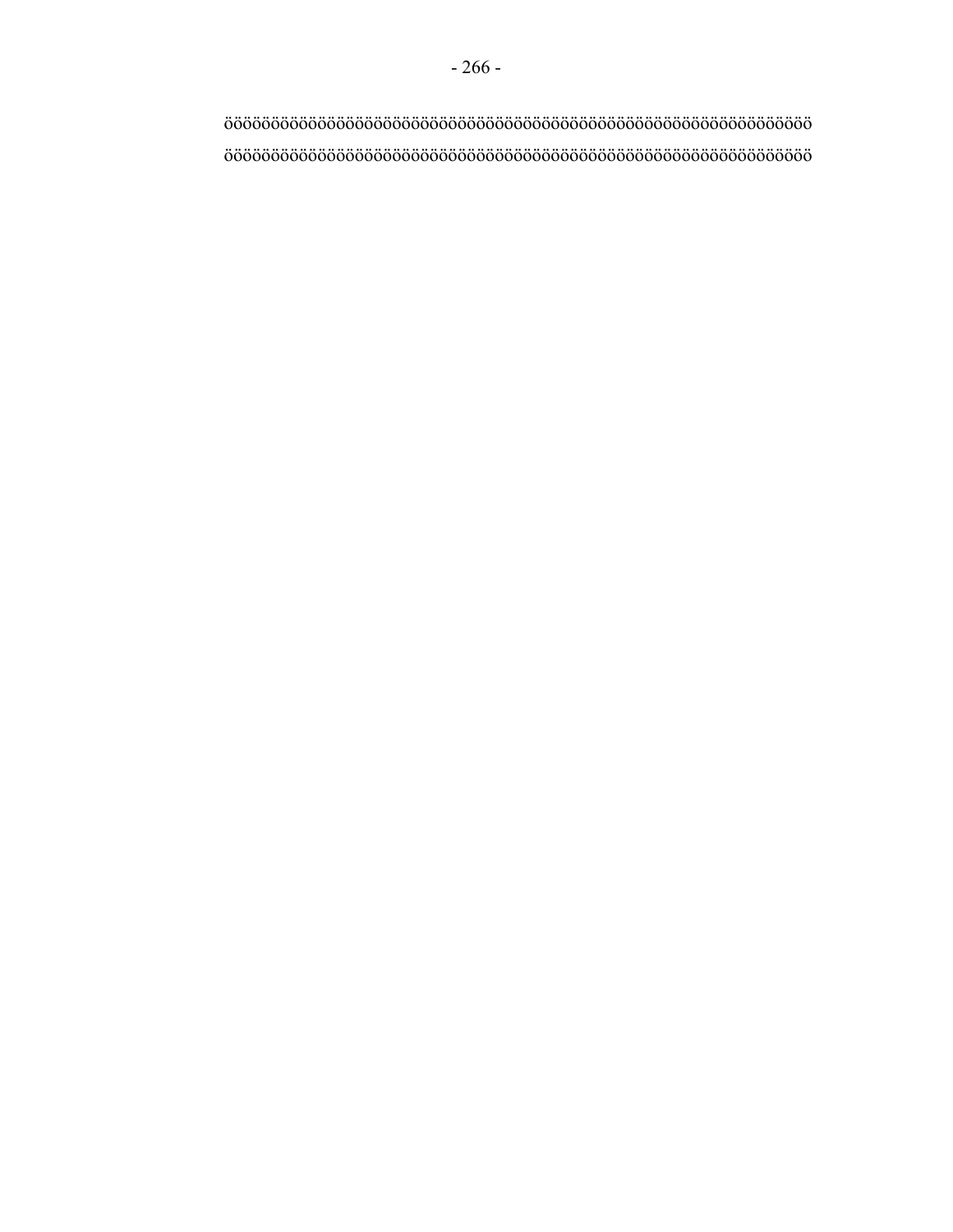öööööööööööööööööööööööööööööööööööööööööööööööööööööööööööööööööööö

öööööööööööööööööööööööööööööööööööööööööööööööööööööööööööööööööööö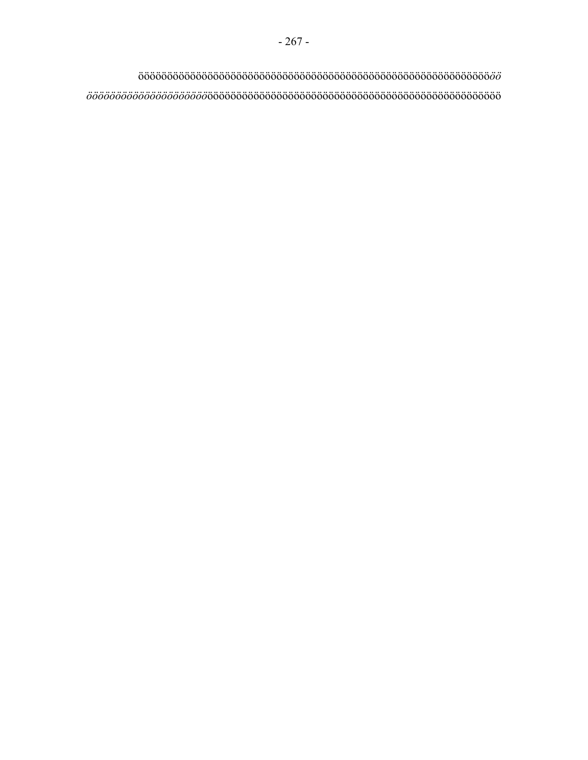öööööööööööööööööööööööööööööööööööööööööööööööööööööööööööö*öö*

*öööööööööööööööööööööö*ööööööööööööööööööööööööööööööööööööööööööööööööö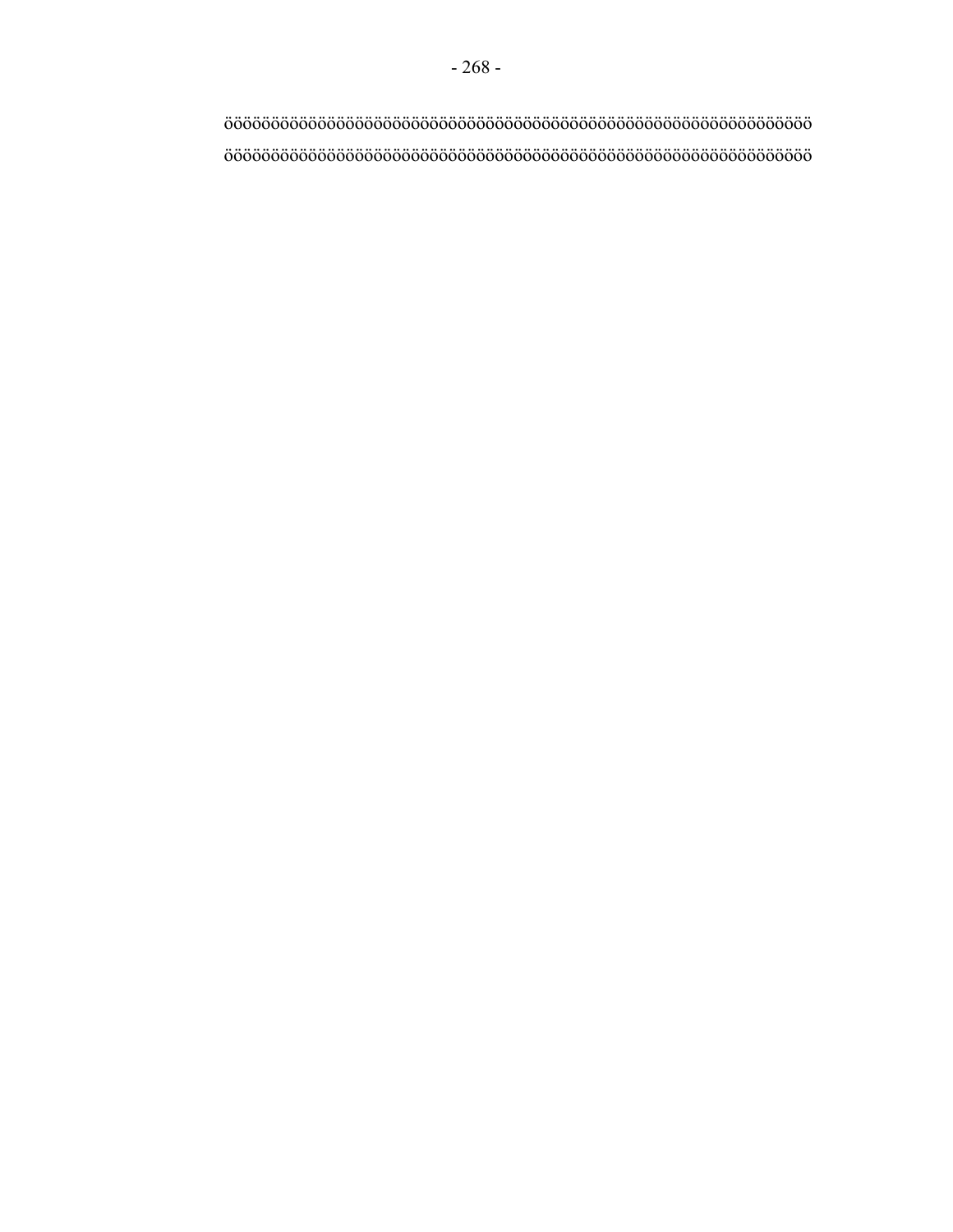öööööööööööööööööööööööööööööööööööööööööööööööööööööööööööööö
ööööööööööööööööööööööööööööööööööööööööööööööööööööööööööööööö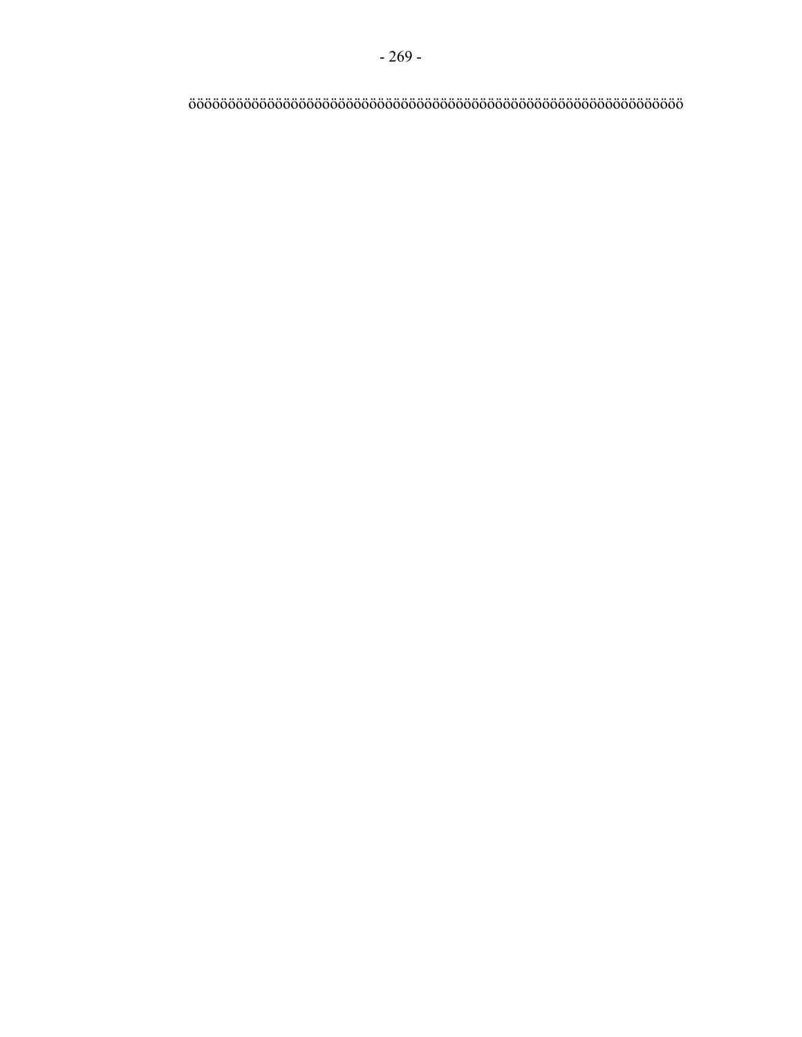öööööööööööööööööööööööööööööööööööööööööööööööööööööööööööööööööööööööö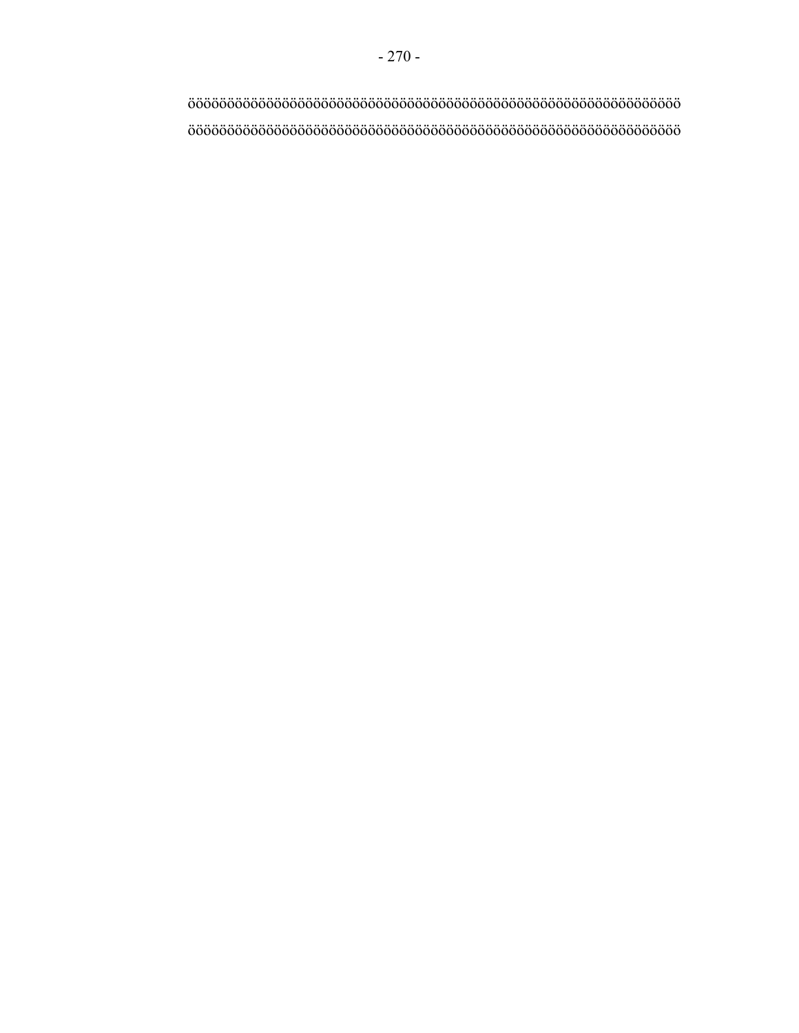öööööööööööööööööööööööööööööööööööööööööööööööööööööööööööö

öööööööööööööööööööööööööööööööööööööööööööööööööööööööööööö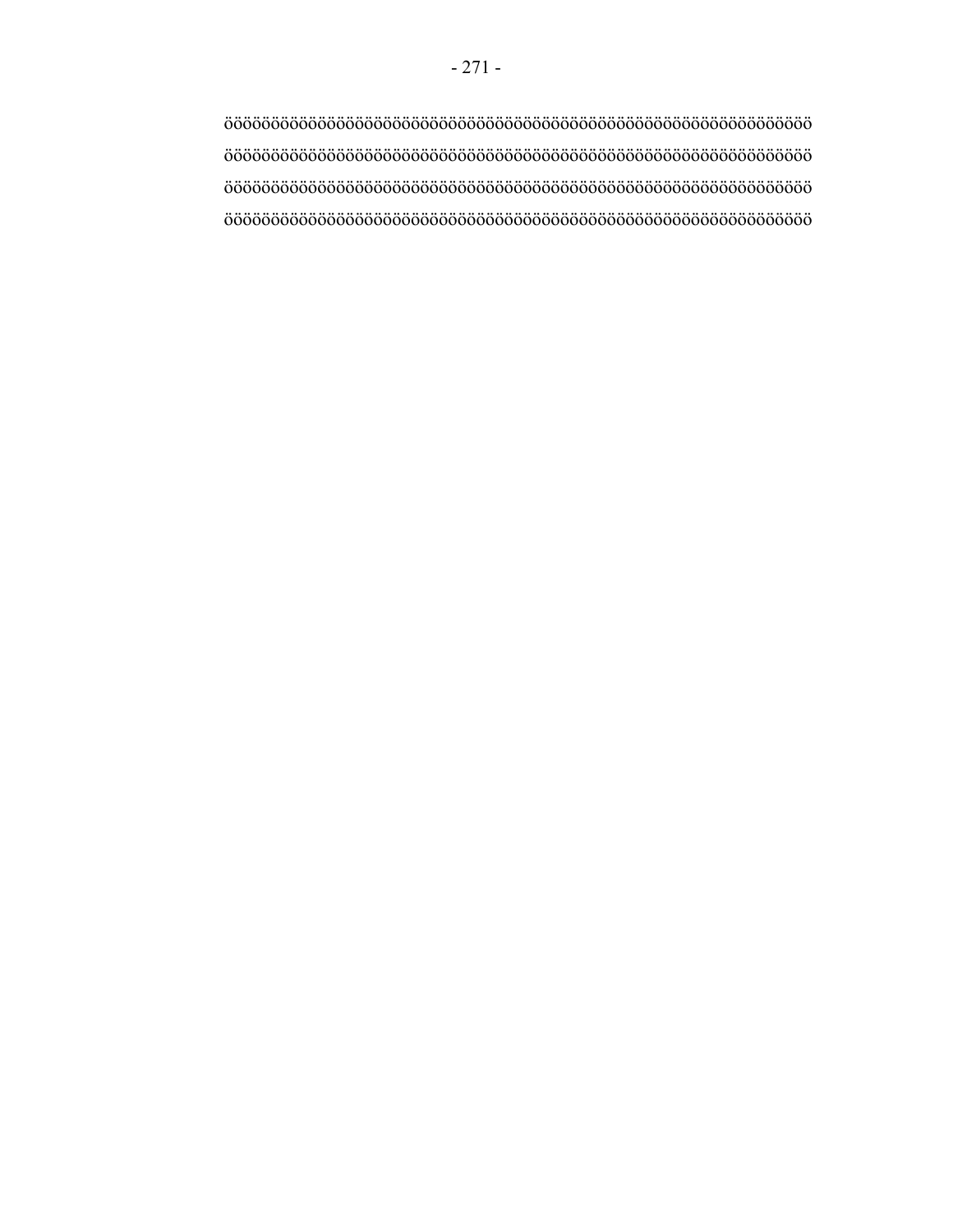öööööööööööööööööööööööööööööööööööööööööööööööööööööööööööööö
öööööööööööööööööööööööööööööööööööööööööööööööööööööööööööööö
öööööööööööööööööööööööööööööööööööööööööööööööööööööööööööööö
ööööööööööööööööööööööööööööööööööööööööööööööööööööööööööööö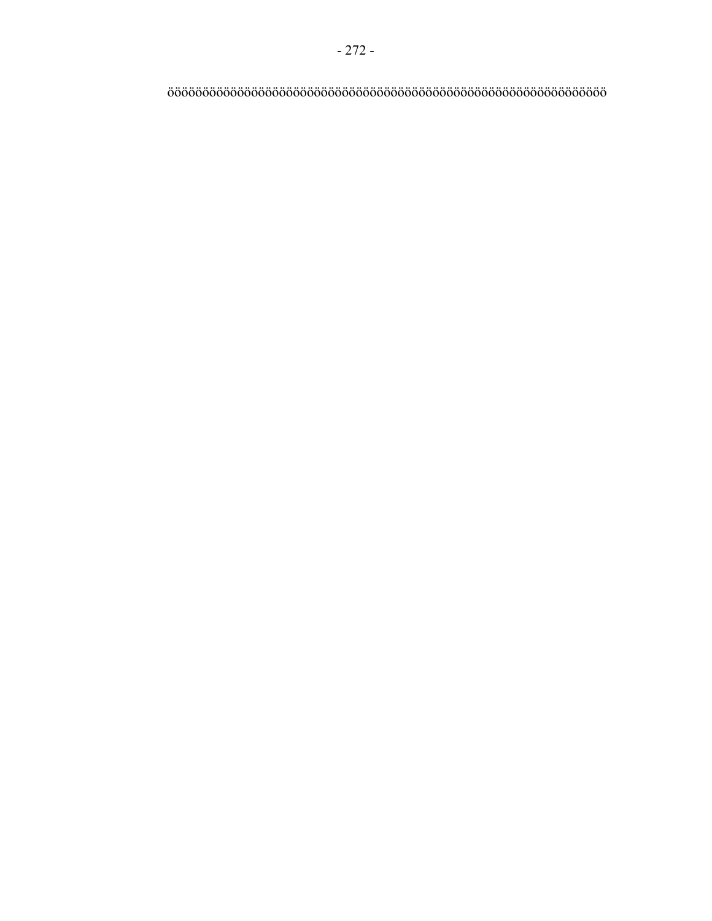öööööööööööööööööööööööööööööööööööööööööööööööööööööööööööööööööööööööö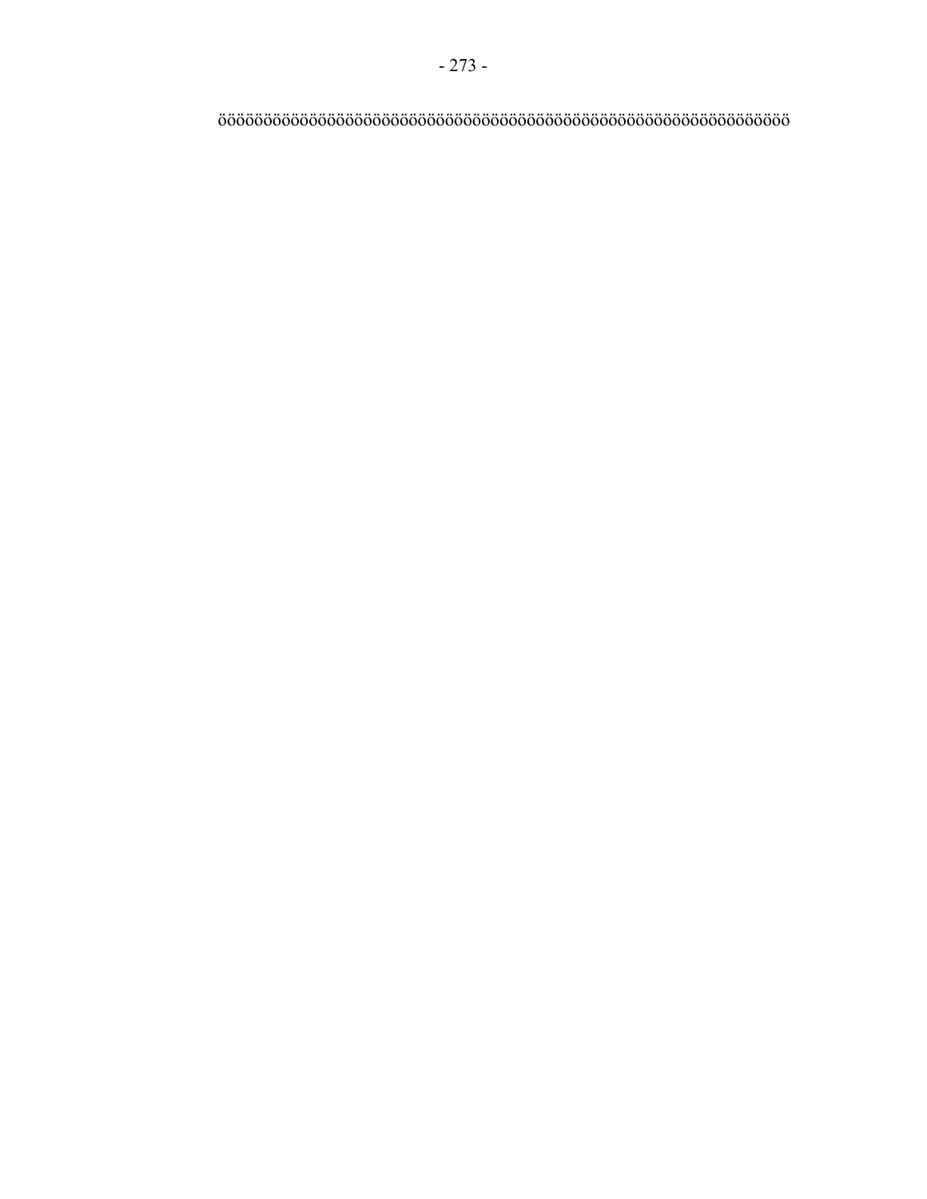ööööööööööööööööööööööööööööööööööööööööööööööööööööööööööööööö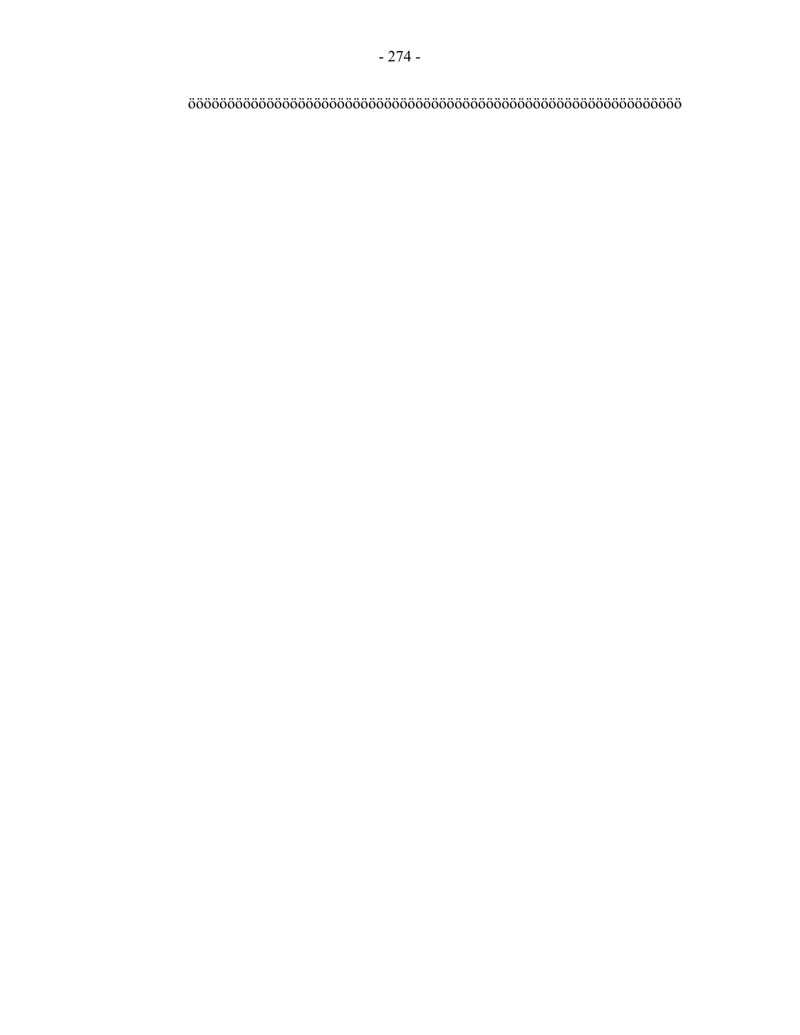öööööööööööööööööööööööööööööööööööööööööööööööööööööööööööööööööööö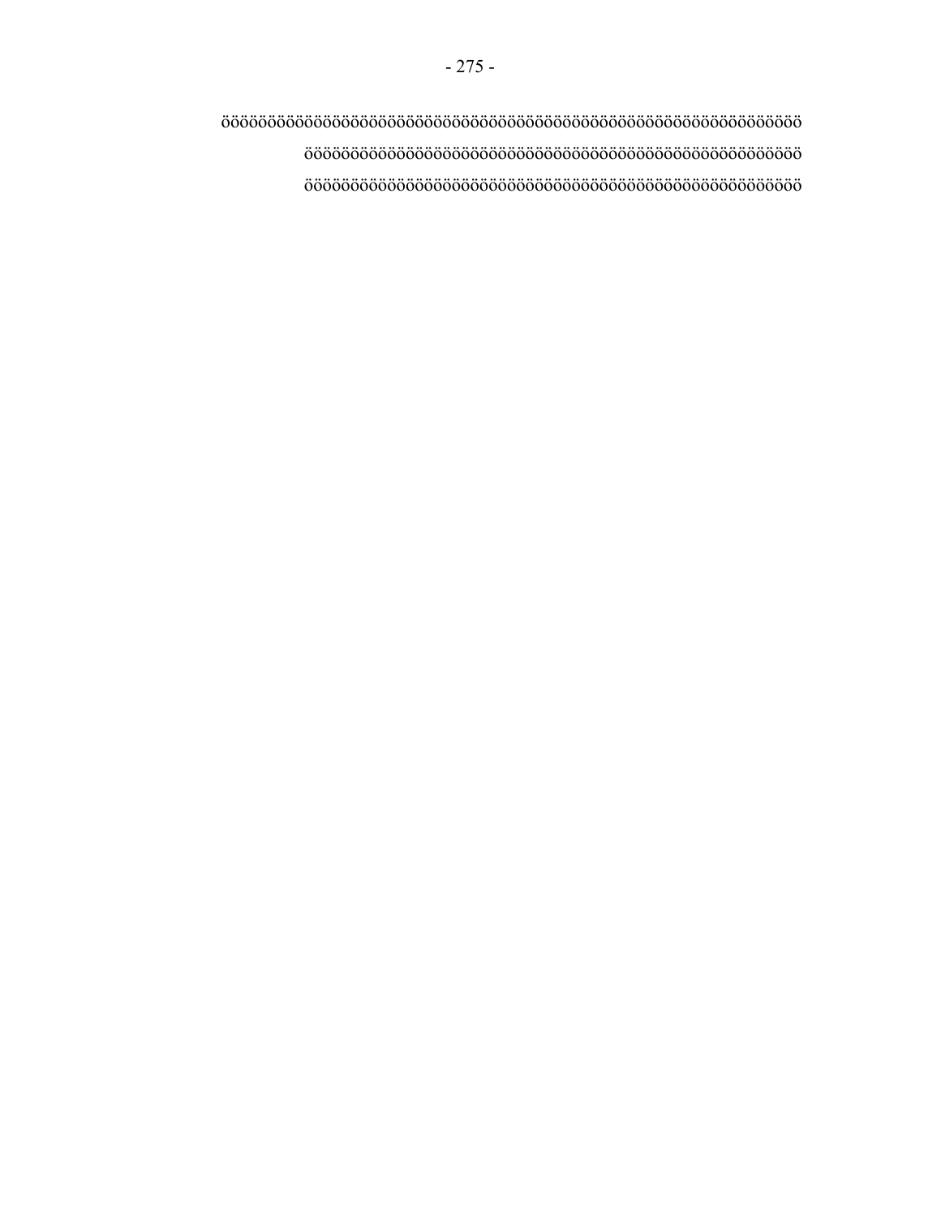ööööööööööööööööööööööööööööööööööööööööööööööööööööööööööööööö

ööööööööööööööööööööööööööööööööööööööööööööööööööööö

ööööööööööööööööööööööööööööööööööööööööööööööööööööö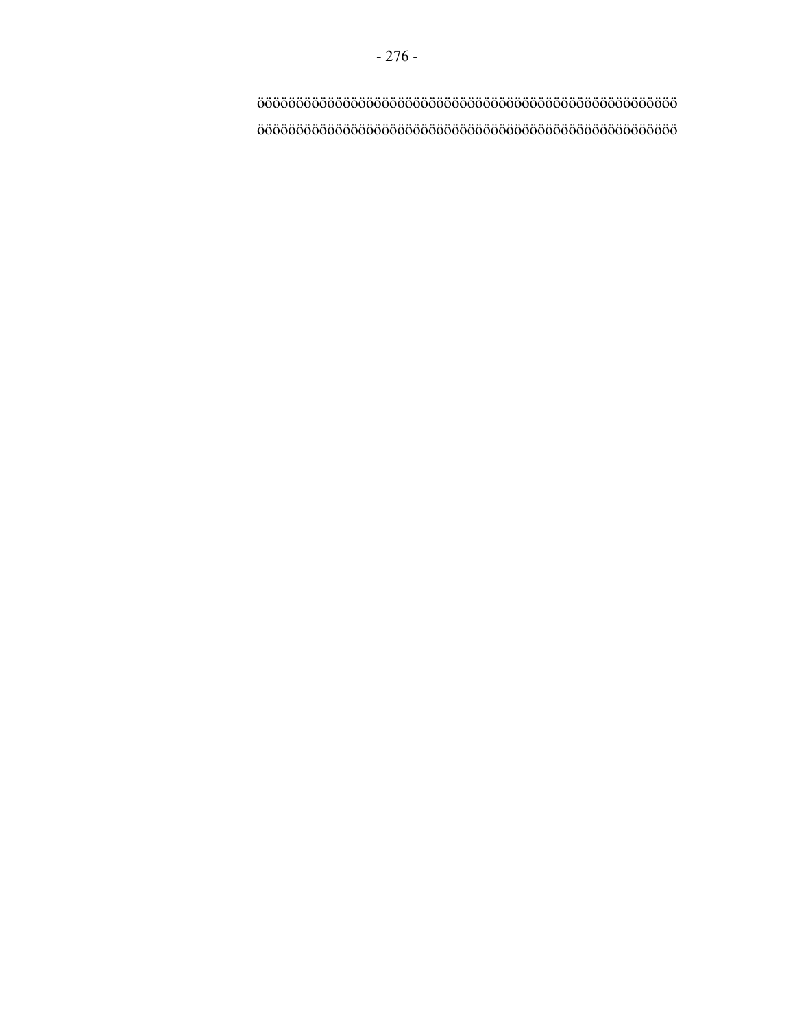öööööööööööööööööööööööööööööööööööööööööööööööööööööööööö
öööööööööööööööööööööööööööööööööööööööööööööööööööööööööö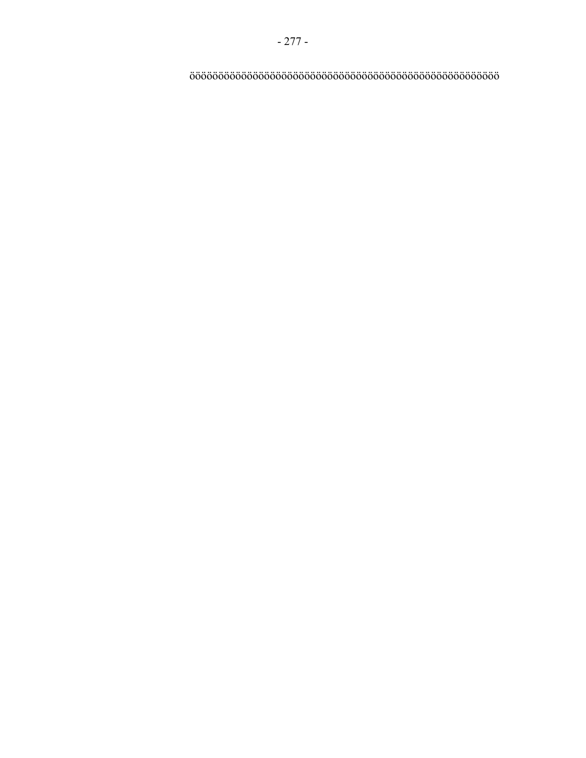ööööööööööööööööööööööööööööööööööööööööööööööööööööööö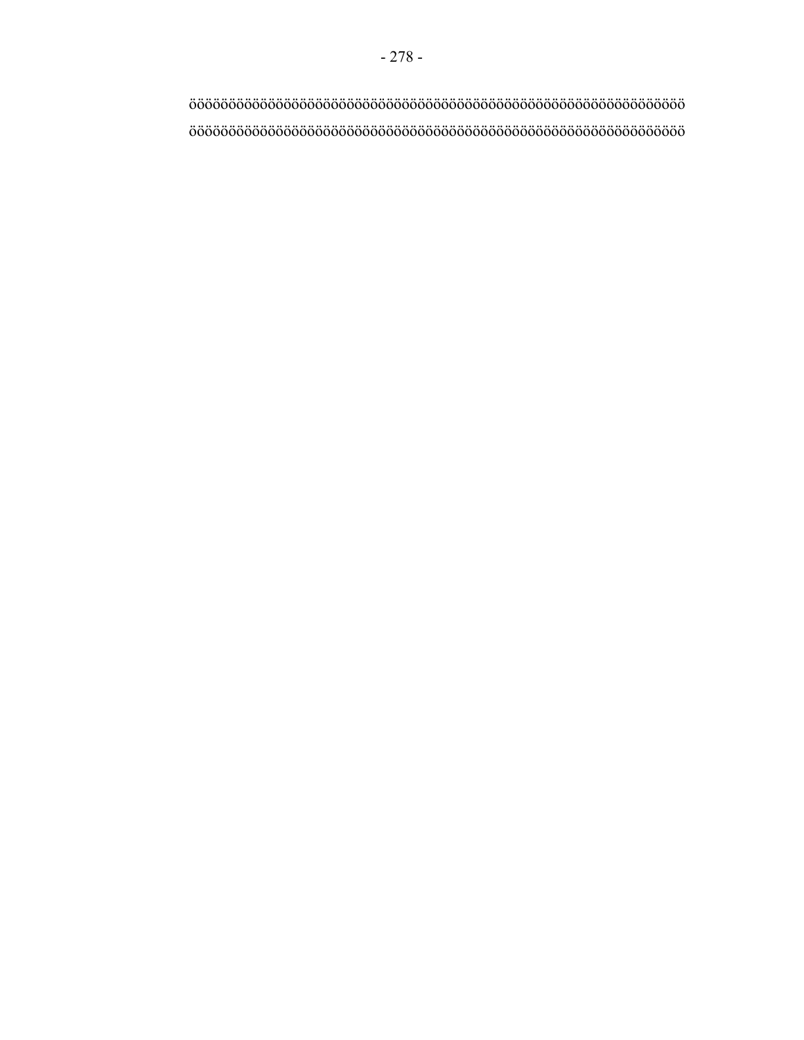ööööööööööööööööööööööööööööööööööööööööööööööööööööööööööööööööö
ööööööööööööööööööööööööööööööööööööööööööööööööööööööööööööööööö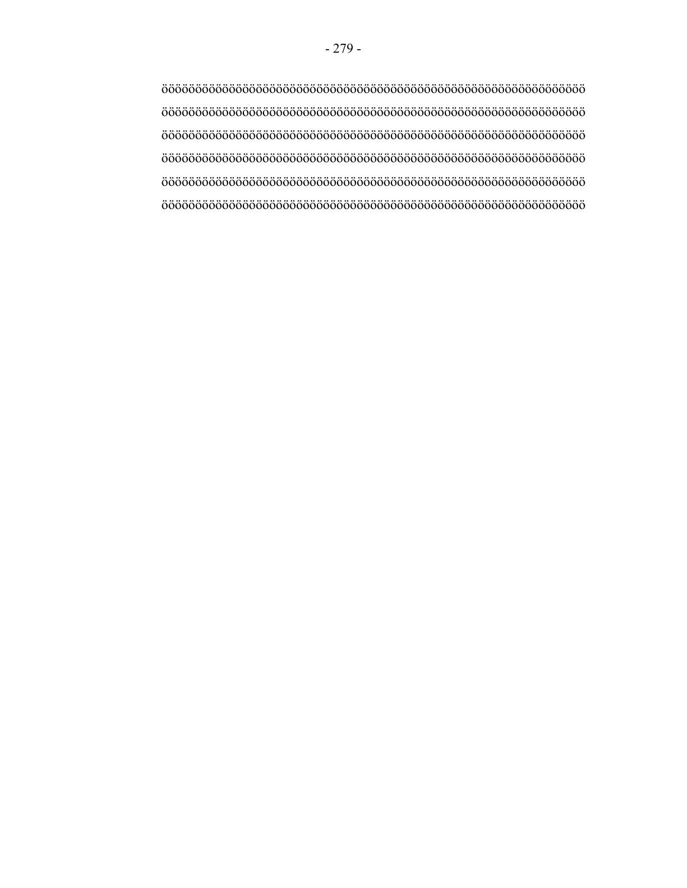öööööööööööööööööööööööööööööööööööööööööööööööööööööööööööööö

öööööööööööööööööööööööööööööööööööööööööööööööööööööööööööööö

öööööööööööööööööööööööööööööööööööööööööööööööööööööööööööööö

öööööööööööööööööööööööööööööööööööööööööööööööööööööööööööööö

öööööööööööööööööööööööööööööööööööööööööööööööööööööööööööööö

öööööööööööööööööööööööööööööööööööööööööööööööööööööööööööööö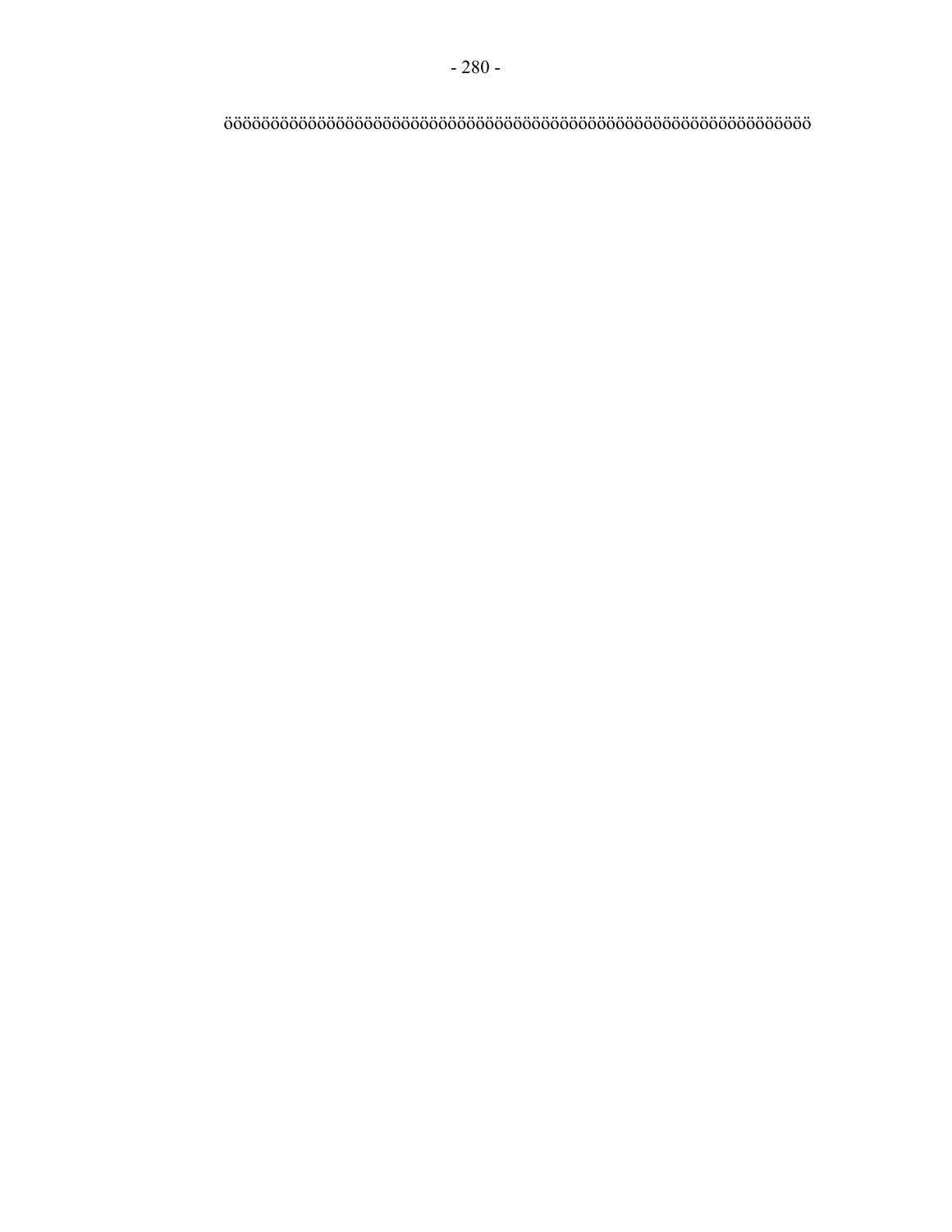öööööööööööööööööööööööööööööööööööööööööööööööööööööööööööööööö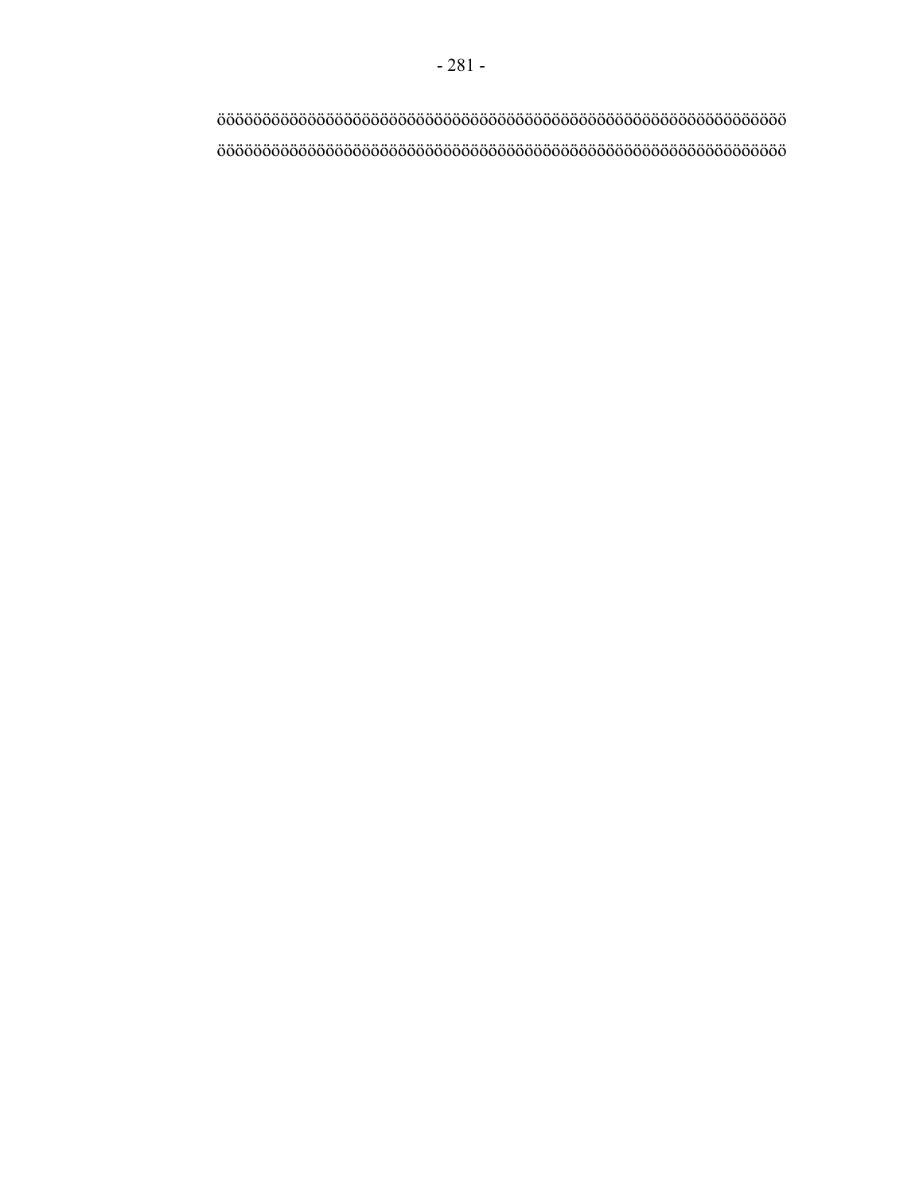öööööööööööööööööööööööööööööööööööööööööööööööööööööööööö
öööööööööööööööööööööööööööööööööööööööööööööööööööööööööö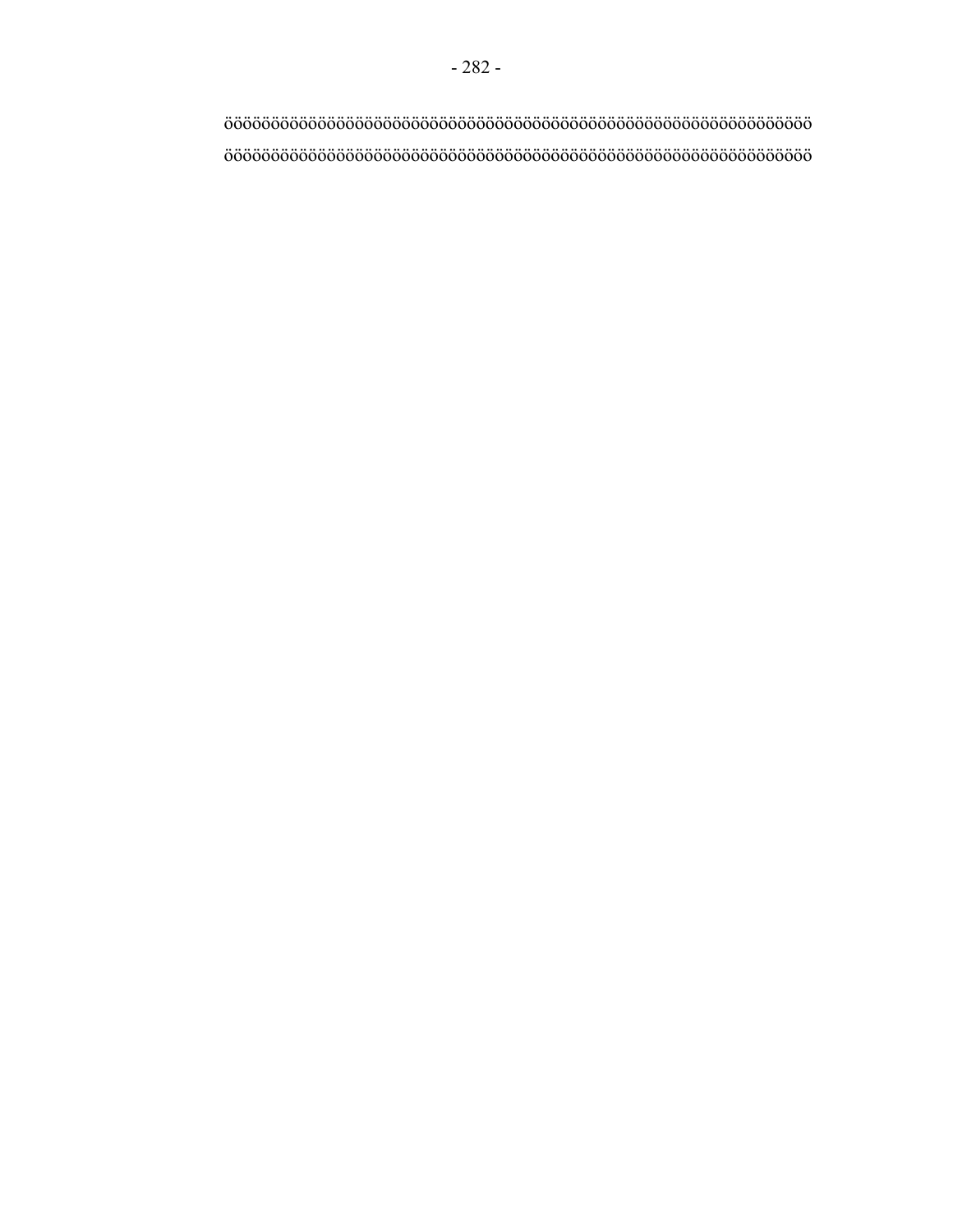öööööööööööööööööööööööööööööööööööööööööööööööööööööööööööööööö

öööööööööööööööööööööööööööööööööööööööööööööööööööööööööööööööö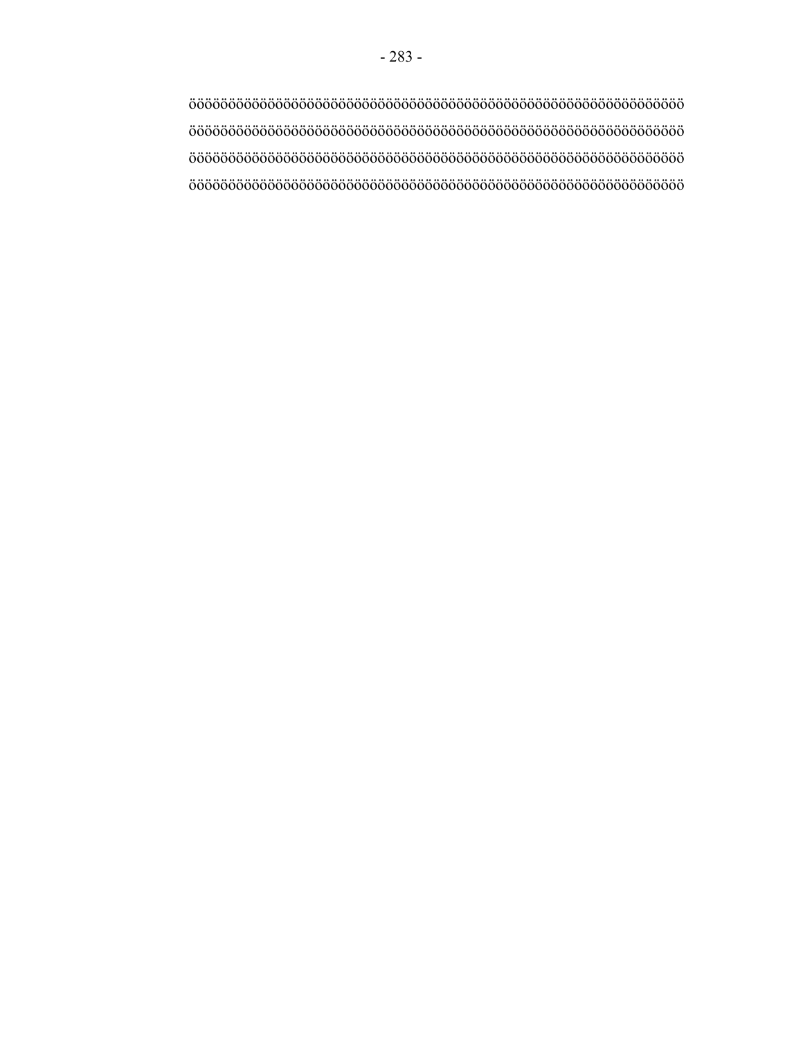öööööööööööööööööööööööööööööööööööööööööööööööööööööööööööööö
öööööööööööööööööööööööööööööööööööööööööööööööööööööööööööööö
öööööööööööööööööööööööööööööööööööööööööööööööööööööööööööööö
öööööööööööööööööööööööööööööööööööööööööööööööööööööööööööööö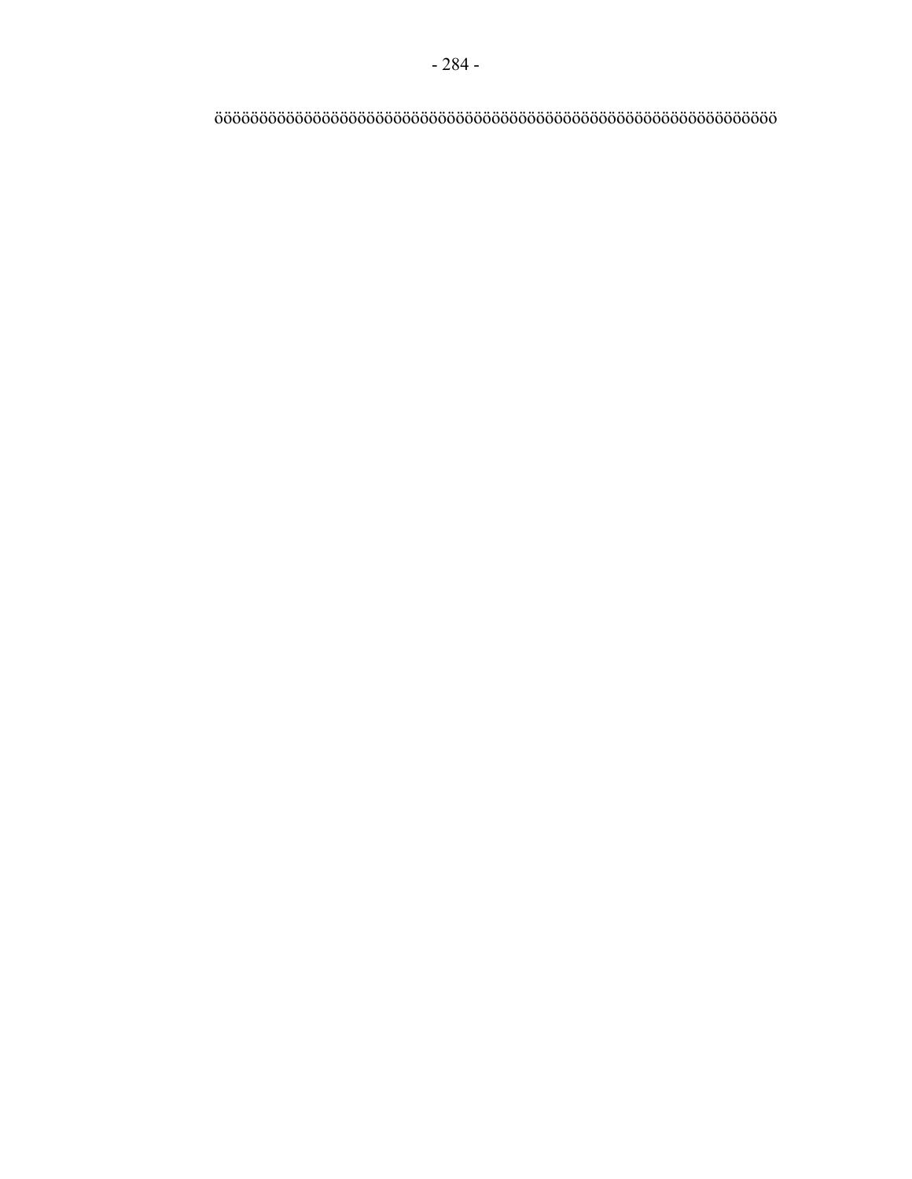öööööööööööööööööööööööööööööööööööööööööööööööööööööööööööööööööööööööö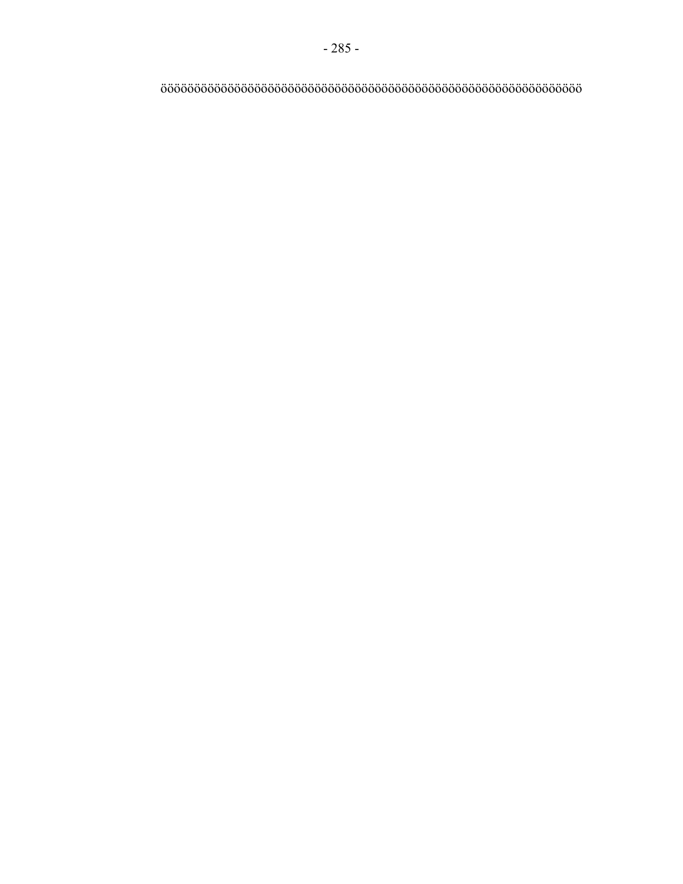öööööööööööööööööööööööööööööööööööööööööööööööööööööööööööööööööööö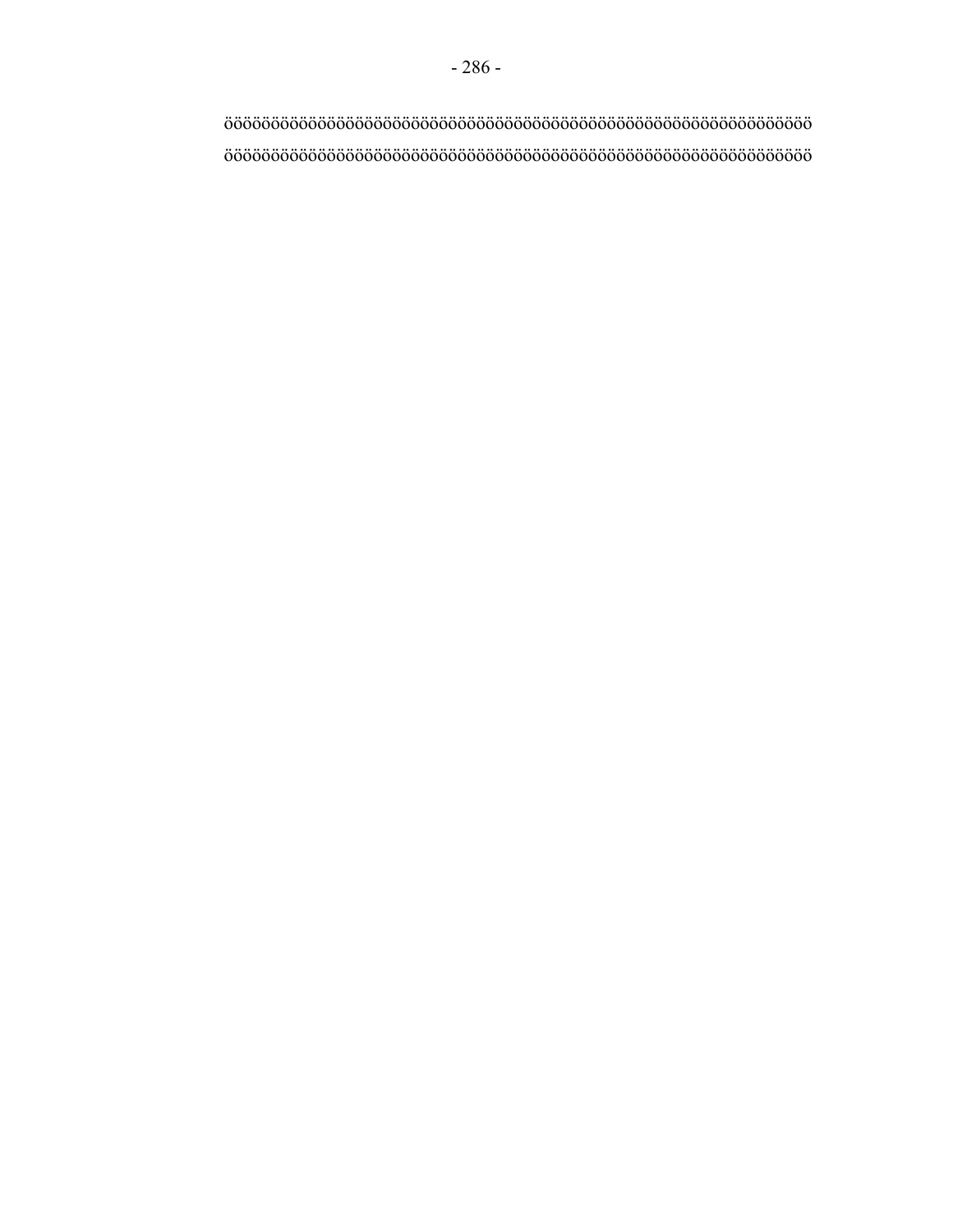öööööööööööööööööööööööööööööööööööööööööööööööööööööööööööööööööö
öööööööööööööööööööööööööööööööööööööööööööööööööööööööööööööööööö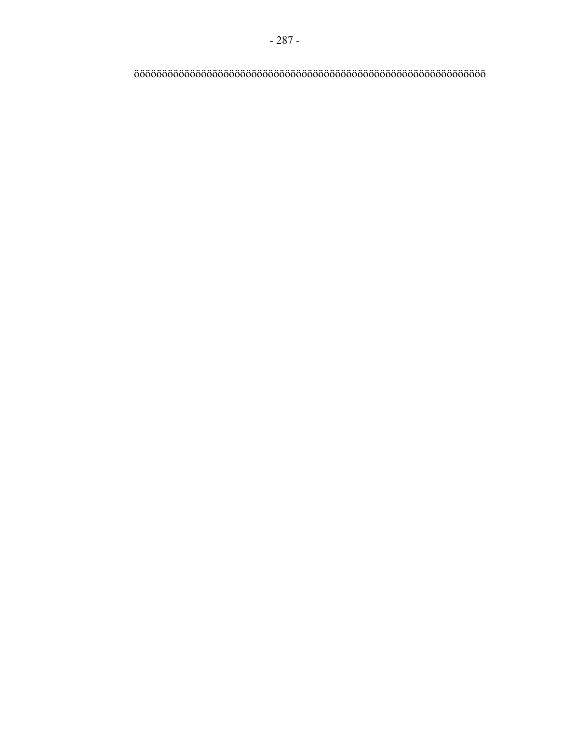öööööööööööööööööööööööööööööööööööööööööööööööööööööööööööö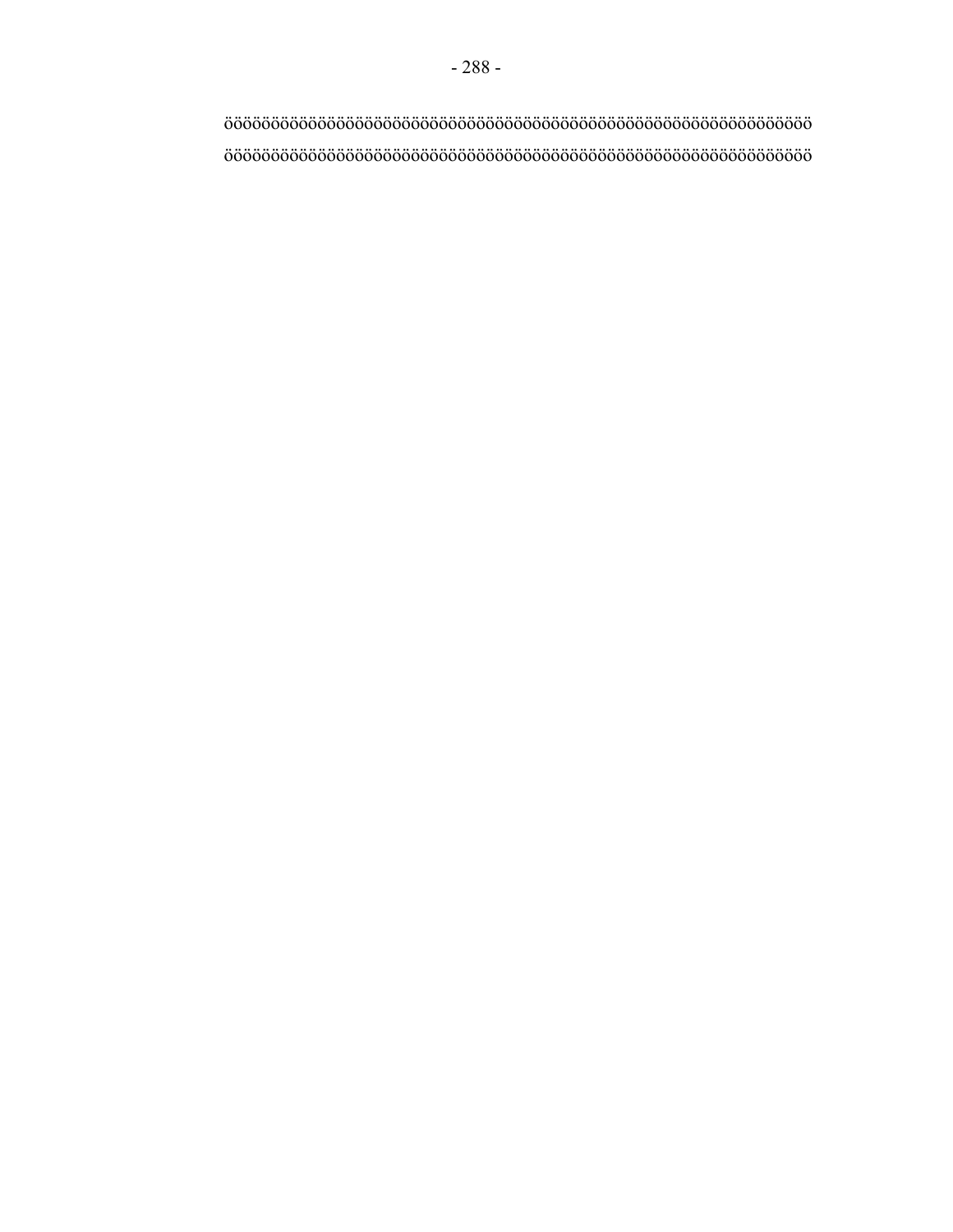öööööööööööööööööööööööööööööööööööööööööööööööööööööööööööö
öööööööööööööööööööööööööööööööööööööööööööööööööööööööööööö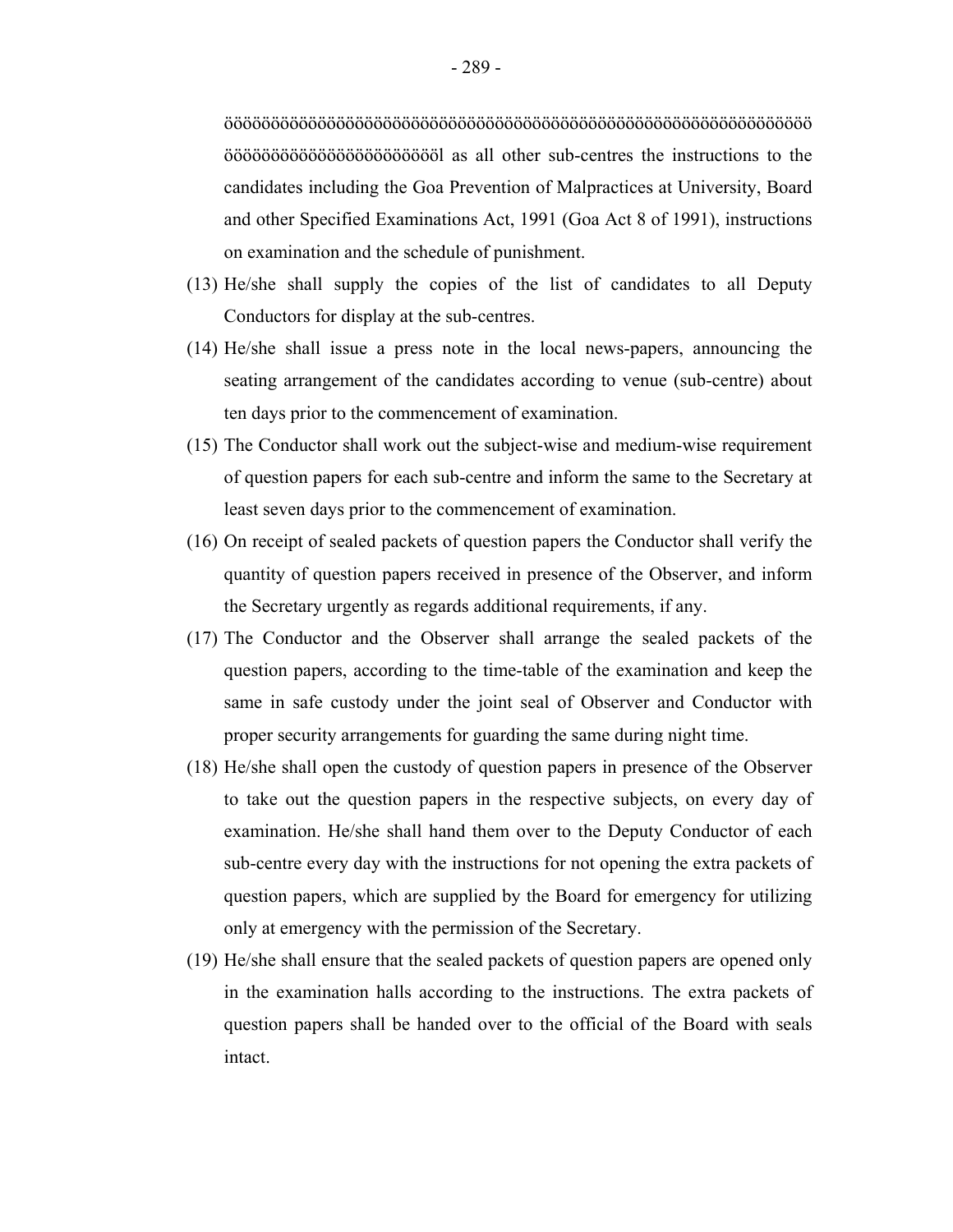öööööööööööööööööööööööööööööööööööööööööööööööööööööööööööö ööööööööööööööööööööööööl as all other sub-centres the instructions to the candidates including the Goa Prevention of Malpractices at University, Board and other Specified Examinations Act, 1991 (Goa Act 8 of 1991), instructions on examination and the schedule of punishment.

(13) He/she shall supply the copies of the list of candidates to all Deputy Conductors for display at the sub-centres.

(14) He/she shall issue a press note in the local news-papers, announcing the seating arrangement of the candidates according to venue (sub-centre) about ten days prior to the commencement of examination.

(15) The Conductor shall work out the subject-wise and medium-wise requirement of question papers for each sub-centre and inform the same to the Secretary at least seven days prior to the commencement of examination.

(16) On receipt of sealed packets of question papers the Conductor shall verify the quantity of question papers received in presence of the Observer, and inform the Secretary urgently as regards additional requirements, if any.

(17) The Conductor and the Observer shall arrange the sealed packets of the question papers, according to the time-table of the examination and keep the same in safe custody under the joint seal of Observer and Conductor with proper security arrangements for guarding the same during night time.

(18) He/she shall open the custody of question papers in presence of the Observer to take out the question papers in the respective subjects, on every day of examination. He/she shall hand them over to the Deputy Conductor of each sub-centre every day with the instructions for not opening the extra packets of question papers, which are supplied by the Board for emergency for utilizing only at emergency with the permission of the Secretary.

(19) He/she shall ensure that the sealed packets of question papers are opened only in the examination halls according to the instructions. The extra packets of question papers shall be handed over to the official of the Board with seals intact.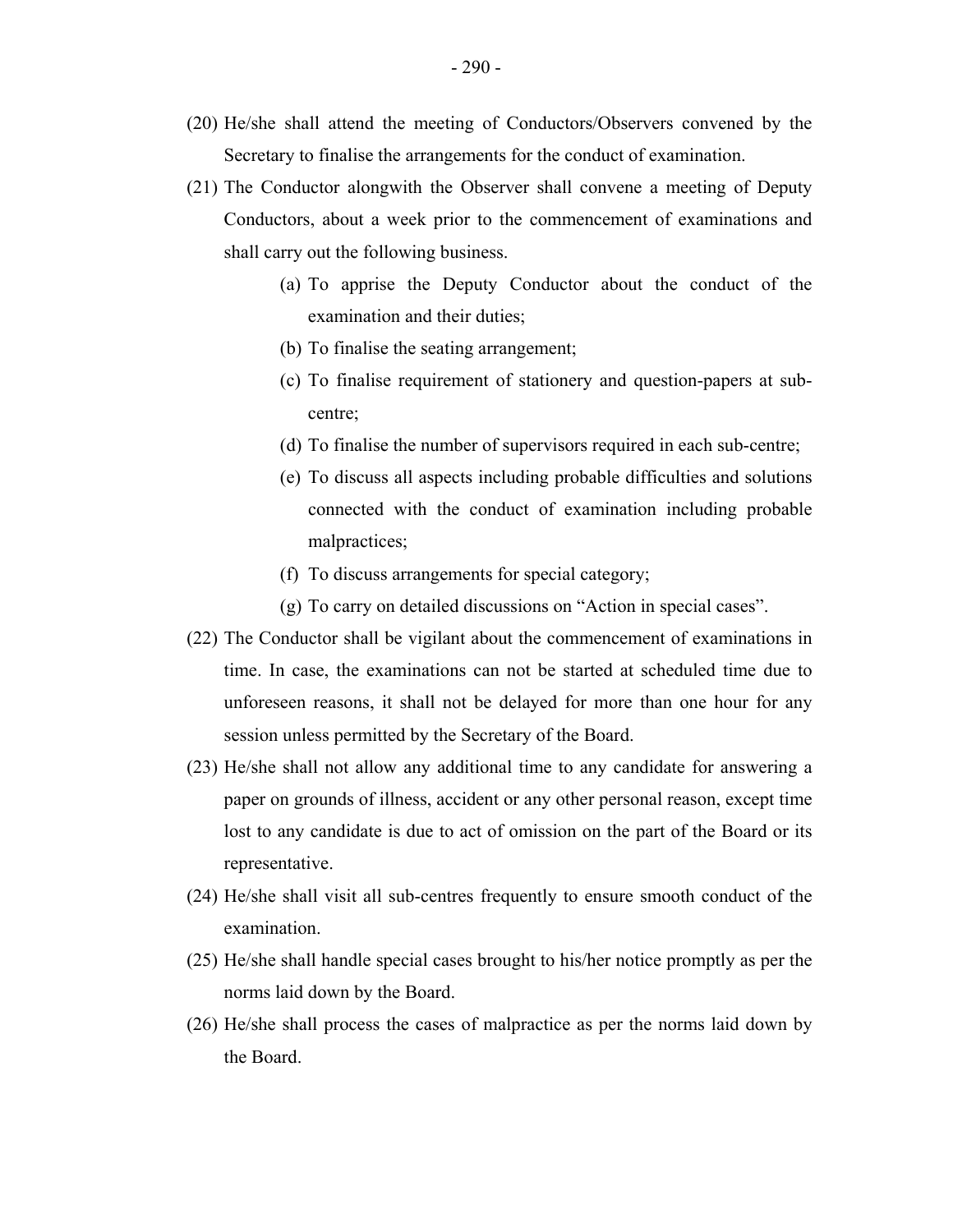(20) He/she shall attend the meeting of Conductors/Observers convened by the Secretary to finalise the arrangements for the conduct of examination.

(21) The Conductor alongwith the Observer shall convene a meeting of Deputy Conductors, about a week prior to the commencement of examinations and shall carry out the following business.

  (a) To apprise the Deputy Conductor about the conduct of the examination and their duties;

  (b) To finalise the seating arrangement;

  (c) To finalise requirement of stationery and question-papers at sub-centre;

  (d) To finalise the number of supervisors required in each sub-centre;

  (e) To discuss all aspects including probable difficulties and solutions connected with the conduct of examination including probable malpractices;

  (f) To discuss arrangements for special category;

  (g) To carry on detailed discussions on "Action in special cases".

(22) The Conductor shall be vigilant about the commencement of examinations in time. In case, the examinations can not be started at scheduled time due to unforeseen reasons, it shall not be delayed for more than one hour for any session unless permitted by the Secretary of the Board.

(23) He/she shall not allow any additional time to any candidate for answering a paper on grounds of illness, accident or any other personal reason, except time lost to any candidate is due to act of omission on the part of the Board or its representative.

(24) He/she shall visit all sub-centres frequently to ensure smooth conduct of the examination.

(25) He/she shall handle special cases brought to his/her notice promptly as per the norms laid down by the Board.

(26) He/she shall process the cases of malpractice as per the norms laid down by the Board.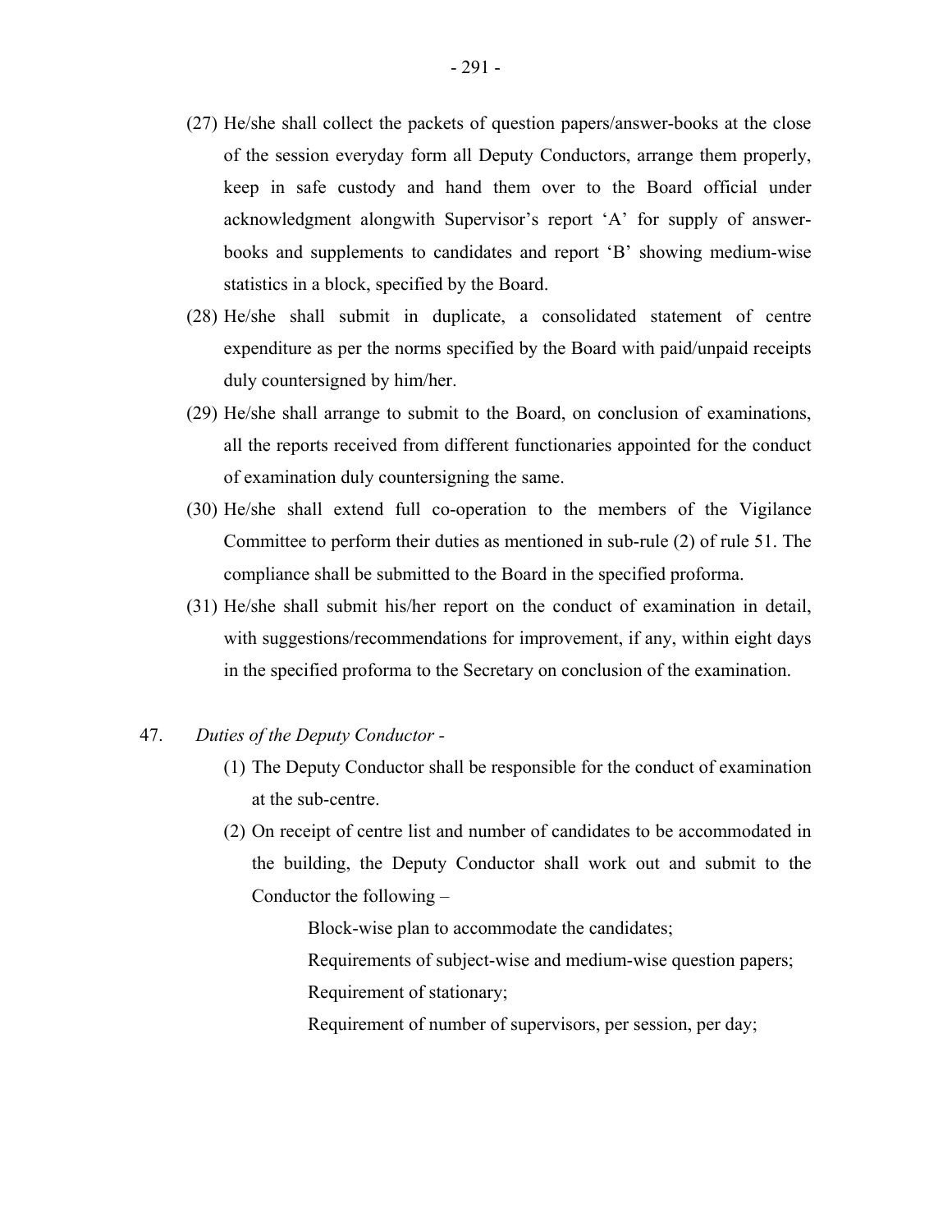(27) He/she shall collect the packets of question papers/answer-books at the close of the session everyday form all Deputy Conductors, arrange them properly, keep in safe custody and hand them over to the Board official under acknowledgment alongwith Supervisor's report 'A' for supply of answer-books and supplements to candidates and report 'B' showing medium-wise statistics in a block, specified by the Board.

(28) He/she shall submit in duplicate, a consolidated statement of centre expenditure as per the norms specified by the Board with paid/unpaid receipts duly countersigned by him/her.

(29) He/she shall arrange to submit to the Board, on conclusion of examinations, all the reports received from different functionaries appointed for the conduct of examination duly countersigning the same.

(30) He/she shall extend full co-operation to the members of the Vigilance Committee to perform their duties as mentioned in sub-rule (2) of rule 51. The compliance shall be submitted to the Board in the specified proforma.

(31) He/she shall submit his/her report on the conduct of examination in detail, with suggestions/recommendations for improvement, if any, within eight days in the specified proforma to the Secretary on conclusion of the examination.

47. *Duties of the Deputy Conductor -*

(1) The Deputy Conductor shall be responsible for the conduct of examination at the sub-centre.

(2) On receipt of centre list and number of candidates to be accommodated in the building, the Deputy Conductor shall work out and submit to the Conductor the following –

Block-wise plan to accommodate the candidates;

Requirements of subject-wise and medium-wise question papers;

Requirement of stationary;

Requirement of number of supervisors, per session, per day;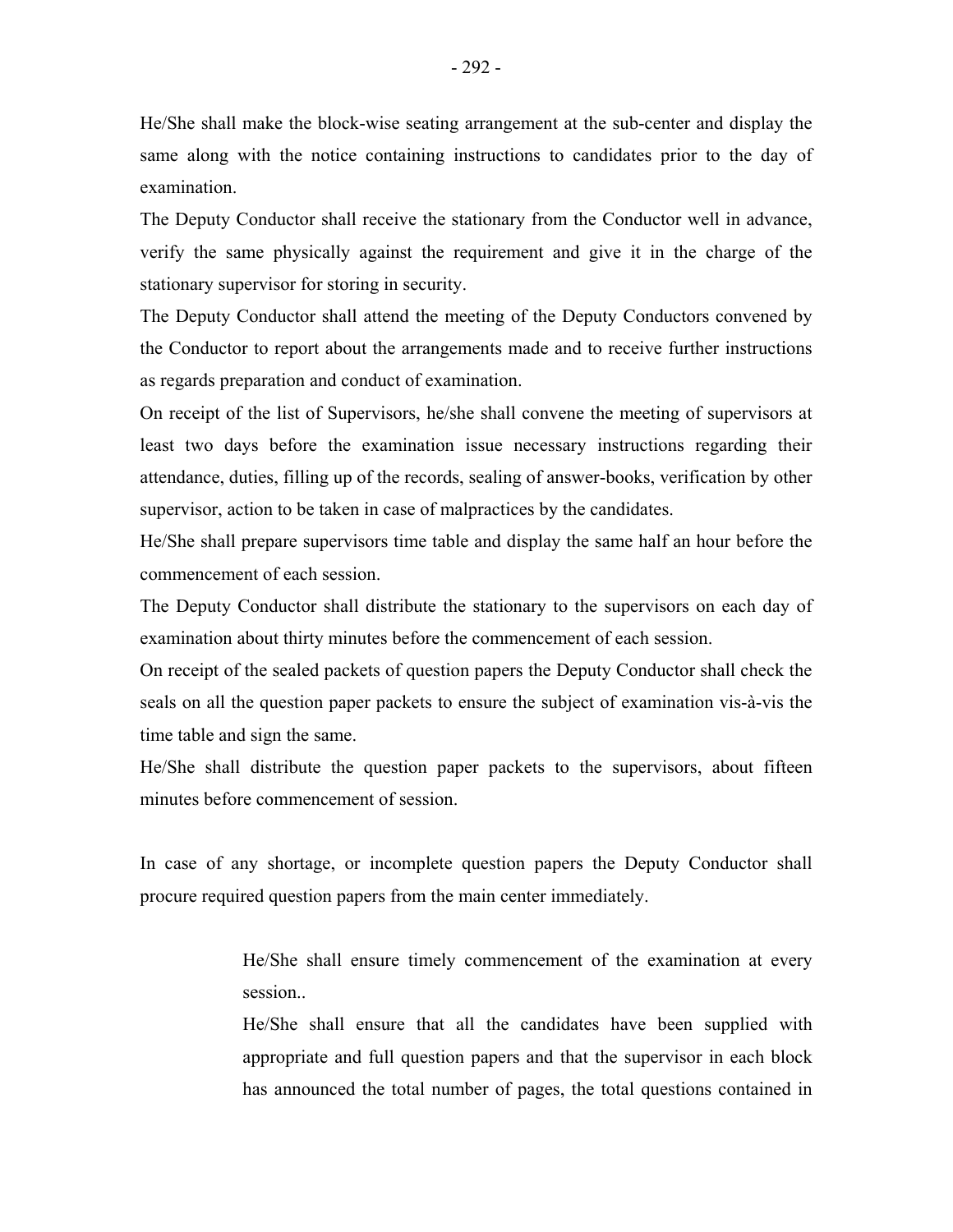He/She shall make the block-wise seating arrangement at the sub-center and display the same along with the notice containing instructions to candidates prior to the day of examination.

The Deputy Conductor shall receive the stationary from the Conductor well in advance, verify the same physically against the requirement and give it in the charge of the stationary supervisor for storing in security.

The Deputy Conductor shall attend the meeting of the Deputy Conductors convened by the Conductor to report about the arrangements made and to receive further instructions as regards preparation and conduct of examination.

On receipt of the list of Supervisors, he/she shall convene the meeting of supervisors at least two days before the examination issue necessary instructions regarding their attendance, duties, filling up of the records, sealing of answer-books, verification by other supervisor, action to be taken in case of malpractices by the candidates.

He/She shall prepare supervisors time table and display the same half an hour before the commencement of each session.

The Deputy Conductor shall distribute the stationary to the supervisors on each day of examination about thirty minutes before the commencement of each session.

On receipt of the sealed packets of question papers the Deputy Conductor shall check the seals on all the question paper packets to ensure the subject of examination vis-à-vis the time table and sign the same.

He/She shall distribute the question paper packets to the supervisors, about fifteen minutes before commencement of session.

In case of any shortage, or incomplete question papers the Deputy Conductor shall procure required question papers from the main center immediately.

> He/She shall ensure timely commencement of the examination at every session..
>
> He/She shall ensure that all the candidates have been supplied with appropriate and full question papers and that the supervisor in each block has announced the total number of pages, the total questions contained in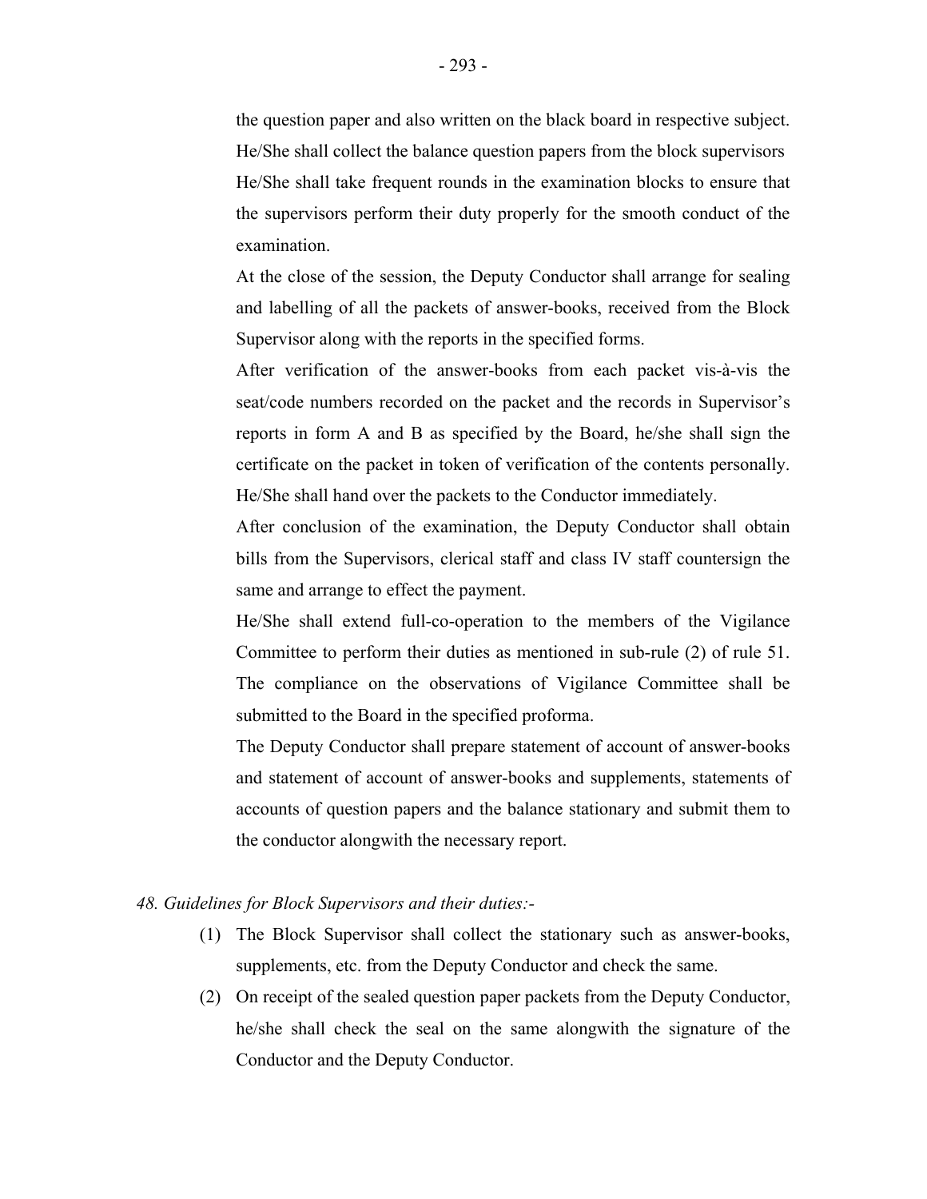the question paper and also written on the black board in respective subject. He/She shall collect the balance question papers from the block supervisors He/She shall take frequent rounds in the examination blocks to ensure that the supervisors perform their duty properly for the smooth conduct of the examination.

At the close of the session, the Deputy Conductor shall arrange for sealing and labelling of all the packets of answer-books, received from the Block Supervisor along with the reports in the specified forms.

After verification of the answer-books from each packet vis-à-vis the seat/code numbers recorded on the packet and the records in Supervisor's reports in form A and B as specified by the Board, he/she shall sign the certificate on the packet in token of verification of the contents personally. He/She shall hand over the packets to the Conductor immediately.

After conclusion of the examination, the Deputy Conductor shall obtain bills from the Supervisors, clerical staff and class IV staff countersign the same and arrange to effect the payment.

He/She shall extend full-co-operation to the members of the Vigilance Committee to perform their duties as mentioned in sub-rule (2) of rule 51. The compliance on the observations of Vigilance Committee shall be submitted to the Board in the specified proforma.

The Deputy Conductor shall prepare statement of account of answer-books and statement of account of answer-books and supplements, statements of accounts of question papers and the balance stationary and submit them to the conductor alongwith the necessary report.

*48. Guidelines for Block Supervisors and their duties:-*

(1) The Block Supervisor shall collect the stationary such as answer-books, supplements, etc. from the Deputy Conductor and check the same.

(2) On receipt of the sealed question paper packets from the Deputy Conductor, he/she shall check the seal on the same alongwith the signature of the Conductor and the Deputy Conductor.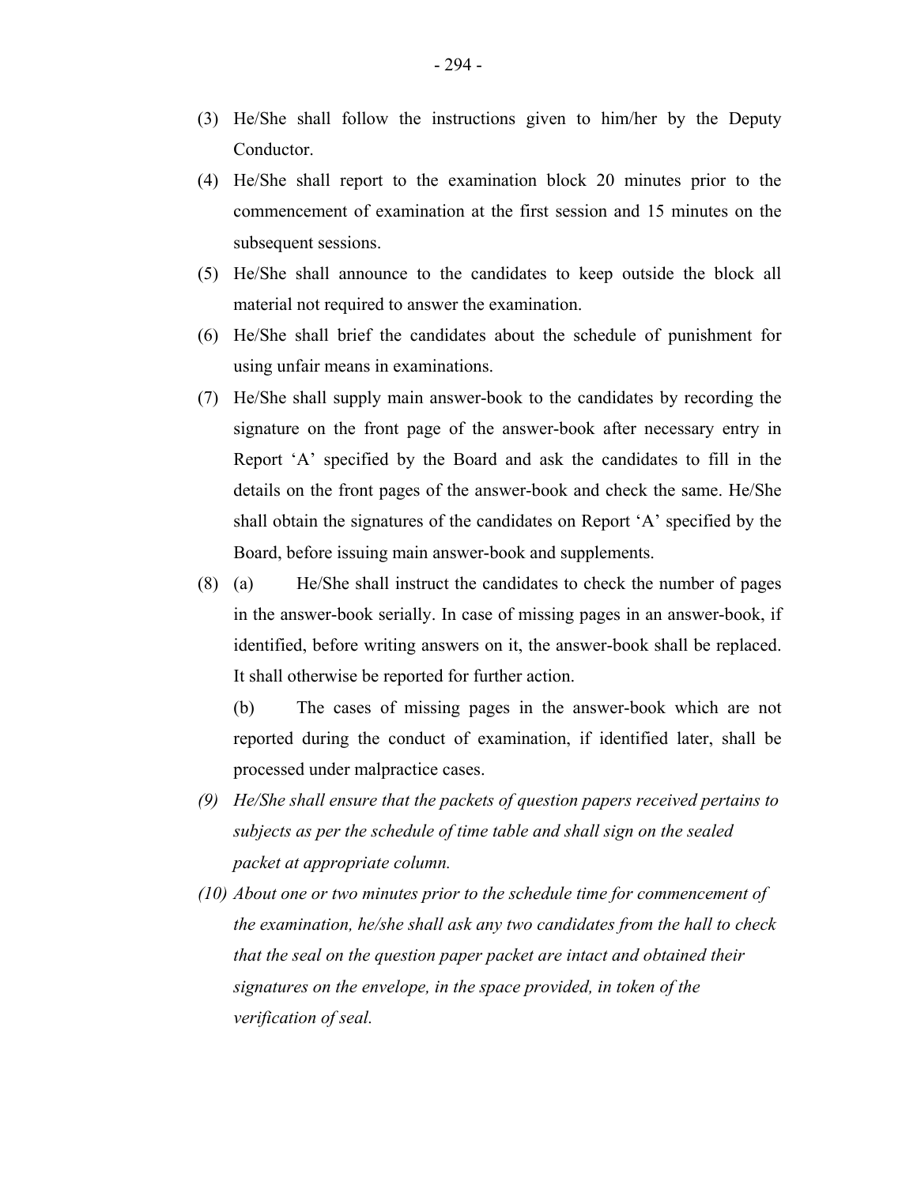(3) He/She shall follow the instructions given to him/her by the Deputy Conductor.

(4) He/She shall report to the examination block 20 minutes prior to the commencement of examination at the first session and 15 minutes on the subsequent sessions.

(5) He/She shall announce to the candidates to keep outside the block all material not required to answer the examination.

(6) He/She shall brief the candidates about the schedule of punishment for using unfair means in examinations.

(7) He/She shall supply main answer-book to the candidates by recording the signature on the front page of the answer-book after necessary entry in Report 'A' specified by the Board and ask the candidates to fill in the details on the front pages of the answer-book and check the same. He/She shall obtain the signatures of the candidates on Report 'A' specified by the Board, before issuing main answer-book and supplements.

(8) (a) He/She shall instruct the candidates to check the number of pages in the answer-book serially. In case of missing pages in an answer-book, if identified, before writing answers on it, the answer-book shall be replaced. It shall otherwise be reported for further action.

(b) The cases of missing pages in the answer-book which are not reported during the conduct of examination, if identified later, shall be processed under malpractice cases.

*(9) He/She shall ensure that the packets of question papers received pertains to subjects as per the schedule of time table and shall sign on the sealed packet at appropriate column.*

*(10) About one or two minutes prior to the schedule time for commencement of the examination, he/she shall ask any two candidates from the hall to check that the seal on the question paper packet are intact and obtained their signatures on the envelope, in the space provided, in token of the verification of seal.*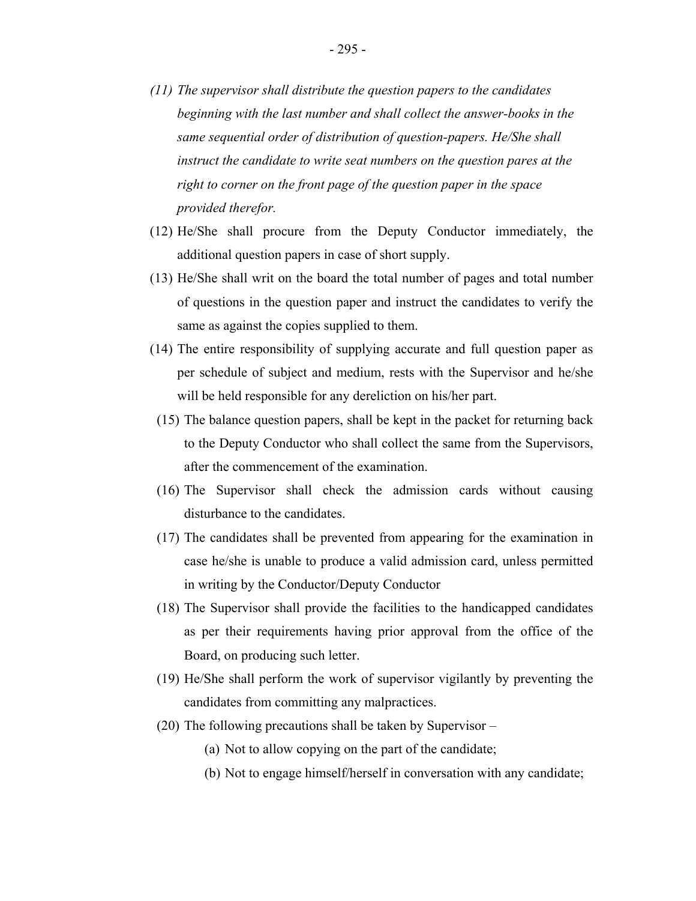*(11) The supervisor shall distribute the question papers to the candidates beginning with the last number and shall collect the answer-books in the same sequential order of distribution of question-papers. He/She shall instruct the candidate to write seat numbers on the question pares at the right to corner on the front page of the question paper in the space provided therefor.*

(12) He/She shall procure from the Deputy Conductor immediately, the additional question papers in case of short supply.

(13) He/She shall writ on the board the total number of pages and total number of questions in the question paper and instruct the candidates to verify the same as against the copies supplied to them.

(14) The entire responsibility of supplying accurate and full question paper as per schedule of subject and medium, rests with the Supervisor and he/she will be held responsible for any dereliction on his/her part.

(15) The balance question papers, shall be kept in the packet for returning back to the Deputy Conductor who shall collect the same from the Supervisors, after the commencement of the examination.

(16) The Supervisor shall check the admission cards without causing disturbance to the candidates.

(17) The candidates shall be prevented from appearing for the examination in case he/she is unable to produce a valid admission card, unless permitted in writing by the Conductor/Deputy Conductor

(18) The Supervisor shall provide the facilities to the handicapped candidates as per their requirements having prior approval from the office of the Board, on producing such letter.

(19) He/She shall perform the work of supervisor vigilantly by preventing the candidates from committing any malpractices.

(20) The following precautions shall be taken by Supervisor –

- (a) Not to allow copying on the part of the candidate;
- (b) Not to engage himself/herself in conversation with any candidate;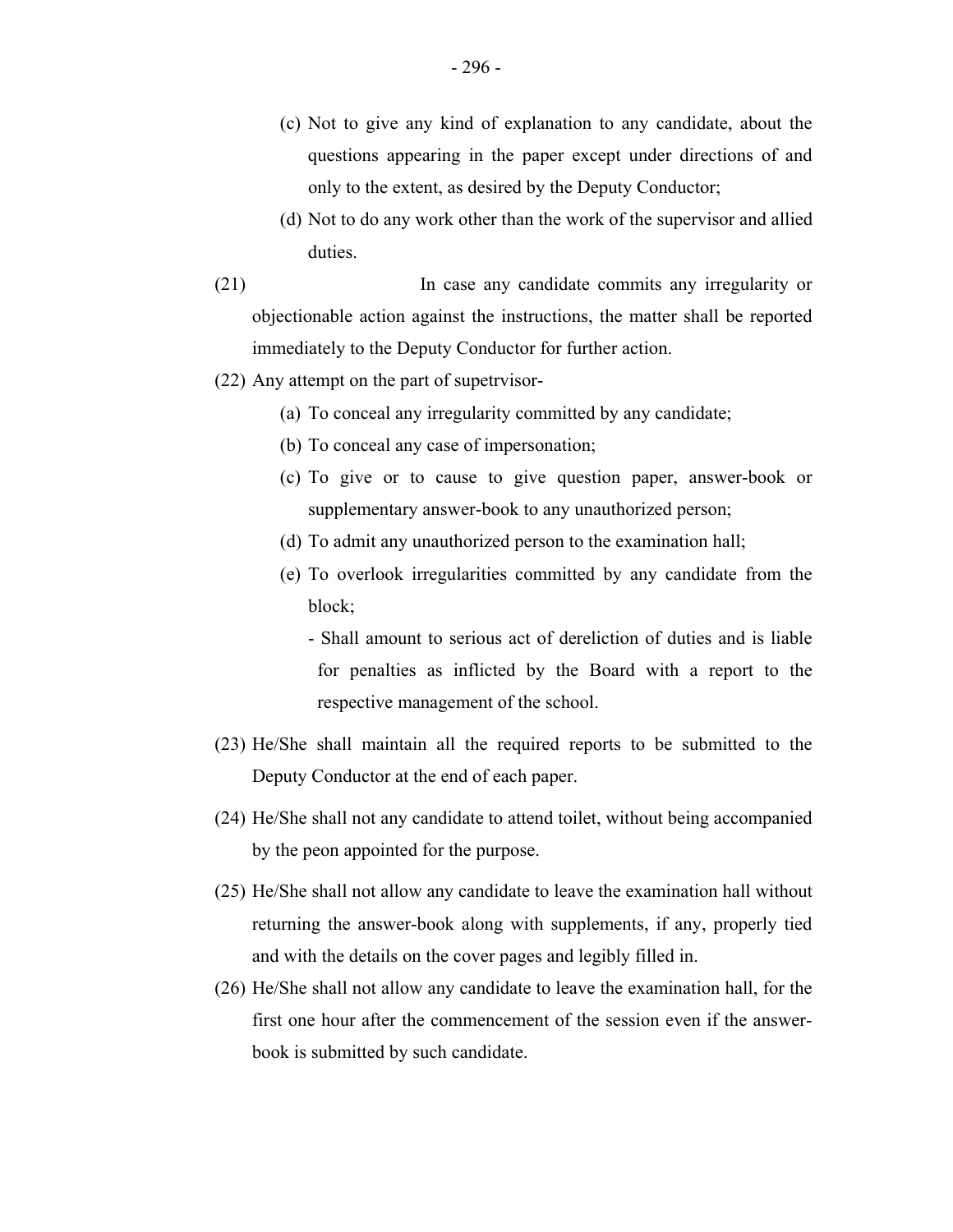(c) Not to give any kind of explanation to any candidate, about the questions appearing in the paper except under directions of and only to the extent, as desired by the Deputy Conductor;

(d) Not to do any work other than the work of the supervisor and allied duties.

(21) In case any candidate commits any irregularity or objectionable action against the instructions, the matter shall be reported immediately to the Deputy Conductor for further action.

(22) Any attempt on the part of supetrvisor-

(a) To conceal any irregularity committed by any candidate;

(b) To conceal any case of impersonation;

(c) To give or to cause to give question paper, answer-book or supplementary answer-book to any unauthorized person;

(d) To admit any unauthorized person to the examination hall;

(e) To overlook irregularities committed by any candidate from the block;

- Shall amount to serious act of dereliction of duties and is liable for penalties as inflicted by the Board with a report to the respective management of the school.

(23) He/She shall maintain all the required reports to be submitted to the Deputy Conductor at the end of each paper.

(24) He/She shall not any candidate to attend toilet, without being accompanied by the peon appointed for the purpose.

(25) He/She shall not allow any candidate to leave the examination hall without returning the answer-book along with supplements, if any, properly tied and with the details on the cover pages and legibly filled in.

(26) He/She shall not allow any candidate to leave the examination hall, for the first one hour after the commencement of the session even if the answer-book is submitted by such candidate.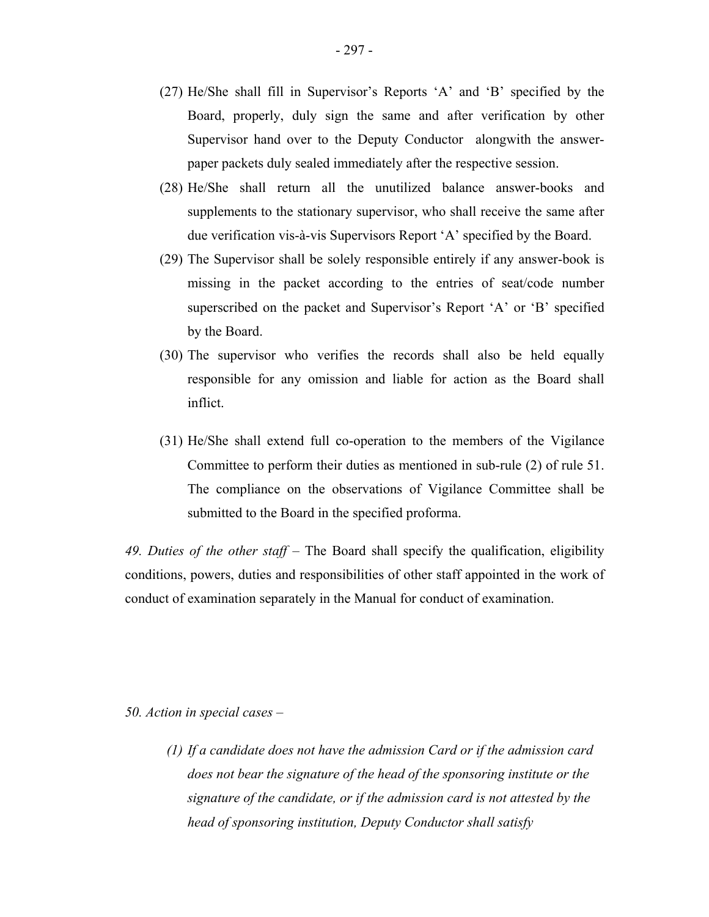(27) He/She shall fill in Supervisor's Reports 'A' and 'B' specified by the Board, properly, duly sign the same and after verification by other Supervisor hand over to the Deputy Conductor alongwith the answer-paper packets duly sealed immediately after the respective session.

(28) He/She shall return all the unutilized balance answer-books and supplements to the stationary supervisor, who shall receive the same after due verification vis-à-vis Supervisors Report 'A' specified by the Board.

(29) The Supervisor shall be solely responsible entirely if any answer-book is missing in the packet according to the entries of seat/code number superscribed on the packet and Supervisor's Report 'A' or 'B' specified by the Board.

(30) The supervisor who verifies the records shall also be held equally responsible for any omission and liable for action as the Board shall inflict.

(31) He/She shall extend full co-operation to the members of the Vigilance Committee to perform their duties as mentioned in sub-rule (2) of rule 51. The compliance on the observations of Vigilance Committee shall be submitted to the Board in the specified proforma.

*49. Duties of the other staff* – The Board shall specify the qualification, eligibility conditions, powers, duties and responsibilities of other staff appointed in the work of conduct of examination separately in the Manual for conduct of examination.

*50. Action in special cases –*

*(1) If a candidate does not have the admission Card or if the admission card does not bear the signature of the head of the sponsoring institute or the signature of the candidate, or if the admission card is not attested by the head of sponsoring institution, Deputy Conductor shall satisfy*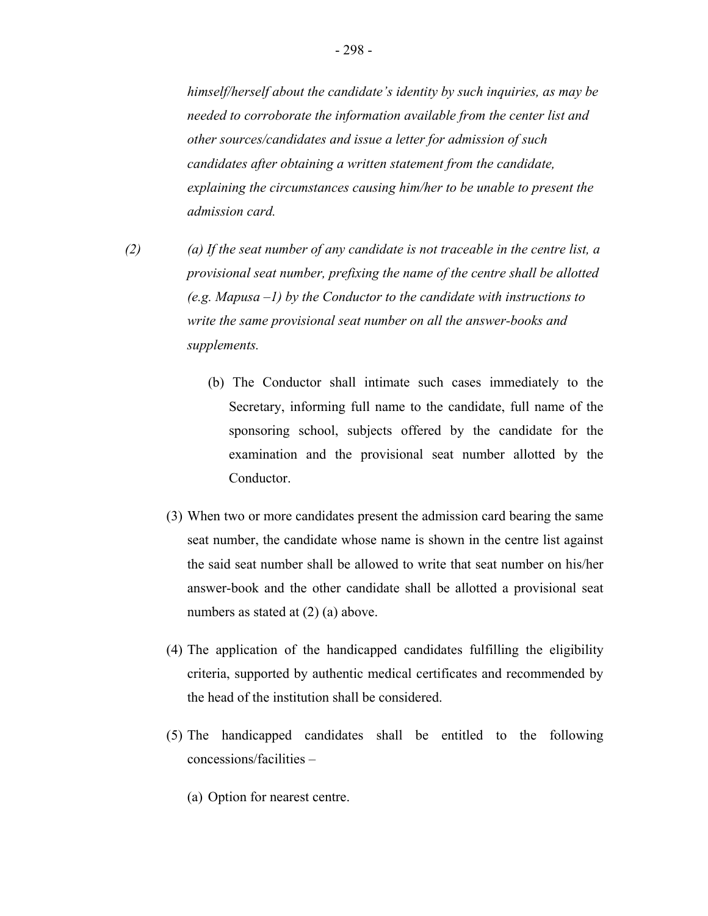*himself/herself about the candidate's identity by such inquiries, as may be needed to corroborate the information available from the center list and other sources/candidates and issue a letter for admission of such candidates after obtaining a written statement from the candidate, explaining the circumstances causing him/her to be unable to present the admission card.*

*(2) (a) If the seat number of any candidate is not traceable in the centre list, a provisional seat number, prefixing the name of the centre shall be allotted (e.g. Mapusa –1) by the Conductor to the candidate with instructions to write the same provisional seat number on all the answer-books and supplements.*

(b) The Conductor shall intimate such cases immediately to the Secretary, informing full name to the candidate, full name of the sponsoring school, subjects offered by the candidate for the examination and the provisional seat number allotted by the Conductor.

(3) When two or more candidates present the admission card bearing the same seat number, the candidate whose name is shown in the centre list against the said seat number shall be allowed to write that seat number on his/her answer-book and the other candidate shall be allotted a provisional seat numbers as stated at (2) (a) above.

(4) The application of the handicapped candidates fulfilling the eligibility criteria, supported by authentic medical certificates and recommended by the head of the institution shall be considered.

(5) The handicapped candidates shall be entitled to the following concessions/facilities –

(a) Option for nearest centre.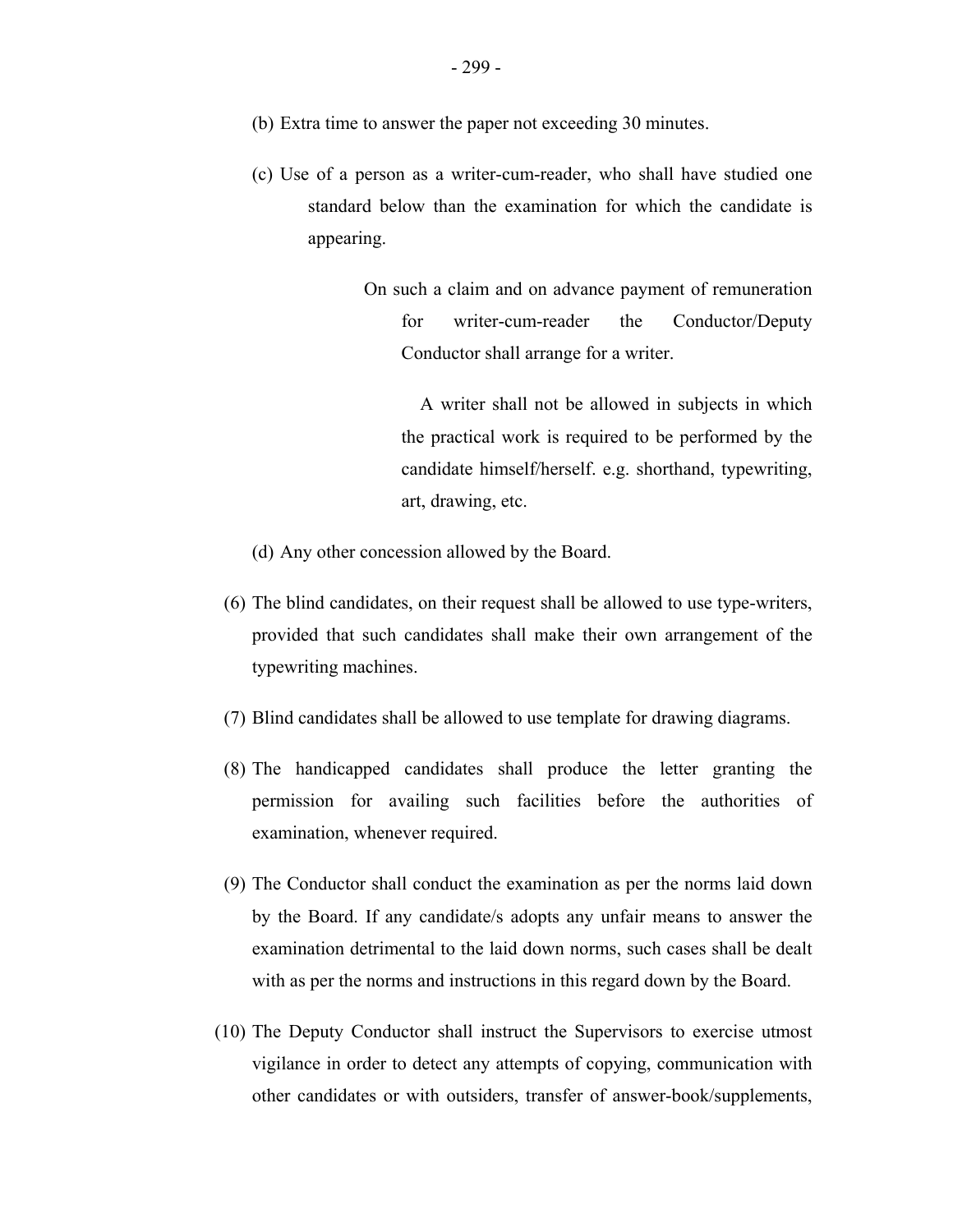(b) Extra time to answer the paper not exceeding 30 minutes.

(c) Use of a person as a writer-cum-reader, who shall have studied one standard below than the examination for which the candidate is appearing.

On such a claim and on advance payment of remuneration for writer-cum-reader the Conductor/Deputy Conductor shall arrange for a writer.

A writer shall not be allowed in subjects in which the practical work is required to be performed by the candidate himself/herself. e.g. shorthand, typewriting, art, drawing, etc.

(d) Any other concession allowed by the Board.

(6) The blind candidates, on their request shall be allowed to use type-writers, provided that such candidates shall make their own arrangement of the typewriting machines.

(7) Blind candidates shall be allowed to use template for drawing diagrams.

(8) The handicapped candidates shall produce the letter granting the permission for availing such facilities before the authorities of examination, whenever required.

(9) The Conductor shall conduct the examination as per the norms laid down by the Board. If any candidate/s adopts any unfair means to answer the examination detrimental to the laid down norms, such cases shall be dealt with as per the norms and instructions in this regard down by the Board.

(10) The Deputy Conductor shall instruct the Supervisors to exercise utmost vigilance in order to detect any attempts of copying, communication with other candidates or with outsiders, transfer of answer-book/supplements,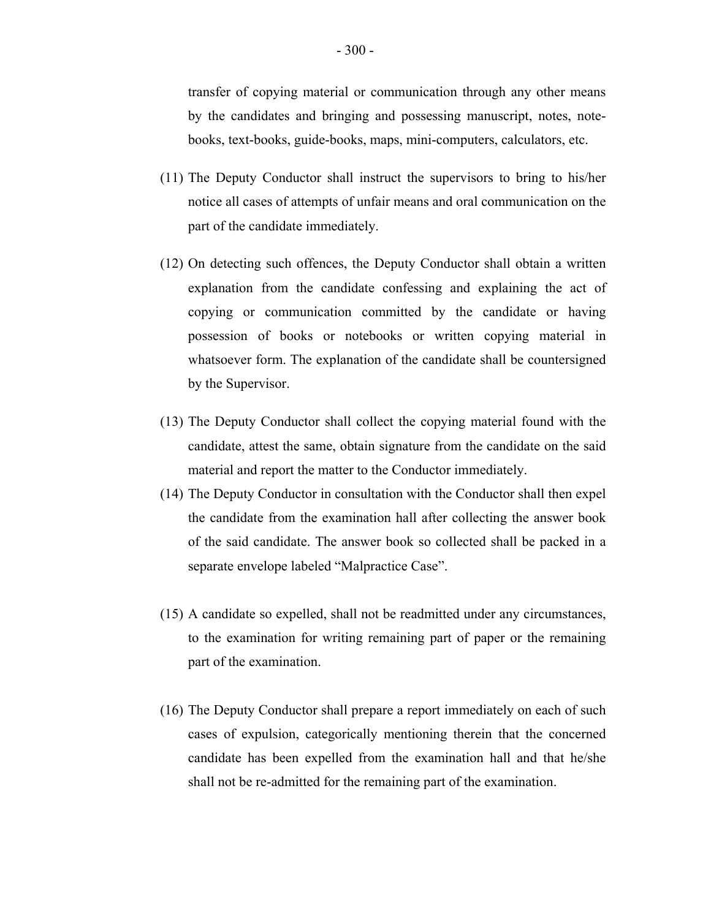transfer of copying material or communication through any other means by the candidates and bringing and possessing manuscript, notes, note-books, text-books, guide-books, maps, mini-computers, calculators, etc.

(11) The Deputy Conductor shall instruct the supervisors to bring to his/her notice all cases of attempts of unfair means and oral communication on the part of the candidate immediately.

(12) On detecting such offences, the Deputy Conductor shall obtain a written explanation from the candidate confessing and explaining the act of copying or communication committed by the candidate or having possession of books or notebooks or written copying material in whatsoever form. The explanation of the candidate shall be countersigned by the Supervisor.

(13) The Deputy Conductor shall collect the copying material found with the candidate, attest the same, obtain signature from the candidate on the said material and report the matter to the Conductor immediately.

(14) The Deputy Conductor in consultation with the Conductor shall then expel the candidate from the examination hall after collecting the answer book of the said candidate. The answer book so collected shall be packed in a separate envelope labeled "Malpractice Case".

(15) A candidate so expelled, shall not be readmitted under any circumstances, to the examination for writing remaining part of paper or the remaining part of the examination.

(16) The Deputy Conductor shall prepare a report immediately on each of such cases of expulsion, categorically mentioning therein that the concerned candidate has been expelled from the examination hall and that he/she shall not be re-admitted for the remaining part of the examination.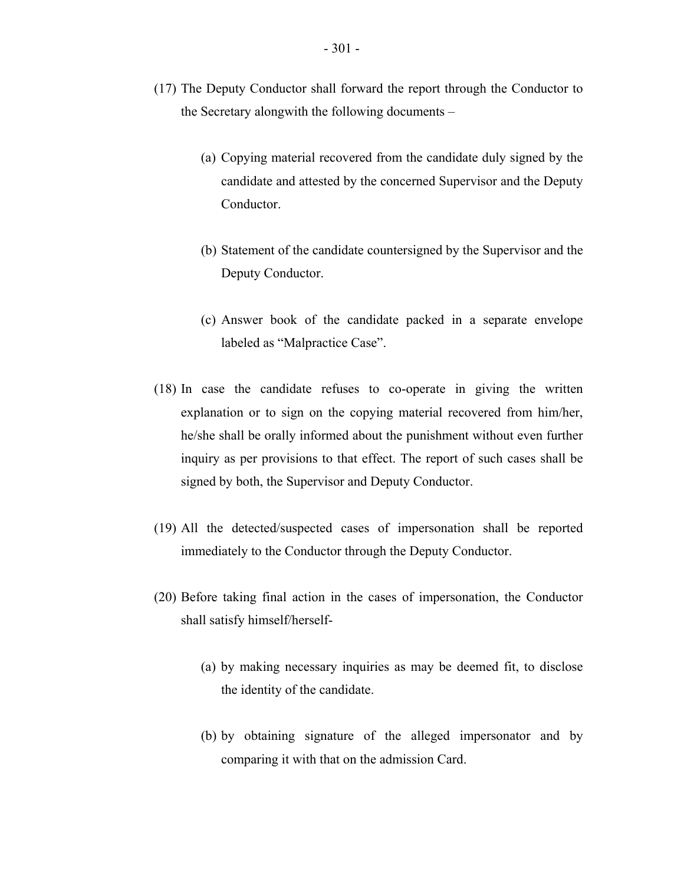(17) The Deputy Conductor shall forward the report through the Conductor to the Secretary alongwith the following documents –

   (a) Copying material recovered from the candidate duly signed by the candidate and attested by the concerned Supervisor and the Deputy Conductor.

   (b) Statement of the candidate countersigned by the Supervisor and the Deputy Conductor.

   (c) Answer book of the candidate packed in a separate envelope labeled as "Malpractice Case".

(18) In case the candidate refuses to co-operate in giving the written explanation or to sign on the copying material recovered from him/her, he/she shall be orally informed about the punishment without even further inquiry as per provisions to that effect. The report of such cases shall be signed by both, the Supervisor and Deputy Conductor.

(19) All the detected/suspected cases of impersonation shall be reported immediately to the Conductor through the Deputy Conductor.

(20) Before taking final action in the cases of impersonation, the Conductor shall satisfy himself/herself-

   (a) by making necessary inquiries as may be deemed fit, to disclose the identity of the candidate.

   (b) by obtaining signature of the alleged impersonator and by comparing it with that on the admission Card.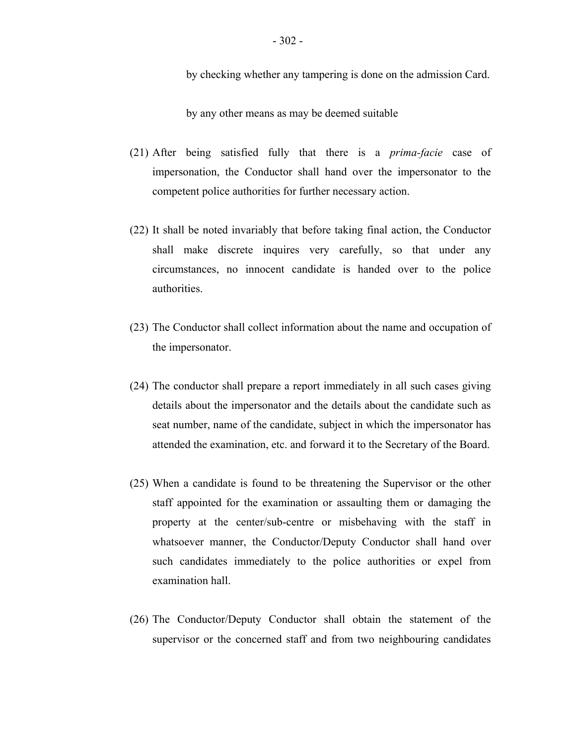by checking whether any tampering is done on the admission Card.

by any other means as may be deemed suitable

(21) After being satisfied fully that there is a *prima-facie* case of impersonation, the Conductor shall hand over the impersonator to the competent police authorities for further necessary action.

(22) It shall be noted invariably that before taking final action, the Conductor shall make discrete inquires very carefully, so that under any circumstances, no innocent candidate is handed over to the police authorities.

(23) The Conductor shall collect information about the name and occupation of the impersonator.

(24) The conductor shall prepare a report immediately in all such cases giving details about the impersonator and the details about the candidate such as seat number, name of the candidate, subject in which the impersonator has attended the examination, etc. and forward it to the Secretary of the Board.

(25) When a candidate is found to be threatening the Supervisor or the other staff appointed for the examination or assaulting them or damaging the property at the center/sub-centre or misbehaving with the staff in whatsoever manner, the Conductor/Deputy Conductor shall hand over such candidates immediately to the police authorities or expel from examination hall.

(26) The Conductor/Deputy Conductor shall obtain the statement of the supervisor or the concerned staff and from two neighbouring candidates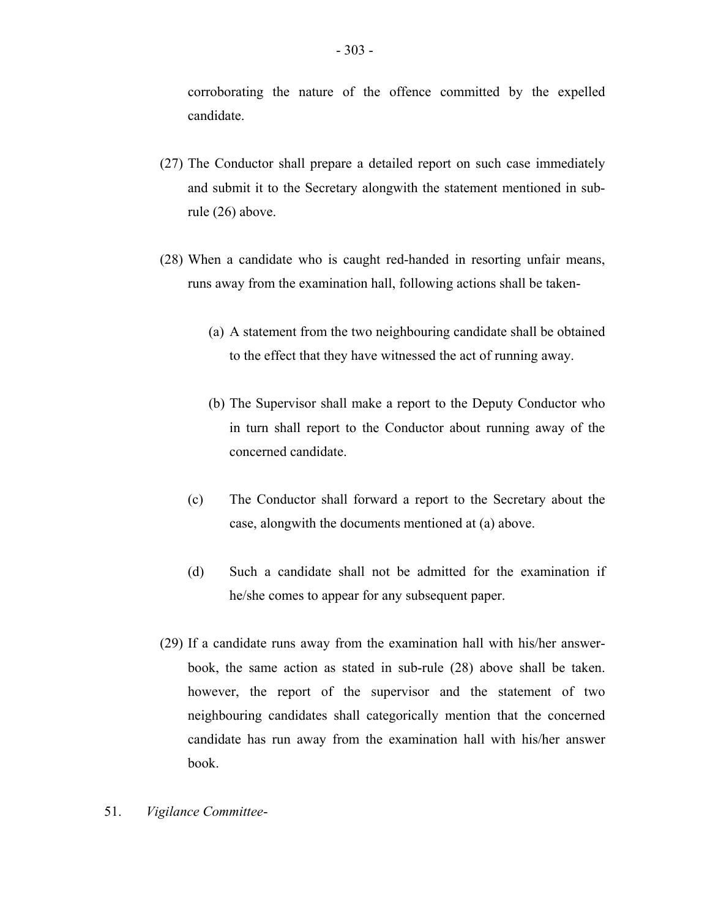corroborating the nature of the offence committed by the expelled candidate.

(27) The Conductor shall prepare a detailed report on such case immediately and submit it to the Secretary alongwith the statement mentioned in sub-rule (26) above.

(28) When a candidate who is caught red-handed in resorting unfair means, runs away from the examination hall, following actions shall be taken-

(a) A statement from the two neighbouring candidate shall be obtained to the effect that they have witnessed the act of running away.

(b) The Supervisor shall make a report to the Deputy Conductor who in turn shall report to the Conductor about running away of the concerned candidate.

(c) The Conductor shall forward a report to the Secretary about the case, alongwith the documents mentioned at (a) above.

(d) Such a candidate shall not be admitted for the examination if he/she comes to appear for any subsequent paper.

(29) If a candidate runs away from the examination hall with his/her answer-book, the same action as stated in sub-rule (28) above shall be taken. however, the report of the supervisor and the statement of two neighbouring candidates shall categorically mention that the concerned candidate has run away from the examination hall with his/her answer book.

51. *Vigilance Committee-*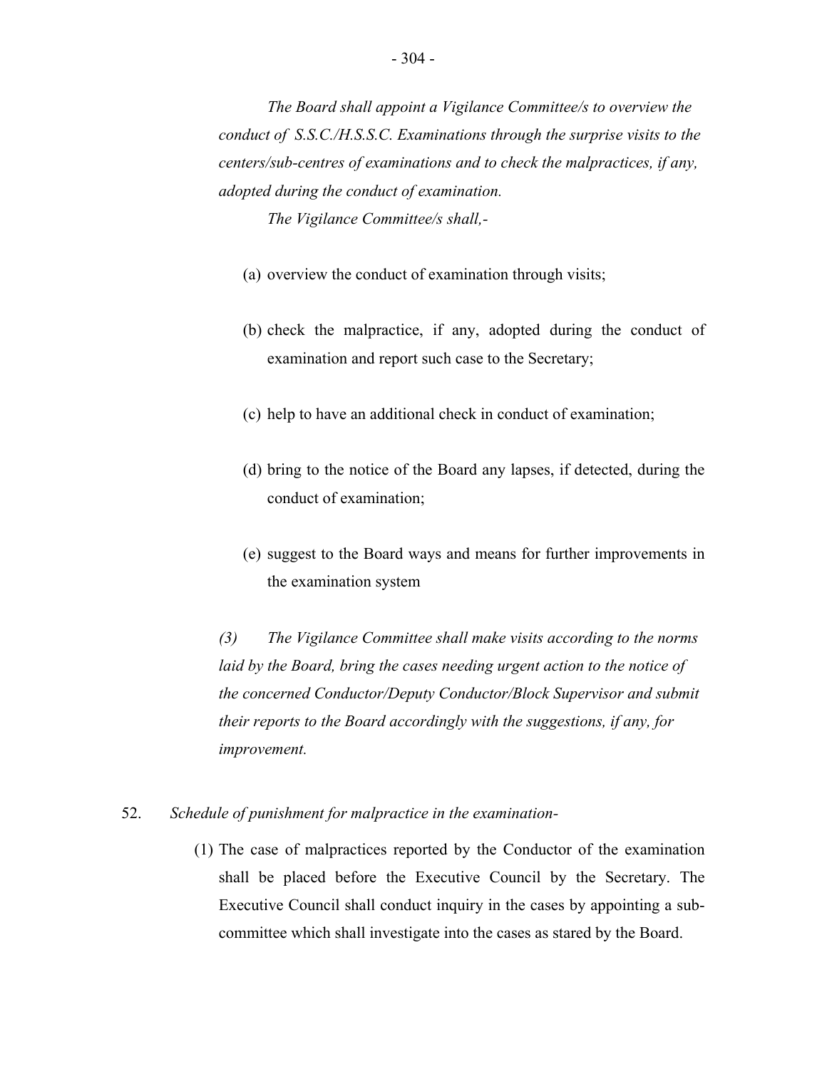*The Board shall appoint a Vigilance Committee/s to overview the conduct of S.S.C./H.S.S.C. Examinations through the surprise visits to the centers/sub-centres of examinations and to check the malpractices, if any, adopted during the conduct of examination.*

*The Vigilance Committee/s shall,-*

(a) overview the conduct of examination through visits;

(b) check the malpractice, if any, adopted during the conduct of examination and report such case to the Secretary;

(c) help to have an additional check in conduct of examination;

(d) bring to the notice of the Board any lapses, if detected, during the conduct of examination;

(e) suggest to the Board ways and means for further improvements in the examination system

*(3) The Vigilance Committee shall make visits according to the norms laid by the Board, bring the cases needing urgent action to the notice of the concerned Conductor/Deputy Conductor/Block Supervisor and submit their reports to the Board accordingly with the suggestions, if any, for improvement.*

52. *Schedule of punishment for malpractice in the examination-*

(1) The case of malpractices reported by the Conductor of the examination shall be placed before the Executive Council by the Secretary. The Executive Council shall conduct inquiry in the cases by appointing a sub-committee which shall investigate into the cases as stared by the Board.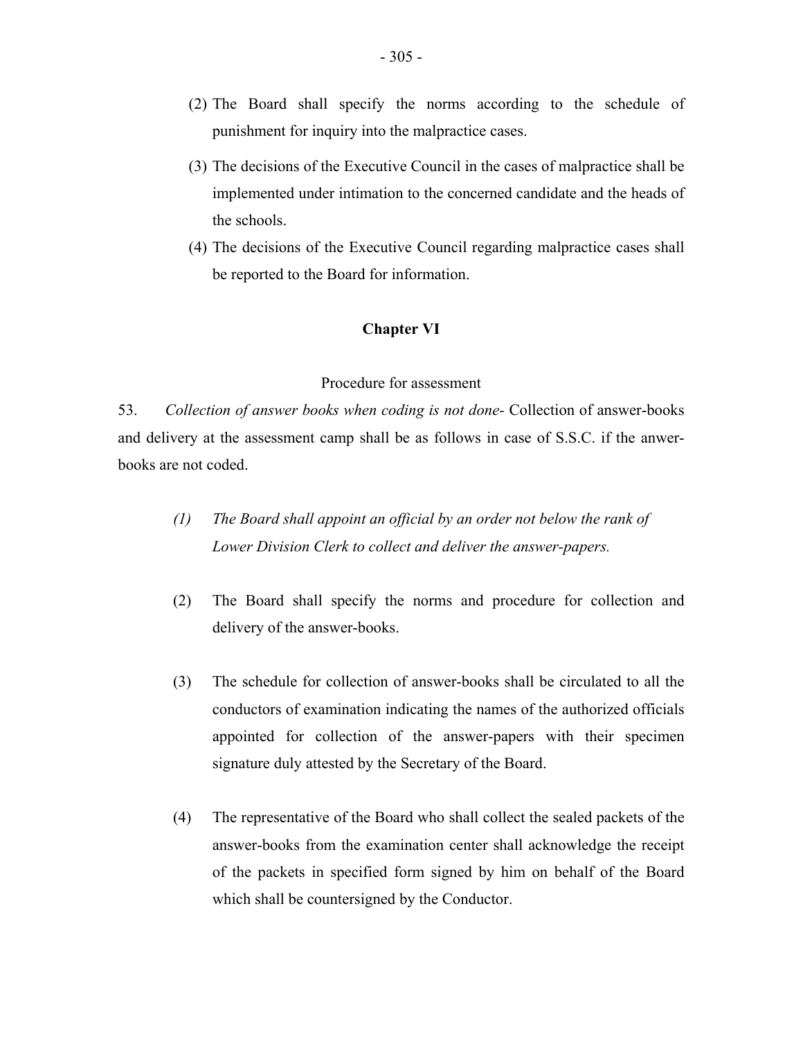(2) The Board shall specify the norms according to the schedule of punishment for inquiry into the malpractice cases.

(3) The decisions of the Executive Council in the cases of malpractice shall be implemented under intimation to the concerned candidate and the heads of the schools.

(4) The decisions of the Executive Council regarding malpractice cases shall be reported to the Board for information.

## Chapter VI

### Procedure for assessment

53. *Collection of answer books when coding is not done-* Collection of answer-books and delivery at the assessment camp shall be as follows in case of S.S.C. if the anwer-books are not coded.

*(1) The Board shall appoint an official by an order not below the rank of Lower Division Clerk to collect and deliver the answer-papers.*

(2) The Board shall specify the norms and procedure for collection and delivery of the answer-books.

(3) The schedule for collection of answer-books shall be circulated to all the conductors of examination indicating the names of the authorized officials appointed for collection of the answer-papers with their specimen signature duly attested by the Secretary of the Board.

(4) The representative of the Board who shall collect the sealed packets of the answer-books from the examination center shall acknowledge the receipt of the packets in specified form signed by him on behalf of the Board which shall be countersigned by the Conductor.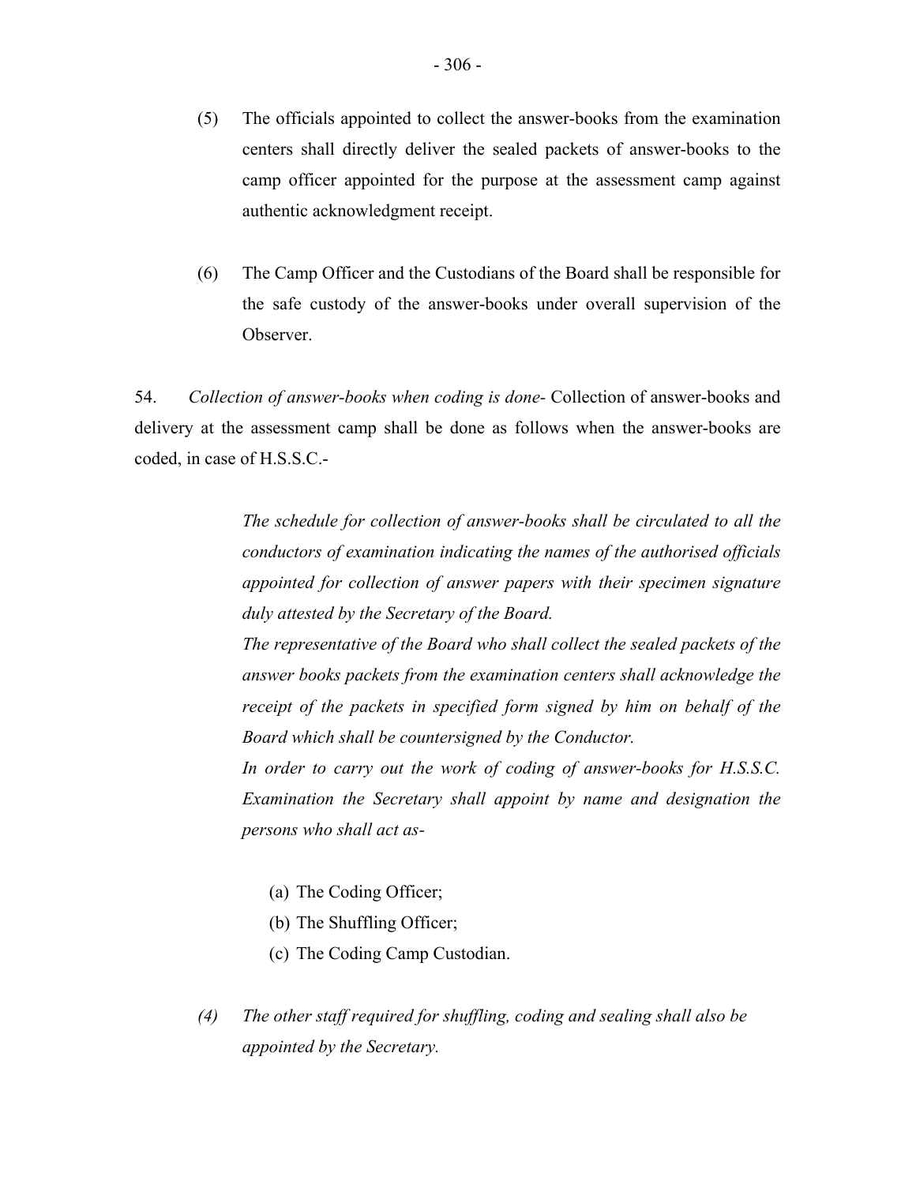(5) The officials appointed to collect the answer-books from the examination centers shall directly deliver the sealed packets of answer-books to the camp officer appointed for the purpose at the assessment camp against authentic acknowledgment receipt.

(6) The Camp Officer and the Custodians of the Board shall be responsible for the safe custody of the answer-books under overall supervision of the Observer.

54. *Collection of answer-books when coding is done-* Collection of answer-books and delivery at the assessment camp shall be done as follows when the answer-books are coded, in case of H.S.S.C.-

*The schedule for collection of answer-books shall be circulated to all the conductors of examination indicating the names of the authorised officials appointed for collection of answer papers with their specimen signature duly attested by the Secretary of the Board.*

*The representative of the Board who shall collect the sealed packets of the answer books packets from the examination centers shall acknowledge the receipt of the packets in specified form signed by him on behalf of the Board which shall be countersigned by the Conductor.*

*In order to carry out the work of coding of answer-books for H.S.S.C. Examination the Secretary shall appoint by name and designation the persons who shall act as-*

(a) The Coding Officer;
(b) The Shuffling Officer;
(c) The Coding Camp Custodian.

*(4) The other staff required for shuffling, coding and sealing shall also be appointed by the Secretary.*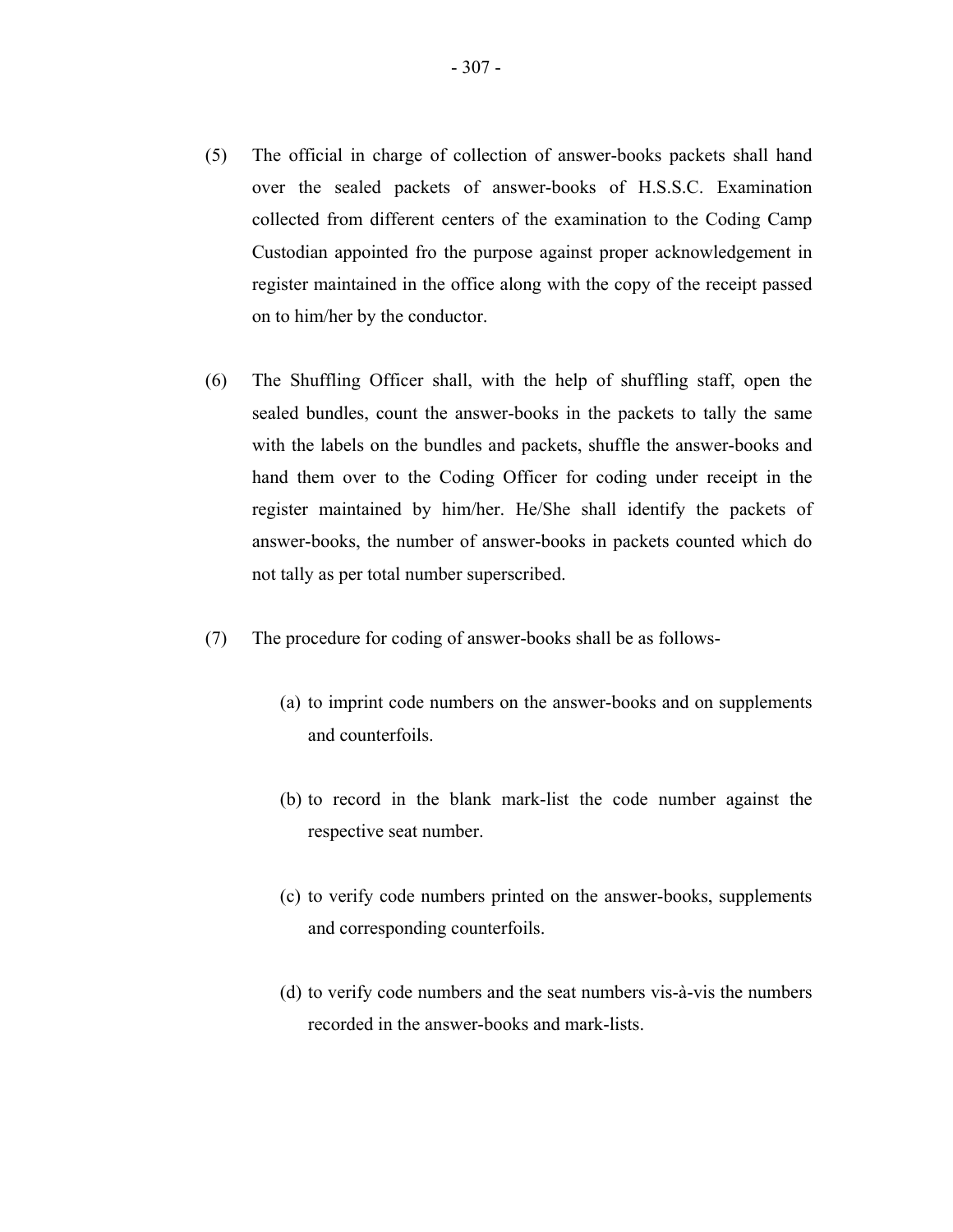(5) The official in charge of collection of answer-books packets shall hand over the sealed packets of answer-books of H.S.S.C. Examination collected from different centers of the examination to the Coding Camp Custodian appointed fro the purpose against proper acknowledgement in register maintained in the office along with the copy of the receipt passed on to him/her by the conductor.

(6) The Shuffling Officer shall, with the help of shuffling staff, open the sealed bundles, count the answer-books in the packets to tally the same with the labels on the bundles and packets, shuffle the answer-books and hand them over to the Coding Officer for coding under receipt in the register maintained by him/her. He/She shall identify the packets of answer-books, the number of answer-books in packets counted which do not tally as per total number superscribed.

(7) The procedure for coding of answer-books shall be as follows-

(a) to imprint code numbers on the answer-books and on supplements and counterfoils.

(b) to record in the blank mark-list the code number against the respective seat number.

(c) to verify code numbers printed on the answer-books, supplements and corresponding counterfoils.

(d) to verify code numbers and the seat numbers vis-à-vis the numbers recorded in the answer-books and mark-lists.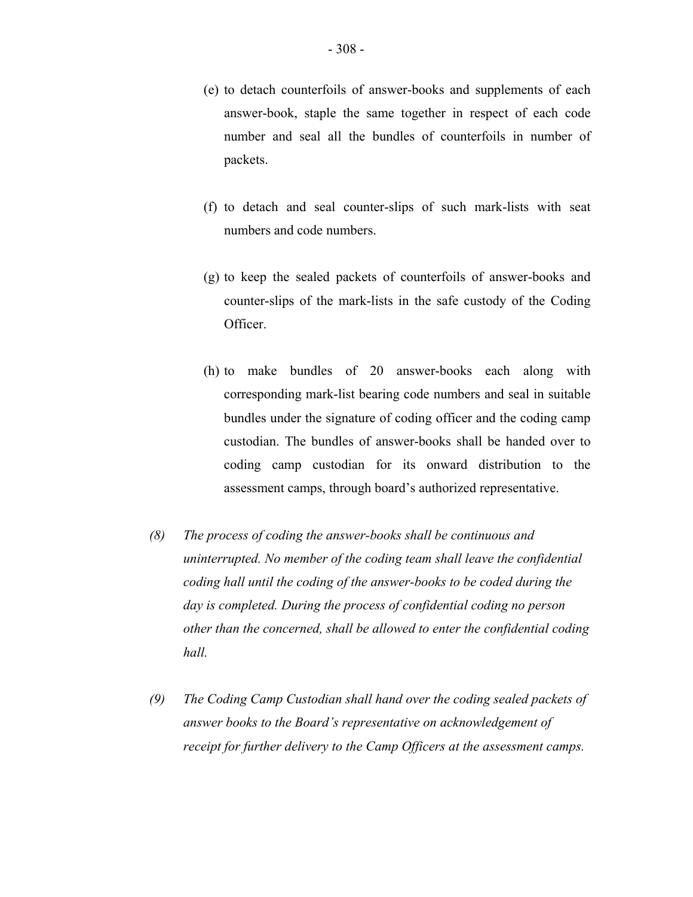(e) to detach counterfoils of answer-books and supplements of each answer-book, staple the same together in respect of each code number and seal all the bundles of counterfoils in number of packets.

(f) to detach and seal counter-slips of such mark-lists with seat numbers and code numbers.

(g) to keep the sealed packets of counterfoils of answer-books and counter-slips of the mark-lists in the safe custody of the Coding Officer.

(h) to make bundles of 20 answer-books each along with corresponding mark-list bearing code numbers and seal in suitable bundles under the signature of coding officer and the coding camp custodian. The bundles of answer-books shall be handed over to coding camp custodian for its onward distribution to the assessment camps, through board's authorized representative.

*(8) The process of coding the answer-books shall be continuous and uninterrupted. No member of the coding team shall leave the confidential coding hall until the coding of the answer-books to be coded during the day is completed. During the process of confidential coding no person other than the concerned, shall be allowed to enter the confidential coding hall.*

*(9) The Coding Camp Custodian shall hand over the coding sealed packets of answer books to the Board's representative on acknowledgement of receipt for further delivery to the Camp Officers at the assessment camps.*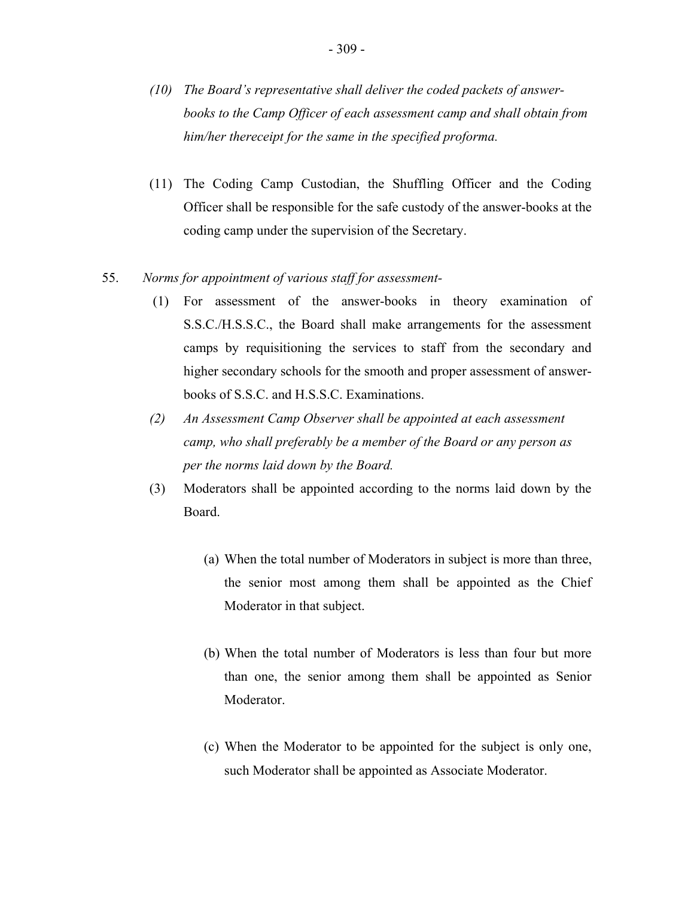*(10) The Board's representative shall deliver the coded packets of answer-books to the Camp Officer of each assessment camp and shall obtain from him/her thereceipt for the same in the specified proforma.*

(11) The Coding Camp Custodian, the Shuffling Officer and the Coding Officer shall be responsible for the safe custody of the answer-books at the coding camp under the supervision of the Secretary.

55. *Norms for appointment of various staff for assessment-*

(1) For assessment of the answer-books in theory examination of S.S.C./H.S.S.C., the Board shall make arrangements for the assessment camps by requisitioning the services to staff from the secondary and higher secondary schools for the smooth and proper assessment of answer-books of S.S.C. and H.S.S.C. Examinations.

*(2) An Assessment Camp Observer shall be appointed at each assessment camp, who shall preferably be a member of the Board or any person as per the norms laid down by the Board.*

(3) Moderators shall be appointed according to the norms laid down by the Board.

(a) When the total number of Moderators in subject is more than three, the senior most among them shall be appointed as the Chief Moderator in that subject.

(b) When the total number of Moderators is less than four but more than one, the senior among them shall be appointed as Senior Moderator.

(c) When the Moderator to be appointed for the subject is only one, such Moderator shall be appointed as Associate Moderator.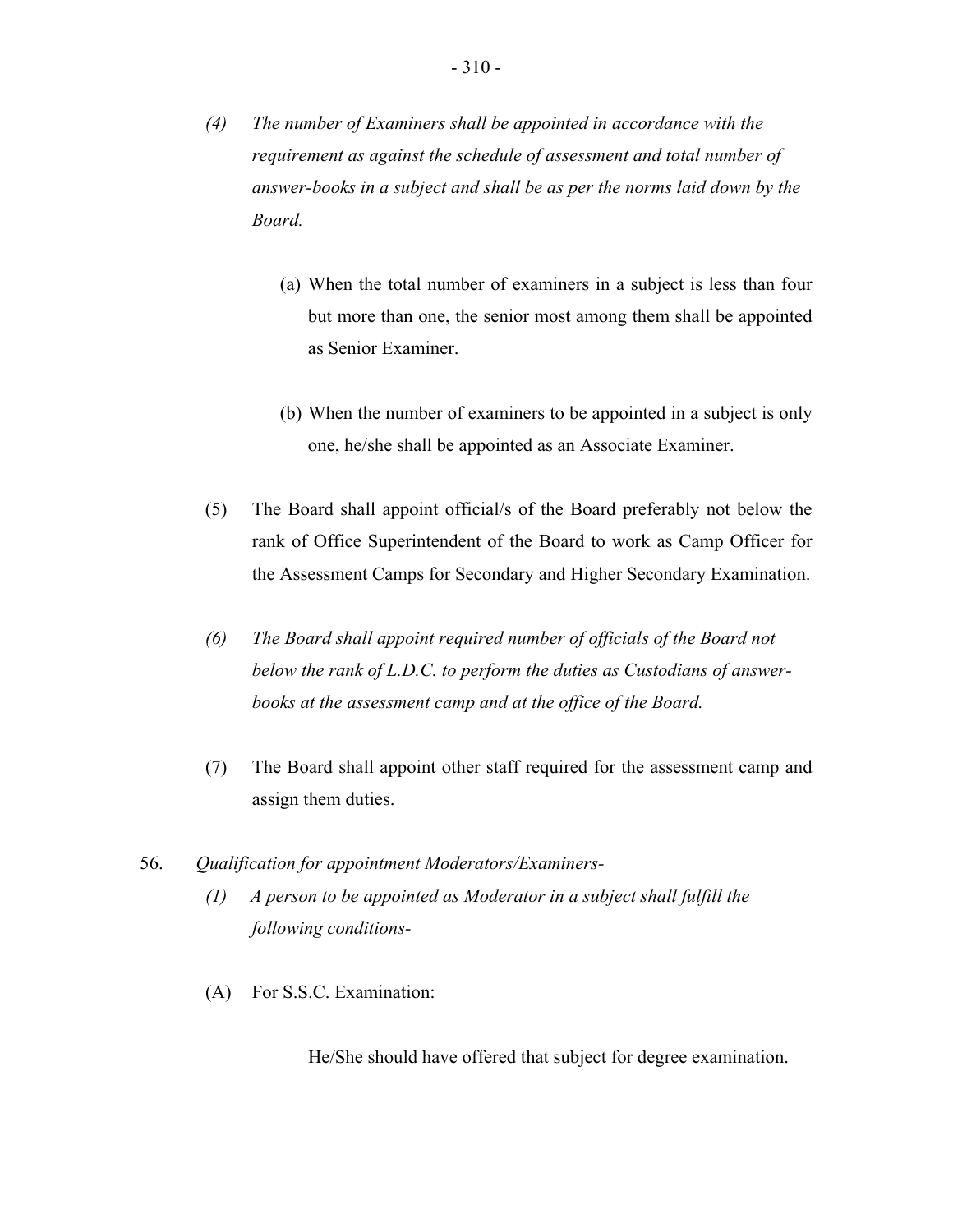*(4) The number of Examiners shall be appointed in accordance with the requirement as against the schedule of assessment and total number of answer-books in a subject and shall be as per the norms laid down by the Board.*

(a) When the total number of examiners in a subject is less than four but more than one, the senior most among them shall be appointed as Senior Examiner.

(b) When the number of examiners to be appointed in a subject is only one, he/she shall be appointed as an Associate Examiner.

(5) The Board shall appoint official/s of the Board preferably not below the rank of Office Superintendent of the Board to work as Camp Officer for the Assessment Camps for Secondary and Higher Secondary Examination.

*(6) The Board shall appoint required number of officials of the Board not below the rank of L.D.C. to perform the duties as Custodians of answer-books at the assessment camp and at the office of the Board.*

(7) The Board shall appoint other staff required for the assessment camp and assign them duties.

56. *Qualification for appointment Moderators/Examiners-*

*(1) A person to be appointed as Moderator in a subject shall fulfill the following conditions-*

(A) For S.S.C. Examination:

He/She should have offered that subject for degree examination.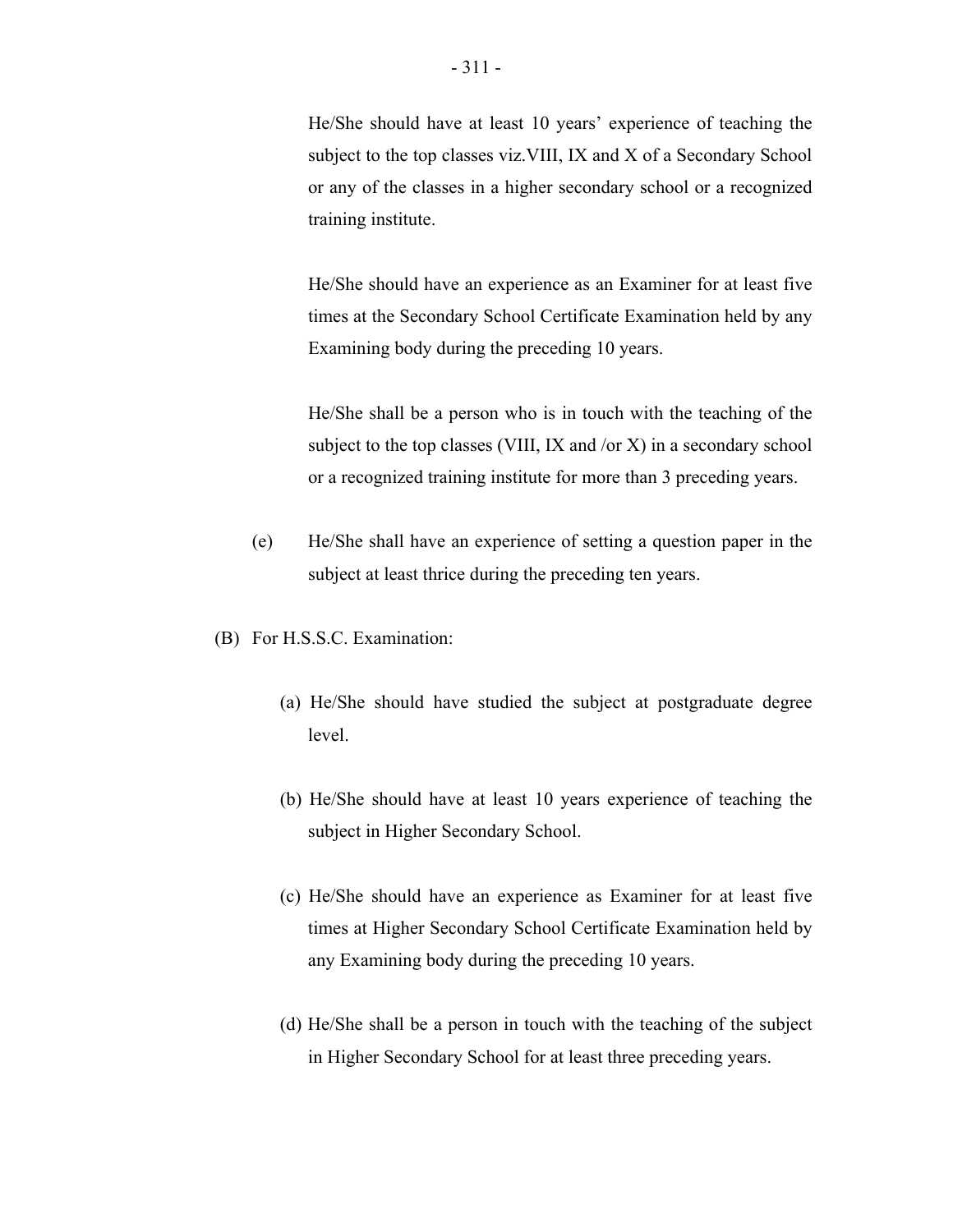He/She should have at least 10 years' experience of teaching the subject to the top classes viz.VIII, IX and X of a Secondary School or any of the classes in a higher secondary school or a recognized training institute.

He/She should have an experience as an Examiner for at least five times at the Secondary School Certificate Examination held by any Examining body during the preceding 10 years.

He/She shall be a person who is in touch with the teaching of the subject to the top classes (VIII, IX and /or X) in a secondary school or a recognized training institute for more than 3 preceding years.

(e) He/She shall have an experience of setting a question paper in the subject at least thrice during the preceding ten years.

(B) For H.S.S.C. Examination:

(a) He/She should have studied the subject at postgraduate degree level.

(b) He/She should have at least 10 years experience of teaching the subject in Higher Secondary School.

(c) He/She should have an experience as Examiner for at least five times at Higher Secondary School Certificate Examination held by any Examining body during the preceding 10 years.

(d) He/She shall be a person in touch with the teaching of the subject in Higher Secondary School for at least three preceding years.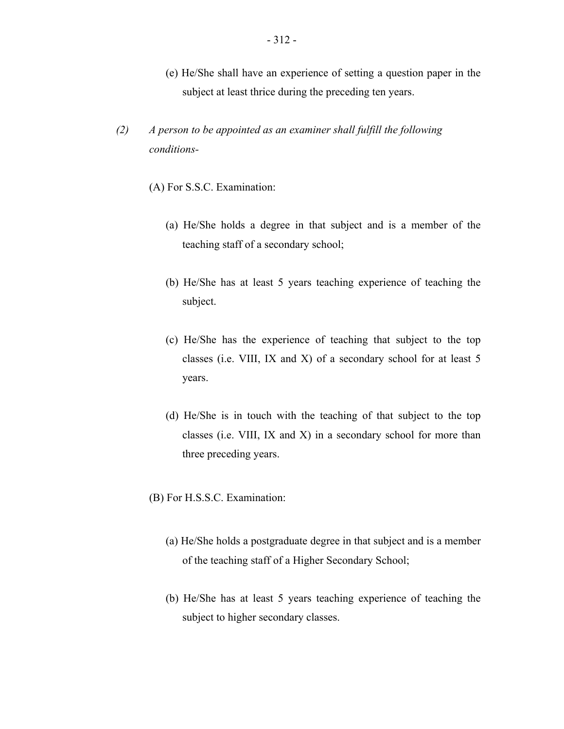(e) He/She shall have an experience of setting a question paper in the subject at least thrice during the preceding ten years.

*(2) A person to be appointed as an examiner shall fulfill the following conditions-*

(A) For S.S.C. Examination:

(a) He/She holds a degree in that subject and is a member of the teaching staff of a secondary school;

(b) He/She has at least 5 years teaching experience of teaching the subject.

(c) He/She has the experience of teaching that subject to the top classes (i.e. VIII, IX and X) of a secondary school for at least 5 years.

(d) He/She is in touch with the teaching of that subject to the top classes (i.e. VIII, IX and X) in a secondary school for more than three preceding years.

(B) For H.S.S.C. Examination:

(a) He/She holds a postgraduate degree in that subject and is a member of the teaching staff of a Higher Secondary School;

(b) He/She has at least 5 years teaching experience of teaching the subject to higher secondary classes.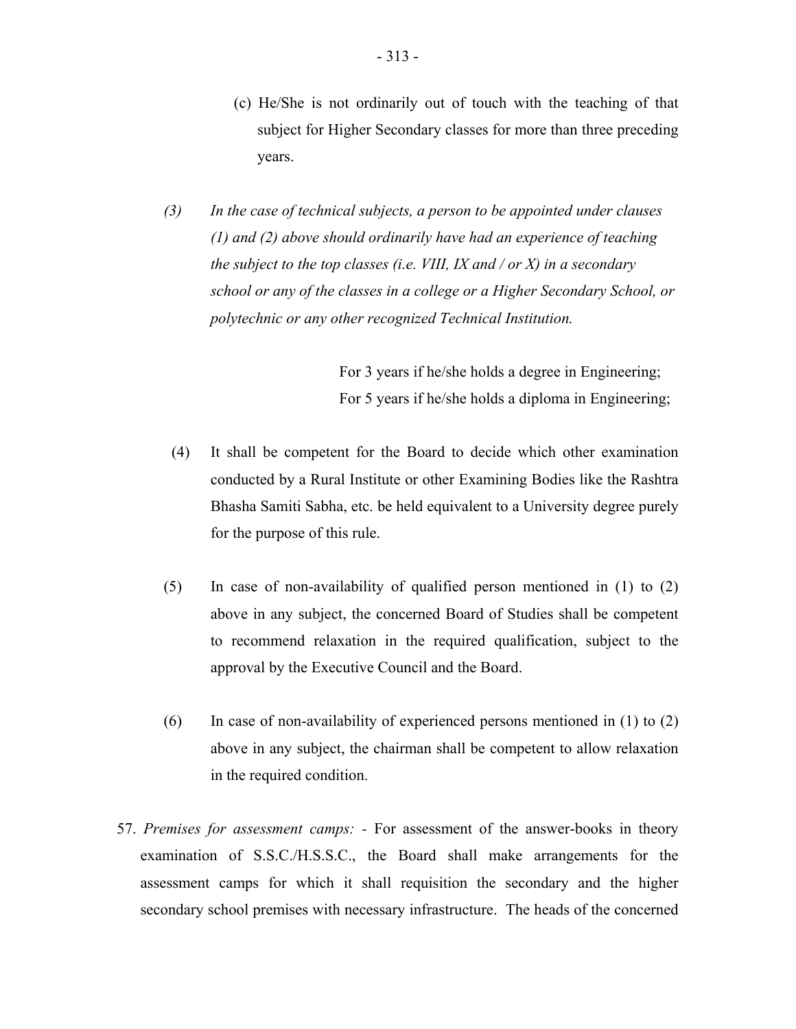(c) He/She is not ordinarily out of touch with the teaching of that subject for Higher Secondary classes for more than three preceding years.

*(3) In the case of technical subjects, a person to be appointed under clauses (1) and (2) above should ordinarily have had an experience of teaching the subject to the top classes (i.e. VIII, IX and / or X) in a secondary school or any of the classes in a college or a Higher Secondary School, or polytechnic or any other recognized Technical Institution.*

For 3 years if he/she holds a degree in Engineering;
For 5 years if he/she holds a diploma in Engineering;

(4) It shall be competent for the Board to decide which other examination conducted by a Rural Institute or other Examining Bodies like the Rashtra Bhasha Samiti Sabha, etc. be held equivalent to a University degree purely for the purpose of this rule.

(5) In case of non-availability of qualified person mentioned in (1) to (2) above in any subject, the concerned Board of Studies shall be competent to recommend relaxation in the required qualification, subject to the approval by the Executive Council and the Board.

(6) In case of non-availability of experienced persons mentioned in (1) to (2) above in any subject, the chairman shall be competent to allow relaxation in the required condition.

57. *Premises for assessment camps:* - For assessment of the answer-books in theory examination of S.S.C./H.S.S.C., the Board shall make arrangements for the assessment camps for which it shall requisition the secondary and the higher secondary school premises with necessary infrastructure. The heads of the concerned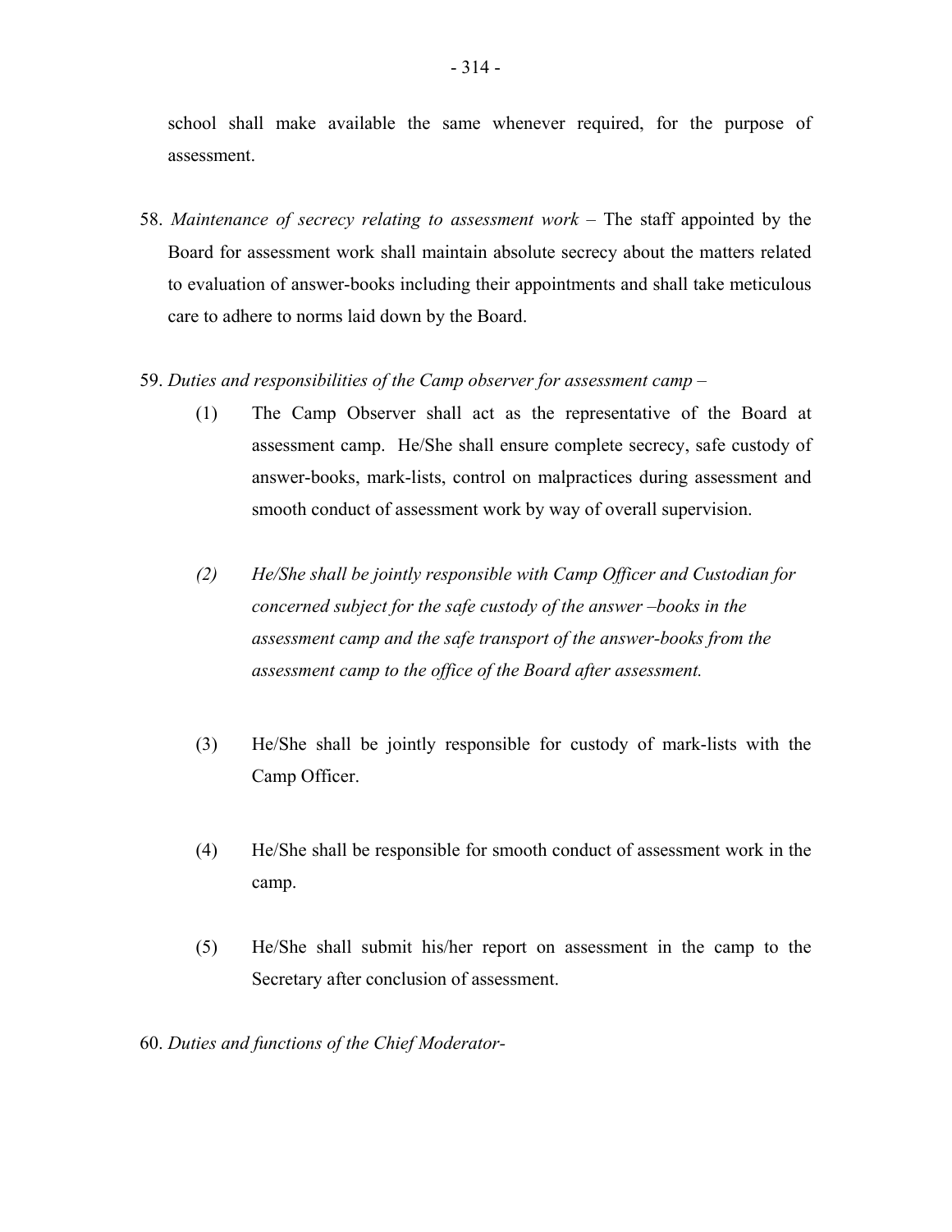school shall make available the same whenever required, for the purpose of assessment.

58. *Maintenance of secrecy relating to assessment work* – The staff appointed by the Board for assessment work shall maintain absolute secrecy about the matters related to evaluation of answer-books including their appointments and shall take meticulous care to adhere to norms laid down by the Board.

59. *Duties and responsibilities of the Camp observer for assessment camp* –

(1) The Camp Observer shall act as the representative of the Board at assessment camp. He/She shall ensure complete secrecy, safe custody of answer-books, mark-lists, control on malpractices during assessment and smooth conduct of assessment work by way of overall supervision.

*(2) He/She shall be jointly responsible with Camp Officer and Custodian for concerned subject for the safe custody of the answer –books in the assessment camp and the safe transport of the answer-books from the assessment camp to the office of the Board after assessment.*

(3) He/She shall be jointly responsible for custody of mark-lists with the Camp Officer.

(4) He/She shall be responsible for smooth conduct of assessment work in the camp.

(5) He/She shall submit his/her report on assessment in the camp to the Secretary after conclusion of assessment.

60. *Duties and functions of the Chief Moderator-*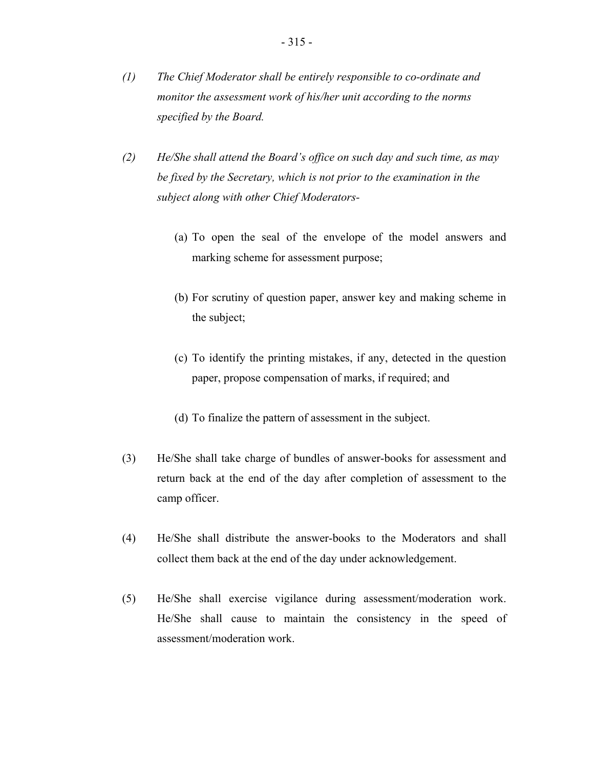*(1) The Chief Moderator shall be entirely responsible to co-ordinate and monitor the assessment work of his/her unit according to the norms specified by the Board.*

*(2) He/She shall attend the Board's office on such day and such time, as may be fixed by the Secretary, which is not prior to the examination in the subject along with other Chief Moderators-*

(a) To open the seal of the envelope of the model answers and marking scheme for assessment purpose;

(b) For scrutiny of question paper, answer key and making scheme in the subject;

(c) To identify the printing mistakes, if any, detected in the question paper, propose compensation of marks, if required; and

(d) To finalize the pattern of assessment in the subject.

(3) He/She shall take charge of bundles of answer-books for assessment and return back at the end of the day after completion of assessment to the camp officer.

(4) He/She shall distribute the answer-books to the Moderators and shall collect them back at the end of the day under acknowledgement.

(5) He/She shall exercise vigilance during assessment/moderation work. He/She shall cause to maintain the consistency in the speed of assessment/moderation work.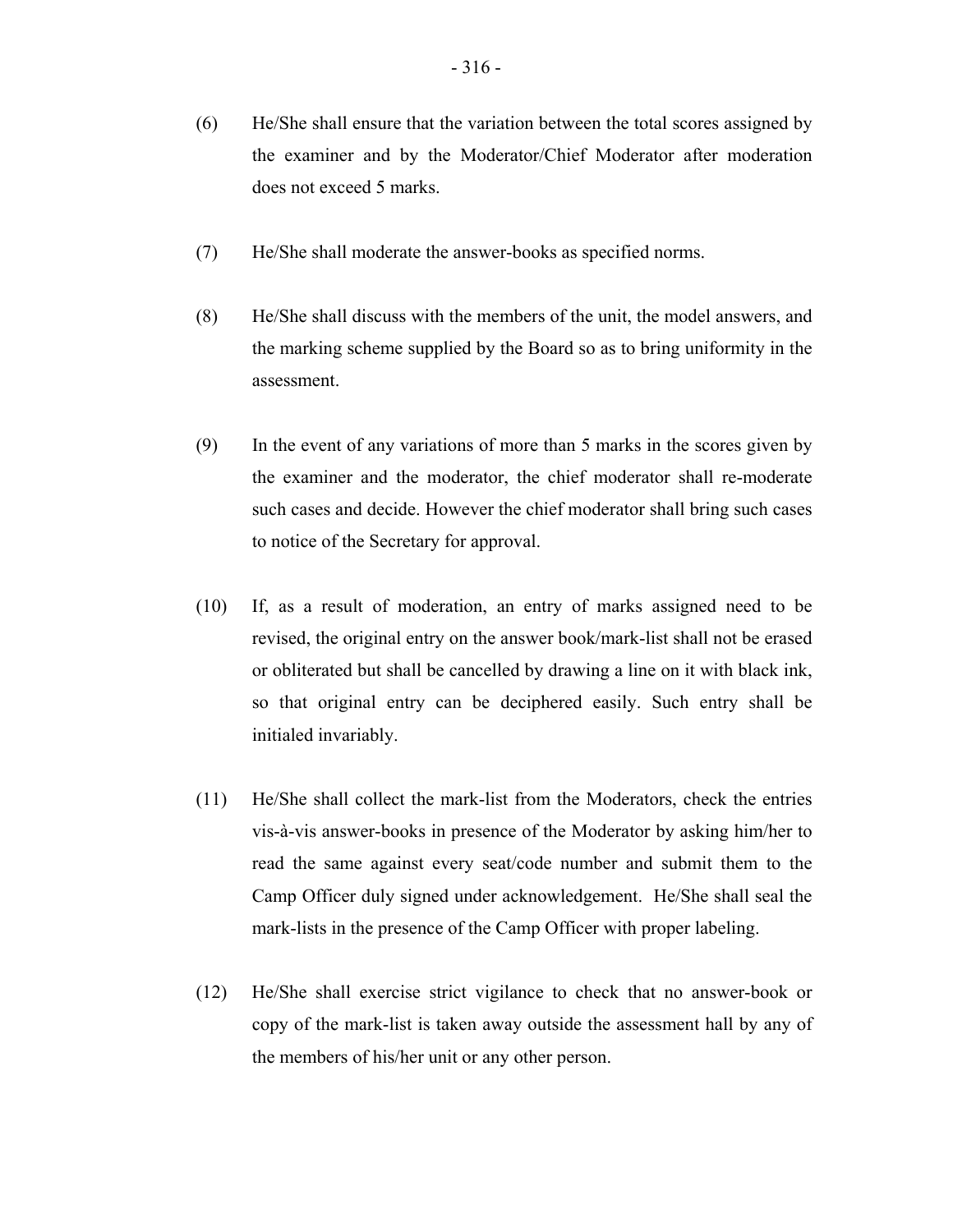(6) He/She shall ensure that the variation between the total scores assigned by the examiner and by the Moderator/Chief Moderator after moderation does not exceed 5 marks.

(7) He/She shall moderate the answer-books as specified norms.

(8) He/She shall discuss with the members of the unit, the model answers, and the marking scheme supplied by the Board so as to bring uniformity in the assessment.

(9) In the event of any variations of more than 5 marks in the scores given by the examiner and the moderator, the chief moderator shall re-moderate such cases and decide. However the chief moderator shall bring such cases to notice of the Secretary for approval.

(10) If, as a result of moderation, an entry of marks assigned need to be revised, the original entry on the answer book/mark-list shall not be erased or obliterated but shall be cancelled by drawing a line on it with black ink, so that original entry can be deciphered easily. Such entry shall be initialed invariably.

(11) He/She shall collect the mark-list from the Moderators, check the entries vis-à-vis answer-books in presence of the Moderator by asking him/her to read the same against every seat/code number and submit them to the Camp Officer duly signed under acknowledgement. He/She shall seal the mark-lists in the presence of the Camp Officer with proper labeling.

(12) He/She shall exercise strict vigilance to check that no answer-book or copy of the mark-list is taken away outside the assessment hall by any of the members of his/her unit or any other person.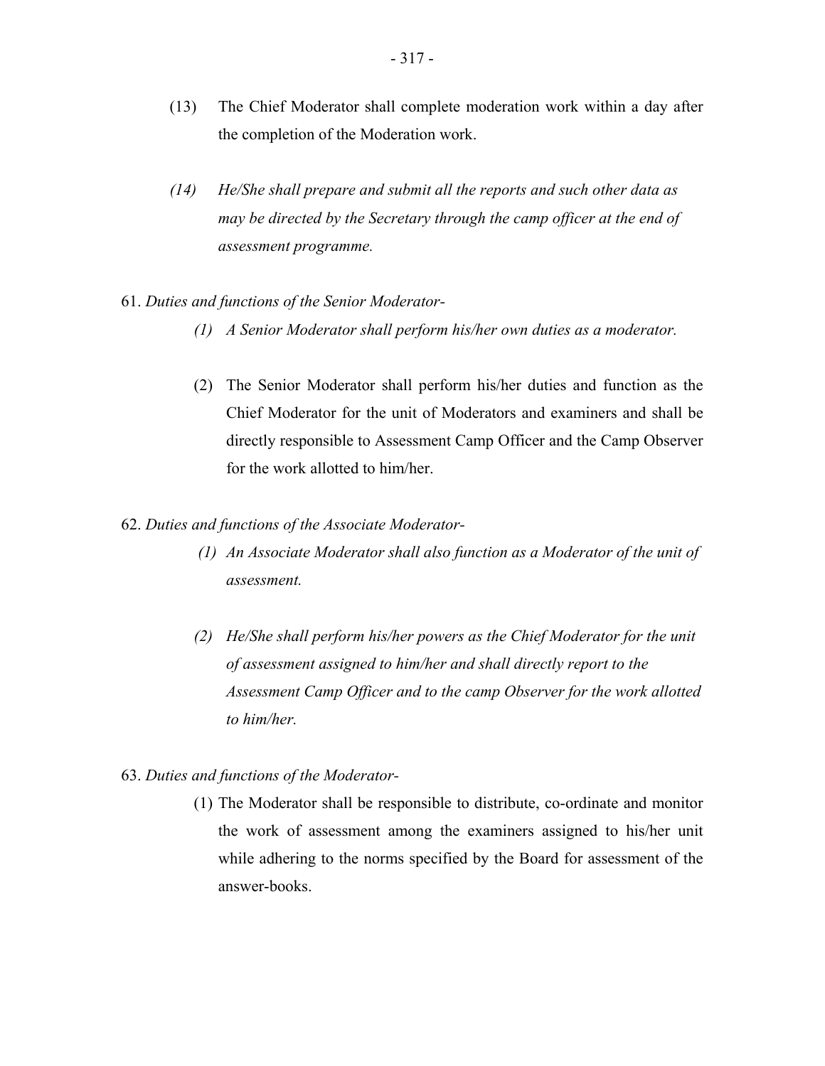(13) The Chief Moderator shall complete moderation work within a day after the completion of the Moderation work.

*(14) He/She shall prepare and submit all the reports and such other data as may be directed by the Secretary through the camp officer at the end of assessment programme.*

61. *Duties and functions of the Senior Moderator-*

*(1) A Senior Moderator shall perform his/her own duties as a moderator.*

(2) The Senior Moderator shall perform his/her duties and function as the Chief Moderator for the unit of Moderators and examiners and shall be directly responsible to Assessment Camp Officer and the Camp Observer for the work allotted to him/her.

62. *Duties and functions of the Associate Moderator-*

*(1) An Associate Moderator shall also function as a Moderator of the unit of assessment.*

*(2) He/She shall perform his/her powers as the Chief Moderator for the unit of assessment assigned to him/her and shall directly report to the Assessment Camp Officer and to the camp Observer for the work allotted to him/her.*

63. *Duties and functions of the Moderator-*

(1) The Moderator shall be responsible to distribute, co-ordinate and monitor the work of assessment among the examiners assigned to his/her unit while adhering to the norms specified by the Board for assessment of the answer-books.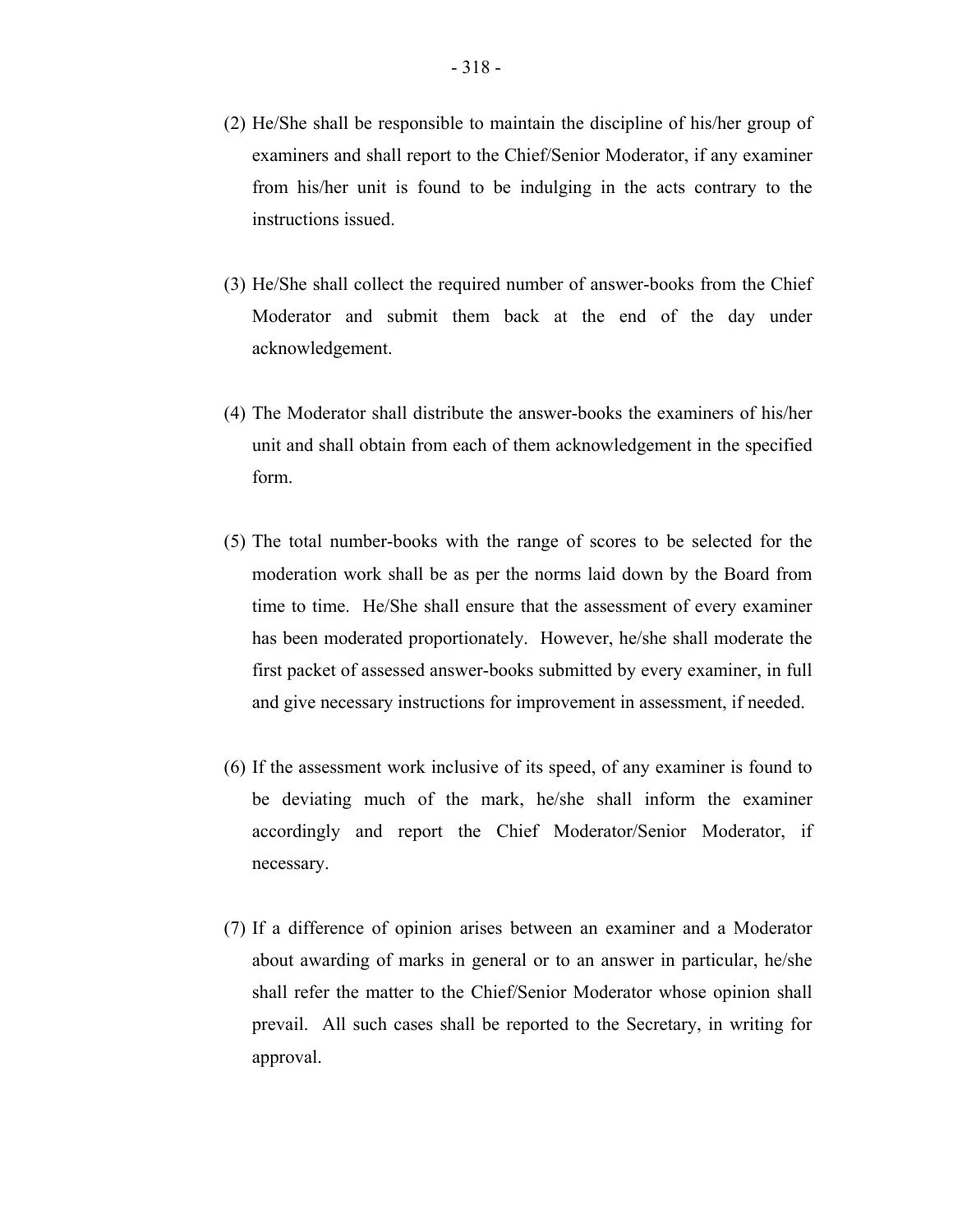(2) He/She shall be responsible to maintain the discipline of his/her group of examiners and shall report to the Chief/Senior Moderator, if any examiner from his/her unit is found to be indulging in the acts contrary to the instructions issued.

(3) He/She shall collect the required number of answer-books from the Chief Moderator and submit them back at the end of the day under acknowledgement.

(4) The Moderator shall distribute the answer-books the examiners of his/her unit and shall obtain from each of them acknowledgement in the specified form.

(5) The total number-books with the range of scores to be selected for the moderation work shall be as per the norms laid down by the Board from time to time. He/She shall ensure that the assessment of every examiner has been moderated proportionately. However, he/she shall moderate the first packet of assessed answer-books submitted by every examiner, in full and give necessary instructions for improvement in assessment, if needed.

(6) If the assessment work inclusive of its speed, of any examiner is found to be deviating much of the mark, he/she shall inform the examiner accordingly and report the Chief Moderator/Senior Moderator, if necessary.

(7) If a difference of opinion arises between an examiner and a Moderator about awarding of marks in general or to an answer in particular, he/she shall refer the matter to the Chief/Senior Moderator whose opinion shall prevail. All such cases shall be reported to the Secretary, in writing for approval.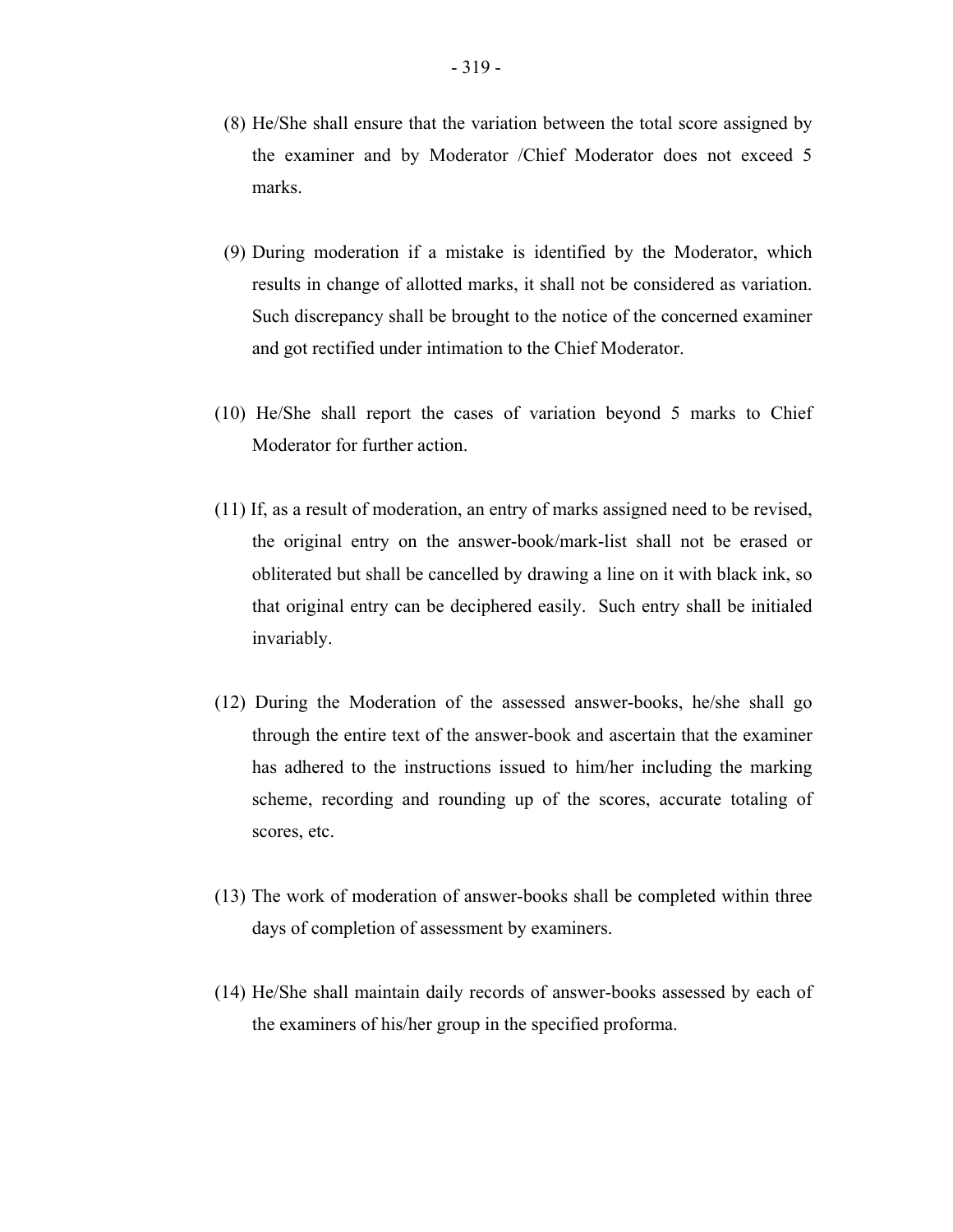(8) He/She shall ensure that the variation between the total score assigned by the examiner and by Moderator /Chief Moderator does not exceed 5 marks.

(9) During moderation if a mistake is identified by the Moderator, which results in change of allotted marks, it shall not be considered as variation. Such discrepancy shall be brought to the notice of the concerned examiner and got rectified under intimation to the Chief Moderator.

(10) He/She shall report the cases of variation beyond 5 marks to Chief Moderator for further action.

(11) If, as a result of moderation, an entry of marks assigned need to be revised, the original entry on the answer-book/mark-list shall not be erased or obliterated but shall be cancelled by drawing a line on it with black ink, so that original entry can be deciphered easily. Such entry shall be initialed invariably.

(12) During the Moderation of the assessed answer-books, he/she shall go through the entire text of the answer-book and ascertain that the examiner has adhered to the instructions issued to him/her including the marking scheme, recording and rounding up of the scores, accurate totaling of scores, etc.

(13) The work of moderation of answer-books shall be completed within three days of completion of assessment by examiners.

(14) He/She shall maintain daily records of answer-books assessed by each of the examiners of his/her group in the specified proforma.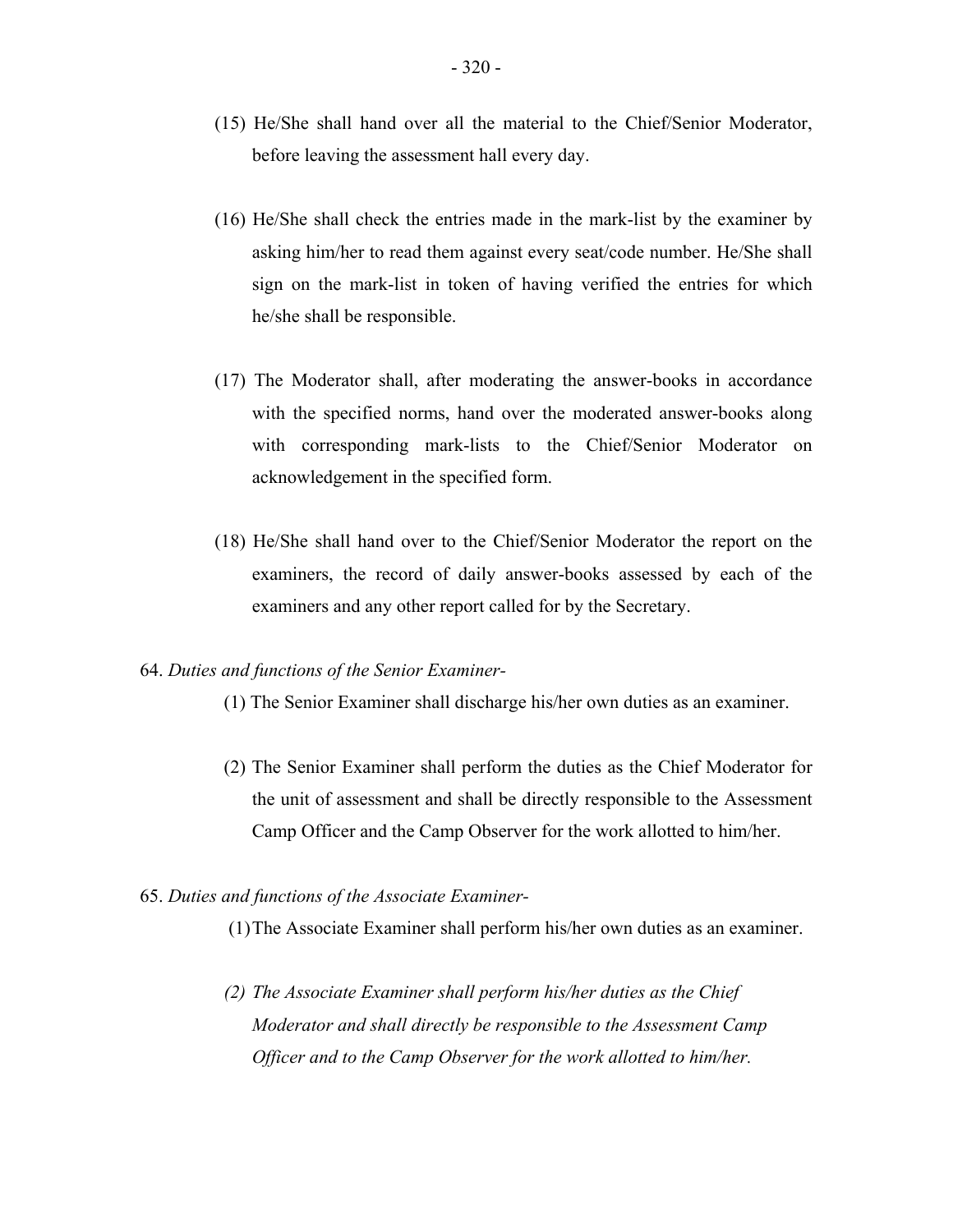(15) He/She shall hand over all the material to the Chief/Senior Moderator, before leaving the assessment hall every day.

(16) He/She shall check the entries made in the mark-list by the examiner by asking him/her to read them against every seat/code number. He/She shall sign on the mark-list in token of having verified the entries for which he/she shall be responsible.

(17) The Moderator shall, after moderating the answer-books in accordance with the specified norms, hand over the moderated answer-books along with corresponding mark-lists to the Chief/Senior Moderator on acknowledgement in the specified form.

(18) He/She shall hand over to the Chief/Senior Moderator the report on the examiners, the record of daily answer-books assessed by each of the examiners and any other report called for by the Secretary.

64. *Duties and functions of the Senior Examiner-*

(1) The Senior Examiner shall discharge his/her own duties as an examiner.

(2) The Senior Examiner shall perform the duties as the Chief Moderator for the unit of assessment and shall be directly responsible to the Assessment Camp Officer and the Camp Observer for the work allotted to him/her.

65. *Duties and functions of the Associate Examiner-*

(1) The Associate Examiner shall perform his/her own duties as an examiner.

*(2) The Associate Examiner shall perform his/her duties as the Chief Moderator and shall directly be responsible to the Assessment Camp Officer and to the Camp Observer for the work allotted to him/her.*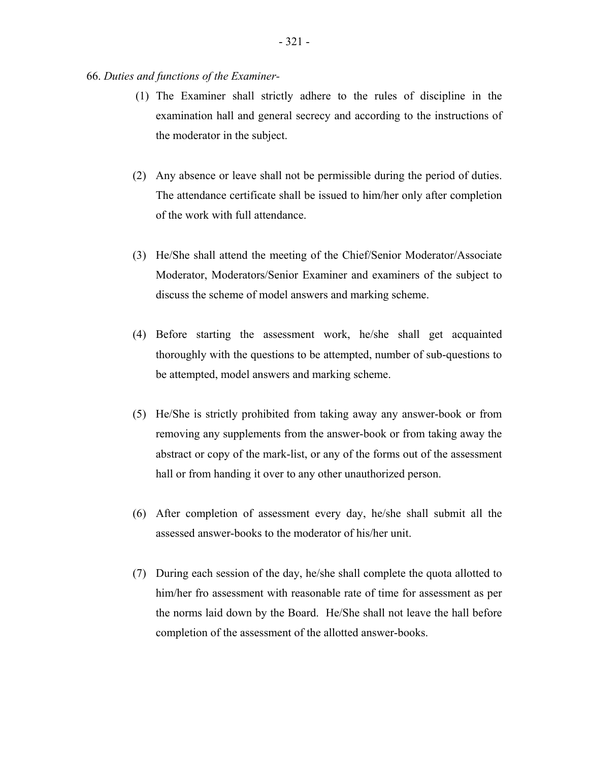66. *Duties and functions of the Examiner-*

(1) The Examiner shall strictly adhere to the rules of discipline in the examination hall and general secrecy and according to the instructions of the moderator in the subject.

(2) Any absence or leave shall not be permissible during the period of duties. The attendance certificate shall be issued to him/her only after completion of the work with full attendance.

(3) He/She shall attend the meeting of the Chief/Senior Moderator/Associate Moderator, Moderators/Senior Examiner and examiners of the subject to discuss the scheme of model answers and marking scheme.

(4) Before starting the assessment work, he/she shall get acquainted thoroughly with the questions to be attempted, number of sub-questions to be attempted, model answers and marking scheme.

(5) He/She is strictly prohibited from taking away any answer-book or from removing any supplements from the answer-book or from taking away the abstract or copy of the mark-list, or any of the forms out of the assessment hall or from handing it over to any other unauthorized person.

(6) After completion of assessment every day, he/she shall submit all the assessed answer-books to the moderator of his/her unit.

(7) During each session of the day, he/she shall complete the quota allotted to him/her fro assessment with reasonable rate of time for assessment as per the norms laid down by the Board. He/She shall not leave the hall before completion of the assessment of the allotted answer-books.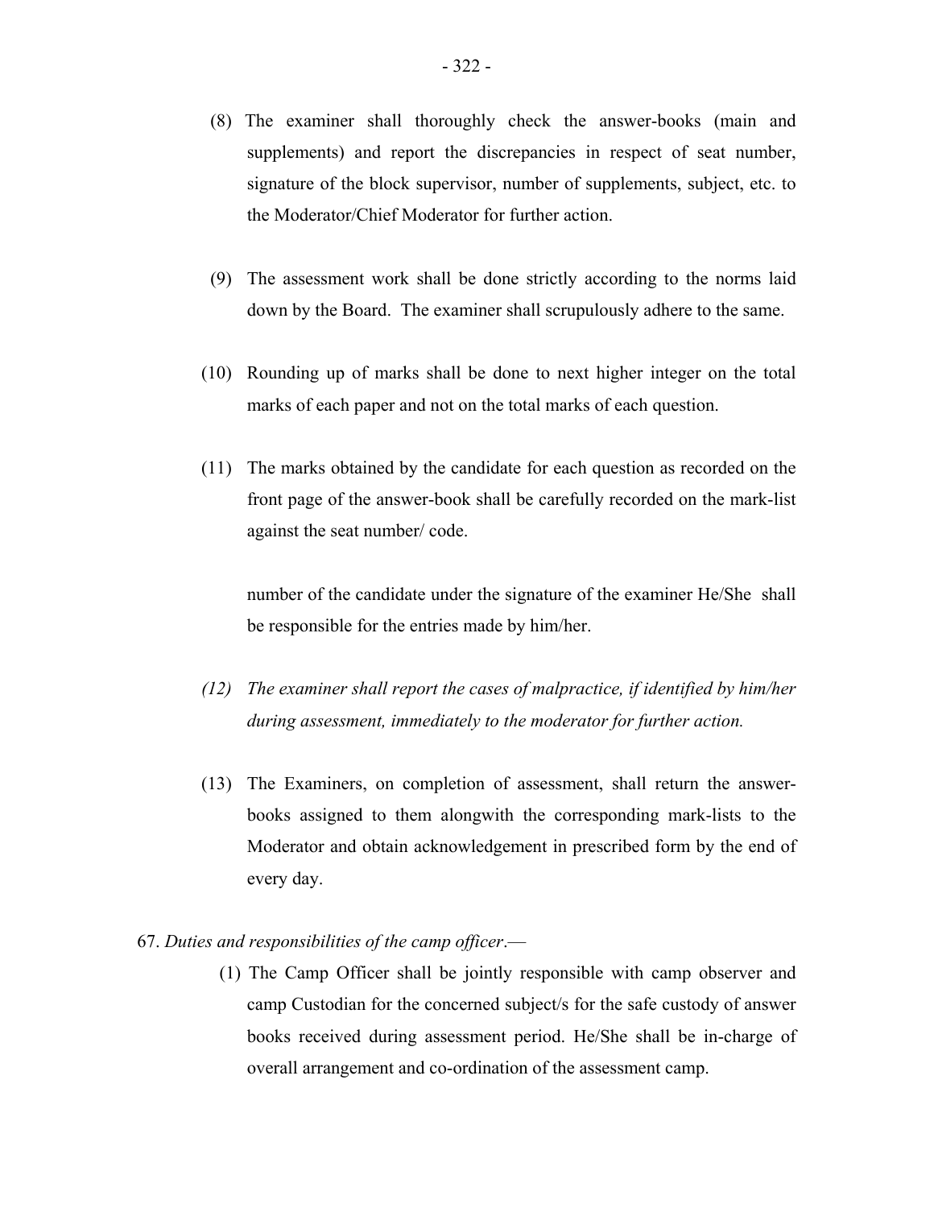(8) The examiner shall thoroughly check the answer-books (main and supplements) and report the discrepancies in respect of seat number, signature of the block supervisor, number of supplements, subject, etc. to the Moderator/Chief Moderator for further action.

(9) The assessment work shall be done strictly according to the norms laid down by the Board. The examiner shall scrupulously adhere to the same.

(10) Rounding up of marks shall be done to next higher integer on the total marks of each paper and not on the total marks of each question.

(11) The marks obtained by the candidate for each question as recorded on the front page of the answer-book shall be carefully recorded on the mark-list against the seat number/ code.

number of the candidate under the signature of the examiner He/She shall be responsible for the entries made by him/her.

*(12) The examiner shall report the cases of malpractice, if identified by him/her during assessment, immediately to the moderator for further action.*

(13) The Examiners, on completion of assessment, shall return the answer-books assigned to them alongwith the corresponding mark-lists to the Moderator and obtain acknowledgement in prescribed form by the end of every day.

67. *Duties and responsibilities of the camp officer*.—

(1) The Camp Officer shall be jointly responsible with camp observer and camp Custodian for the concerned subject/s for the safe custody of answer books received during assessment period. He/She shall be in-charge of overall arrangement and co-ordination of the assessment camp.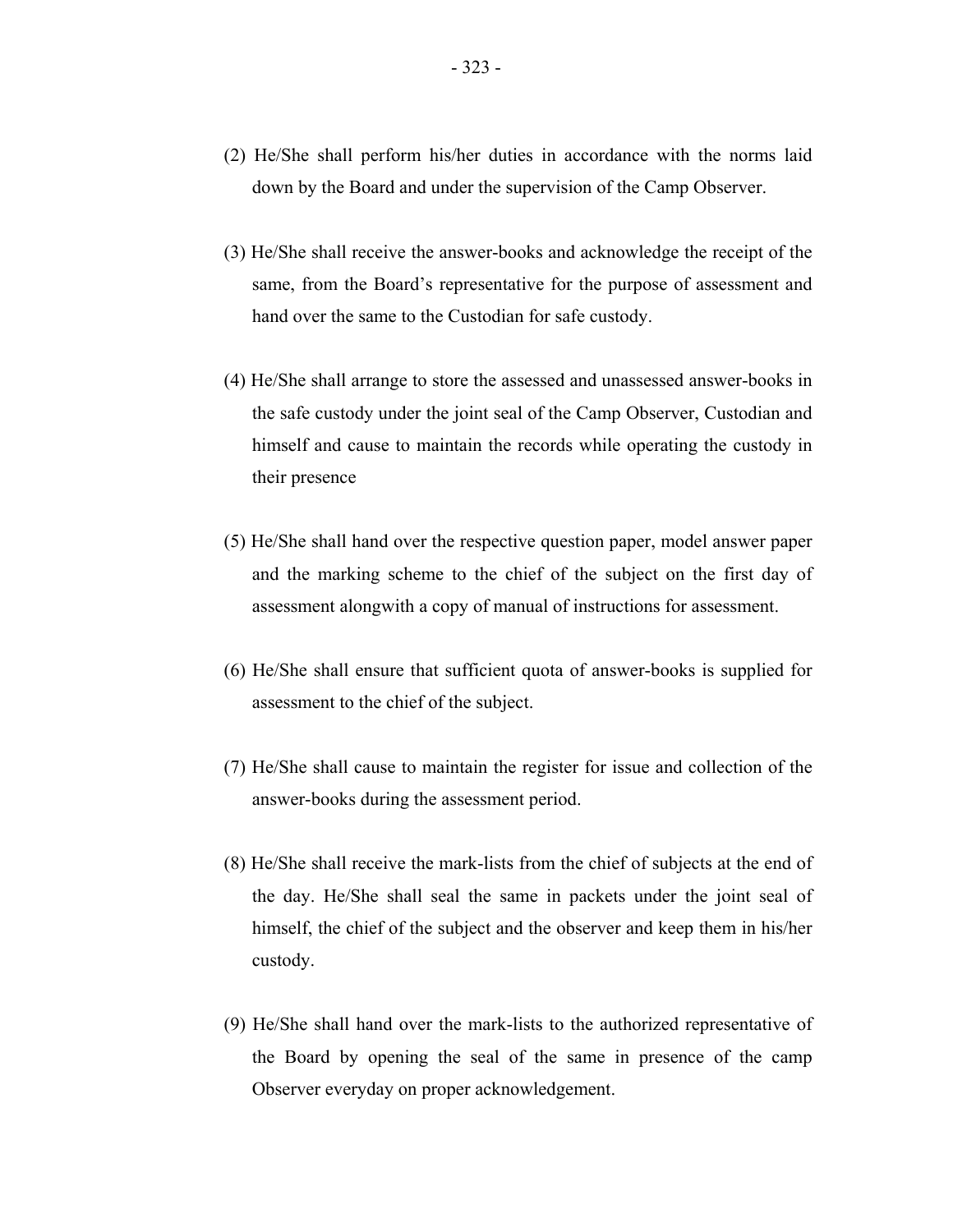(2) He/She shall perform his/her duties in accordance with the norms laid down by the Board and under the supervision of the Camp Observer.

(3) He/She shall receive the answer-books and acknowledge the receipt of the same, from the Board's representative for the purpose of assessment and hand over the same to the Custodian for safe custody.

(4) He/She shall arrange to store the assessed and unassessed answer-books in the safe custody under the joint seal of the Camp Observer, Custodian and himself and cause to maintain the records while operating the custody in their presence

(5) He/She shall hand over the respective question paper, model answer paper and the marking scheme to the chief of the subject on the first day of assessment alongwith a copy of manual of instructions for assessment.

(6) He/She shall ensure that sufficient quota of answer-books is supplied for assessment to the chief of the subject.

(7) He/She shall cause to maintain the register for issue and collection of the answer-books during the assessment period.

(8) He/She shall receive the mark-lists from the chief of subjects at the end of the day. He/She shall seal the same in packets under the joint seal of himself, the chief of the subject and the observer and keep them in his/her custody.

(9) He/She shall hand over the mark-lists to the authorized representative of the Board by opening the seal of the same in presence of the camp Observer everyday on proper acknowledgement.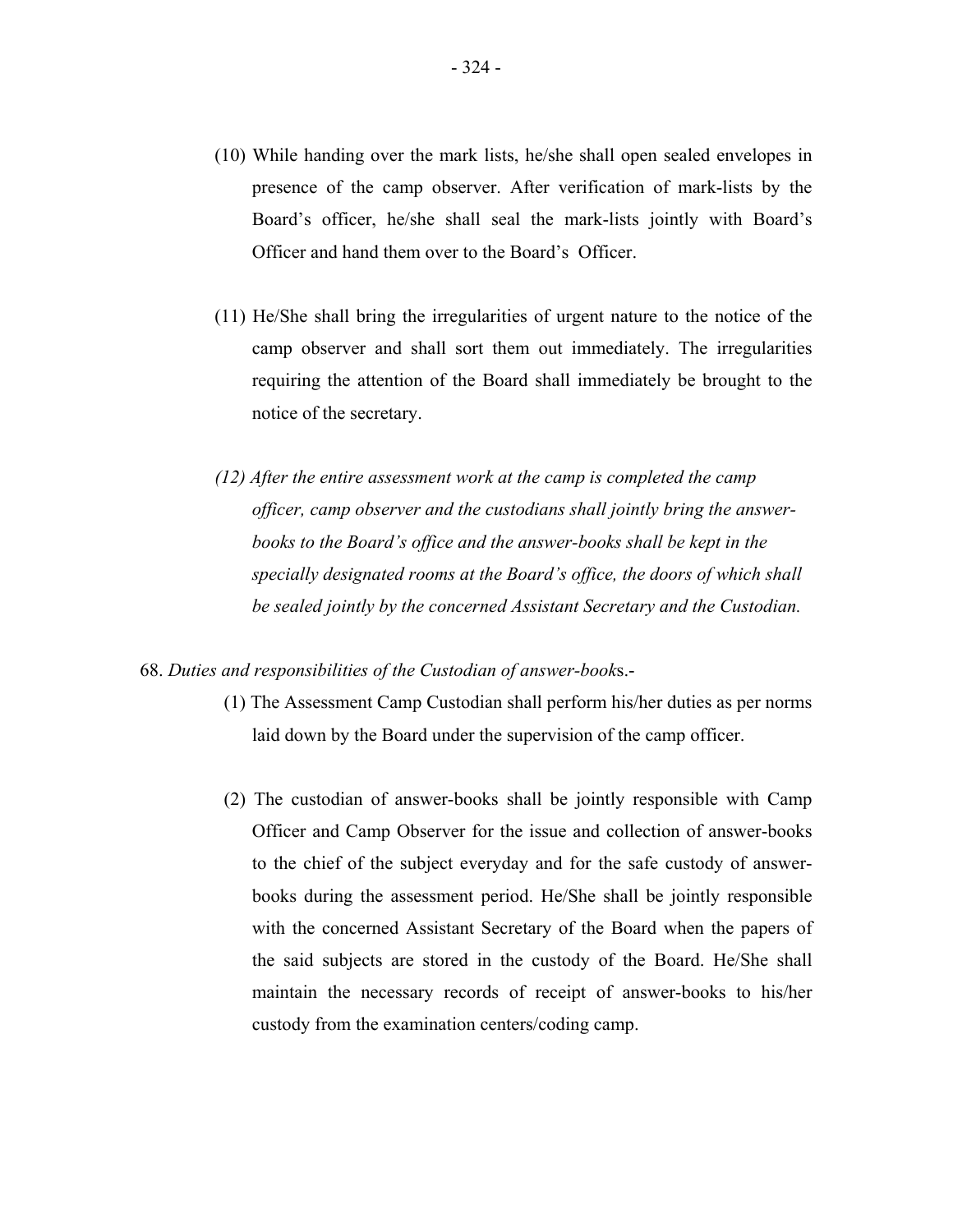(10) While handing over the mark lists, he/she shall open sealed envelopes in presence of the camp observer. After verification of mark-lists by the Board's officer, he/she shall seal the mark-lists jointly with Board's Officer and hand them over to the Board's Officer.

(11) He/She shall bring the irregularities of urgent nature to the notice of the camp observer and shall sort them out immediately. The irregularities requiring the attention of the Board shall immediately be brought to the notice of the secretary.

*(12) After the entire assessment work at the camp is completed the camp officer, camp observer and the custodians shall jointly bring the answer-books to the Board's office and the answer-books shall be kept in the specially designated rooms at the Board's office, the doors of which shall be sealed jointly by the concerned Assistant Secretary and the Custodian.*

68. *Duties and responsibilities of the Custodian of answer-book*s.-

(1) The Assessment Camp Custodian shall perform his/her duties as per norms laid down by the Board under the supervision of the camp officer.

(2) The custodian of answer-books shall be jointly responsible with Camp Officer and Camp Observer for the issue and collection of answer-books to the chief of the subject everyday and for the safe custody of answer-books during the assessment period. He/She shall be jointly responsible with the concerned Assistant Secretary of the Board when the papers of the said subjects are stored in the custody of the Board. He/She shall maintain the necessary records of receipt of answer-books to his/her custody from the examination centers/coding camp.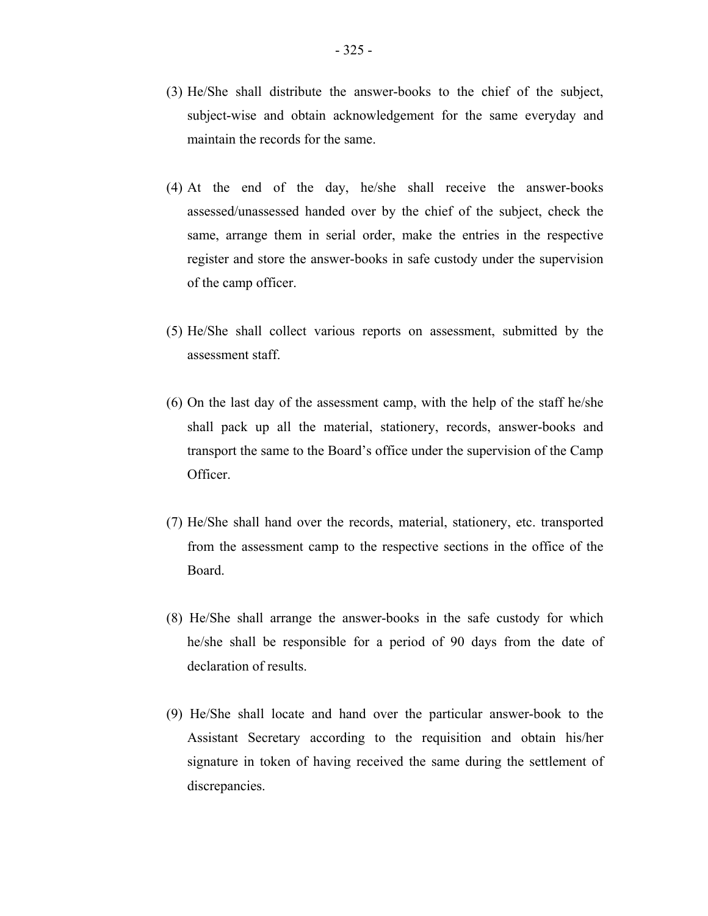(3) He/She shall distribute the answer-books to the chief of the subject, subject-wise and obtain acknowledgement for the same everyday and maintain the records for the same.

(4) At the end of the day, he/she shall receive the answer-books assessed/unassessed handed over by the chief of the subject, check the same, arrange them in serial order, make the entries in the respective register and store the answer-books in safe custody under the supervision of the camp officer.

(5) He/She shall collect various reports on assessment, submitted by the assessment staff.

(6) On the last day of the assessment camp, with the help of the staff he/she shall pack up all the material, stationery, records, answer-books and transport the same to the Board's office under the supervision of the Camp Officer.

(7) He/She shall hand over the records, material, stationery, etc. transported from the assessment camp to the respective sections in the office of the Board.

(8) He/She shall arrange the answer-books in the safe custody for which he/she shall be responsible for a period of 90 days from the date of declaration of results.

(9) He/She shall locate and hand over the particular answer-book to the Assistant Secretary according to the requisition and obtain his/her signature in token of having received the same during the settlement of discrepancies.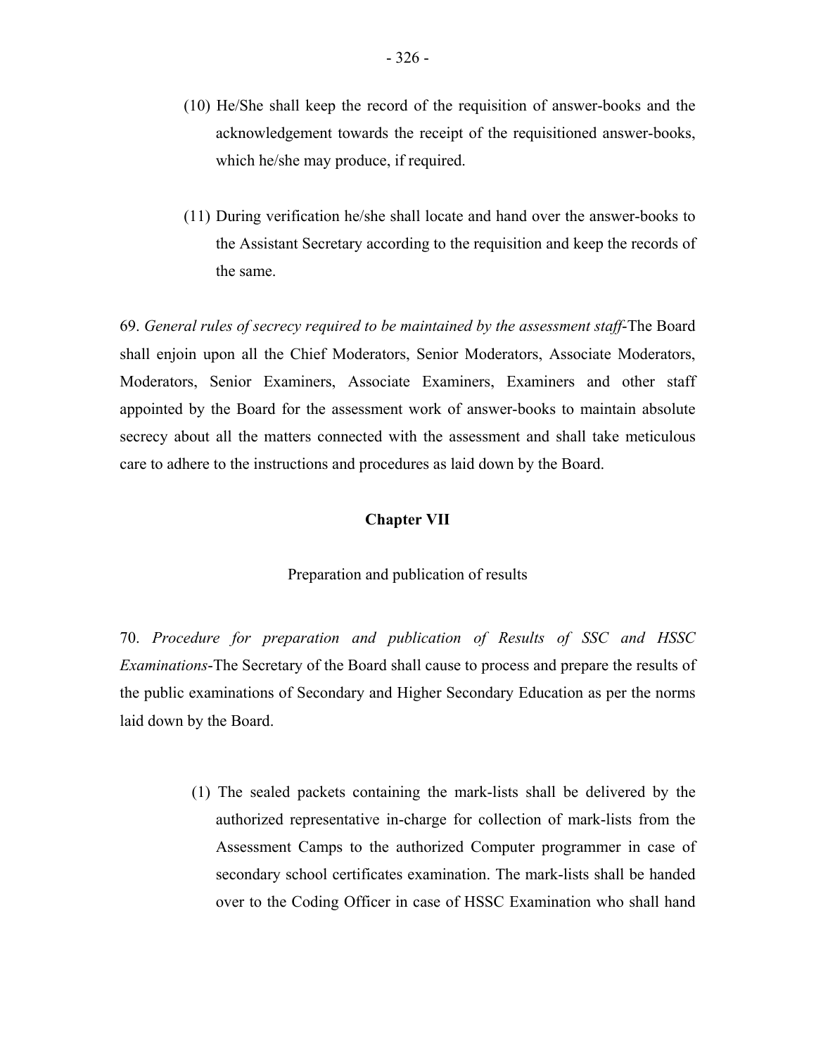(10) He/She shall keep the record of the requisition of answer-books and the acknowledgement towards the receipt of the requisitioned answer-books, which he/she may produce, if required.

(11) During verification he/she shall locate and hand over the answer-books to the Assistant Secretary according to the requisition and keep the records of the same.

69. *General rules of secrecy required to be maintained by the assessment staff*-The Board shall enjoin upon all the Chief Moderators, Senior Moderators, Associate Moderators, Moderators, Senior Examiners, Associate Examiners, Examiners and other staff appointed by the Board for the assessment work of answer-books to maintain absolute secrecy about all the matters connected with the assessment and shall take meticulous care to adhere to the instructions and procedures as laid down by the Board.

## Chapter VII

Preparation and publication of results

70. *Procedure for preparation and publication of Results of SSC and HSSC Examinations*-The Secretary of the Board shall cause to process and prepare the results of the public examinations of Secondary and Higher Secondary Education as per the norms laid down by the Board.

(1) The sealed packets containing the mark-lists shall be delivered by the authorized representative in-charge for collection of mark-lists from the Assessment Camps to the authorized Computer programmer in case of secondary school certificates examination. The mark-lists shall be handed over to the Coding Officer in case of HSSC Examination who shall hand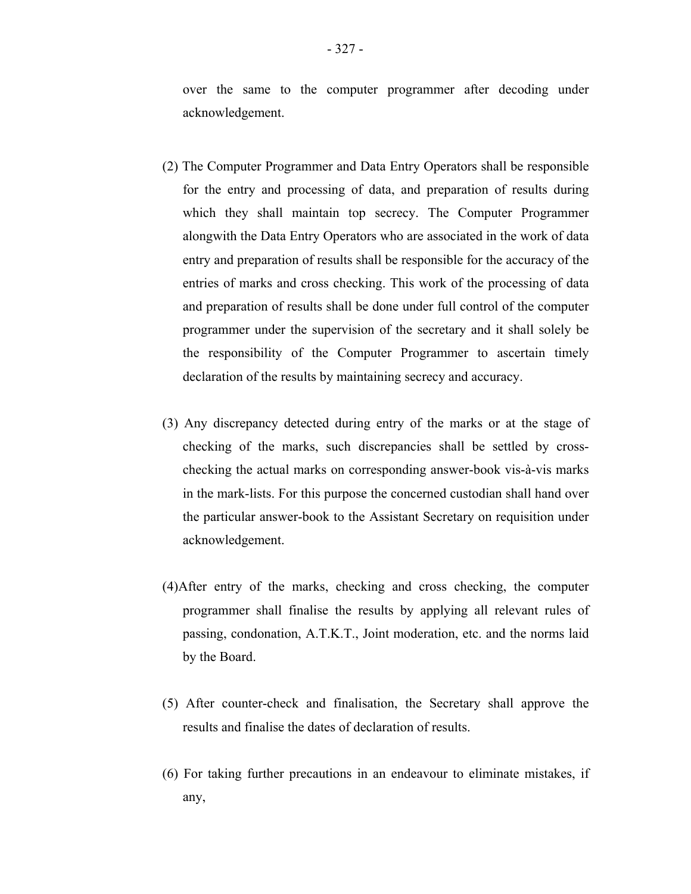over the same to the computer programmer after decoding under acknowledgement.

(2) The Computer Programmer and Data Entry Operators shall be responsible for the entry and processing of data, and preparation of results during which they shall maintain top secrecy. The Computer Programmer alongwith the Data Entry Operators who are associated in the work of data entry and preparation of results shall be responsible for the accuracy of the entries of marks and cross checking. This work of the processing of data and preparation of results shall be done under full control of the computer programmer under the supervision of the secretary and it shall solely be the responsibility of the Computer Programmer to ascertain timely declaration of the results by maintaining secrecy and accuracy.

(3) Any discrepancy detected during entry of the marks or at the stage of checking of the marks, such discrepancies shall be settled by cross-checking the actual marks on corresponding answer-book vis-à-vis marks in the mark-lists. For this purpose the concerned custodian shall hand over the particular answer-book to the Assistant Secretary on requisition under acknowledgement.

(4)After entry of the marks, checking and cross checking, the computer programmer shall finalise the results by applying all relevant rules of passing, condonation, A.T.K.T., Joint moderation, etc. and the norms laid by the Board.

(5) After counter-check and finalisation, the Secretary shall approve the results and finalise the dates of declaration of results.

(6) For taking further precautions in an endeavour to eliminate mistakes, if any,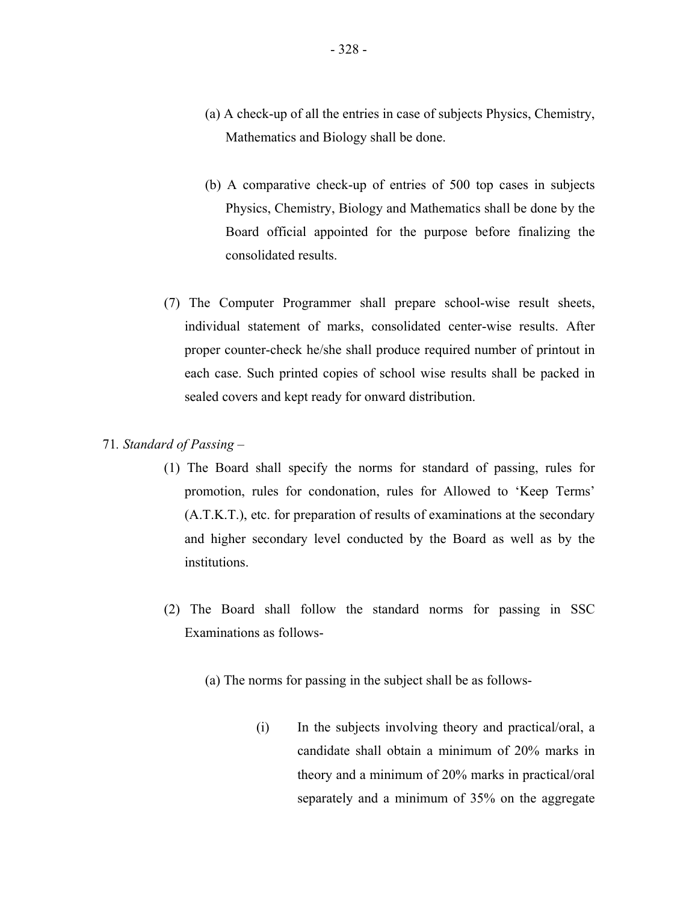(a) A check-up of all the entries in case of subjects Physics, Chemistry, Mathematics and Biology shall be done.

(b) A comparative check-up of entries of 500 top cases in subjects Physics, Chemistry, Biology and Mathematics shall be done by the Board official appointed for the purpose before finalizing the consolidated results.

(7) The Computer Programmer shall prepare school-wise result sheets, individual statement of marks, consolidated center-wise results. After proper counter-check he/she shall produce required number of printout in each case. Such printed copies of school wise results shall be packed in sealed covers and kept ready for onward distribution.

71. *Standard of Passing* –

(1) The Board shall specify the norms for standard of passing, rules for promotion, rules for condonation, rules for Allowed to 'Keep Terms' (A.T.K.T.), etc. for preparation of results of examinations at the secondary and higher secondary level conducted by the Board as well as by the institutions.

(2) The Board shall follow the standard norms for passing in SSC Examinations as follows-

(a) The norms for passing in the subject shall be as follows-

(i) In the subjects involving theory and practical/oral, a candidate shall obtain a minimum of 20% marks in theory and a minimum of 20% marks in practical/oral separately and a minimum of 35% on the aggregate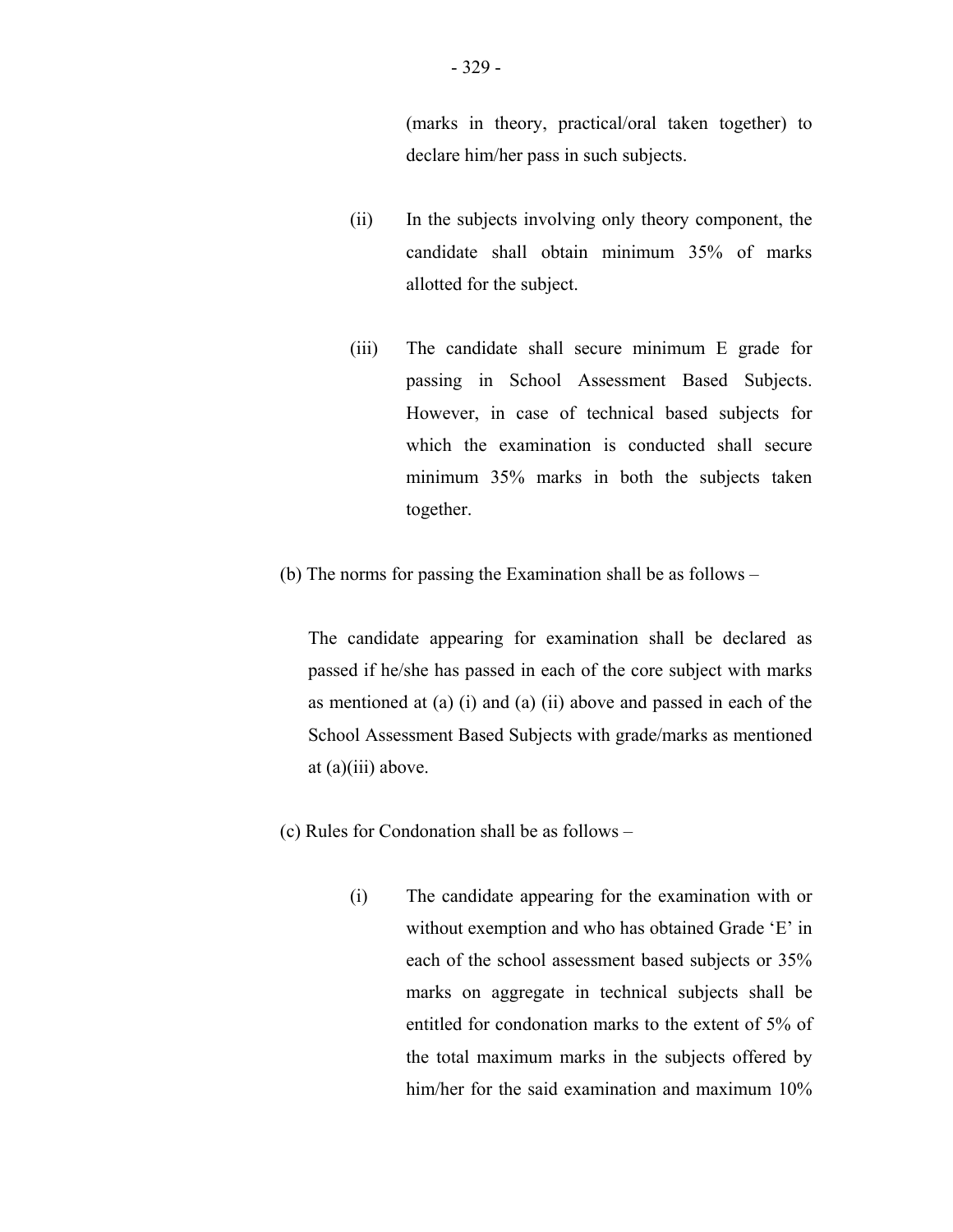(marks in theory, practical/oral taken together) to declare him/her pass in such subjects.

(ii) In the subjects involving only theory component, the candidate shall obtain minimum 35% of marks allotted for the subject.

(iii) The candidate shall secure minimum E grade for passing in School Assessment Based Subjects. However, in case of technical based subjects for which the examination is conducted shall secure minimum 35% marks in both the subjects taken together.

(b) The norms for passing the Examination shall be as follows –

The candidate appearing for examination shall be declared as passed if he/she has passed in each of the core subject with marks as mentioned at (a) (i) and (a) (ii) above and passed in each of the School Assessment Based Subjects with grade/marks as mentioned at (a)(iii) above.

(c) Rules for Condonation shall be as follows –

(i) The candidate appearing for the examination with or without exemption and who has obtained Grade 'E' in each of the school assessment based subjects or 35% marks on aggregate in technical subjects shall be entitled for condonation marks to the extent of 5% of the total maximum marks in the subjects offered by him/her for the said examination and maximum 10%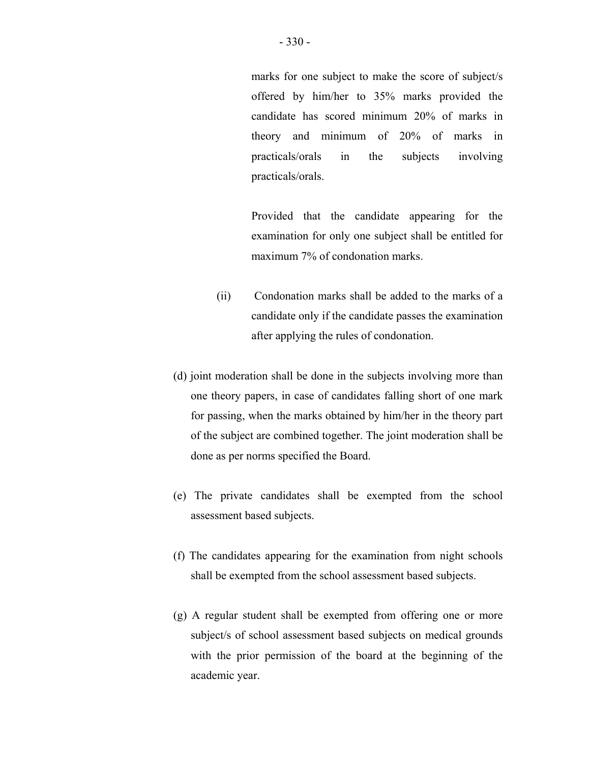marks for one subject to make the score of subject/s offered by him/her to 35% marks provided the candidate has scored minimum 20% of marks in theory and minimum of 20% of marks in practicals/orals in the subjects involving practicals/orals.

Provided that the candidate appearing for the examination for only one subject shall be entitled for maximum 7% of condonation marks.

(ii) Condonation marks shall be added to the marks of a candidate only if the candidate passes the examination after applying the rules of condonation.

(d) joint moderation shall be done in the subjects involving more than one theory papers, in case of candidates falling short of one mark for passing, when the marks obtained by him/her in the theory part of the subject are combined together. The joint moderation shall be done as per norms specified the Board.

(e) The private candidates shall be exempted from the school assessment based subjects.

(f) The candidates appearing for the examination from night schools shall be exempted from the school assessment based subjects.

(g) A regular student shall be exempted from offering one or more subject/s of school assessment based subjects on medical grounds with the prior permission of the board at the beginning of the academic year.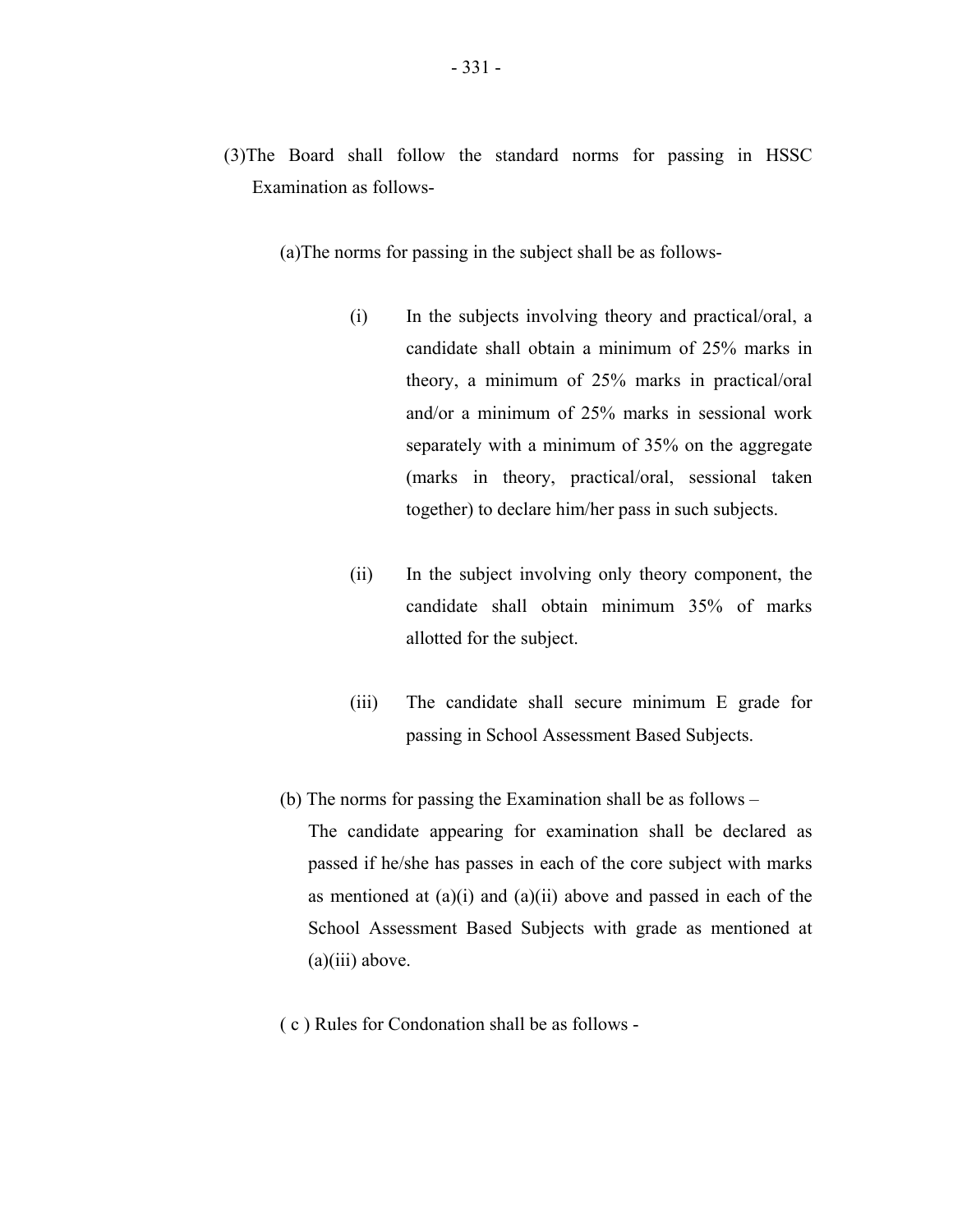(3)The Board shall follow the standard norms for passing in HSSC Examination as follows-

(a)The norms for passing in the subject shall be as follows-

(i) In the subjects involving theory and practical/oral, a candidate shall obtain a minimum of 25% marks in theory, a minimum of 25% marks in practical/oral and/or a minimum of 25% marks in sessional work separately with a minimum of 35% on the aggregate (marks in theory, practical/oral, sessional taken together) to declare him/her pass in such subjects.

(ii) In the subject involving only theory component, the candidate shall obtain minimum 35% of marks allotted for the subject.

(iii) The candidate shall secure minimum E grade for passing in School Assessment Based Subjects.

(b) The norms for passing the Examination shall be as follows –
The candidate appearing for examination shall be declared as passed if he/she has passes in each of the core subject with marks as mentioned at (a)(i) and (a)(ii) above and passed in each of the School Assessment Based Subjects with grade as mentioned at (a)(iii) above.

( c ) Rules for Condonation shall be as follows -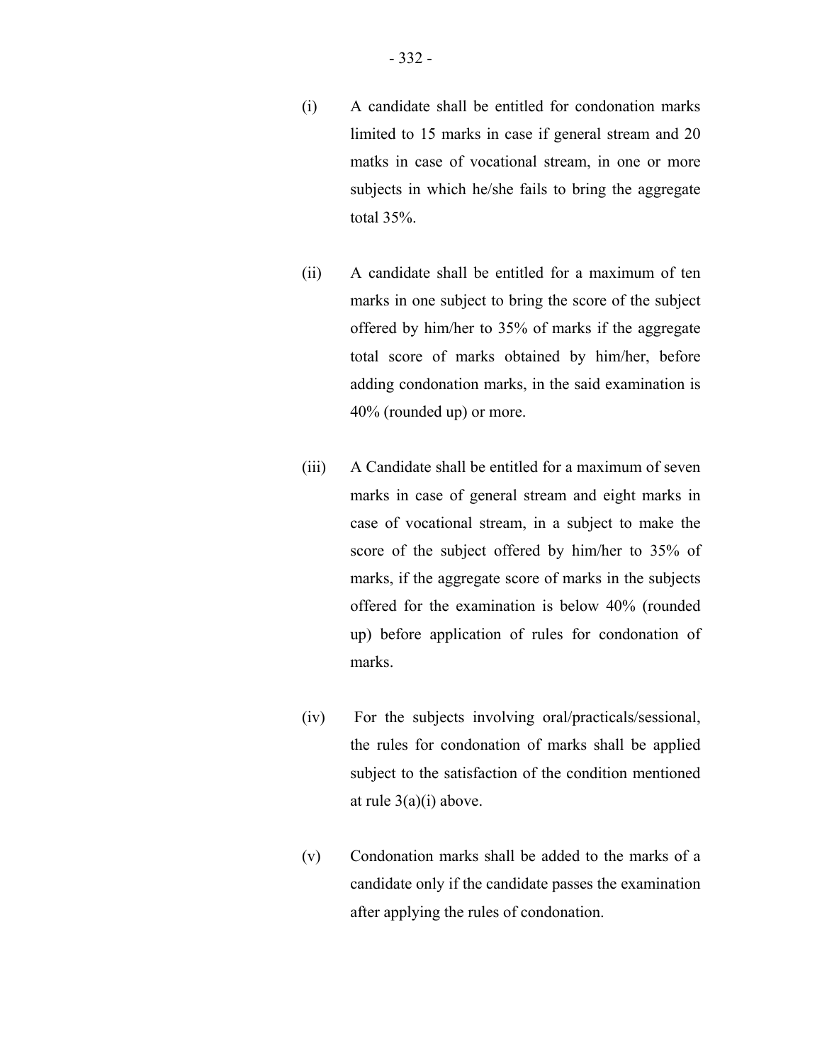(i) A candidate shall be entitled for condonation marks limited to 15 marks in case if general stream and 20 matks in case of vocational stream, in one or more subjects in which he/she fails to bring the aggregate total 35%.

(ii) A candidate shall be entitled for a maximum of ten marks in one subject to bring the score of the subject offered by him/her to 35% of marks if the aggregate total score of marks obtained by him/her, before adding condonation marks, in the said examination is 40% (rounded up) or more.

(iii) A Candidate shall be entitled for a maximum of seven marks in case of general stream and eight marks in case of vocational stream, in a subject to make the score of the subject offered by him/her to 35% of marks, if the aggregate score of marks in the subjects offered for the examination is below 40% (rounded up) before application of rules for condonation of marks.

(iv) For the subjects involving oral/practicals/sessional, the rules for condonation of marks shall be applied subject to the satisfaction of the condition mentioned at rule 3(a)(i) above.

(v) Condonation marks shall be added to the marks of a candidate only if the candidate passes the examination after applying the rules of condonation.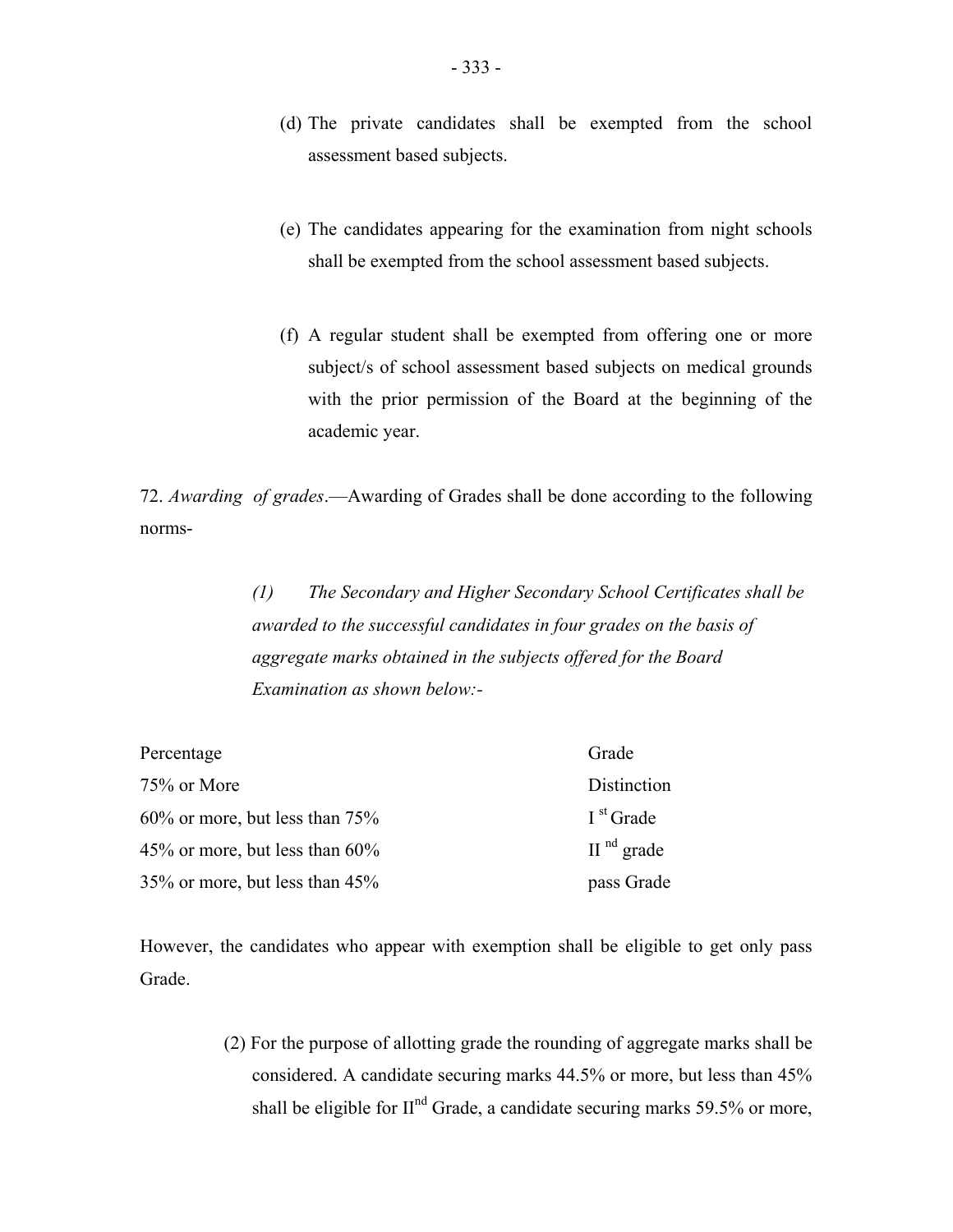(d) The private candidates shall be exempted from the school assessment based subjects.

(e) The candidates appearing for the examination from night schools shall be exempted from the school assessment based subjects.

(f) A regular student shall be exempted from offering one or more subject/s of school assessment based subjects on medical grounds with the prior permission of the Board at the beginning of the academic year.

72. *Awarding of grades*.—Awarding of Grades shall be done according to the following norms-

*(1) The Secondary and Higher Secondary School Certificates shall be awarded to the successful candidates in four grades on the basis of aggregate marks obtained in the subjects offered for the Board Examination as shown below:-*

| Percentage | Grade |
|---|---|
| 75% or More | Distinction |
| 60% or more, but less than 75% | I st Grade |
| 45% or more, but less than 60% | II nd grade |
| 35% or more, but less than 45% | pass Grade |

However, the candidates who appear with exemption shall be eligible to get only pass Grade.

(2) For the purpose of allotting grade the rounding of aggregate marks shall be considered. A candidate securing marks 44.5% or more, but less than 45% shall be eligible for IInd Grade, a candidate securing marks 59.5% or more,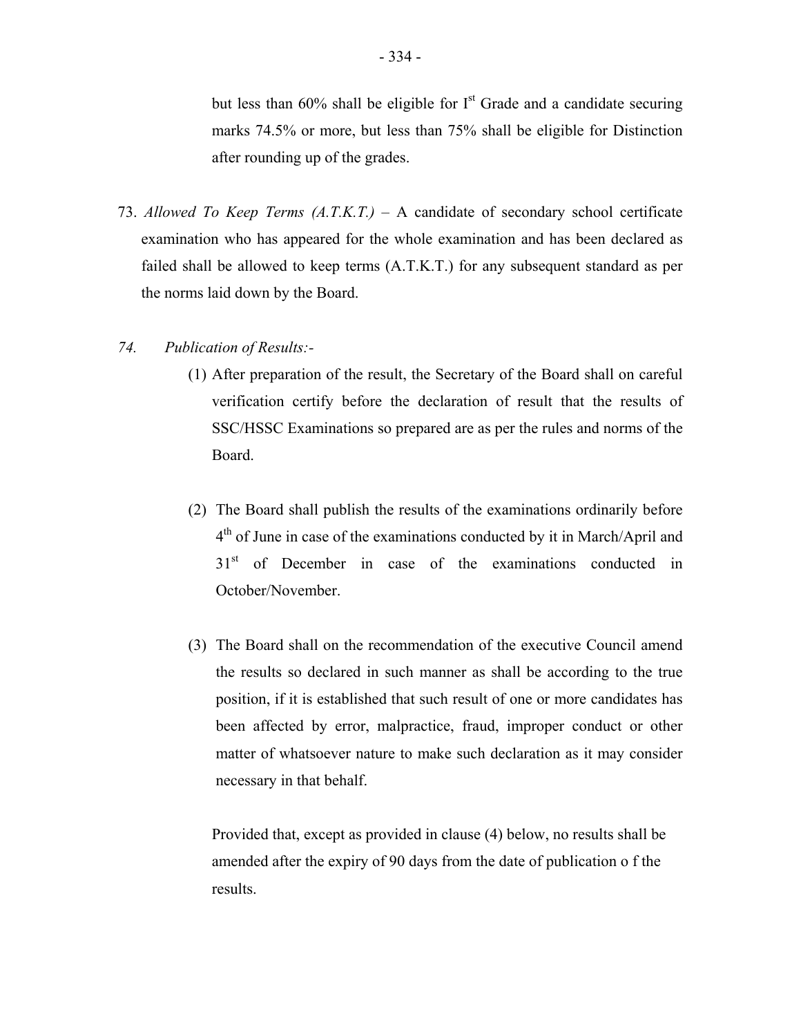but less than 60% shall be eligible for I[st] Grade and a candidate securing marks 74.5% or more, but less than 75% shall be eligible for Distinction after rounding up of the grades.

73. *Allowed To Keep Terms (A.T.K.T.)* – A candidate of secondary school certificate examination who has appeared for the whole examination and has been declared as failed shall be allowed to keep terms (A.T.K.T.) for any subsequent standard as per the norms laid down by the Board.

*74. Publication of Results:-*

(1) After preparation of the result, the Secretary of the Board shall on careful verification certify before the declaration of result that the results of SSC/HSSC Examinations so prepared are as per the rules and norms of the Board.

(2) The Board shall publish the results of the examinations ordinarily before 4[th] of June in case of the examinations conducted by it in March/April and 31[st] of December in case of the examinations conducted in October/November.

(3) The Board shall on the recommendation of the executive Council amend the results so declared in such manner as shall be according to the true position, if it is established that such result of one or more candidates has been affected by error, malpractice, fraud, improper conduct or other matter of whatsoever nature to make such declaration as it may consider necessary in that behalf.

Provided that, except as provided in clause (4) below, no results shall be amended after the expiry of 90 days from the date of publication o f the results.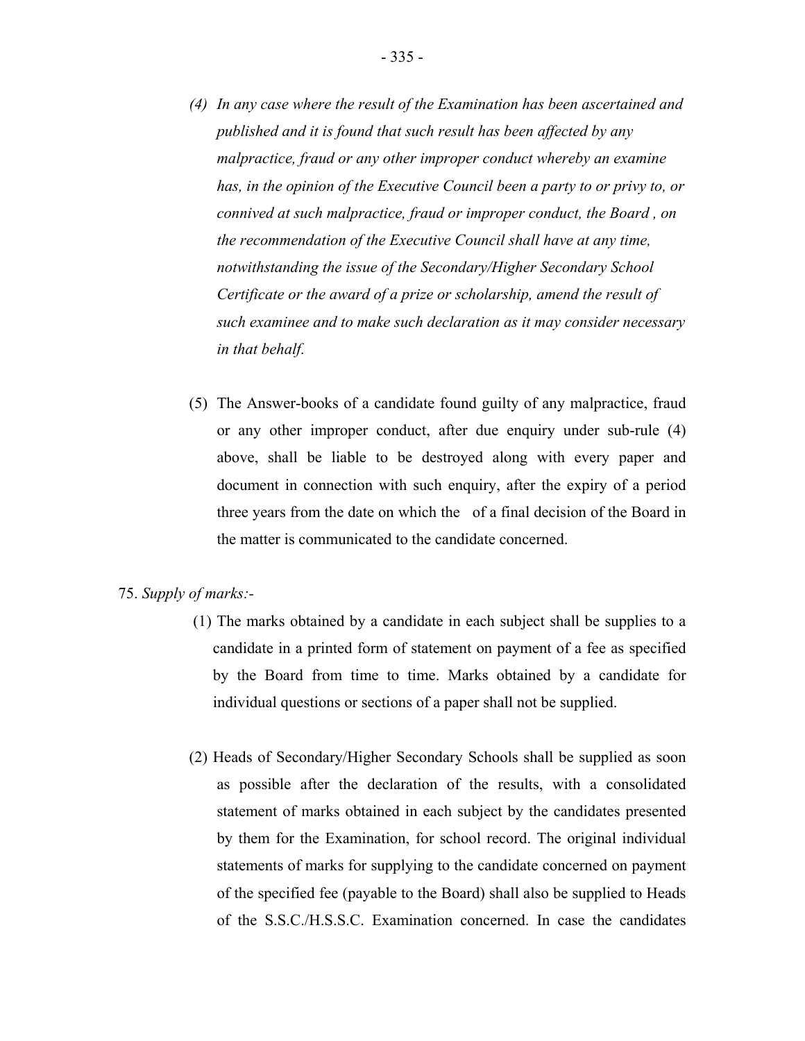(4) *In any case where the result of the Examination has been ascertained and published and it is found that such result has been affected by any malpractice, fraud or any other improper conduct whereby an examine has, in the opinion of the Executive Council been a party to or privy to, or connived at such malpractice, fraud or improper conduct, the Board , on the recommendation of the Executive Council shall have at any time, notwithstanding the issue of the Secondary/Higher Secondary School Certificate or the award of a prize or scholarship, amend the result of such examinee and to make such declaration as it may consider necessary in that behalf.*

(5) The Answer-books of a candidate found guilty of any malpractice, fraud or any other improper conduct, after due enquiry under sub-rule (4) above, shall be liable to be destroyed along with every paper and document in connection with such enquiry, after the expiry of a period three years from the date on which the of a final decision of the Board in the matter is communicated to the candidate concerned.

75. *Supply of marks:-*

(1) The marks obtained by a candidate in each subject shall be supplies to a candidate in a printed form of statement on payment of a fee as specified by the Board from time to time. Marks obtained by a candidate for individual questions or sections of a paper shall not be supplied.

(2) Heads of Secondary/Higher Secondary Schools shall be supplied as soon as possible after the declaration of the results, with a consolidated statement of marks obtained in each subject by the candidates presented by them for the Examination, for school record. The original individual statements of marks for supplying to the candidate concerned on payment of the specified fee (payable to the Board) shall also be supplied to Heads of the S.S.C./H.S.S.C. Examination concerned. In case the candidates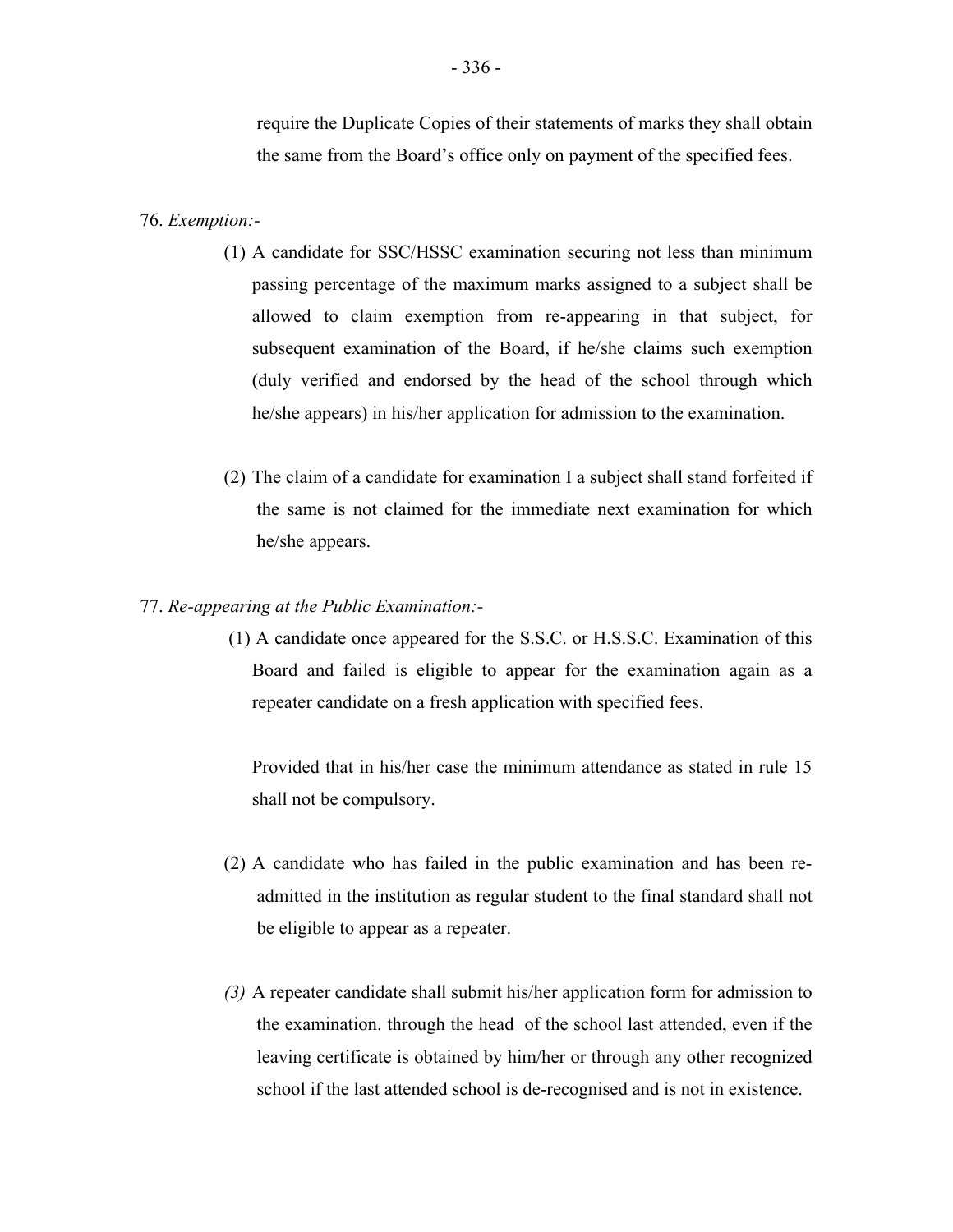require the Duplicate Copies of their statements of marks they shall obtain the same from the Board's office only on payment of the specified fees.

76. *Exemption:-*

(1) A candidate for SSC/HSSC examination securing not less than minimum passing percentage of the maximum marks assigned to a subject shall be allowed to claim exemption from re-appearing in that subject, for subsequent examination of the Board, if he/she claims such exemption (duly verified and endorsed by the head of the school through which he/she appears) in his/her application for admission to the examination.

(2) The claim of a candidate for examination I a subject shall stand forfeited if the same is not claimed for the immediate next examination for which he/she appears.

77. *Re-appearing at the Public Examination:-*

(1) A candidate once appeared for the S.S.C. or H.S.S.C. Examination of this Board and failed is eligible to appear for the examination again as a repeater candidate on a fresh application with specified fees.

Provided that in his/her case the minimum attendance as stated in rule 15 shall not be compulsory.

(2) A candidate who has failed in the public examination and has been re-admitted in the institution as regular student to the final standard shall not be eligible to appear as a repeater.

*(3)* A repeater candidate shall submit his/her application form for admission to the examination. through the head of the school last attended, even if the leaving certificate is obtained by him/her or through any other recognized school if the last attended school is de-recognised and is not in existence.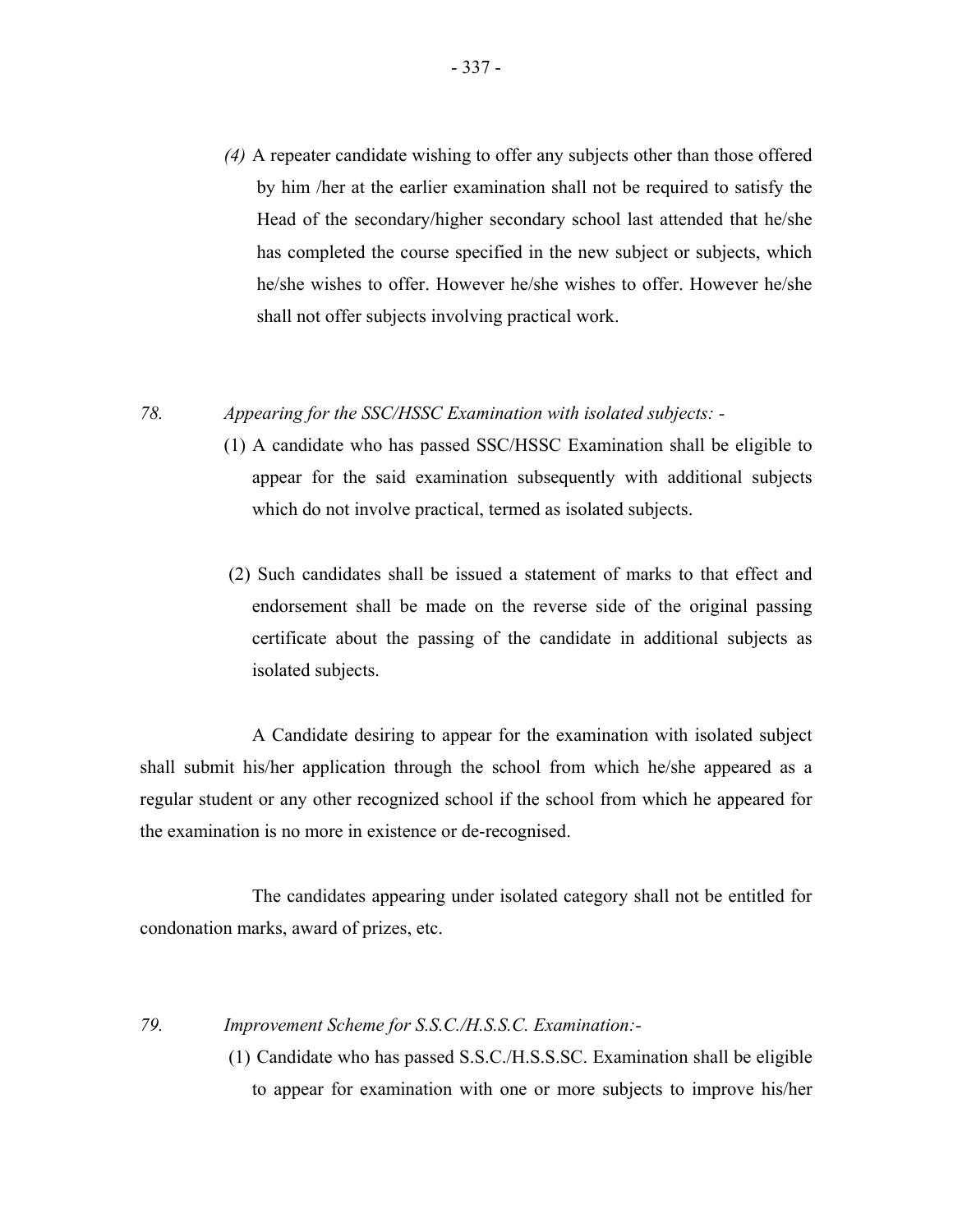*(4)* A repeater candidate wishing to offer any subjects other than those offered by him /her at the earlier examination shall not be required to satisfy the Head of the secondary/higher secondary school last attended that he/she has completed the course specified in the new subject or subjects, which he/she wishes to offer. However he/she wishes to offer. However he/she shall not offer subjects involving practical work.

*78.* *Appearing for the SSC/HSSC Examination with isolated subjects: -*

(1) A candidate who has passed SSC/HSSC Examination shall be eligible to appear for the said examination subsequently with additional subjects which do not involve practical, termed as isolated subjects.

(2) Such candidates shall be issued a statement of marks to that effect and endorsement shall be made on the reverse side of the original passing certificate about the passing of the candidate in additional subjects as isolated subjects.

A Candidate desiring to appear for the examination with isolated subject shall submit his/her application through the school from which he/she appeared as a regular student or any other recognized school if the school from which he appeared for the examination is no more in existence or de-recognised.

The candidates appearing under isolated category shall not be entitled for condonation marks, award of prizes, etc.

*79.* *Improvement Scheme for S.S.C./H.S.S.C. Examination:-*

(1) Candidate who has passed S.S.C./H.S.S.SC. Examination shall be eligible to appear for examination with one or more subjects to improve his/her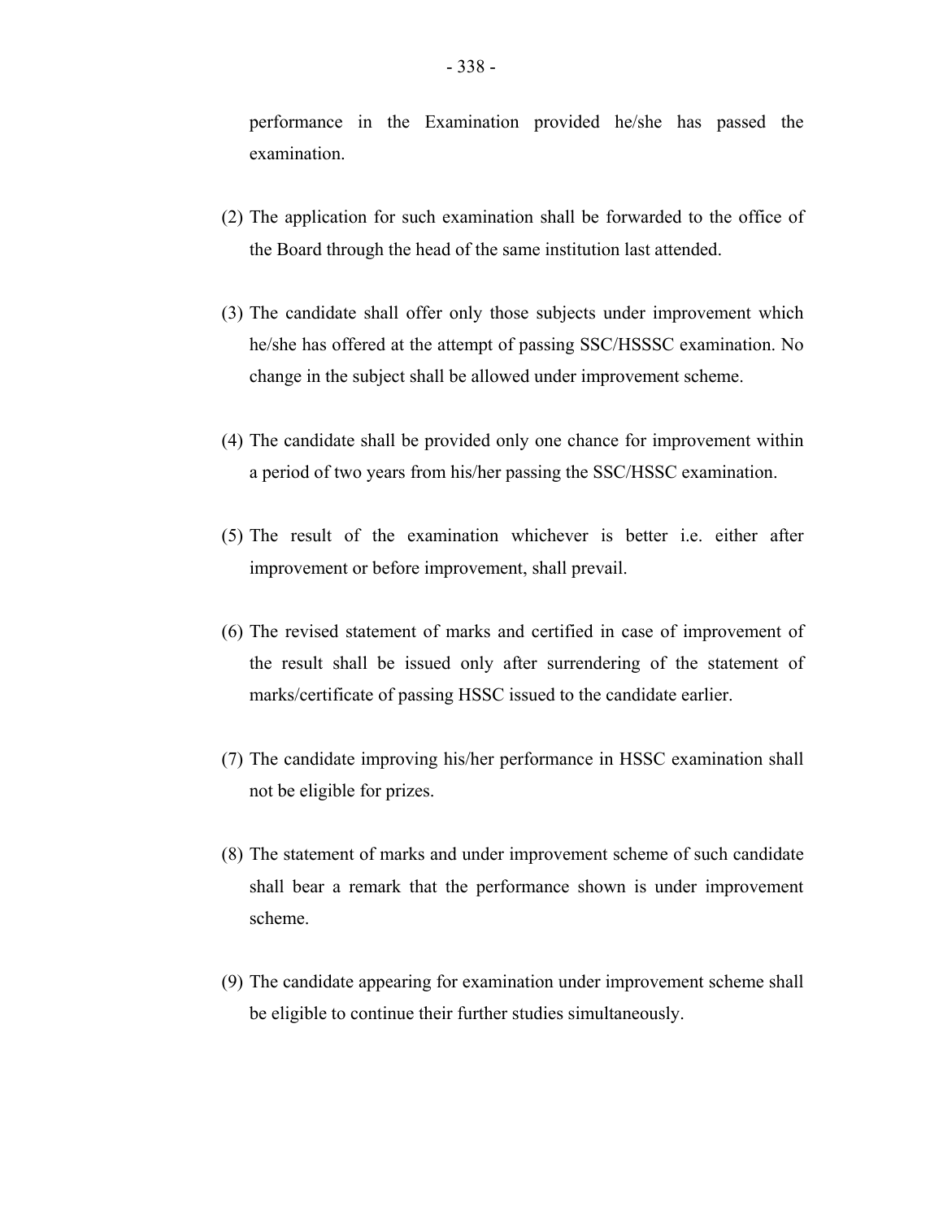performance in the Examination provided he/she has passed the examination.

(2) The application for such examination shall be forwarded to the office of the Board through the head of the same institution last attended.

(3) The candidate shall offer only those subjects under improvement which he/she has offered at the attempt of passing SSC/HSSSC examination. No change in the subject shall be allowed under improvement scheme.

(4) The candidate shall be provided only one chance for improvement within a period of two years from his/her passing the SSC/HSSC examination.

(5) The result of the examination whichever is better i.e. either after improvement or before improvement, shall prevail.

(6) The revised statement of marks and certified in case of improvement of the result shall be issued only after surrendering of the statement of marks/certificate of passing HSSC issued to the candidate earlier.

(7) The candidate improving his/her performance in HSSC examination shall not be eligible for prizes.

(8) The statement of marks and under improvement scheme of such candidate shall bear a remark that the performance shown is under improvement scheme.

(9) The candidate appearing for examination under improvement scheme shall be eligible to continue their further studies simultaneously.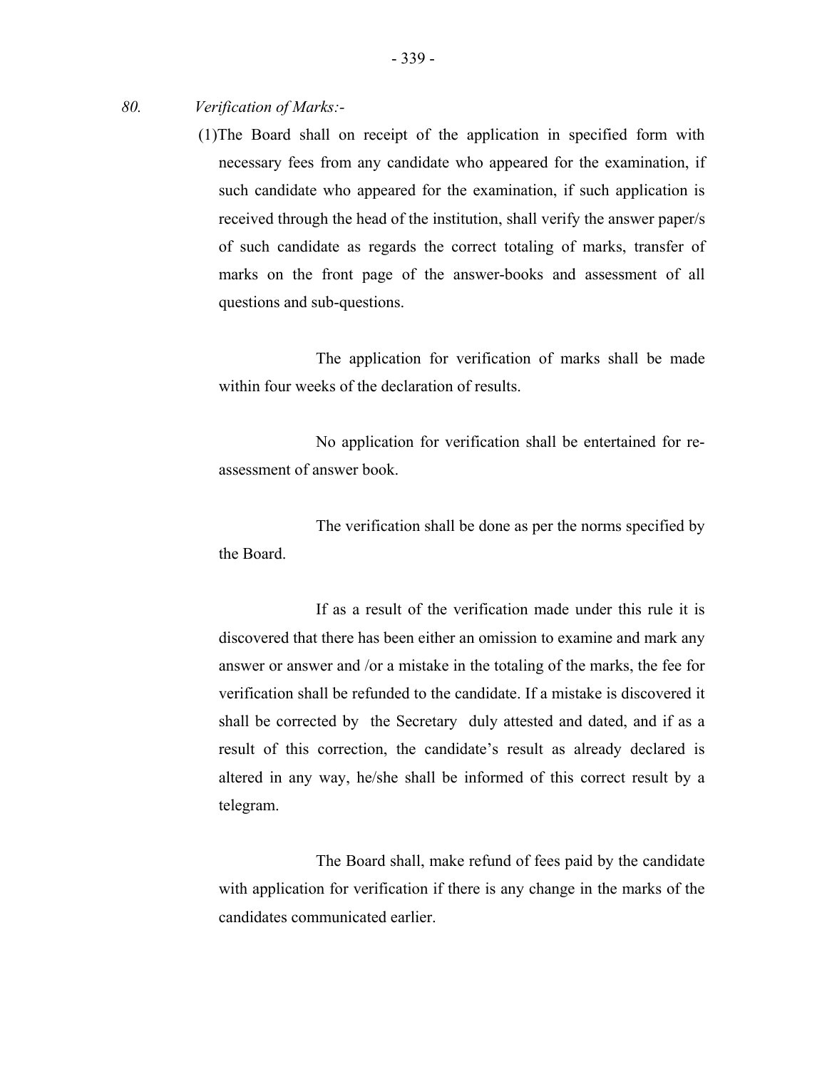*80. Verification of Marks:-*

(1)The Board shall on receipt of the application in specified form with necessary fees from any candidate who appeared for the examination, if such candidate who appeared for the examination, if such application is received through the head of the institution, shall verify the answer paper/s of such candidate as regards the correct totaling of marks, transfer of marks on the front page of the answer-books and assessment of all questions and sub-questions.

The application for verification of marks shall be made within four weeks of the declaration of results.

No application for verification shall be entertained for re-assessment of answer book.

The verification shall be done as per the norms specified by the Board.

If as a result of the verification made under this rule it is discovered that there has been either an omission to examine and mark any answer or answer and /or a mistake in the totaling of the marks, the fee for verification shall be refunded to the candidate. If a mistake is discovered it shall be corrected by the Secretary duly attested and dated, and if as a result of this correction, the candidate's result as already declared is altered in any way, he/she shall be informed of this correct result by a telegram.

The Board shall, make refund of fees paid by the candidate with application for verification if there is any change in the marks of the candidates communicated earlier.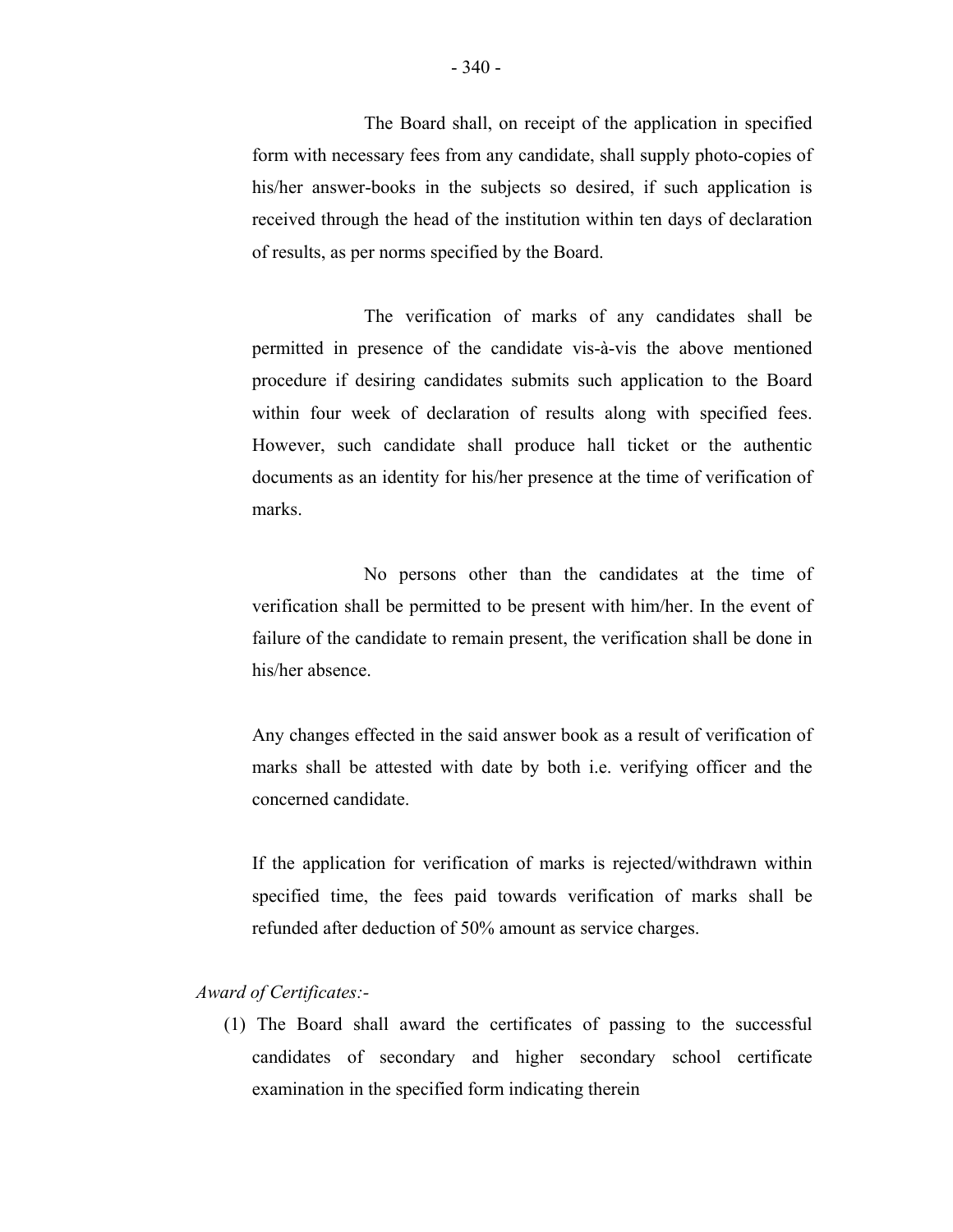The Board shall, on receipt of the application in specified form with necessary fees from any candidate, shall supply photo-copies of his/her answer-books in the subjects so desired, if such application is received through the head of the institution within ten days of declaration of results, as per norms specified by the Board.

The verification of marks of any candidates shall be permitted in presence of the candidate vis-à-vis the above mentioned procedure if desiring candidates submits such application to the Board within four week of declaration of results along with specified fees. However, such candidate shall produce hall ticket or the authentic documents as an identity for his/her presence at the time of verification of marks.

No persons other than the candidates at the time of verification shall be permitted to be present with him/her. In the event of failure of the candidate to remain present, the verification shall be done in his/her absence.

Any changes effected in the said answer book as a result of verification of marks shall be attested with date by both i.e. verifying officer and the concerned candidate.

If the application for verification of marks is rejected/withdrawn within specified time, the fees paid towards verification of marks shall be refunded after deduction of 50% amount as service charges.

*Award of Certificates:-*

(1) The Board shall award the certificates of passing to the successful candidates of secondary and higher secondary school certificate examination in the specified form indicating therein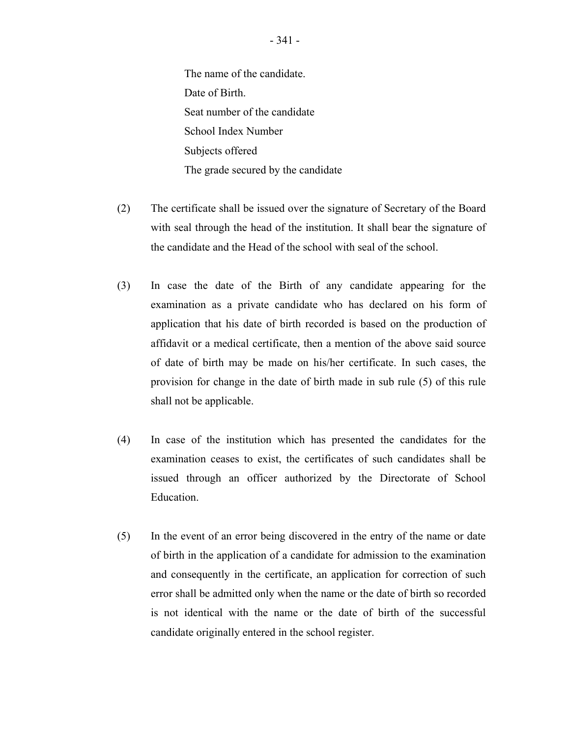The name of the candidate.
Date of Birth.
Seat number of the candidate
School Index Number
Subjects offered
The grade secured by the candidate

(2) The certificate shall be issued over the signature of Secretary of the Board with seal through the head of the institution. It shall bear the signature of the candidate and the Head of the school with seal of the school.

(3) In case the date of the Birth of any candidate appearing for the examination as a private candidate who has declared on his form of application that his date of birth recorded is based on the production of affidavit or a medical certificate, then a mention of the above said source of date of birth may be made on his/her certificate. In such cases, the provision for change in the date of birth made in sub rule (5) of this rule shall not be applicable.

(4) In case of the institution which has presented the candidates for the examination ceases to exist, the certificates of such candidates shall be issued through an officer authorized by the Directorate of School Education.

(5) In the event of an error being discovered in the entry of the name or date of birth in the application of a candidate for admission to the examination and consequently in the certificate, an application for correction of such error shall be admitted only when the name or the date of birth so recorded is not identical with the name or the date of birth of the successful candidate originally entered in the school register.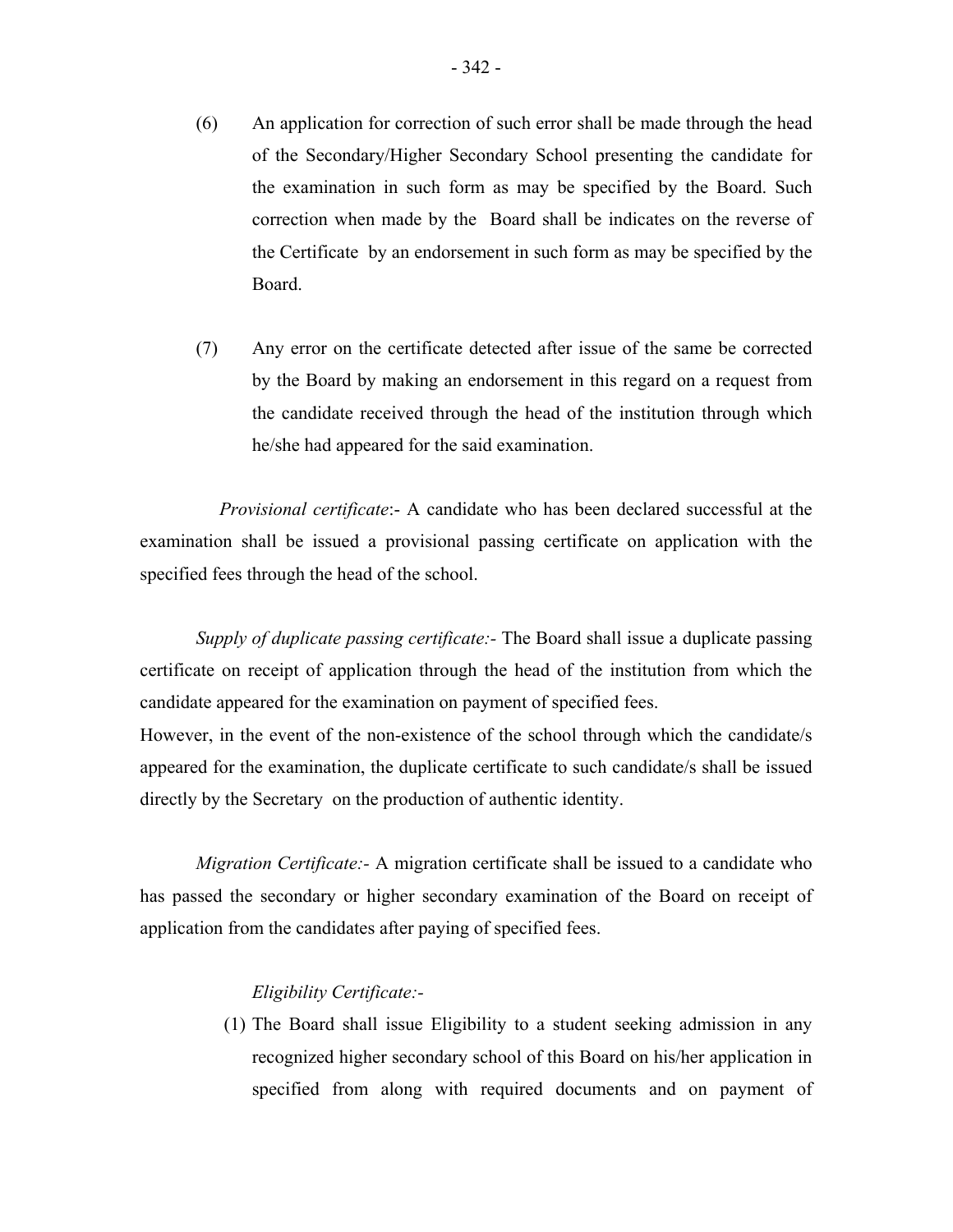(6) An application for correction of such error shall be made through the head of the Secondary/Higher Secondary School presenting the candidate for the examination in such form as may be specified by the Board. Such correction when made by the Board shall be indicates on the reverse of the Certificate by an endorsement in such form as may be specified by the Board.

(7) Any error on the certificate detected after issue of the same be corrected by the Board by making an endorsement in this regard on a request from the candidate received through the head of the institution through which he/she had appeared for the said examination.

*Provisional certificate*:- A candidate who has been declared successful at the examination shall be issued a provisional passing certificate on application with the specified fees through the head of the school.

*Supply of duplicate passing certificate:-* The Board shall issue a duplicate passing certificate on receipt of application through the head of the institution from which the candidate appeared for the examination on payment of specified fees.
However, in the event of the non-existence of the school through which the candidate/s appeared for the examination, the duplicate certificate to such candidate/s shall be issued directly by the Secretary on the production of authentic identity.

*Migration Certificate:-* A migration certificate shall be issued to a candidate who has passed the secondary or higher secondary examination of the Board on receipt of application from the candidates after paying of specified fees.

*Eligibility Certificate:-*

(1) The Board shall issue Eligibility to a student seeking admission in any recognized higher secondary school of this Board on his/her application in specified from along with required documents and on payment of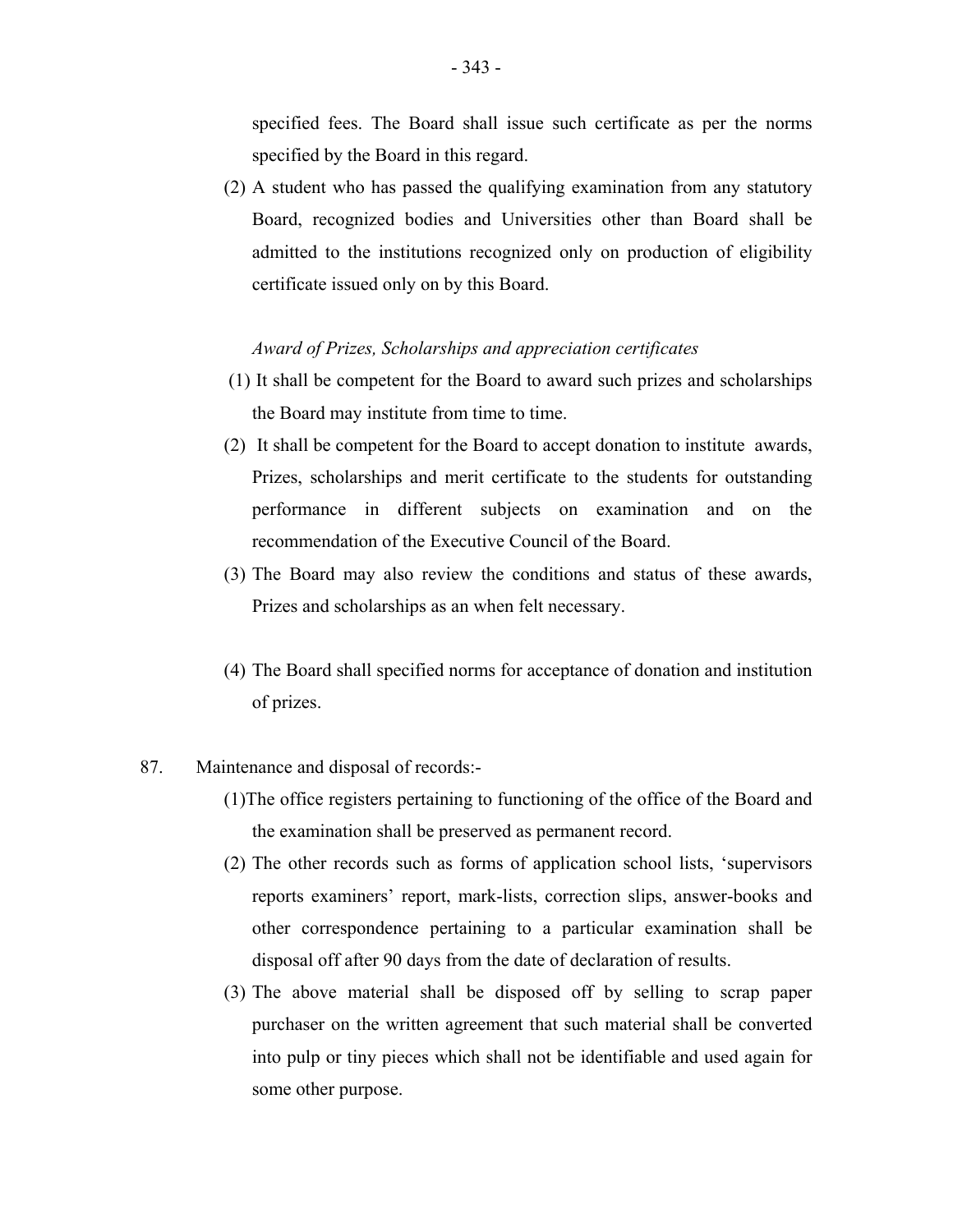specified fees. The Board shall issue such certificate as per the norms specified by the Board in this regard.

(2) A student who has passed the qualifying examination from any statutory Board, recognized bodies and Universities other than Board shall be admitted to the institutions recognized only on production of eligibility certificate issued only on by this Board.

*Award of Prizes, Scholarships and appreciation certificates*

(1) It shall be competent for the Board to award such prizes and scholarships the Board may institute from time to time.

(2) It shall be competent for the Board to accept donation to institute awards, Prizes, scholarships and merit certificate to the students for outstanding performance in different subjects on examination and on the recommendation of the Executive Council of the Board.

(3) The Board may also review the conditions and status of these awards, Prizes and scholarships as an when felt necessary.

(4) The Board shall specified norms for acceptance of donation and institution of prizes.

87. Maintenance and disposal of records:-

(1)The office registers pertaining to functioning of the office of the Board and the examination shall be preserved as permanent record.

(2) The other records such as forms of application school lists, 'supervisors reports examiners' report, mark-lists, correction slips, answer-books and other correspondence pertaining to a particular examination shall be disposal off after 90 days from the date of declaration of results.

(3) The above material shall be disposed off by selling to scrap paper purchaser on the written agreement that such material shall be converted into pulp or tiny pieces which shall not be identifiable and used again for some other purpose.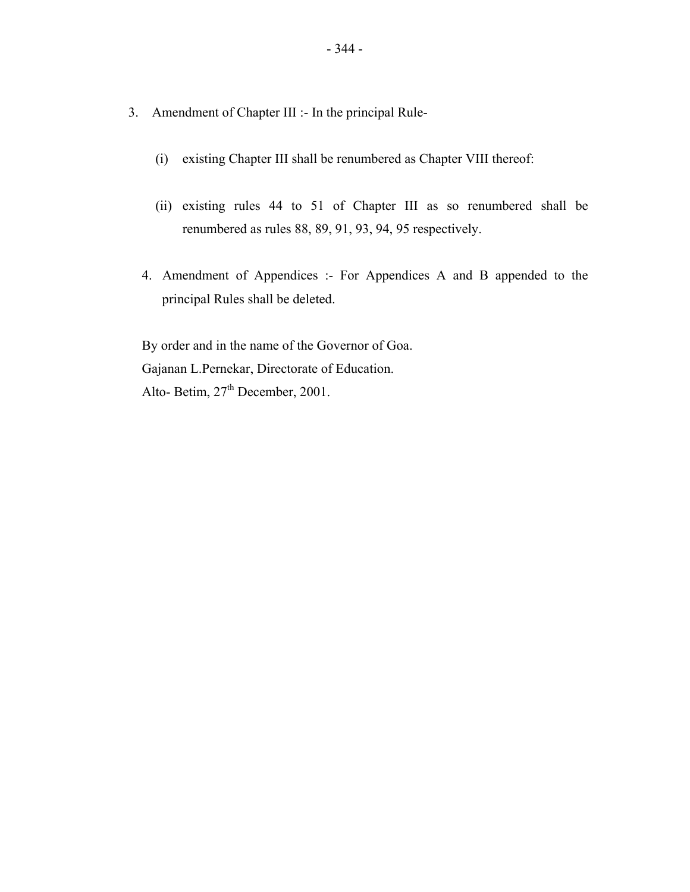3. Amendment of Chapter III :- In the principal Rule-

   (i) existing Chapter III shall be renumbered as Chapter VIII thereof:

   (ii) existing rules 44 to 51 of Chapter III as so renumbered shall be renumbered as rules 88, 89, 91, 93, 94, 95 respectively.

4. Amendment of Appendices :- For Appendices A and B appended to the principal Rules shall be deleted.

By order and in the name of the Governor of Goa.

Gajanan L.Pernekar, Directorate of Education.

Alto- Betim, 27th December, 2001.